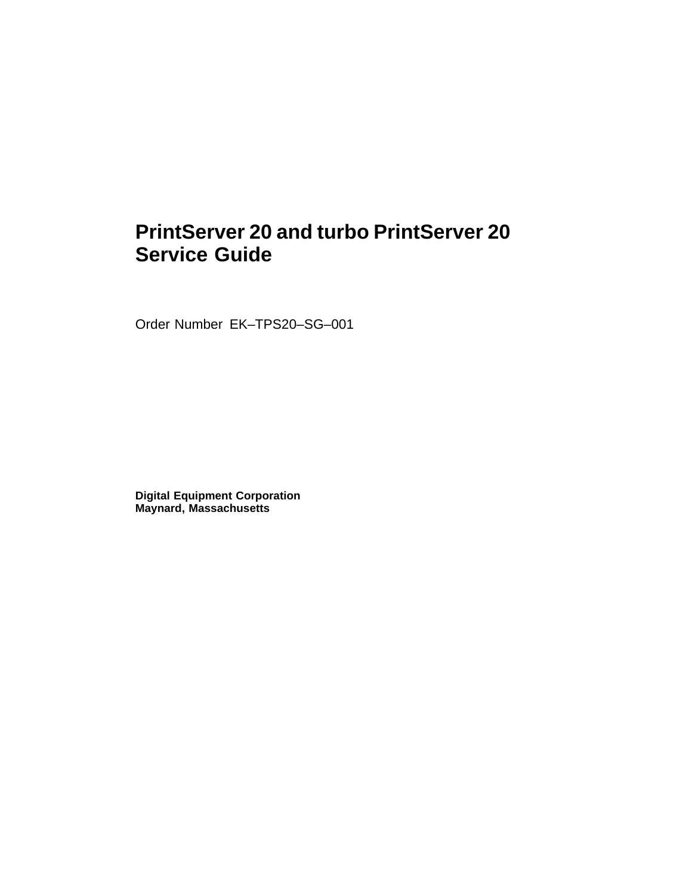# PrintServer 20 and turbo PrintServer 20 Service Guide

Order Number EK–TPS20–SG–001

**Digital Equipment Corporation**
**Maynard, Massachusetts**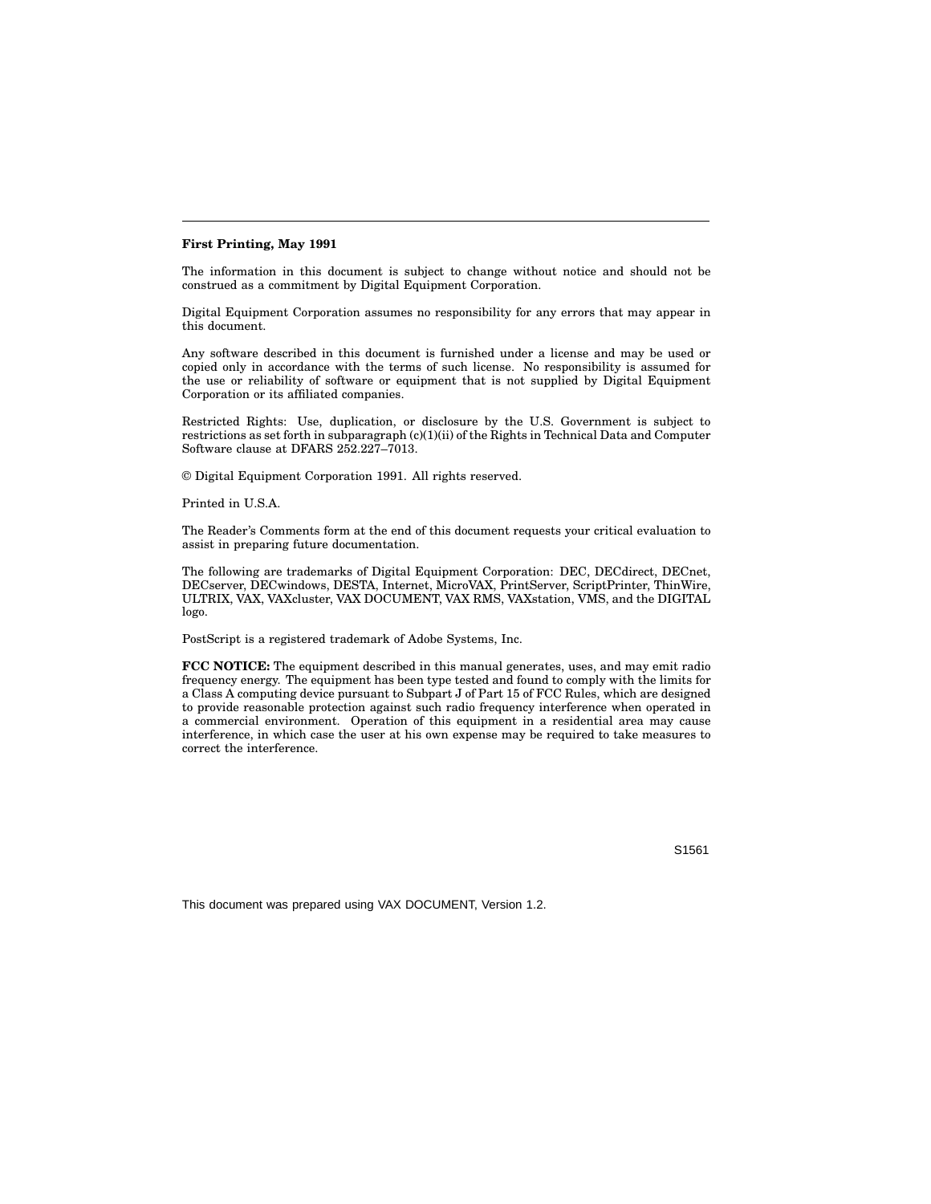**First Printing, May 1991**

The information in this document is subject to change without notice and should not be construed as a commitment by Digital Equipment Corporation.

Digital Equipment Corporation assumes no responsibility for any errors that may appear in this document.

Any software described in this document is furnished under a license and may be used or copied only in accordance with the terms of such license. No responsibility is assumed for the use or reliability of software or equipment that is not supplied by Digital Equipment Corporation or its affiliated companies.

Restricted Rights: Use, duplication, or disclosure by the U.S. Government is subject to restrictions as set forth in subparagraph (c)(1)(ii) of the Rights in Technical Data and Computer Software clause at DFARS 252.227–7013.

© Digital Equipment Corporation 1991. All rights reserved.

Printed in U.S.A.

The Reader's Comments form at the end of this document requests your critical evaluation to assist in preparing future documentation.

The following are trademarks of Digital Equipment Corporation: DEC, DECdirect, DECnet, DECserver, DECwindows, DESTA, Internet, MicroVAX, PrintServer, ScriptPrinter, ThinWire, ULTRIX, VAX, VAXcluster, VAX DOCUMENT, VAX RMS, VAXstation, VMS, and the DIGITAL logo.

PostScript is a registered trademark of Adobe Systems, Inc.

**FCC NOTICE:** The equipment described in this manual generates, uses, and may emit radio frequency energy. The equipment has been type tested and found to comply with the limits for a Class A computing device pursuant to Subpart J of Part 15 of FCC Rules, which are designed to provide reasonable protection against such radio frequency interference when operated in a commercial environment. Operation of this equipment in a residential area may cause interference, in which case the user at his own expense may be required to take measures to correct the interference.

S1561

This document was prepared using VAX DOCUMENT, Version 1.2.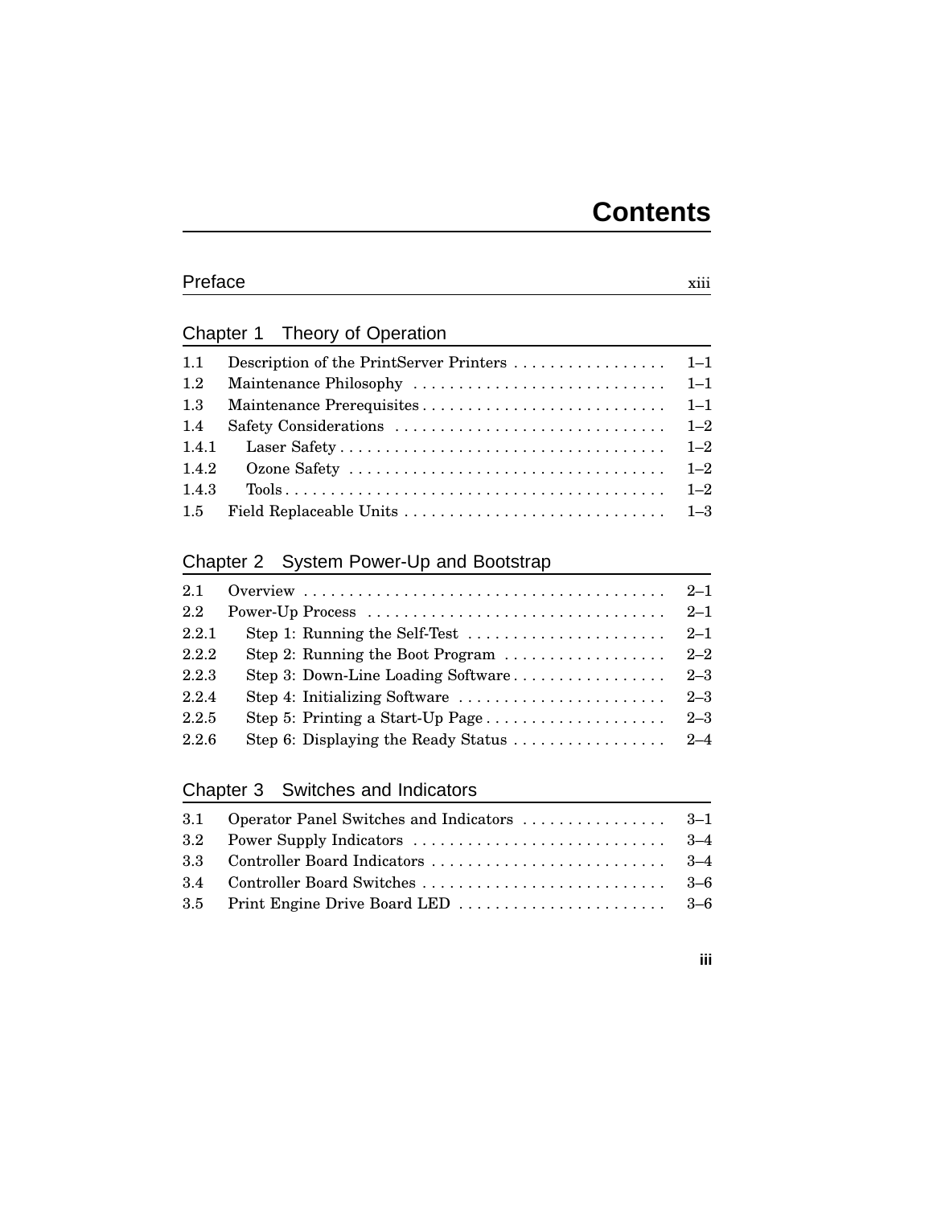# Contents

## Preface xiii

## Chapter 1 Theory of Operation

| | | |
|---|---|---|
| 1.1 | Description of the PrintServer Printers | 1–1 |
| 1.2 | Maintenance Philosophy | 1–1 |
| 1.3 | Maintenance Prerequisites | 1–1 |
| 1.4 | Safety Considerations | 1–2 |
| 1.4.1 | Laser Safety | 1–2 |
| 1.4.2 | Ozone Safety | 1–2 |
| 1.4.3 | Tools | 1–2 |
| 1.5 | Field Replaceable Units | 1–3 |

## Chapter 2 System Power-Up and Bootstrap

| | | |
|---|---|---|
| 2.1 | Overview | 2–1 |
| 2.2 | Power-Up Process | 2–1 |
| 2.2.1 | Step 1: Running the Self-Test | 2–1 |
| 2.2.2 | Step 2: Running the Boot Program | 2–2 |
| 2.2.3 | Step 3: Down-Line Loading Software | 2–3 |
| 2.2.4 | Step 4: Initializing Software | 2–3 |
| 2.2.5 | Step 5: Printing a Start-Up Page | 2–3 |
| 2.2.6 | Step 6: Displaying the Ready Status | 2–4 |

## Chapter 3 Switches and Indicators

| | | |
|---|---|---|
| 3.1 | Operator Panel Switches and Indicators | 3–1 |
| 3.2 | Power Supply Indicators | 3–4 |
| 3.3 | Controller Board Indicators | 3–4 |
| 3.4 | Controller Board Switches | 3–6 |
| 3.5 | Print Engine Drive Board LED | 3–6 |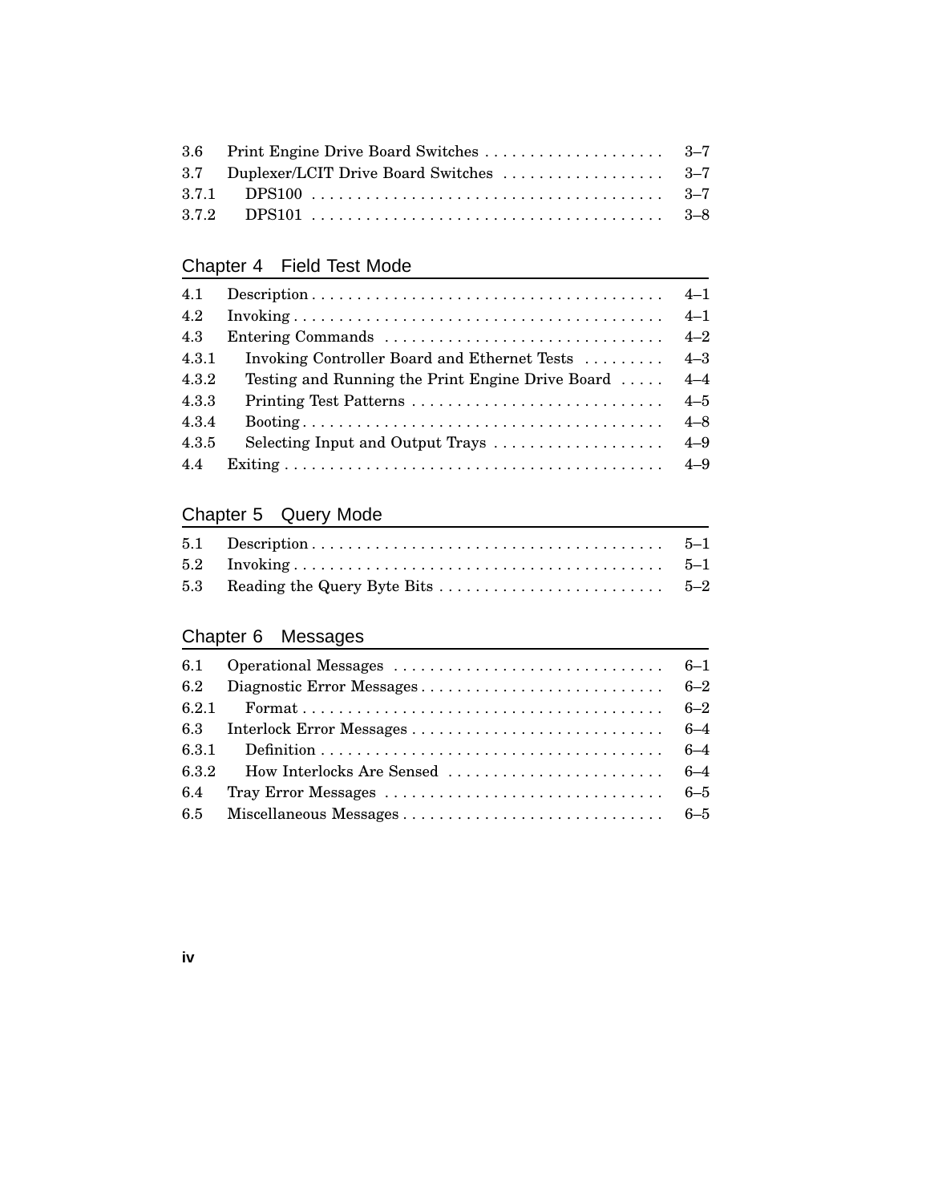| | | |
|---|---|---|
| 3.6 | Print Engine Drive Board Switches | 3–7 |
| 3.7 | Duplexer/LCIT Drive Board Switches | 3–7 |
| 3.7.1 | DPS100 | 3–7 |
| 3.7.2 | DPS101 | 3–8 |

## Chapter 4 Field Test Mode

| | | |
|---|---|---|
| 4.1 | Description | 4–1 |
| 4.2 | Invoking | 4–1 |
| 4.3 | Entering Commands | 4–2 |
| 4.3.1 | Invoking Controller Board and Ethernet Tests | 4–3 |
| 4.3.2 | Testing and Running the Print Engine Drive Board | 4–4 |
| 4.3.3 | Printing Test Patterns | 4–5 |
| 4.3.4 | Booting | 4–8 |
| 4.3.5 | Selecting Input and Output Trays | 4–9 |
| 4.4 | Exiting | 4–9 |

## Chapter 5 Query Mode

| | | |
|---|---|---|
| 5.1 | Description | 5–1 |
| 5.2 | Invoking | 5–1 |
| 5.3 | Reading the Query Byte Bits | 5–2 |

## Chapter 6 Messages

| | | |
|---|---|---|
| 6.1 | Operational Messages | 6–1 |
| 6.2 | Diagnostic Error Messages | 6–2 |
| 6.2.1 | Format | 6–2 |
| 6.3 | Interlock Error Messages | 6–4 |
| 6.3.1 | Definition | 6–4 |
| 6.3.2 | How Interlocks Are Sensed | 6–4 |
| 6.4 | Tray Error Messages | 6–5 |
| 6.5 | Miscellaneous Messages | 6–5 |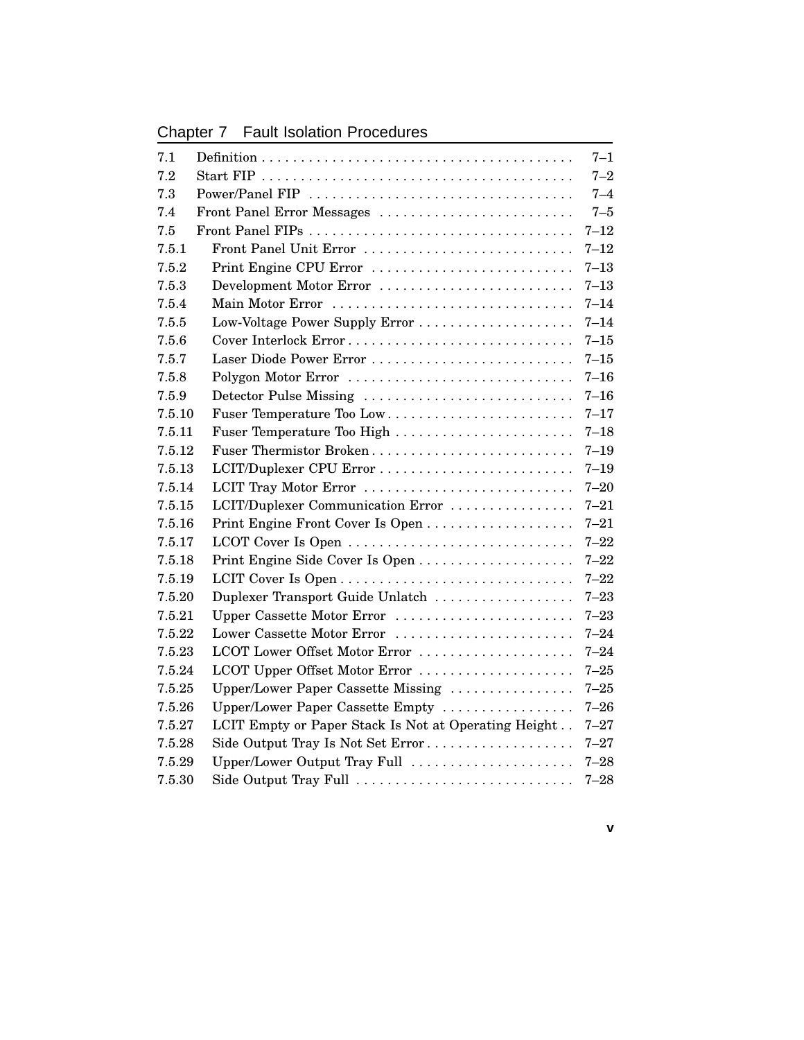## Chapter 7 Fault Isolation Procedures

| | | |
|---|---|---|
| 7.1 | Definition | 7–1 |
| 7.2 | Start FIP | 7–2 |
| 7.3 | Power/Panel FIP | 7–4 |
| 7.4 | Front Panel Error Messages | 7–5 |
| 7.5 | Front Panel FIPs | 7–12 |
| 7.5.1 | Front Panel Unit Error | 7–12 |
| 7.5.2 | Print Engine CPU Error | 7–13 |
| 7.5.3 | Development Motor Error | 7–13 |
| 7.5.4 | Main Motor Error | 7–14 |
| 7.5.5 | Low-Voltage Power Supply Error | 7–14 |
| 7.5.6 | Cover Interlock Error | 7–15 |
| 7.5.7 | Laser Diode Power Error | 7–15 |
| 7.5.8 | Polygon Motor Error | 7–16 |
| 7.5.9 | Detector Pulse Missing | 7–16 |
| 7.5.10 | Fuser Temperature Too Low | 7–17 |
| 7.5.11 | Fuser Temperature Too High | 7–18 |
| 7.5.12 | Fuser Thermistor Broken | 7–19 |
| 7.5.13 | LCIT/Duplexer CPU Error | 7–19 |
| 7.5.14 | LCIT Tray Motor Error | 7–20 |
| 7.5.15 | LCIT/Duplexer Communication Error | 7–21 |
| 7.5.16 | Print Engine Front Cover Is Open | 7–21 |
| 7.5.17 | LCOT Cover Is Open | 7–22 |
| 7.5.18 | Print Engine Side Cover Is Open | 7–22 |
| 7.5.19 | LCIT Cover Is Open | 7–22 |
| 7.5.20 | Duplexer Transport Guide Unlatch | 7–23 |
| 7.5.21 | Upper Cassette Motor Error | 7–23 |
| 7.5.22 | Lower Cassette Motor Error | 7–24 |
| 7.5.23 | LCOT Lower Offset Motor Error | 7–24 |
| 7.5.24 | LCOT Upper Offset Motor Error | 7–25 |
| 7.5.25 | Upper/Lower Paper Cassette Missing | 7–25 |
| 7.5.26 | Upper/Lower Paper Cassette Empty | 7–26 |
| 7.5.27 | LCIT Empty or Paper Stack Is Not at Operating Height | 7–27 |
| 7.5.28 | Side Output Tray Is Not Set Error | 7–27 |
| 7.5.29 | Upper/Lower Output Tray Full | 7–28 |
| 7.5.30 | Side Output Tray Full | 7–28 |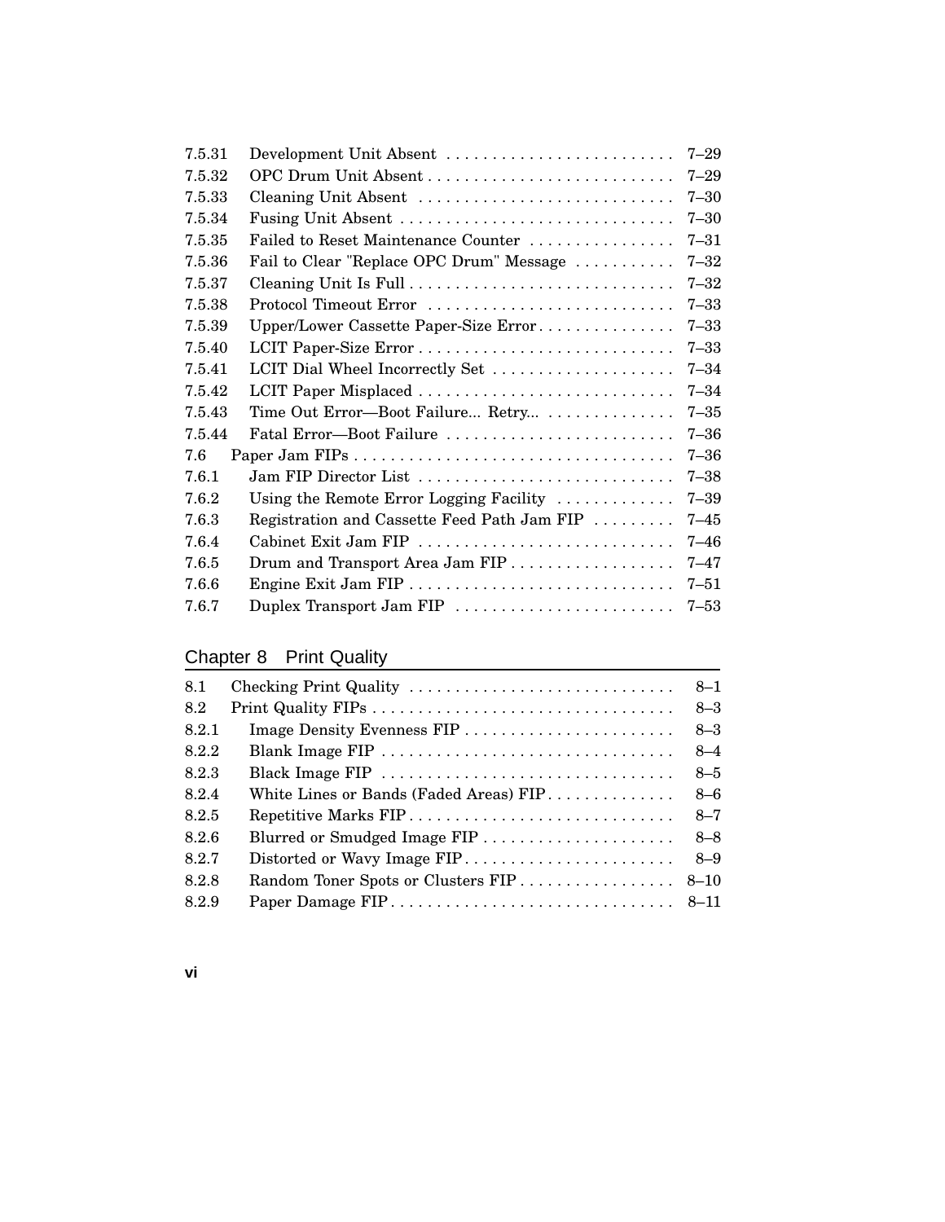| | | |
|---|---|---|
| 7.5.31 | Development Unit Absent | 7–29 |
| 7.5.32 | OPC Drum Unit Absent | 7–29 |
| 7.5.33 | Cleaning Unit Absent | 7–30 |
| 7.5.34 | Fusing Unit Absent | 7–30 |
| 7.5.35 | Failed to Reset Maintenance Counter | 7–31 |
| 7.5.36 | Fail to Clear "Replace OPC Drum" Message | 7–32 |
| 7.5.37 | Cleaning Unit Is Full | 7–32 |
| 7.5.38 | Protocol Timeout Error | 7–33 |
| 7.5.39 | Upper/Lower Cassette Paper-Size Error | 7–33 |
| 7.5.40 | LCIT Paper-Size Error | 7–33 |
| 7.5.41 | LCIT Dial Wheel Incorrectly Set | 7–34 |
| 7.5.42 | LCIT Paper Misplaced | 7–34 |
| 7.5.43 | Time Out Error—Boot Failure... Retry... | 7–35 |
| 7.5.44 | Fatal Error—Boot Failure | 7–36 |
| 7.6 | Paper Jam FIPs | 7–36 |
| 7.6.1 | Jam FIP Director List | 7–38 |
| 7.6.2 | Using the Remote Error Logging Facility | 7–39 |
| 7.6.3 | Registration and Cassette Feed Path Jam FIP | 7–45 |
| 7.6.4 | Cabinet Exit Jam FIP | 7–46 |
| 7.6.5 | Drum and Transport Area Jam FIP | 7–47 |
| 7.6.6 | Engine Exit Jam FIP | 7–51 |
| 7.6.7 | Duplex Transport Jam FIP | 7–53 |

## Chapter 8 Print Quality

| | | |
|---|---|---|
| 8.1 | Checking Print Quality | 8–1 |
| 8.2 | Print Quality FIPs | 8–3 |
| 8.2.1 | Image Density Evenness FIP | 8–3 |
| 8.2.2 | Blank Image FIP | 8–4 |
| 8.2.3 | Black Image FIP | 8–5 |
| 8.2.4 | White Lines or Bands (Faded Areas) FIP | 8–6 |
| 8.2.5 | Repetitive Marks FIP | 8–7 |
| 8.2.6 | Blurred or Smudged Image FIP | 8–8 |
| 8.2.7 | Distorted or Wavy Image FIP | 8–9 |
| 8.2.8 | Random Toner Spots or Clusters FIP | 8–10 |
| 8.2.9 | Paper Damage FIP | 8–11 |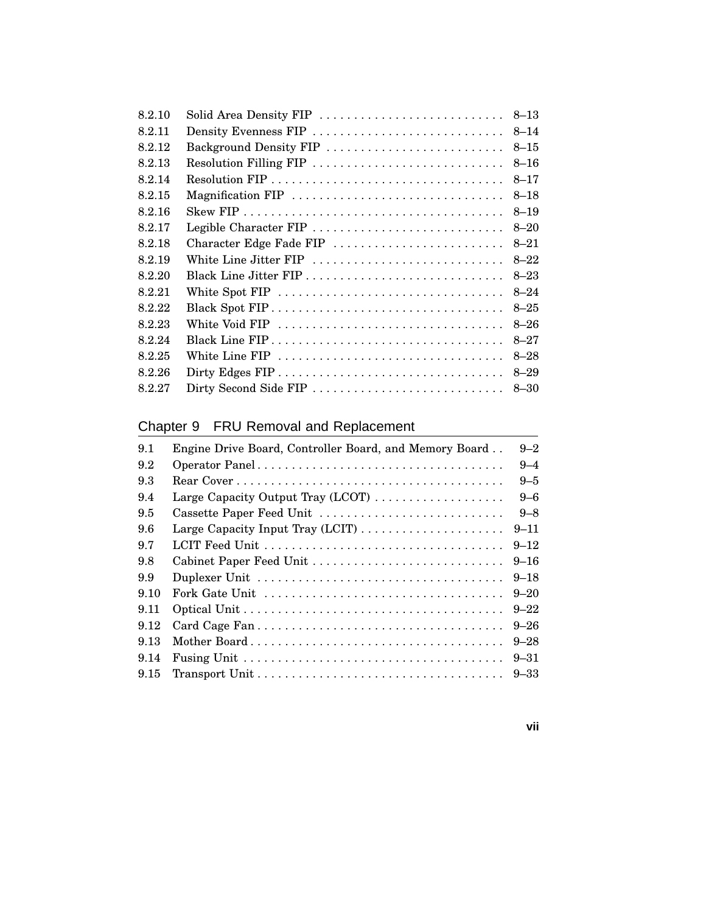| | | |
|---|---|---|
| 8.2.10 | Solid Area Density FIP | 8–13 |
| 8.2.11 | Density Evenness FIP | 8–14 |
| 8.2.12 | Background Density FIP | 8–15 |
| 8.2.13 | Resolution Filling FIP | 8–16 |
| 8.2.14 | Resolution FIP | 8–17 |
| 8.2.15 | Magnification FIP | 8–18 |
| 8.2.16 | Skew FIP | 8–19 |
| 8.2.17 | Legible Character FIP | 8–20 |
| 8.2.18 | Character Edge Fade FIP | 8–21 |
| 8.2.19 | White Line Jitter FIP | 8–22 |
| 8.2.20 | Black Line Jitter FIP | 8–23 |
| 8.2.21 | White Spot FIP | 8–24 |
| 8.2.22 | Black Spot FIP | 8–25 |
| 8.2.23 | White Void FIP | 8–26 |
| 8.2.24 | Black Line FIP | 8–27 |
| 8.2.25 | White Line FIP | 8–28 |
| 8.2.26 | Dirty Edges FIP | 8–29 |
| 8.2.27 | Dirty Second Side FIP | 8–30 |

## Chapter 9 FRU Removal and Replacement

| | | |
|---|---|---|
| 9.1 | Engine Drive Board, Controller Board, and Memory Board | 9–2 |
| 9.2 | Operator Panel | 9–4 |
| 9.3 | Rear Cover | 9–5 |
| 9.4 | Large Capacity Output Tray (LCOT) | 9–6 |
| 9.5 | Cassette Paper Feed Unit | 9–8 |
| 9.6 | Large Capacity Input Tray (LCIT) | 9–11 |
| 9.7 | LCIT Feed Unit | 9–12 |
| 9.8 | Cabinet Paper Feed Unit | 9–16 |
| 9.9 | Duplexer Unit | 9–18 |
| 9.10 | Fork Gate Unit | 9–20 |
| 9.11 | Optical Unit | 9–22 |
| 9.12 | Card Cage Fan | 9–26 |
| 9.13 | Mother Board | 9–28 |
| 9.14 | Fusing Unit | 9–31 |
| 9.15 | Transport Unit | 9–33 |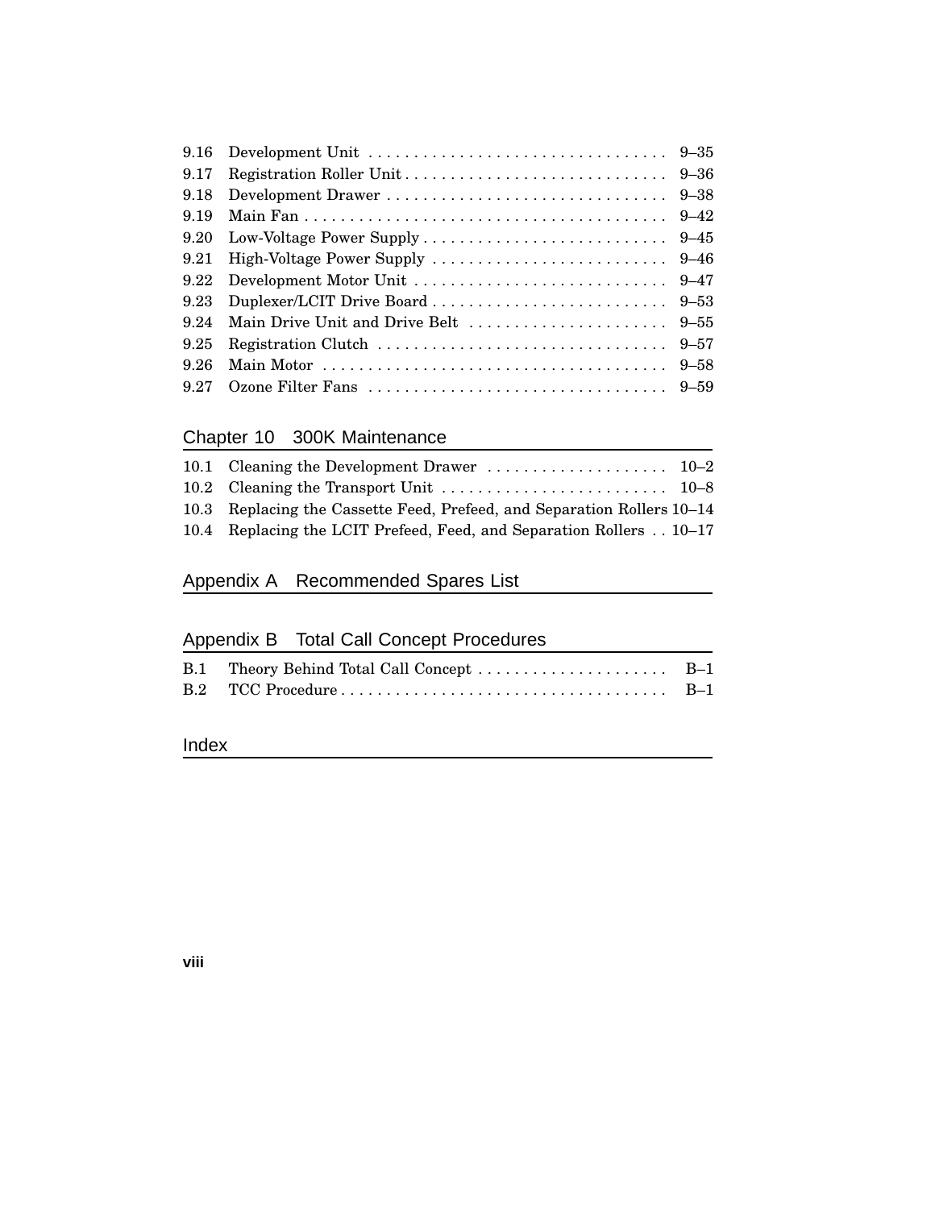| | | |
|---|---|---|
| 9.16 | Development Unit | 9–35 |
| 9.17 | Registration Roller Unit | 9–36 |
| 9.18 | Development Drawer | 9–38 |
| 9.19 | Main Fan | 9–42 |
| 9.20 | Low-Voltage Power Supply | 9–45 |
| 9.21 | High-Voltage Power Supply | 9–46 |
| 9.22 | Development Motor Unit | 9–47 |
| 9.23 | Duplexer/LCIT Drive Board | 9–53 |
| 9.24 | Main Drive Unit and Drive Belt | 9–55 |
| 9.25 | Registration Clutch | 9–57 |
| 9.26 | Main Motor | 9–58 |
| 9.27 | Ozone Filter Fans | 9–59 |

## Chapter 10 300K Maintenance

| | | |
|---|---|---|
| 10.1 | Cleaning the Development Drawer | 10–2 |
| 10.2 | Cleaning the Transport Unit | 10–8 |
| 10.3 | Replacing the Cassette Feed, Prefeed, and Separation Rollers | 10–14 |
| 10.4 | Replacing the LCIT Prefeed, Feed, and Separation Rollers | 10–17 |

## Appendix A Recommended Spares List

## Appendix B Total Call Concept Procedures

| | | |
|---|---|---|
| B.1 | Theory Behind Total Call Concept | B–1 |
| B.2 | TCC Procedure | B–1 |

## Index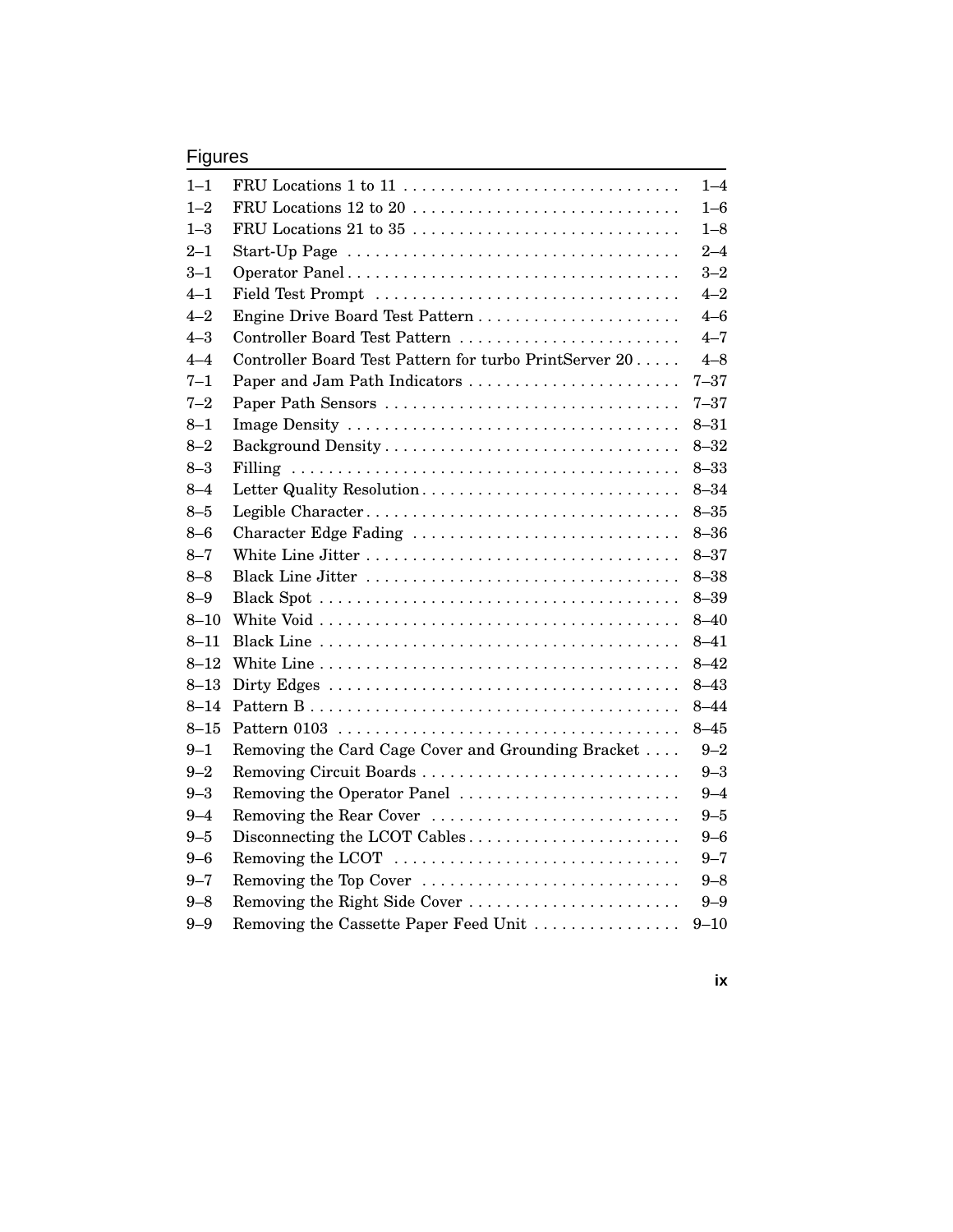## Figures

| | | |
|---|---|---|
| 1–1 | FRU Locations 1 to 11 | 1–4 |
| 1–2 | FRU Locations 12 to 20 | 1–6 |
| 1–3 | FRU Locations 21 to 35 | 1–8 |
| 2–1 | Start-Up Page | 2–4 |
| 3–1 | Operator Panel | 3–2 |
| 4–1 | Field Test Prompt | 4–2 |
| 4–2 | Engine Drive Board Test Pattern | 4–6 |
| 4–3 | Controller Board Test Pattern | 4–7 |
| 4–4 | Controller Board Test Pattern for turbo PrintServer 20 | 4–8 |
| 7–1 | Paper and Jam Path Indicators | 7–37 |
| 7–2 | Paper Path Sensors | 7–37 |
| 8–1 | Image Density | 8–31 |
| 8–2 | Background Density | 8–32 |
| 8–3 | Filling | 8–33 |
| 8–4 | Letter Quality Resolution | 8–34 |
| 8–5 | Legible Character | 8–35 |
| 8–6 | Character Edge Fading | 8–36 |
| 8–7 | White Line Jitter | 8–37 |
| 8–8 | Black Line Jitter | 8–38 |
| 8–9 | Black Spot | 8–39 |
| 8–10 | White Void | 8–40 |
| 8–11 | Black Line | 8–41 |
| 8–12 | White Line | 8–42 |
| 8–13 | Dirty Edges | 8–43 |
| 8–14 | Pattern B | 8–44 |
| 8–15 | Pattern 0103 | 8–45 |
| 9–1 | Removing the Card Cage Cover and Grounding Bracket | 9–2 |
| 9–2 | Removing Circuit Boards | 9–3 |
| 9–3 | Removing the Operator Panel | 9–4 |
| 9–4 | Removing the Rear Cover | 9–5 |
| 9–5 | Disconnecting the LCOT Cables | 9–6 |
| 9–6 | Removing the LCOT | 9–7 |
| 9–7 | Removing the Top Cover | 9–8 |
| 9–8 | Removing the Right Side Cover | 9–9 |
| 9–9 | Removing the Cassette Paper Feed Unit | 9–10 |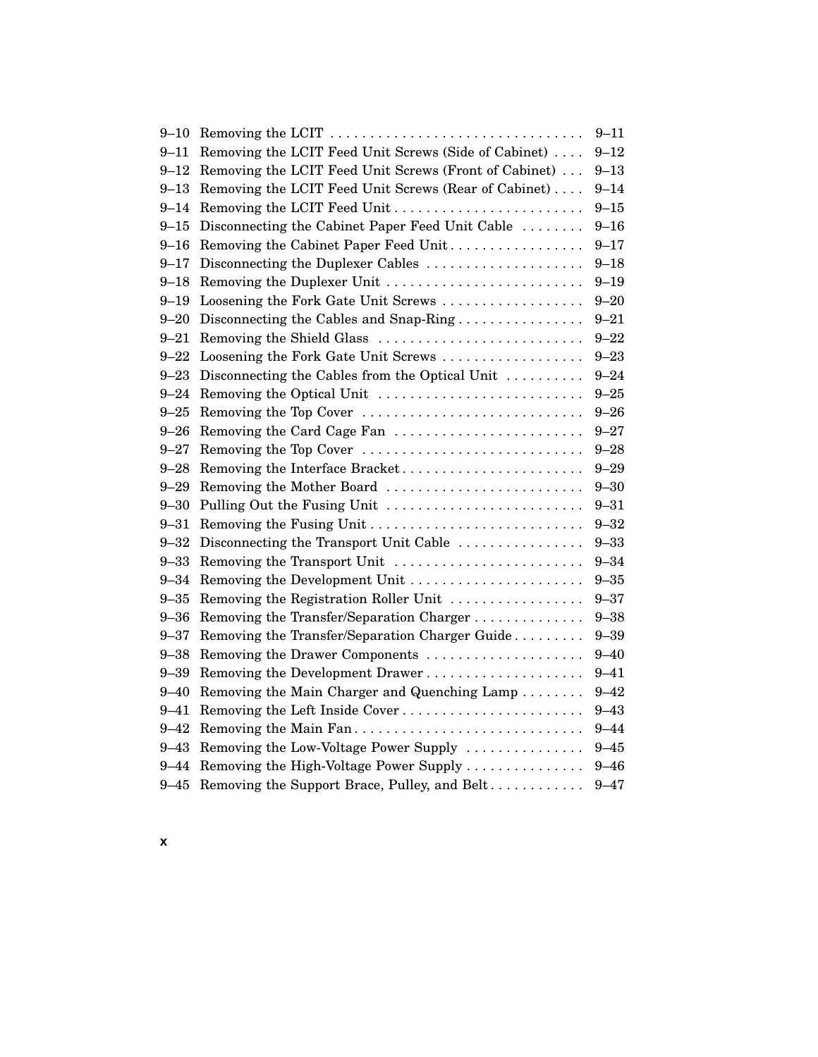| | | |
|---|---|---|
| 9–10 | Removing the LCIT | 9–11 |
| 9–11 | Removing the LCIT Feed Unit Screws (Side of Cabinet) | 9–12 |
| 9–12 | Removing the LCIT Feed Unit Screws (Front of Cabinet) | 9–13 |
| 9–13 | Removing the LCIT Feed Unit Screws (Rear of Cabinet) | 9–14 |
| 9–14 | Removing the LCIT Feed Unit | 9–15 |
| 9–15 | Disconnecting the Cabinet Paper Feed Unit Cable | 9–16 |
| 9–16 | Removing the Cabinet Paper Feed Unit | 9–17 |
| 9–17 | Disconnecting the Duplexer Cables | 9–18 |
| 9–18 | Removing the Duplexer Unit | 9–19 |
| 9–19 | Loosening the Fork Gate Unit Screws | 9–20 |
| 9–20 | Disconnecting the Cables and Snap-Ring | 9–21 |
| 9–21 | Removing the Shield Glass | 9–22 |
| 9–22 | Loosening the Fork Gate Unit Screws | 9–23 |
| 9–23 | Disconnecting the Cables from the Optical Unit | 9–24 |
| 9–24 | Removing the Optical Unit | 9–25 |
| 9–25 | Removing the Top Cover | 9–26 |
| 9–26 | Removing the Card Cage Fan | 9–27 |
| 9–27 | Removing the Top Cover | 9–28 |
| 9–28 | Removing the Interface Bracket | 9–29 |
| 9–29 | Removing the Mother Board | 9–30 |
| 9–30 | Pulling Out the Fusing Unit | 9–31 |
| 9–31 | Removing the Fusing Unit | 9–32 |
| 9–32 | Disconnecting the Transport Unit Cable | 9–33 |
| 9–33 | Removing the Transport Unit | 9–34 |
| 9–34 | Removing the Development Unit | 9–35 |
| 9–35 | Removing the Registration Roller Unit | 9–37 |
| 9–36 | Removing the Transfer/Separation Charger | 9–38 |
| 9–37 | Removing the Transfer/Separation Charger Guide | 9–39 |
| 9–38 | Removing the Drawer Components | 9–40 |
| 9–39 | Removing the Development Drawer | 9–41 |
| 9–40 | Removing the Main Charger and Quenching Lamp | 9–42 |
| 9–41 | Removing the Left Inside Cover | 9–43 |
| 9–42 | Removing the Main Fan | 9–44 |
| 9–43 | Removing the Low-Voltage Power Supply | 9–45 |
| 9–44 | Removing the High-Voltage Power Supply | 9–46 |
| 9–45 | Removing the Support Brace, Pulley, and Belt | 9–47 |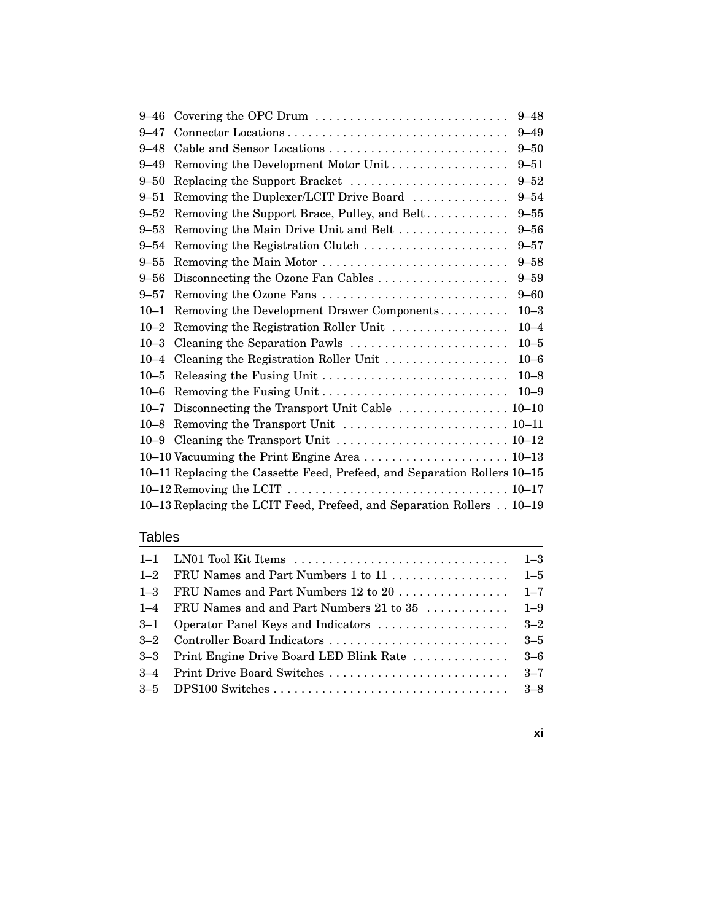9–46 Covering the OPC Drum . . . . . . . . . . . . . . . . . . . . . . . . . . . . 9–48
9–47 Connector Locations . . . . . . . . . . . . . . . . . . . . . . . . . . . . . . . . 9–49
9–48 Cable and Sensor Locations . . . . . . . . . . . . . . . . . . . . . . . . . . 9–50
9–49 Removing the Development Motor Unit . . . . . . . . . . . . . . . . . 9–51
9–50 Replacing the Support Bracket . . . . . . . . . . . . . . . . . . . . . . . 9–52
9–51 Removing the Duplexer/LCIT Drive Board . . . . . . . . . . . . . . 9–54
9–52 Removing the Support Brace, Pulley, and Belt . . . . . . . . . . . . 9–55
9–53 Removing the Main Drive Unit and Belt . . . . . . . . . . . . . . . . 9–56
9–54 Removing the Registration Clutch . . . . . . . . . . . . . . . . . . . . . 9–57
9–55 Removing the Main Motor . . . . . . . . . . . . . . . . . . . . . . . . . . . 9–58
9–56 Disconnecting the Ozone Fan Cables . . . . . . . . . . . . . . . . . . . 9–59
9–57 Removing the Ozone Fans . . . . . . . . . . . . . . . . . . . . . . . . . . . 9–60
10–1 Removing the Development Drawer Components . . . . . . . . . . 10–3
10–2 Removing the Registration Roller Unit . . . . . . . . . . . . . . . . . 10–4
10–3 Cleaning the Separation Pawls . . . . . . . . . . . . . . . . . . . . . . . 10–5
10–4 Cleaning the Registration Roller Unit . . . . . . . . . . . . . . . . . . 10–6
10–5 Releasing the Fusing Unit . . . . . . . . . . . . . . . . . . . . . . . . . . . 10–8
10–6 Removing the Fusing Unit . . . . . . . . . . . . . . . . . . . . . . . . . . . 10–9
10–7 Disconnecting the Transport Unit Cable . . . . . . . . . . . . . . . . 10–10
10–8 Removing the Transport Unit . . . . . . . . . . . . . . . . . . . . . . . . 10–11
10–9 Cleaning the Transport Unit . . . . . . . . . . . . . . . . . . . . . . . . . 10–12
10–10 Vacuuming the Print Engine Area . . . . . . . . . . . . . . . . . . . . . 10–13
10–11 Replacing the Cassette Feed, Prefeed, and Separation Rollers 10–15
10–12 Removing the LCIT . . . . . . . . . . . . . . . . . . . . . . . . . . . . . . . . 10–17
10–13 Replacing the LCIT Feed, Prefeed, and Separation Rollers . . 10–19

## Tables

1–1 LN01 Tool Kit Items . . . . . . . . . . . . . . . . . . . . . . . . . . . . . . . 1–3
1–2 FRU Names and Part Numbers 1 to 11 . . . . . . . . . . . . . . . . . 1–5
1–3 FRU Names and Part Numbers 12 to 20 . . . . . . . . . . . . . . . . 1–7
1–4 FRU Names and and Part Numbers 21 to 35 . . . . . . . . . . . . 1–9
3–1 Operator Panel Keys and Indicators . . . . . . . . . . . . . . . . . . . 3–2
3–2 Controller Board Indicators . . . . . . . . . . . . . . . . . . . . . . . . . . 3–5
3–3 Print Engine Drive Board LED Blink Rate . . . . . . . . . . . . . . 3–6
3–4 Print Drive Board Switches . . . . . . . . . . . . . . . . . . . . . . . . . . 3–7
3–5 DPS100 Switches . . . . . . . . . . . . . . . . . . . . . . . . . . . . . . . . . . 3–8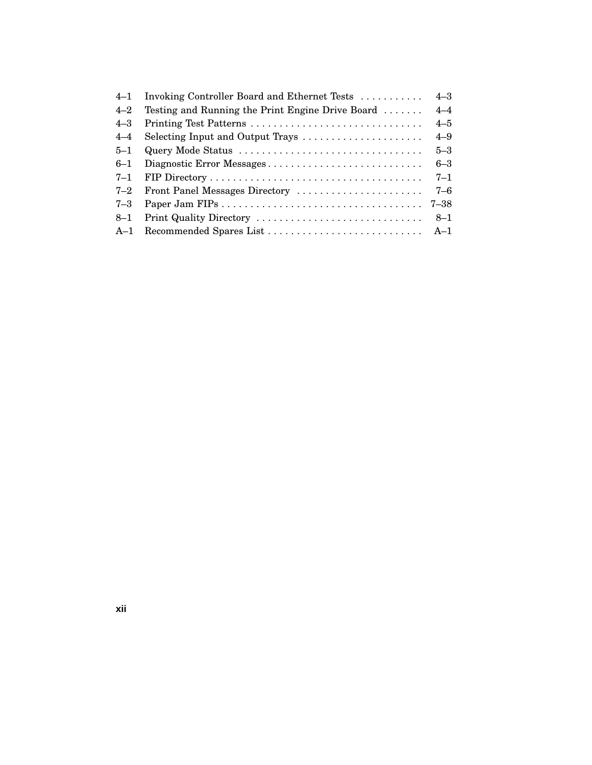| | | |
|---|---|---|
| 4–1 | Invoking Controller Board and Ethernet Tests | 4–3 |
| 4–2 | Testing and Running the Print Engine Drive Board | 4–4 |
| 4–3 | Printing Test Patterns | 4–5 |
| 4–4 | Selecting Input and Output Trays | 4–9 |
| 5–1 | Query Mode Status | 5–3 |
| 6–1 | Diagnostic Error Messages | 6–3 |
| 7–1 | FIP Directory | 7–1 |
| 7–2 | Front Panel Messages Directory | 7–6 |
| 7–3 | Paper Jam FIPs | 7–38 |
| 8–1 | Print Quality Directory | 8–1 |
| A–1 | Recommended Spares List | A–1 |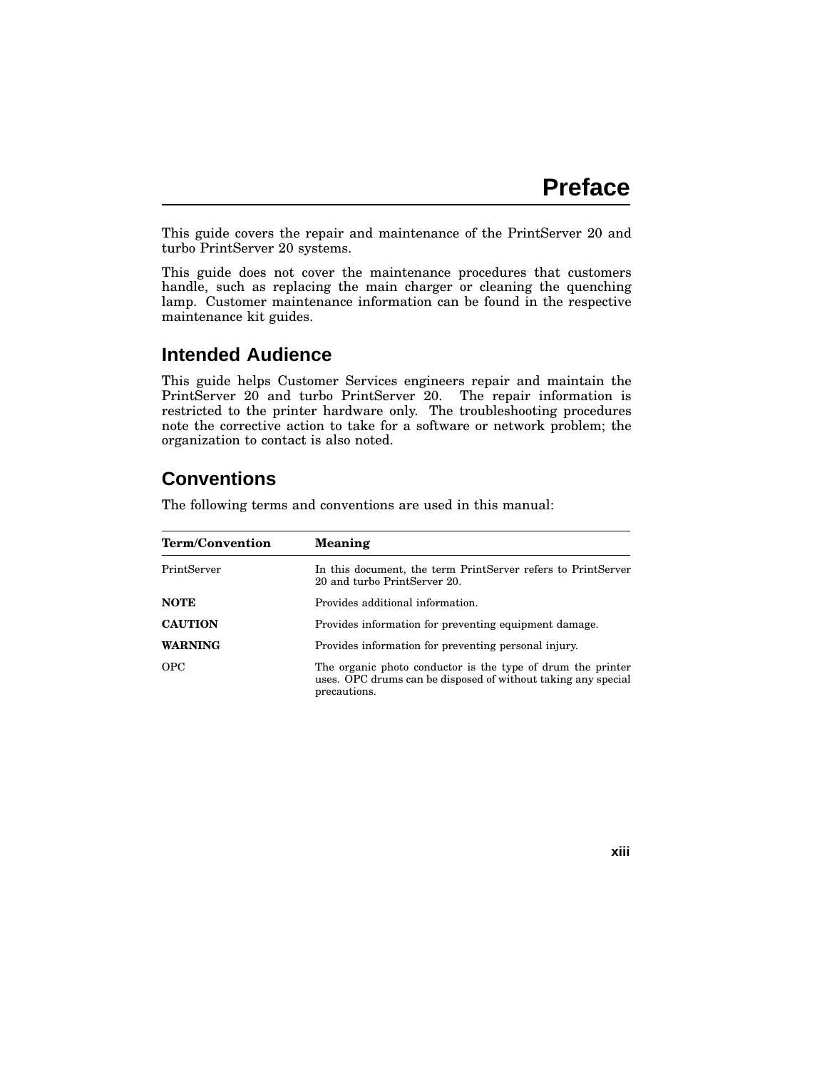# Preface

This guide covers the repair and maintenance of the PrintServer 20 and turbo PrintServer 20 systems.

This guide does not cover the maintenance procedures that customers handle, such as replacing the main charger or cleaning the quenching lamp. Customer maintenance information can be found in the respective maintenance kit guides.

## Intended Audience

This guide helps Customer Services engineers repair and maintain the PrintServer 20 and turbo PrintServer 20. The repair information is restricted to the printer hardware only. The troubleshooting procedures note the corrective action to take for a software or network problem; the organization to contact is also noted.

## Conventions

The following terms and conventions are used in this manual:

| Term/Convention | Meaning |
|---|---|
| PrintServer | In this document, the term PrintServer refers to PrintServer 20 and turbo PrintServer 20. |
| **NOTE** | Provides additional information. |
| **CAUTION** | Provides information for preventing equipment damage. |
| **WARNING** | Provides information for preventing personal injury. |
| OPC | The organic photo conductor is the type of drum the printer uses. OPC drums can be disposed of without taking any special precautions. |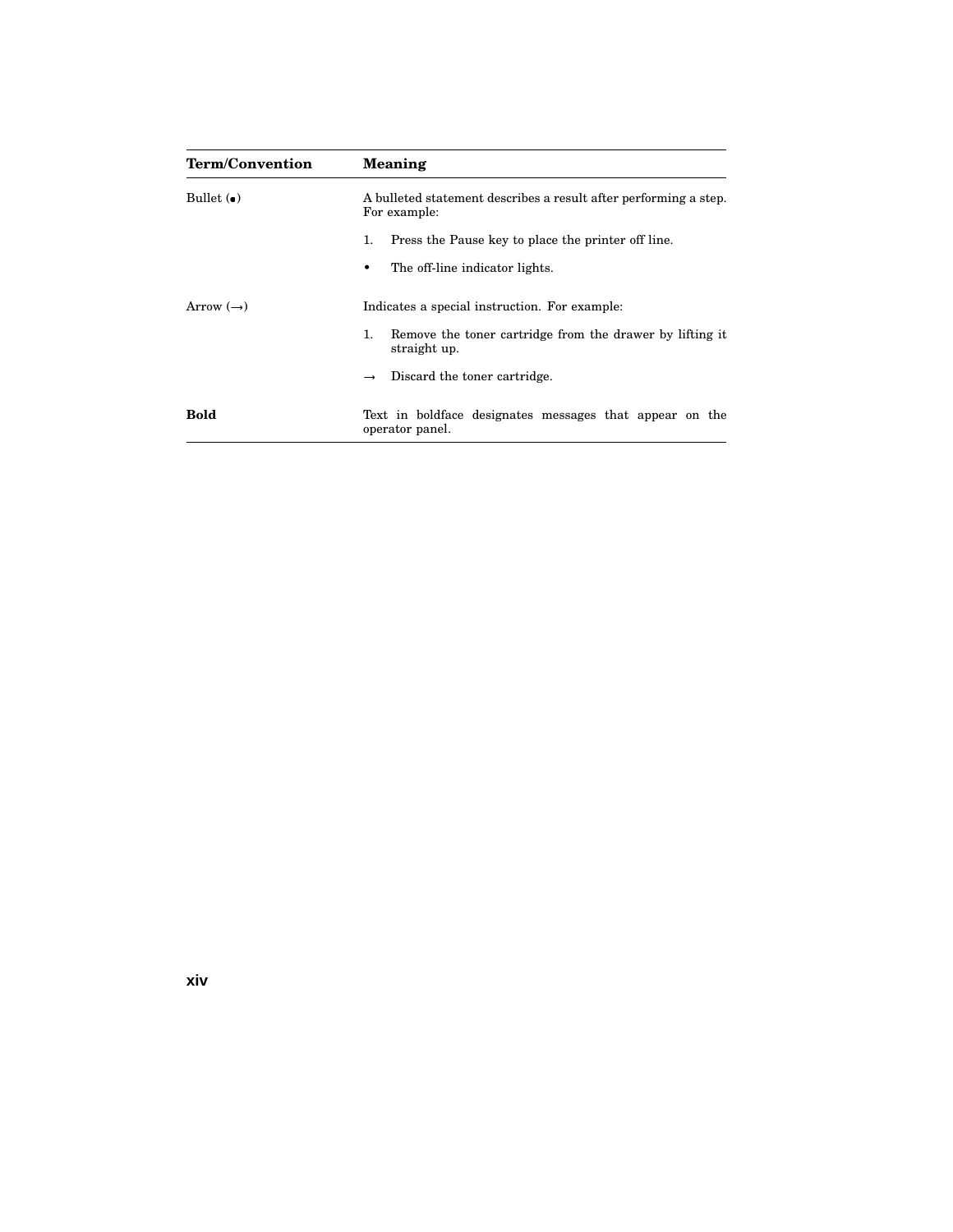| Term/Convention | Meaning |
|---|---|
| Bullet (•) | A bulleted statement describes a result after performing a step. For example:<br><br>1. Press the Pause key to place the printer off line.<br><br>• The off-line indicator lights. |
| Arrow (→) | Indicates a special instruction. For example:<br><br>1. Remove the toner cartridge from the drawer by lifting it straight up.<br><br>→ Discard the toner cartridge. |
| **Bold** | Text in boldface designates messages that appear on the operator panel. |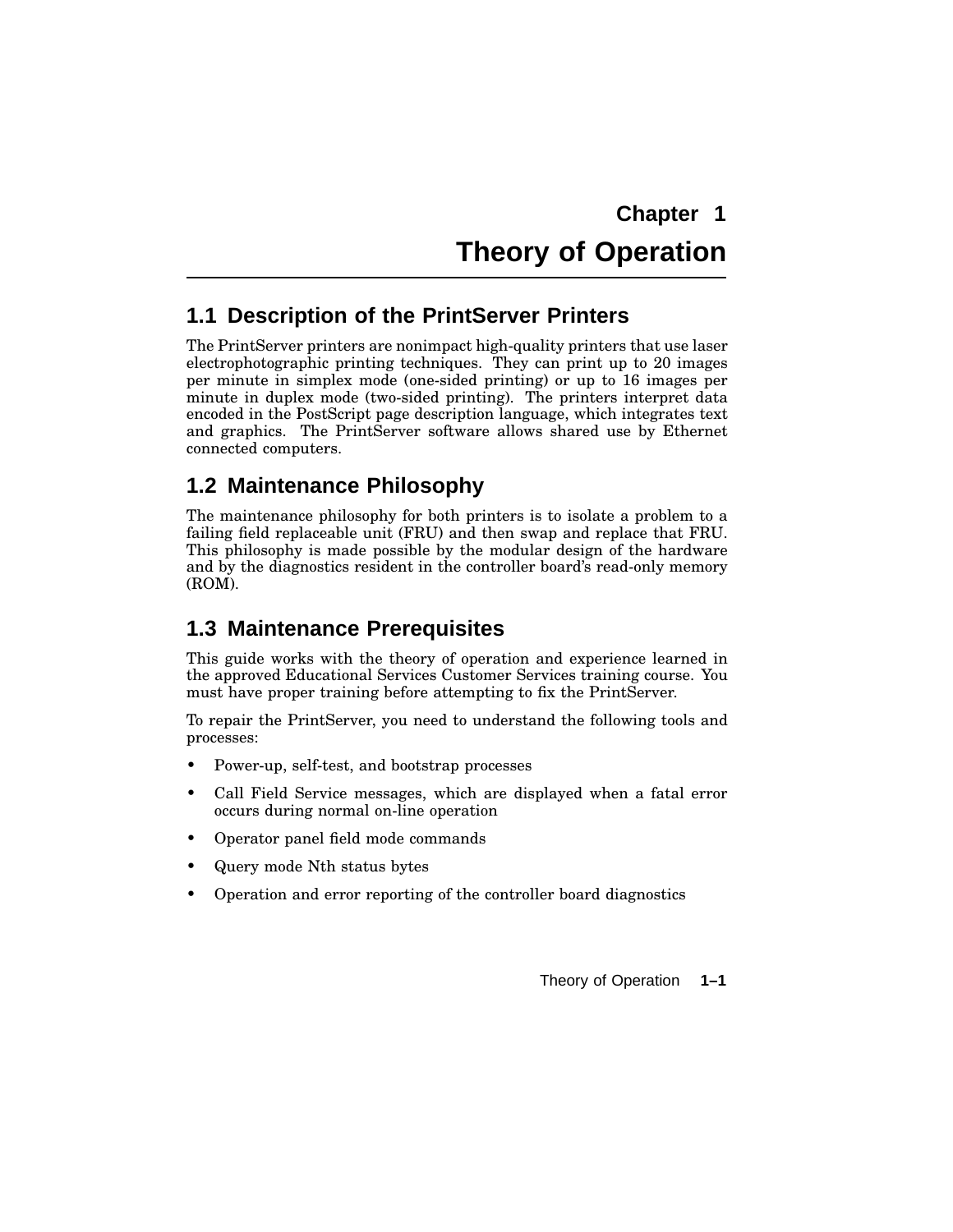# Chapter 1 Theory of Operation

## 1.1 Description of the PrintServer Printers

The PrintServer printers are nonimpact high-quality printers that use laser electrophotographic printing techniques. They can print up to 20 images per minute in simplex mode (one-sided printing) or up to 16 images per minute in duplex mode (two-sided printing). The printers interpret data encoded in the PostScript page description language, which integrates text and graphics. The PrintServer software allows shared use by Ethernet connected computers.

## 1.2 Maintenance Philosophy

The maintenance philosophy for both printers is to isolate a problem to a failing field replaceable unit (FRU) and then swap and replace that FRU. This philosophy is made possible by the modular design of the hardware and by the diagnostics resident in the controller board's read-only memory (ROM).

## 1.3 Maintenance Prerequisites

This guide works with the theory of operation and experience learned in the approved Educational Services Customer Services training course. You must have proper training before attempting to fix the PrintServer.

To repair the PrintServer, you need to understand the following tools and processes:

- Power-up, self-test, and bootstrap processes
- Call Field Service messages, which are displayed when a fatal error occurs during normal on-line operation
- Operator panel field mode commands
- Query mode Nth status bytes
- Operation and error reporting of the controller board diagnostics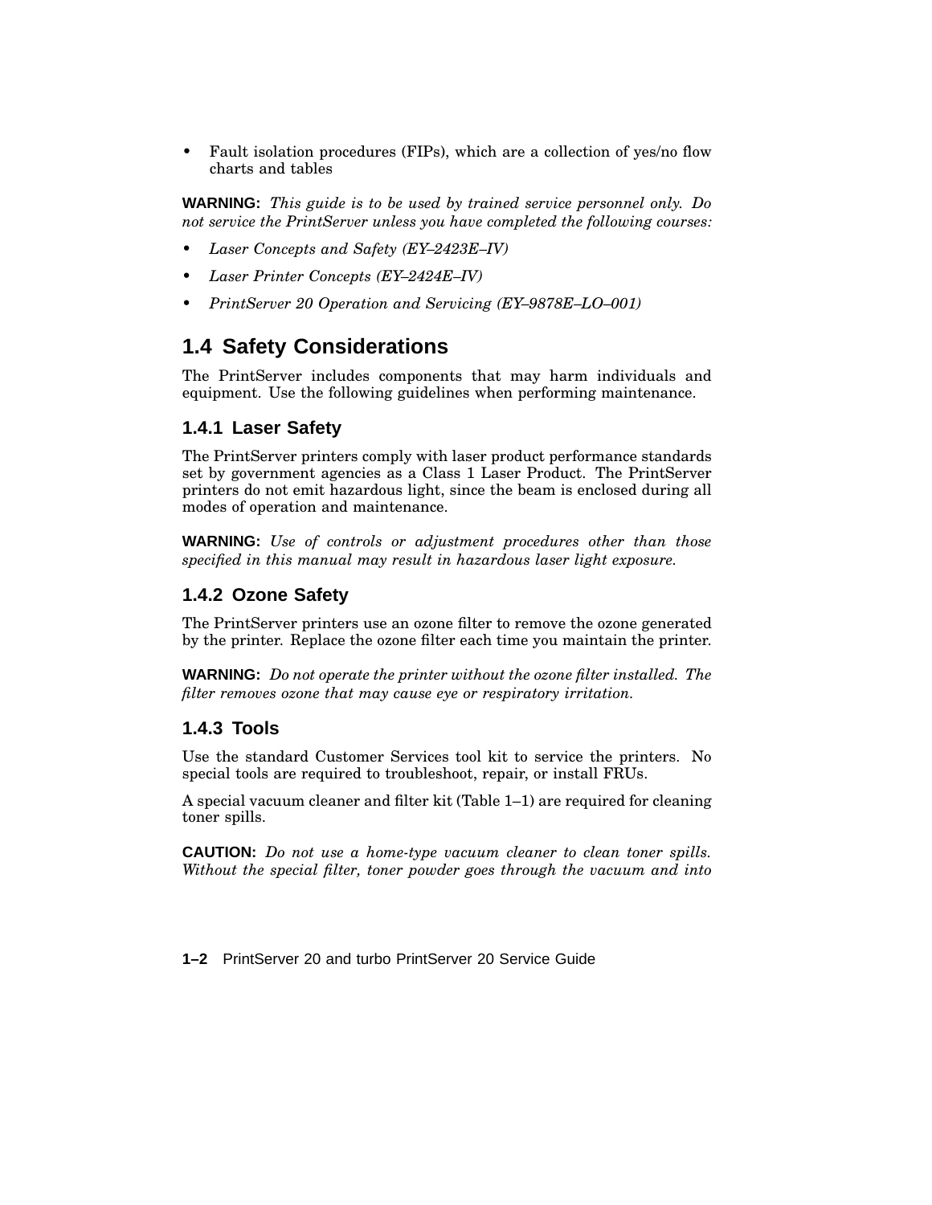- Fault isolation procedures (FIPs), which are a collection of yes/no flow charts and tables

**WARNING:** *This guide is to be used by trained service personnel only. Do not service the PrintServer unless you have completed the following courses:*

- *Laser Concepts and Safety (EY–2423E–IV)*
- *Laser Printer Concepts (EY–2424E–IV)*
- *PrintServer 20 Operation and Servicing (EY–9878E–LO–001)*

## 1.4 Safety Considerations

The PrintServer includes components that may harm individuals and equipment. Use the following guidelines when performing maintenance.

### 1.4.1 Laser Safety

The PrintServer printers comply with laser product performance standards set by government agencies as a Class 1 Laser Product. The PrintServer printers do not emit hazardous light, since the beam is enclosed during all modes of operation and maintenance.

**WARNING:** *Use of controls or adjustment procedures other than those specified in this manual may result in hazardous laser light exposure.*

### 1.4.2 Ozone Safety

The PrintServer printers use an ozone filter to remove the ozone generated by the printer. Replace the ozone filter each time you maintain the printer.

**WARNING:** *Do not operate the printer without the ozone filter installed. The filter removes ozone that may cause eye or respiratory irritation.*

### 1.4.3 Tools

Use the standard Customer Services tool kit to service the printers. No special tools are required to troubleshoot, repair, or install FRUs.

A special vacuum cleaner and filter kit (Table 1–1) are required for cleaning toner spills.

**CAUTION:** *Do not use a home-type vacuum cleaner to clean toner spills. Without the special filter, toner powder goes through the vacuum and into*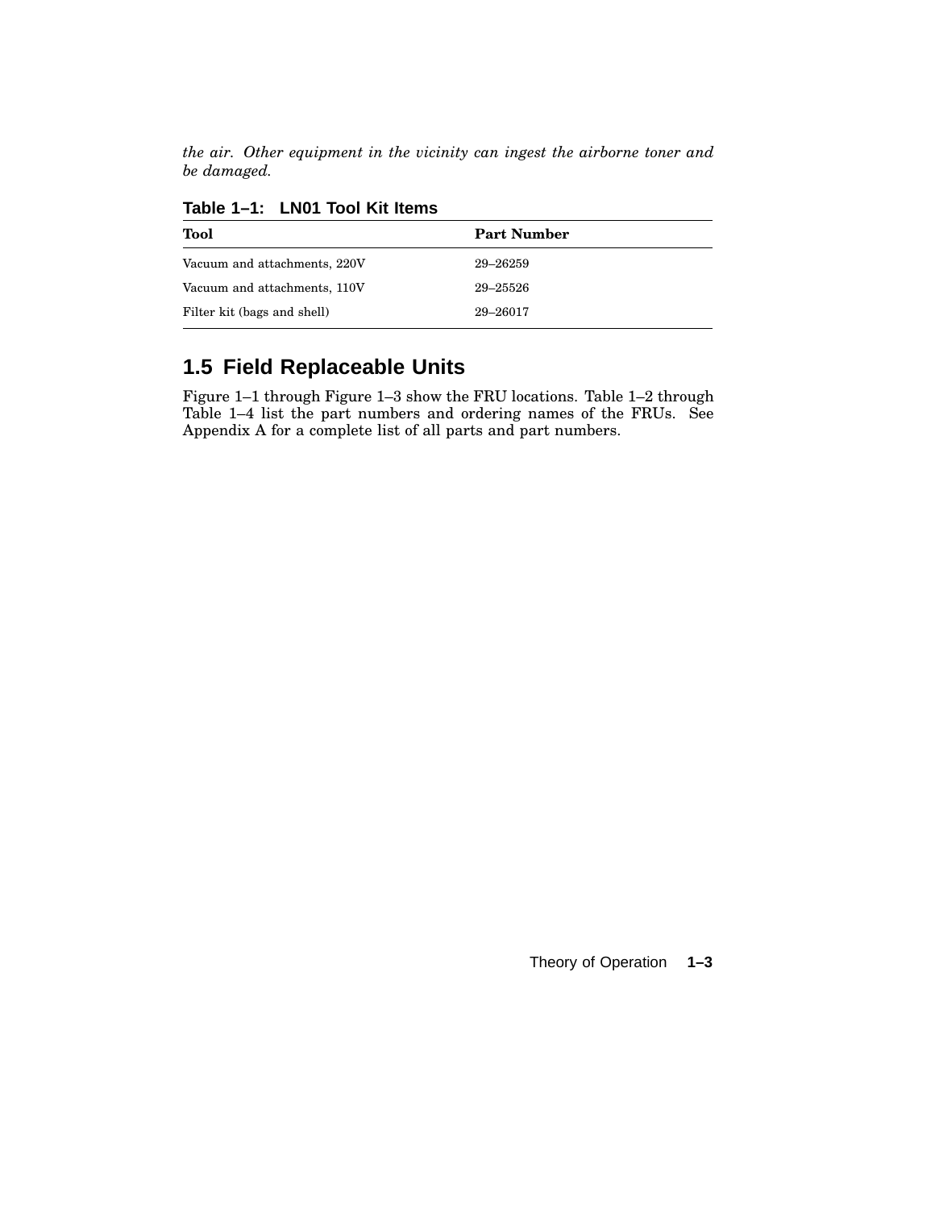*the air. Other equipment in the vicinity can ingest the airborne toner and be damaged.*

**Table 1–1: LN01 Tool Kit Items**

| Tool | Part Number |
|---|---|
| Vacuum and attachments, 220V | 29–26259 |
| Vacuum and attachments, 110V | 29–25526 |
| Filter kit (bags and shell) | 29–26017 |

## 1.5 Field Replaceable Units

Figure 1–1 through Figure 1–3 show the FRU locations. Table 1–2 through Table 1–4 list the part numbers and ordering names of the FRUs. See Appendix A for a complete list of all parts and part numbers.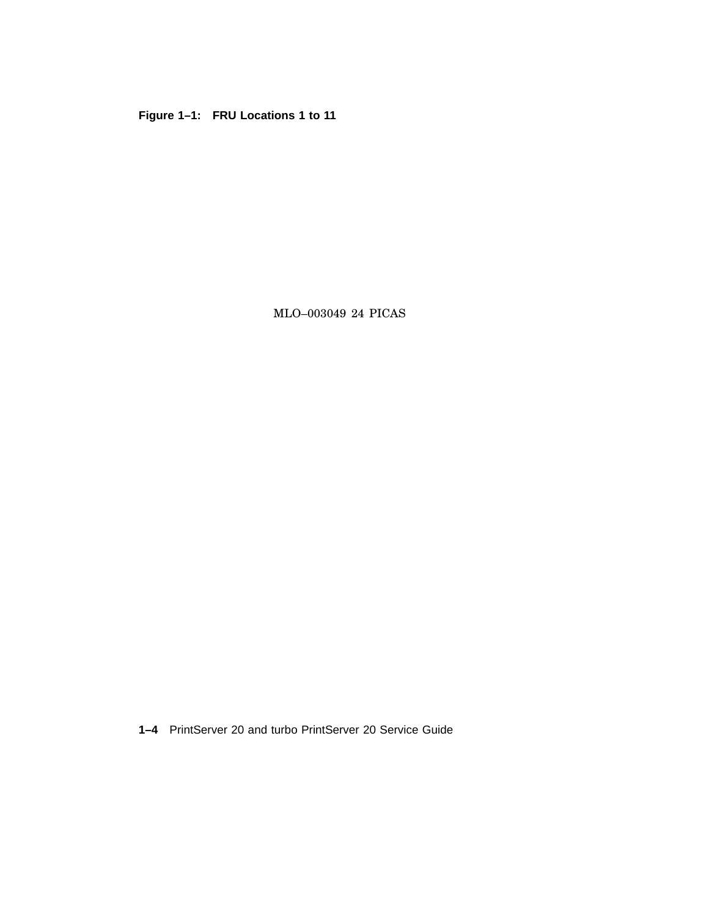**Figure 1–1: FRU Locations 1 to 11**

MLO–003049 24 PICAS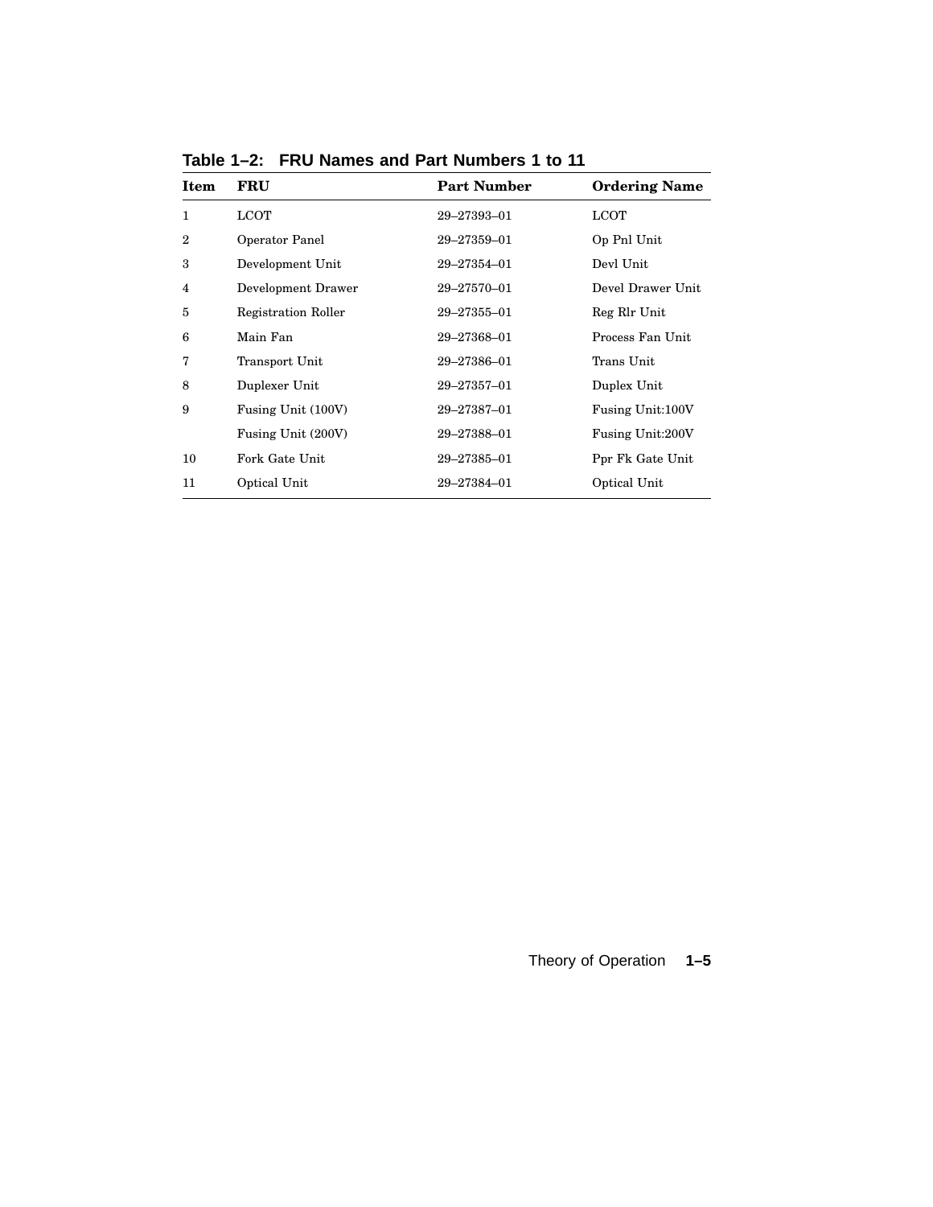**Table 1–2: FRU Names and Part Numbers 1 to 11**

| Item | FRU | Part Number | Ordering Name |
|---|---|---|---|
| 1 | LCOT | 29–27393–01 | LCOT |
| 2 | Operator Panel | 29–27359–01 | Op Pnl Unit |
| 3 | Development Unit | 29–27354–01 | Devl Unit |
| 4 | Development Drawer | 29–27570–01 | Devel Drawer Unit |
| 5 | Registration Roller | 29–27355–01 | Reg Rlr Unit |
| 6 | Main Fan | 29–27368–01 | Process Fan Unit |
| 7 | Transport Unit | 29–27386–01 | Trans Unit |
| 8 | Duplexer Unit | 29–27357–01 | Duplex Unit |
| 9 | Fusing Unit (100V) | 29–27387–01 | Fusing Unit:100V |
| | Fusing Unit (200V) | 29–27388–01 | Fusing Unit:200V |
| 10 | Fork Gate Unit | 29–27385–01 | Ppr Fk Gate Unit |
| 11 | Optical Unit | 29–27384–01 | Optical Unit |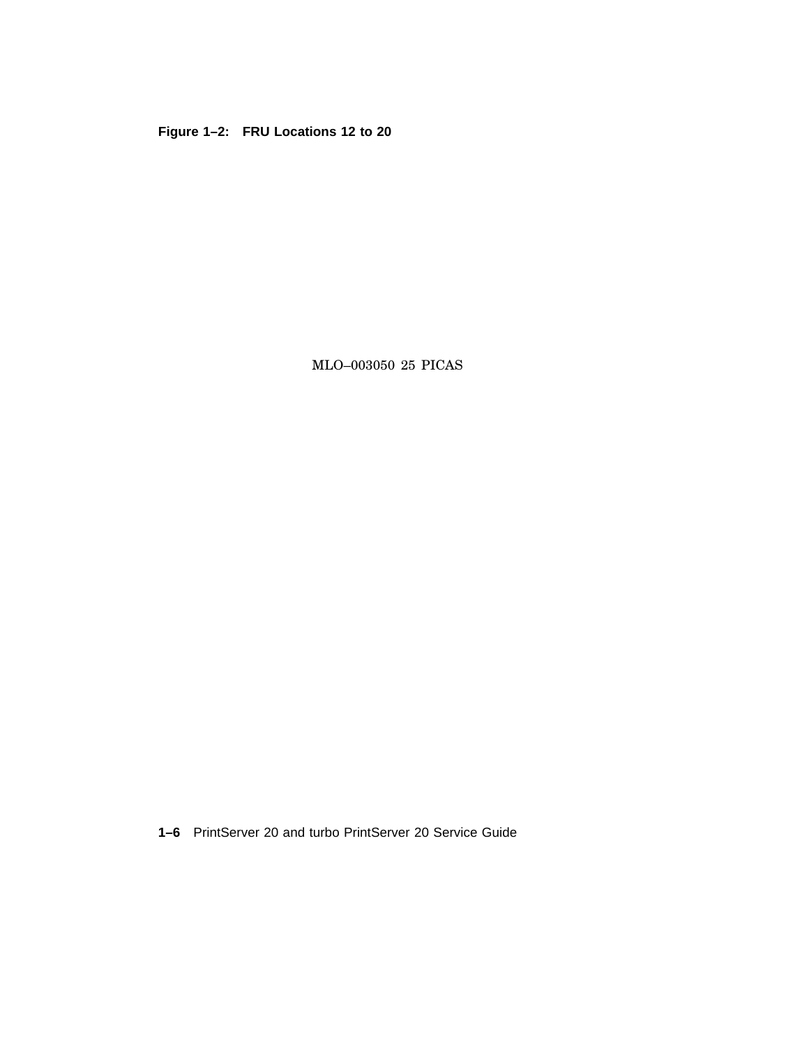**Figure 1–2: FRU Locations 12 to 20**

MLO–003050 25 PICAS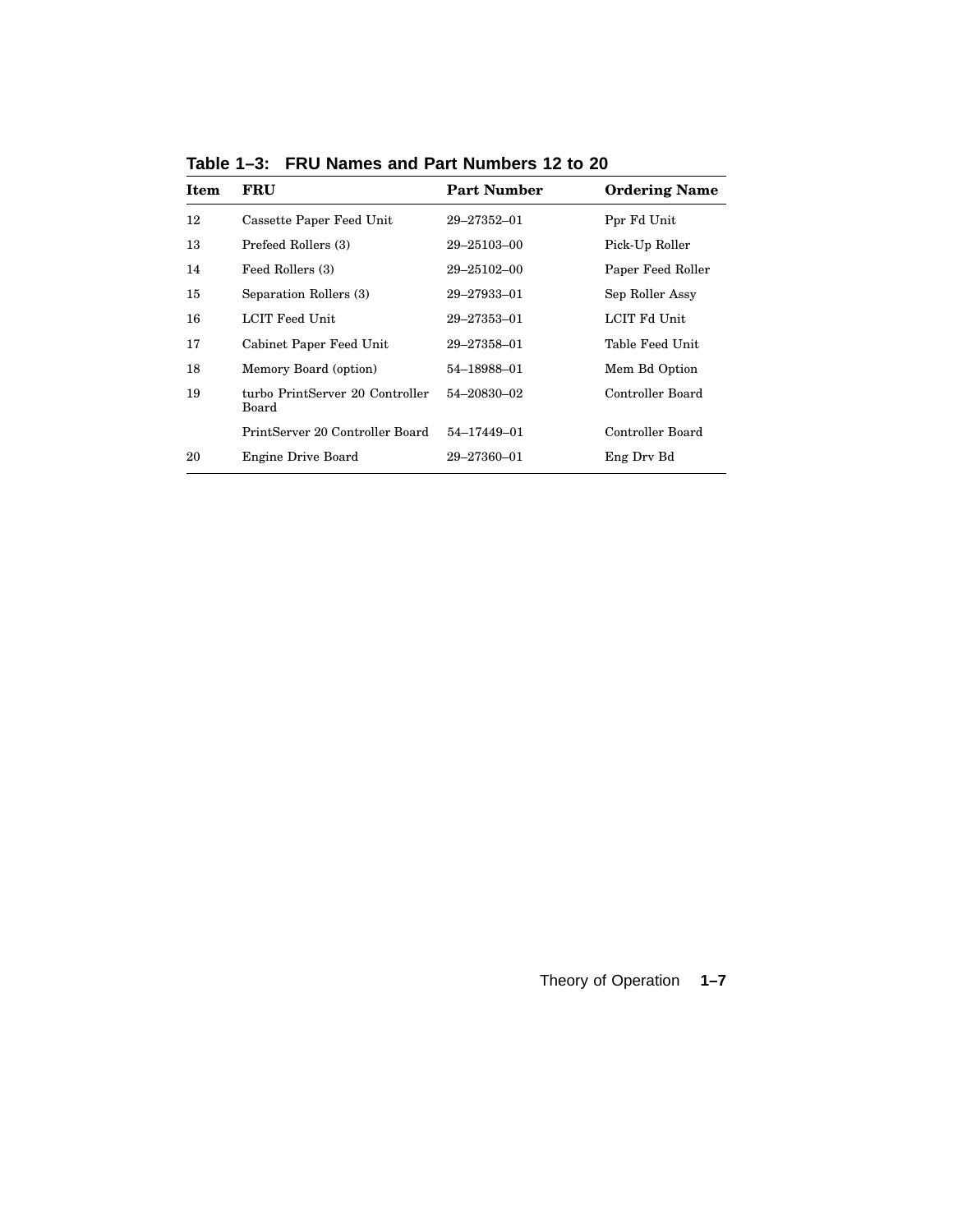**Table 1–3: FRU Names and Part Numbers 12 to 20**

| Item | FRU | Part Number | Ordering Name |
|---|---|---|---|
| 12 | Cassette Paper Feed Unit | 29–27352–01 | Ppr Fd Unit |
| 13 | Prefeed Rollers (3) | 29–25103–00 | Pick-Up Roller |
| 14 | Feed Rollers (3) | 29–25102–00 | Paper Feed Roller |
| 15 | Separation Rollers (3) | 29–27933–01 | Sep Roller Assy |
| 16 | LCIT Feed Unit | 29–27353–01 | LCIT Fd Unit |
| 17 | Cabinet Paper Feed Unit | 29–27358–01 | Table Feed Unit |
| 18 | Memory Board (option) | 54–18988–01 | Mem Bd Option |
| 19 | turbo PrintServer 20 Controller Board | 54–20830–02 | Controller Board |
| | PrintServer 20 Controller Board | 54–17449–01 | Controller Board |
| 20 | Engine Drive Board | 29–27360–01 | Eng Drv Bd |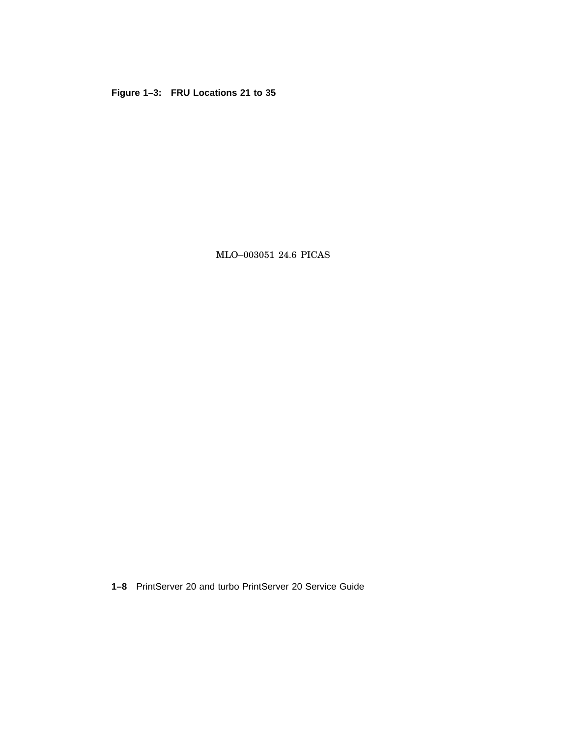**Figure 1–3: FRU Locations 21 to 35**

MLO–003051 24.6 PICAS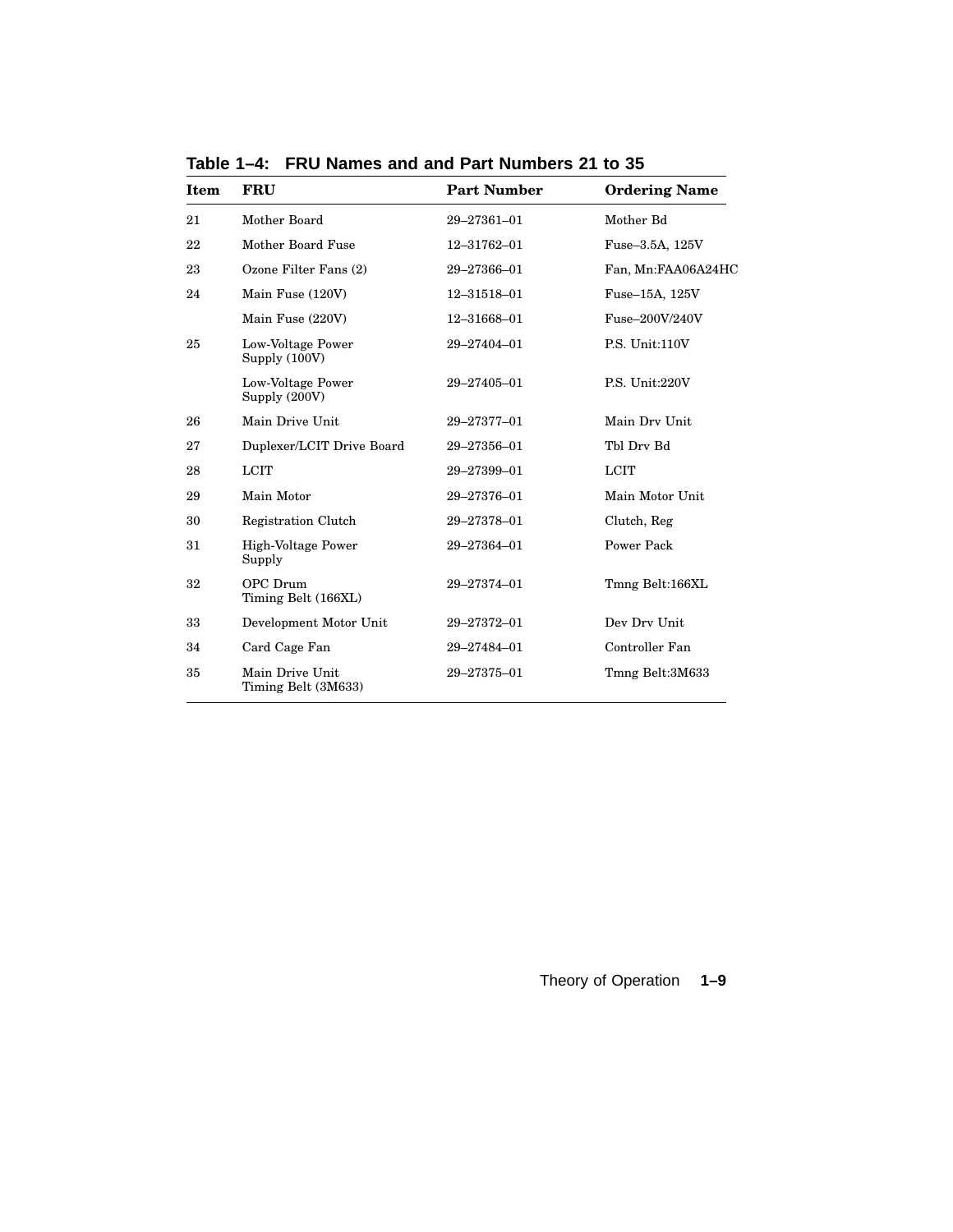**Table 1–4: FRU Names and and Part Numbers 21 to 35**

| Item | FRU | Part Number | Ordering Name |
|---|---|---|---|
| 21 | Mother Board | 29–27361–01 | Mother Bd |
| 22 | Mother Board Fuse | 12–31762–01 | Fuse–3.5A, 125V |
| 23 | Ozone Filter Fans (2) | 29–27366–01 | Fan, Mn:FAA06A24HC |
| 24 | Main Fuse (120V) | 12–31518–01 | Fuse–15A, 125V |
| | Main Fuse (220V) | 12–31668–01 | Fuse–200V/240V |
| 25 | Low-Voltage Power Supply (100V) | 29–27404–01 | P.S. Unit:110V |
| | Low-Voltage Power Supply (200V) | 29–27405–01 | P.S. Unit:220V |
| 26 | Main Drive Unit | 29–27377–01 | Main Drv Unit |
| 27 | Duplexer/LCIT Drive Board | 29–27356–01 | Tbl Drv Bd |
| 28 | LCIT | 29–27399–01 | LCIT |
| 29 | Main Motor | 29–27376–01 | Main Motor Unit |
| 30 | Registration Clutch | 29–27378–01 | Clutch, Reg |
| 31 | High-Voltage Power Supply | 29–27364–01 | Power Pack |
| 32 | OPC Drum Timing Belt (166XL) | 29–27374–01 | Tmng Belt:166XL |
| 33 | Development Motor Unit | 29–27372–01 | Dev Drv Unit |
| 34 | Card Cage Fan | 29–27484–01 | Controller Fan |
| 35 | Main Drive Unit Timing Belt (3M633) | 29–27375–01 | Tmng Belt:3M633 |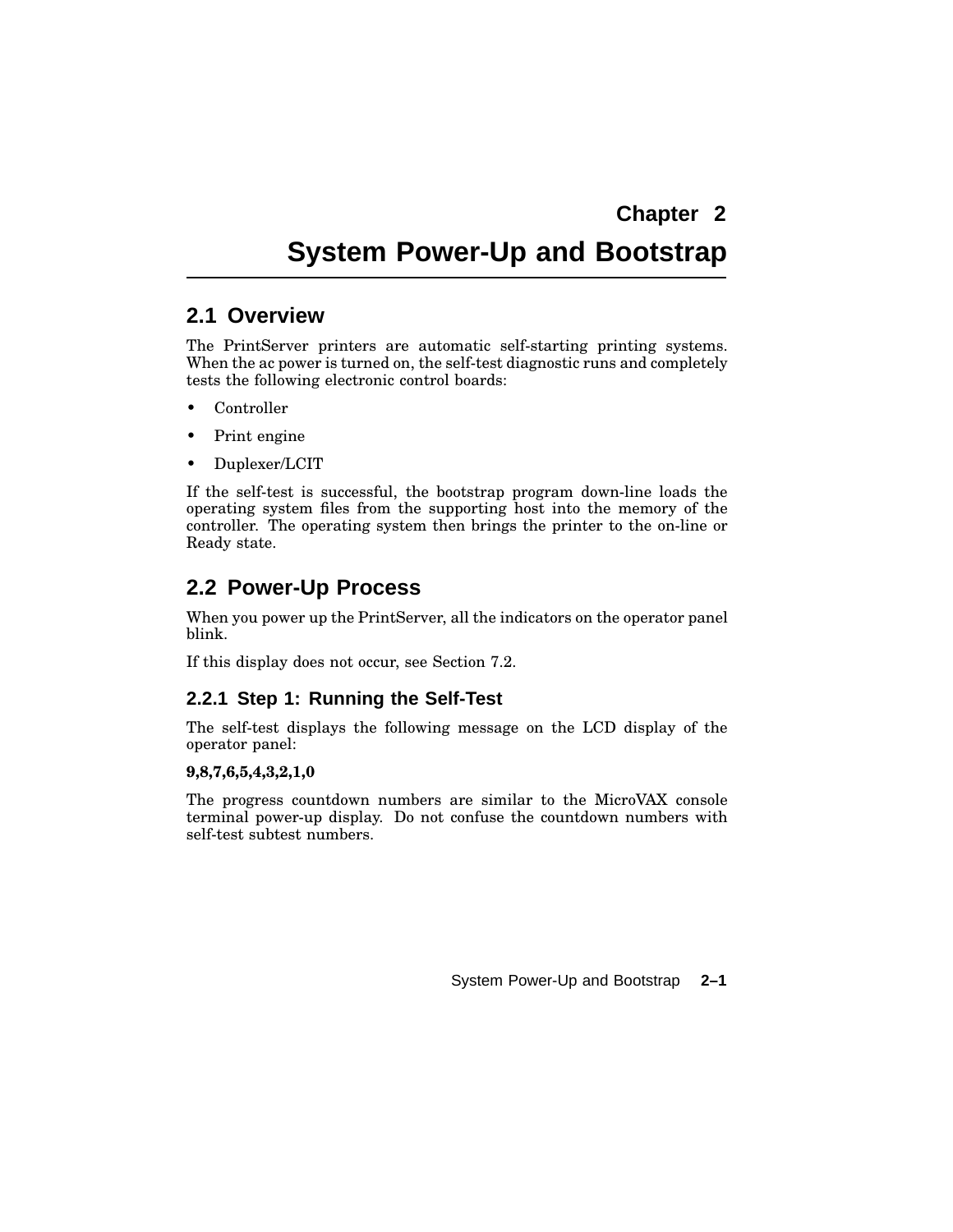# Chapter 2

# System Power-Up and Bootstrap

## 2.1 Overview

The PrintServer printers are automatic self-starting printing systems. When the ac power is turned on, the self-test diagnostic runs and completely tests the following electronic control boards:

- Controller
- Print engine
- Duplexer/LCIT

If the self-test is successful, the bootstrap program down-line loads the operating system files from the supporting host into the memory of the controller. The operating system then brings the printer to the on-line or Ready state.

## 2.2 Power-Up Process

When you power up the PrintServer, all the indicators on the operator panel blink.

If this display does not occur, see Section 7.2.

### 2.2.1 Step 1: Running the Self-Test

The self-test displays the following message on the LCD display of the operator panel:

**9,8,7,6,5,4,3,2,1,0**

The progress countdown numbers are similar to the MicroVAX console terminal power-up display. Do not confuse the countdown numbers with self-test subtest numbers.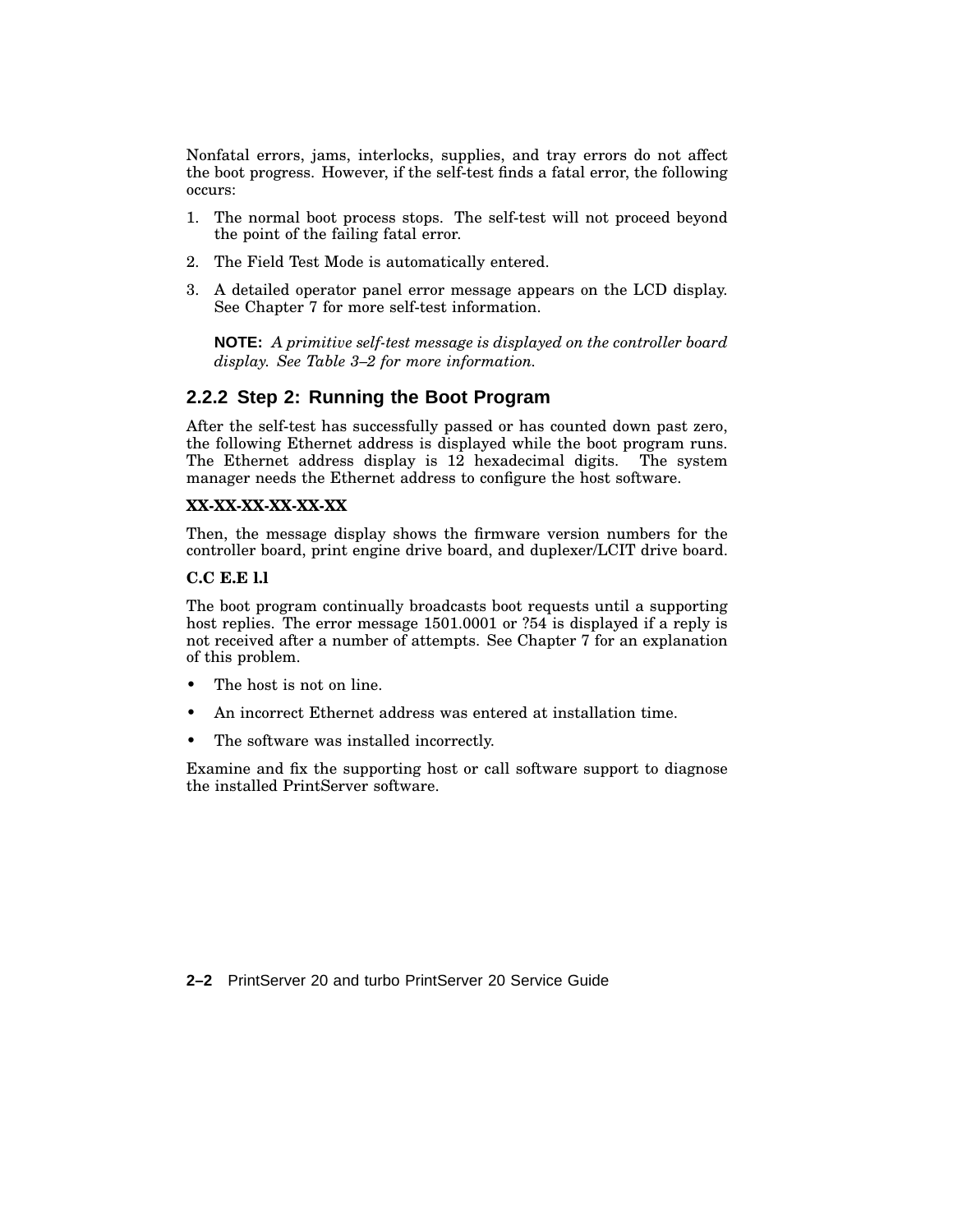Nonfatal errors, jams, interlocks, supplies, and tray errors do not affect the boot progress. However, if the self-test finds a fatal error, the following occurs:

1. The normal boot process stops. The self-test will not proceed beyond the point of the failing fatal error.
2. The Field Test Mode is automatically entered.
3. A detailed operator panel error message appears on the LCD display. See Chapter 7 for more self-test information.

   **NOTE:** *A primitive self-test message is displayed on the controller board display. See Table 3–2 for more information.*

### 2.2.2 Step 2: Running the Boot Program

After the self-test has successfully passed or has counted down past zero, the following Ethernet address is displayed while the boot program runs. The Ethernet address display is 12 hexadecimal digits. The system manager needs the Ethernet address to configure the host software.

**XX-XX-XX-XX-XX-XX**

Then, the message display shows the firmware version numbers for the controller board, print engine drive board, and duplexer/LCIT drive board.

**C.C E.E l.l**

The boot program continually broadcasts boot requests until a supporting host replies. The error message 1501.0001 or ?54 is displayed if a reply is not received after a number of attempts. See Chapter 7 for an explanation of this problem.

- The host is not on line.
- An incorrect Ethernet address was entered at installation time.
- The software was installed incorrectly.

Examine and fix the supporting host or call software support to diagnose the installed PrintServer software.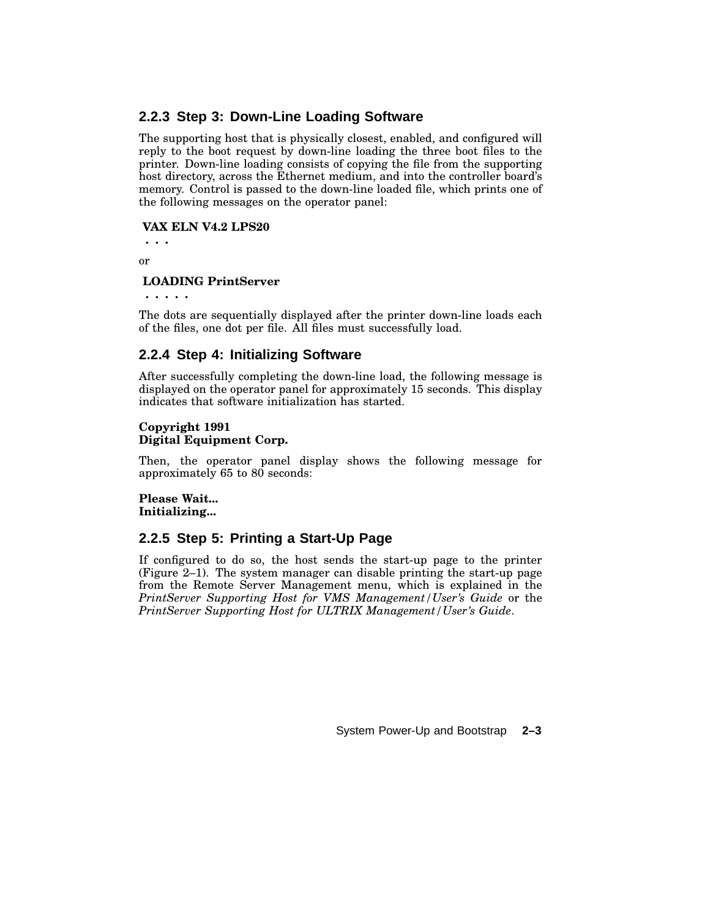### 2.2.3 Step 3: Down-Line Loading Software

The supporting host that is physically closest, enabled, and configured will reply to the boot request by down-line loading the three boot files to the printer. Down-line loading consists of copying the file from the supporting host directory, across the Ethernet medium, and into the controller board's memory. Control is passed to the down-line loaded file, which prints one of the following messages on the operator panel:

**VAX ELN V4.2 LPS20**
**. . .**

or

**LOADING PrintServer**
**. . . . .**

The dots are sequentially displayed after the printer down-line loads each of the files, one dot per file. All files must successfully load.

### 2.2.4 Step 4: Initializing Software

After successfully completing the down-line load, the following message is displayed on the operator panel for approximately 15 seconds. This display indicates that software initialization has started.

**Copyright 1991**
**Digital Equipment Corp.**

Then, the operator panel display shows the following message for approximately 65 to 80 seconds:

**Please Wait...**
**Initializing...**

### 2.2.5 Step 5: Printing a Start-Up Page

If configured to do so, the host sends the start-up page to the printer (Figure 2–1). The system manager can disable printing the start-up page from the Remote Server Management menu, which is explained in the *PrintServer Supporting Host for VMS Management/User's Guide* or the *PrintServer Supporting Host for ULTRIX Management/User's Guide*.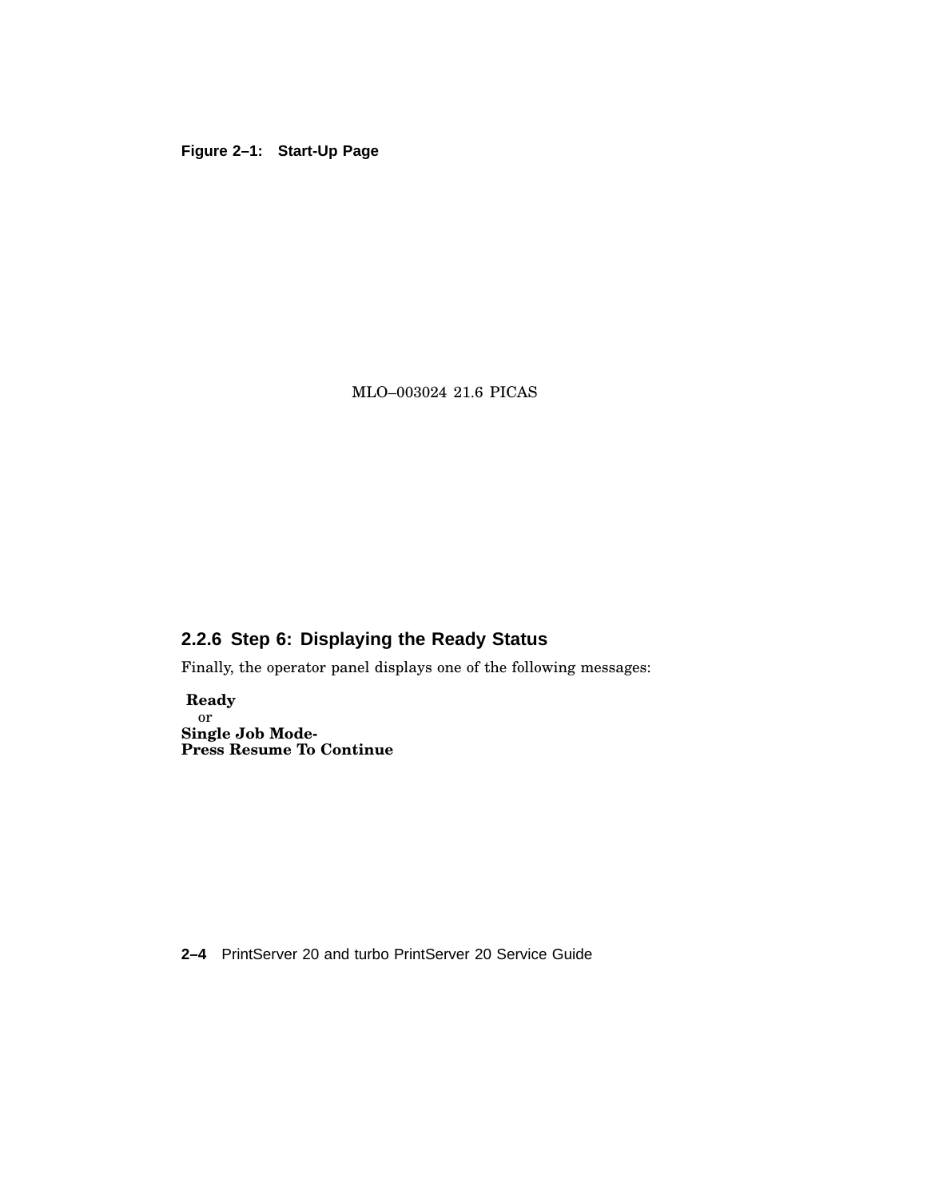**Figure 2–1: Start-Up Page**

MLO–003024 21.6 PICAS

### 2.2.6 Step 6: Displaying the Ready Status

Finally, the operator panel displays one of the following messages:

**Ready**
or
**Single Job Mode-**
**Press Resume To Continue**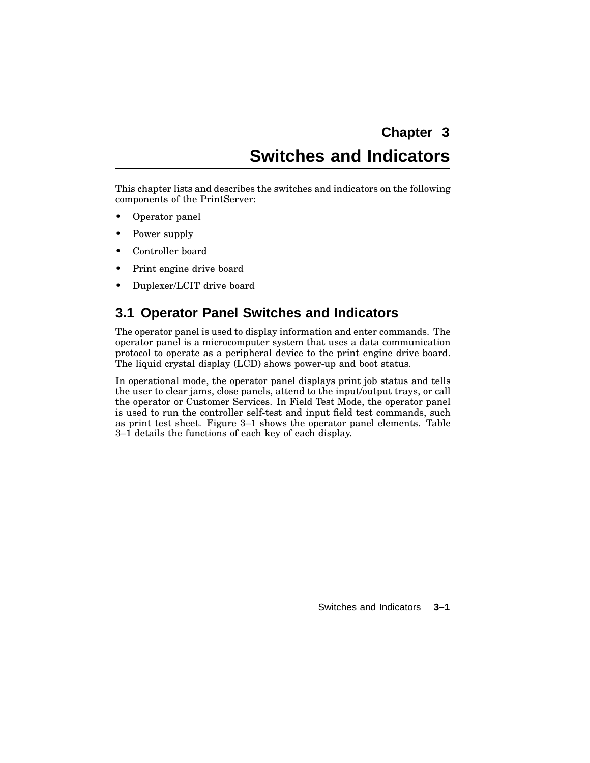# Chapter 3
# Switches and Indicators

This chapter lists and describes the switches and indicators on the following components of the PrintServer:

- Operator panel
- Power supply
- Controller board
- Print engine drive board
- Duplexer/LCIT drive board

## 3.1 Operator Panel Switches and Indicators

The operator panel is used to display information and enter commands. The operator panel is a microcomputer system that uses a data communication protocol to operate as a peripheral device to the print engine drive board. The liquid crystal display (LCD) shows power-up and boot status.

In operational mode, the operator panel displays print job status and tells the user to clear jams, close panels, attend to the input/output trays, or call the operator or Customer Services. In Field Test Mode, the operator panel is used to run the controller self-test and input field test commands, such as print test sheet. Figure 3–1 shows the operator panel elements. Table 3–1 details the functions of each key of each display.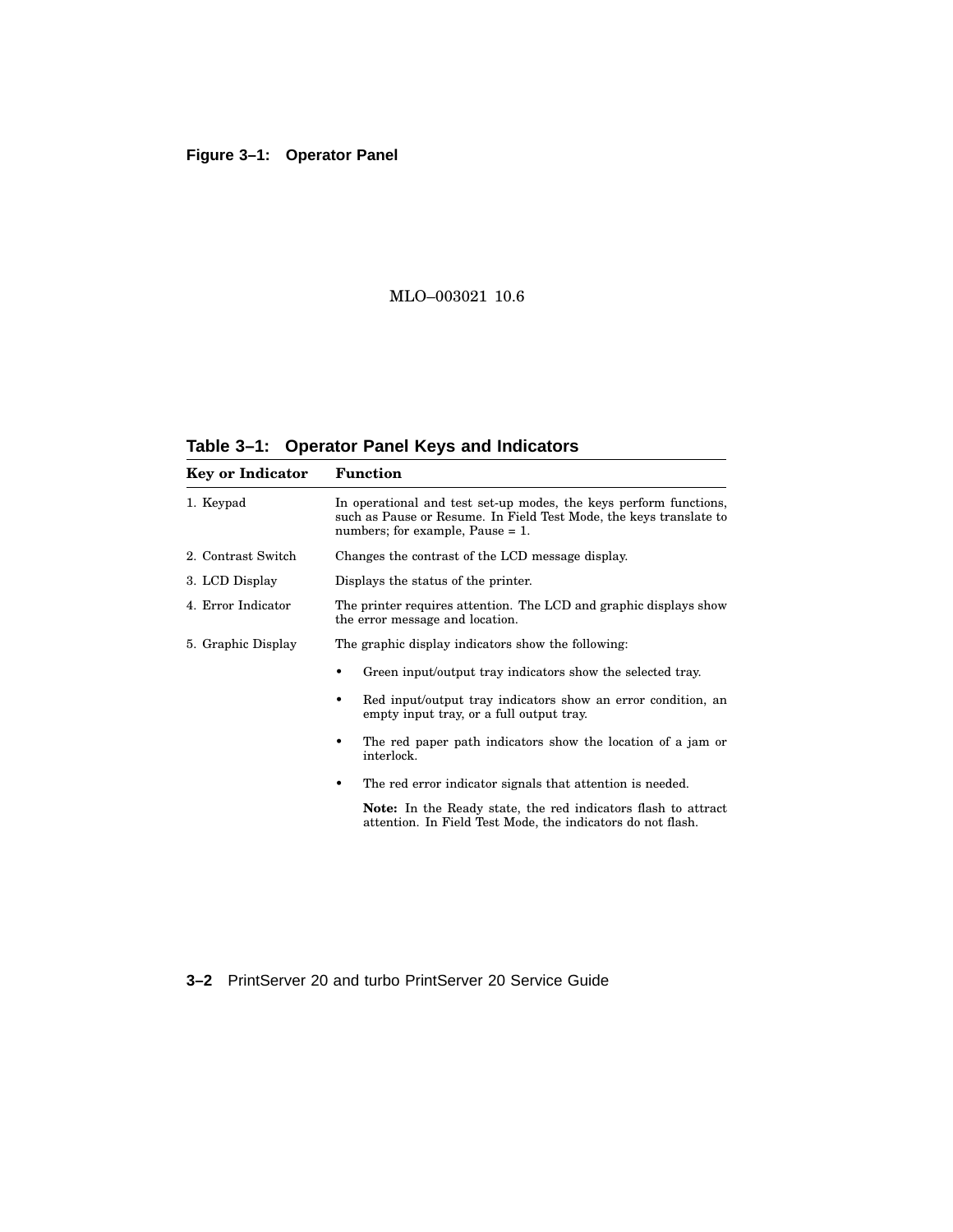**Figure 3–1: Operator Panel**

MLO–003021 10.6

**Table 3–1: Operator Panel Keys and Indicators**

| Key or Indicator | Function |
|---|---|
| 1. Keypad | In operational and test set-up modes, the keys perform functions, such as Pause or Resume. In Field Test Mode, the keys translate to numbers; for example, Pause = 1. |
| 2. Contrast Switch | Changes the contrast of the LCD message display. |
| 3. LCD Display | Displays the status of the printer. |
| 4. Error Indicator | The printer requires attention. The LCD and graphic displays show the error message and location. |
| 5. Graphic Display | The graphic display indicators show the following:<br>• Green input/output tray indicators show the selected tray.<br>• Red input/output tray indicators show an error condition, an empty input tray, or a full output tray.<br>• The red paper path indicators show the location of a jam or interlock.<br>• The red error indicator signals that attention is needed.<br>**Note:** In the Ready state, the red indicators flash to attract attention. In Field Test Mode, the indicators do not flash. |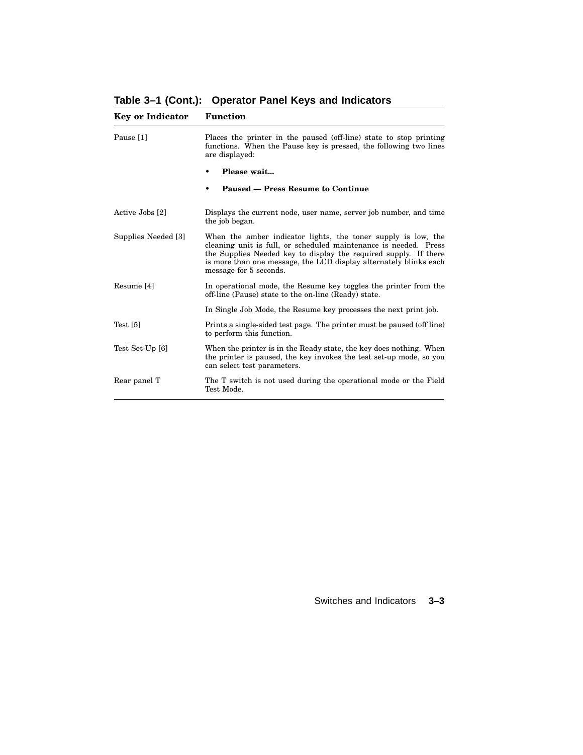**Table 3–1 (Cont.): Operator Panel Keys and Indicators**

| Key or Indicator | Function |
| --- | --- |
| Pause [1] | Places the printer in the paused (off-line) state to stop printing functions. When the Pause key is pressed, the following two lines are displayed:<br>• **Please wait...**<br>• **Paused — Press Resume to Continue** |
| Active Jobs [2] | Displays the current node, user name, server job number, and time the job began. |
| Supplies Needed [3] | When the amber indicator lights, the toner supply is low, the cleaning unit is full, or scheduled maintenance is needed. Press the Supplies Needed key to display the required supply. If there is more than one message, the LCD display alternately blinks each message for 5 seconds. |
| Resume [4] | In operational mode, the Resume key toggles the printer from the off-line (Pause) state to the on-line (Ready) state.<br><br>In Single Job Mode, the Resume key processes the next print job. |
| Test [5] | Prints a single-sided test page. The printer must be paused (off line) to perform this function. |
| Test Set-Up [6] | When the printer is in the Ready state, the key does nothing. When the printer is paused, the key invokes the test set-up mode, so you can select test parameters. |
| Rear panel T | The T switch is not used during the operational mode or the Field Test Mode. |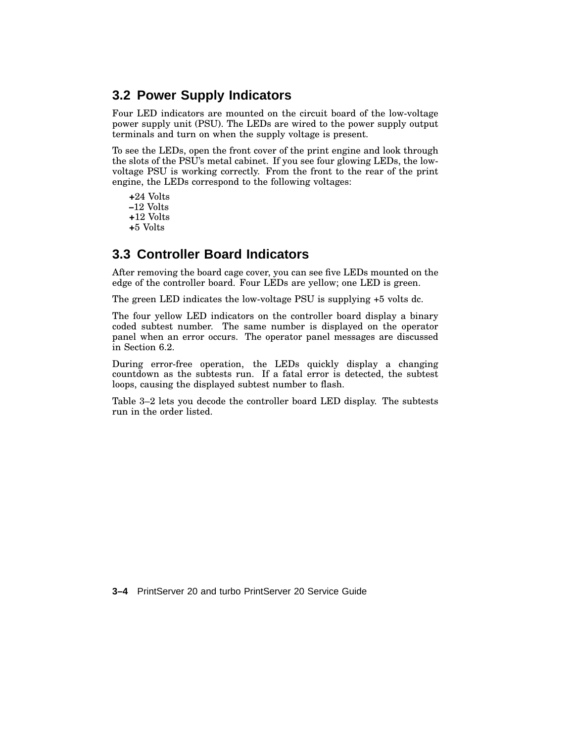## 3.2 Power Supply Indicators

Four LED indicators are mounted on the circuit board of the low-voltage power supply unit (PSU). The LEDs are wired to the power supply output terminals and turn on when the supply voltage is present.

To see the LEDs, open the front cover of the print engine and look through the slots of the PSU's metal cabinet. If you see four glowing LEDs, the low-voltage PSU is working correctly. From the front to the rear of the print engine, the LEDs correspond to the following voltages:

**+**24 Volts
**–**12 Volts
**+**12 Volts
**+**5 Volts

## 3.3 Controller Board Indicators

After removing the board cage cover, you can see five LEDs mounted on the edge of the controller board. Four LEDs are yellow; one LED is green.

The green LED indicates the low-voltage PSU is supplying +5 volts dc.

The four yellow LED indicators on the controller board display a binary coded subtest number. The same number is displayed on the operator panel when an error occurs. The operator panel messages are discussed in Section 6.2.

During error-free operation, the LEDs quickly display a changing countdown as the subtests run. If a fatal error is detected, the subtest loops, causing the displayed subtest number to flash.

Table 3–2 lets you decode the controller board LED display. The subtests run in the order listed.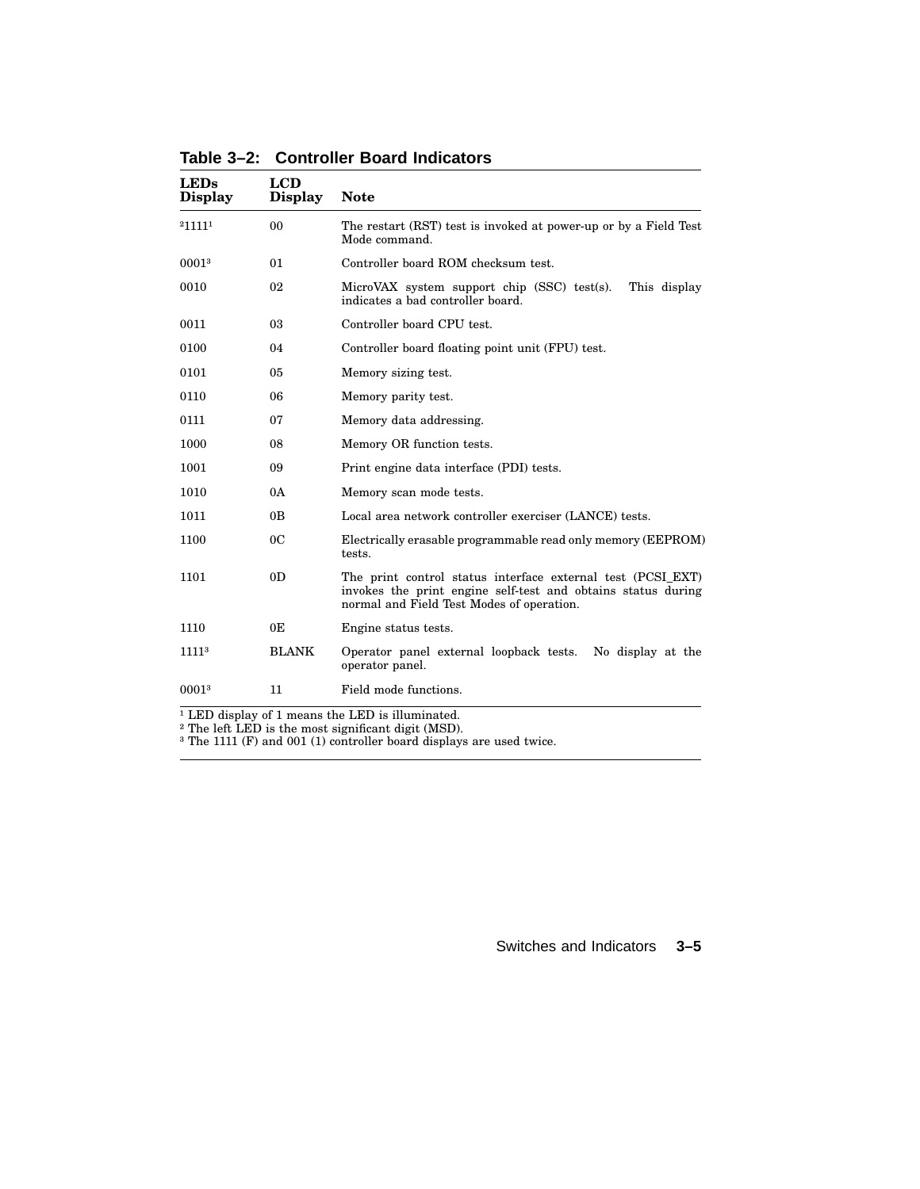**Table 3–2: Controller Board Indicators**

| LEDs Display | LCD Display | Note |
|---|---|---|
| [2]1111[1] | 00 | The restart (RST) test is invoked at power-up or by a Field Test Mode command. |
| 0001[3] | 01 | Controller board ROM checksum test. |
| 0010 | 02 | MicroVAX system support chip (SSC) test(s). This display indicates a bad controller board. |
| 0011 | 03 | Controller board CPU test. |
| 0100 | 04 | Controller board floating point unit (FPU) test. |
| 0101 | 05 | Memory sizing test. |
| 0110 | 06 | Memory parity test. |
| 0111 | 07 | Memory data addressing. |
| 1000 | 08 | Memory OR function tests. |
| 1001 | 09 | Print engine data interface (PDI) tests. |
| 1010 | 0A | Memory scan mode tests. |
| 1011 | 0B | Local area network controller exerciser (LANCE) tests. |
| 1100 | 0C | Electrically erasable programmable read only memory (EEPROM) tests. |
| 1101 | 0D | The print control status interface external test (PCSI_EXT) invokes the print engine self-test and obtains status during normal and Field Test Modes of operation. |
| 1110 | 0E | Engine status tests. |
| 1111[3] | BLANK | Operator panel external loopback tests. No display at the operator panel. |
| 0001[3] | 11 | Field mode functions. |

[1] LED display of 1 means the LED is illuminated.
[2] The left LED is the most significant digit (MSD).
[3] The 1111 (F) and 001 (1) controller board displays are used twice.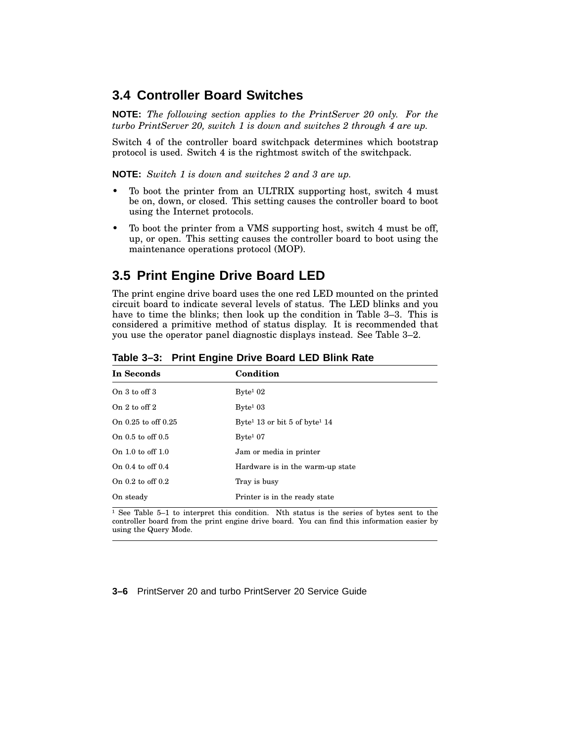## 3.4 Controller Board Switches

**NOTE:** *The following section applies to the PrintServer 20 only. For the turbo PrintServer 20, switch 1 is down and switches 2 through 4 are up.*

Switch 4 of the controller board switchpack determines which bootstrap protocol is used. Switch 4 is the rightmost switch of the switchpack.

**NOTE:** *Switch 1 is down and switches 2 and 3 are up.*

- To boot the printer from an ULTRIX supporting host, switch 4 must be on, down, or closed. This setting causes the controller board to boot using the Internet protocols.
- To boot the printer from a VMS supporting host, switch 4 must be off, up, or open. This setting causes the controller board to boot using the maintenance operations protocol (MOP).

## 3.5 Print Engine Drive Board LED

The print engine drive board uses the one red LED mounted on the printed circuit board to indicate several levels of status. The LED blinks and you have to time the blinks; then look up the condition in Table 3–3. This is considered a primitive method of status display. It is recommended that you use the operator panel diagnostic displays instead. See Table 3–2.

**Table 3–3: Print Engine Drive Board LED Blink Rate**

| In Seconds | Condition |
|---|---|
| On 3 to off 3 | Byte[1] 02 |
| On 2 to off 2 | Byte[1] 03 |
| On 0.25 to off 0.25 | Byte[1] 13 or bit 5 of byte[1] 14 |
| On 0.5 to off 0.5 | Byte[1] 07 |
| On 1.0 to off 1.0 | Jam or media in printer |
| On 0.4 to off 0.4 | Hardware is in the warm-up state |
| On 0.2 to off 0.2 | Tray is busy |
| On steady | Printer is in the ready state |

[1] See Table 5–1 to interpret this condition. Nth status is the series of bytes sent to the controller board from the print engine drive board. You can find this information easier by using the Query Mode.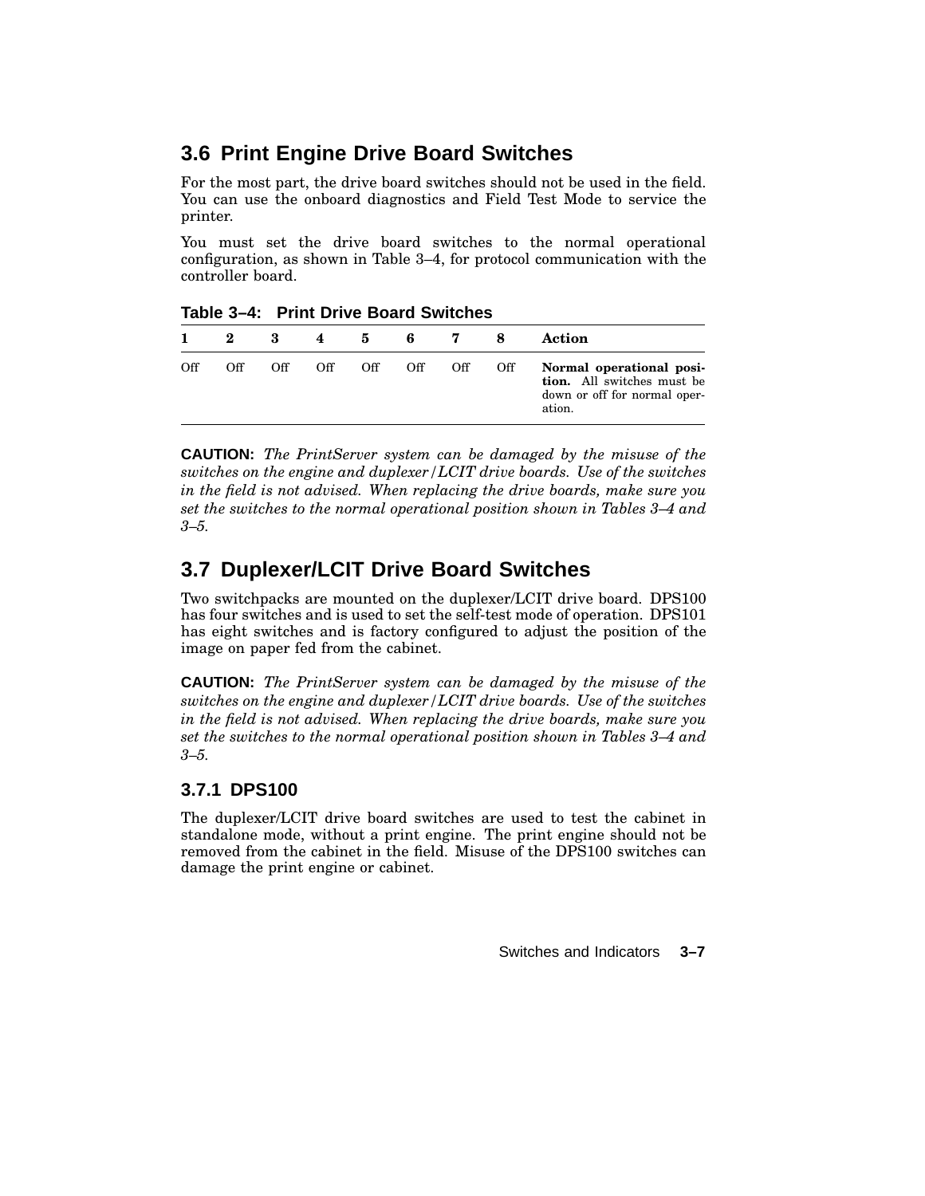## 3.6 Print Engine Drive Board Switches

For the most part, the drive board switches should not be used in the field. You can use the onboard diagnostics and Field Test Mode to service the printer.

You must set the drive board switches to the normal operational configuration, as shown in Table 3–4, for protocol communication with the controller board.

**Table 3–4: Print Drive Board Switches**

| 1 | 2 | 3 | 4 | 5 | 6 | 7 | 8 | Action |
|---|---|---|---|---|---|---|---|---|
| Off | Off | Off | Off | Off | Off | Off | Off | **Normal operational position.** All switches must be down or off for normal operation. |

**CAUTION:** *The PrintServer system can be damaged by the misuse of the switches on the engine and duplexer/LCIT drive boards. Use of the switches in the field is not advised. When replacing the drive boards, make sure you set the switches to the normal operational position shown in Tables 3–4 and 3–5.*

## 3.7 Duplexer/LCIT Drive Board Switches

Two switchpacks are mounted on the duplexer/LCIT drive board. DPS100 has four switches and is used to set the self-test mode of operation. DPS101 has eight switches and is factory configured to adjust the position of the image on paper fed from the cabinet.

**CAUTION:** *The PrintServer system can be damaged by the misuse of the switches on the engine and duplexer/LCIT drive boards. Use of the switches in the field is not advised. When replacing the drive boards, make sure you set the switches to the normal operational position shown in Tables 3–4 and 3–5.*

### 3.7.1 DPS100

The duplexer/LCIT drive board switches are used to test the cabinet in standalone mode, without a print engine. The print engine should not be removed from the cabinet in the field. Misuse of the DPS100 switches can damage the print engine or cabinet.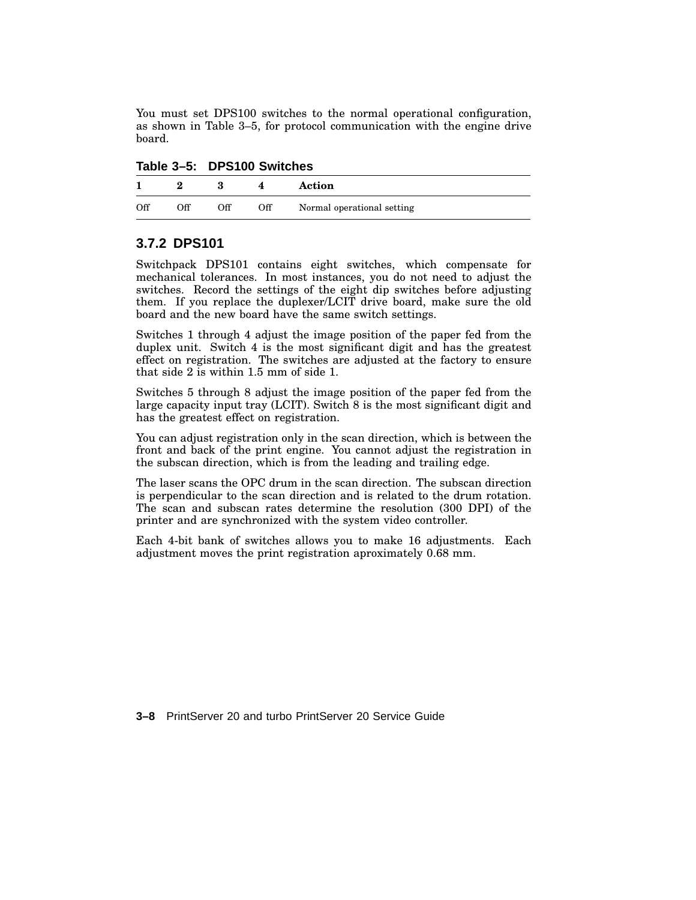You must set DPS100 switches to the normal operational configuration, as shown in Table 3–5, for protocol communication with the engine drive board.

**Table 3–5: DPS100 Switches**

| 1 | 2 | 3 | 4 | Action |
|---|---|---|---|---|
| Off | Off | Off | Off | Normal operational setting |

### 3.7.2 DPS101

Switchpack DPS101 contains eight switches, which compensate for mechanical tolerances. In most instances, you do not need to adjust the switches. Record the settings of the eight dip switches before adjusting them. If you replace the duplexer/LCIT drive board, make sure the old board and the new board have the same switch settings.

Switches 1 through 4 adjust the image position of the paper fed from the duplex unit. Switch 4 is the most significant digit and has the greatest effect on registration. The switches are adjusted at the factory to ensure that side 2 is within 1.5 mm of side 1.

Switches 5 through 8 adjust the image position of the paper fed from the large capacity input tray (LCIT). Switch 8 is the most significant digit and has the greatest effect on registration.

You can adjust registration only in the scan direction, which is between the front and back of the print engine. You cannot adjust the registration in the subscan direction, which is from the leading and trailing edge.

The laser scans the OPC drum in the scan direction. The subscan direction is perpendicular to the scan direction and is related to the drum rotation. The scan and subscan rates determine the resolution (300 DPI) of the printer and are synchronized with the system video controller.

Each 4-bit bank of switches allows you to make 16 adjustments. Each adjustment moves the print registration aproximately 0.68 mm.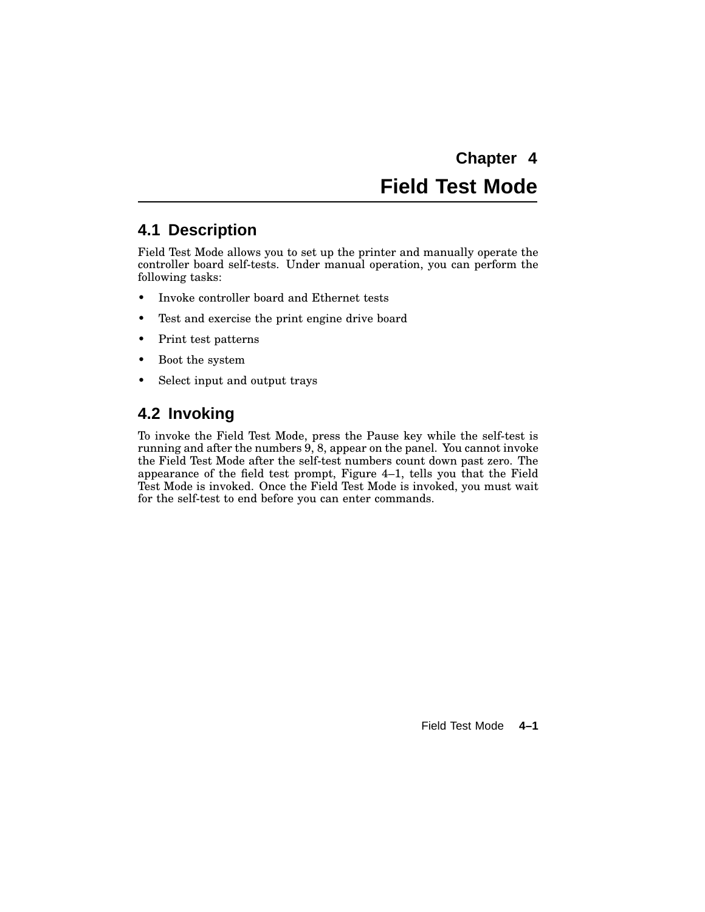# Chapter 4
# Field Test Mode

## 4.1 Description

Field Test Mode allows you to set up the printer and manually operate the controller board self-tests. Under manual operation, you can perform the following tasks:

- Invoke controller board and Ethernet tests
- Test and exercise the print engine drive board
- Print test patterns
- Boot the system
- Select input and output trays

## 4.2 Invoking

To invoke the Field Test Mode, press the Pause key while the self-test is running and after the numbers 9, 8, appear on the panel. You cannot invoke the Field Test Mode after the self-test numbers count down past zero. The appearance of the field test prompt, Figure 4–1, tells you that the Field Test Mode is invoked. Once the Field Test Mode is invoked, you must wait for the self-test to end before you can enter commands.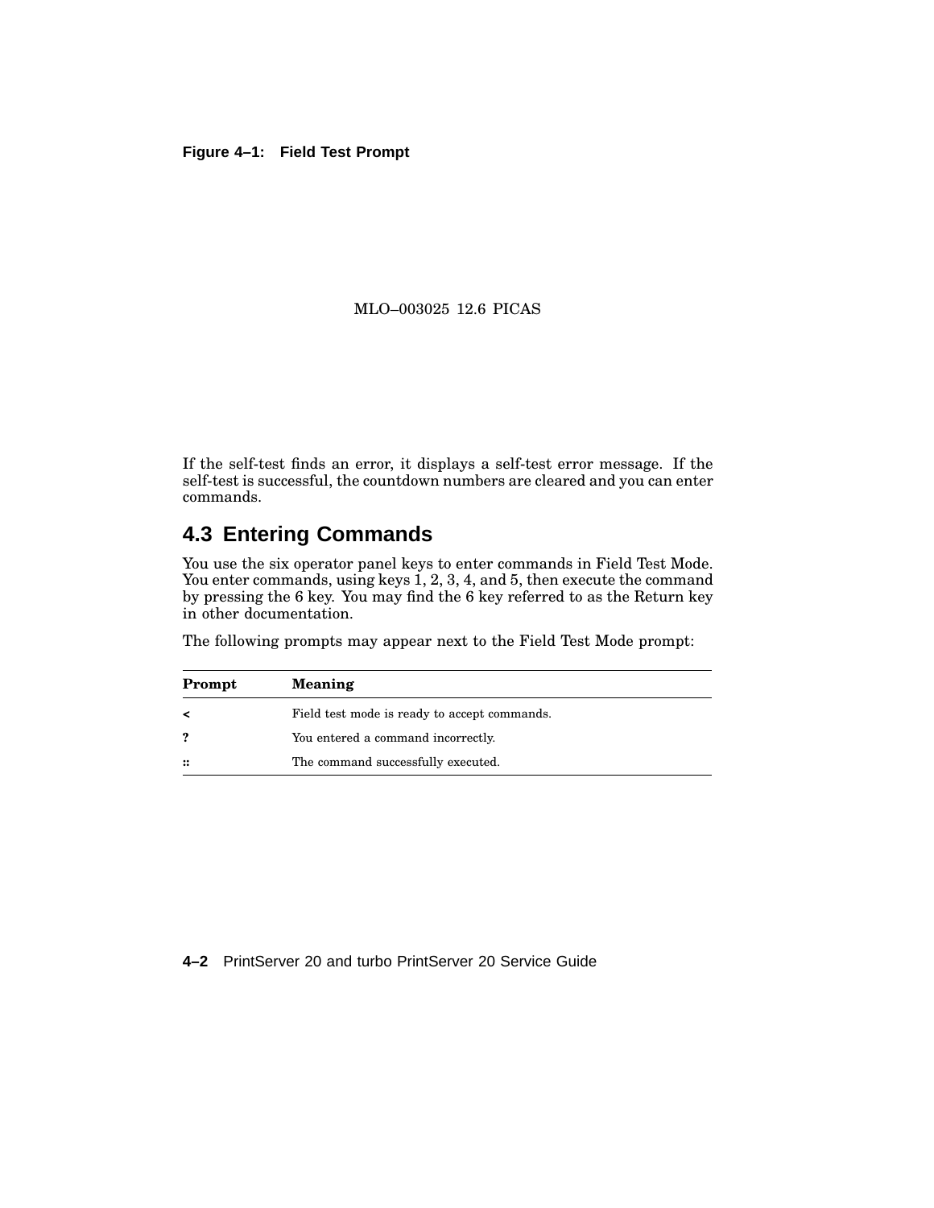**Figure 4–1: Field Test Prompt**

MLO–003025 12.6 PICAS

If the self-test finds an error, it displays a self-test error message. If the self-test is successful, the countdown numbers are cleared and you can enter commands.

## 4.3 Entering Commands

You use the six operator panel keys to enter commands in Field Test Mode. You enter commands, using keys 1, 2, 3, 4, and 5, then execute the command by pressing the 6 key. You may find the 6 key referred to as the Return key in other documentation.

The following prompts may appear next to the Field Test Mode prompt:

| Prompt | Meaning |
|---|---|
| < | Field test mode is ready to accept commands. |
| ? | You entered a command incorrectly. |
| :: | The command successfully executed. |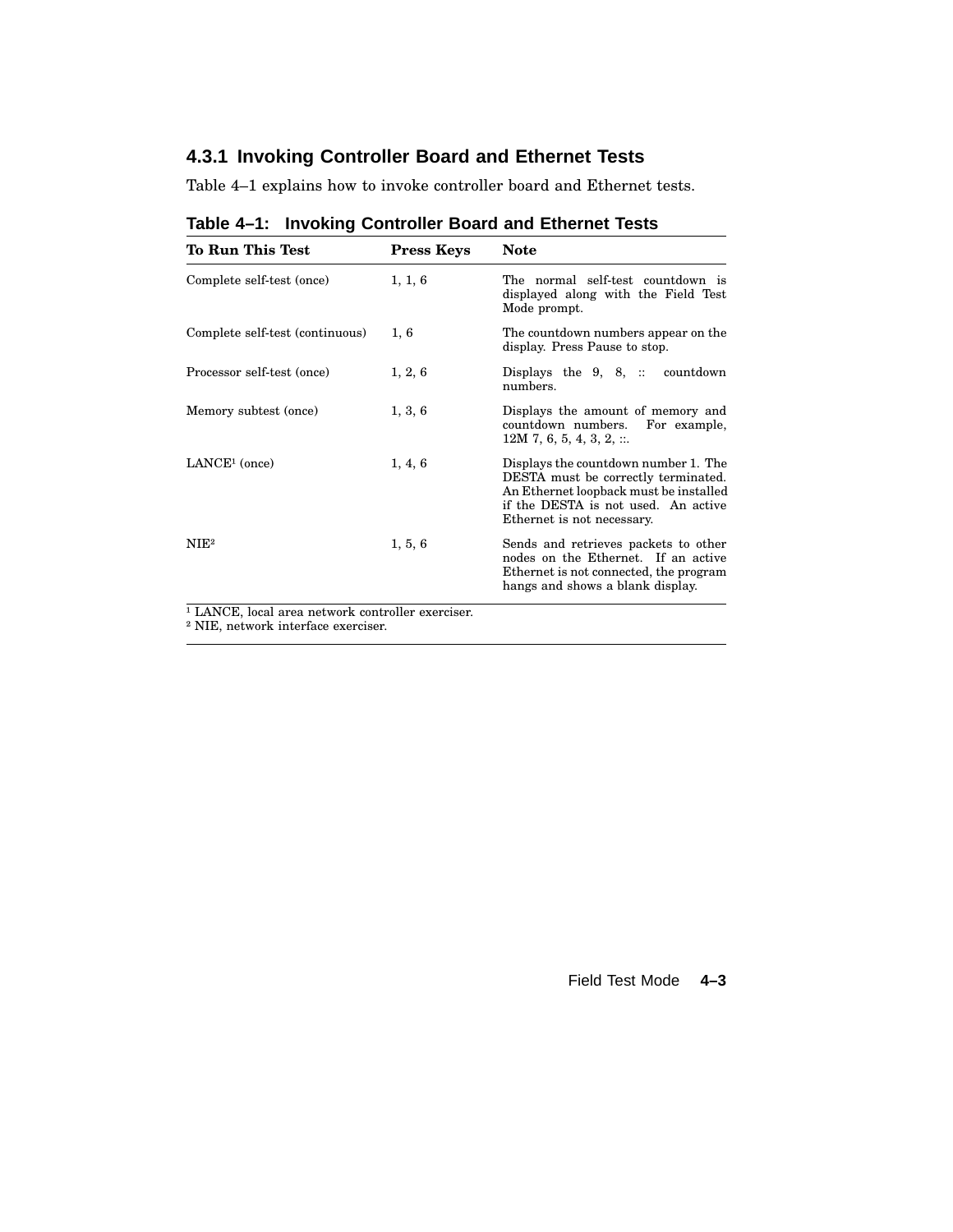### 4.3.1 Invoking Controller Board and Ethernet Tests

Table 4–1 explains how to invoke controller board and Ethernet tests.

**Table 4–1: Invoking Controller Board and Ethernet Tests**

| To Run This Test | Press Keys | Note |
|---|---|---|
| Complete self-test (once) | 1, 1, 6 | The normal self-test countdown is displayed along with the Field Test Mode prompt. |
| Complete self-test (continuous) | 1, 6 | The countdown numbers appear on the display. Press Pause to stop. |
| Processor self-test (once) | 1, 2, 6 | Displays the 9, 8, :: countdown numbers. |
| Memory subtest (once) | 1, 3, 6 | Displays the amount of memory and countdown numbers. For example, 12M 7, 6, 5, 4, 3, 2, ::. |
| LANCE[1] (once) | 1, 4, 6 | Displays the countdown number 1. The DESTA must be correctly terminated. An Ethernet loopback must be installed if the DESTA is not used. An active Ethernet is not necessary. |
| NIE[2] | 1, 5, 6 | Sends and retrieves packets to other nodes on the Ethernet. If an active Ethernet is not connected, the program hangs and shows a blank display. |

[1] LANCE, local area network controller exerciser.
[2] NIE, network interface exerciser.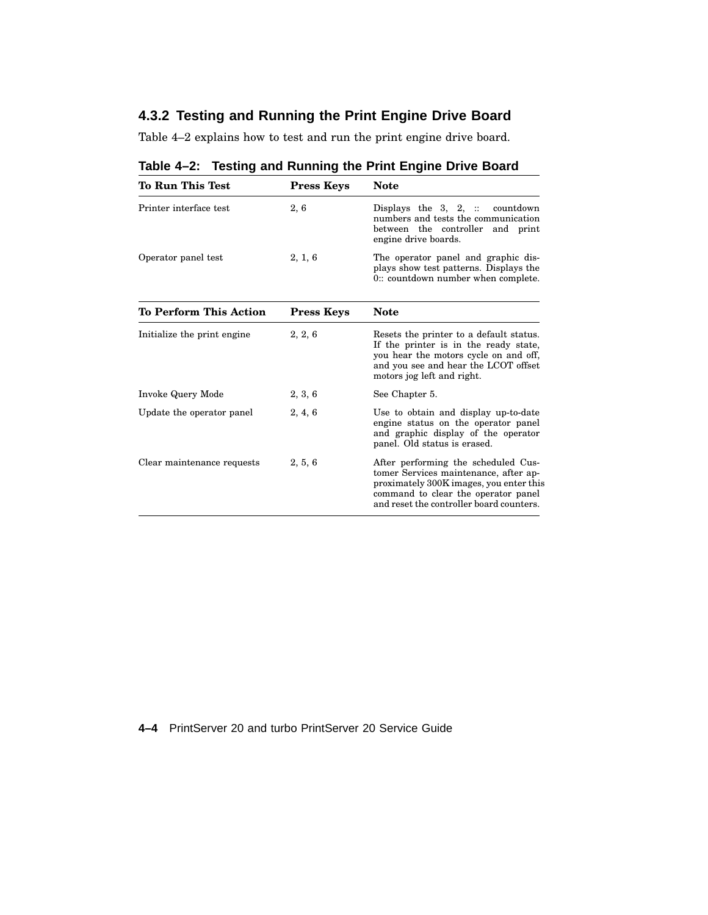### 4.3.2 Testing and Running the Print Engine Drive Board

Table 4–2 explains how to test and run the print engine drive board.

**Table 4–2: Testing and Running the Print Engine Drive Board**

| To Run This Test | Press Keys | Note |
|---|---|---|
| Printer interface test | 2, 6 | Displays the 3, 2, :: countdown numbers and tests the communication between the controller and print engine drive boards. |
| Operator panel test | 2, 1, 6 | The operator panel and graphic displays show test patterns. Displays the 0:: countdown number when complete. |

| To Perform This Action | Press Keys | Note |
|---|---|---|
| Initialize the print engine | 2, 2, 6 | Resets the printer to a default status. If the printer is in the ready state, you hear the motors cycle on and off, and you see and hear the LCOT offset motors jog left and right. |
| Invoke Query Mode | 2, 3, 6 | See Chapter 5. |
| Update the operator panel | 2, 4, 6 | Use to obtain and display up-to-date engine status on the operator panel and graphic display of the operator panel. Old status is erased. |
| Clear maintenance requests | 2, 5, 6 | After performing the scheduled Customer Services maintenance, after approximately 300K images, you enter this command to clear the operator panel and reset the controller board counters. |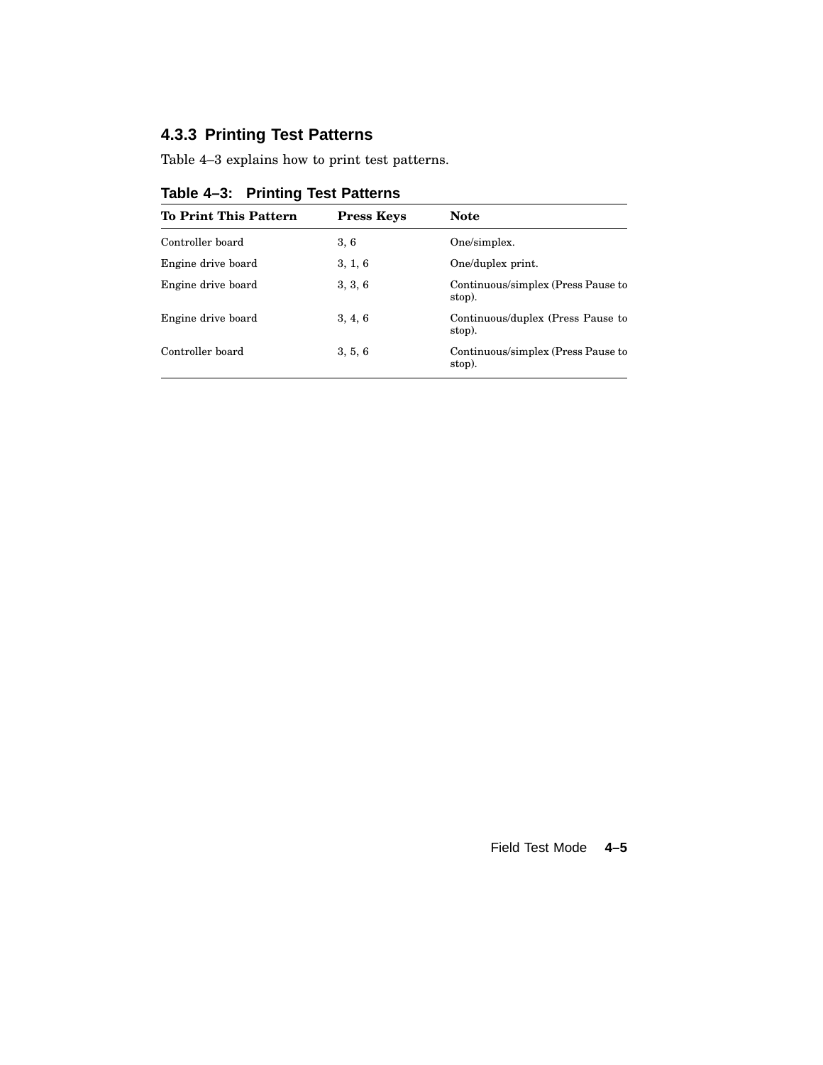### 4.3.3 Printing Test Patterns

Table 4–3 explains how to print test patterns.

**Table 4–3: Printing Test Patterns**

| To Print This Pattern | Press Keys | Note |
|---|---|---|
| Controller board | 3, 6 | One/simplex. |
| Engine drive board | 3, 1, 6 | One/duplex print. |
| Engine drive board | 3, 3, 6 | Continuous/simplex (Press Pause to stop). |
| Engine drive board | 3, 4, 6 | Continuous/duplex (Press Pause to stop). |
| Controller board | 3, 5, 6 | Continuous/simplex (Press Pause to stop). |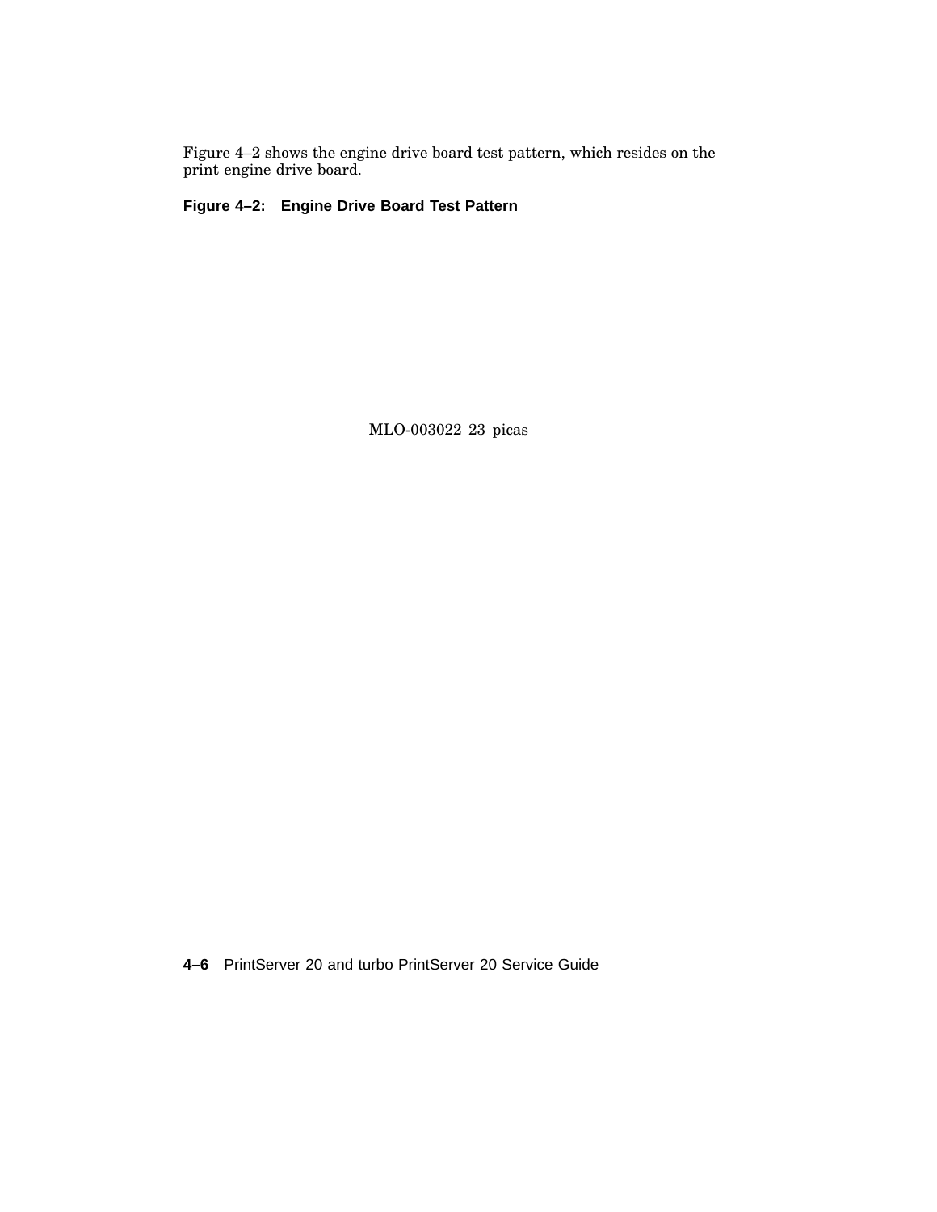Figure 4–2 shows the engine drive board test pattern, which resides on the print engine drive board.

**Figure 4–2: Engine Drive Board Test Pattern**

MLO-003022 23 picas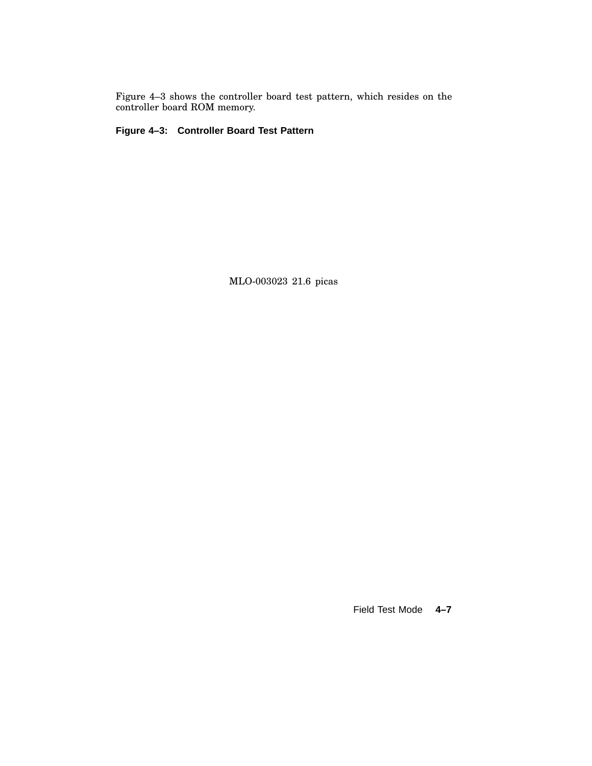Figure 4–3 shows the controller board test pattern, which resides on the controller board ROM memory.

**Figure 4–3: Controller Board Test Pattern**

MLO-003023 21.6 picas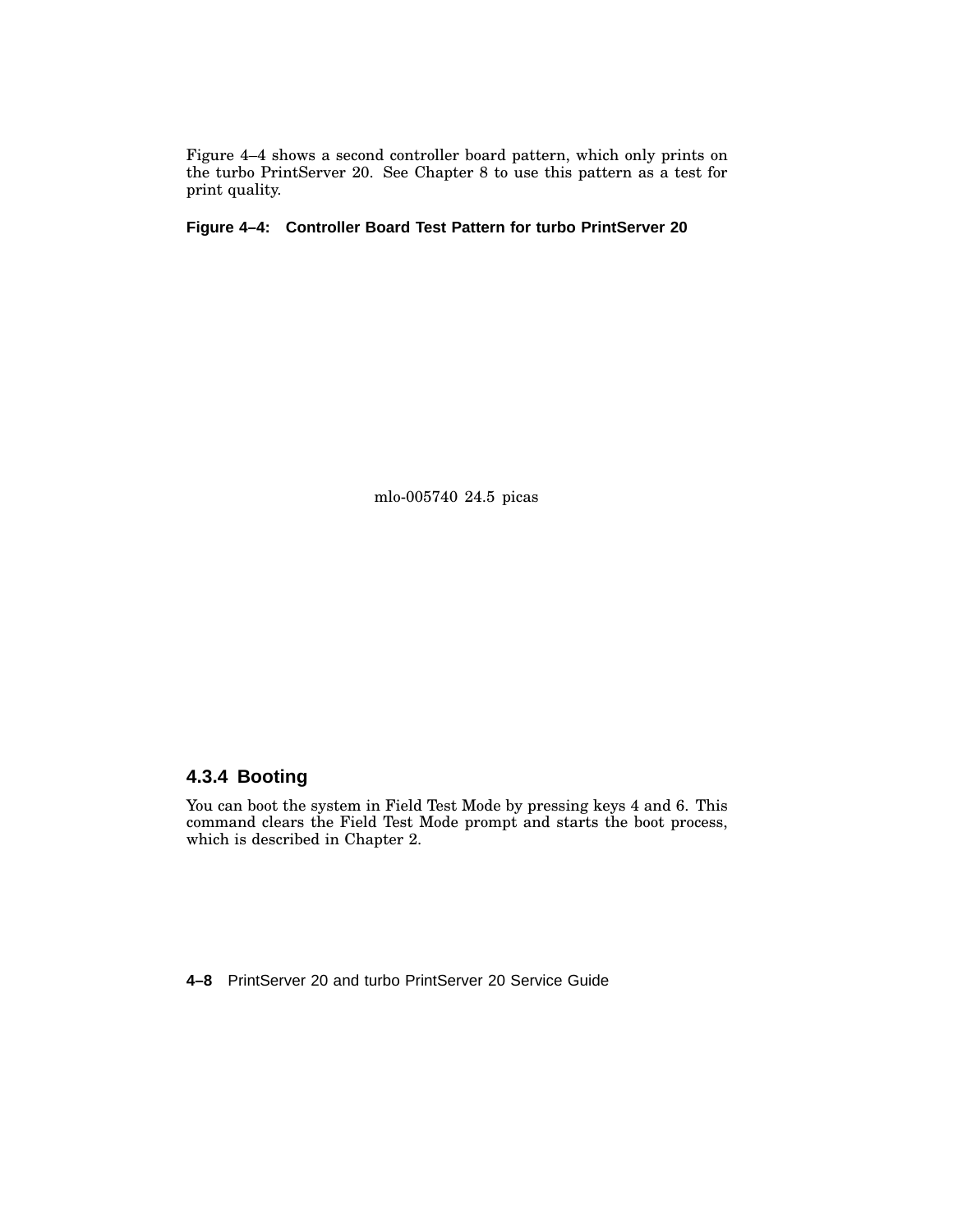Figure 4–4 shows a second controller board pattern, which only prints on the turbo PrintServer 20. See Chapter 8 to use this pattern as a test for print quality.

**Figure 4–4: Controller Board Test Pattern for turbo PrintServer 20**

mlo-005740 24.5 picas

### 4.3.4 Booting

You can boot the system in Field Test Mode by pressing keys 4 and 6. This command clears the Field Test Mode prompt and starts the boot process, which is described in Chapter 2.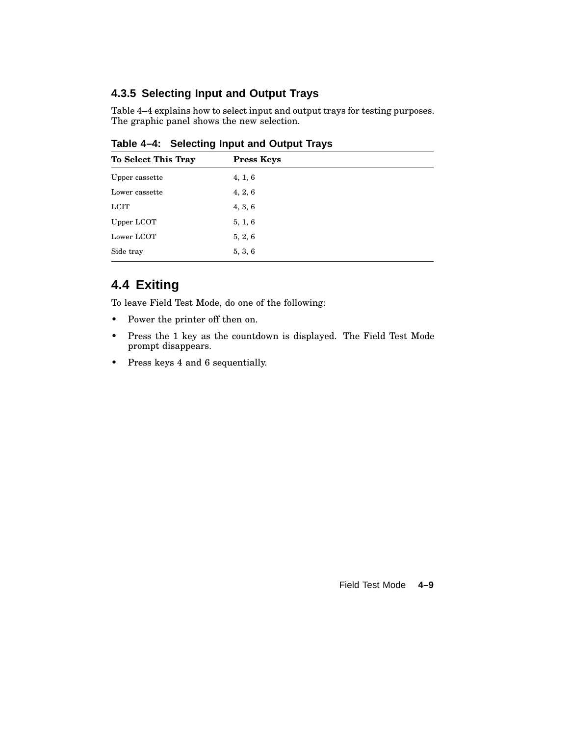### 4.3.5 Selecting Input and Output Trays

Table 4–4 explains how to select input and output trays for testing purposes. The graphic panel shows the new selection.

**Table 4–4: Selecting Input and Output Trays**

| To Select This Tray | Press Keys |
|---|---|
| Upper cassette | 4, 1, 6 |
| Lower cassette | 4, 2, 6 |
| LCIT | 4, 3, 6 |
| Upper LCOT | 5, 1, 6 |
| Lower LCOT | 5, 2, 6 |
| Side tray | 5, 3, 6 |

## 4.4 Exiting

To leave Field Test Mode, do one of the following:

- Power the printer off then on.
- Press the 1 key as the countdown is displayed. The Field Test Mode prompt disappears.
- Press keys 4 and 6 sequentially.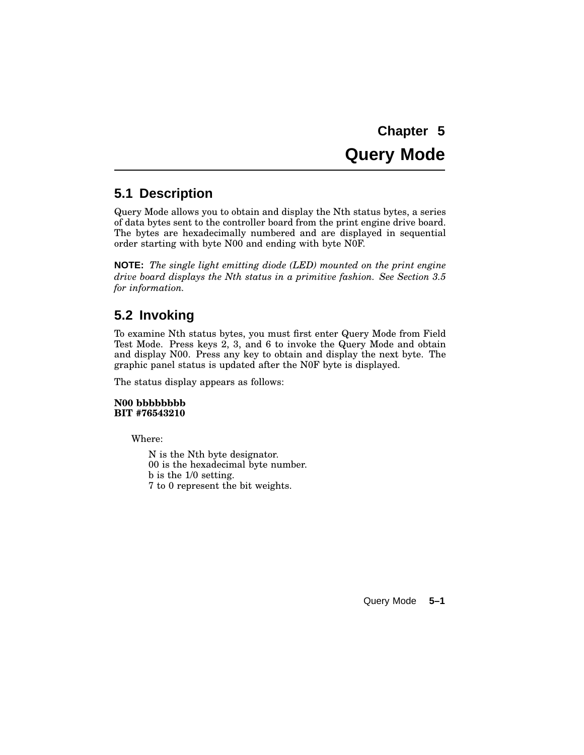# Chapter 5
# Query Mode

## 5.1 Description

Query Mode allows you to obtain and display the Nth status bytes, a series of data bytes sent to the controller board from the print engine drive board. The bytes are hexadecimally numbered and are displayed in sequential order starting with byte N00 and ending with byte N0F.

**NOTE:** *The single light emitting diode (LED) mounted on the print engine drive board displays the Nth status in a primitive fashion. See Section 3.5 for information.*

## 5.2 Invoking

To examine Nth status bytes, you must first enter Query Mode from Field Test Mode. Press keys 2, 3, and 6 to invoke the Query Mode and obtain and display N00. Press any key to obtain and display the next byte. The graphic panel status is updated after the N0F byte is displayed.

The status display appears as follows:

**N00 bbbbbbbb**
**BIT #76543210**

Where:

N is the Nth byte designator.
00 is the hexadecimal byte number.
b is the 1/0 setting.
7 to 0 represent the bit weights.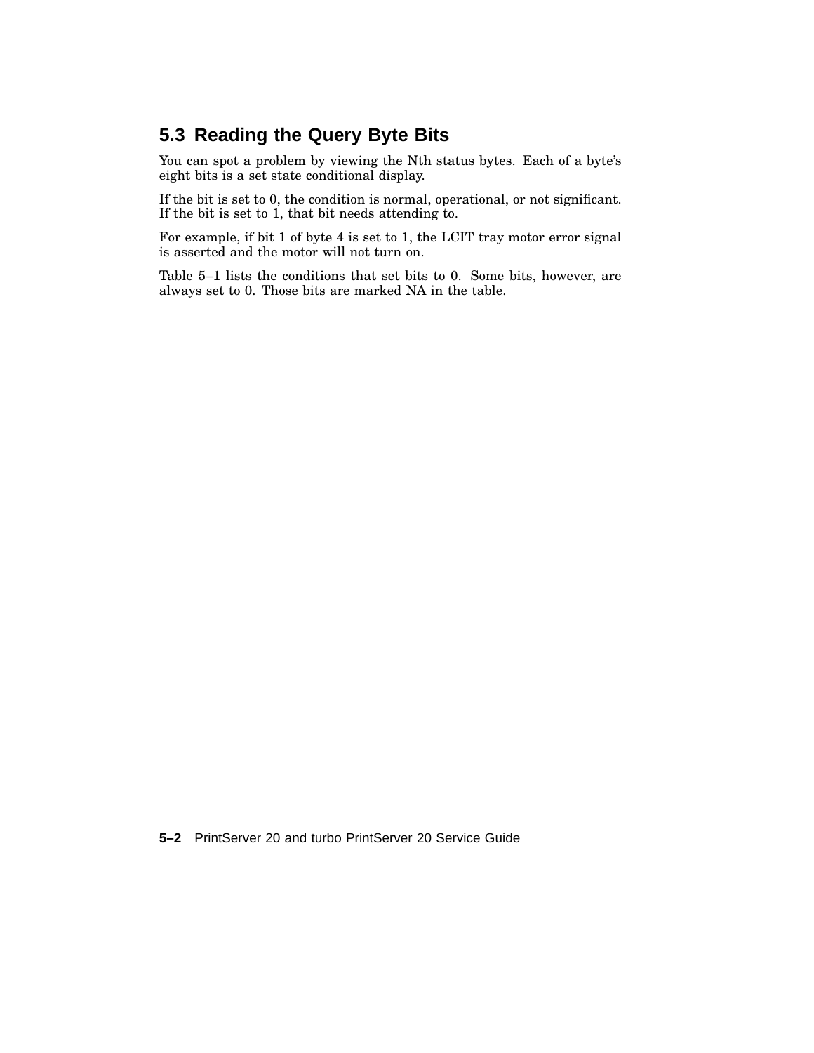## 5.3 Reading the Query Byte Bits

You can spot a problem by viewing the Nth status bytes. Each of a byte's eight bits is a set state conditional display.

If the bit is set to 0, the condition is normal, operational, or not significant. If the bit is set to 1, that bit needs attending to.

For example, if bit 1 of byte 4 is set to 1, the LCIT tray motor error signal is asserted and the motor will not turn on.

Table 5–1 lists the conditions that set bits to 0. Some bits, however, are always set to 0. Those bits are marked NA in the table.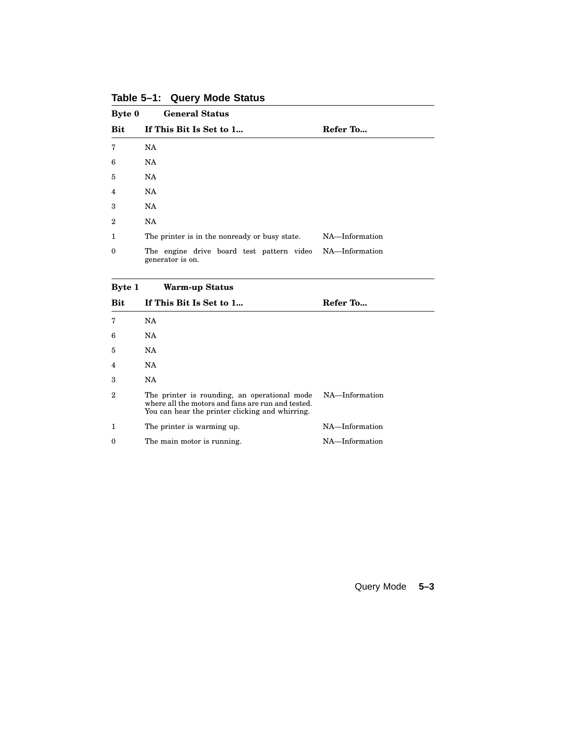**Table 5–1: Query Mode Status**

| Byte 0 | General Status | |
|---|---|---|
| **Bit** | **If This Bit Is Set to 1...** | **Refer To...** |
| 7 | NA | |
| 6 | NA | |
| 5 | NA | |
| 4 | NA | |
| 3 | NA | |
| 2 | NA | |
| 1 | The printer is in the nonready or busy state. | NA—Information |
| 0 | The engine drive board test pattern video generator is on. | NA—Information |

| Byte 1 | Warm-up Status | |
|---|---|---|
| **Bit** | **If This Bit Is Set to 1...** | **Refer To...** |
| 7 | NA | |
| 6 | NA | |
| 5 | NA | |
| 4 | NA | |
| 3 | NA | |
| 2 | The printer is rounding, an operational mode where all the motors and fans are run and tested. You can hear the printer clicking and whirring. | NA—Information |
| 1 | The printer is warming up. | NA—Information |
| 0 | The main motor is running. | NA—Information |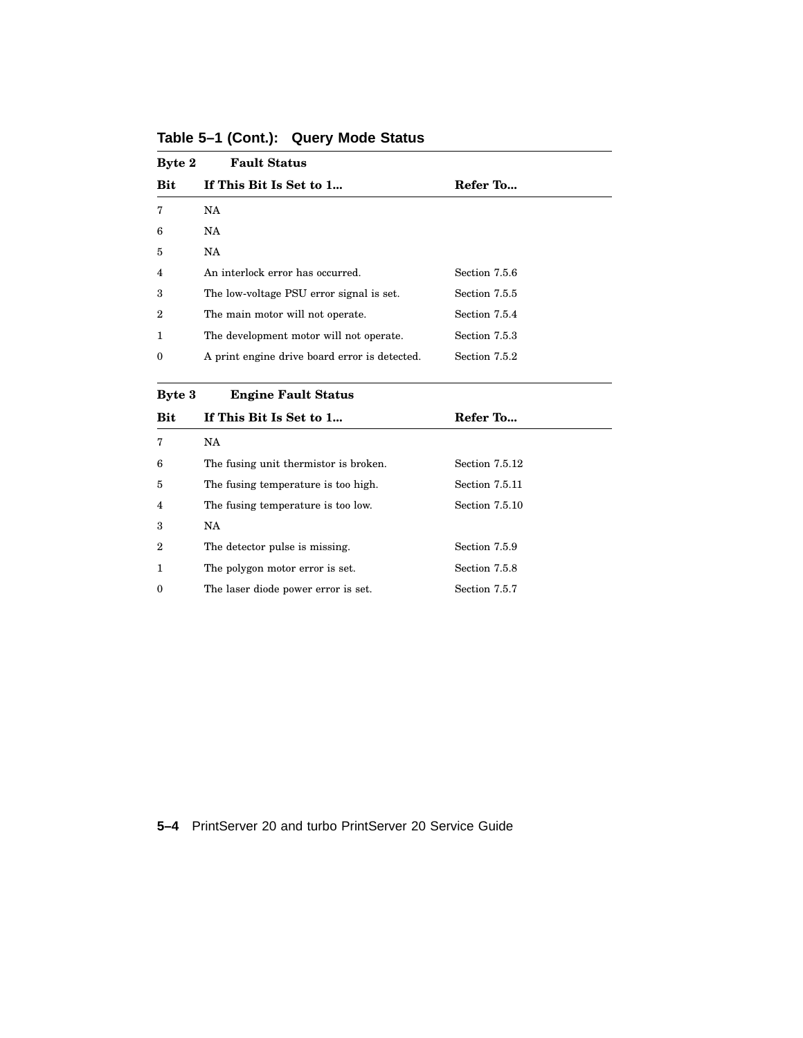**Table 5–1 (Cont.): Query Mode Status**

| Byte 2 | Fault Status | |
|---|---|---|
| **Bit** | **If This Bit Is Set to 1...** | **Refer To...** |
| 7 | NA | |
| 6 | NA | |
| 5 | NA | |
| 4 | An interlock error has occurred. | Section 7.5.6 |
| 3 | The low-voltage PSU error signal is set. | Section 7.5.5 |
| 2 | The main motor will not operate. | Section 7.5.4 |
| 1 | The development motor will not operate. | Section 7.5.3 |
| 0 | A print engine drive board error is detected. | Section 7.5.2 |

| Byte 3 | Engine Fault Status | |
|---|---|---|
| **Bit** | **If This Bit Is Set to 1...** | **Refer To...** |
| 7 | NA | |
| 6 | The fusing unit thermistor is broken. | Section 7.5.12 |
| 5 | The fusing temperature is too high. | Section 7.5.11 |
| 4 | The fusing temperature is too low. | Section 7.5.10 |
| 3 | NA | |
| 2 | The detector pulse is missing. | Section 7.5.9 |
| 1 | The polygon motor error is set. | Section 7.5.8 |
| 0 | The laser diode power error is set. | Section 7.5.7 |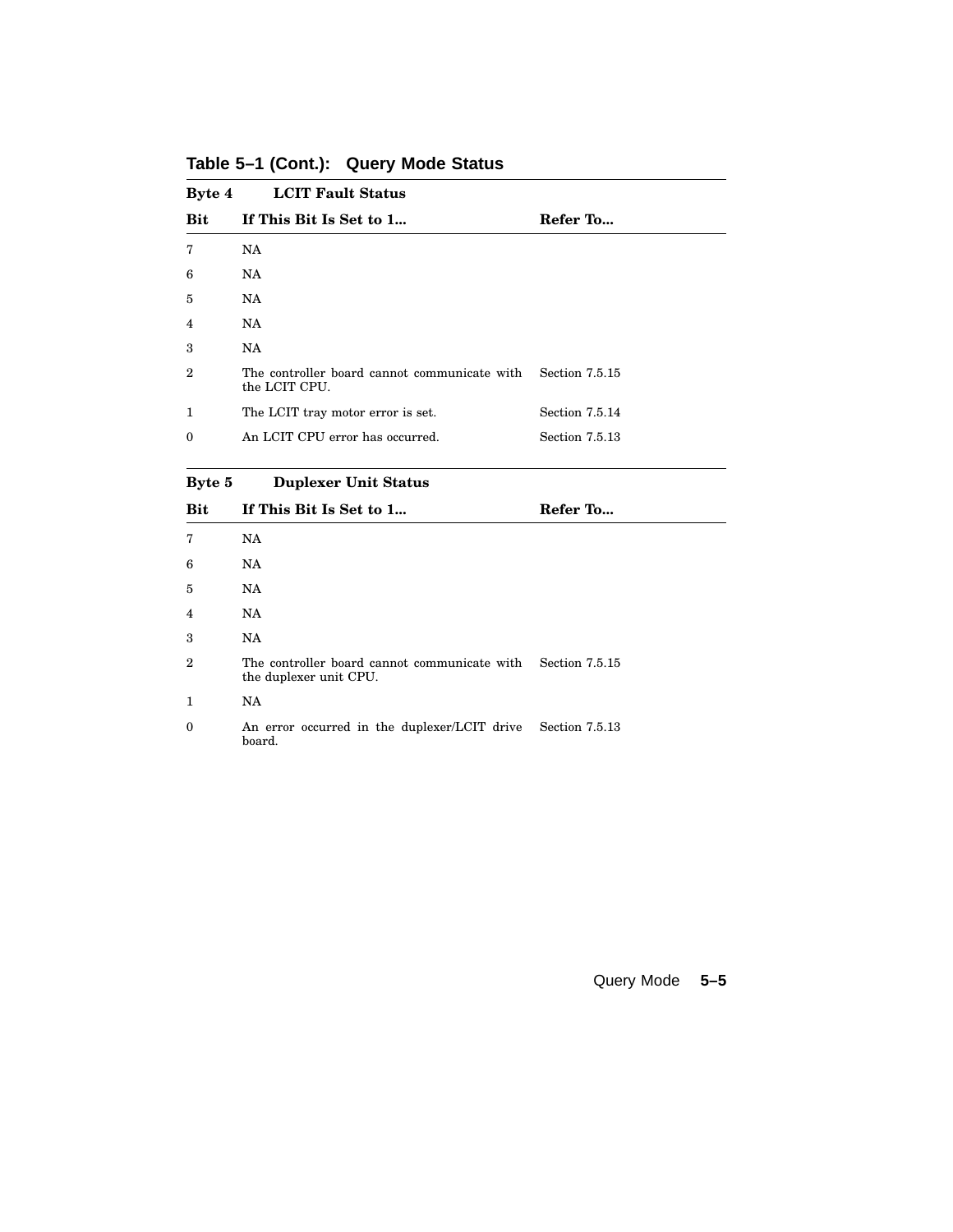**Table 5–1 (Cont.): Query Mode Status**

**Byte 4 LCIT Fault Status**

| Bit | If This Bit Is Set to 1... | Refer To... |
|---|---|---|
| 7 | NA | |
| 6 | NA | |
| 5 | NA | |
| 4 | NA | |
| 3 | NA | |
| 2 | The controller board cannot communicate with the LCIT CPU. | Section 7.5.15 |
| 1 | The LCIT tray motor error is set. | Section 7.5.14 |
| 0 | An LCIT CPU error has occurred. | Section 7.5.13 |

**Byte 5 Duplexer Unit Status**

| Bit | If This Bit Is Set to 1... | Refer To... |
|---|---|---|
| 7 | NA | |
| 6 | NA | |
| 5 | NA | |
| 4 | NA | |
| 3 | NA | |
| 2 | The controller board cannot communicate with the duplexer unit CPU. | Section 7.5.15 |
| 1 | NA | |
| 0 | An error occurred in the duplexer/LCIT drive board. | Section 7.5.13 |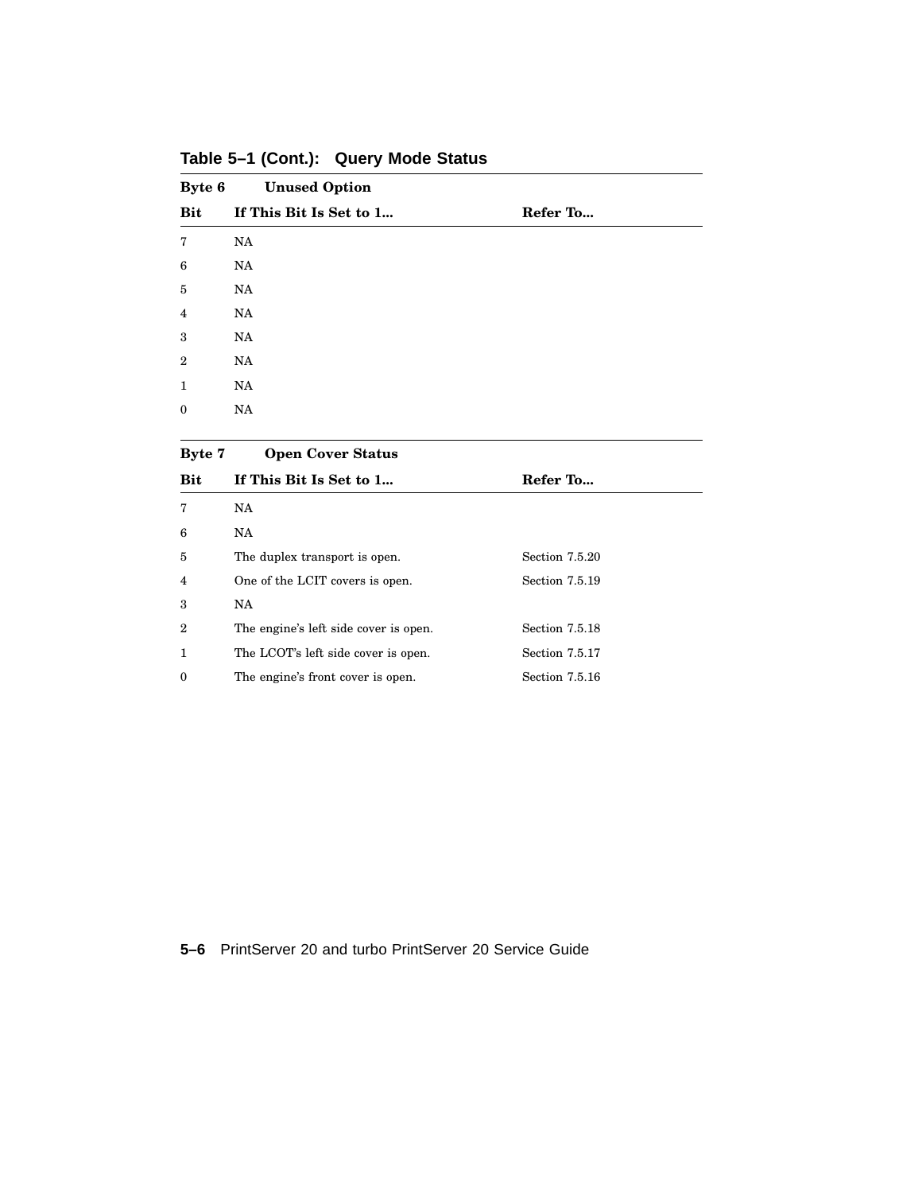**Table 5–1 (Cont.): Query Mode Status**

**Byte 6 Unused Option**

| Bit | If This Bit Is Set to 1... | Refer To... |
|---|---|---|
| 7 | NA | |
| 6 | NA | |
| 5 | NA | |
| 4 | NA | |
| 3 | NA | |
| 2 | NA | |
| 1 | NA | |
| 0 | NA | |

**Byte 7 Open Cover Status**

| Bit | If This Bit Is Set to 1... | Refer To... |
|---|---|---|
| 7 | NA | |
| 6 | NA | |
| 5 | The duplex transport is open. | Section 7.5.20 |
| 4 | One of the LCIT covers is open. | Section 7.5.19 |
| 3 | NA | |
| 2 | The engine's left side cover is open. | Section 7.5.18 |
| 1 | The LCOT's left side cover is open. | Section 7.5.17 |
| 0 | The engine's front cover is open. | Section 7.5.16 |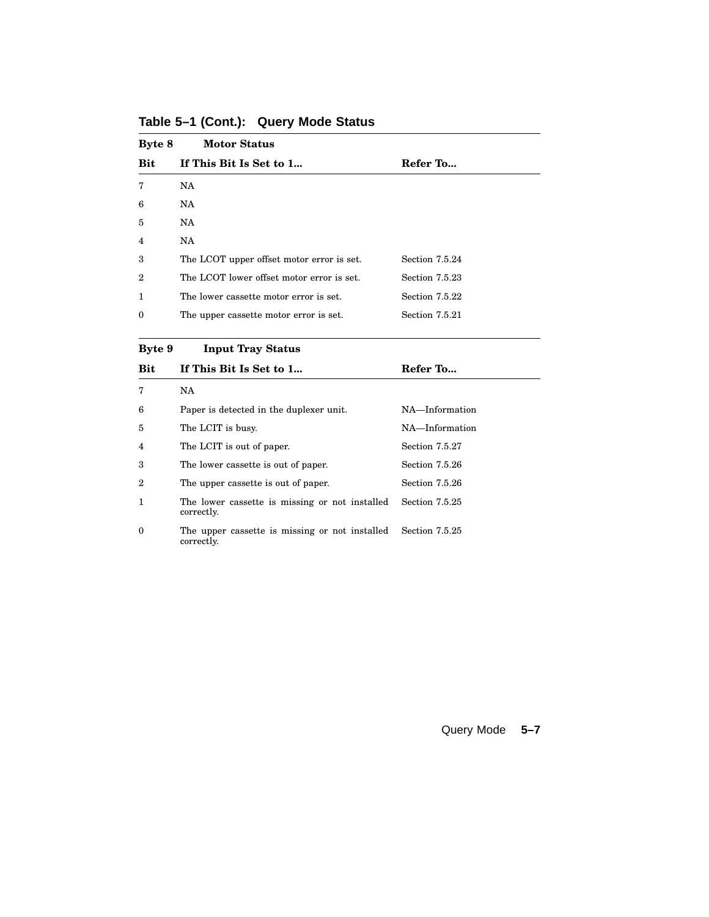**Table 5–1 (Cont.): Query Mode Status**

| Byte 8 | Motor Status | |
|---|---|---|
| **Bit** | **If This Bit Is Set to 1...** | **Refer To...** |
| 7 | NA | |
| 6 | NA | |
| 5 | NA | |
| 4 | NA | |
| 3 | The LCOT upper offset motor error is set. | Section 7.5.24 |
| 2 | The LCOT lower offset motor error is set. | Section 7.5.23 |
| 1 | The lower cassette motor error is set. | Section 7.5.22 |
| 0 | The upper cassette motor error is set. | Section 7.5.21 |

| Byte 9 | Input Tray Status | |
|---|---|---|
| **Bit** | **If This Bit Is Set to 1...** | **Refer To...** |
| 7 | NA | |
| 6 | Paper is detected in the duplexer unit. | NA—Information |
| 5 | The LCIT is busy. | NA—Information |
| 4 | The LCIT is out of paper. | Section 7.5.27 |
| 3 | The lower cassette is out of paper. | Section 7.5.26 |
| 2 | The upper cassette is out of paper. | Section 7.5.26 |
| 1 | The lower cassette is missing or not installed correctly. | Section 7.5.25 |
| 0 | The upper cassette is missing or not installed correctly. | Section 7.5.25 |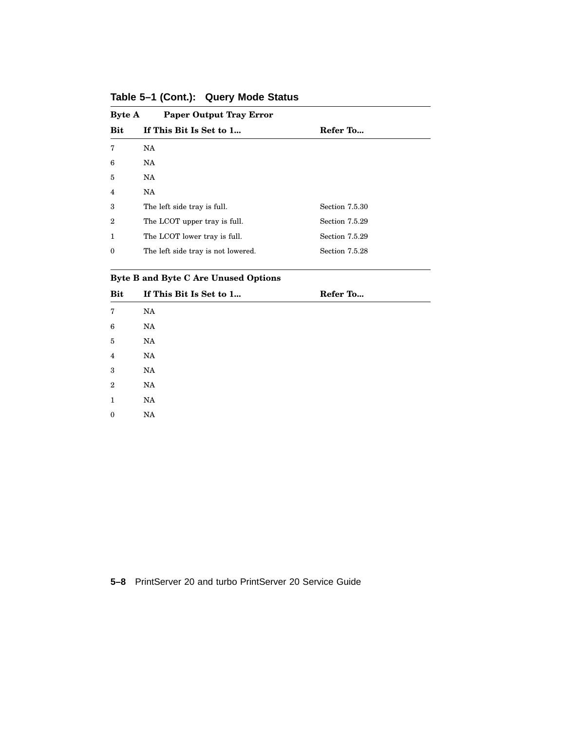**Table 5–1 (Cont.): Query Mode Status**

| **Byte A** | **Paper Output Tray Error** | |
|---|---|---|
| **Bit** | **If This Bit Is Set to 1...** | **Refer To...** |
| 7 | NA | |
| 6 | NA | |
| 5 | NA | |
| 4 | NA | |
| 3 | The left side tray is full. | Section 7.5.30 |
| 2 | The LCOT upper tray is full. | Section 7.5.29 |
| 1 | The LCOT lower tray is full. | Section 7.5.29 |
| 0 | The left side tray is not lowered. | Section 7.5.28 |

| **Byte B and Byte C Are Unused Options** | | |
|---|---|---|
| **Bit** | **If This Bit Is Set to 1...** | **Refer To...** |
| 7 | NA | |
| 6 | NA | |
| 5 | NA | |
| 4 | NA | |
| 3 | NA | |
| 2 | NA | |
| 1 | NA | |
| 0 | NA | |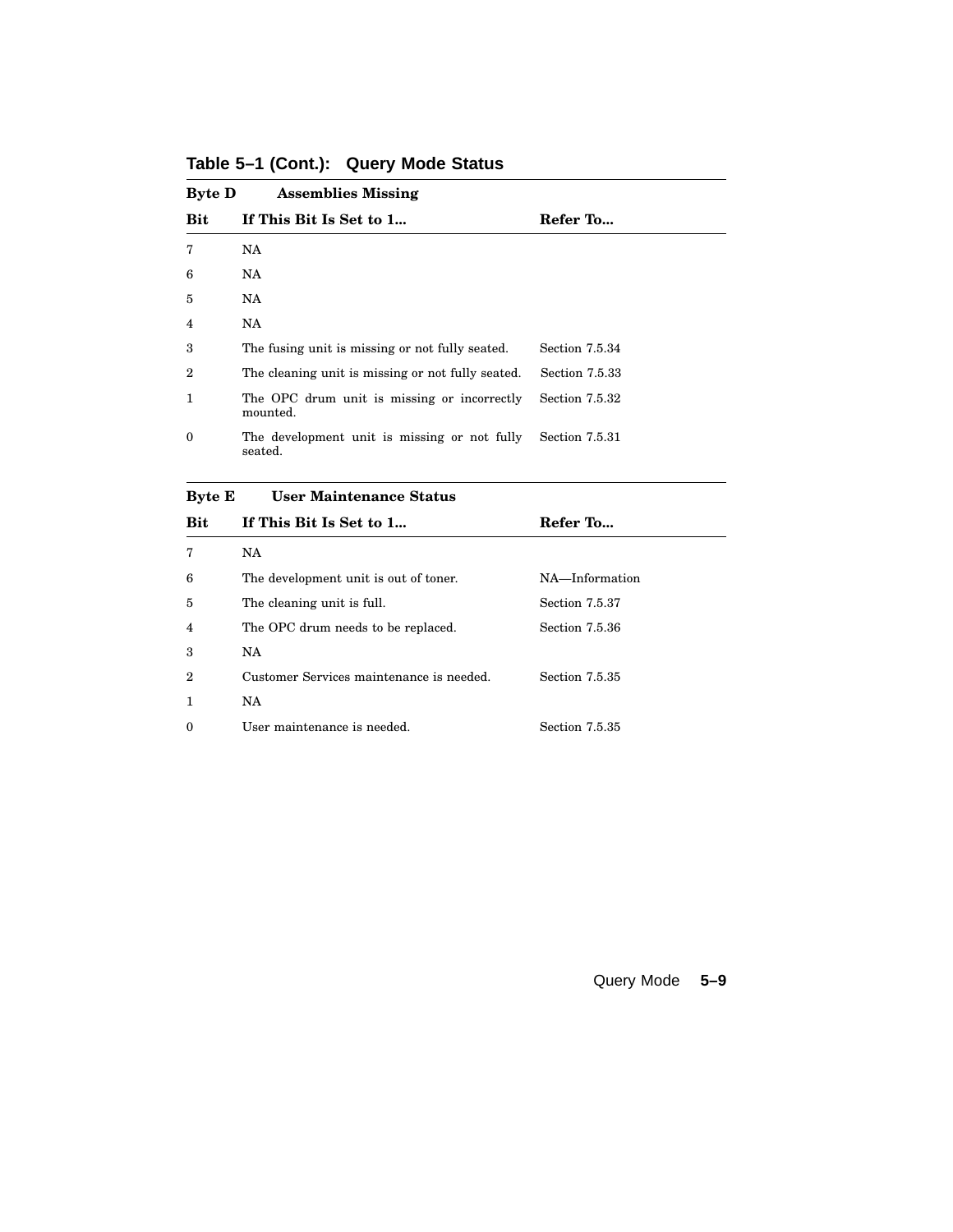**Table 5–1 (Cont.): Query Mode Status**

**Byte D Assemblies Missing**

| Bit | If This Bit Is Set to 1... | Refer To... |
|---|---|---|
| 7 | NA | |
| 6 | NA | |
| 5 | NA | |
| 4 | NA | |
| 3 | The fusing unit is missing or not fully seated. | Section 7.5.34 |
| 2 | The cleaning unit is missing or not fully seated. | Section 7.5.33 |
| 1 | The OPC drum unit is missing or incorrectly mounted. | Section 7.5.32 |
| 0 | The development unit is missing or not fully seated. | Section 7.5.31 |

**Byte E User Maintenance Status**

| Bit | If This Bit Is Set to 1... | Refer To... |
|---|---|---|
| 7 | NA | |
| 6 | The development unit is out of toner. | NA—Information |
| 5 | The cleaning unit is full. | Section 7.5.37 |
| 4 | The OPC drum needs to be replaced. | Section 7.5.36 |
| 3 | NA | |
| 2 | Customer Services maintenance is needed. | Section 7.5.35 |
| 1 | NA | |
| 0 | User maintenance is needed. | Section 7.5.35 |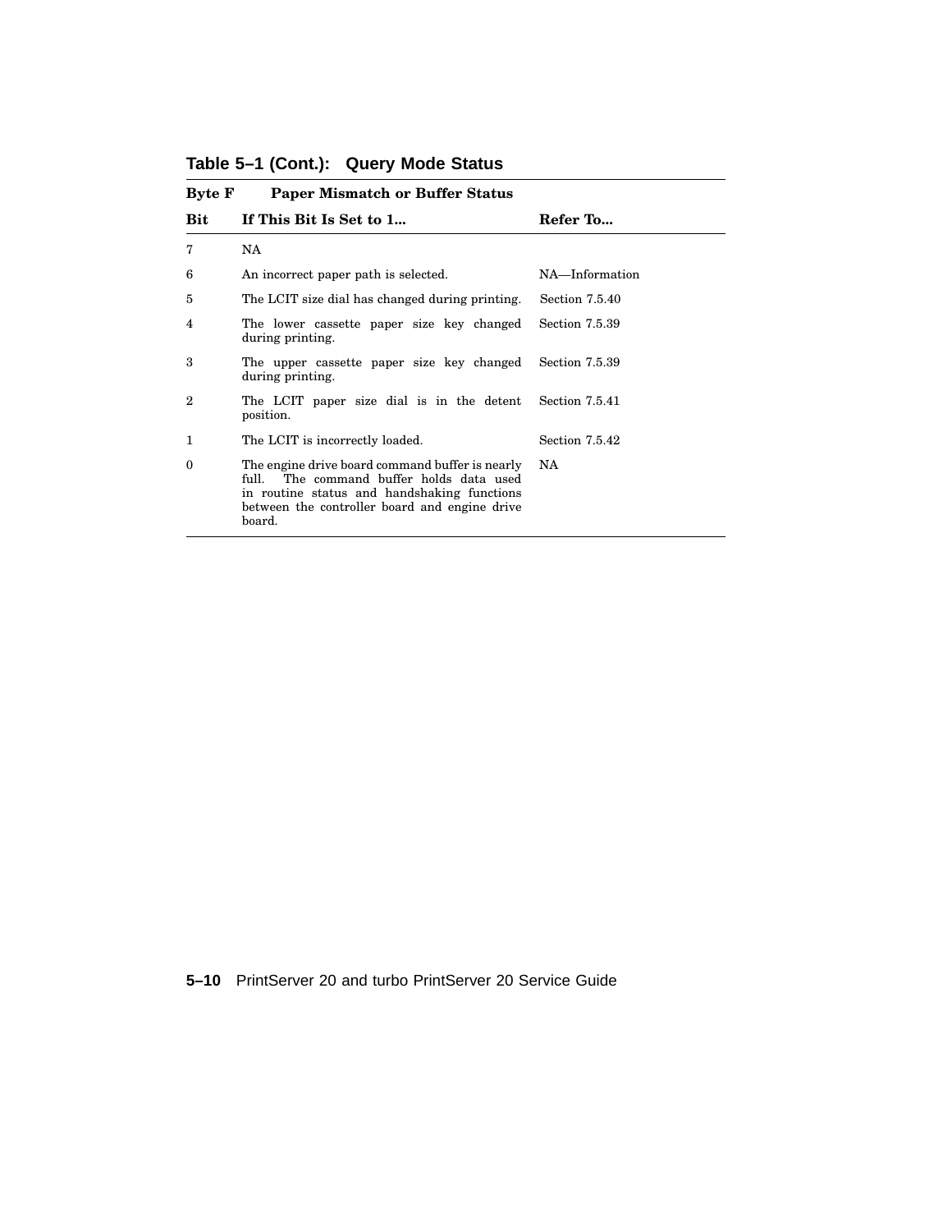**Table 5–1 (Cont.): Query Mode Status**

| **Byte F** | **Paper Mismatch or Buffer Status** | |
|---|---|---|
| **Bit** | **If This Bit Is Set to 1...** | **Refer To...** |
| 7 | NA | |
| 6 | An incorrect paper path is selected. | NA—Information |
| 5 | The LCIT size dial has changed during printing. | Section 7.5.40 |
| 4 | The lower cassette paper size key changed during printing. | Section 7.5.39 |
| 3 | The upper cassette paper size key changed during printing. | Section 7.5.39 |
| 2 | The LCIT paper size dial is in the detent position. | Section 7.5.41 |
| 1 | The LCIT is incorrectly loaded. | Section 7.5.42 |
| 0 | The engine drive board command buffer is nearly full. The command buffer holds data used in routine status and handshaking functions between the controller board and engine drive board. | NA |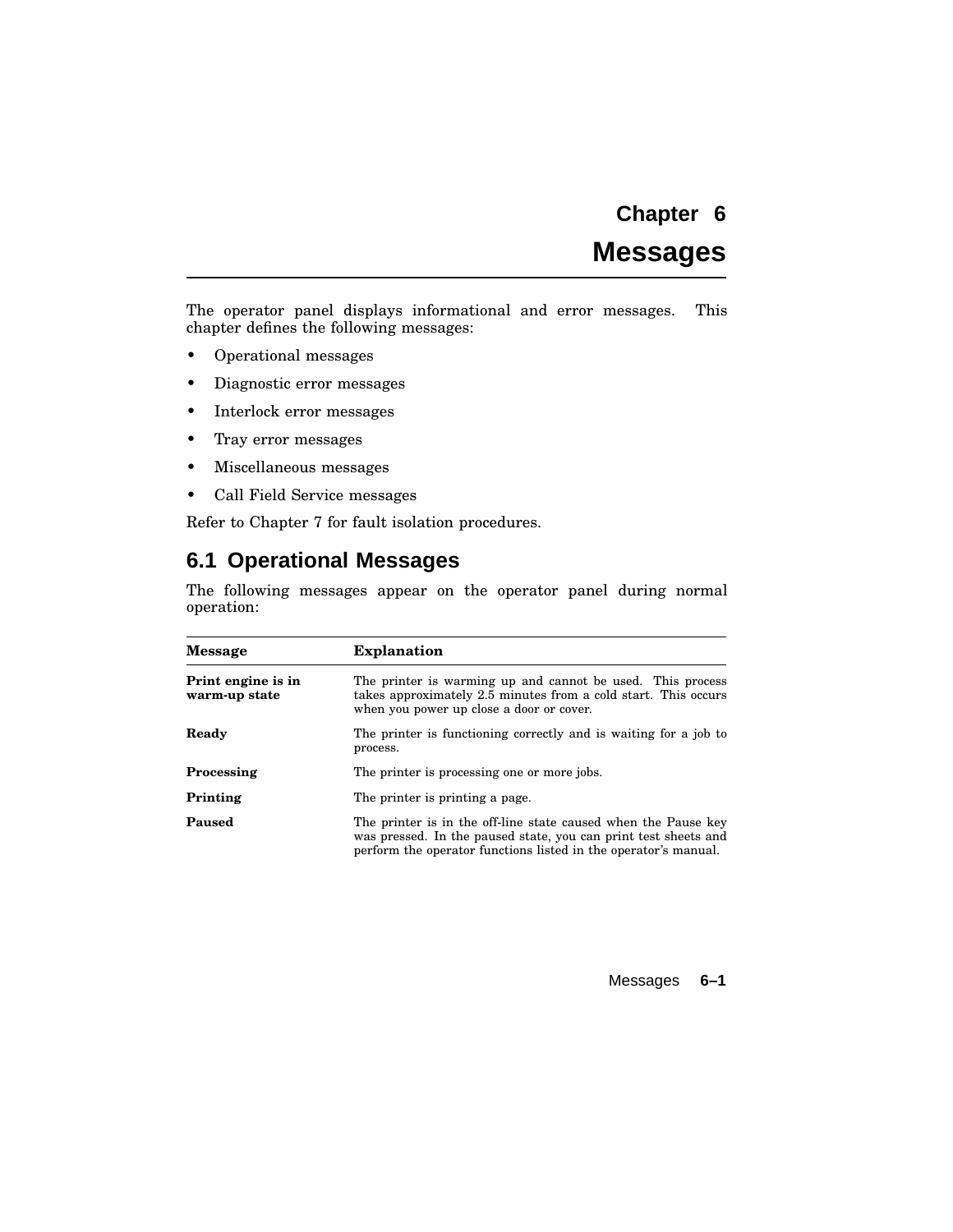# Chapter 6
# Messages

The operator panel displays informational and error messages. This chapter defines the following messages:

- Operational messages
- Diagnostic error messages
- Interlock error messages
- Tray error messages
- Miscellaneous messages
- Call Field Service messages

Refer to Chapter 7 for fault isolation procedures.

## 6.1 Operational Messages

The following messages appear on the operator panel during normal operation:

| Message | Explanation |
|---|---|
| **Print engine is in warm-up state** | The printer is warming up and cannot be used. This process takes approximately 2.5 minutes from a cold start. This occurs when you power up close a door or cover. |
| **Ready** | The printer is functioning correctly and is waiting for a job to process. |
| **Processing** | The printer is processing one or more jobs. |
| **Printing** | The printer is printing a page. |
| **Paused** | The printer is in the off-line state caused when the Pause key was pressed. In the paused state, you can print test sheets and perform the operator functions listed in the operator's manual. |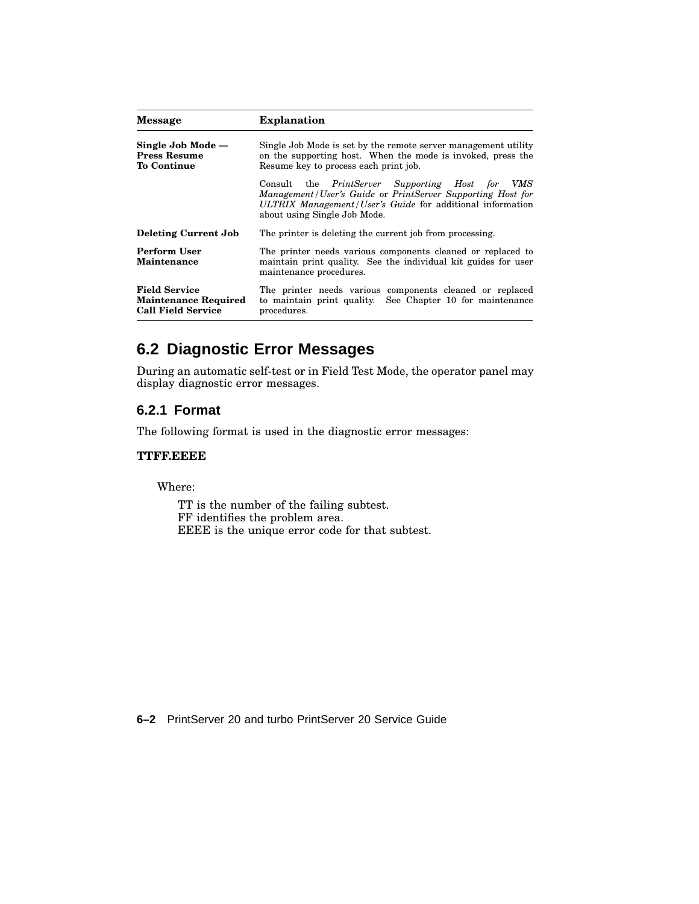| Message | Explanation |
| --- | --- |
| **Single Job Mode — Press Resume To Continue** | Single Job Mode is set by the remote server management utility on the supporting host. When the mode is invoked, press the Resume key to process each print job.<br><br>Consult the *PrintServer Supporting Host for VMS Management/User's Guide* or *PrintServer Supporting Host for ULTRIX Management/User's Guide* for additional information about using Single Job Mode. |
| **Deleting Current Job** | The printer is deleting the current job from processing. |
| **Perform User Maintenance** | The printer needs various components cleaned or replaced to maintain print quality. See the individual kit guides for user maintenance procedures. |
| **Field Service Maintenance Required Call Field Service** | The printer needs various components cleaned or replaced to maintain print quality. See Chapter 10 for maintenance procedures. |

## 6.2 Diagnostic Error Messages

During an automatic self-test or in Field Test Mode, the operator panel may display diagnostic error messages.

### 6.2.1 Format

The following format is used in the diagnostic error messages:

**TTFF.EEEE**

Where:

TT is the number of the failing subtest.
FF identifies the problem area.
EEEE is the unique error code for that subtest.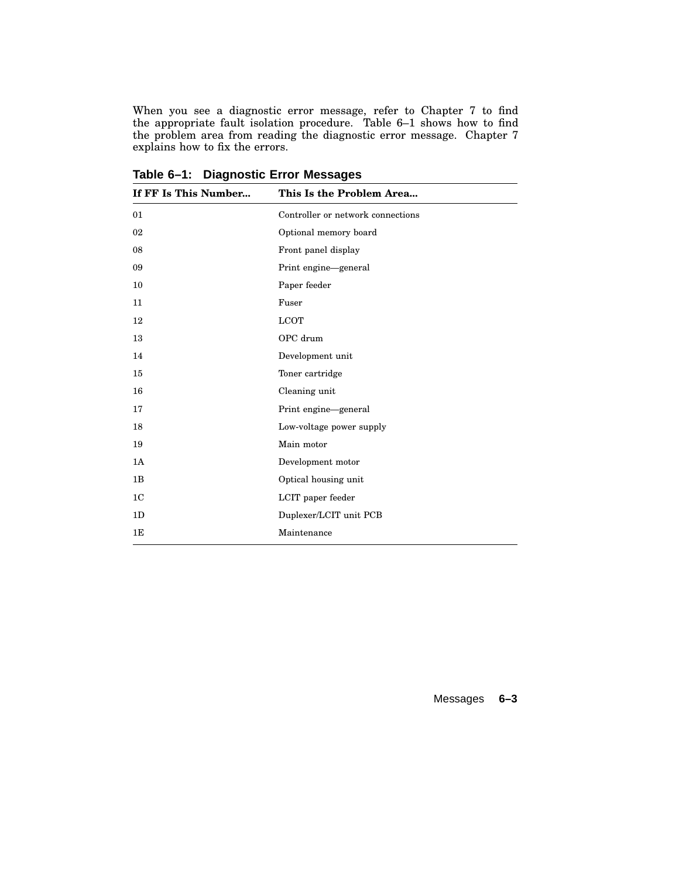When you see a diagnostic error message, refer to Chapter 7 to find the appropriate fault isolation procedure. Table 6–1 shows how to find the problem area from reading the diagnostic error message. Chapter 7 explains how to fix the errors.

**Table 6–1: Diagnostic Error Messages**

| If FF Is This Number... | This Is the Problem Area... |
|---|---|
| 01 | Controller or network connections |
| 02 | Optional memory board |
| 08 | Front panel display |
| 09 | Print engine—general |
| 10 | Paper feeder |
| 11 | Fuser |
| 12 | LCOT |
| 13 | OPC drum |
| 14 | Development unit |
| 15 | Toner cartridge |
| 16 | Cleaning unit |
| 17 | Print engine—general |
| 18 | Low-voltage power supply |
| 19 | Main motor |
| 1A | Development motor |
| 1B | Optical housing unit |
| 1C | LCIT paper feeder |
| 1D | Duplexer/LCIT unit PCB |
| 1E | Maintenance |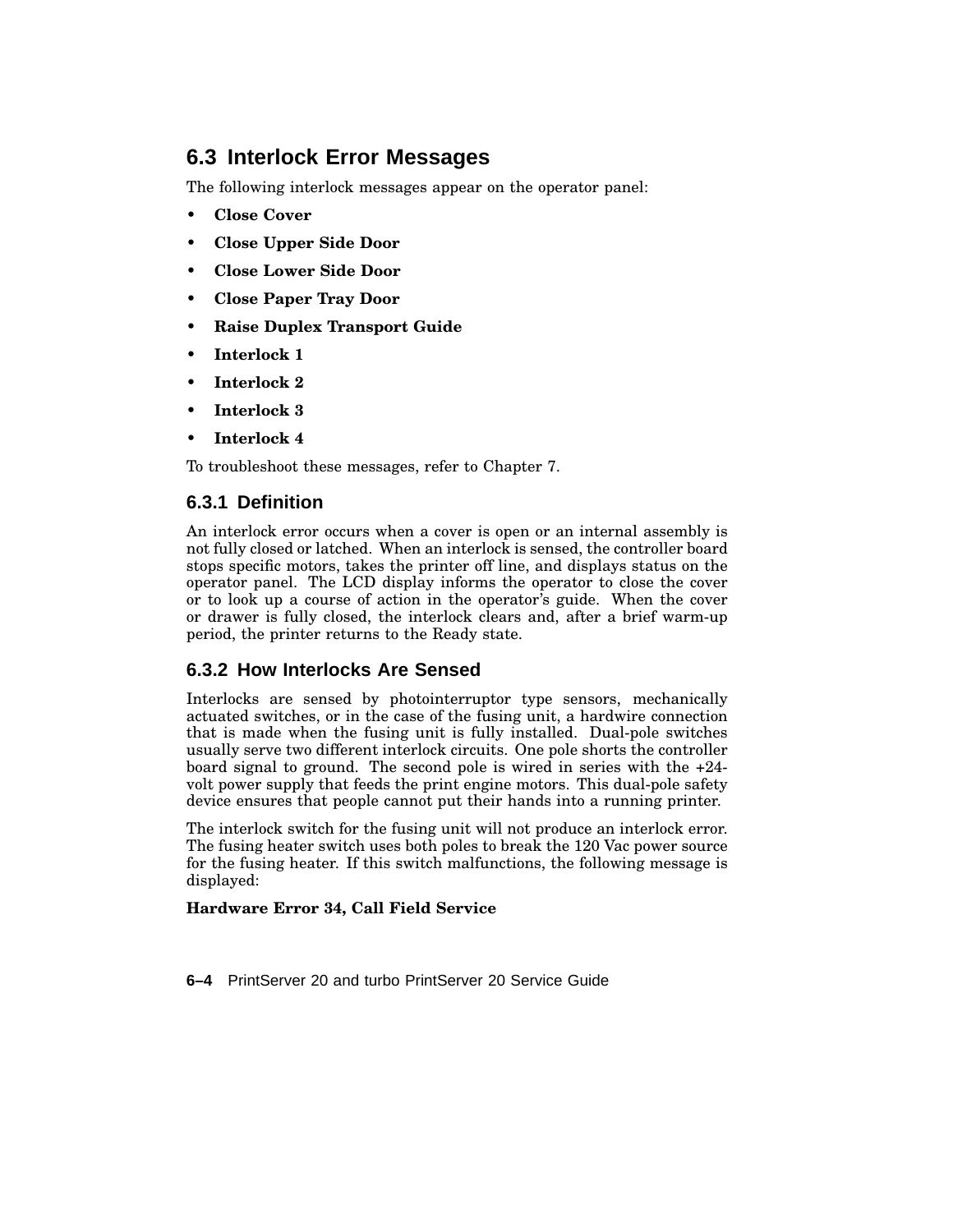## 6.3 Interlock Error Messages

The following interlock messages appear on the operator panel:

- **Close Cover**
- **Close Upper Side Door**
- **Close Lower Side Door**
- **Close Paper Tray Door**
- **Raise Duplex Transport Guide**
- **Interlock 1**
- **Interlock 2**
- **Interlock 3**
- **Interlock 4**

To troubleshoot these messages, refer to Chapter 7.

### 6.3.1 Definition

An interlock error occurs when a cover is open or an internal assembly is not fully closed or latched. When an interlock is sensed, the controller board stops specific motors, takes the printer off line, and displays status on the operator panel. The LCD display informs the operator to close the cover or to look up a course of action in the operator's guide. When the cover or drawer is fully closed, the interlock clears and, after a brief warm-up period, the printer returns to the Ready state.

### 6.3.2 How Interlocks Are Sensed

Interlocks are sensed by photointerruptor type sensors, mechanically actuated switches, or in the case of the fusing unit, a hardwire connection that is made when the fusing unit is fully installed. Dual-pole switches usually serve two different interlock circuits. One pole shorts the controller board signal to ground. The second pole is wired in series with the +24-volt power supply that feeds the print engine motors. This dual-pole safety device ensures that people cannot put their hands into a running printer.

The interlock switch for the fusing unit will not produce an interlock error. The fusing heater switch uses both poles to break the 120 Vac power source for the fusing heater. If this switch malfunctions, the following message is displayed:

**Hardware Error 34, Call Field Service**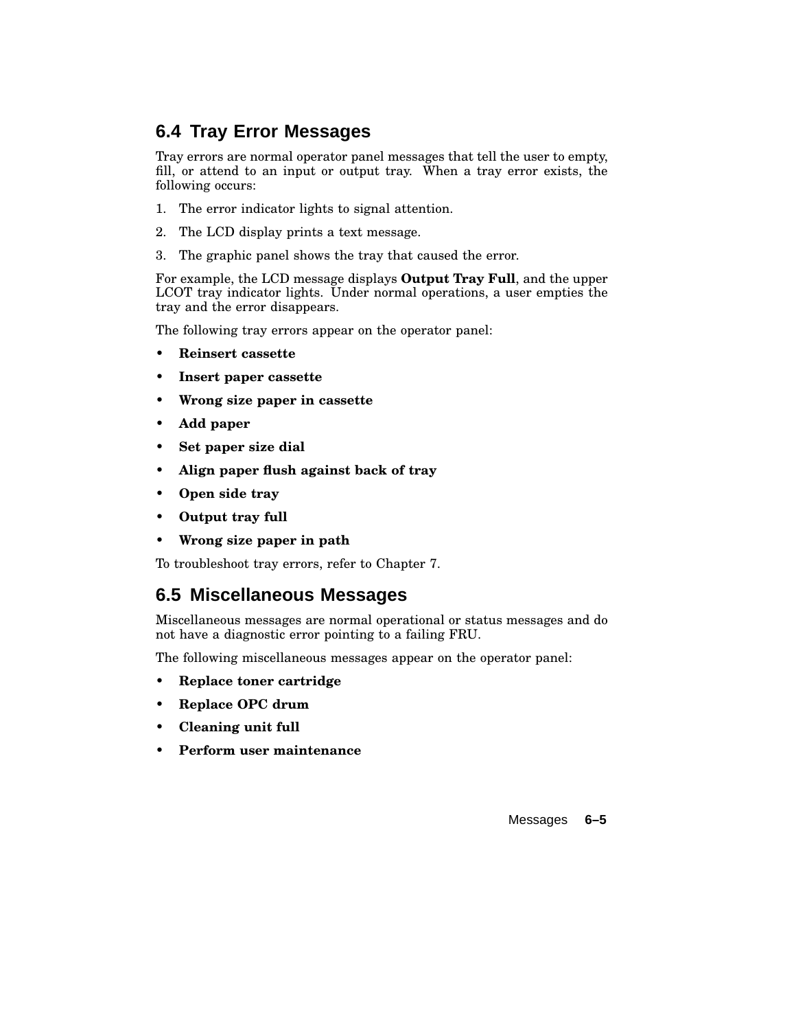## 6.4 Tray Error Messages

Tray errors are normal operator panel messages that tell the user to empty, fill, or attend to an input or output tray. When a tray error exists, the following occurs:

1. The error indicator lights to signal attention.
2. The LCD display prints a text message.
3. The graphic panel shows the tray that caused the error.

For example, the LCD message displays **Output Tray Full**, and the upper LCOT tray indicator lights. Under normal operations, a user empties the tray and the error disappears.

The following tray errors appear on the operator panel:

- **Reinsert cassette**
- **Insert paper cassette**
- **Wrong size paper in cassette**
- **Add paper**
- **Set paper size dial**
- **Align paper flush against back of tray**
- **Open side tray**
- **Output tray full**
- **Wrong size paper in path**

To troubleshoot tray errors, refer to Chapter 7.

## 6.5 Miscellaneous Messages

Miscellaneous messages are normal operational or status messages and do not have a diagnostic error pointing to a failing FRU.

The following miscellaneous messages appear on the operator panel:

- **Replace toner cartridge**
- **Replace OPC drum**
- **Cleaning unit full**
- **Perform user maintenance**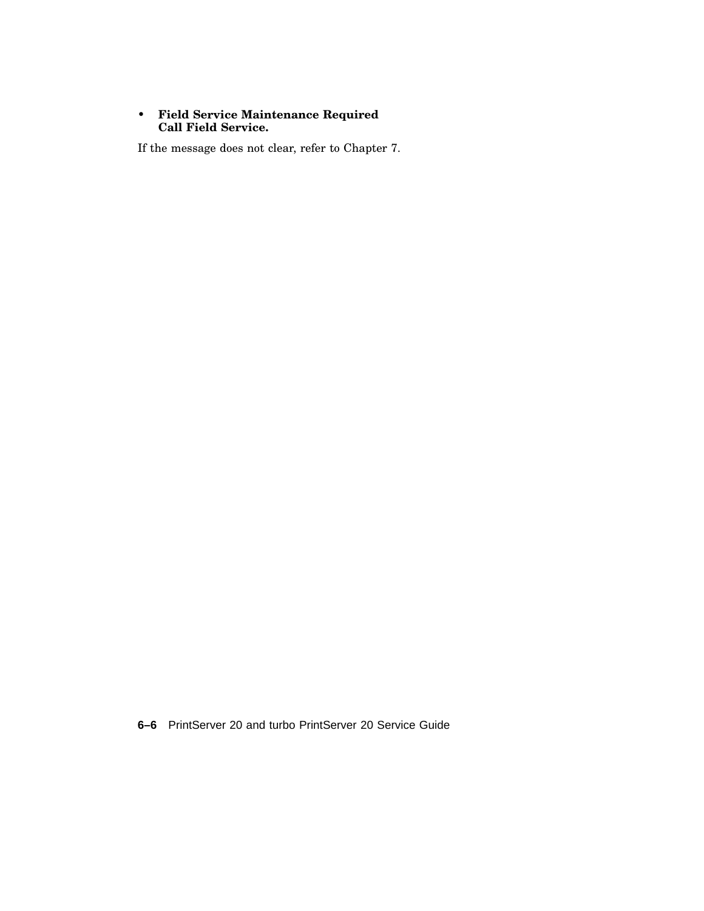- **Field Service Maintenance Required**  
  **Call Field Service.**

If the message does not clear, refer to Chapter 7.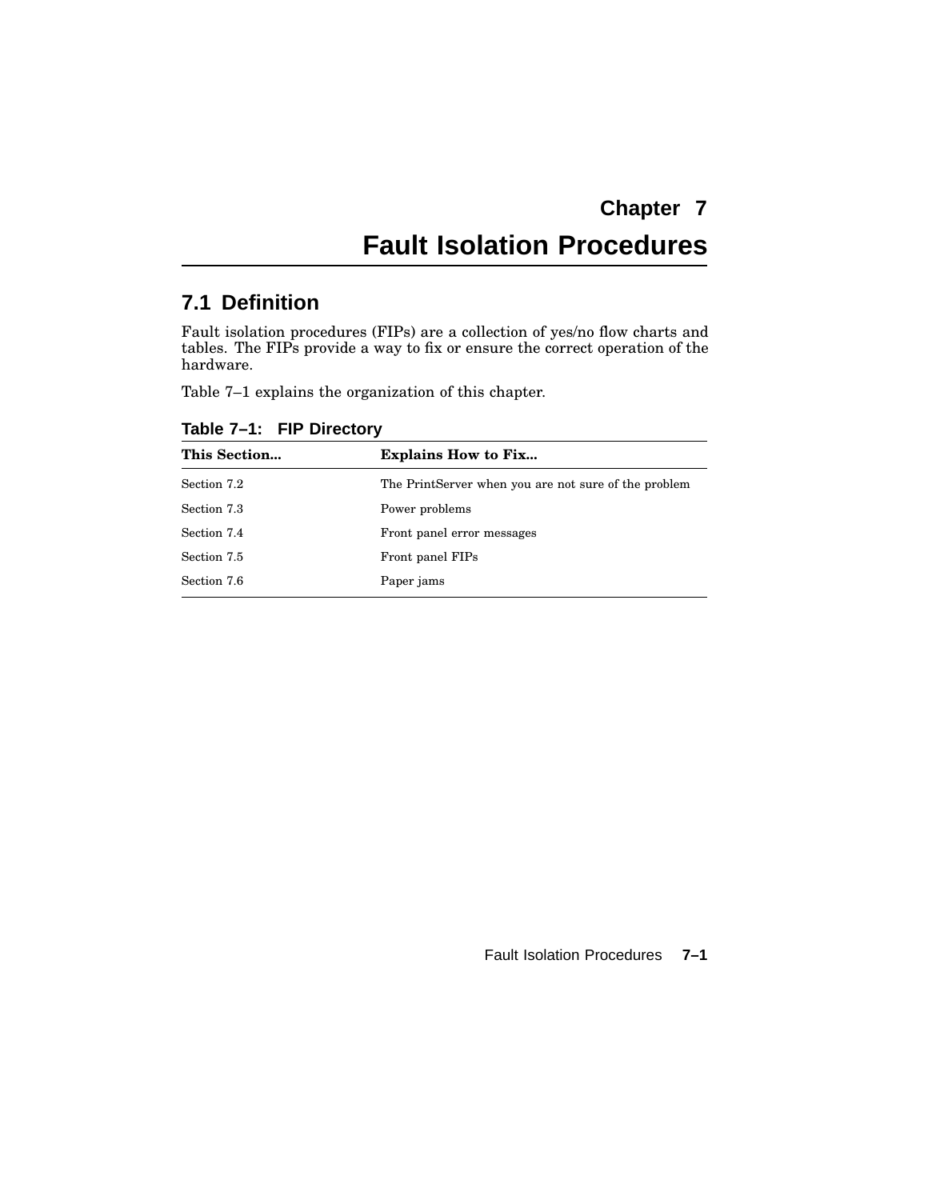# Chapter 7
# Fault Isolation Procedures

## 7.1 Definition

Fault isolation procedures (FIPs) are a collection of yes/no flow charts and tables. The FIPs provide a way to fix or ensure the correct operation of the hardware.

Table 7–1 explains the organization of this chapter.

**Table 7–1: FIP Directory**

| This Section... | Explains How to Fix... |
|---|---|
| Section 7.2 | The PrintServer when you are not sure of the problem |
| Section 7.3 | Power problems |
| Section 7.4 | Front panel error messages |
| Section 7.5 | Front panel FIPs |
| Section 7.6 | Paper jams |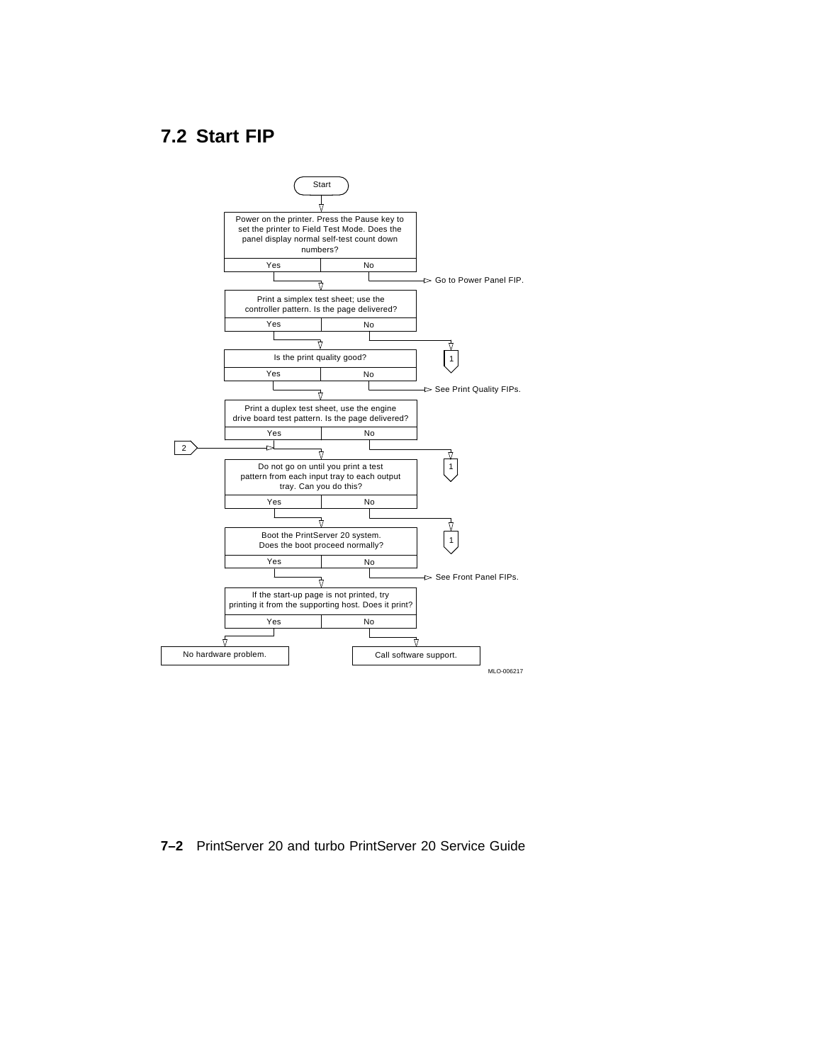## 7.2 Start FIP

Start

Power on the printer. Press the Pause key to set the printer to Field Test Mode. Does the panel display normal self-test count down numbers?

Yes | No → Go to Power Panel FIP.

Print a simplex test sheet; use the controller pattern. Is the page delivered?

Yes | No → 1

Is the print quality good?

Yes | No → See Print Quality FIPs.

Print a duplex test sheet, use the engine drive board test pattern. Is the page delivered?

Yes | No → 1

2 →

Do not go on until you print a test pattern from each input tray to each output tray. Can you do this?

Yes | No → 1

Boot the PrintServer 20 system. Does the boot proceed normally?

Yes | No → See Front Panel FIPs.

If the start-up page is not printed, try printing it from the supporting host. Does it print?

Yes → No hardware problem.

No → Call software support.

MLO-006217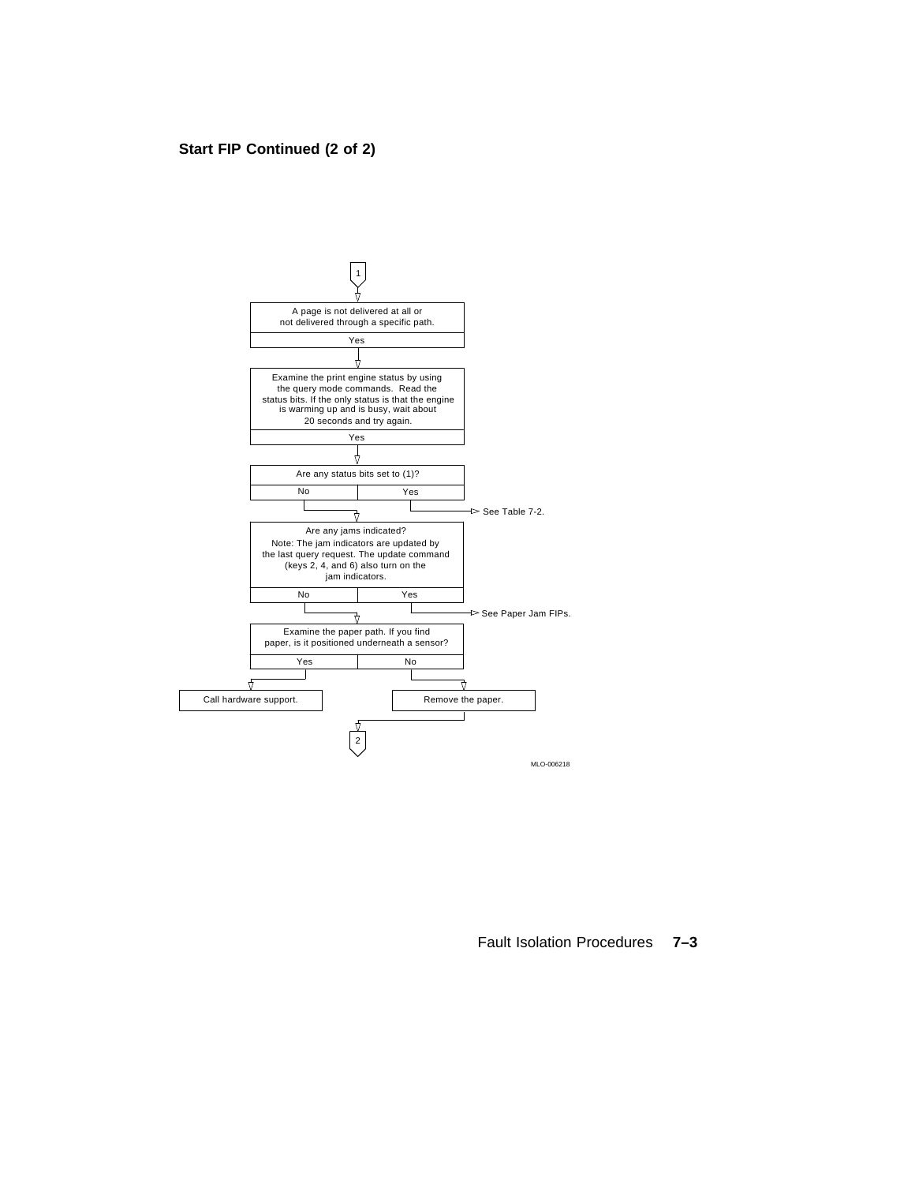## Start FIP Continued (2 of 2)

1

A page is not delivered at all or not delivered through a specific path.

Yes

Examine the print engine status by using the query mode commands. Read the status bits. If the only status is that the engine is warming up and is busy, wait about 20 seconds and try again.

Yes

Are any status bits set to (1)?

| No | Yes |
|---|---|

Yes → See Table 7-2.

No ↓

Are any jams indicated?

Note: The jam indicators are updated by the last query request. The update command (keys 2, 4, and 6) also turn on the jam indicators.

| No | Yes |
|---|---|

Yes → See Paper Jam FIPs.

No ↓

Examine the paper path. If you find paper, is it positioned underneath a sensor?

| Yes | No |
|---|---|

Yes → Call hardware support.

No → Remove the paper.

2

MLO-006218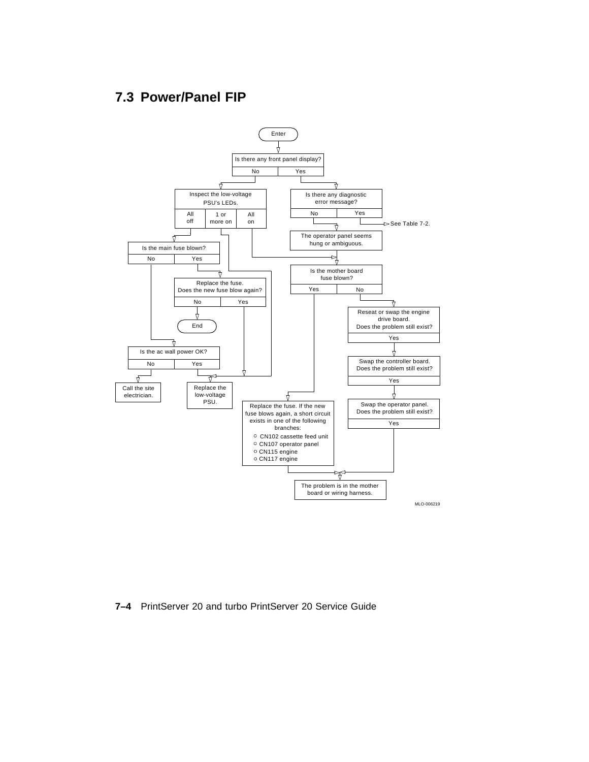## 7.3 Power/Panel FIP

Enter

Is there any front panel display?

- No → Inspect the low-voltage PSU's LEDs.
  - All off → Is the main fuse blown?
    - No → Is the ac wall power OK?
      - No → Call the site electrician.
      - Yes → Replace the low-voltage PSU.
    - Yes → Replace the fuse. Does the new fuse blow again?
      - No → End
      - Yes → Replace the low-voltage PSU.
  - 1 or more on → Replace the low-voltage PSU.
  - All on → Is the mother board fuse blown?
- Yes → Is there any diagnostic error message?
  - Yes → See Table 7-2.
  - No → The operator panel seems hung or ambiguous. → Is the mother board fuse blown?

Is the mother board fuse blown?

- Yes → Replace the fuse. If the new fuse blows again, a short circuit exists in one of the following branches:
  - CN102 cassette feed unit
  - CN107 operator panel
  - CN115 engine
  - CN117 engine

  → The problem is in the mother board or wiring harness.
- No → Reseat or swap the engine drive board. Does the problem still exist?
  - Yes → Swap the controller board. Does the problem still exist?
    - Yes → Swap the operator panel. Does the problem still exist?
      - Yes → The problem is in the mother board or wiring harness.

MLO-006219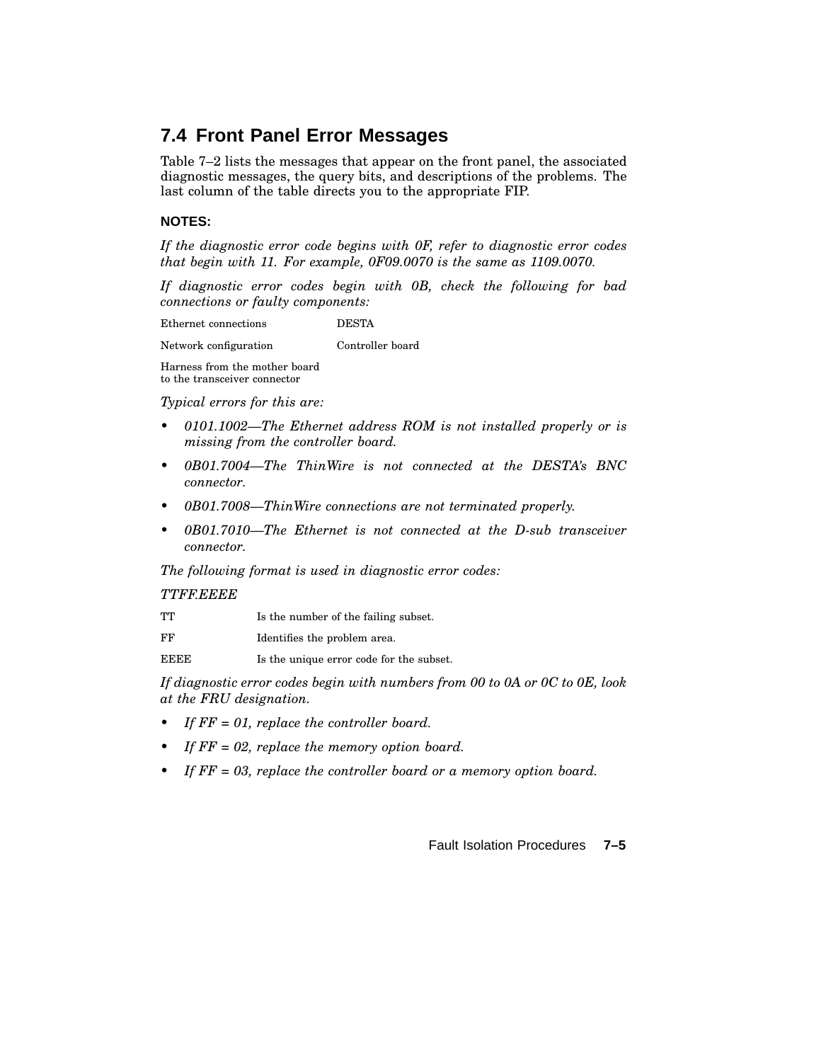## 7.4 Front Panel Error Messages

Table 7–2 lists the messages that appear on the front panel, the associated diagnostic messages, the query bits, and descriptions of the problems. The last column of the table directs you to the appropriate FIP.

**NOTES:**

*If the diagnostic error code begins with 0F, refer to diagnostic error codes that begin with 11. For example, 0F09.0070 is the same as 1109.0070.*

*If diagnostic error codes begin with 0B, check the following for bad connections or faulty components:*

| | |
|---|---|
| Ethernet connections | DESTA |
| Network configuration | Controller board |
| Harness from the mother board to the transceiver connector | |

*Typical errors for this are:*

- *0101.1002—The Ethernet address ROM is not installed properly or is missing from the controller board.*
- *0B01.7004—The ThinWire is not connected at the DESTA's BNC connector.*
- *0B01.7008—ThinWire connections are not terminated properly.*
- *0B01.7010—The Ethernet is not connected at the D-sub transceiver connector.*

*The following format is used in diagnostic error codes:*

*TTFF.EEEE*

| | |
|---|---|
| TT | Is the number of the failing subset. |
| FF | Identifies the problem area. |
| EEEE | Is the unique error code for the subset. |

*If diagnostic error codes begin with numbers from 00 to 0A or 0C to 0E, look at the FRU designation.*

- *If FF = 01, replace the controller board.*
- *If FF = 02, replace the memory option board.*
- *If FF = 03, replace the controller board or a memory option board.*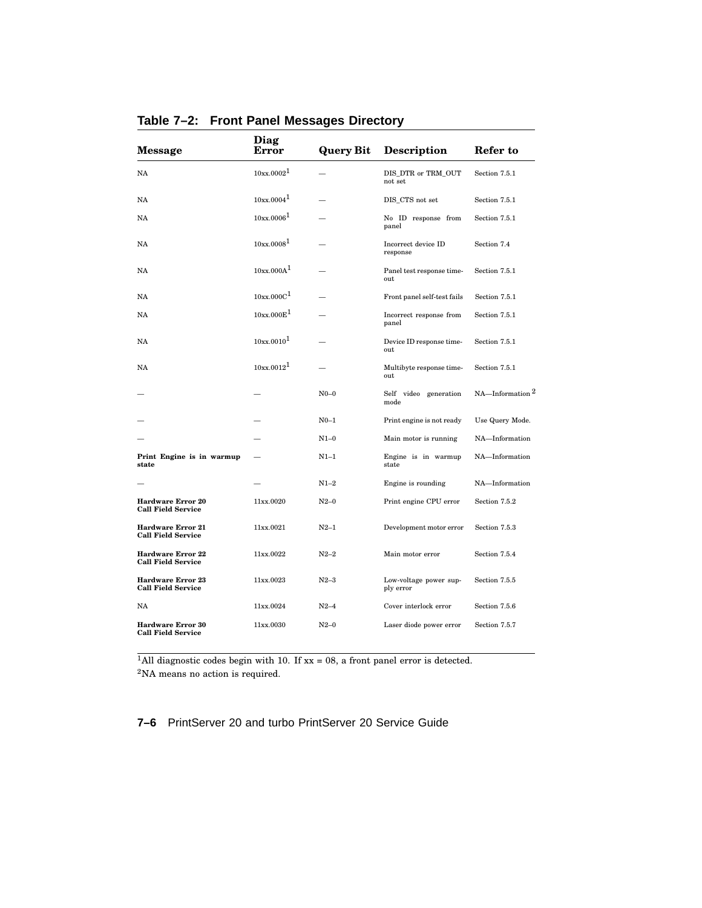**Table 7–2: Front Panel Messages Directory**

| Message | Diag Error | Query Bit | Description | Refer to |
|---|---|---|---|---|
| NA | 10xx.0002[1] | — | DIS_DTR or TRM_OUT not set | Section 7.5.1 |
| NA | 10xx.0004[1] | — | DIS_CTS not set | Section 7.5.1 |
| NA | 10xx.0006[1] | — | No ID response from panel | Section 7.5.1 |
| NA | 10xx.0008[1] | — | Incorrect device ID response | Section 7.4 |
| NA | 10xx.000A[1] | — | Panel test response time-out | Section 7.5.1 |
| NA | 10xx.000C[1] | — | Front panel self-test fails | Section 7.5.1 |
| NA | 10xx.000E[1] | — | Incorrect response from panel | Section 7.5.1 |
| NA | 10xx.0010[1] | — | Device ID response time-out | Section 7.5.1 |
| NA | 10xx.0012[1] | — | Multibyte response time-out | Section 7.5.1 |
| — | — | N0–0 | Self video generation mode | NA—Information[2] |
| — | — | N0–1 | Print engine is not ready | Use Query Mode. |
| — | — | N1–0 | Main motor is running | NA—Information |
| **Print Engine is in warmup state** | — | N1–1 | Engine is in warmup state | NA—Information |
| — | — | N1–2 | Engine is rounding | NA—Information |
| **Hardware Error 20 Call Field Service** | 11xx.0020 | N2–0 | Print engine CPU error | Section 7.5.2 |
| **Hardware Error 21 Call Field Service** | 11xx.0021 | N2–1 | Development motor error | Section 7.5.3 |
| **Hardware Error 22 Call Field Service** | 11xx.0022 | N2–2 | Main motor error | Section 7.5.4 |
| **Hardware Error 23 Call Field Service** | 11xx.0023 | N2–3 | Low-voltage power supply error | Section 7.5.5 |
| NA | 11xx.0024 | N2–4 | Cover interlock error | Section 7.5.6 |
| **Hardware Error 30 Call Field Service** | 11xx.0030 | N2–0 | Laser diode power error | Section 7.5.7 |

[1]All diagnostic codes begin with 10. If xx = 08, a front panel error is detected.
[2]NA means no action is required.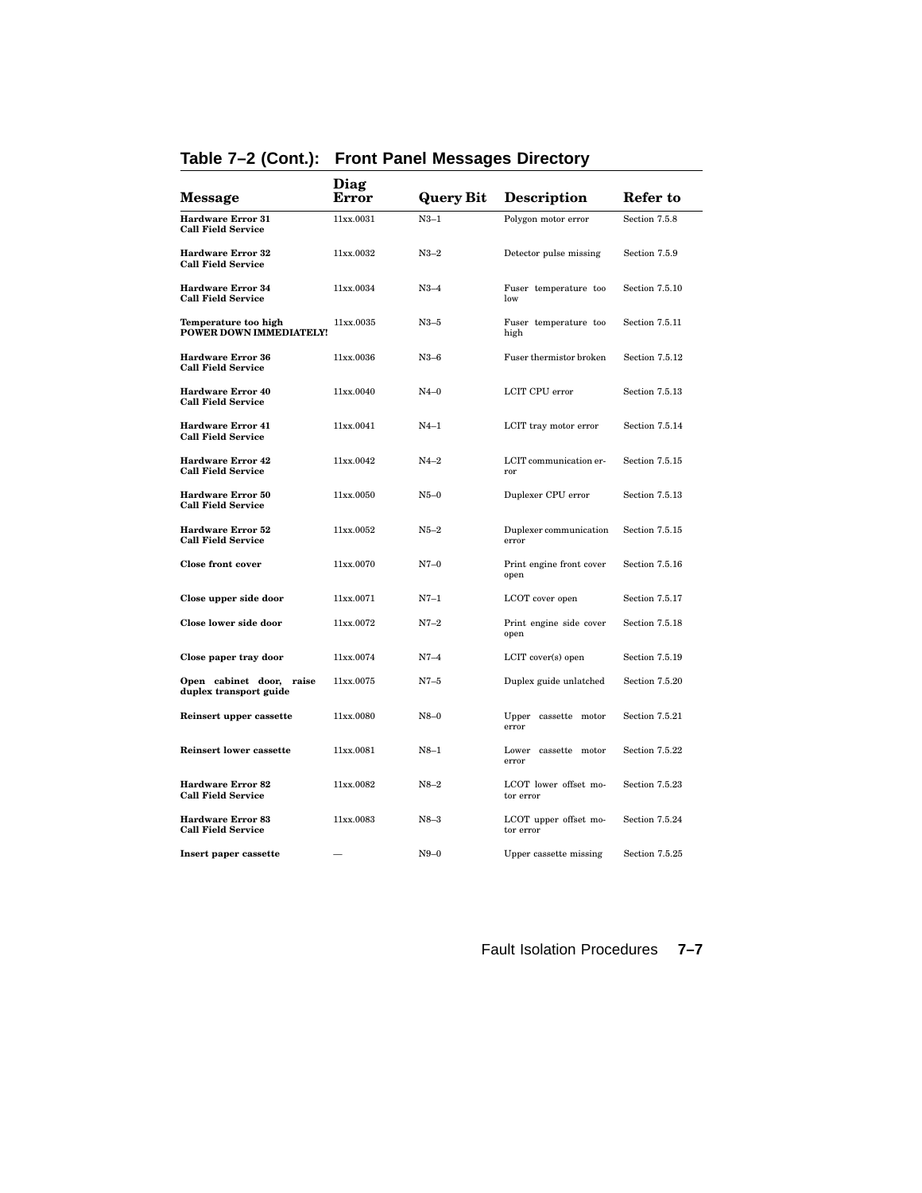## Table 7–2 (Cont.): Front Panel Messages Directory

| Message | Diag Error | Query Bit | Description | Refer to |
|---|---|---|---|---|
| **Hardware Error 31 Call Field Service** | 11xx.0031 | N3–1 | Polygon motor error | Section 7.5.8 |
| **Hardware Error 32 Call Field Service** | 11xx.0032 | N3–2 | Detector pulse missing | Section 7.5.9 |
| **Hardware Error 34 Call Field Service** | 11xx.0034 | N3–4 | Fuser temperature too low | Section 7.5.10 |
| **Temperature too high POWER DOWN IMMEDIATELY!** | 11xx.0035 | N3–5 | Fuser temperature too high | Section 7.5.11 |
| **Hardware Error 36 Call Field Service** | 11xx.0036 | N3–6 | Fuser thermistor broken | Section 7.5.12 |
| **Hardware Error 40 Call Field Service** | 11xx.0040 | N4–0 | LCIT CPU error | Section 7.5.13 |
| **Hardware Error 41 Call Field Service** | 11xx.0041 | N4–1 | LCIT tray motor error | Section 7.5.14 |
| **Hardware Error 42 Call Field Service** | 11xx.0042 | N4–2 | LCIT communication error | Section 7.5.15 |
| **Hardware Error 50 Call Field Service** | 11xx.0050 | N5–0 | Duplexer CPU error | Section 7.5.13 |
| **Hardware Error 52 Call Field Service** | 11xx.0052 | N5–2 | Duplexer communication error | Section 7.5.15 |
| **Close front cover** | 11xx.0070 | N7–0 | Print engine front cover open | Section 7.5.16 |
| **Close upper side door** | 11xx.0071 | N7–1 | LCOT cover open | Section 7.5.17 |
| **Close lower side door** | 11xx.0072 | N7–2 | Print engine side cover open | Section 7.5.18 |
| **Close paper tray door** | 11xx.0074 | N7–4 | LCIT cover(s) open | Section 7.5.19 |
| **Open cabinet door, raise duplex transport guide** | 11xx.0075 | N7–5 | Duplex guide unlatched | Section 7.5.20 |
| **Reinsert upper cassette** | 11xx.0080 | N8–0 | Upper cassette motor error | Section 7.5.21 |
| **Reinsert lower cassette** | 11xx.0081 | N8–1 | Lower cassette motor error | Section 7.5.22 |
| **Hardware Error 82 Call Field Service** | 11xx.0082 | N8–2 | LCOT lower offset motor error | Section 7.5.23 |
| **Hardware Error 83 Call Field Service** | 11xx.0083 | N8–3 | LCOT upper offset motor error | Section 7.5.24 |
| **Insert paper cassette** | — | N9–0 | Upper cassette missing | Section 7.5.25 |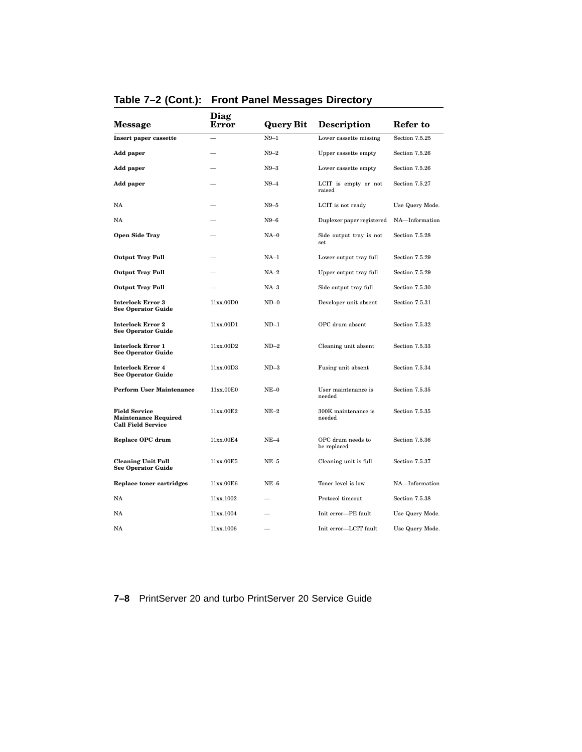**Table 7–2 (Cont.): Front Panel Messages Directory**

| Message | Diag Error | Query Bit | Description | Refer to |
|---|---|---|---|---|
| **Insert paper cassette** | — | N9–1 | Lower cassette missing | Section 7.5.25 |
| **Add paper** | — | N9–2 | Upper cassette empty | Section 7.5.26 |
| **Add paper** | — | N9–3 | Lower cassette empty | Section 7.5.26 |
| **Add paper** | — | N9–4 | LCIT is empty or not raised | Section 7.5.27 |
| NA | — | N9–5 | LCIT is not ready | Use Query Mode. |
| NA | — | N9–6 | Duplexer paper registered | NA—Information |
| **Open Side Tray** | — | NA–0 | Side output tray is not set | Section 7.5.28 |
| **Output Tray Full** | — | NA–1 | Lower output tray full | Section 7.5.29 |
| **Output Tray Full** | — | NA–2 | Upper output tray full | Section 7.5.29 |
| **Output Tray Full** | — | NA–3 | Side output tray full | Section 7.5.30 |
| **Interlock Error 3 See Operator Guide** | 11xx.00D0 | ND–0 | Developer unit absent | Section 7.5.31 |
| **Interlock Error 2 See Operator Guide** | 11xx.00D1 | ND–1 | OPC drum absent | Section 7.5.32 |
| **Interlock Error 1 See Operator Guide** | 11xx.00D2 | ND–2 | Cleaning unit absent | Section 7.5.33 |
| **Interlock Error 4 See Operator Guide** | 11xx.00D3 | ND–3 | Fusing unit absent | Section 7.5.34 |
| **Perform User Maintenance** | 11xx.00E0 | NE–0 | User maintenance is needed | Section 7.5.35 |
| **Field Service Maintenance Required Call Field Service** | 11xx.00E2 | NE–2 | 300K maintenance is needed | Section 7.5.35 |
| **Replace OPC drum** | 11xx.00E4 | NE–4 | OPC drum needs to be replaced | Section 7.5.36 |
| **Cleaning Unit Full See Operator Guide** | 11xx.00E5 | NE–5 | Cleaning unit is full | Section 7.5.37 |
| **Replace toner cartridges** | 11xx.00E6 | NE–6 | Toner level is low | NA—Information |
| NA | 11xx.1002 | — | Protocol timeout | Section 7.5.38 |
| NA | 11xx.1004 | — | Init error—PE fault | Use Query Mode. |
| NA | 11xx.1006 | — | Init error—LCIT fault | Use Query Mode. |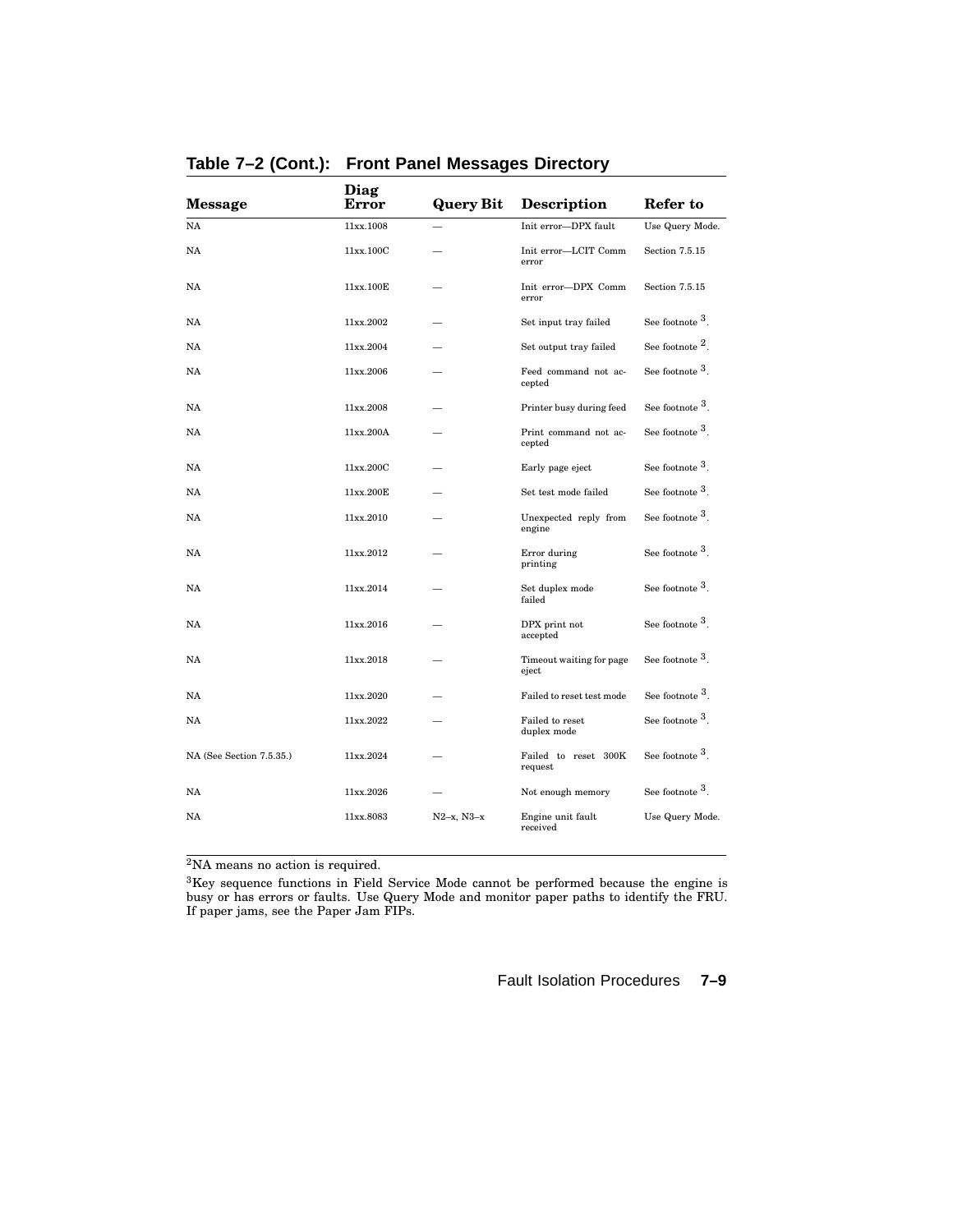**Table 7–2 (Cont.): Front Panel Messages Directory**

| Message | Diag Error | Query Bit | Description | Refer to |
| --- | --- | --- | --- | --- |
| NA | 11xx.1008 | — | Init error—DPX fault | Use Query Mode. |
| NA | 11xx.100C | — | Init error—LCIT Comm error | Section 7.5.15 |
| NA | 11xx.100E | — | Init error—DPX Comm error | Section 7.5.15 |
| NA | 11xx.2002 | — | Set input tray failed | See footnote [3]. |
| NA | 11xx.2004 | — | Set output tray failed | See footnote [2]. |
| NA | 11xx.2006 | — | Feed command not accepted | See footnote [3]. |
| NA | 11xx.2008 | — | Printer busy during feed | See footnote [3]. |
| NA | 11xx.200A | — | Print command not accepted | See footnote [3]. |
| NA | 11xx.200C | — | Early page eject | See footnote [3]. |
| NA | 11xx.200E | — | Set test mode failed | See footnote [3]. |
| NA | 11xx.2010 | — | Unexpected reply from engine | See footnote [3]. |
| NA | 11xx.2012 | — | Error during printing | See footnote [3]. |
| NA | 11xx.2014 | — | Set duplex mode failed | See footnote [3]. |
| NA | 11xx.2016 | — | DPX print not accepted | See footnote [3]. |
| NA | 11xx.2018 | — | Timeout waiting for page eject | See footnote [3]. |
| NA | 11xx.2020 | — | Failed to reset test mode | See footnote [3]. |
| NA | 11xx.2022 | — | Failed to reset duplex mode | See footnote [3]. |
| NA (See Section 7.5.35.) | 11xx.2024 | — | Failed to reset 300K request | See footnote [3]. |
| NA | 11xx.2026 | — | Not enough memory | See footnote [3]. |
| NA | 11xx.8083 | N2–x, N3–x | Engine unit fault received | Use Query Mode. |

[2]NA means no action is required.

[3]Key sequence functions in Field Service Mode cannot be performed because the engine is busy or has errors or faults. Use Query Mode and monitor paper paths to identify the FRU. If paper jams, see the Paper Jam FIPs.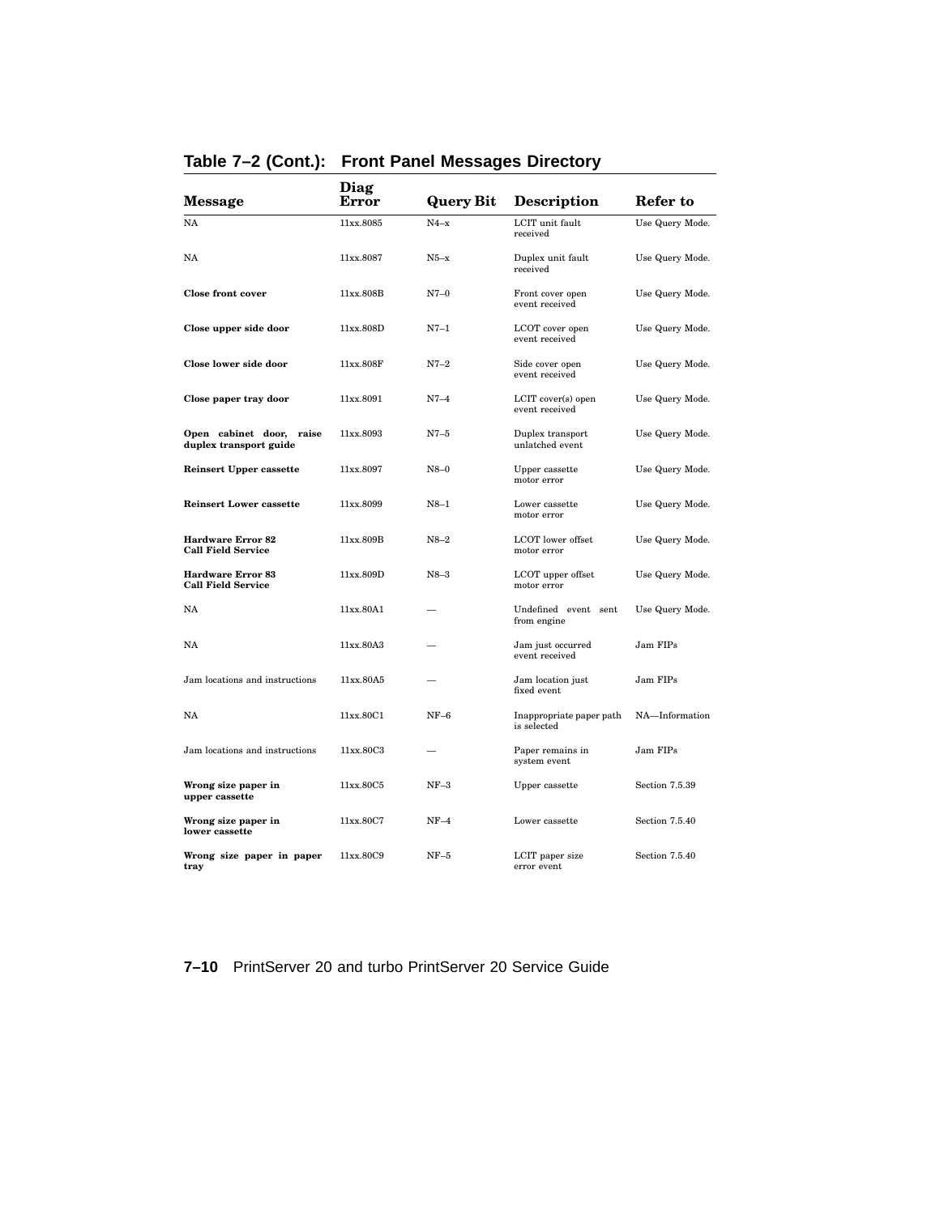**Table 7–2 (Cont.): Front Panel Messages Directory**

| Message | Diag Error | Query Bit | Description | Refer to |
|---|---|---|---|---|
| NA | 11xx.8085 | N4–x | LCIT unit fault received | Use Query Mode. |
| NA | 11xx.8087 | N5–x | Duplex unit fault received | Use Query Mode. |
| **Close front cover** | 11xx.808B | N7–0 | Front cover open event received | Use Query Mode. |
| **Close upper side door** | 11xx.808D | N7–1 | LCOT cover open event received | Use Query Mode. |
| **Close lower side door** | 11xx.808F | N7–2 | Side cover open event received | Use Query Mode. |
| **Close paper tray door** | 11xx.8091 | N7–4 | LCIT cover(s) open event received | Use Query Mode. |
| **Open cabinet door, raise duplex transport guide** | 11xx.8093 | N7–5 | Duplex transport unlatched event | Use Query Mode. |
| **Reinsert Upper cassette** | 11xx.8097 | N8–0 | Upper cassette motor error | Use Query Mode. |
| **Reinsert Lower cassette** | 11xx.8099 | N8–1 | Lower cassette motor error | Use Query Mode. |
| **Hardware Error 82 Call Field Service** | 11xx.809B | N8–2 | LCOT lower offset motor error | Use Query Mode. |
| **Hardware Error 83 Call Field Service** | 11xx.809D | N8–3 | LCOT upper offset motor error | Use Query Mode. |
| NA | 11xx.80A1 | — | Undefined event sent from engine | Use Query Mode. |
| NA | 11xx.80A3 | — | Jam just occurred event received | Jam FIPs |
| Jam locations and instructions | 11xx.80A5 | — | Jam location just fixed event | Jam FIPs |
| NA | 11xx.80C1 | NF–6 | Inappropriate paper path is selected | NA—Information |
| Jam locations and instructions | 11xx.80C3 | — | Paper remains in system event | Jam FIPs |
| **Wrong size paper in upper cassette** | 11xx.80C5 | NF–3 | Upper cassette | Section 7.5.39 |
| **Wrong size paper in lower cassette** | 11xx.80C7 | NF–4 | Lower cassette | Section 7.5.40 |
| **Wrong size paper in paper tray** | 11xx.80C9 | NF–5 | LCIT paper size error event | Section 7.5.40 |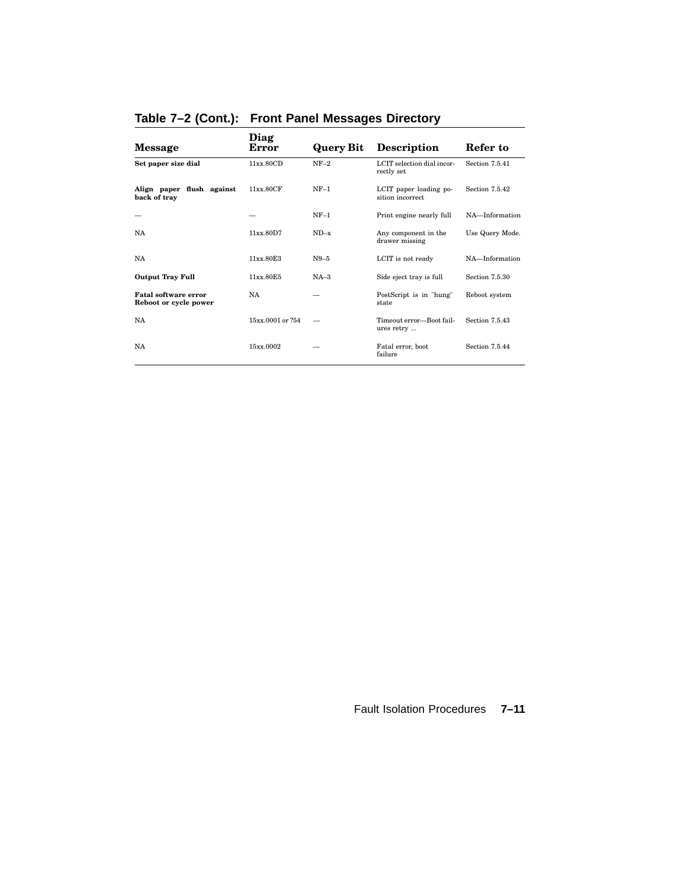## Table 7–2 (Cont.): Front Panel Messages Directory

| Message | Diag Error | Query Bit | Description | Refer to |
|---|---|---|---|---|
| **Set paper size dial** | 11xx.80CD | NF–2 | LCIT selection dial incorrectly set | Section 7.5.41 |
| **Align paper flush against back of tray** | 11xx.80CF | NF–1 | LCIT paper loading position incorrect | Section 7.5.42 |
| — | — | NF–1 | Print engine nearly full | NA—Information |
| NA | 11xx.80D7 | ND–x | Any component in the drawer missing | Use Query Mode. |
| NA | 11xx.80E3 | N9–5 | LCIT is not ready | NA—Information |
| **Output Tray Full** | 11xx.80E5 | NA–3 | Side eject tray is full | Section 7.5.30 |
| **Fatal software error Reboot or cycle power** | NA | — | PostScript is in "hung" state | Reboot system |
| NA | 15xx.0001 or ?54 | — | Timeout error—Boot failures retry ... | Section 7.5.43 |
| NA | 15xx.0002 | — | Fatal error, boot failure | Section 7.5.44 |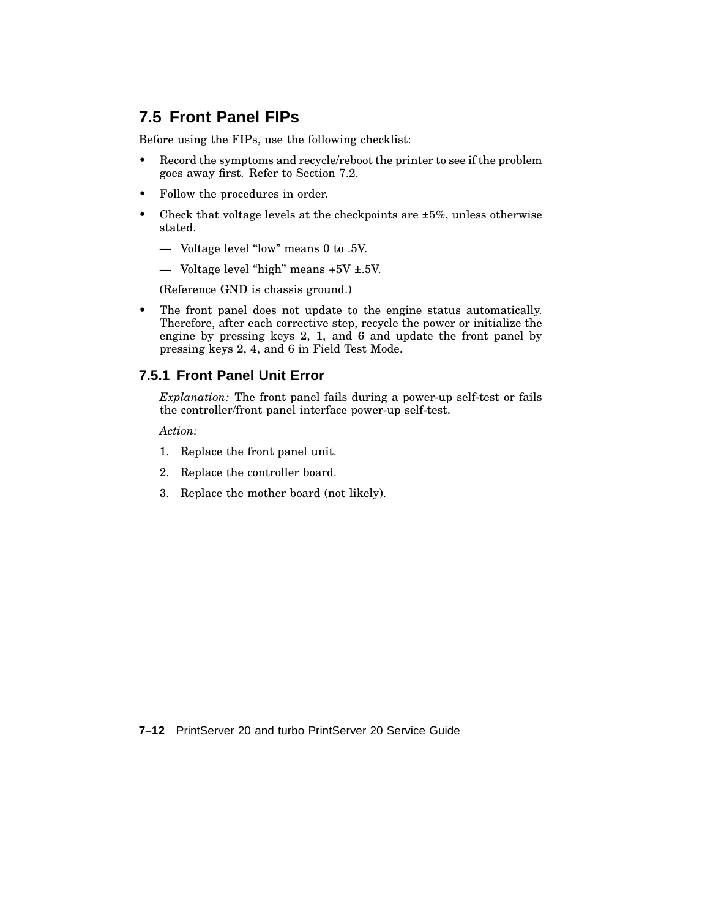## 7.5 Front Panel FIPs

Before using the FIPs, use the following checklist:

- Record the symptoms and recycle/reboot the printer to see if the problem goes away first. Refer to Section 7.2.
- Follow the procedures in order.
- Check that voltage levels at the checkpoints are ±5%, unless otherwise stated.
  - Voltage level “low” means 0 to .5V.
  - Voltage level “high” means +5V ±.5V.

  (Reference GND is chassis ground.)
- The front panel does not update to the engine status automatically. Therefore, after each corrective step, recycle the power or initialize the engine by pressing keys 2, 1, and 6 and update the front panel by pressing keys 2, 4, and 6 in Field Test Mode.

### 7.5.1 Front Panel Unit Error

*Explanation:* The front panel fails during a power-up self-test or fails the controller/front panel interface power-up self-test.

*Action:*

1. Replace the front panel unit.
2. Replace the controller board.
3. Replace the mother board (not likely).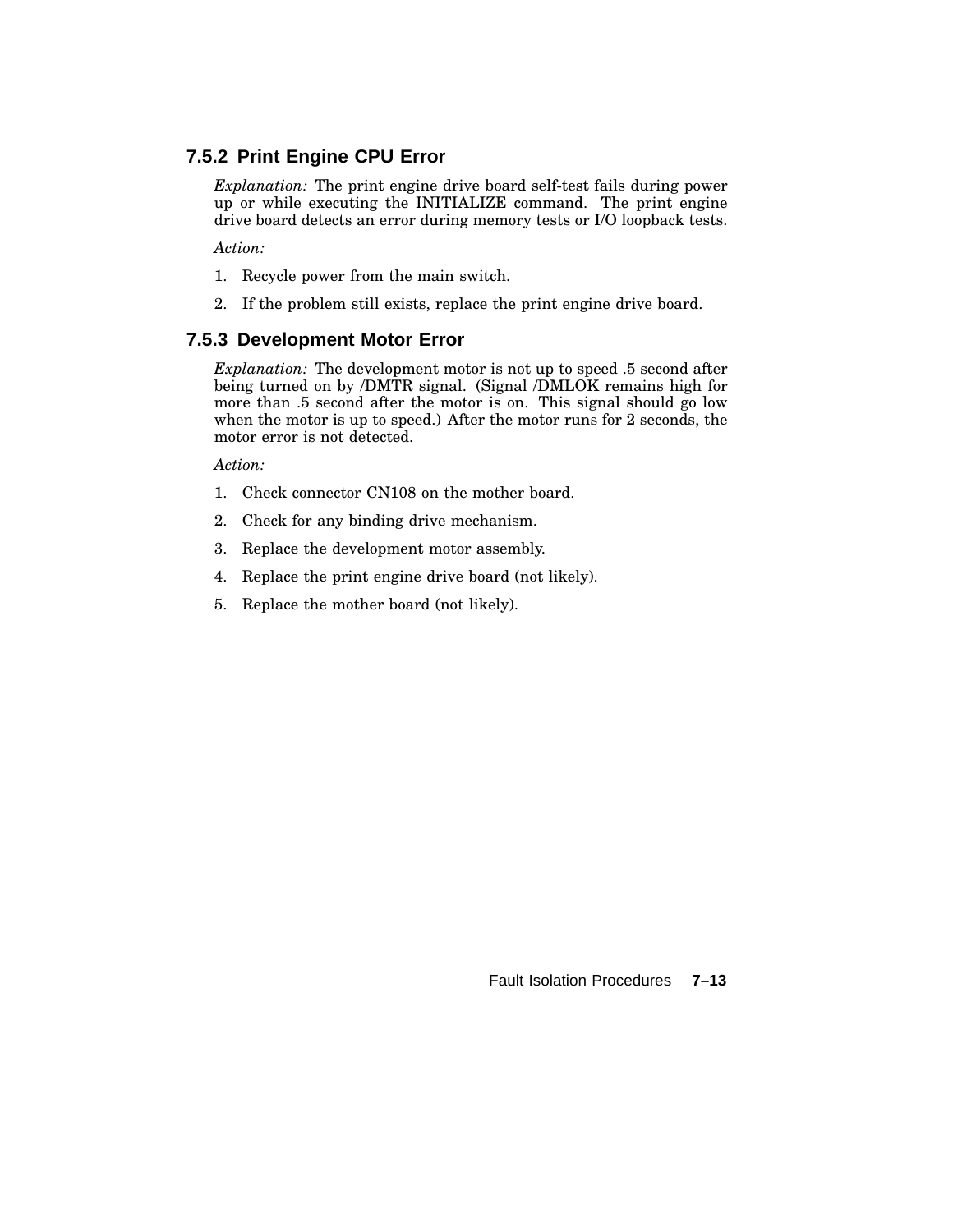### 7.5.2 Print Engine CPU Error

*Explanation:* The print engine drive board self-test fails during power up or while executing the INITIALIZE command. The print engine drive board detects an error during memory tests or I/O loopback tests.

*Action:*

1. Recycle power from the main switch.
2. If the problem still exists, replace the print engine drive board.

### 7.5.3 Development Motor Error

*Explanation:* The development motor is not up to speed .5 second after being turned on by /DMTR signal. (Signal /DMLOK remains high for more than .5 second after the motor is on. This signal should go low when the motor is up to speed.) After the motor runs for 2 seconds, the motor error is not detected.

*Action:*

1. Check connector CN108 on the mother board.
2. Check for any binding drive mechanism.
3. Replace the development motor assembly.
4. Replace the print engine drive board (not likely).
5. Replace the mother board (not likely).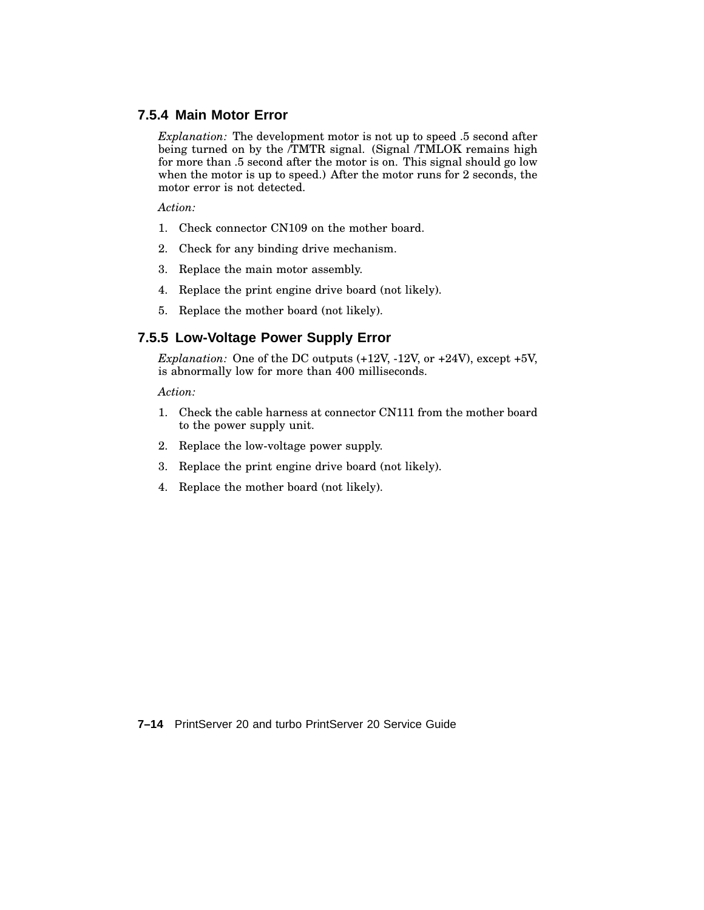### 7.5.4 Main Motor Error

*Explanation:* The development motor is not up to speed .5 second after being turned on by the /TMTR signal. (Signal /TMLOK remains high for more than .5 second after the motor is on. This signal should go low when the motor is up to speed.) After the motor runs for 2 seconds, the motor error is not detected.

*Action:*

1. Check connector CN109 on the mother board.
2. Check for any binding drive mechanism.
3. Replace the main motor assembly.
4. Replace the print engine drive board (not likely).
5. Replace the mother board (not likely).

### 7.5.5 Low-Voltage Power Supply Error

*Explanation:* One of the DC outputs (+12V, -12V, or +24V), except +5V, is abnormally low for more than 400 milliseconds.

*Action:*

1. Check the cable harness at connector CN111 from the mother board to the power supply unit.
2. Replace the low-voltage power supply.
3. Replace the print engine drive board (not likely).
4. Replace the mother board (not likely).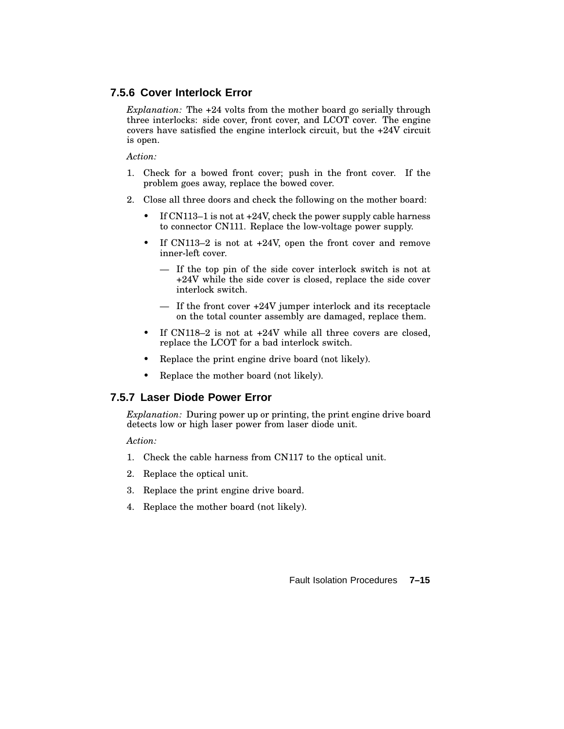### 7.5.6 Cover Interlock Error

*Explanation:* The +24 volts from the mother board go serially through three interlocks: side cover, front cover, and LCOT cover. The engine covers have satisfied the engine interlock circuit, but the +24V circuit is open.

*Action:*

1. Check for a bowed front cover; push in the front cover. If the problem goes away, replace the bowed cover.
2. Close all three doors and check the following on the mother board:
   - If CN113–1 is not at +24V, check the power supply cable harness to connector CN111. Replace the low-voltage power supply.
   - If CN113–2 is not at +24V, open the front cover and remove inner-left cover.
     - If the top pin of the side cover interlock switch is not at +24V while the side cover is closed, replace the side cover interlock switch.
     - If the front cover +24V jumper interlock and its receptacle on the total counter assembly are damaged, replace them.
   - If CN118–2 is not at +24V while all three covers are closed, replace the LCOT for a bad interlock switch.
   - Replace the print engine drive board (not likely).
   - Replace the mother board (not likely).

### 7.5.7 Laser Diode Power Error

*Explanation:* During power up or printing, the print engine drive board detects low or high laser power from laser diode unit.

*Action:*

1. Check the cable harness from CN117 to the optical unit.
2. Replace the optical unit.
3. Replace the print engine drive board.
4. Replace the mother board (not likely).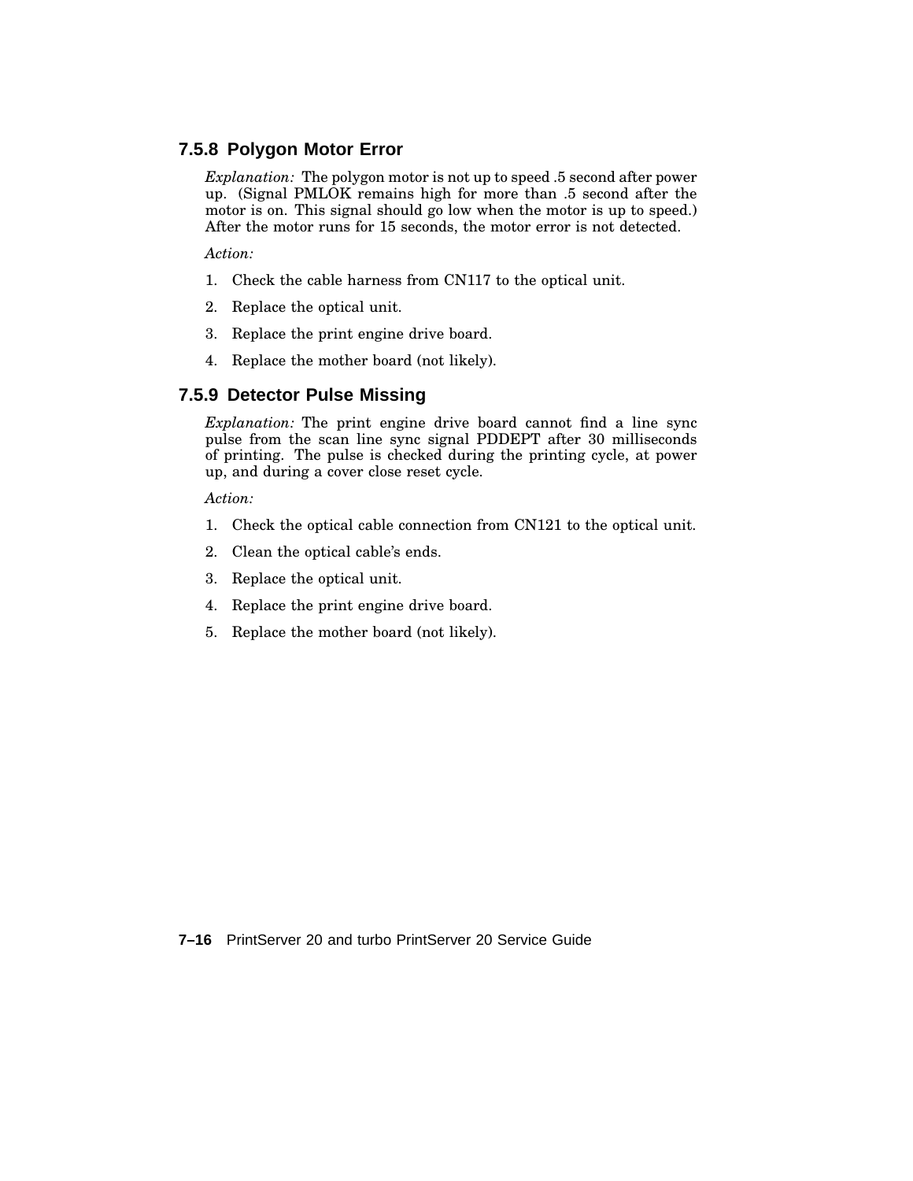### 7.5.8 Polygon Motor Error

*Explanation:* The polygon motor is not up to speed .5 second after power up. (Signal PMLOK remains high for more than .5 second after the motor is on. This signal should go low when the motor is up to speed.) After the motor runs for 15 seconds, the motor error is not detected.

*Action:*

1. Check the cable harness from CN117 to the optical unit.
2. Replace the optical unit.
3. Replace the print engine drive board.
4. Replace the mother board (not likely).

### 7.5.9 Detector Pulse Missing

*Explanation:* The print engine drive board cannot find a line sync pulse from the scan line sync signal PDDEPT after 30 milliseconds of printing. The pulse is checked during the printing cycle, at power up, and during a cover close reset cycle.

*Action:*

1. Check the optical cable connection from CN121 to the optical unit.
2. Clean the optical cable's ends.
3. Replace the optical unit.
4. Replace the print engine drive board.
5. Replace the mother board (not likely).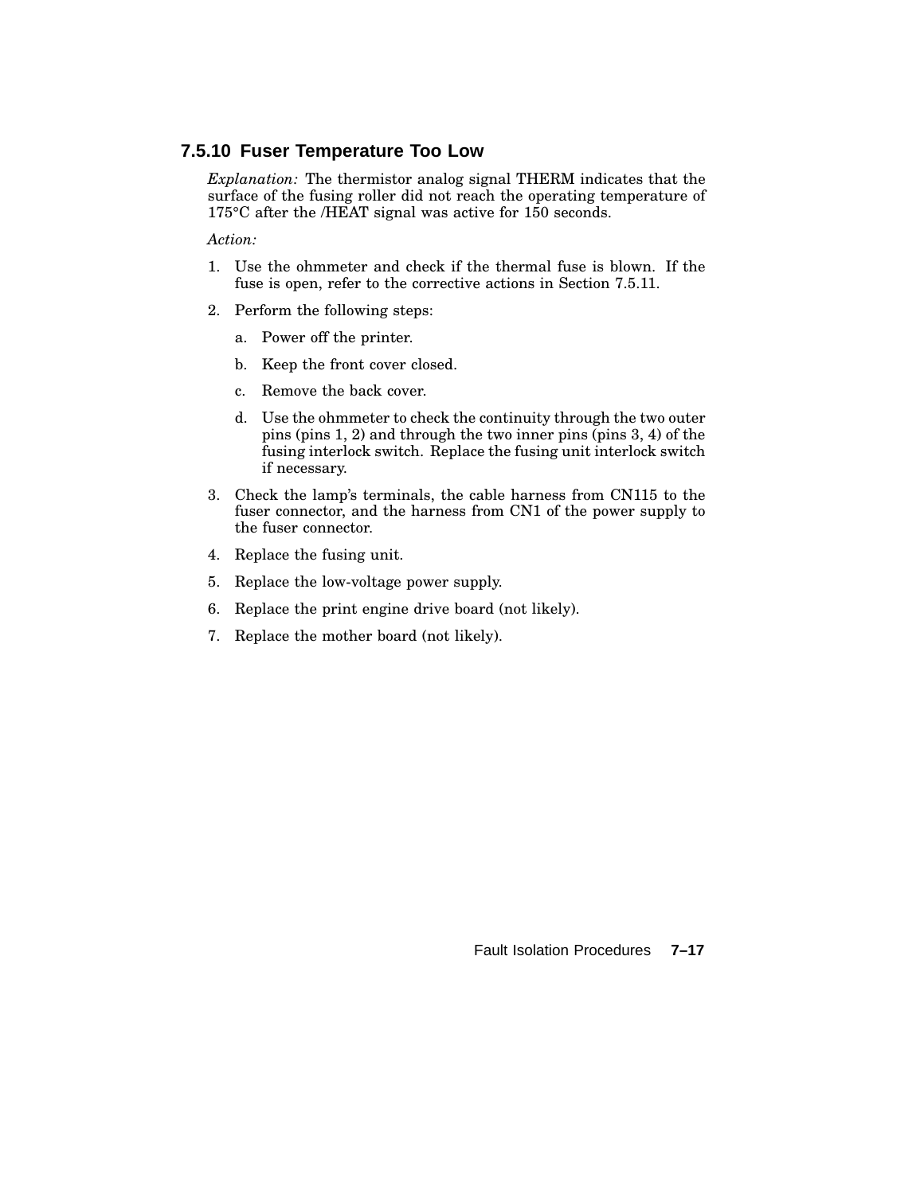### 7.5.10 Fuser Temperature Too Low

*Explanation:* The thermistor analog signal THERM indicates that the surface of the fusing roller did not reach the operating temperature of 175°C after the /HEAT signal was active for 150 seconds.

*Action:*

1. Use the ohmmeter and check if the thermal fuse is blown. If the fuse is open, refer to the corrective actions in Section 7.5.11.
2. Perform the following steps:
   a. Power off the printer.
   b. Keep the front cover closed.
   c. Remove the back cover.
   d. Use the ohmmeter to check the continuity through the two outer pins (pins 1, 2) and through the two inner pins (pins 3, 4) of the fusing interlock switch. Replace the fusing unit interlock switch if necessary.
3. Check the lamp's terminals, the cable harness from CN115 to the fuser connector, and the harness from CN1 of the power supply to the fuser connector.
4. Replace the fusing unit.
5. Replace the low-voltage power supply.
6. Replace the print engine drive board (not likely).
7. Replace the mother board (not likely).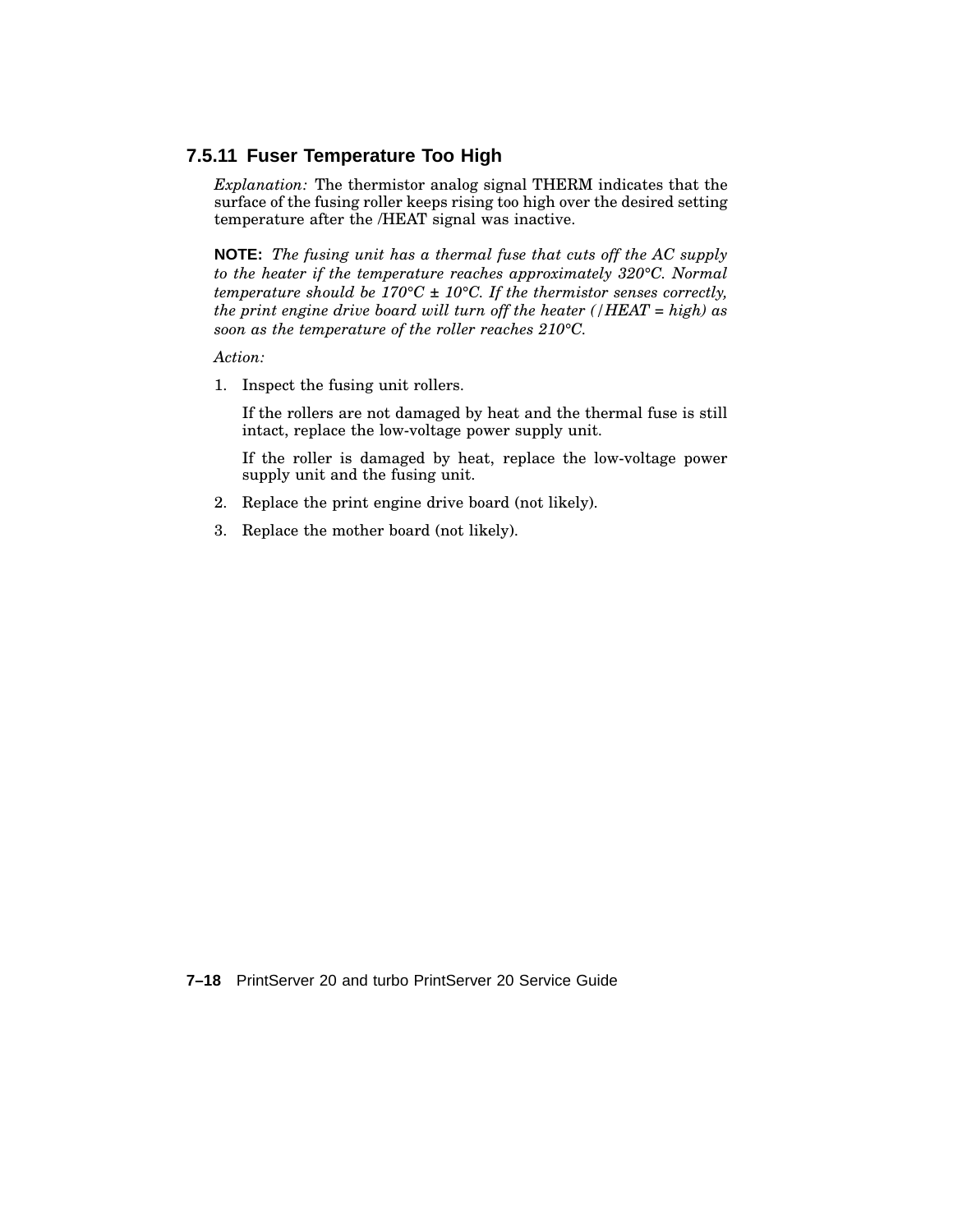### 7.5.11 Fuser Temperature Too High

*Explanation:* The thermistor analog signal THERM indicates that the surface of the fusing roller keeps rising too high over the desired setting temperature after the /HEAT signal was inactive.

**NOTE:** *The fusing unit has a thermal fuse that cuts off the AC supply to the heater if the temperature reaches approximately 320°C. Normal temperature should be 170°C ± 10°C. If the thermistor senses correctly, the print engine drive board will turn off the heater (/HEAT = high) as soon as the temperature of the roller reaches 210°C.*

*Action:*

1. Inspect the fusing unit rollers.

   If the rollers are not damaged by heat and the thermal fuse is still intact, replace the low-voltage power supply unit.

   If the roller is damaged by heat, replace the low-voltage power supply unit and the fusing unit.

2. Replace the print engine drive board (not likely).
3. Replace the mother board (not likely).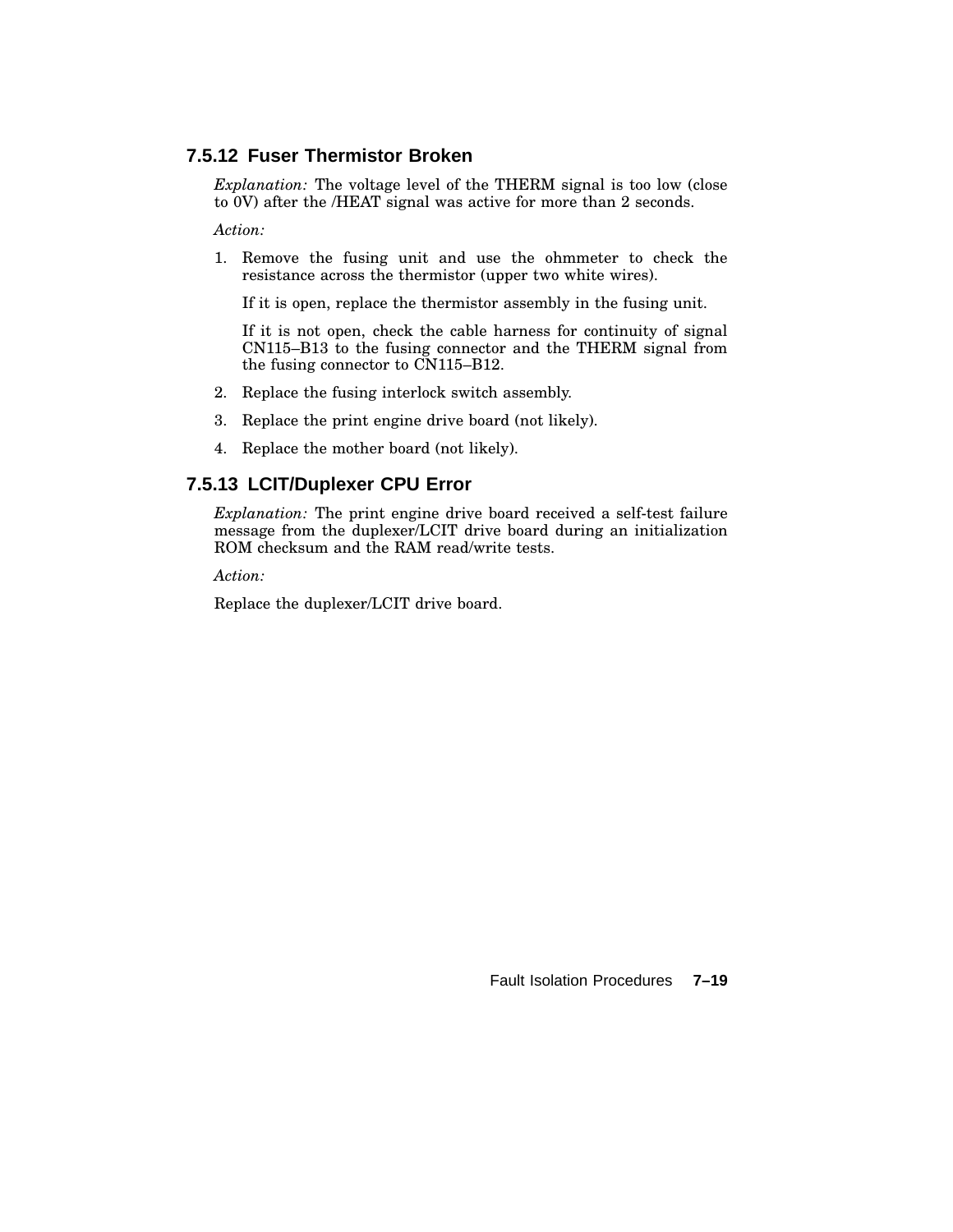### 7.5.12 Fuser Thermistor Broken

*Explanation:* The voltage level of the THERM signal is too low (close to 0V) after the /HEAT signal was active for more than 2 seconds.

*Action:*

1. Remove the fusing unit and use the ohmmeter to check the resistance across the thermistor (upper two white wires).

   If it is open, replace the thermistor assembly in the fusing unit.

   If it is not open, check the cable harness for continuity of signal CN115–B13 to the fusing connector and the THERM signal from the fusing connector to CN115–B12.

2. Replace the fusing interlock switch assembly.
3. Replace the print engine drive board (not likely).
4. Replace the mother board (not likely).

### 7.5.13 LCIT/Duplexer CPU Error

*Explanation:* The print engine drive board received a self-test failure message from the duplexer/LCIT drive board during an initialization ROM checksum and the RAM read/write tests.

*Action:*

Replace the duplexer/LCIT drive board.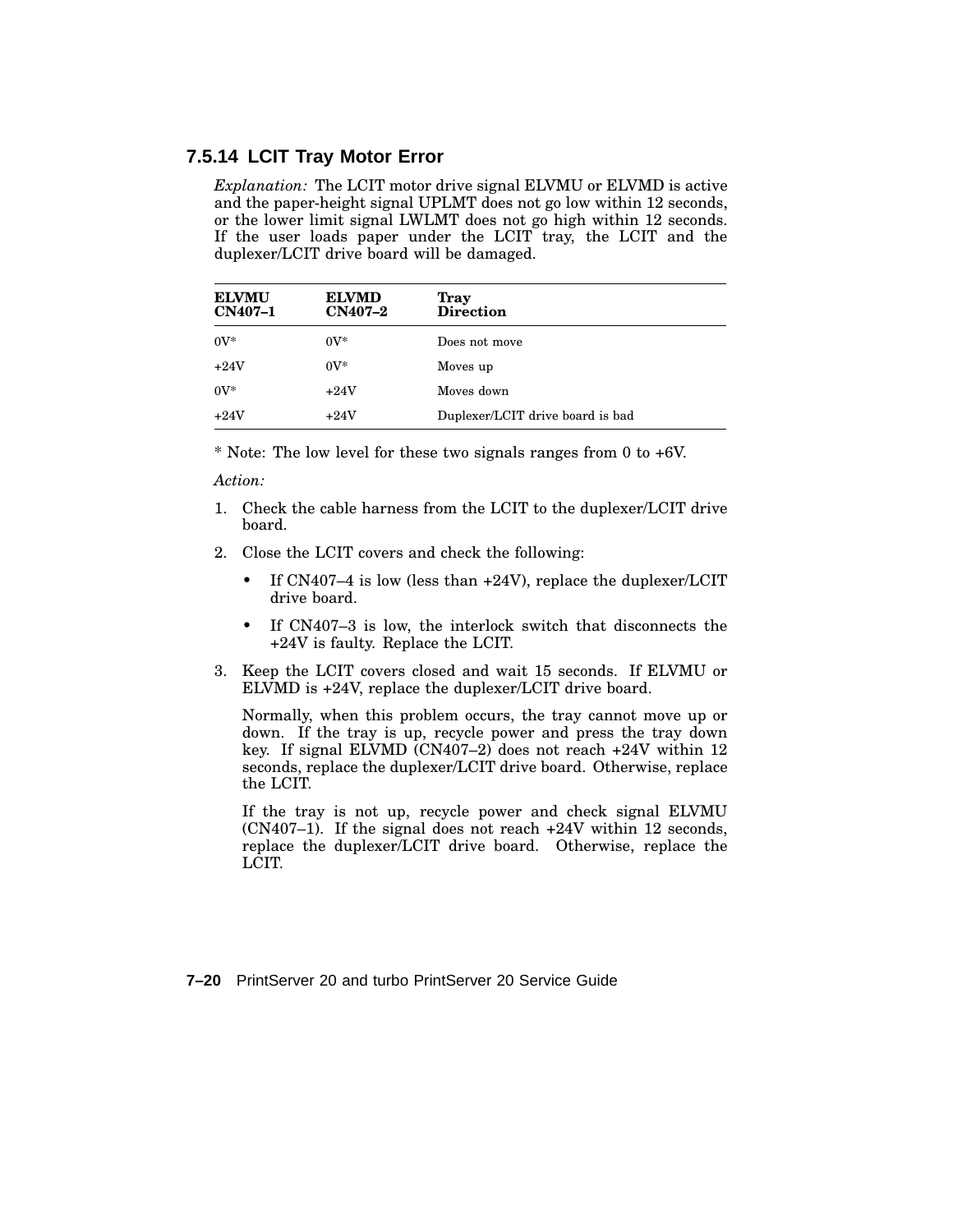### 7.5.14 LCIT Tray Motor Error

*Explanation:* The LCIT motor drive signal ELVMU or ELVMD is active and the paper-height signal UPLMT does not go low within 12 seconds, or the lower limit signal LWLMT does not go high within 12 seconds. If the user loads paper under the LCIT tray, the LCIT and the duplexer/LCIT drive board will be damaged.

| ELVMU CN407–1 | ELVMD CN407–2 | Tray Direction |
|---|---|---|
| 0V* | 0V* | Does not move |
| +24V | 0V* | Moves up |
| 0V* | +24V | Moves down |
| +24V | +24V | Duplexer/LCIT drive board is bad |

* Note: The low level for these two signals ranges from 0 to +6V.

*Action:*

1. Check the cable harness from the LCIT to the duplexer/LCIT drive board.
2. Close the LCIT covers and check the following:
   - If CN407–4 is low (less than +24V), replace the duplexer/LCIT drive board.
   - If CN407–3 is low, the interlock switch that disconnects the +24V is faulty. Replace the LCIT.
3. Keep the LCIT covers closed and wait 15 seconds. If ELVMU or ELVMD is +24V, replace the duplexer/LCIT drive board.

   Normally, when this problem occurs, the tray cannot move up or down. If the tray is up, recycle power and press the tray down key. If signal ELVMD (CN407–2) does not reach +24V within 12 seconds, replace the duplexer/LCIT drive board. Otherwise, replace the LCIT.

   If the tray is not up, recycle power and check signal ELVMU (CN407–1). If the signal does not reach +24V within 12 seconds, replace the duplexer/LCIT drive board. Otherwise, replace the LCIT.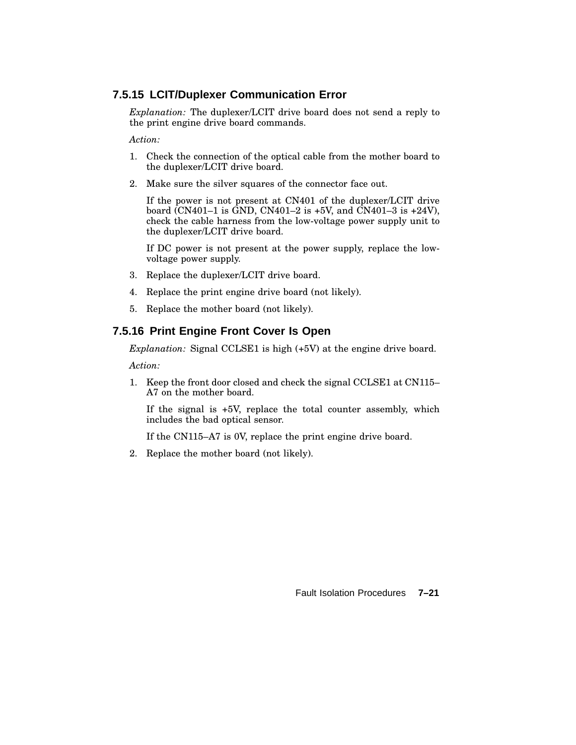### 7.5.15 LCIT/Duplexer Communication Error

*Explanation:* The duplexer/LCIT drive board does not send a reply to the print engine drive board commands.

*Action:*

1. Check the connection of the optical cable from the mother board to the duplexer/LCIT drive board.
2. Make sure the silver squares of the connector face out.

   If the power is not present at CN401 of the duplexer/LCIT drive board (CN401–1 is GND, CN401–2 is +5V, and CN401–3 is +24V), check the cable harness from the low-voltage power supply unit to the duplexer/LCIT drive board.

   If DC power is not present at the power supply, replace the low-voltage power supply.
3. Replace the duplexer/LCIT drive board.
4. Replace the print engine drive board (not likely).
5. Replace the mother board (not likely).

### 7.5.16 Print Engine Front Cover Is Open

*Explanation:* Signal CCLSE1 is high (+5V) at the engine drive board.

*Action:*

1. Keep the front door closed and check the signal CCLSE1 at CN115–A7 on the mother board.

   If the signal is +5V, replace the total counter assembly, which includes the bad optical sensor.

   If the CN115–A7 is 0V, replace the print engine drive board.
2. Replace the mother board (not likely).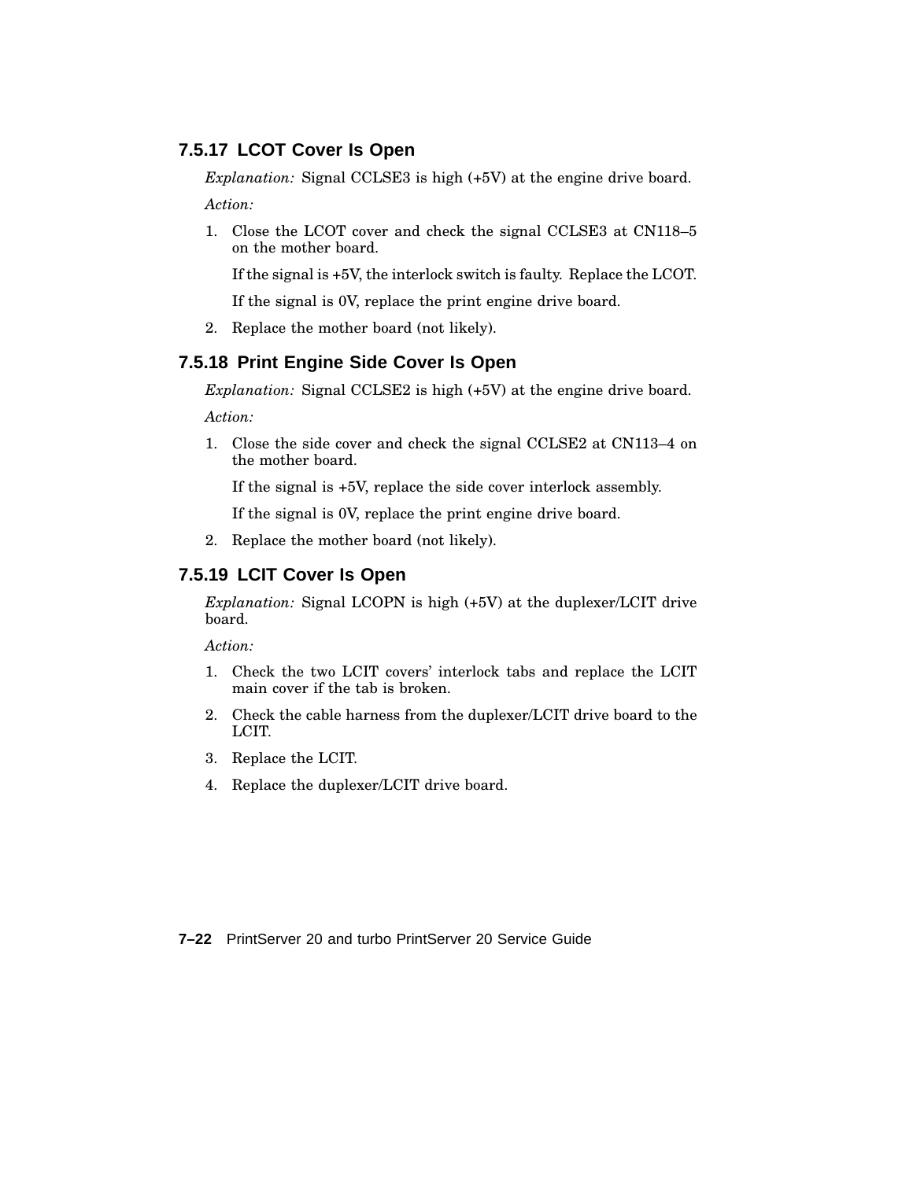### 7.5.17 LCOT Cover Is Open

*Explanation:* Signal CCLSE3 is high (+5V) at the engine drive board.

*Action:*

1. Close the LCOT cover and check the signal CCLSE3 at CN118–5 on the mother board.

   If the signal is +5V, the interlock switch is faulty. Replace the LCOT.

   If the signal is 0V, replace the print engine drive board.

2. Replace the mother board (not likely).

### 7.5.18 Print Engine Side Cover Is Open

*Explanation:* Signal CCLSE2 is high (+5V) at the engine drive board.

*Action:*

1. Close the side cover and check the signal CCLSE2 at CN113–4 on the mother board.

   If the signal is +5V, replace the side cover interlock assembly.

   If the signal is 0V, replace the print engine drive board.

2. Replace the mother board (not likely).

### 7.5.19 LCIT Cover Is Open

*Explanation:* Signal LCOPN is high (+5V) at the duplexer/LCIT drive board.

*Action:*

1. Check the two LCIT covers' interlock tabs and replace the LCIT main cover if the tab is broken.
2. Check the cable harness from the duplexer/LCIT drive board to the LCIT.
3. Replace the LCIT.
4. Replace the duplexer/LCIT drive board.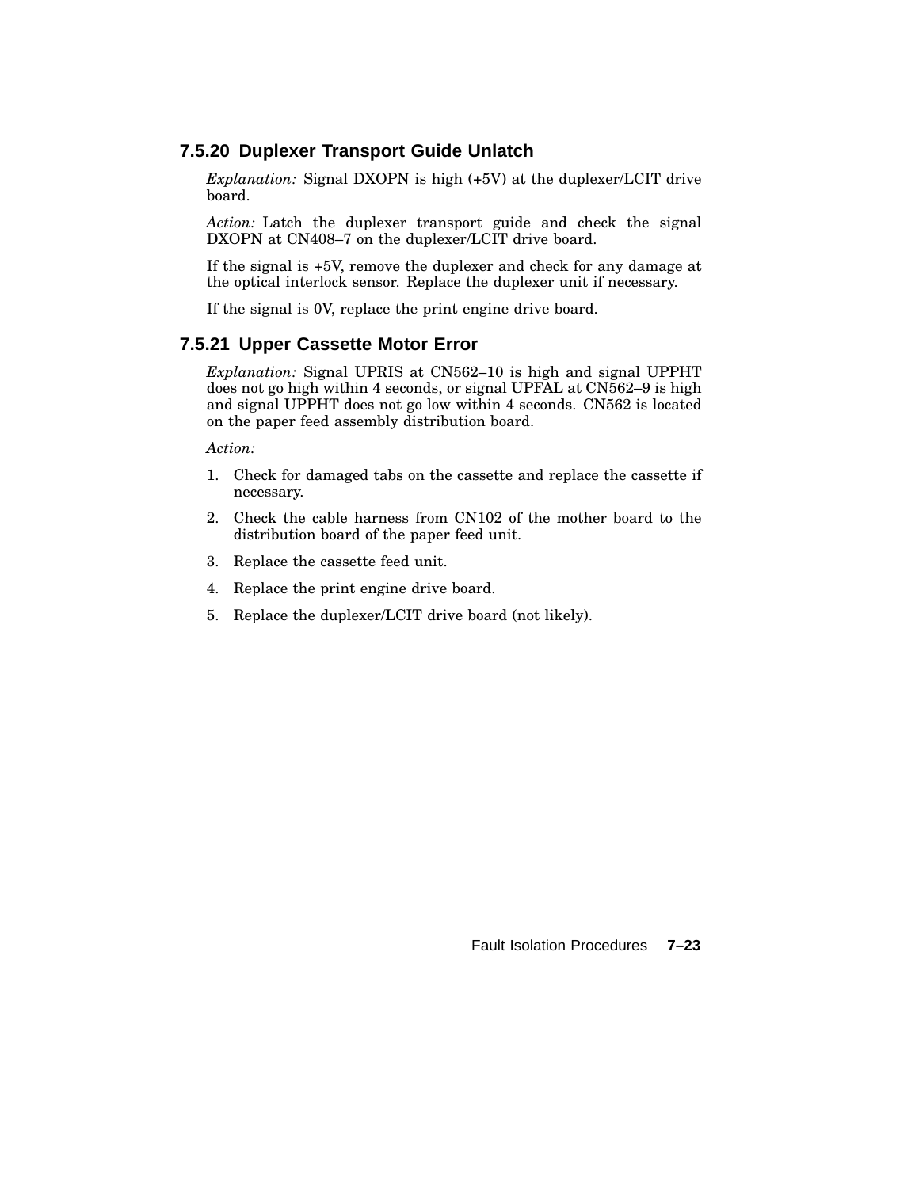### 7.5.20 Duplexer Transport Guide Unlatch

*Explanation:* Signal DXOPN is high (+5V) at the duplexer/LCIT drive board.

*Action:* Latch the duplexer transport guide and check the signal DXOPN at CN408–7 on the duplexer/LCIT drive board.

If the signal is +5V, remove the duplexer and check for any damage at the optical interlock sensor. Replace the duplexer unit if necessary.

If the signal is 0V, replace the print engine drive board.

### 7.5.21 Upper Cassette Motor Error

*Explanation:* Signal UPRIS at CN562–10 is high and signal UPPHT does not go high within 4 seconds, or signal UPFAL at CN562–9 is high and signal UPPHT does not go low within 4 seconds. CN562 is located on the paper feed assembly distribution board.

*Action:*

1. Check for damaged tabs on the cassette and replace the cassette if necessary.
2. Check the cable harness from CN102 of the mother board to the distribution board of the paper feed unit.
3. Replace the cassette feed unit.
4. Replace the print engine drive board.
5. Replace the duplexer/LCIT drive board (not likely).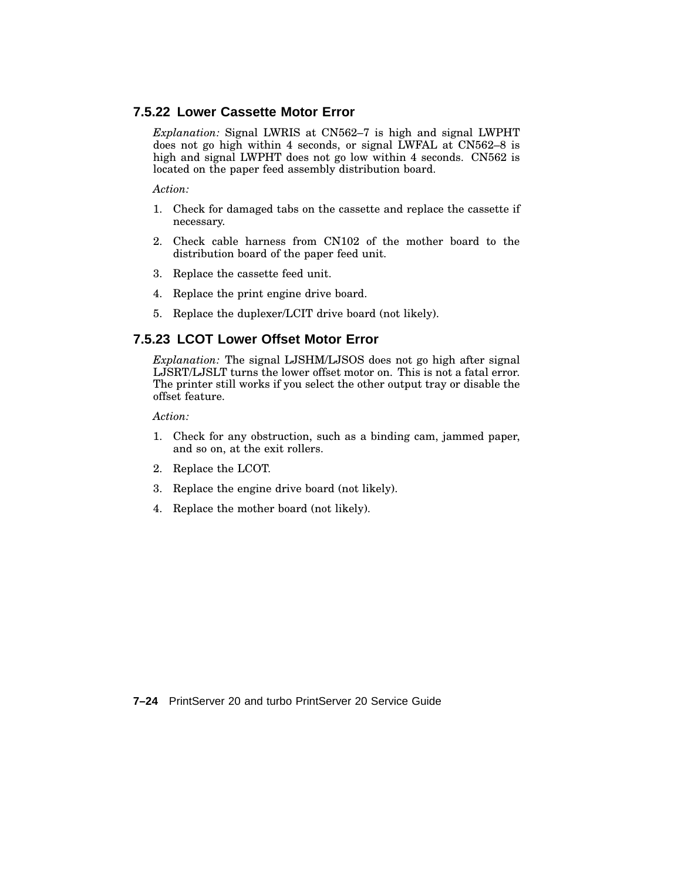### 7.5.22 Lower Cassette Motor Error

*Explanation:* Signal LWRIS at CN562–7 is high and signal LWPHT does not go high within 4 seconds, or signal LWFAL at CN562–8 is high and signal LWPHT does not go low within 4 seconds. CN562 is located on the paper feed assembly distribution board.

*Action:*

1. Check for damaged tabs on the cassette and replace the cassette if necessary.
2. Check cable harness from CN102 of the mother board to the distribution board of the paper feed unit.
3. Replace the cassette feed unit.
4. Replace the print engine drive board.
5. Replace the duplexer/LCIT drive board (not likely).

### 7.5.23 LCOT Lower Offset Motor Error

*Explanation:* The signal LJSHM/LJSOS does not go high after signal LJSRT/LJSLT turns the lower offset motor on. This is not a fatal error. The printer still works if you select the other output tray or disable the offset feature.

*Action:*

1. Check for any obstruction, such as a binding cam, jammed paper, and so on, at the exit rollers.
2. Replace the LCOT.
3. Replace the engine drive board (not likely).
4. Replace the mother board (not likely).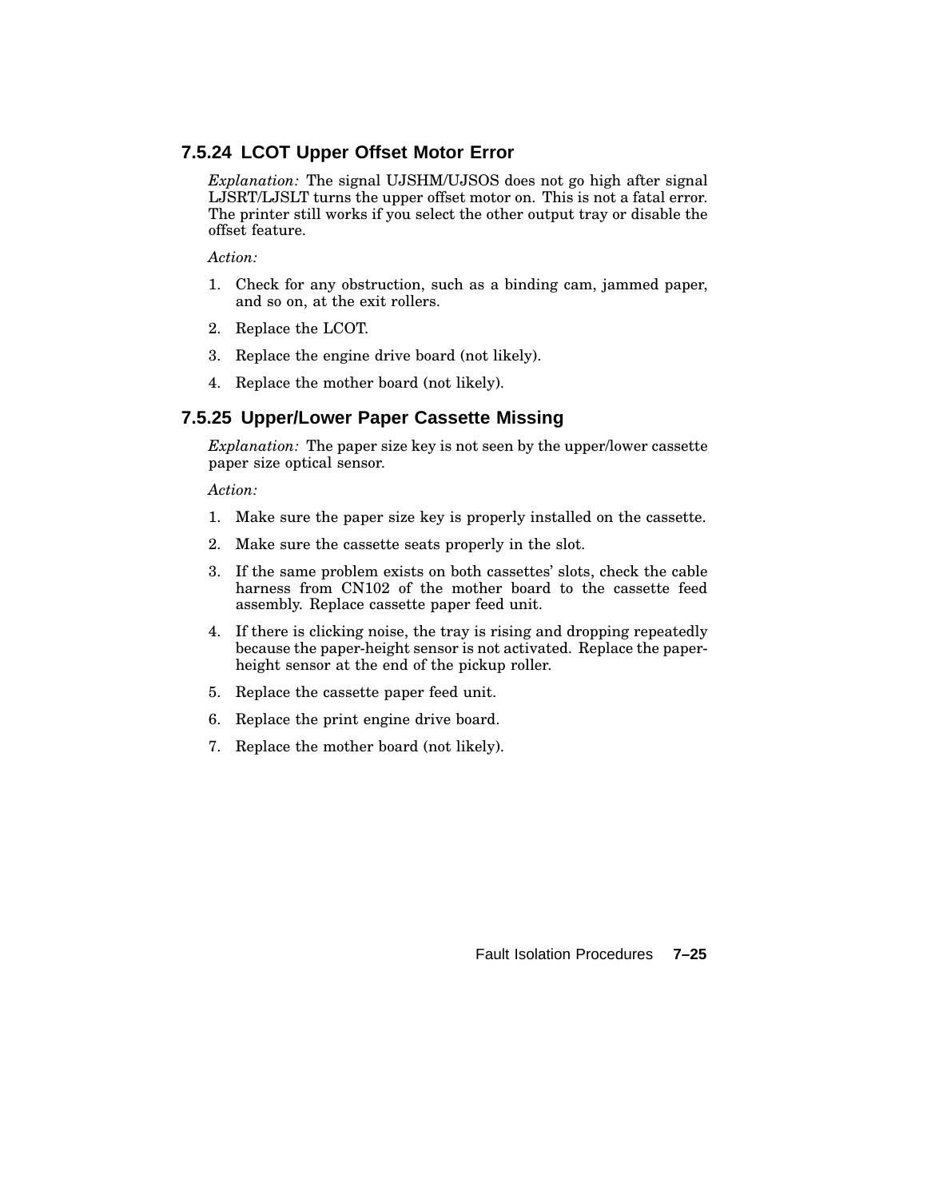### 7.5.24 LCOT Upper Offset Motor Error

*Explanation:* The signal UJSHM/UJSOS does not go high after signal LJSRT/LJSLT turns the upper offset motor on. This is not a fatal error. The printer still works if you select the other output tray or disable the offset feature.

*Action:*

1. Check for any obstruction, such as a binding cam, jammed paper, and so on, at the exit rollers.
2. Replace the LCOT.
3. Replace the engine drive board (not likely).
4. Replace the mother board (not likely).

### 7.5.25 Upper/Lower Paper Cassette Missing

*Explanation:* The paper size key is not seen by the upper/lower cassette paper size optical sensor.

*Action:*

1. Make sure the paper size key is properly installed on the cassette.
2. Make sure the cassette seats properly in the slot.
3. If the same problem exists on both cassettes' slots, check the cable harness from CN102 of the mother board to the cassette feed assembly. Replace cassette paper feed unit.
4. If there is clicking noise, the tray is rising and dropping repeatedly because the paper-height sensor is not activated. Replace the paper-height sensor at the end of the pickup roller.
5. Replace the cassette paper feed unit.
6. Replace the print engine drive board.
7. Replace the mother board (not likely).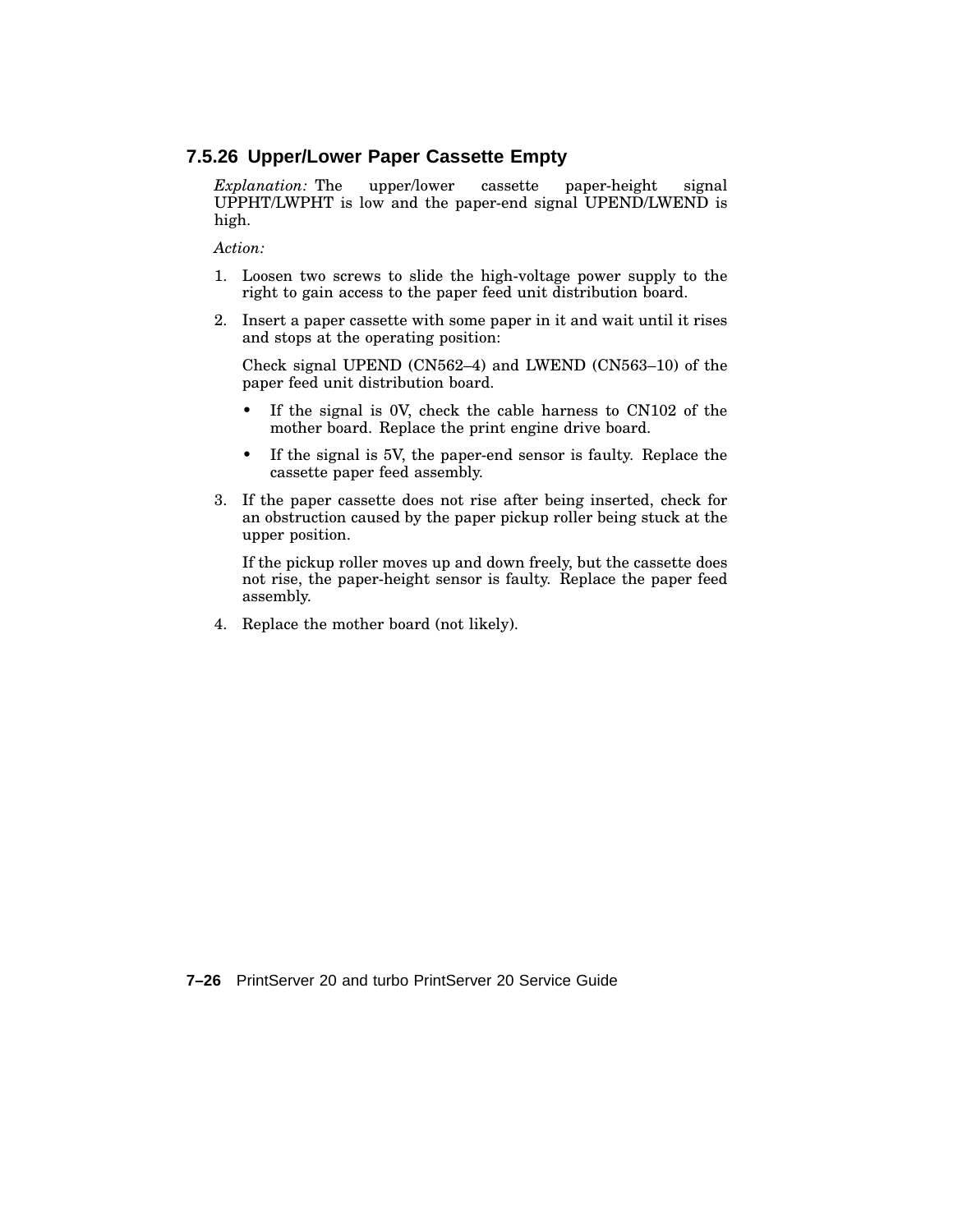### 7.5.26 Upper/Lower Paper Cassette Empty

*Explanation:* The upper/lower cassette paper-height signal UPPHT/LWPHT is low and the paper-end signal UPEND/LWEND is high.

*Action:*

1. Loosen two screws to slide the high-voltage power supply to the right to gain access to the paper feed unit distribution board.
2. Insert a paper cassette with some paper in it and wait until it rises and stops at the operating position:

   Check signal UPEND (CN562–4) and LWEND (CN563–10) of the paper feed unit distribution board.

   - If the signal is 0V, check the cable harness to CN102 of the mother board. Replace the print engine drive board.
   - If the signal is 5V, the paper-end sensor is faulty. Replace the cassette paper feed assembly.
3. If the paper cassette does not rise after being inserted, check for an obstruction caused by the paper pickup roller being stuck at the upper position.

   If the pickup roller moves up and down freely, but the cassette does not rise, the paper-height sensor is faulty. Replace the paper feed assembly.
4. Replace the mother board (not likely).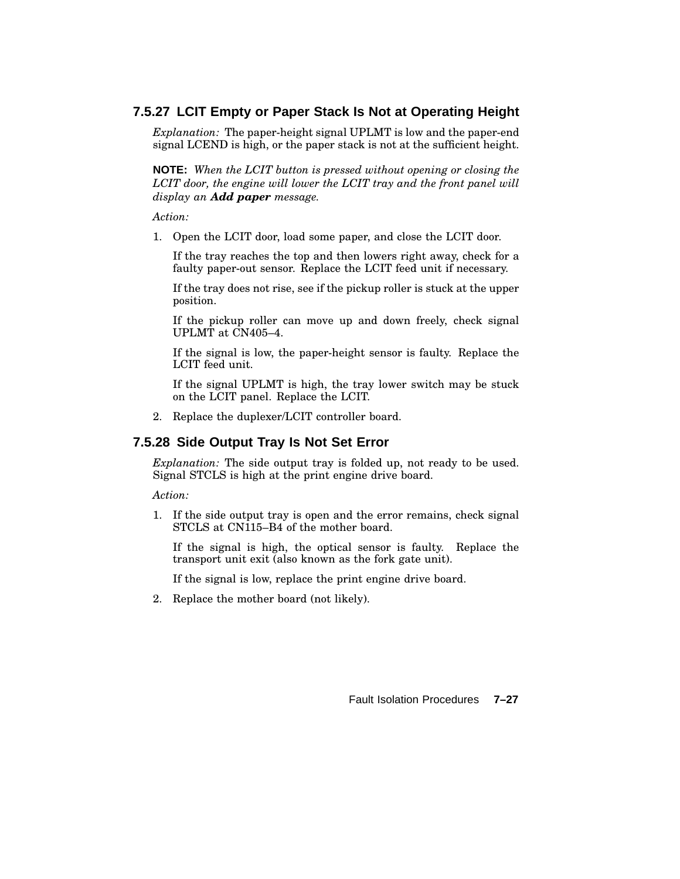### 7.5.27 LCIT Empty or Paper Stack Is Not at Operating Height

*Explanation:* The paper-height signal UPLMT is low and the paper-end signal LCEND is high, or the paper stack is not at the sufficient height.

**NOTE:** *When the LCIT button is pressed without opening or closing the LCIT door, the engine will lower the LCIT tray and the front panel will display an* ***Add paper*** *message.*

*Action:*

1. Open the LCIT door, load some paper, and close the LCIT door.

   If the tray reaches the top and then lowers right away, check for a faulty paper-out sensor. Replace the LCIT feed unit if necessary.

   If the tray does not rise, see if the pickup roller is stuck at the upper position.

   If the pickup roller can move up and down freely, check signal UPLMT at CN405–4.

   If the signal is low, the paper-height sensor is faulty. Replace the LCIT feed unit.

   If the signal UPLMT is high, the tray lower switch may be stuck on the LCIT panel. Replace the LCIT.

2. Replace the duplexer/LCIT controller board.

### 7.5.28 Side Output Tray Is Not Set Error

*Explanation:* The side output tray is folded up, not ready to be used. Signal STCLS is high at the print engine drive board.

*Action:*

1. If the side output tray is open and the error remains, check signal STCLS at CN115–B4 of the mother board.

   If the signal is high, the optical sensor is faulty. Replace the transport unit exit (also known as the fork gate unit).

   If the signal is low, replace the print engine drive board.

2. Replace the mother board (not likely).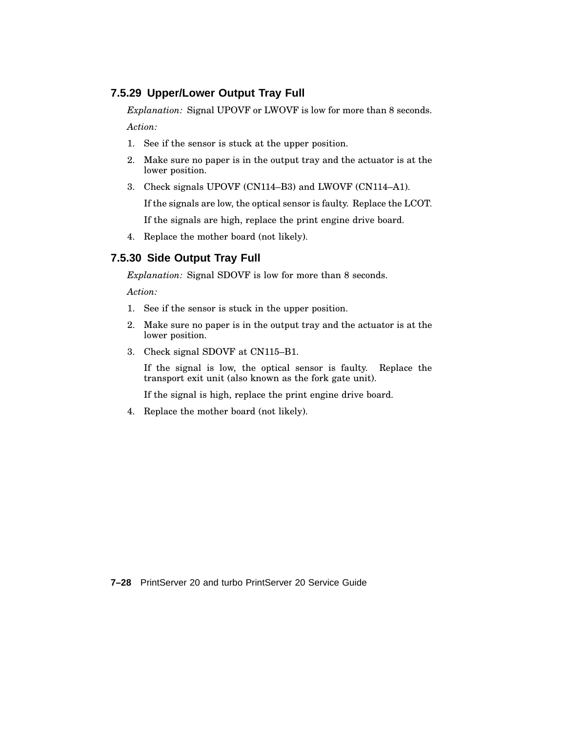### 7.5.29 Upper/Lower Output Tray Full

*Explanation:* Signal UPOVF or LWOVF is low for more than 8 seconds.

*Action:*

1. See if the sensor is stuck at the upper position.
2. Make sure no paper is in the output tray and the actuator is at the lower position.
3. Check signals UPOVF (CN114–B3) and LWOVF (CN114–A1).

   If the signals are low, the optical sensor is faulty. Replace the LCOT.

   If the signals are high, replace the print engine drive board.
4. Replace the mother board (not likely).

### 7.5.30 Side Output Tray Full

*Explanation:* Signal SDOVF is low for more than 8 seconds.

*Action:*

1. See if the sensor is stuck in the upper position.
2. Make sure no paper is in the output tray and the actuator is at the lower position.
3. Check signal SDOVF at CN115–B1.

   If the signal is low, the optical sensor is faulty. Replace the transport exit unit (also known as the fork gate unit).

   If the signal is high, replace the print engine drive board.
4. Replace the mother board (not likely).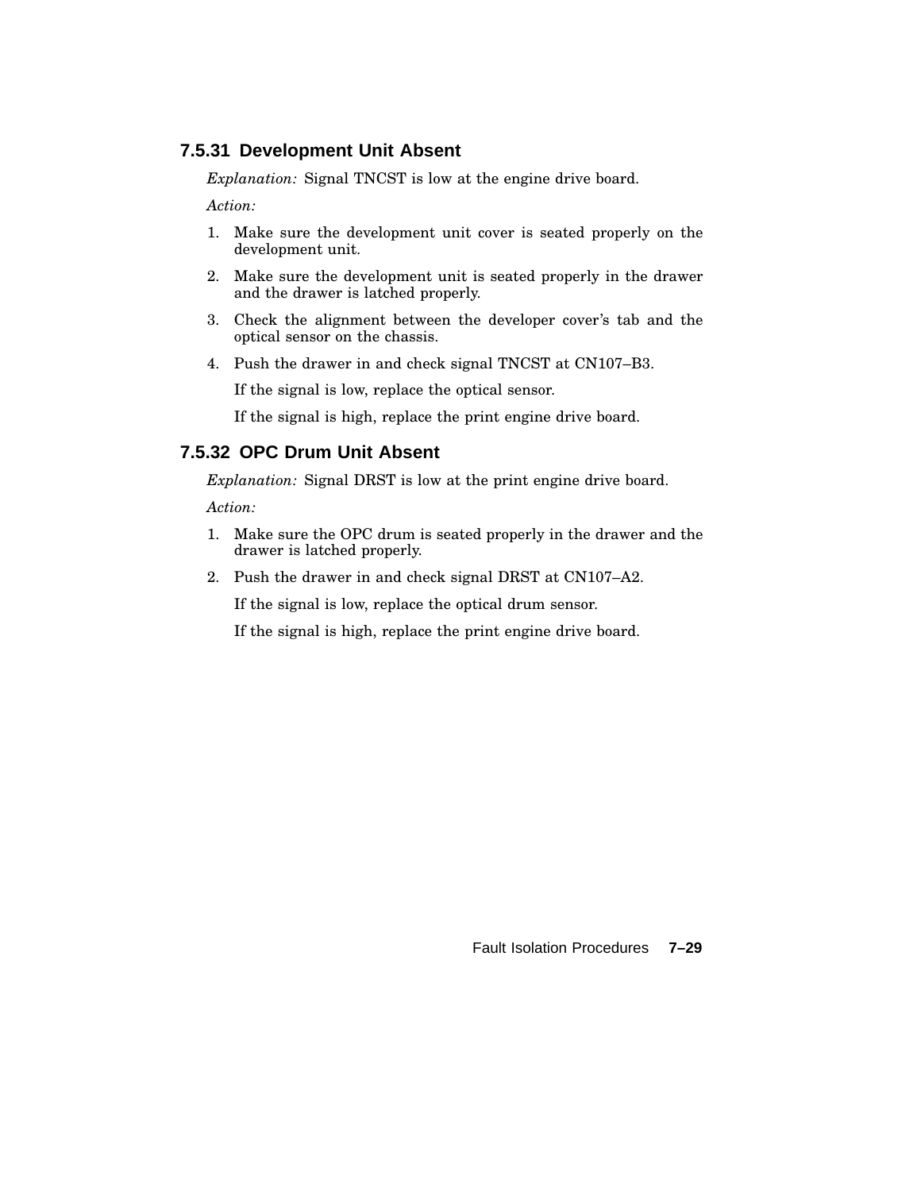### 7.5.31 Development Unit Absent

*Explanation:* Signal TNCST is low at the engine drive board.

*Action:*

1. Make sure the development unit cover is seated properly on the development unit.
2. Make sure the development unit is seated properly in the drawer and the drawer is latched properly.
3. Check the alignment between the developer cover's tab and the optical sensor on the chassis.
4. Push the drawer in and check signal TNCST at CN107–B3.

   If the signal is low, replace the optical sensor.

   If the signal is high, replace the print engine drive board.

### 7.5.32 OPC Drum Unit Absent

*Explanation:* Signal DRST is low at the print engine drive board.

*Action:*

1. Make sure the OPC drum is seated properly in the drawer and the drawer is latched properly.
2. Push the drawer in and check signal DRST at CN107–A2.

   If the signal is low, replace the optical drum sensor.

   If the signal is high, replace the print engine drive board.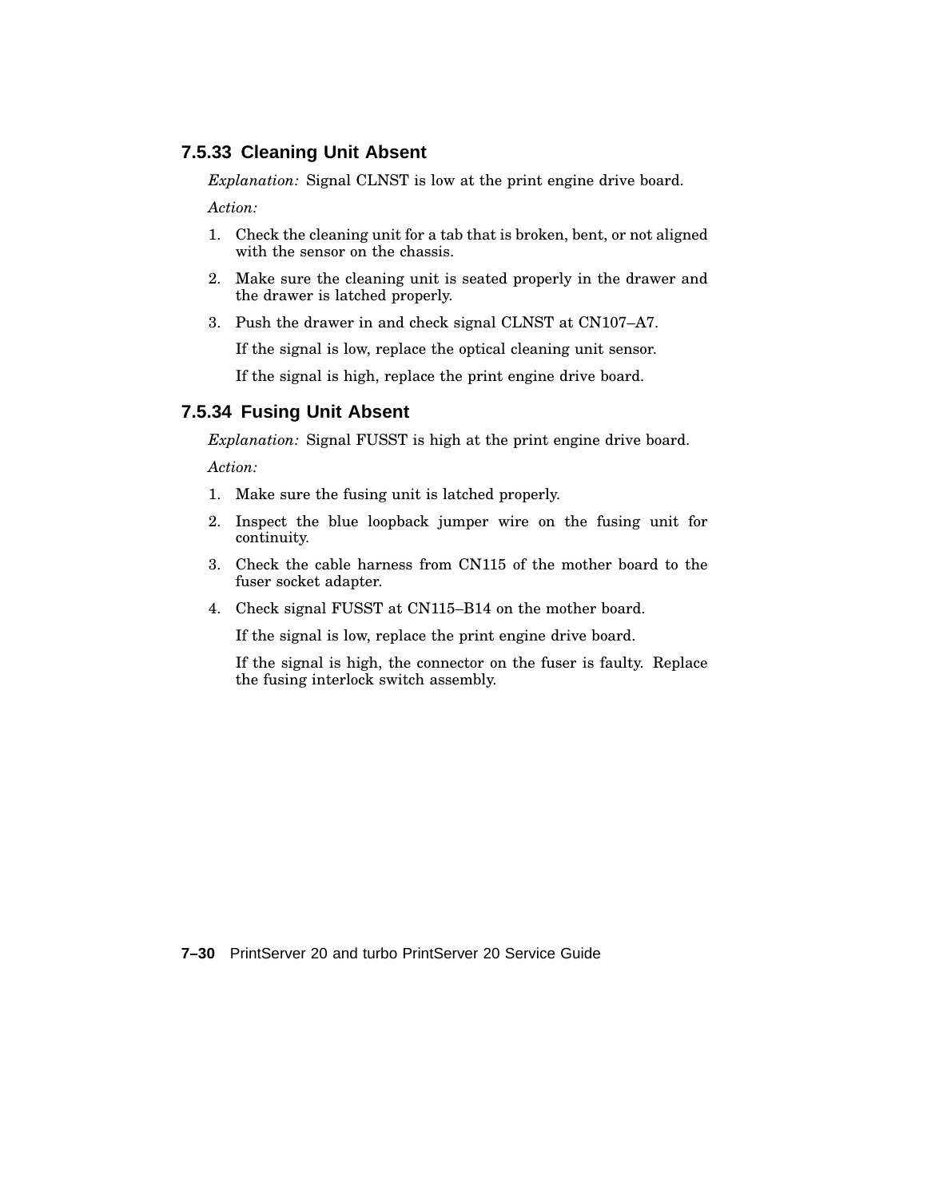### 7.5.33 Cleaning Unit Absent

*Explanation:* Signal CLNST is low at the print engine drive board.

*Action:*

1. Check the cleaning unit for a tab that is broken, bent, or not aligned with the sensor on the chassis.
2. Make sure the cleaning unit is seated properly in the drawer and the drawer is latched properly.
3. Push the drawer in and check signal CLNST at CN107–A7.

   If the signal is low, replace the optical cleaning unit sensor.

   If the signal is high, replace the print engine drive board.

### 7.5.34 Fusing Unit Absent

*Explanation:* Signal FUSST is high at the print engine drive board.

*Action:*

1. Make sure the fusing unit is latched properly.
2. Inspect the blue loopback jumper wire on the fusing unit for continuity.
3. Check the cable harness from CN115 of the mother board to the fuser socket adapter.
4. Check signal FUSST at CN115–B14 on the mother board.

   If the signal is low, replace the print engine drive board.

   If the signal is high, the connector on the fuser is faulty. Replace the fusing interlock switch assembly.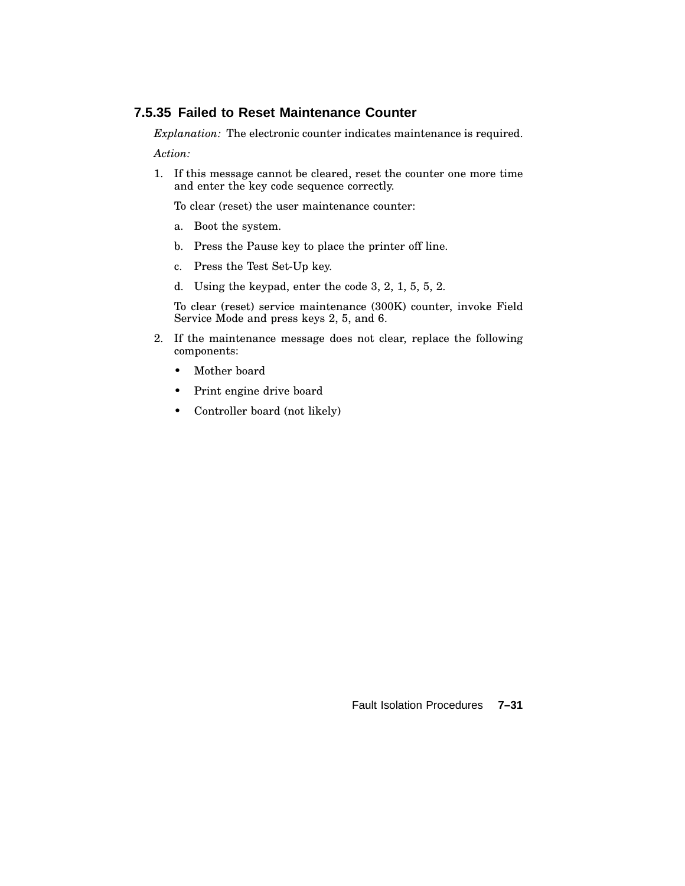### 7.5.35 Failed to Reset Maintenance Counter

*Explanation:* The electronic counter indicates maintenance is required.

*Action:*

1. If this message cannot be cleared, reset the counter one more time and enter the key code sequence correctly.

   To clear (reset) the user maintenance counter:

   a. Boot the system.

   b. Press the Pause key to place the printer off line.

   c. Press the Test Set-Up key.

   d. Using the keypad, enter the code 3, 2, 1, 5, 5, 2.

   To clear (reset) service maintenance (300K) counter, invoke Field Service Mode and press keys 2, 5, and 6.

2. If the maintenance message does not clear, replace the following components:

   - Mother board
   - Print engine drive board
   - Controller board (not likely)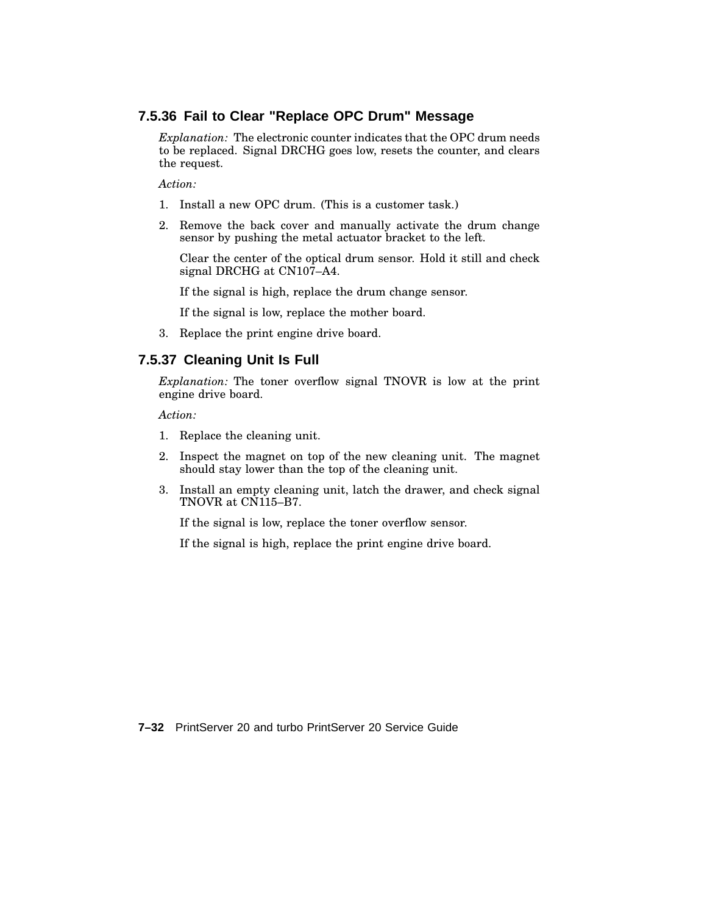### 7.5.36 Fail to Clear "Replace OPC Drum" Message

*Explanation:* The electronic counter indicates that the OPC drum needs to be replaced. Signal DRCHG goes low, resets the counter, and clears the request.

*Action:*

1. Install a new OPC drum. (This is a customer task.)
2. Remove the back cover and manually activate the drum change sensor by pushing the metal actuator bracket to the left.

   Clear the center of the optical drum sensor. Hold it still and check signal DRCHG at CN107–A4.

   If the signal is high, replace the drum change sensor.

   If the signal is low, replace the mother board.
3. Replace the print engine drive board.

### 7.5.37 Cleaning Unit Is Full

*Explanation:* The toner overflow signal TNOVR is low at the print engine drive board.

*Action:*

1. Replace the cleaning unit.
2. Inspect the magnet on top of the new cleaning unit. The magnet should stay lower than the top of the cleaning unit.
3. Install an empty cleaning unit, latch the drawer, and check signal TNOVR at CN115–B7.

   If the signal is low, replace the toner overflow sensor.

   If the signal is high, replace the print engine drive board.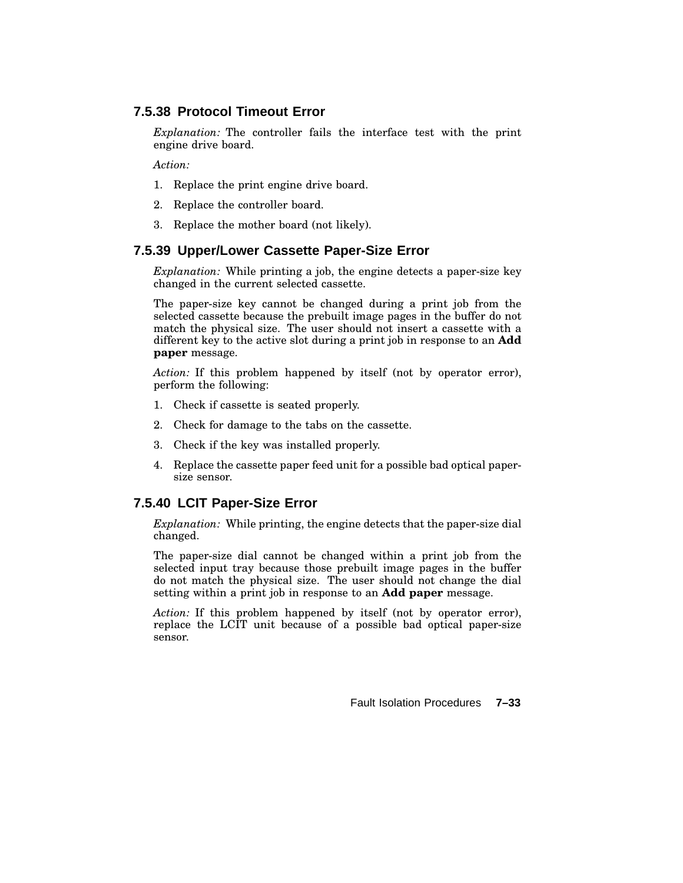### 7.5.38 Protocol Timeout Error

*Explanation:* The controller fails the interface test with the print engine drive board.

*Action:*

1. Replace the print engine drive board.
2. Replace the controller board.
3. Replace the mother board (not likely).

### 7.5.39 Upper/Lower Cassette Paper-Size Error

*Explanation:* While printing a job, the engine detects a paper-size key changed in the current selected cassette.

The paper-size key cannot be changed during a print job from the selected cassette because the prebuilt image pages in the buffer do not match the physical size. The user should not insert a cassette with a different key to the active slot during a print job in response to an **Add paper** message.

*Action:* If this problem happened by itself (not by operator error), perform the following:

1. Check if cassette is seated properly.
2. Check for damage to the tabs on the cassette.
3. Check if the key was installed properly.
4. Replace the cassette paper feed unit for a possible bad optical paper-size sensor.

### 7.5.40 LCIT Paper-Size Error

*Explanation:* While printing, the engine detects that the paper-size dial changed.

The paper-size dial cannot be changed within a print job from the selected input tray because those prebuilt image pages in the buffer do not match the physical size. The user should not change the dial setting within a print job in response to an **Add paper** message.

*Action:* If this problem happened by itself (not by operator error), replace the LCIT unit because of a possible bad optical paper-size sensor.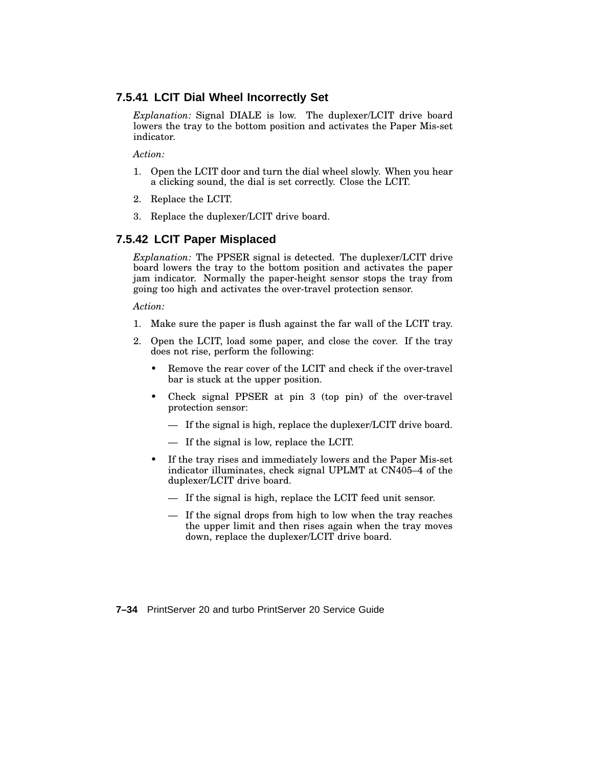### 7.5.41 LCIT Dial Wheel Incorrectly Set

*Explanation:* Signal DIALE is low. The duplexer/LCIT drive board lowers the tray to the bottom position and activates the Paper Mis-set indicator.

*Action:*

1. Open the LCIT door and turn the dial wheel slowly. When you hear a clicking sound, the dial is set correctly. Close the LCIT.
2. Replace the LCIT.
3. Replace the duplexer/LCIT drive board.

### 7.5.42 LCIT Paper Misplaced

*Explanation:* The PPSER signal is detected. The duplexer/LCIT drive board lowers the tray to the bottom position and activates the paper jam indicator. Normally the paper-height sensor stops the tray from going too high and activates the over-travel protection sensor.

*Action:*

1. Make sure the paper is flush against the far wall of the LCIT tray.
2. Open the LCIT, load some paper, and close the cover. If the tray does not rise, perform the following:
   - Remove the rear cover of the LCIT and check if the over-travel bar is stuck at the upper position.
   - Check signal PPSER at pin 3 (top pin) of the over-travel protection sensor:
     - If the signal is high, replace the duplexer/LCIT drive board.
     - If the signal is low, replace the LCIT.
   - If the tray rises and immediately lowers and the Paper Mis-set indicator illuminates, check signal UPLMT at CN405–4 of the duplexer/LCIT drive board.
     - If the signal is high, replace the LCIT feed unit sensor.
     - If the signal drops from high to low when the tray reaches the upper limit and then rises again when the tray moves down, replace the duplexer/LCIT drive board.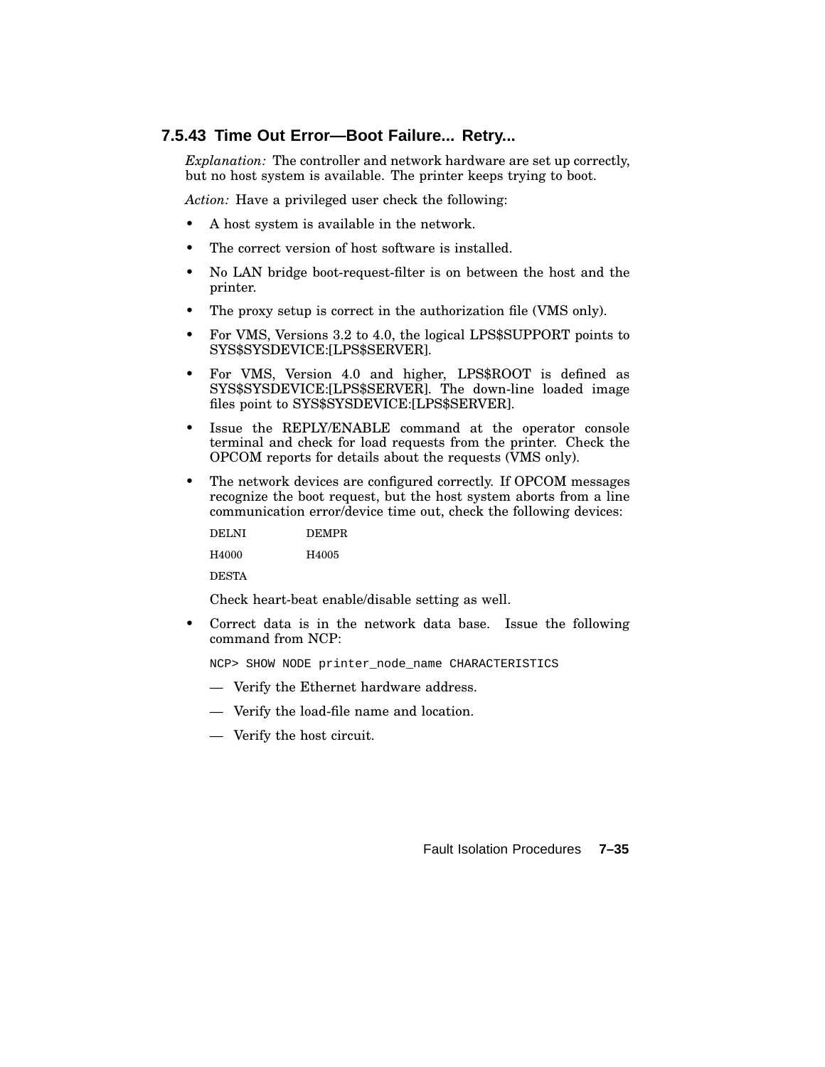### 7.5.43 Time Out Error—Boot Failure... Retry...

*Explanation:* The controller and network hardware are set up correctly, but no host system is available. The printer keeps trying to boot.

*Action:* Have a privileged user check the following:

- A host system is available in the network.
- The correct version of host software is installed.
- No LAN bridge boot-request-filter is on between the host and the printer.
- The proxy setup is correct in the authorization file (VMS only).
- For VMS, Versions 3.2 to 4.0, the logical LPS$SUPPORT points to SYS$SYSDEVICE:[LPS$SERVER].
- For VMS, Version 4.0 and higher, LPS$ROOT is defined as SYS$SYSDEVICE:[LPS$SERVER]. The down-line loaded image files point to SYS$SYSDEVICE:[LPS$SERVER].
- Issue the REPLY/ENABLE command at the operator console terminal and check for load requests from the printer. Check the OPCOM reports for details about the requests (VMS only).
- The network devices are configured correctly. If OPCOM messages recognize the boot request, but the host system aborts from a line communication error/device time out, check the following devices:

  | | |
  |---|---|
  | DELNI | DEMPR |
  | H4000 | H4005 |
  | DESTA | |

  Check heart-beat enable/disable setting as well.

- Correct data is in the network data base. Issue the following command from NCP:

  ```
  NCP> SHOW NODE printer_node_name CHARACTERISTICS
  ```

  - Verify the Ethernet hardware address.
  - Verify the load-file name and location.
  - Verify the host circuit.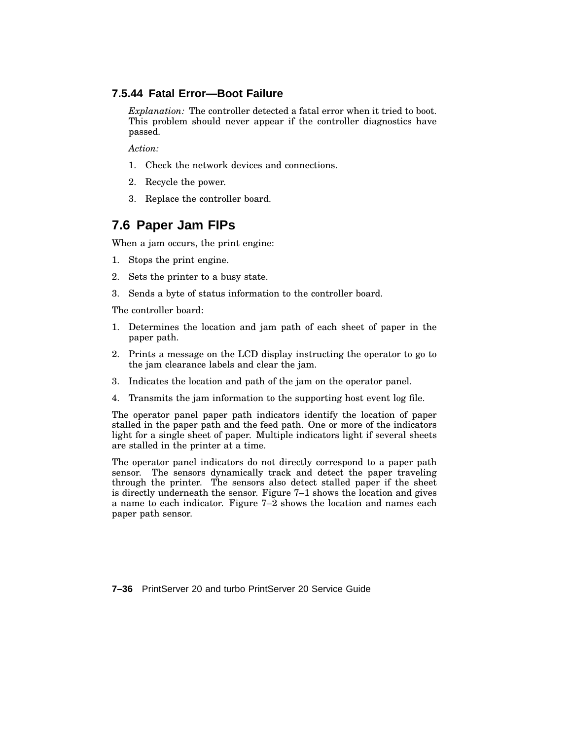### 7.5.44 Fatal Error—Boot Failure

*Explanation:* The controller detected a fatal error when it tried to boot. This problem should never appear if the controller diagnostics have passed.

*Action:*

1. Check the network devices and connections.
2. Recycle the power.
3. Replace the controller board.

## 7.6 Paper Jam FIPs

When a jam occurs, the print engine:

1. Stops the print engine.
2. Sets the printer to a busy state.
3. Sends a byte of status information to the controller board.

The controller board:

1. Determines the location and jam path of each sheet of paper in the paper path.
2. Prints a message on the LCD display instructing the operator to go to the jam clearance labels and clear the jam.
3. Indicates the location and path of the jam on the operator panel.
4. Transmits the jam information to the supporting host event log file.

The operator panel paper path indicators identify the location of paper stalled in the paper path and the feed path. One or more of the indicators light for a single sheet of paper. Multiple indicators light if several sheets are stalled in the printer at a time.

The operator panel indicators do not directly correspond to a paper path sensor. The sensors dynamically track and detect the paper traveling through the printer. The sensors also detect stalled paper if the sheet is directly underneath the sensor. Figure 7–1 shows the location and gives a name to each indicator. Figure 7–2 shows the location and names each paper path sensor.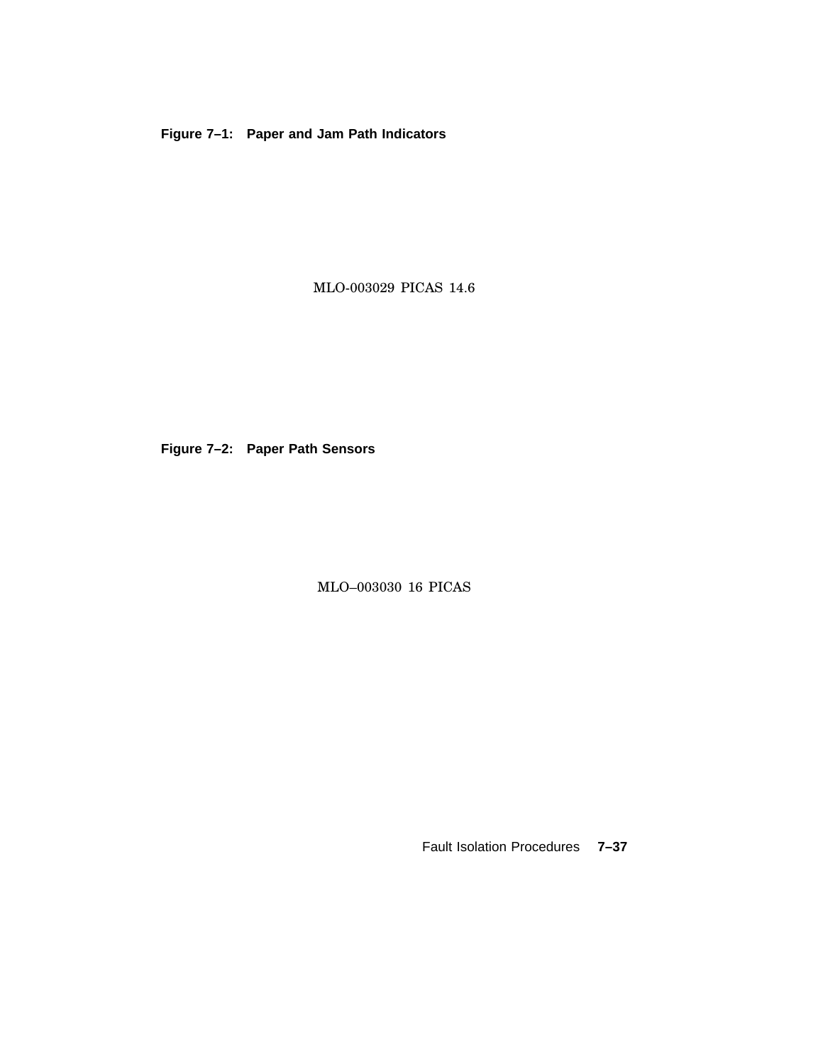**Figure 7–1: Paper and Jam Path Indicators**

MLO-003029 PICAS 14.6

**Figure 7–2: Paper Path Sensors**

MLO–003030 16 PICAS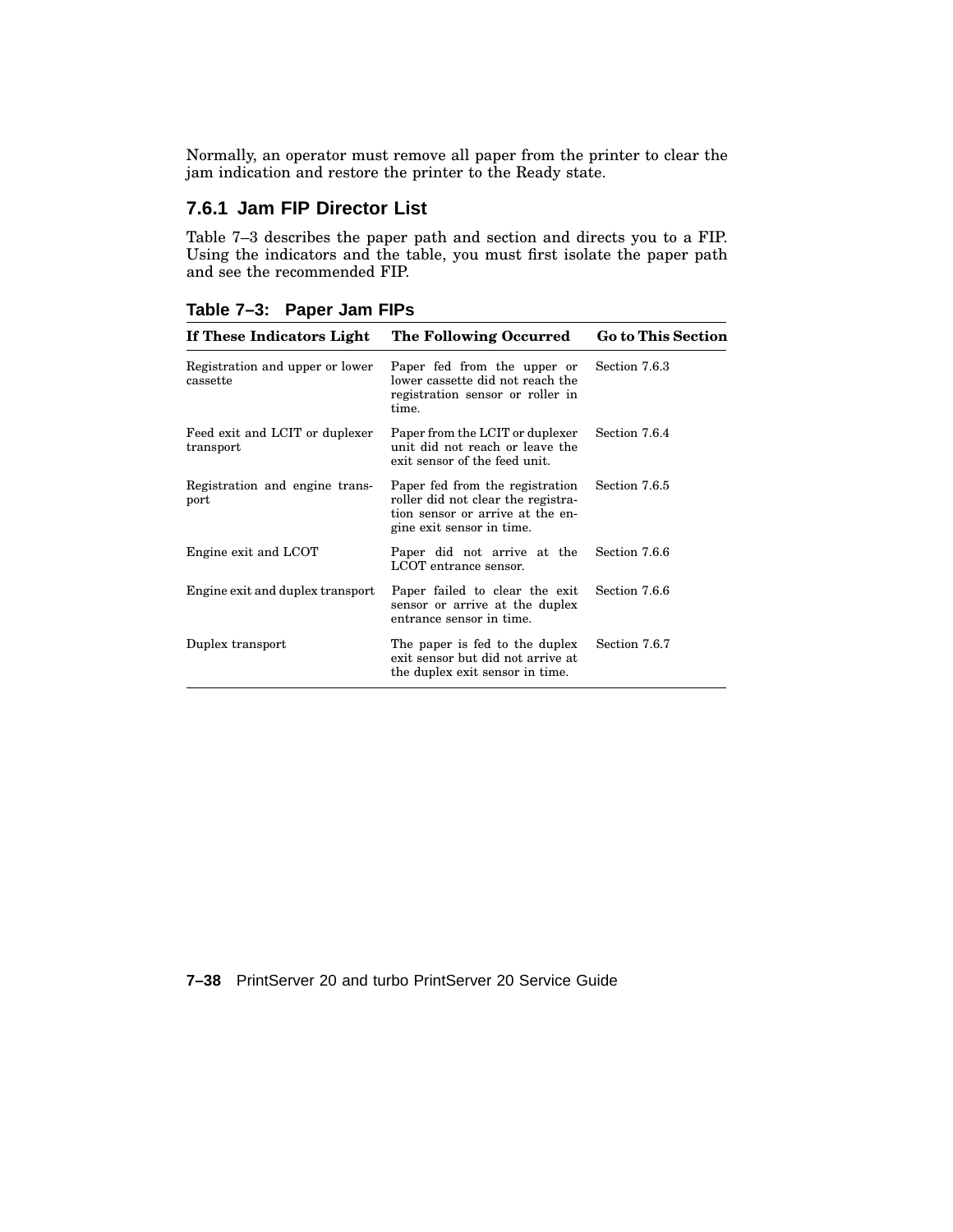Normally, an operator must remove all paper from the printer to clear the jam indication and restore the printer to the Ready state.

### 7.6.1 Jam FIP Director List

Table 7–3 describes the paper path and section and directs you to a FIP. Using the indicators and the table, you must first isolate the paper path and see the recommended FIP.

**Table 7–3: Paper Jam FIPs**

| If These Indicators Light | The Following Occurred | Go to This Section |
|---|---|---|
| Registration and upper or lower cassette | Paper fed from the upper or lower cassette did not reach the registration sensor or roller in time. | Section 7.6.3 |
| Feed exit and LCIT or duplexer transport | Paper from the LCIT or duplexer unit did not reach or leave the exit sensor of the feed unit. | Section 7.6.4 |
| Registration and engine transport | Paper fed from the registration roller did not clear the registration sensor or arrive at the engine exit sensor in time. | Section 7.6.5 |
| Engine exit and LCOT | Paper did not arrive at the LCOT entrance sensor. | Section 7.6.6 |
| Engine exit and duplex transport | Paper failed to clear the exit sensor or arrive at the duplex entrance sensor in time. | Section 7.6.6 |
| Duplex transport | The paper is fed to the duplex exit sensor but did not arrive at the duplex exit sensor in time. | Section 7.6.7 |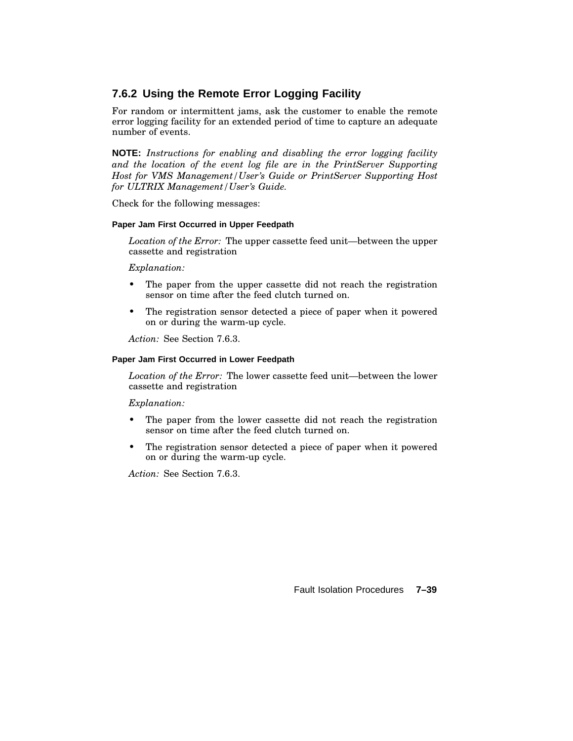### 7.6.2 Using the Remote Error Logging Facility

For random or intermittent jams, ask the customer to enable the remote error logging facility for an extended period of time to capture an adequate number of events.

**NOTE:** *Instructions for enabling and disabling the error logging facility and the location of the event log file are in the PrintServer Supporting Host for VMS Management/User's Guide or PrintServer Supporting Host for ULTRIX Management/User's Guide.*

Check for the following messages:

#### Paper Jam First Occurred in Upper Feedpath

*Location of the Error:* The upper cassette feed unit—between the upper cassette and registration

*Explanation:*

- The paper from the upper cassette did not reach the registration sensor on time after the feed clutch turned on.
- The registration sensor detected a piece of paper when it powered on or during the warm-up cycle.

*Action:* See Section 7.6.3.

#### Paper Jam First Occurred in Lower Feedpath

*Location of the Error:* The lower cassette feed unit—between the lower cassette and registration

*Explanation:*

- The paper from the lower cassette did not reach the registration sensor on time after the feed clutch turned on.
- The registration sensor detected a piece of paper when it powered on or during the warm-up cycle.

*Action:* See Section 7.6.3.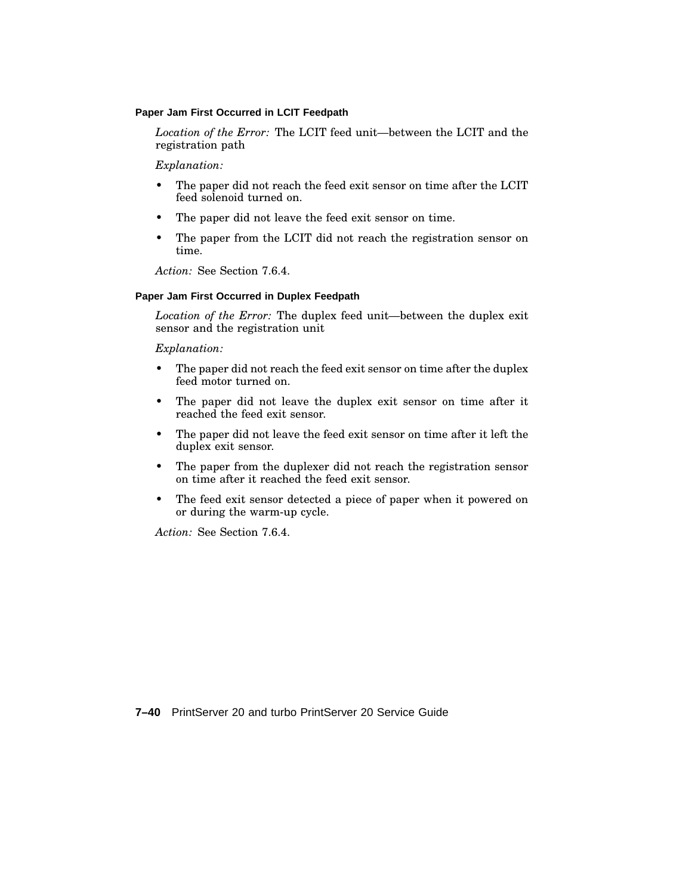#### Paper Jam First Occurred in LCIT Feedpath

*Location of the Error:* The LCIT feed unit—between the LCIT and the registration path

*Explanation:*

- The paper did not reach the feed exit sensor on time after the LCIT feed solenoid turned on.
- The paper did not leave the feed exit sensor on time.
- The paper from the LCIT did not reach the registration sensor on time.

*Action:* See Section 7.6.4.

#### Paper Jam First Occurred in Duplex Feedpath

*Location of the Error:* The duplex feed unit—between the duplex exit sensor and the registration unit

*Explanation:*

- The paper did not reach the feed exit sensor on time after the duplex feed motor turned on.
- The paper did not leave the duplex exit sensor on time after it reached the feed exit sensor.
- The paper did not leave the feed exit sensor on time after it left the duplex exit sensor.
- The paper from the duplexer did not reach the registration sensor on time after it reached the feed exit sensor.
- The feed exit sensor detected a piece of paper when it powered on or during the warm-up cycle.

*Action:* See Section 7.6.4.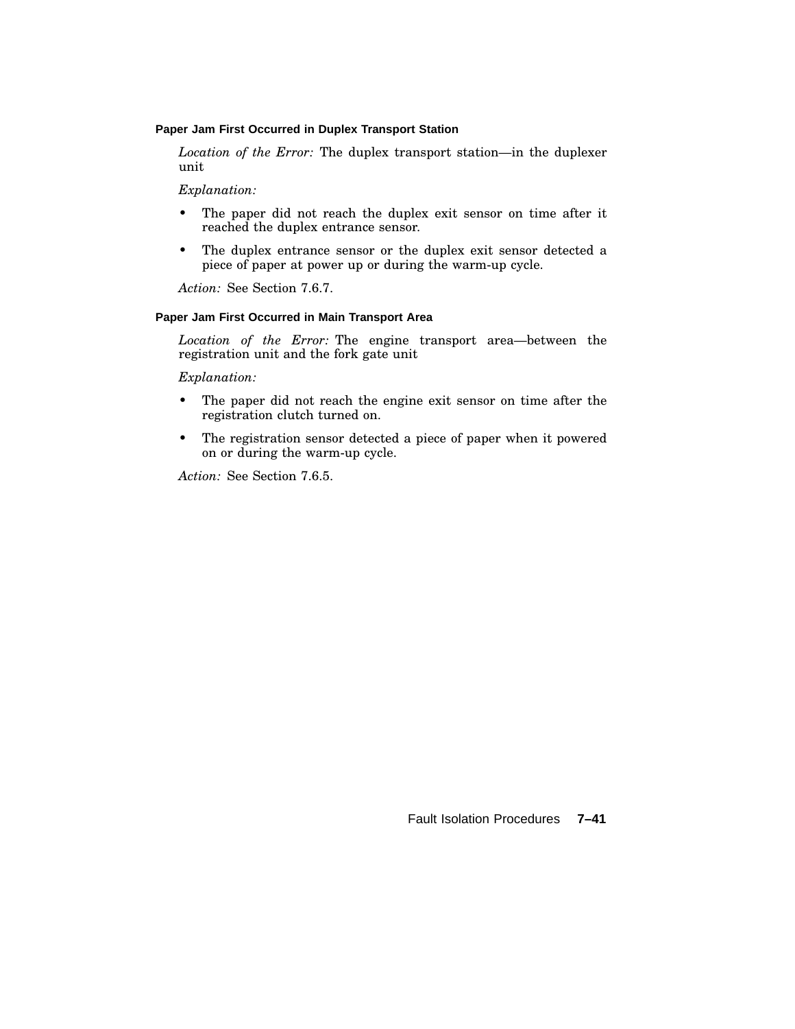#### Paper Jam First Occurred in Duplex Transport Station

*Location of the Error:* The duplex transport station—in the duplexer unit

*Explanation:*

- The paper did not reach the duplex exit sensor on time after it reached the duplex entrance sensor.
- The duplex entrance sensor or the duplex exit sensor detected a piece of paper at power up or during the warm-up cycle.

*Action:* See Section 7.6.7.

#### Paper Jam First Occurred in Main Transport Area

*Location of the Error:* The engine transport area—between the registration unit and the fork gate unit

*Explanation:*

- The paper did not reach the engine exit sensor on time after the registration clutch turned on.
- The registration sensor detected a piece of paper when it powered on or during the warm-up cycle.

*Action:* See Section 7.6.5.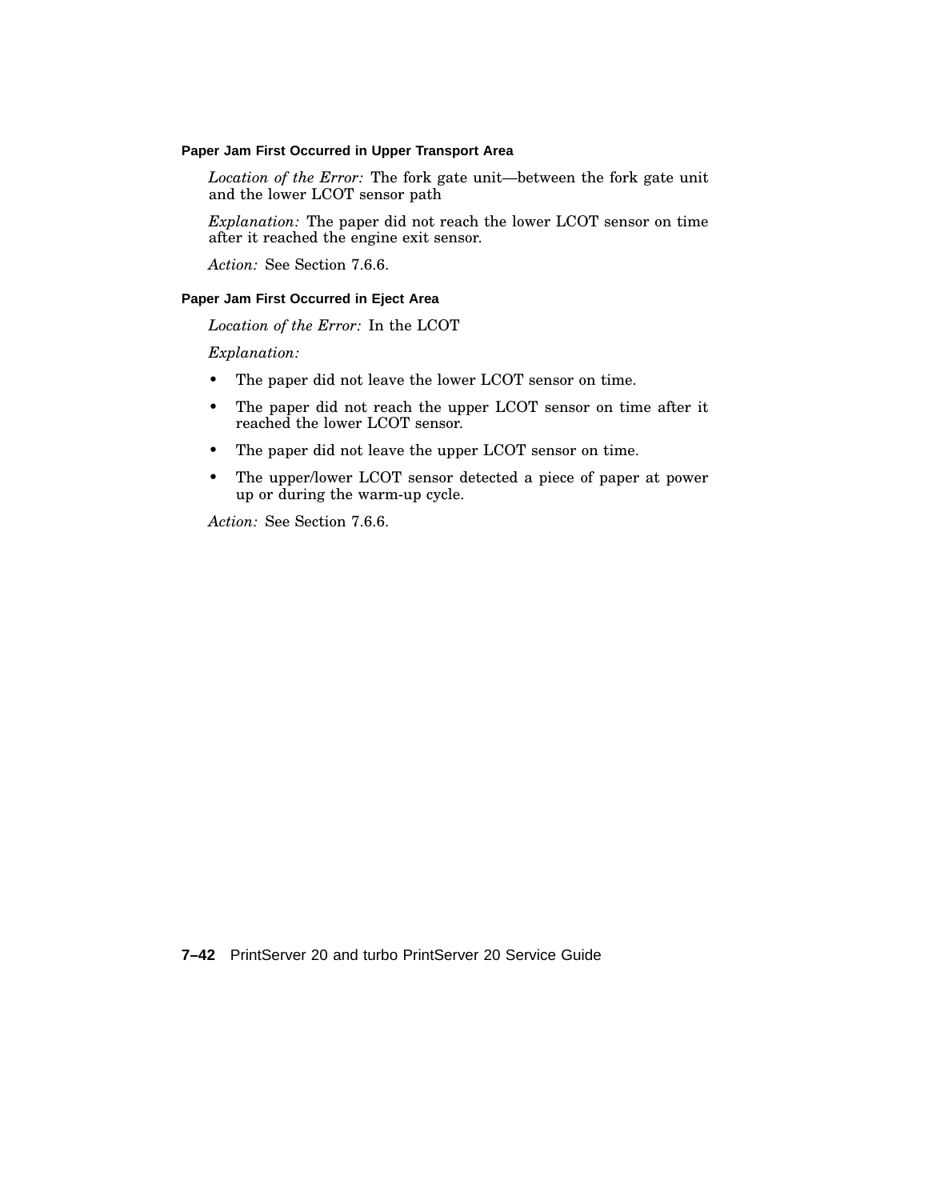#### Paper Jam First Occurred in Upper Transport Area

*Location of the Error:* The fork gate unit—between the fork gate unit and the lower LCOT sensor path

*Explanation:* The paper did not reach the lower LCOT sensor on time after it reached the engine exit sensor.

*Action:* See Section 7.6.6.

#### Paper Jam First Occurred in Eject Area

*Location of the Error:* In the LCOT

*Explanation:*

- The paper did not leave the lower LCOT sensor on time.
- The paper did not reach the upper LCOT sensor on time after it reached the lower LCOT sensor.
- The paper did not leave the upper LCOT sensor on time.
- The upper/lower LCOT sensor detected a piece of paper at power up or during the warm-up cycle.

*Action:* See Section 7.6.6.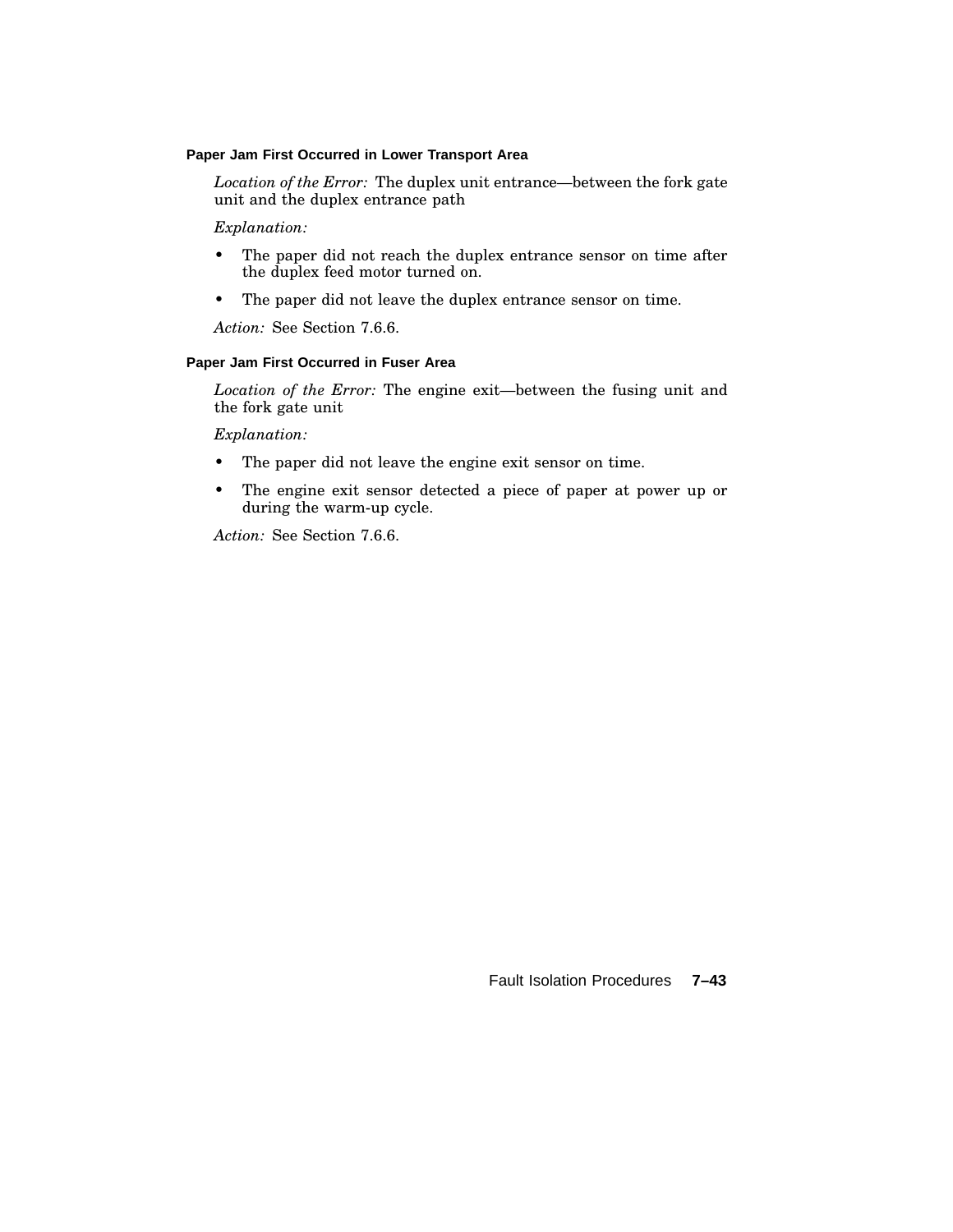#### Paper Jam First Occurred in Lower Transport Area

*Location of the Error:* The duplex unit entrance—between the fork gate unit and the duplex entrance path

*Explanation:*

- The paper did not reach the duplex entrance sensor on time after the duplex feed motor turned on.
- The paper did not leave the duplex entrance sensor on time.

*Action:* See Section 7.6.6.

#### Paper Jam First Occurred in Fuser Area

*Location of the Error:* The engine exit—between the fusing unit and the fork gate unit

*Explanation:*

- The paper did not leave the engine exit sensor on time.
- The engine exit sensor detected a piece of paper at power up or during the warm-up cycle.

*Action:* See Section 7.6.6.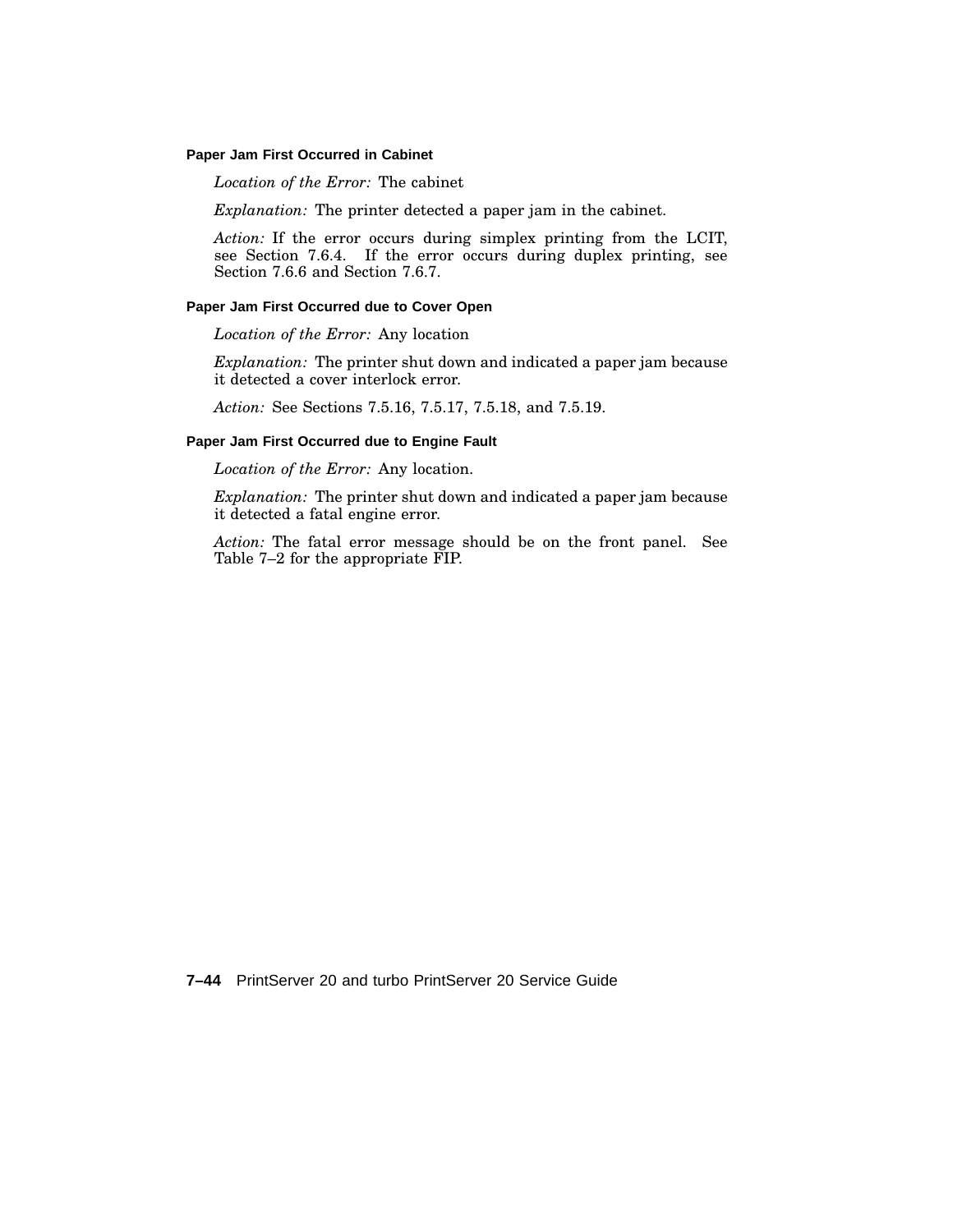#### Paper Jam First Occurred in Cabinet

*Location of the Error:* The cabinet

*Explanation:* The printer detected a paper jam in the cabinet.

*Action:* If the error occurs during simplex printing from the LCIT, see Section 7.6.4. If the error occurs during duplex printing, see Section 7.6.6 and Section 7.6.7.

#### Paper Jam First Occurred due to Cover Open

*Location of the Error:* Any location

*Explanation:* The printer shut down and indicated a paper jam because it detected a cover interlock error.

*Action:* See Sections 7.5.16, 7.5.17, 7.5.18, and 7.5.19.

#### Paper Jam First Occurred due to Engine Fault

*Location of the Error:* Any location.

*Explanation:* The printer shut down and indicated a paper jam because it detected a fatal engine error.

*Action:* The fatal error message should be on the front panel. See Table 7–2 for the appropriate FIP.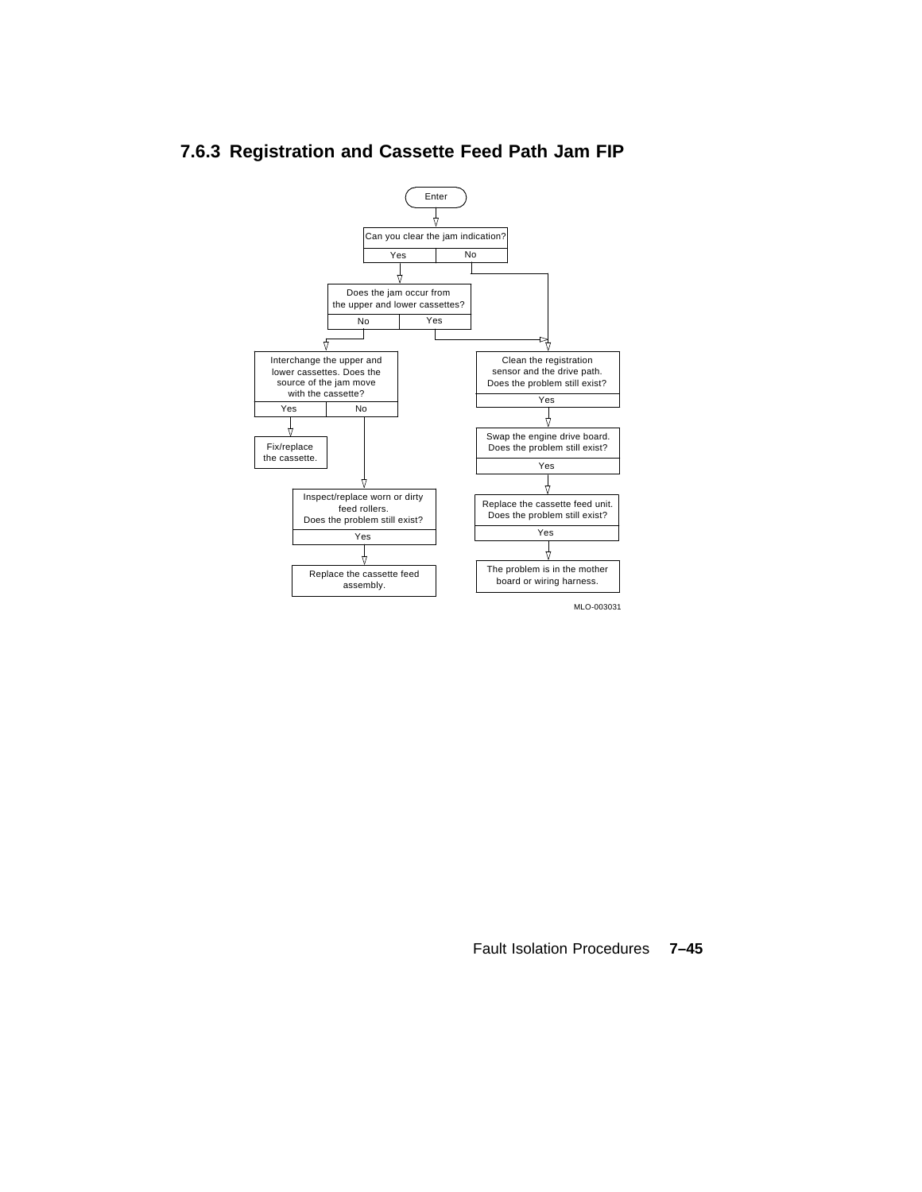## 7.6.3 Registration and Cassette Feed Path Jam FIP

Enter

Can you clear the jam indication?
- Yes → Does the jam occur from the upper and lower cassettes?
- No → Clean the registration sensor and the drive path.

Does the jam occur from the upper and lower cassettes?
- No → Interchange the upper and lower cassettes.
- Yes → Clean the registration sensor and the drive path.

Interchange the upper and lower cassettes. Does the source of the jam move with the cassette?
- Yes → Fix/replace the cassette.
- No → Inspect/replace worn or dirty feed rollers.

Inspect/replace worn or dirty feed rollers. Does the problem still exist?
- Yes → Replace the cassette feed assembly.

Clean the registration sensor and the drive path. Does the problem still exist?
- Yes → Swap the engine drive board.

Swap the engine drive board. Does the problem still exist?
- Yes → Replace the cassette feed unit.

Replace the cassette feed unit. Does the problem still exist?
- Yes → The problem is in the mother board or wiring harness.

MLO-003031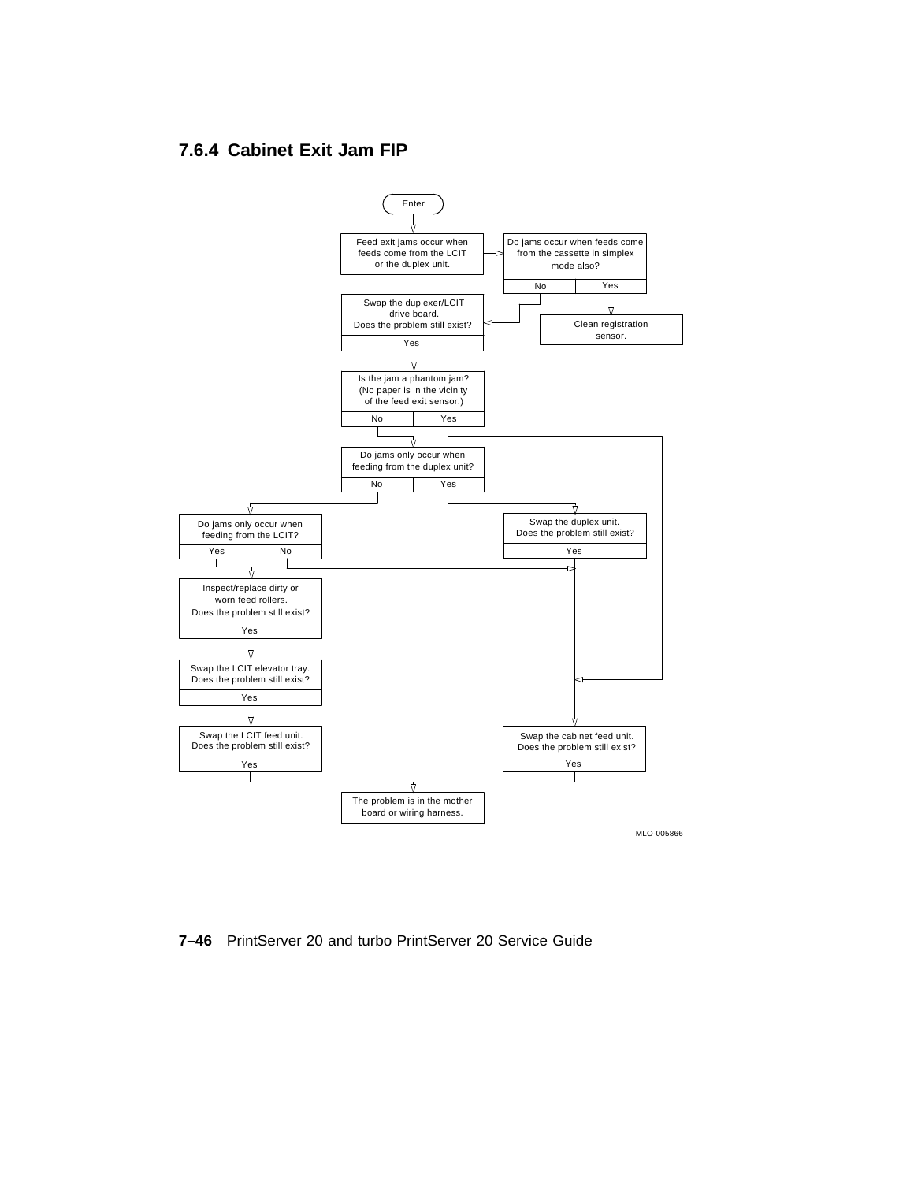## 7.6.4 Cabinet Exit Jam FIP

Enter

Feed exit jams occur when feeds come from the LCIT or the duplex unit.

Do jams occur when feeds come from the cassette in simplex mode also?

No | Yes

Clean registration sensor.

Swap the duplexer/LCIT drive board. Does the problem still exist?

Yes

Is the jam a phantom jam? (No paper is in the vicinity of the feed exit sensor.)

No | Yes

Do jams only occur when feeding from the duplex unit?

No | Yes

Do jams only occur when feeding from the LCIT?

Yes | No

Swap the duplex unit. Does the problem still exist?

Yes

Inspect/replace dirty or worn feed rollers. Does the problem still exist?

Yes

Swap the LCIT elevator tray. Does the problem still exist?

Yes

Swap the LCIT feed unit. Does the problem still exist?

Yes

Swap the cabinet feed unit. Does the problem still exist?

Yes

The problem is in the mother board or wiring harness.

MLO-005866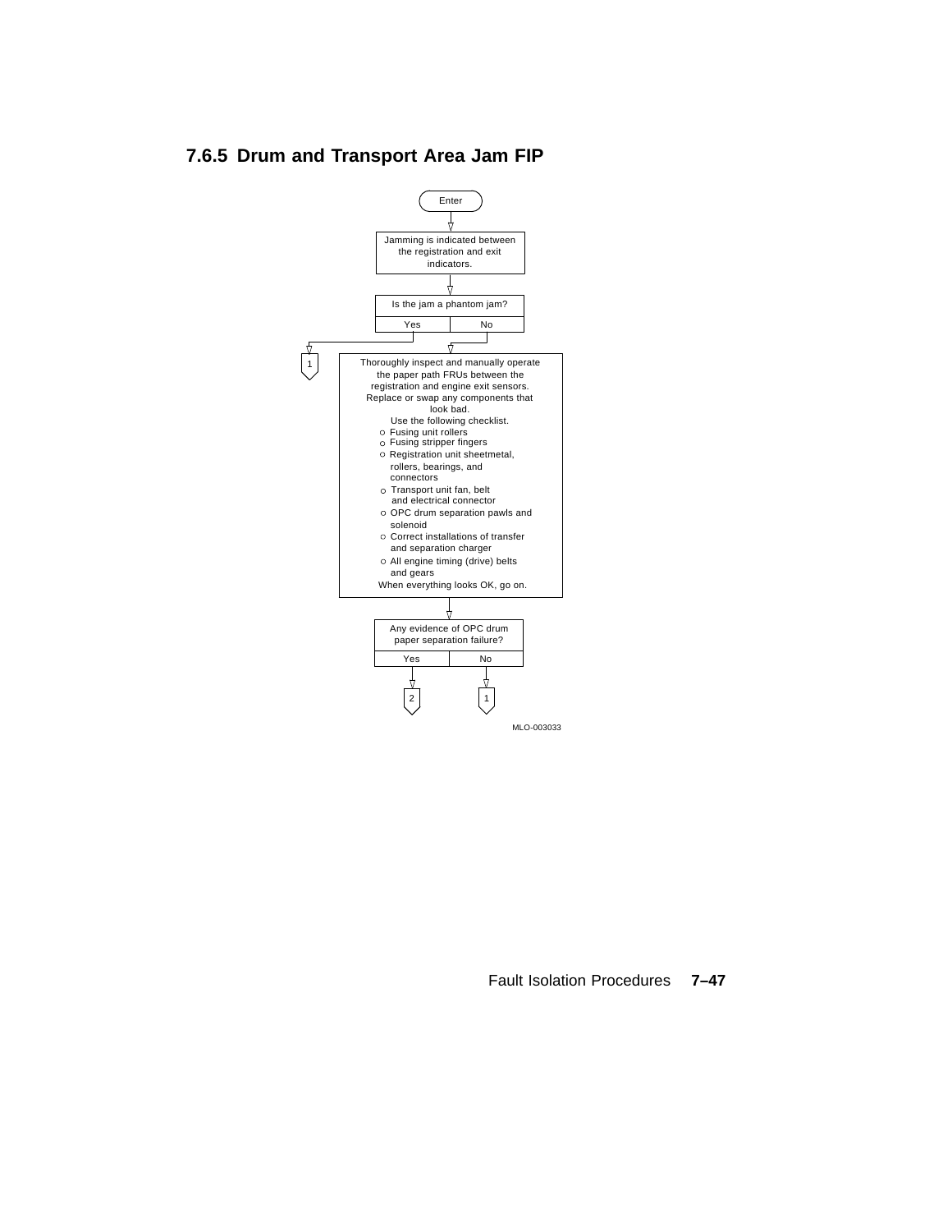### 7.6.5 Drum and Transport Area Jam FIP

Enter

Jamming is indicated between the registration and exit indicators.

Is the jam a phantom jam?

- Yes → 1
- No → continue

Thoroughly inspect and manually operate the paper path FRUs between the registration and engine exit sensors. Replace or swap any components that look bad.

Use the following checklist.

- o Fusing unit rollers
- o Fusing stripper fingers
- o Registration unit sheetmetal, rollers, bearings, and connectors
- o Transport unit fan, belt and electrical connector
- o OPC drum separation pawls and solenoid
- o Correct installations of transfer and separation charger
- o All engine timing (drive) belts and gears

When everything looks OK, go on.

Any evidence of OPC drum paper separation failure?

- Yes → 2
- No → 1

MLO-003033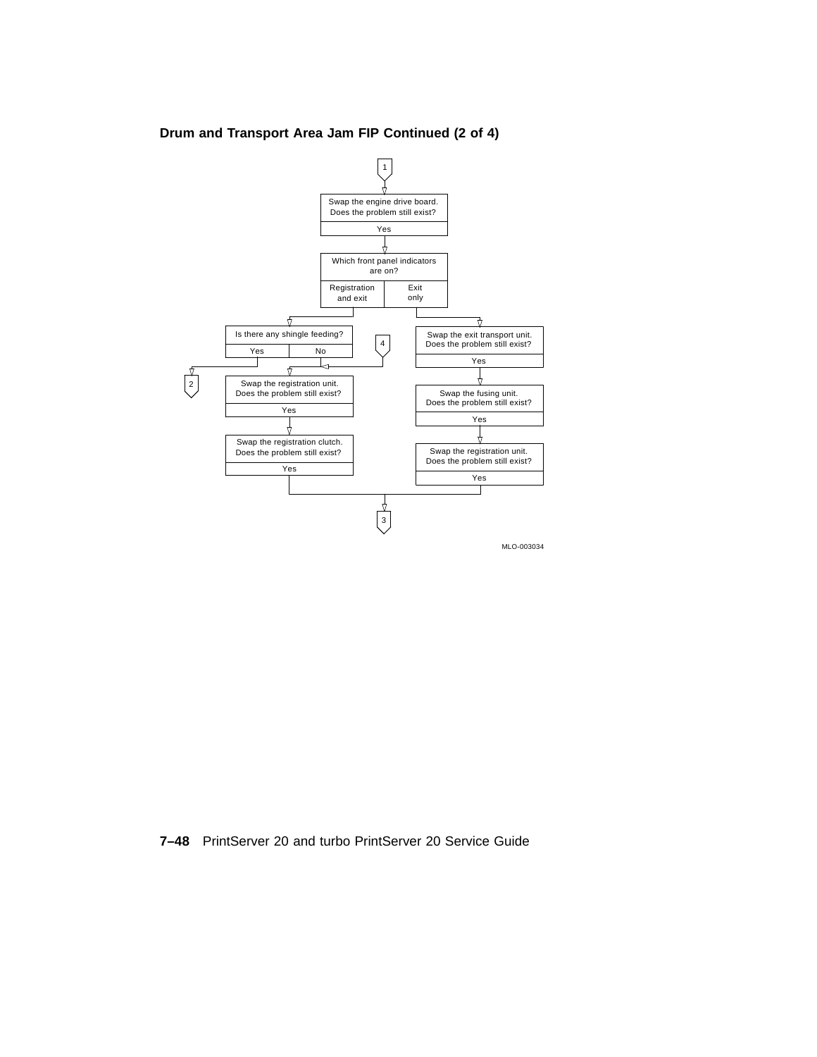## Drum and Transport Area Jam FIP Continued (2 of 4)

1

Swap the engine drive board. Does the problem still exist?

Yes

Which front panel indicators are on?

Registration and exit | Exit only

Is there any shingle feeding?

Yes | No

2

4

Swap the registration unit. Does the problem still exist?

Yes

Swap the registration clutch. Does the problem still exist?

Yes

Swap the exit transport unit. Does the problem still exist?

Yes

Swap the fusing unit. Does the problem still exist?

Yes

Swap the registration unit. Does the problem still exist?

Yes

3

MLO-003034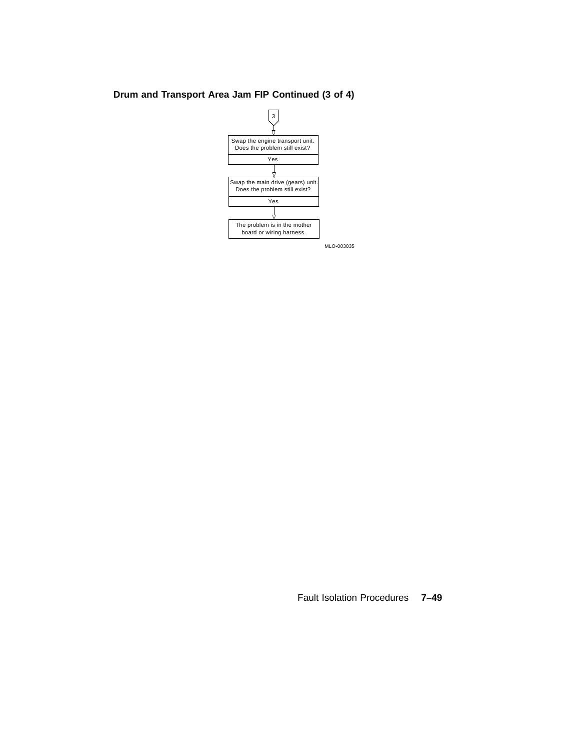**Drum and Transport Area Jam FIP Continued (3 of 4)**

3

Swap the engine transport unit. Does the problem still exist?

Yes

Swap the main drive (gears) unit. Does the problem still exist?

Yes

The problem is in the mother board or wiring harness.

MLO-003035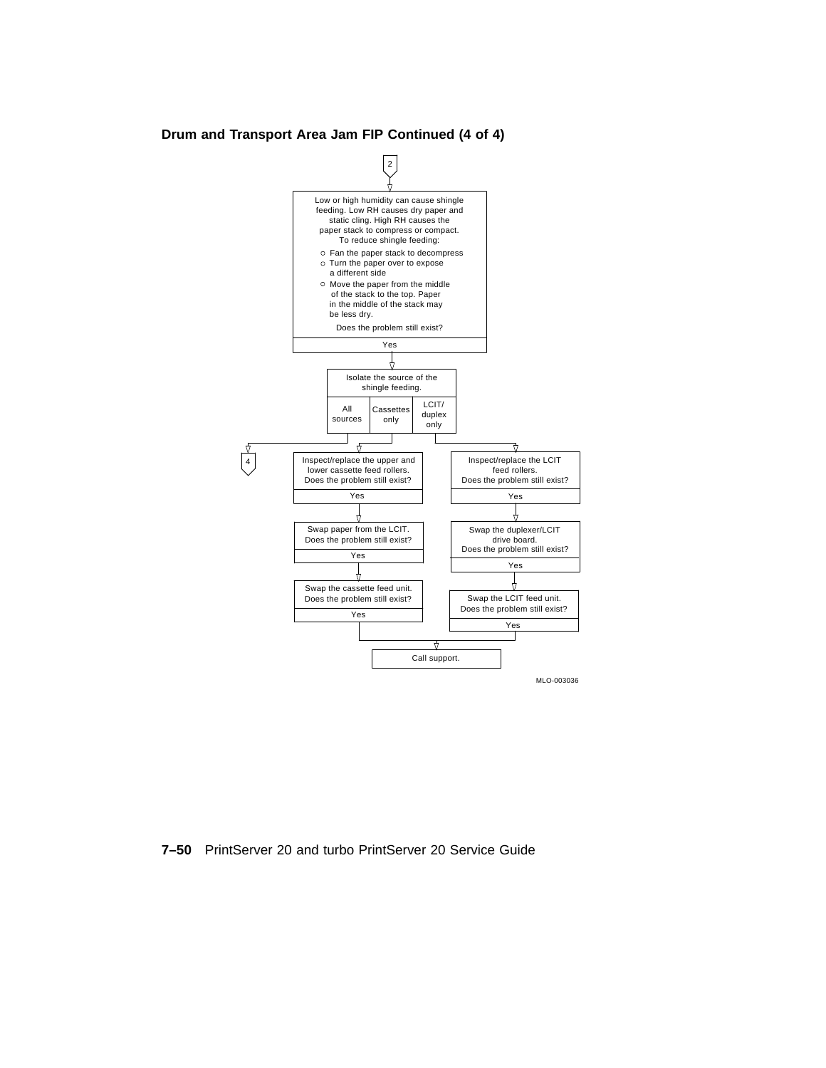### Drum and Transport Area Jam FIP Continued (4 of 4)

2

Low or high humidity can cause shingle feeding. Low RH causes dry paper and static cling. High RH causes the paper stack to compress or compact. To reduce shingle feeding:

- Fan the paper stack to decompress
- Turn the paper over to expose a different side
- Move the paper from the middle of the stack to the top. Paper in the middle of the stack may be less dry.

Does the problem still exist?

Yes

Isolate the source of the shingle feeding.

| All sources | Cassettes only | LCIT/ duplex only |
|---|---|---|

**All sources:** 4

**Cassettes only:**

Inspect/replace the upper and lower cassette feed rollers. Does the problem still exist?

Yes

Swap paper from the LCIT. Does the problem still exist?

Yes

Swap the cassette feed unit. Does the problem still exist?

Yes

**LCIT/duplex only:**

Inspect/replace the LCIT feed rollers. Does the problem still exist?

Yes

Swap the duplexer/LCIT drive board. Does the problem still exist?

Yes

Swap the LCIT feed unit. Does the problem still exist?

Yes

Call support.

MLO-003036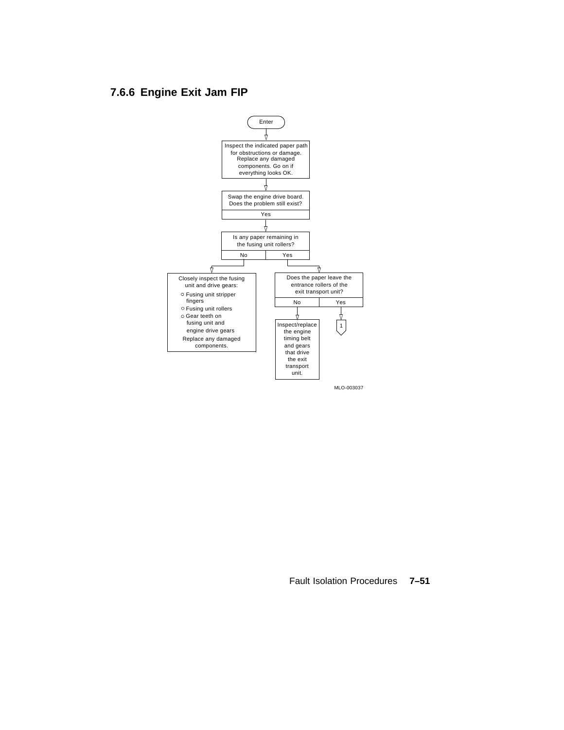### 7.6.6 Engine Exit Jam FIP

Enter

Inspect the indicated paper path for obstructions or damage. Replace any damaged components. Go on if everything looks OK.

Swap the engine drive board. Does the problem still exist?

Yes

Is any paper remaining in the fusing unit rollers?

No | Yes

Closely inspect the fusing unit and drive gears:

- Fusing unit stripper fingers
- Fusing unit rollers
- Gear teeth on fusing unit and engine drive gears

Replace any damaged components.

Does the paper leave the entrance rollers of the exit transport unit?

No | Yes

Inspect/replace the engine timing belt and gears that drive the exit transport unit.

1

MLO-003037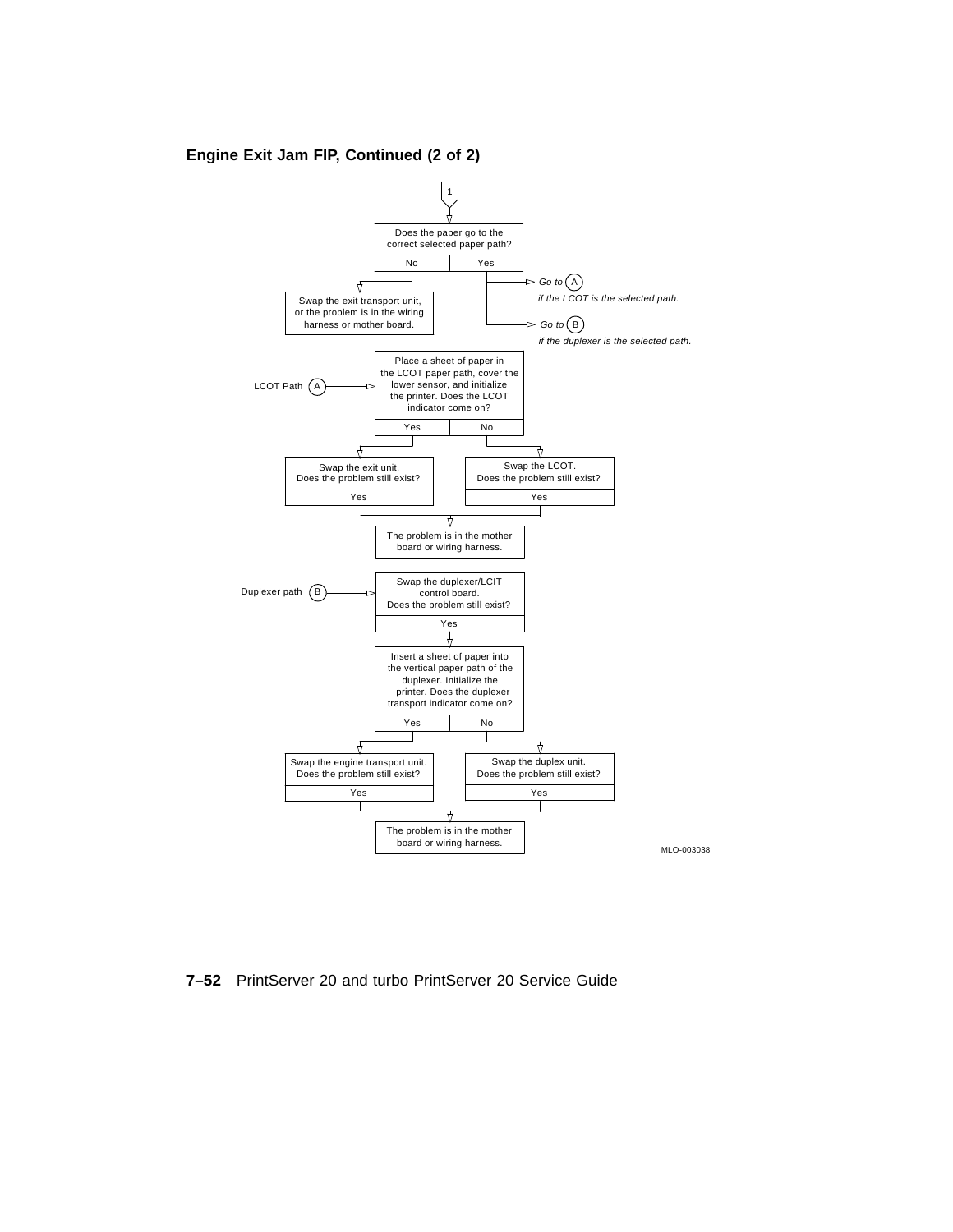## Engine Exit Jam FIP, Continued (2 of 2)

1

Does the paper go to the correct selected paper path?

- **No** → Swap the exit transport unit, or the problem is in the wiring harness or mother board.
- **Yes** → *Go to* (A) *if the LCOT is the selected path.*
  *Go to* (B) *if the duplexer is the selected path.*

**LCOT Path (A)**

Place a sheet of paper in the LCOT paper path, cover the lower sensor, and initialize the printer. Does the LCOT indicator come on?

- **Yes** → Swap the exit unit. Does the problem still exist?
  - **Yes** → The problem is in the mother board or wiring harness.
- **No** → Swap the LCOT. Does the problem still exist?
  - **Yes** → The problem is in the mother board or wiring harness.

**Duplexer path (B)**

Swap the duplexer/LCIT control board. Does the problem still exist?

- **Yes** → Insert a sheet of paper into the vertical paper path of the duplexer. Initialize the printer. Does the duplexer transport indicator come on?
  - **Yes** → Swap the engine transport unit. Does the problem still exist?
    - **Yes** → The problem is in the mother board or wiring harness.
  - **No** → Swap the duplex unit. Does the problem still exist?
    - **Yes** → The problem is in the mother board or wiring harness.

MLO-003038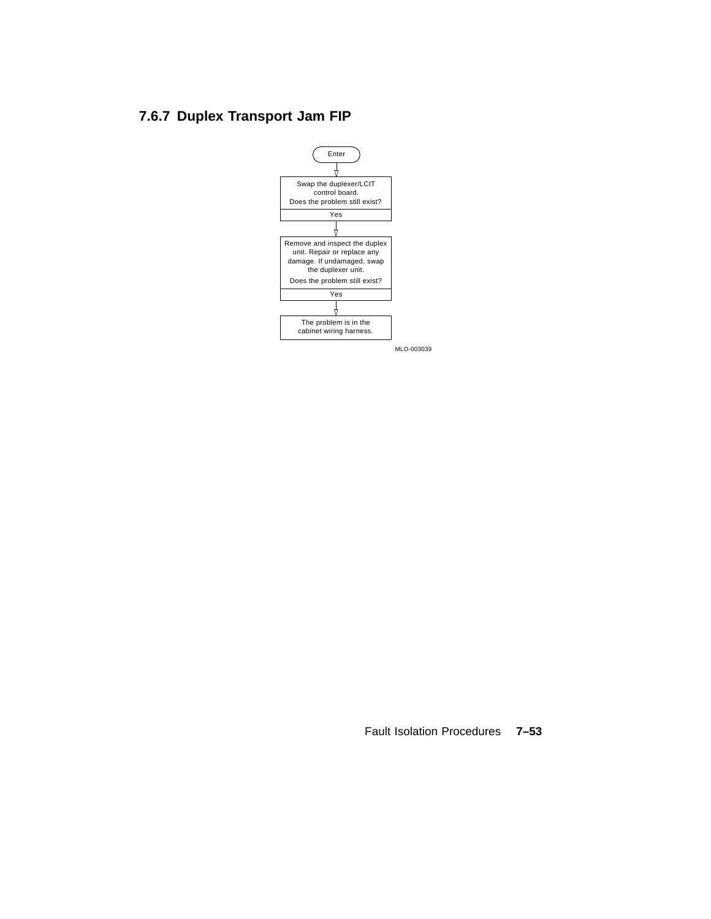### 7.6.7 Duplex Transport Jam FIP

Enter

Swap the duplexer/LCIT control board.
Does the problem still exist?

Yes

Remove and inspect the duplex unit. Repair or replace any damage. If undamaged, swap the duplexer unit.
Does the problem still exist?

Yes

The problem is in the cabinet wiring harness.

MLO-003039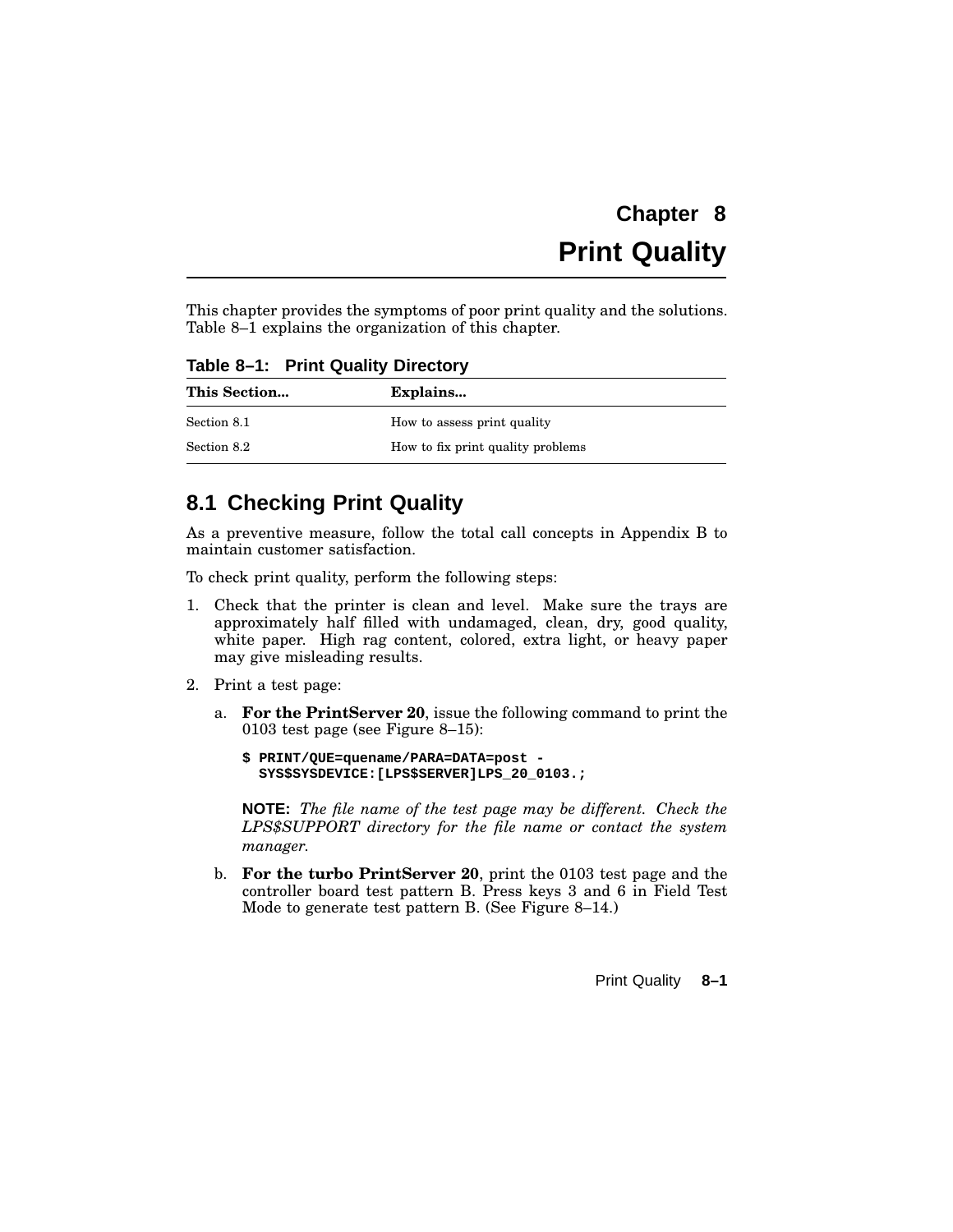# Chapter 8
# Print Quality

This chapter provides the symptoms of poor print quality and the solutions. Table 8–1 explains the organization of this chapter.

**Table 8–1: Print Quality Directory**

| This Section... | Explains... |
|---|---|
| Section 8.1 | How to assess print quality |
| Section 8.2 | How to fix print quality problems |

## 8.1 Checking Print Quality

As a preventive measure, follow the total call concepts in Appendix B to maintain customer satisfaction.

To check print quality, perform the following steps:

1. Check that the printer is clean and level. Make sure the trays are approximately half filled with undamaged, clean, dry, good quality, white paper. High rag content, colored, extra light, or heavy paper may give misleading results.
2. Print a test page:
   a. **For the PrintServer 20**, issue the following command to print the 0103 test page (see Figure 8–15):

   ```
   $ PRINT/QUE=quename/PARA=DATA=post -
     SYS$SYSDEVICE:[LPS$SERVER]LPS_20_0103.;
   ```

   **NOTE:** *The file name of the test page may be different. Check the LPS$SUPPORT directory for the file name or contact the system manager.*

   b. **For the turbo PrintServer 20**, print the 0103 test page and the controller board test pattern B. Press keys 3 and 6 in Field Test Mode to generate test pattern B. (See Figure 8–14.)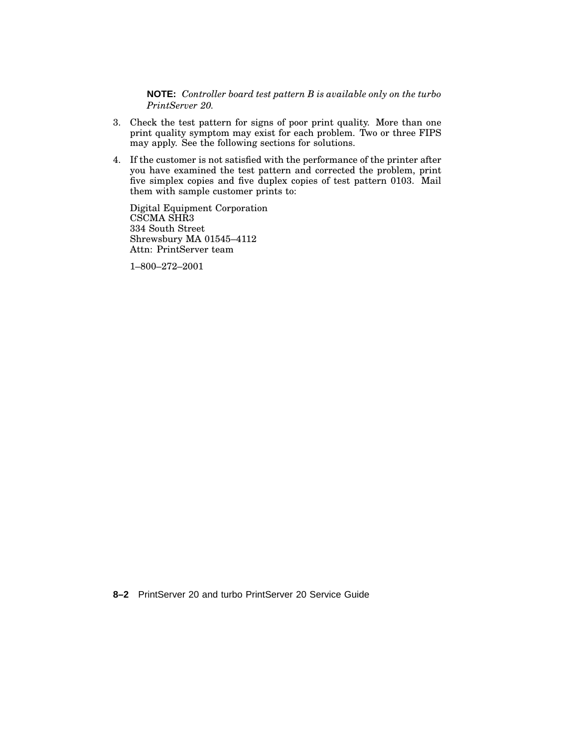**NOTE:** *Controller board test pattern B is available only on the turbo PrintServer 20.*

3. Check the test pattern for signs of poor print quality. More than one print quality symptom may exist for each problem. Two or three FIPS may apply. See the following sections for solutions.

4. If the customer is not satisfied with the performance of the printer after you have examined the test pattern and corrected the problem, print five simplex copies and five duplex copies of test pattern 0103. Mail them with sample customer prints to:

   Digital Equipment Corporation
   CSCMA SHR3
   334 South Street
   Shrewsbury MA 01545–4112
   Attn: PrintServer team

   1–800–272–2001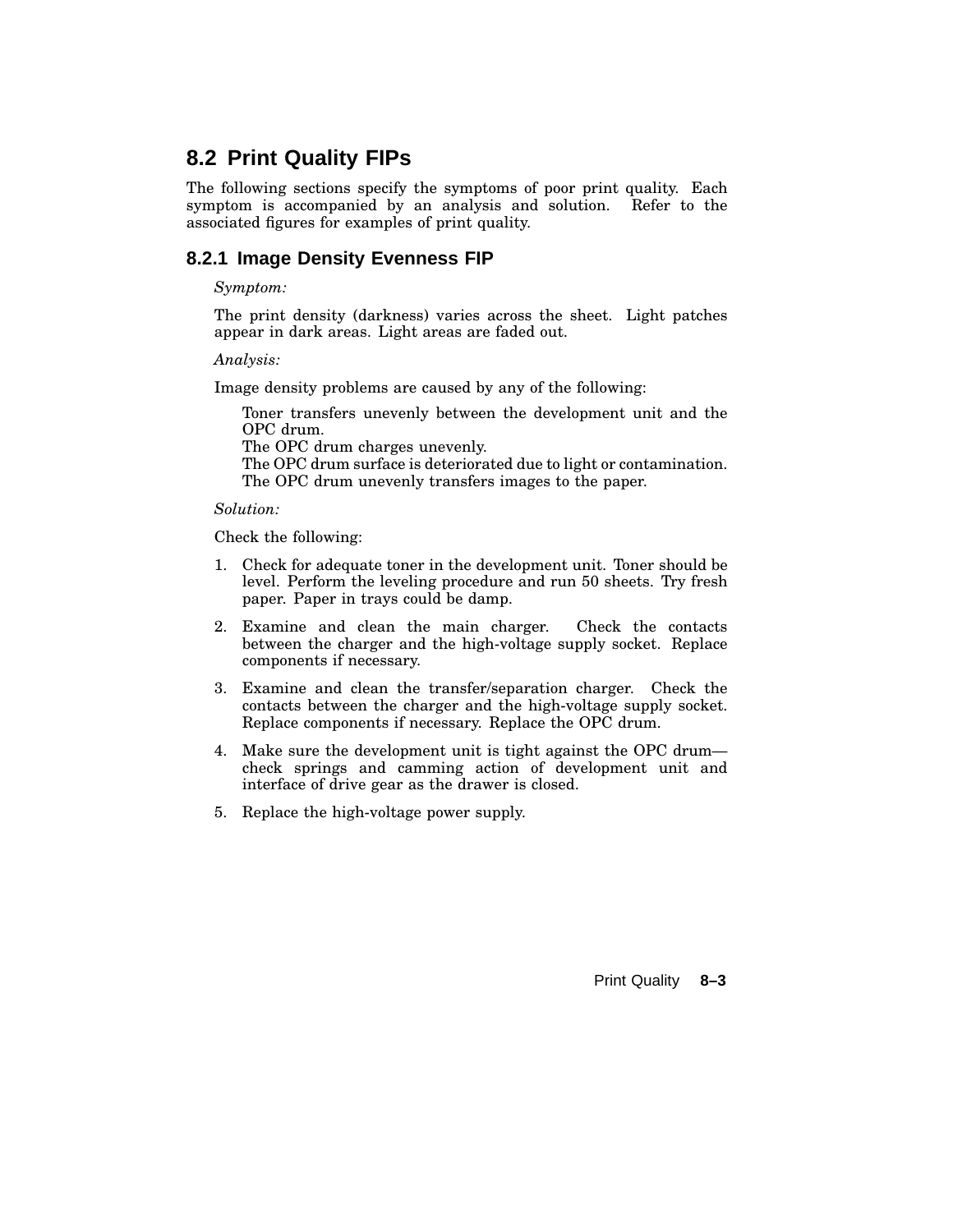## 8.2 Print Quality FIPs

The following sections specify the symptoms of poor print quality. Each symptom is accompanied by an analysis and solution. Refer to the associated figures for examples of print quality.

### 8.2.1 Image Density Evenness FIP

*Symptom:*

The print density (darkness) varies across the sheet. Light patches appear in dark areas. Light areas are faded out.

*Analysis:*

Image density problems are caused by any of the following:

- Toner transfers unevenly between the development unit and the OPC drum.
- The OPC drum charges unevenly.
- The OPC drum surface is deteriorated due to light or contamination.
- The OPC drum unevenly transfers images to the paper.

*Solution:*

Check the following:

1. Check for adequate toner in the development unit. Toner should be level. Perform the leveling procedure and run 50 sheets. Try fresh paper. Paper in trays could be damp.
2. Examine and clean the main charger. Check the contacts between the charger and the high-voltage supply socket. Replace components if necessary.
3. Examine and clean the transfer/separation charger. Check the contacts between the charger and the high-voltage supply socket. Replace components if necessary. Replace the OPC drum.
4. Make sure the development unit is tight against the OPC drum—check springs and camming action of development unit and interface of drive gear as the drawer is closed.
5. Replace the high-voltage power supply.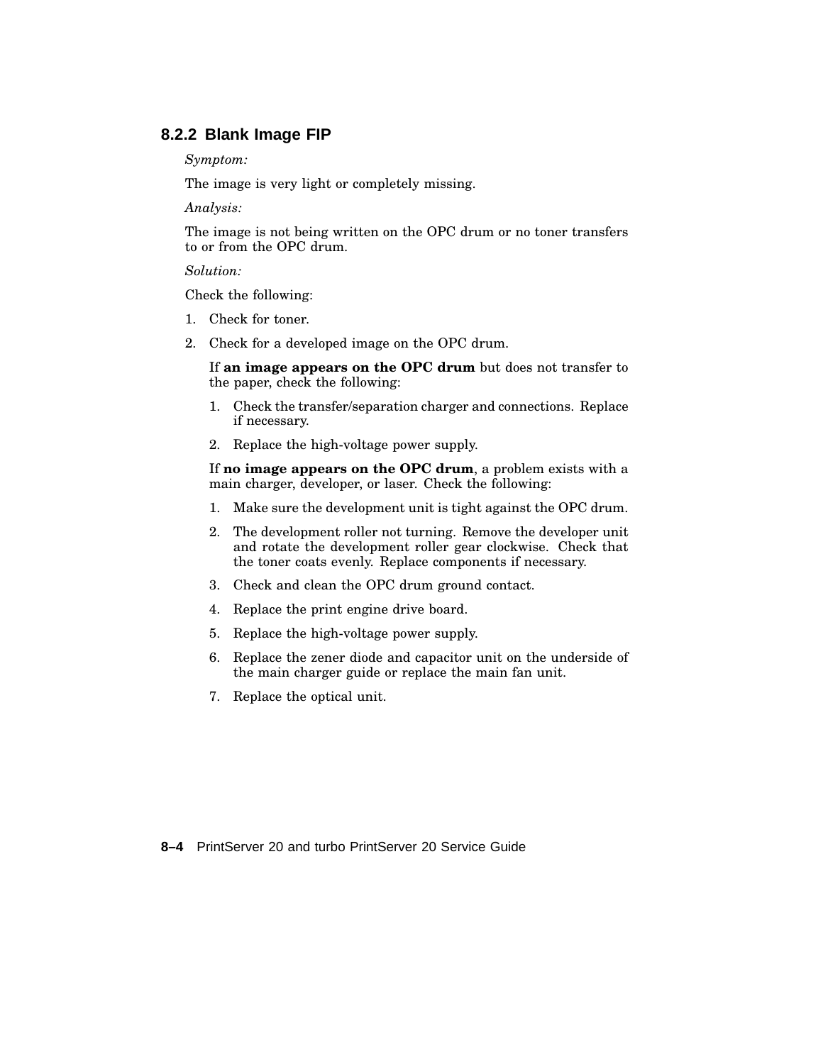### 8.2.2 Blank Image FIP

*Symptom:*

The image is very light or completely missing.

*Analysis:*

The image is not being written on the OPC drum or no toner transfers to or from the OPC drum.

*Solution:*

Check the following:

1. Check for toner.
2. Check for a developed image on the OPC drum.

   If **an image appears on the OPC drum** but does not transfer to the paper, check the following:

   1. Check the transfer/separation charger and connections. Replace if necessary.
   2. Replace the high-voltage power supply.

   If **no image appears on the OPC drum**, a problem exists with a main charger, developer, or laser. Check the following:

   1. Make sure the development unit is tight against the OPC drum.
   2. The development roller not turning. Remove the developer unit and rotate the development roller gear clockwise. Check that the toner coats evenly. Replace components if necessary.
   3. Check and clean the OPC drum ground contact.
   4. Replace the print engine drive board.
   5. Replace the high-voltage power supply.
   6. Replace the zener diode and capacitor unit on the underside of the main charger guide or replace the main fan unit.
   7. Replace the optical unit.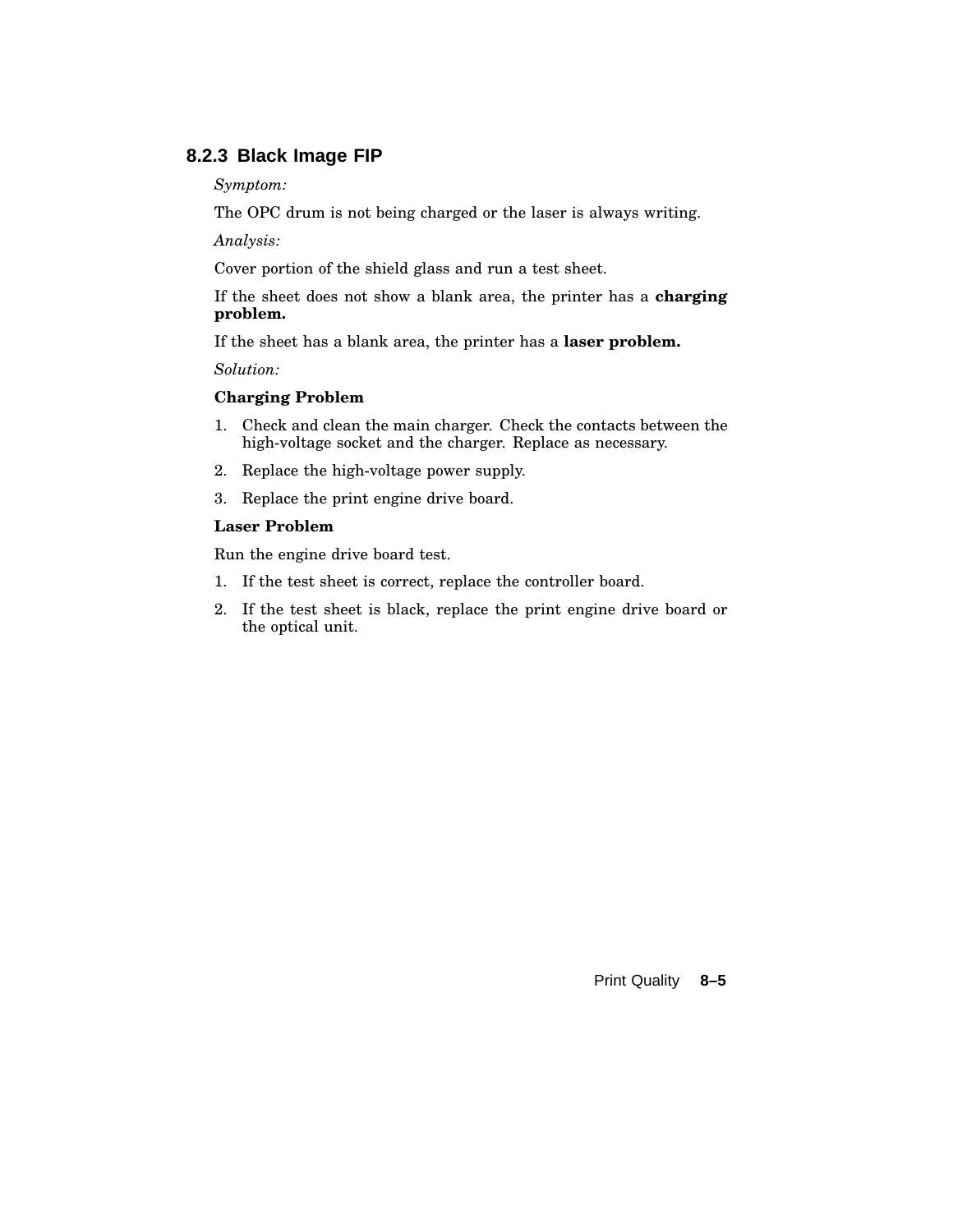### 8.2.3 Black Image FIP

*Symptom:*

The OPC drum is not being charged or the laser is always writing.

*Analysis:*

Cover portion of the shield glass and run a test sheet.

If the sheet does not show a blank area, the printer has a **charging problem.**

If the sheet has a blank area, the printer has a **laser problem.**

*Solution:*

**Charging Problem**

1. Check and clean the main charger. Check the contacts between the high-voltage socket and the charger. Replace as necessary.
2. Replace the high-voltage power supply.
3. Replace the print engine drive board.

**Laser Problem**

Run the engine drive board test.

1. If the test sheet is correct, replace the controller board.
2. If the test sheet is black, replace the print engine drive board or the optical unit.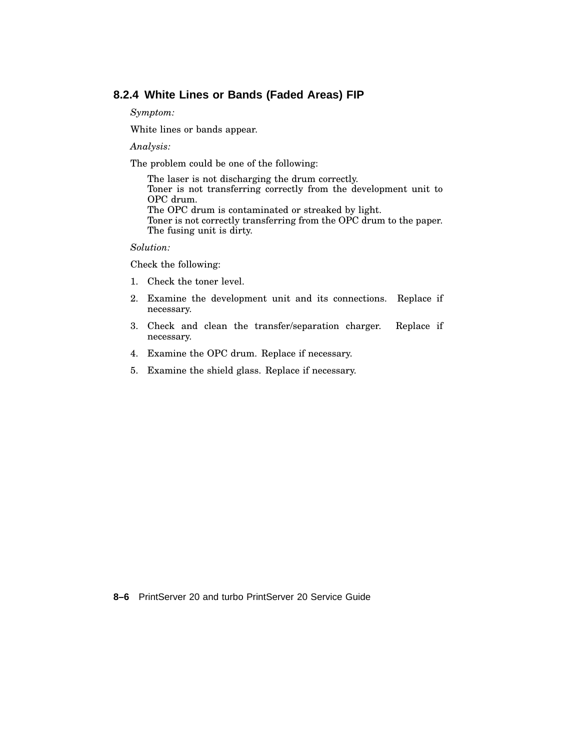### 8.2.4 White Lines or Bands (Faded Areas) FIP

*Symptom:*

White lines or bands appear.

*Analysis:*

The problem could be one of the following:

The laser is not discharging the drum correctly.
Toner is not transferring correctly from the development unit to OPC drum.
The OPC drum is contaminated or streaked by light.
Toner is not correctly transferring from the OPC drum to the paper.
The fusing unit is dirty.

*Solution:*

Check the following:

1. Check the toner level.
2. Examine the development unit and its connections. Replace if necessary.
3. Check and clean the transfer/separation charger. Replace if necessary.
4. Examine the OPC drum. Replace if necessary.
5. Examine the shield glass. Replace if necessary.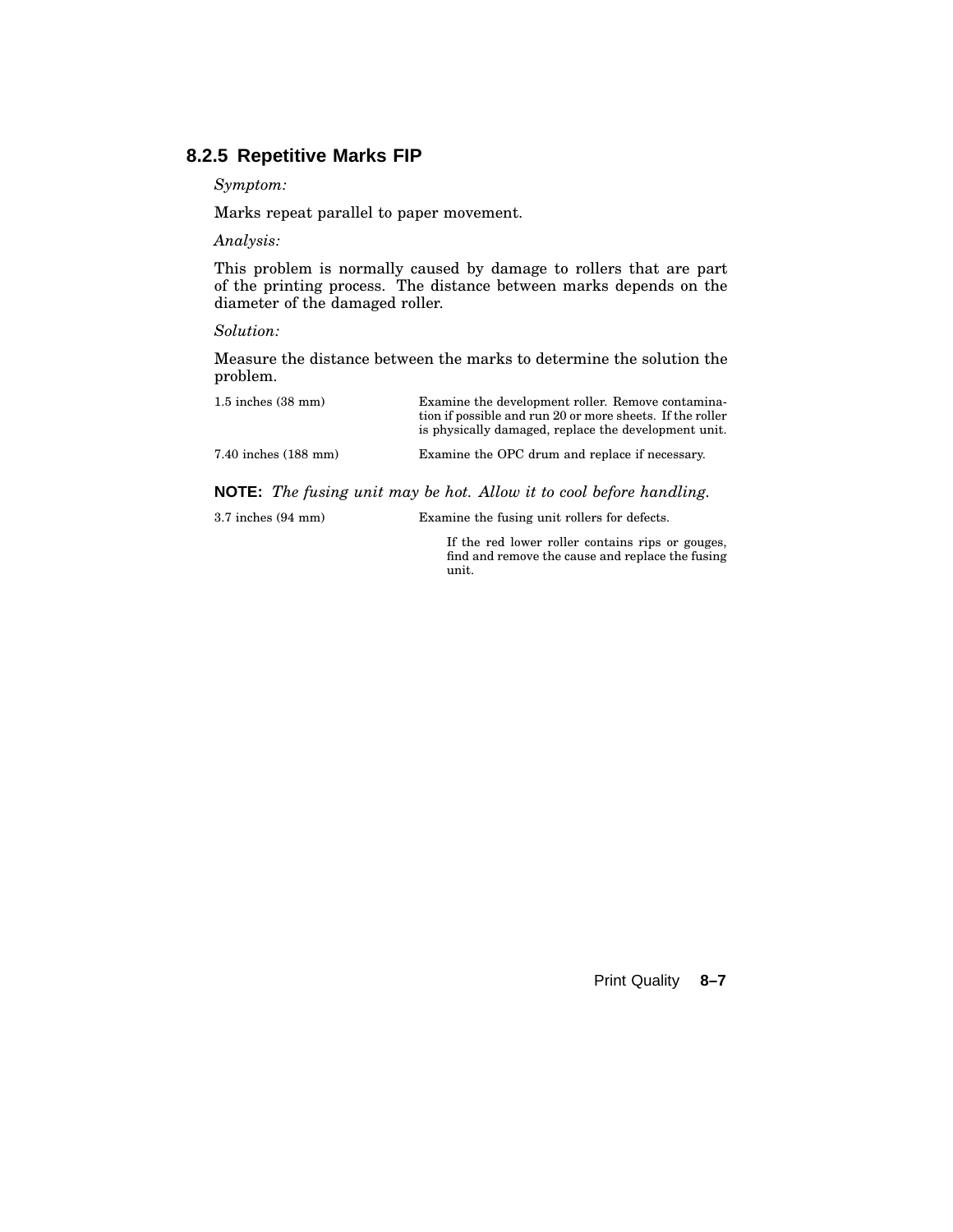### 8.2.5 Repetitive Marks FIP

*Symptom:*

Marks repeat parallel to paper movement.

*Analysis:*

This problem is normally caused by damage to rollers that are part of the printing process. The distance between marks depends on the diameter of the damaged roller.

*Solution:*

Measure the distance between the marks to determine the solution the problem.

| | |
|---|---|
| 1.5 inches (38 mm) | Examine the development roller. Remove contamination if possible and run 20 or more sheets. If the roller is physically damaged, replace the development unit. |
| 7.40 inches (188 mm) | Examine the OPC drum and replace if necessary. |

**NOTE:** *The fusing unit may be hot. Allow it to cool before handling.*

| | |
|---|---|
| 3.7 inches (94 mm) | Examine the fusing unit rollers for defects. |
| | If the red lower roller contains rips or gouges, find and remove the cause and replace the fusing unit. |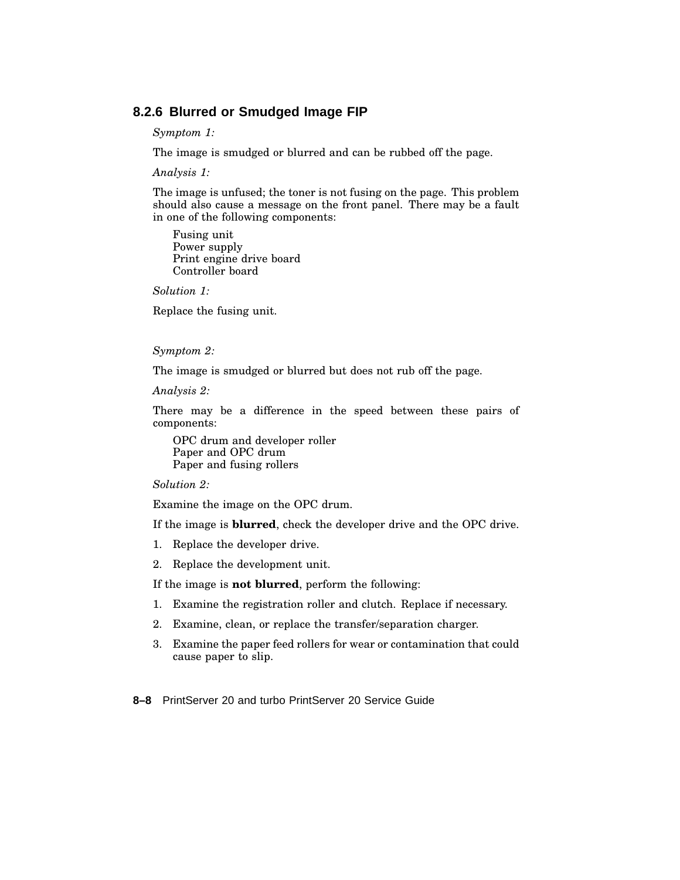### 8.2.6 Blurred or Smudged Image FIP

*Symptom 1:*

The image is smudged or blurred and can be rubbed off the page.

*Analysis 1:*

The image is unfused; the toner is not fusing on the page. This problem should also cause a message on the front panel. There may be a fault in one of the following components:

Fusing unit
Power supply
Print engine drive board
Controller board

*Solution 1:*

Replace the fusing unit.

*Symptom 2:*

The image is smudged or blurred but does not rub off the page.

*Analysis 2:*

There may be a difference in the speed between these pairs of components:

OPC drum and developer roller
Paper and OPC drum
Paper and fusing rollers

*Solution 2:*

Examine the image on the OPC drum.

If the image is **blurred**, check the developer drive and the OPC drive.

1. Replace the developer drive.
2. Replace the development unit.

If the image is **not blurred**, perform the following:

1. Examine the registration roller and clutch. Replace if necessary.
2. Examine, clean, or replace the transfer/separation charger.
3. Examine the paper feed rollers for wear or contamination that could cause paper to slip.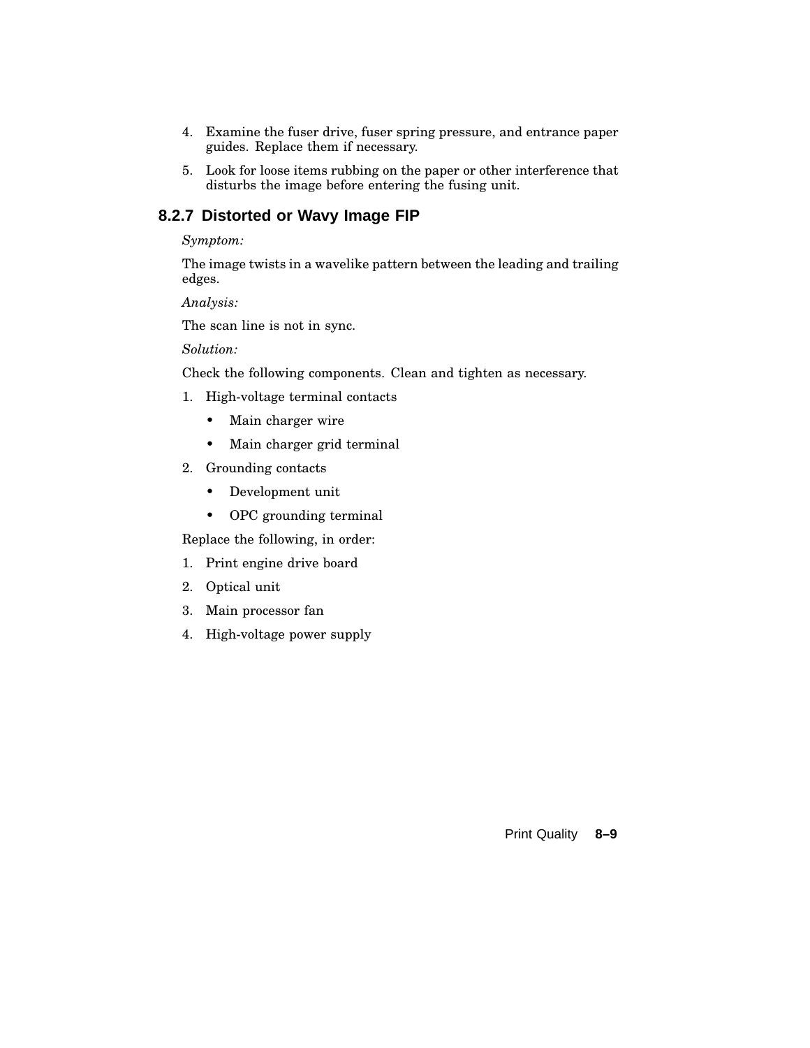4. Examine the fuser drive, fuser spring pressure, and entrance paper guides. Replace them if necessary.
5. Look for loose items rubbing on the paper or other interference that disturbs the image before entering the fusing unit.

### 8.2.7 Distorted or Wavy Image FIP

*Symptom:*

The image twists in a wavelike pattern between the leading and trailing edges.

*Analysis:*

The scan line is not in sync.

*Solution:*

Check the following components. Clean and tighten as necessary.

1. High-voltage terminal contacts
   - Main charger wire
   - Main charger grid terminal
2. Grounding contacts
   - Development unit
   - OPC grounding terminal

Replace the following, in order:

1. Print engine drive board
2. Optical unit
3. Main processor fan
4. High-voltage power supply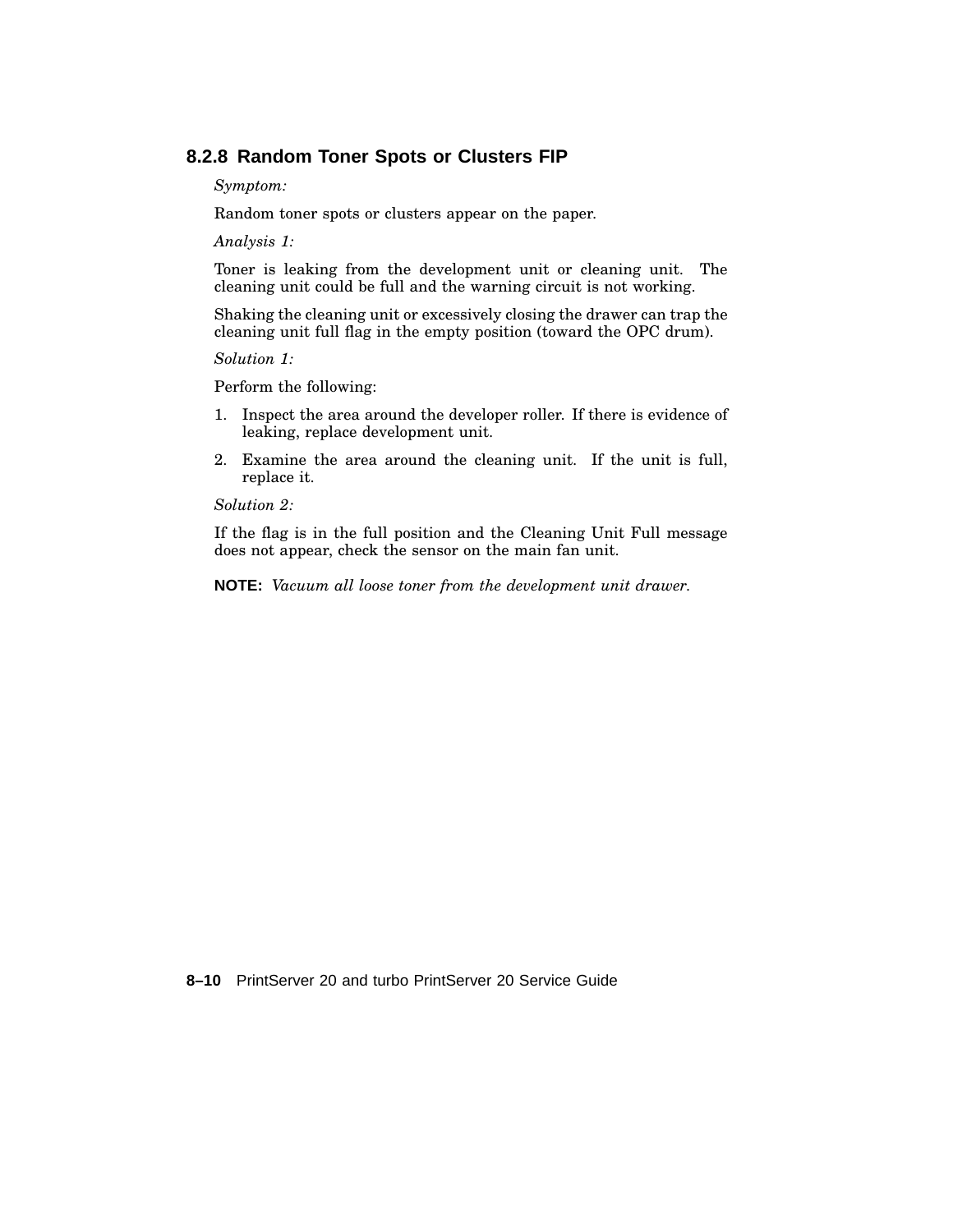### 8.2.8 Random Toner Spots or Clusters FIP

*Symptom:*

Random toner spots or clusters appear on the paper.

*Analysis 1:*

Toner is leaking from the development unit or cleaning unit. The cleaning unit could be full and the warning circuit is not working.

Shaking the cleaning unit or excessively closing the drawer can trap the cleaning unit full flag in the empty position (toward the OPC drum).

*Solution 1:*

Perform the following:

1. Inspect the area around the developer roller. If there is evidence of leaking, replace development unit.
2. Examine the area around the cleaning unit. If the unit is full, replace it.

*Solution 2:*

If the flag is in the full position and the Cleaning Unit Full message does not appear, check the sensor on the main fan unit.

**NOTE:** *Vacuum all loose toner from the development unit drawer.*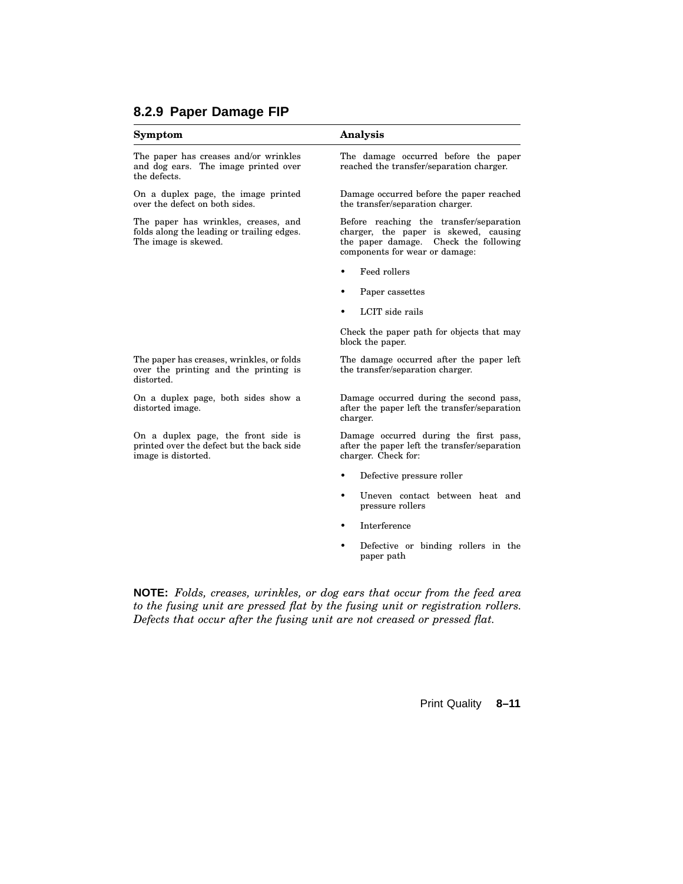### 8.2.9 Paper Damage FIP

| Symptom | Analysis |
|---|---|
| The paper has creases and/or wrinkles and dog ears. The image printed over the defects. | The damage occurred before the paper reached the transfer/separation charger. |
| On a duplex page, the image printed over the defect on both sides. | Damage occurred before the paper reached the transfer/separation charger. |
| The paper has wrinkles, creases, and folds along the leading or trailing edges. The image is skewed. | Before reaching the transfer/separation charger, the paper is skewed, causing the paper damage. Check the following components for wear or damage:<br>• Feed rollers<br>• Paper cassettes<br>• LCIT side rails<br><br>Check the paper path for objects that may block the paper. |
| The paper has creases, wrinkles, or folds over the printing and the printing is distorted. | The damage occurred after the paper left the transfer/separation charger. |
| On a duplex page, both sides show a distorted image. | Damage occurred during the second pass, after the paper left the transfer/separation charger. |
| On a duplex page, the front side is printed over the defect but the back side image is distorted. | Damage occurred during the first pass, after the paper left the transfer/separation charger. Check for:<br>• Defective pressure roller<br>• Uneven contact between heat and pressure rollers<br>• Interference<br>• Defective or binding rollers in the paper path |

**NOTE:** *Folds, creases, wrinkles, or dog ears that occur from the feed area to the fusing unit are pressed flat by the fusing unit or registration rollers. Defects that occur after the fusing unit are not creased or pressed flat.*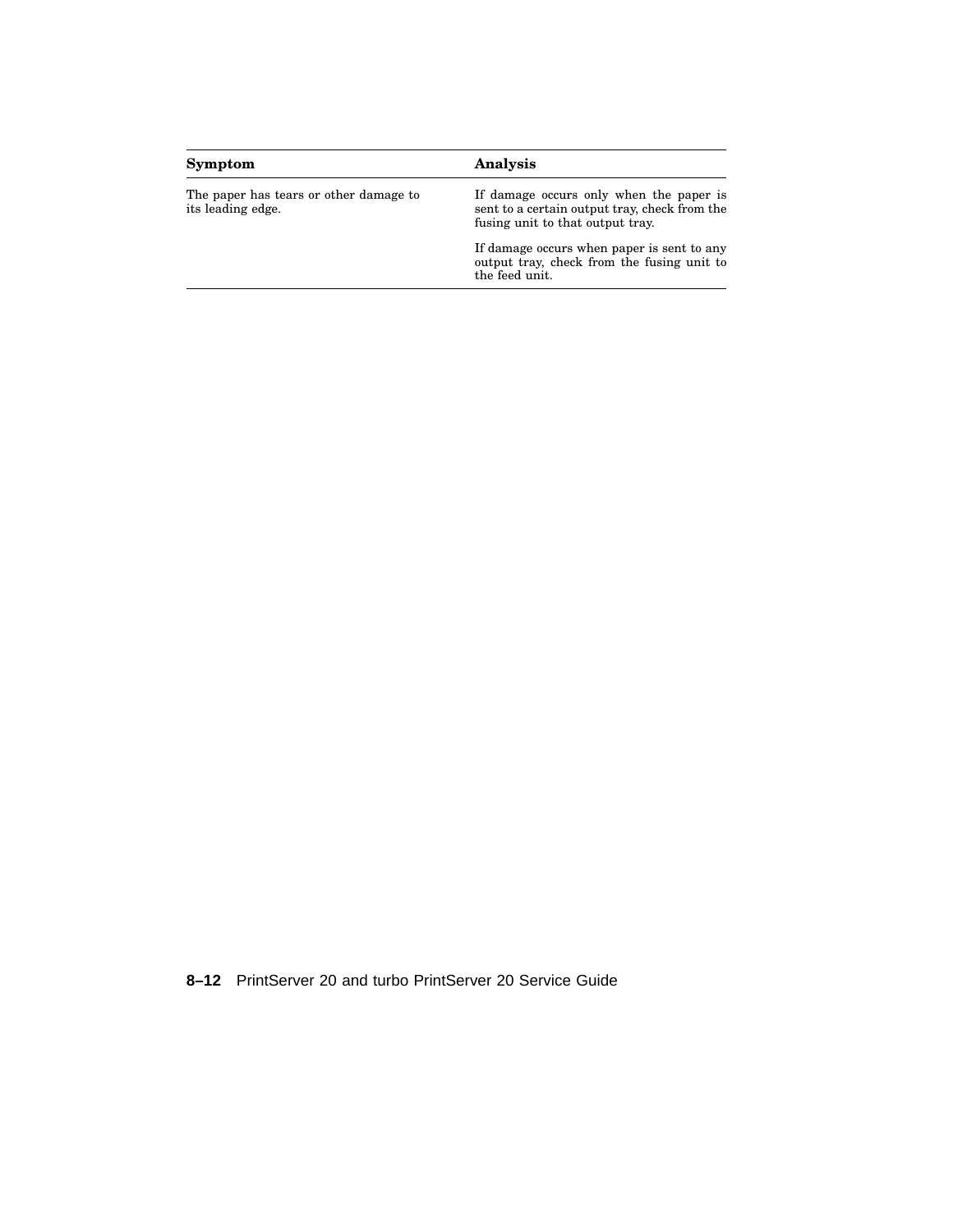| Symptom | Analysis |
| --- | --- |
| The paper has tears or other damage to its leading edge. | If damage occurs only when the paper is sent to a certain output tray, check from the fusing unit to that output tray. |
| | If damage occurs when paper is sent to any output tray, check from the fusing unit to the feed unit. |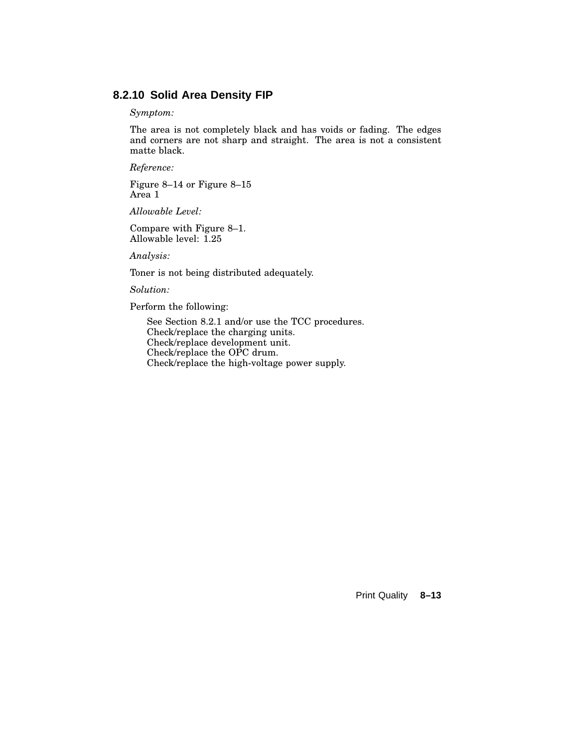### 8.2.10 Solid Area Density FIP

*Symptom:*

The area is not completely black and has voids or fading. The edges and corners are not sharp and straight. The area is not a consistent matte black.

*Reference:*

Figure 8–14 or Figure 8–15
Area 1

*Allowable Level:*

Compare with Figure 8–1.
Allowable level: 1.25

*Analysis:*

Toner is not being distributed adequately.

*Solution:*

Perform the following:

- See Section 8.2.1 and/or use the TCC procedures.
- Check/replace the charging units.
- Check/replace development unit.
- Check/replace the OPC drum.
- Check/replace the high-voltage power supply.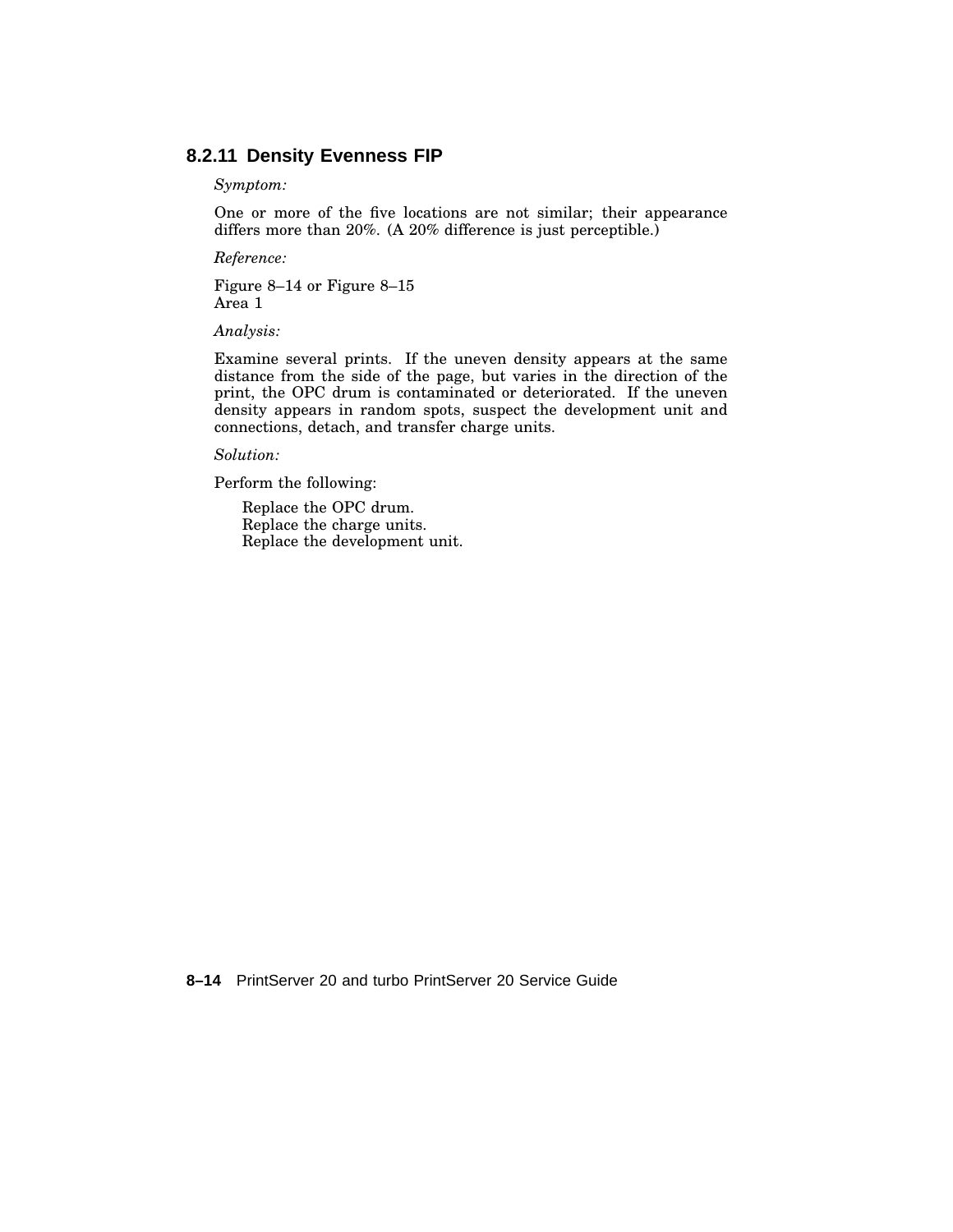### 8.2.11 Density Evenness FIP

*Symptom:*

One or more of the five locations are not similar; their appearance differs more than 20%. (A 20% difference is just perceptible.)

*Reference:*

Figure 8–14 or Figure 8–15
Area 1

*Analysis:*

Examine several prints. If the uneven density appears at the same distance from the side of the page, but varies in the direction of the print, the OPC drum is contaminated or deteriorated. If the uneven density appears in random spots, suspect the development unit and connections, detach, and transfer charge units.

*Solution:*

Perform the following:

- Replace the OPC drum.
- Replace the charge units.
- Replace the development unit.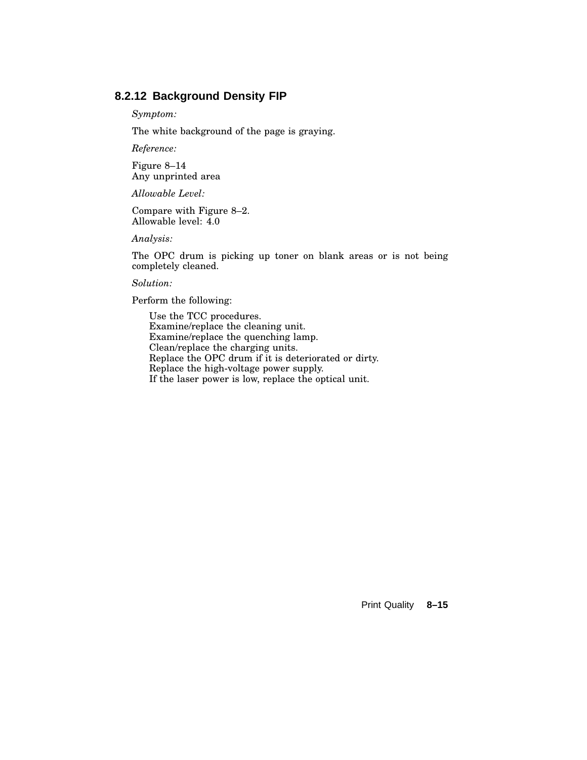### 8.2.12 Background Density FIP

*Symptom:*

The white background of the page is graying.

*Reference:*

Figure 8–14
Any unprinted area

*Allowable Level:*

Compare with Figure 8–2.
Allowable level: 4.0

*Analysis:*

The OPC drum is picking up toner on blank areas or is not being completely cleaned.

*Solution:*

Perform the following:

- Use the TCC procedures.
- Examine/replace the cleaning unit.
- Examine/replace the quenching lamp.
- Clean/replace the charging units.
- Replace the OPC drum if it is deteriorated or dirty.
- Replace the high-voltage power supply.
- If the laser power is low, replace the optical unit.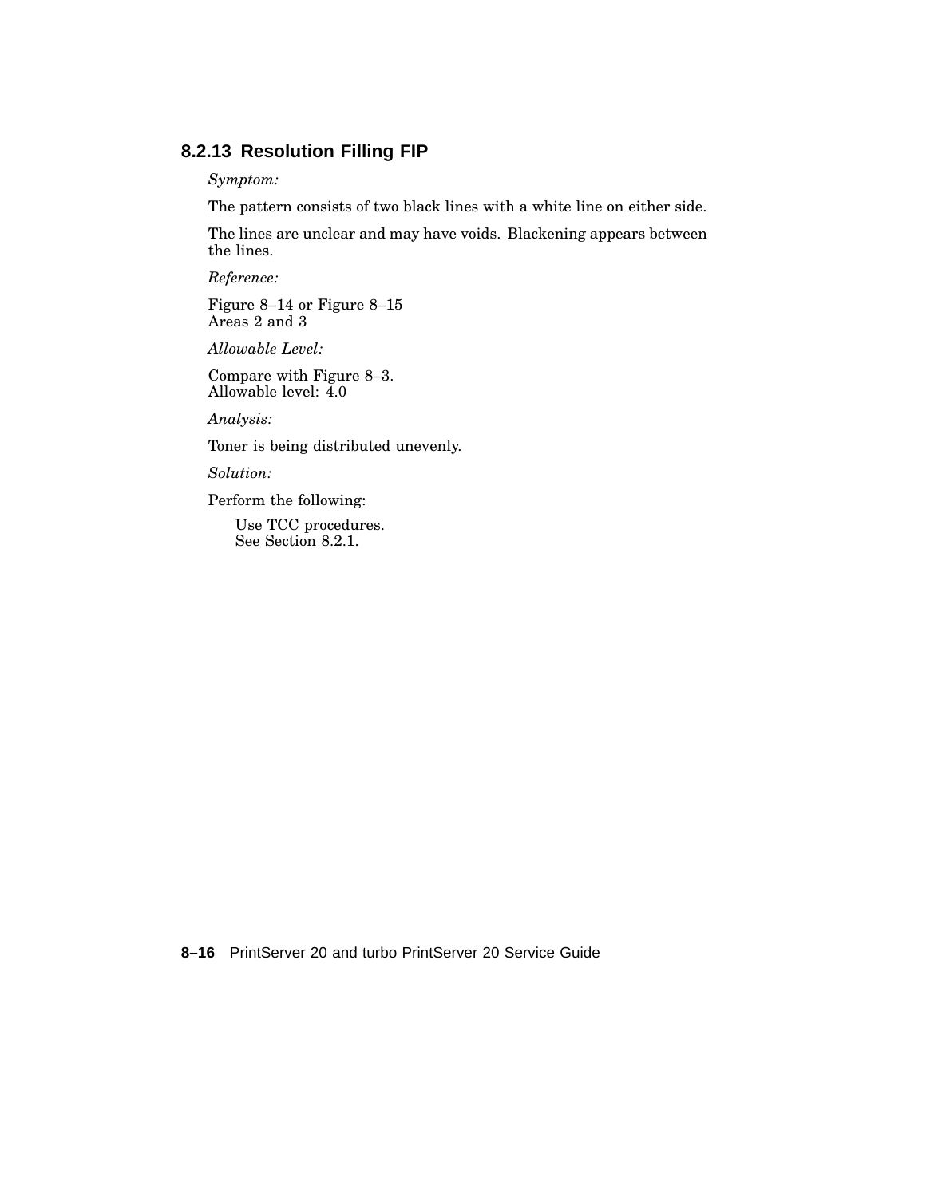### 8.2.13 Resolution Filling FIP

*Symptom:*

The pattern consists of two black lines with a white line on either side.

The lines are unclear and may have voids. Blackening appears between the lines.

*Reference:*

Figure 8–14 or Figure 8–15
Areas 2 and 3

*Allowable Level:*

Compare with Figure 8–3.
Allowable level: 4.0

*Analysis:*

Toner is being distributed unevenly.

*Solution:*

Perform the following:

Use TCC procedures.
See Section 8.2.1.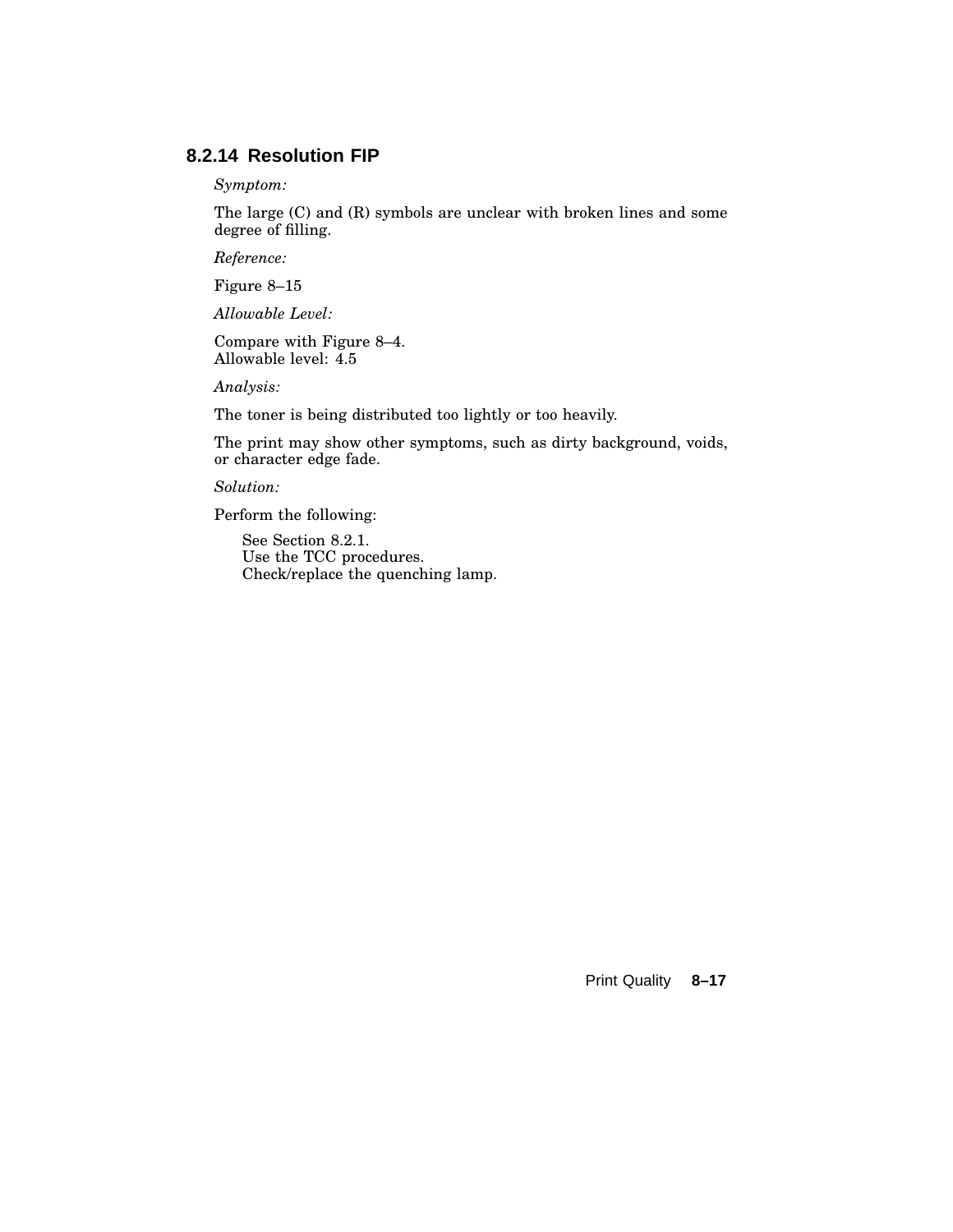### 8.2.14 Resolution FIP

*Symptom:*

The large (C) and (R) symbols are unclear with broken lines and some degree of filling.

*Reference:*

Figure 8–15

*Allowable Level:*

Compare with Figure 8–4.
Allowable level: 4.5

*Analysis:*

The toner is being distributed too lightly or too heavily.

The print may show other symptoms, such as dirty background, voids, or character edge fade.

*Solution:*

Perform the following:

See Section 8.2.1.
Use the TCC procedures.
Check/replace the quenching lamp.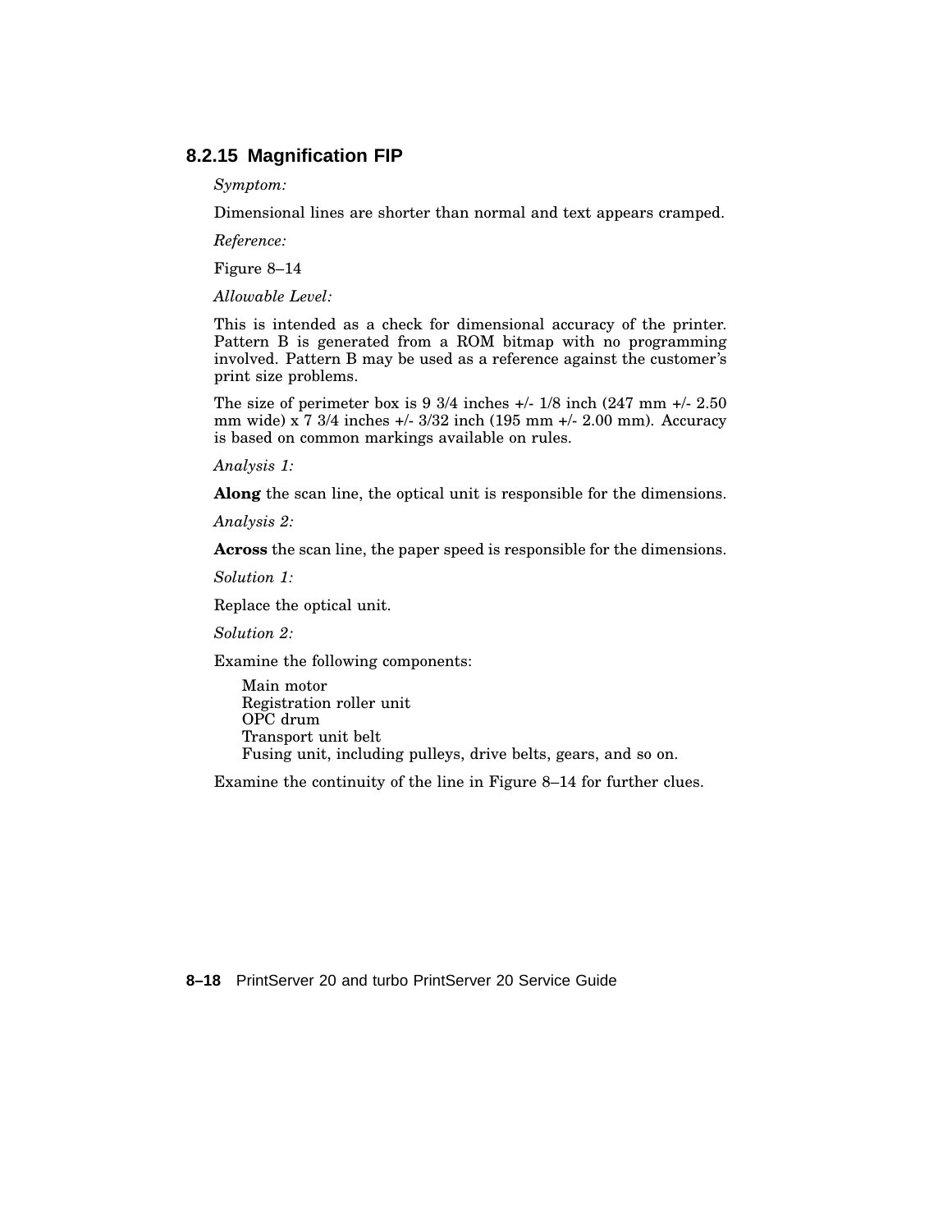### 8.2.15 Magnification FIP

*Symptom:*

Dimensional lines are shorter than normal and text appears cramped.

*Reference:*

Figure 8–14

*Allowable Level:*

This is intended as a check for dimensional accuracy of the printer. Pattern B is generated from a ROM bitmap with no programming involved. Pattern B may be used as a reference against the customer's print size problems.

The size of perimeter box is 9 3/4 inches +/- 1/8 inch (247 mm +/- 2.50 mm wide) x 7 3/4 inches +/- 3/32 inch (195 mm +/- 2.00 mm). Accuracy is based on common markings available on rules.

*Analysis 1:*

**Along** the scan line, the optical unit is responsible for the dimensions.

*Analysis 2:*

**Across** the scan line, the paper speed is responsible for the dimensions.

*Solution 1:*

Replace the optical unit.

*Solution 2:*

Examine the following components:

- Main motor
- Registration roller unit
- OPC drum
- Transport unit belt
- Fusing unit, including pulleys, drive belts, gears, and so on.

Examine the continuity of the line in Figure 8–14 for further clues.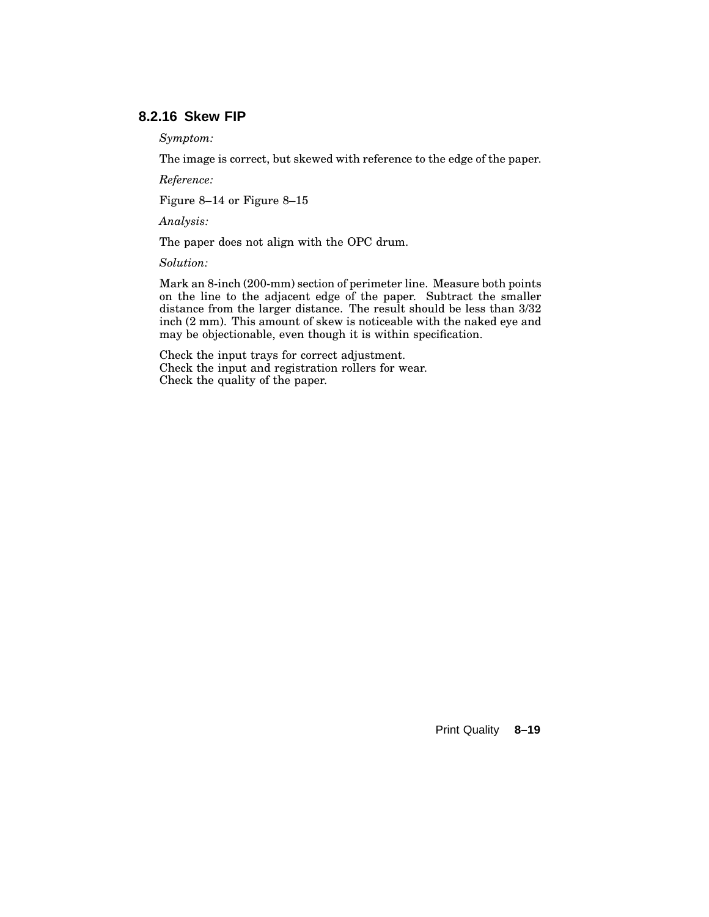### 8.2.16 Skew FIP

*Symptom:*

The image is correct, but skewed with reference to the edge of the paper.

*Reference:*

Figure 8–14 or Figure 8–15

*Analysis:*

The paper does not align with the OPC drum.

*Solution:*

Mark an 8-inch (200-mm) section of perimeter line. Measure both points on the line to the adjacent edge of the paper. Subtract the smaller distance from the larger distance. The result should be less than 3/32 inch (2 mm). This amount of skew is noticeable with the naked eye and may be objectionable, even though it is within specification.

Check the input trays for correct adjustment.
Check the input and registration rollers for wear.
Check the quality of the paper.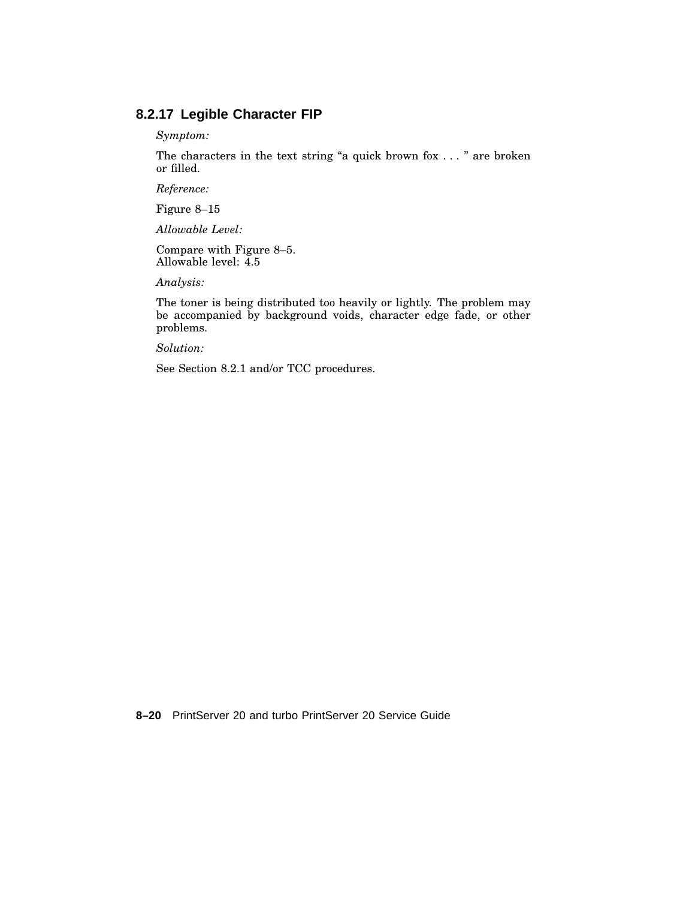### 8.2.17 Legible Character FIP

*Symptom:*

The characters in the text string “a quick brown fox . . . ” are broken or filled.

*Reference:*

Figure 8–15

*Allowable Level:*

Compare with Figure 8–5.
Allowable level: 4.5

*Analysis:*

The toner is being distributed too heavily or lightly. The problem may be accompanied by background voids, character edge fade, or other problems.

*Solution:*

See Section 8.2.1 and/or TCC procedures.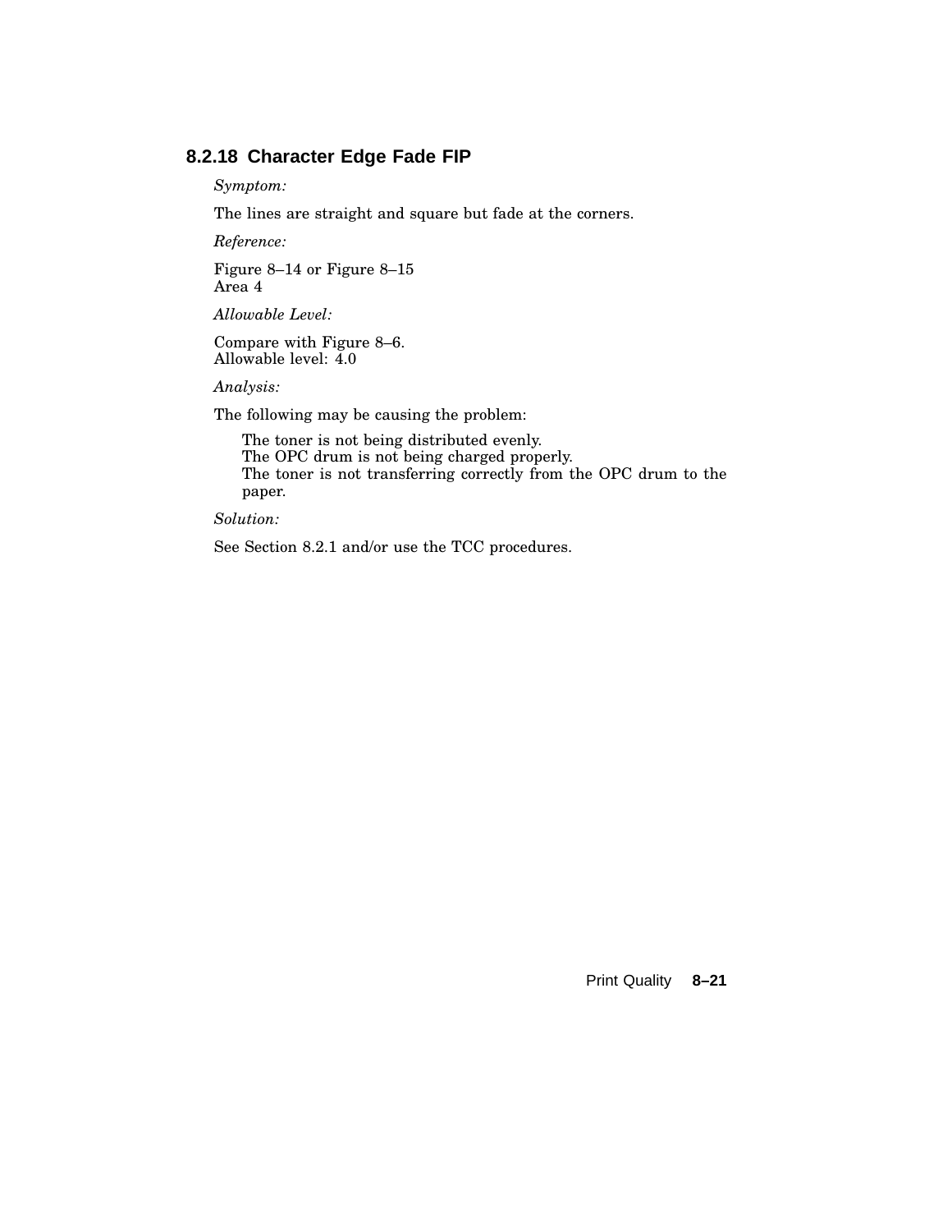### 8.2.18 Character Edge Fade FIP

*Symptom:*

The lines are straight and square but fade at the corners.

*Reference:*

Figure 8–14 or Figure 8–15
Area 4

*Allowable Level:*

Compare with Figure 8–6.
Allowable level: 4.0

*Analysis:*

The following may be causing the problem:

The toner is not being distributed evenly.
The OPC drum is not being charged properly.
The toner is not transferring correctly from the OPC drum to the paper.

*Solution:*

See Section 8.2.1 and/or use the TCC procedures.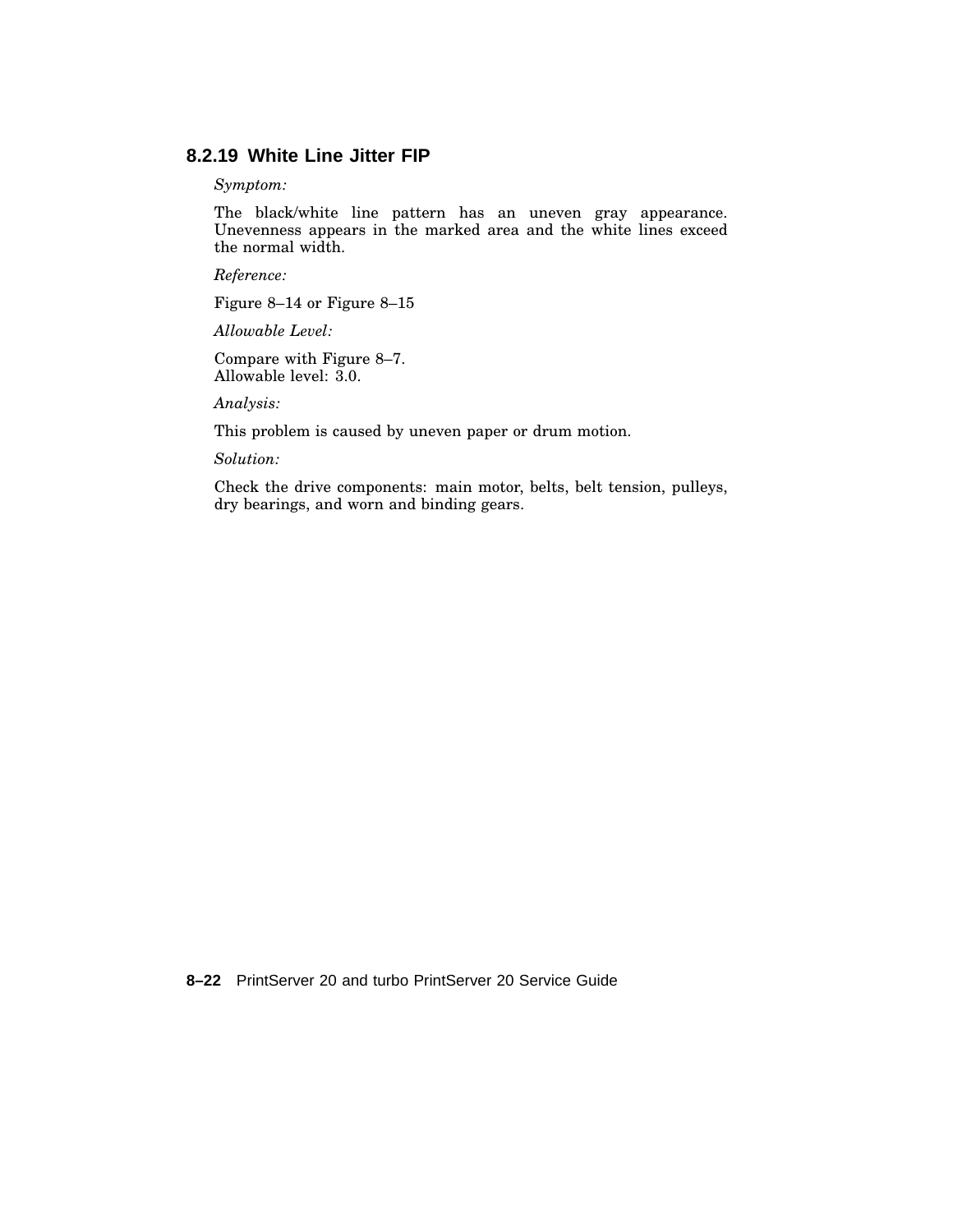### 8.2.19 White Line Jitter FIP

*Symptom:*

The black/white line pattern has an uneven gray appearance. Unevenness appears in the marked area and the white lines exceed the normal width.

*Reference:*

Figure 8–14 or Figure 8–15

*Allowable Level:*

Compare with Figure 8–7.
Allowable level: 3.0.

*Analysis:*

This problem is caused by uneven paper or drum motion.

*Solution:*

Check the drive components: main motor, belts, belt tension, pulleys, dry bearings, and worn and binding gears.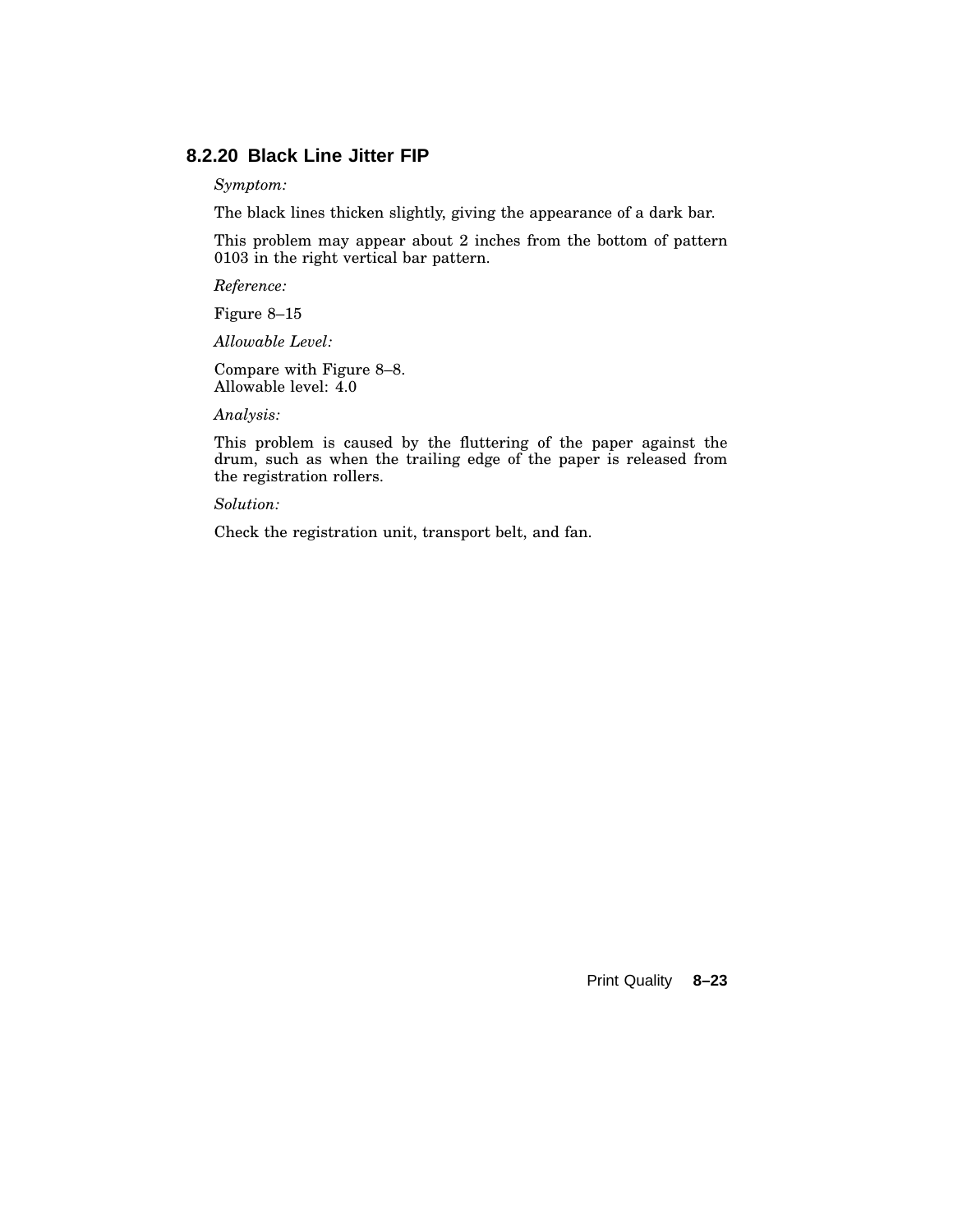### 8.2.20 Black Line Jitter FIP

*Symptom:*

The black lines thicken slightly, giving the appearance of a dark bar.

This problem may appear about 2 inches from the bottom of pattern 0103 in the right vertical bar pattern.

*Reference:*

Figure 8–15

*Allowable Level:*

Compare with Figure 8–8.
Allowable level: 4.0

*Analysis:*

This problem is caused by the fluttering of the paper against the drum, such as when the trailing edge of the paper is released from the registration rollers.

*Solution:*

Check the registration unit, transport belt, and fan.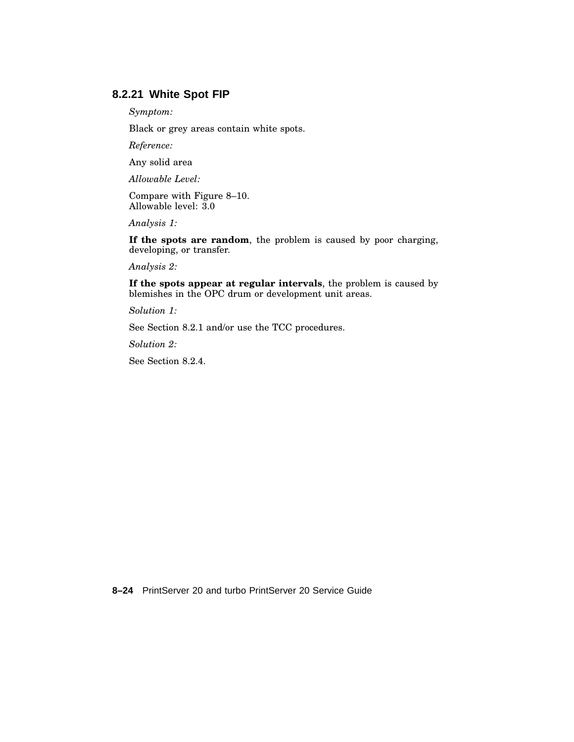### 8.2.21 White Spot FIP

*Symptom:*

Black or grey areas contain white spots.

*Reference:*

Any solid area

*Allowable Level:*

Compare with Figure 8–10.
Allowable level: 3.0

*Analysis 1:*

**If the spots are random**, the problem is caused by poor charging, developing, or transfer.

*Analysis 2:*

**If the spots appear at regular intervals**, the problem is caused by blemishes in the OPC drum or development unit areas.

*Solution 1:*

See Section 8.2.1 and/or use the TCC procedures.

*Solution 2:*

See Section 8.2.4.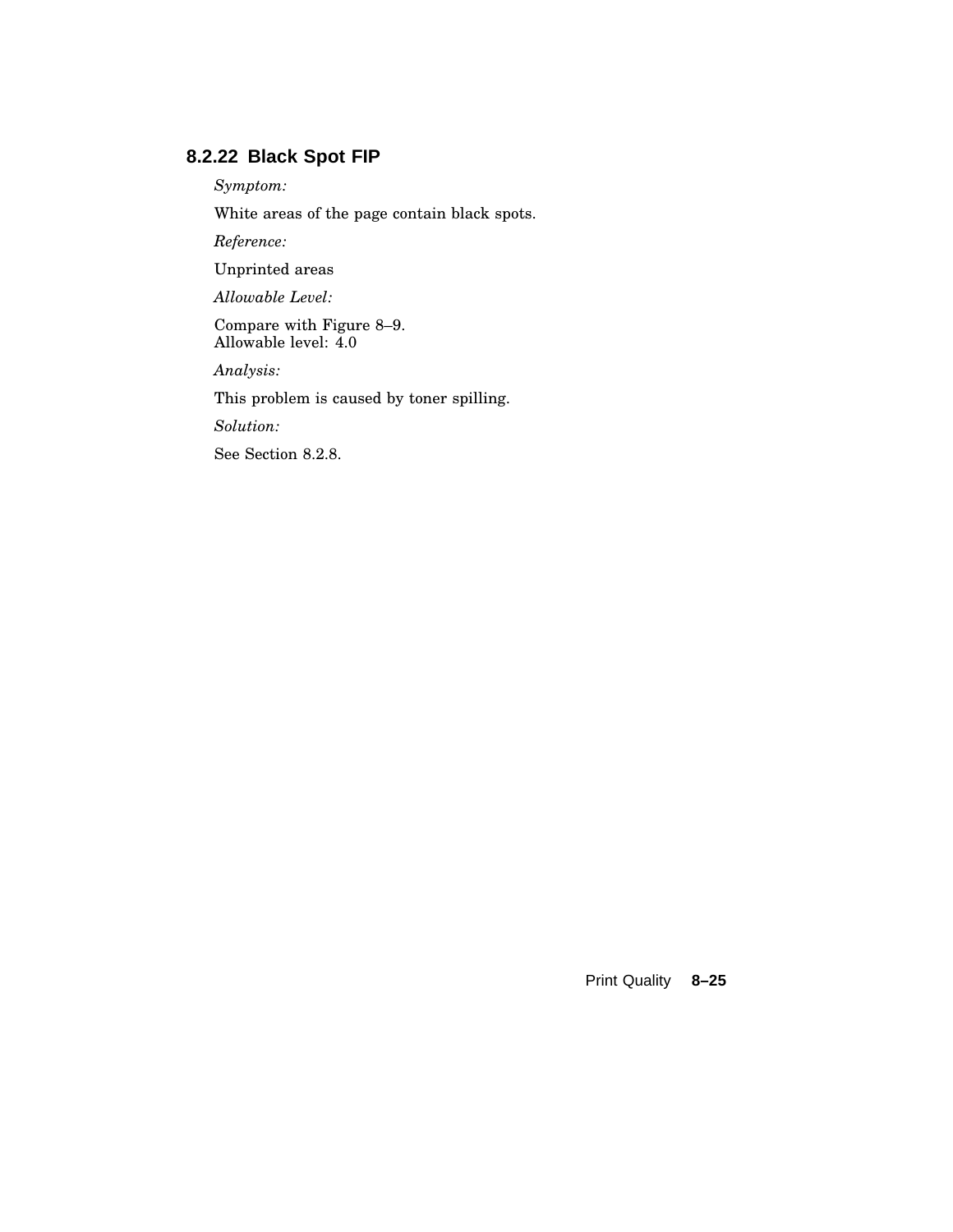### 8.2.22 Black Spot FIP

*Symptom:*

White areas of the page contain black spots.

*Reference:*

Unprinted areas

*Allowable Level:*

Compare with Figure 8–9.
Allowable level: 4.0

*Analysis:*

This problem is caused by toner spilling.

*Solution:*

See Section 8.2.8.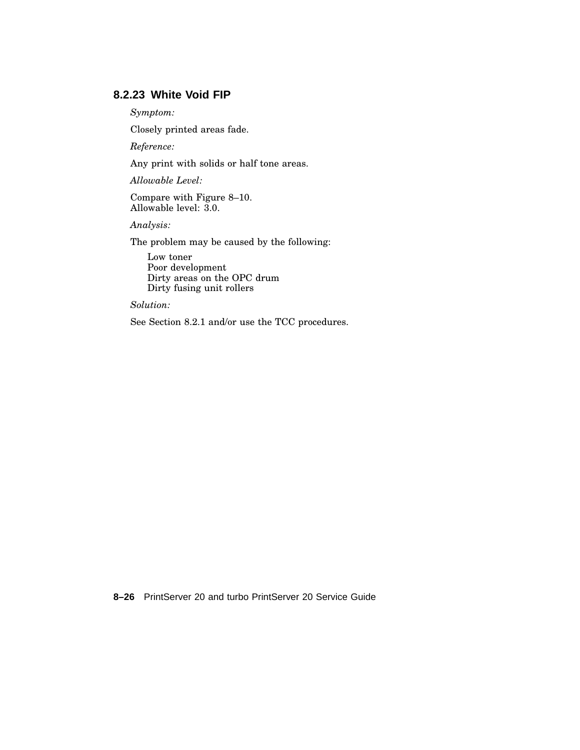### 8.2.23 White Void FIP

*Symptom:*

Closely printed areas fade.

*Reference:*

Any print with solids or half tone areas.

*Allowable Level:*

Compare with Figure 8–10.
Allowable level: 3.0.

*Analysis:*

The problem may be caused by the following:

- Low toner
- Poor development
- Dirty areas on the OPC drum
- Dirty fusing unit rollers

*Solution:*

See Section 8.2.1 and/or use the TCC procedures.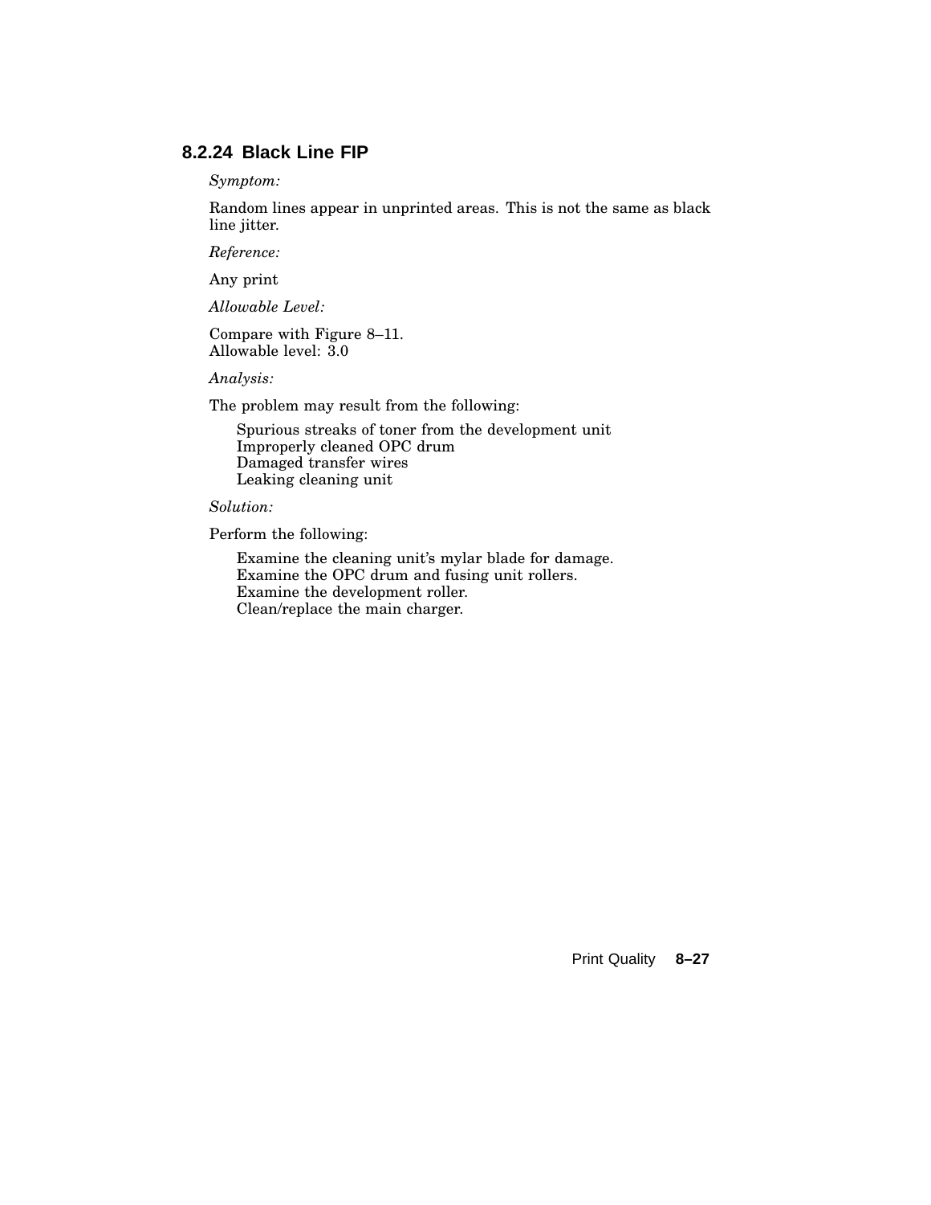### 8.2.24 Black Line FIP

*Symptom:*

Random lines appear in unprinted areas. This is not the same as black line jitter.

*Reference:*

Any print

*Allowable Level:*

Compare with Figure 8–11.
Allowable level: 3.0

*Analysis:*

The problem may result from the following:

- Spurious streaks of toner from the development unit
- Improperly cleaned OPC drum
- Damaged transfer wires
- Leaking cleaning unit

*Solution:*

Perform the following:

- Examine the cleaning unit's mylar blade for damage.
- Examine the OPC drum and fusing unit rollers.
- Examine the development roller.
- Clean/replace the main charger.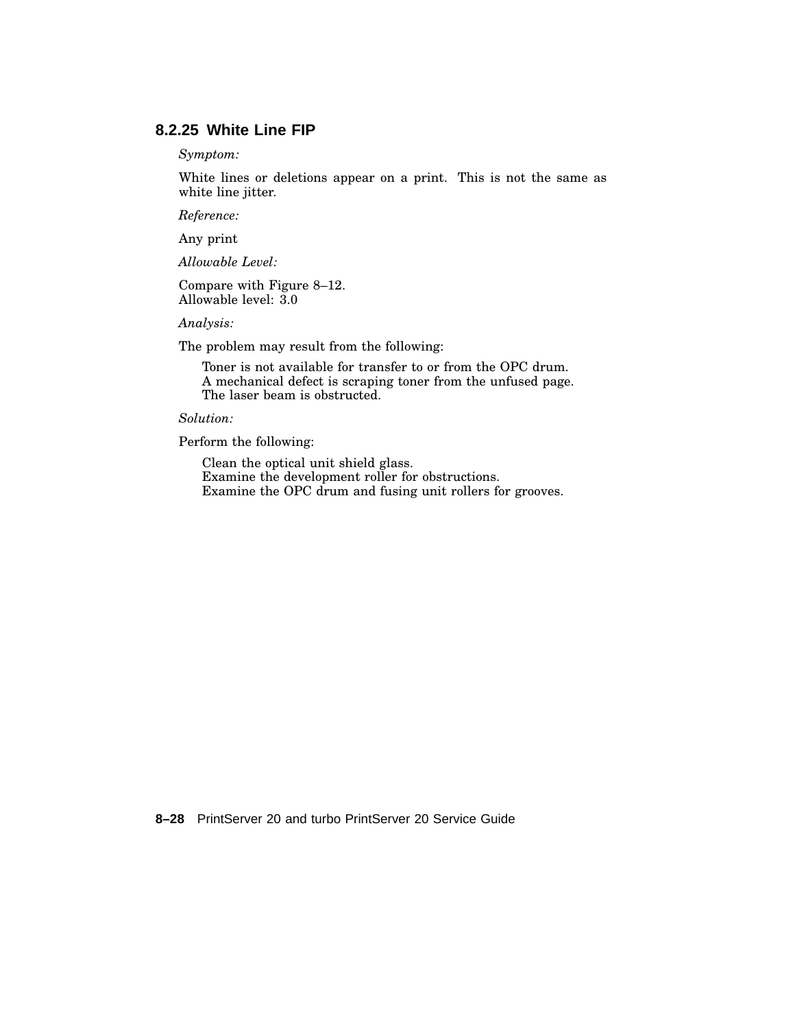### 8.2.25 White Line FIP

*Symptom:*

White lines or deletions appear on a print. This is not the same as white line jitter.

*Reference:*

Any print

*Allowable Level:*

Compare with Figure 8–12.
Allowable level: 3.0

*Analysis:*

The problem may result from the following:

- Toner is not available for transfer to or from the OPC drum.
- A mechanical defect is scraping toner from the unfused page.
- The laser beam is obstructed.

*Solution:*

Perform the following:

- Clean the optical unit shield glass.
- Examine the development roller for obstructions.
- Examine the OPC drum and fusing unit rollers for grooves.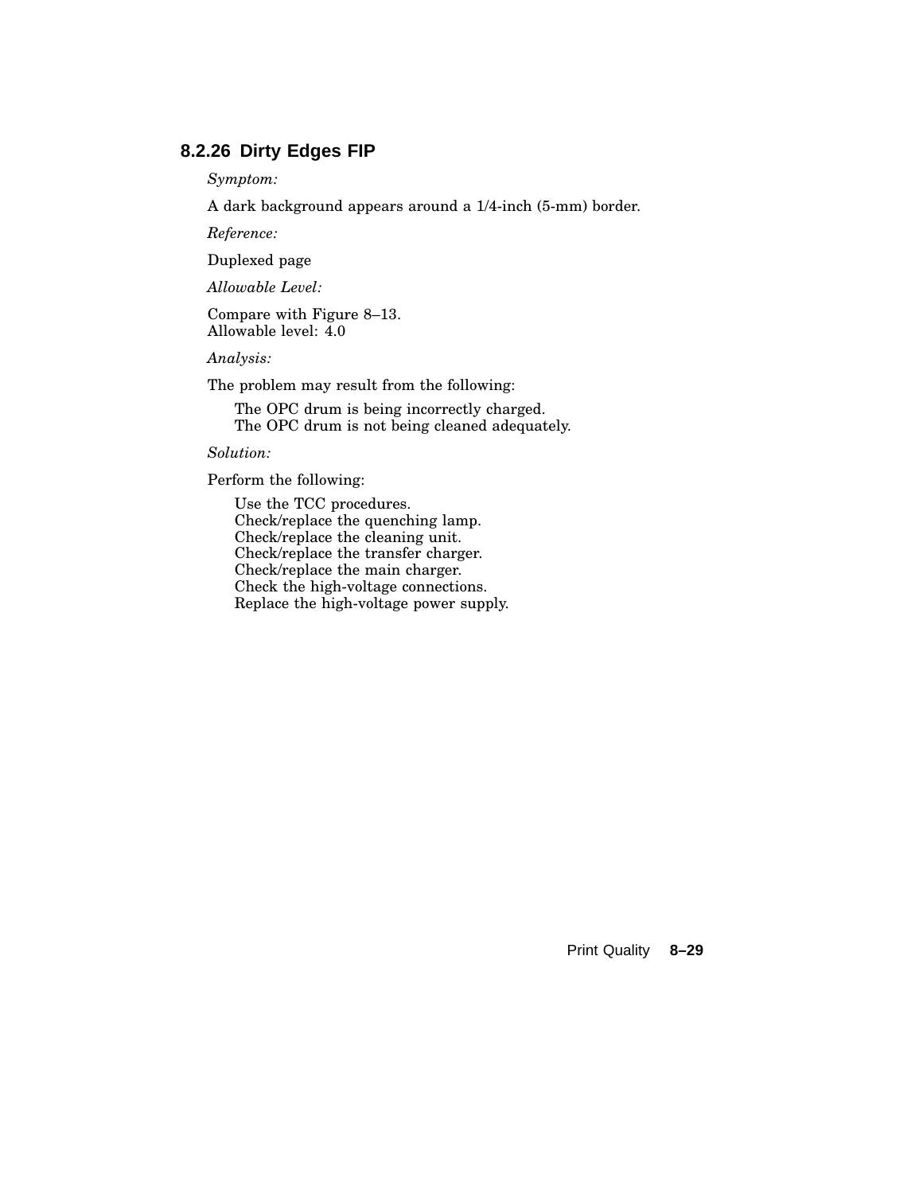### 8.2.26 Dirty Edges FIP

*Symptom:*

A dark background appears around a 1/4-inch (5-mm) border.

*Reference:*

Duplexed page

*Allowable Level:*

Compare with Figure 8–13.
Allowable level: 4.0

*Analysis:*

The problem may result from the following:

- The OPC drum is being incorrectly charged.
- The OPC drum is not being cleaned adequately.

*Solution:*

Perform the following:

- Use the TCC procedures.
- Check/replace the quenching lamp.
- Check/replace the cleaning unit.
- Check/replace the transfer charger.
- Check/replace the main charger.
- Check the high-voltage connections.
- Replace the high-voltage power supply.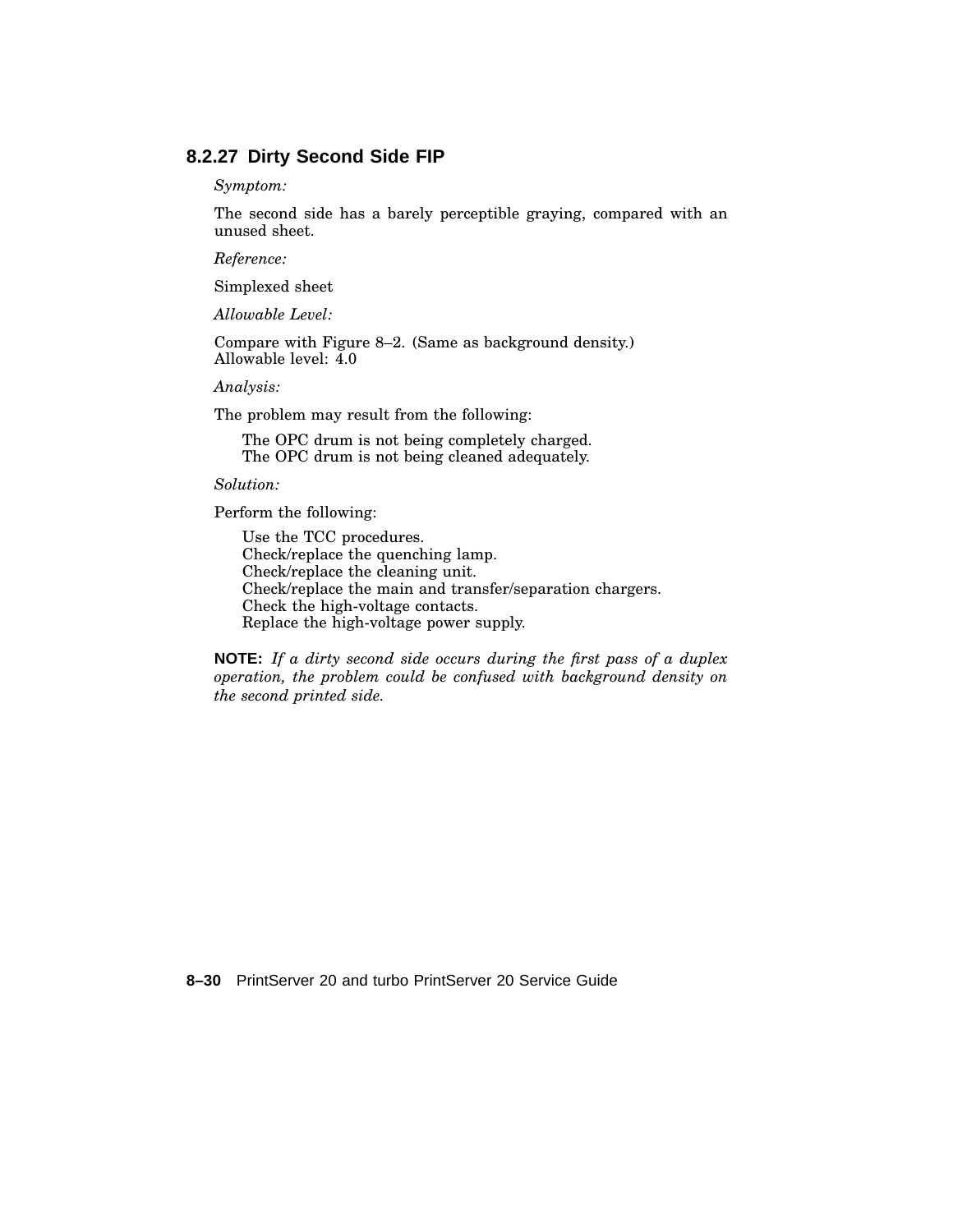### 8.2.27 Dirty Second Side FIP

*Symptom:*

The second side has a barely perceptible graying, compared with an unused sheet.

*Reference:*

Simplexed sheet

*Allowable Level:*

Compare with Figure 8–2. (Same as background density.)
Allowable level: 4.0

*Analysis:*

The problem may result from the following:

- The OPC drum is not being completely charged.
- The OPC drum is not being cleaned adequately.

*Solution:*

Perform the following:

- Use the TCC procedures.
- Check/replace the quenching lamp.
- Check/replace the cleaning unit.
- Check/replace the main and transfer/separation chargers.
- Check the high-voltage contacts.
- Replace the high-voltage power supply.

**NOTE:** *If a dirty second side occurs during the first pass of a duplex operation, the problem could be confused with background density on the second printed side.*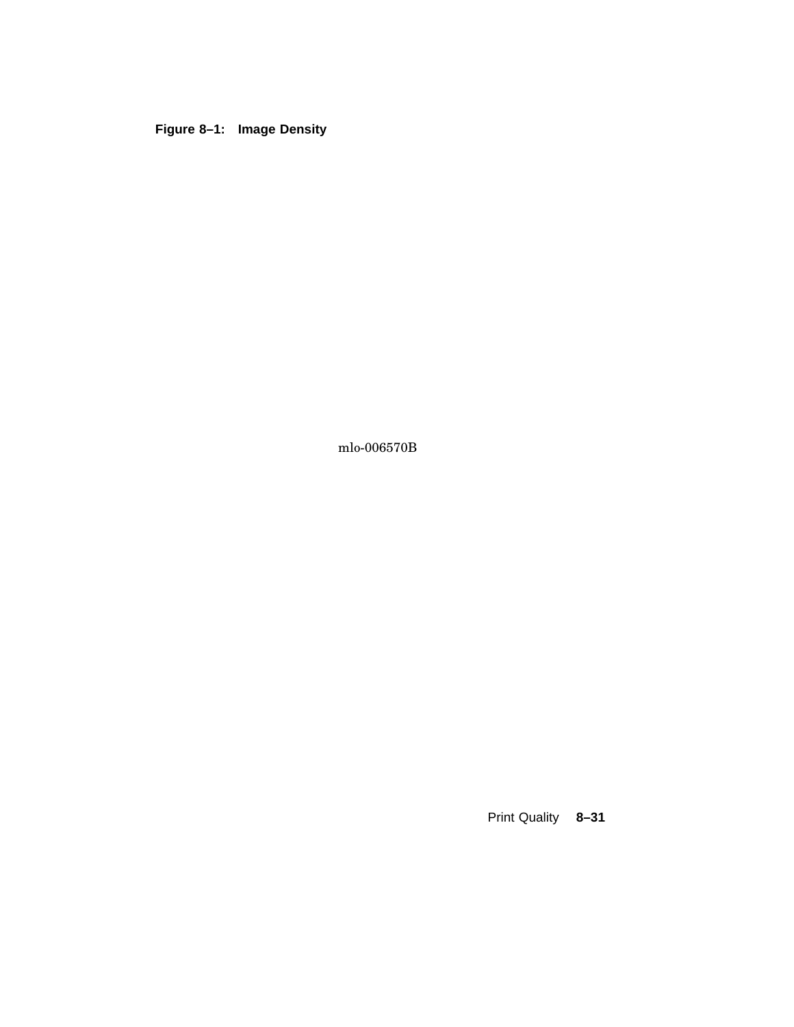**Figure 8–1: Image Density**

mlo-006570B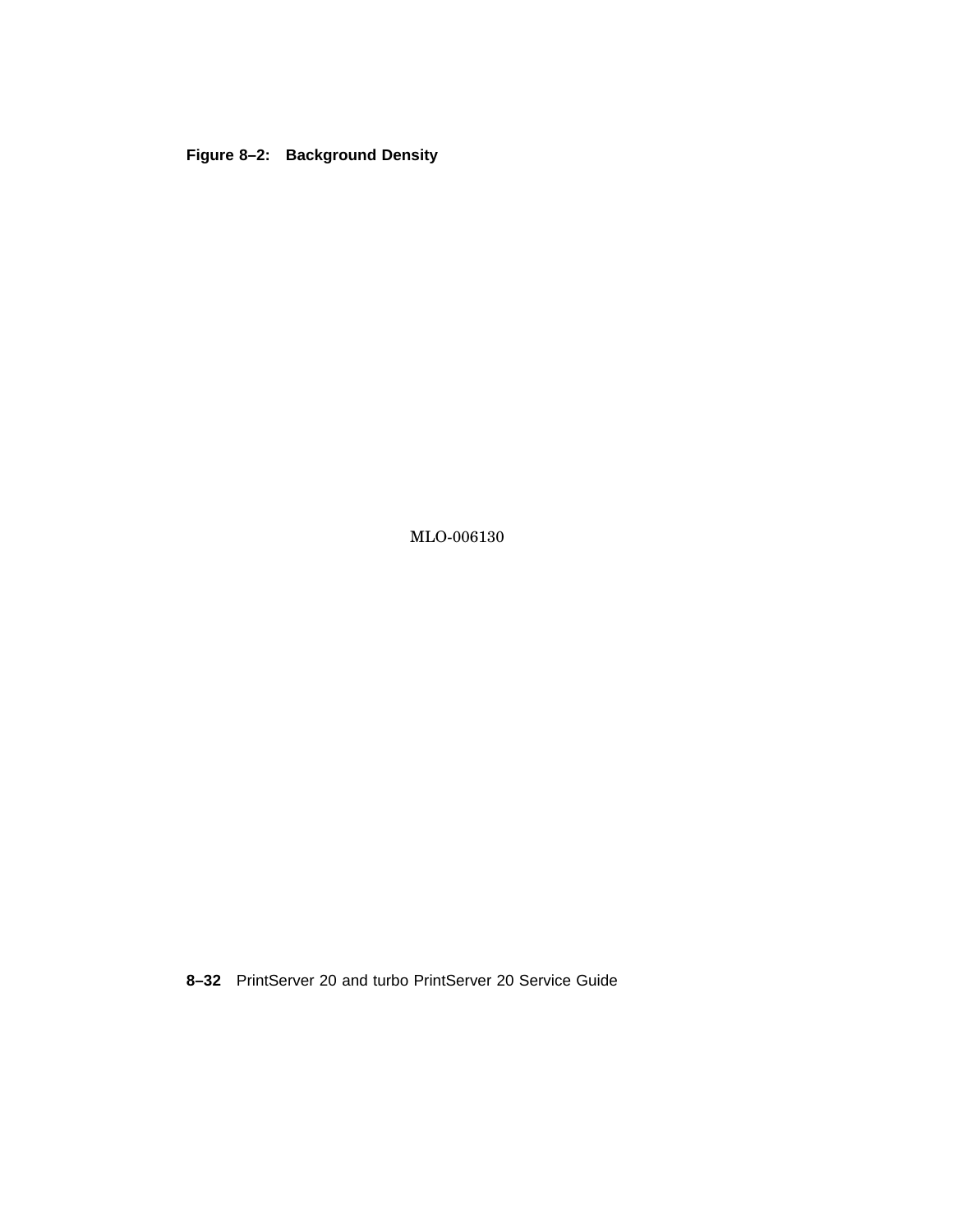**Figure 8–2: Background Density**

MLO-006130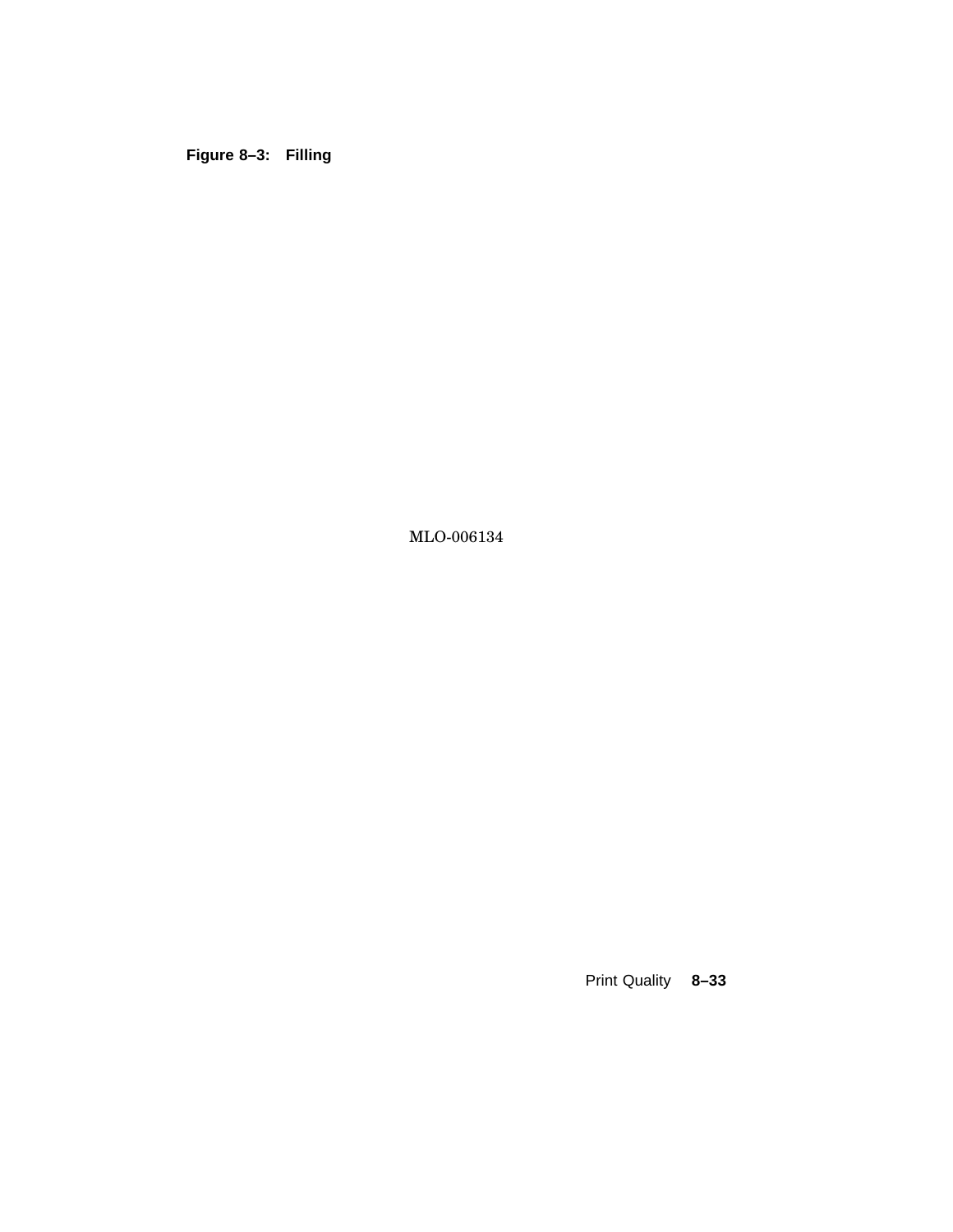**Figure 8–3: Filling**

MLO-006134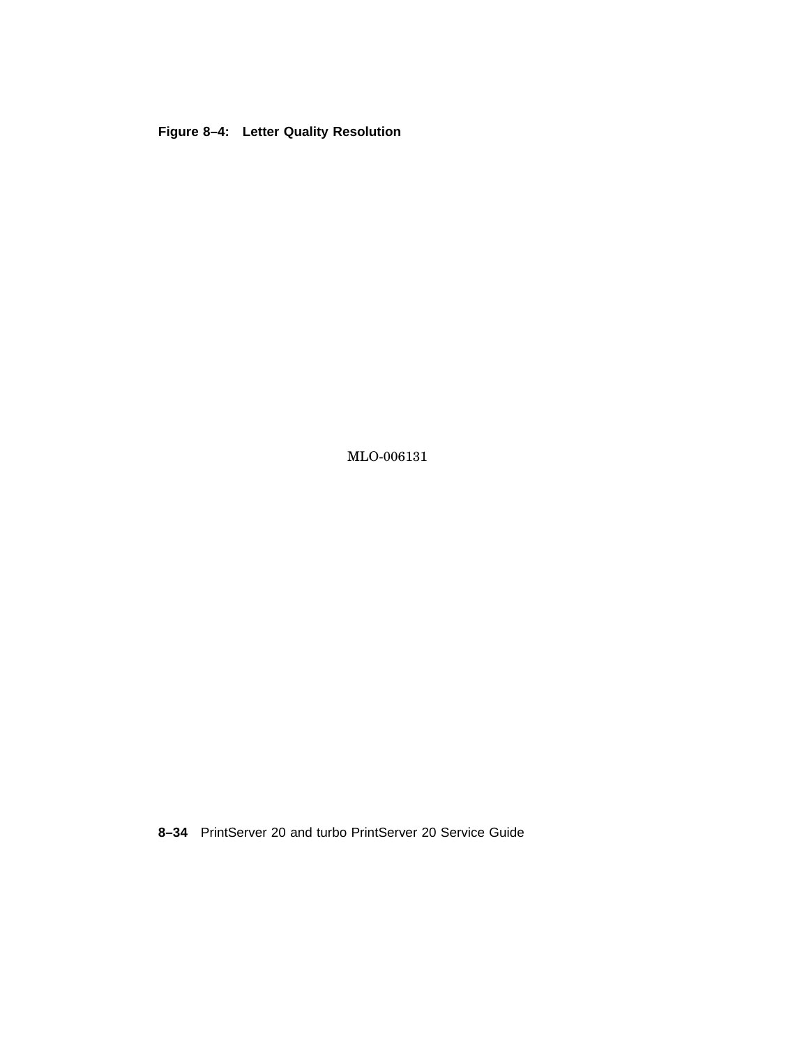**Figure 8–4: Letter Quality Resolution**

MLO-006131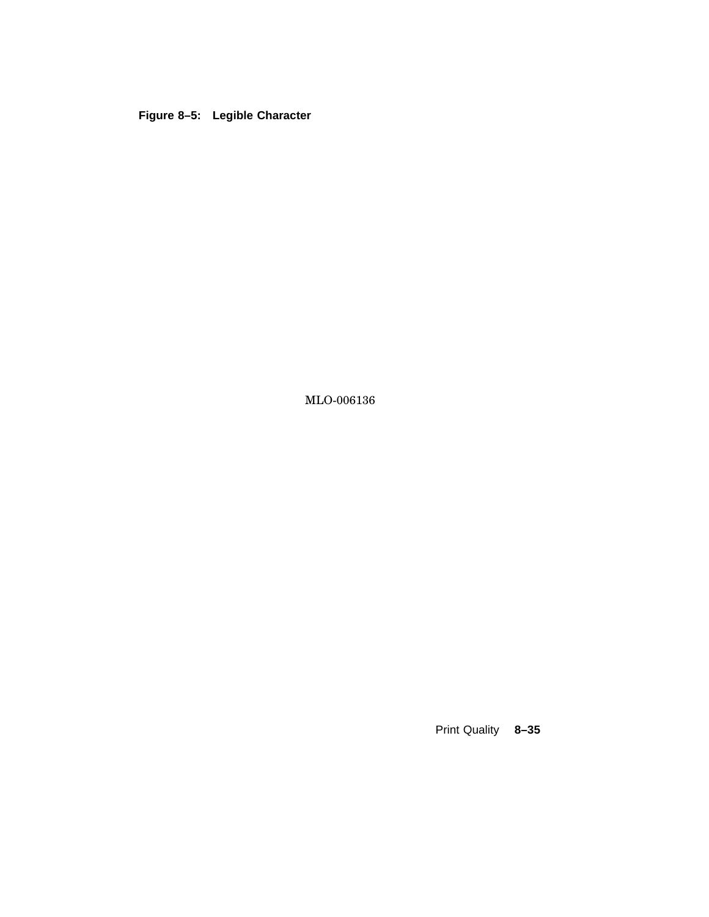**Figure 8–5: Legible Character**

MLO-006136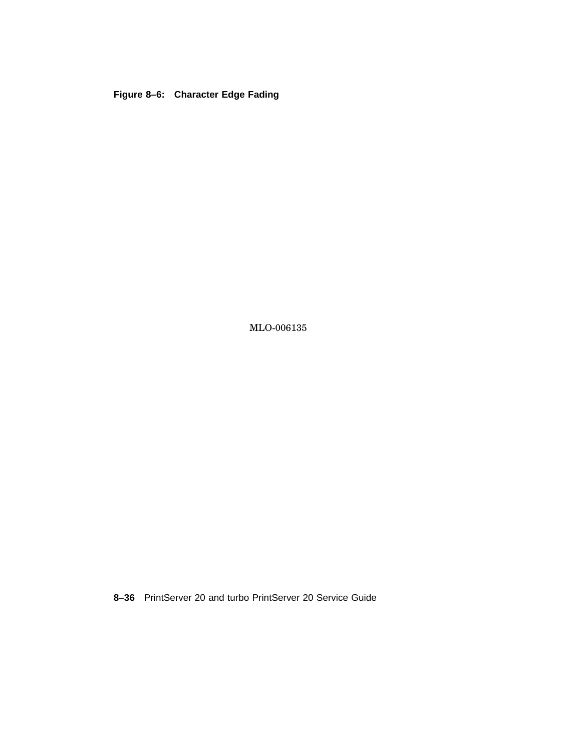**Figure 8–6: Character Edge Fading**

MLO-006135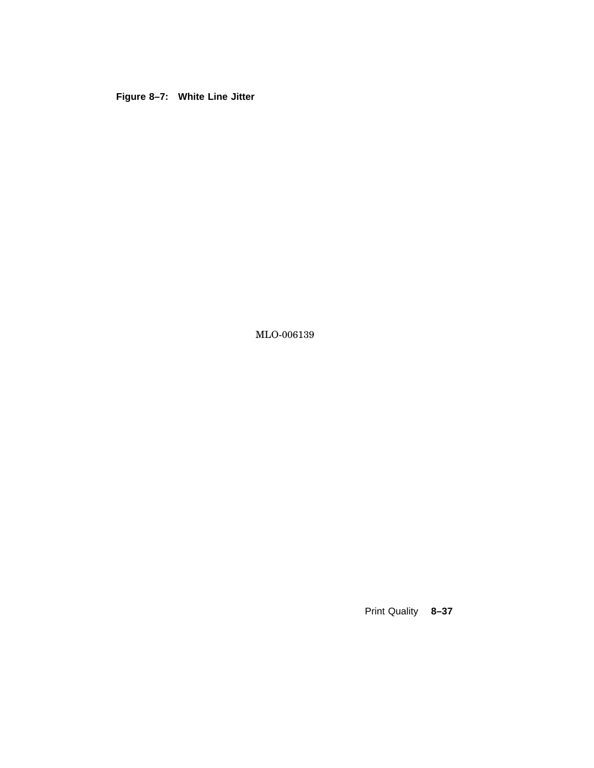**Figure 8–7: White Line Jitter**

MLO-006139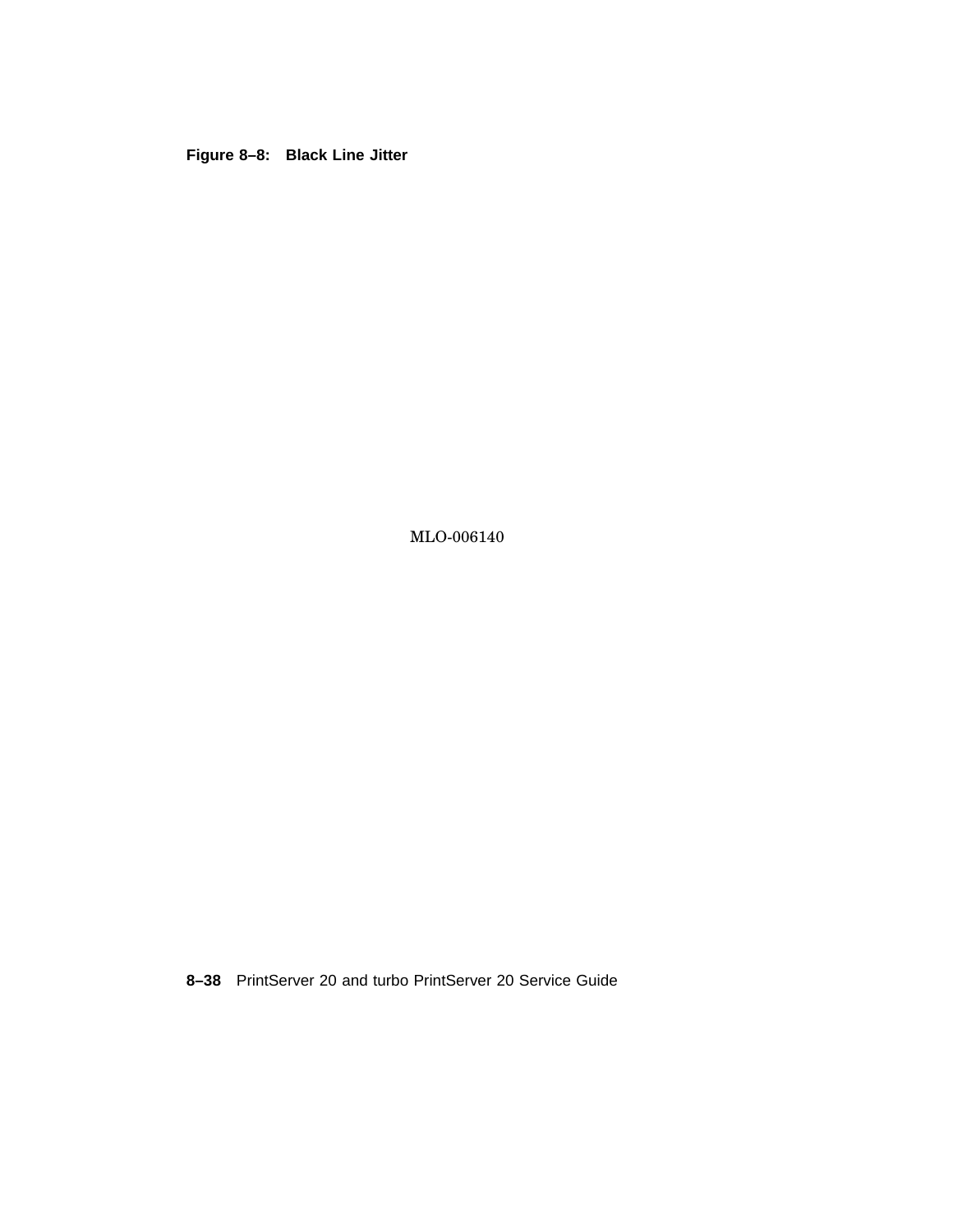**Figure 8–8: Black Line Jitter**

MLO-006140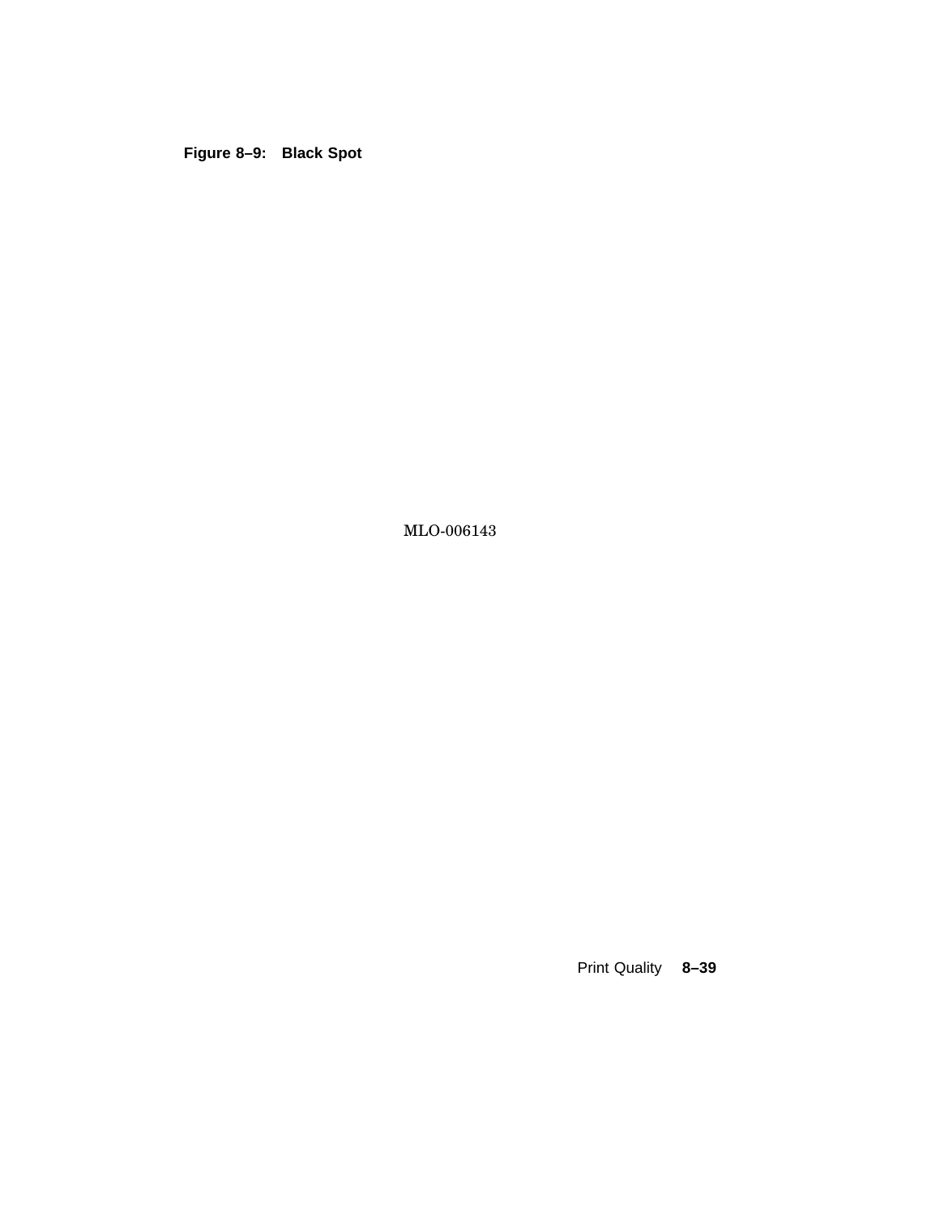**Figure 8–9: Black Spot**

MLO-006143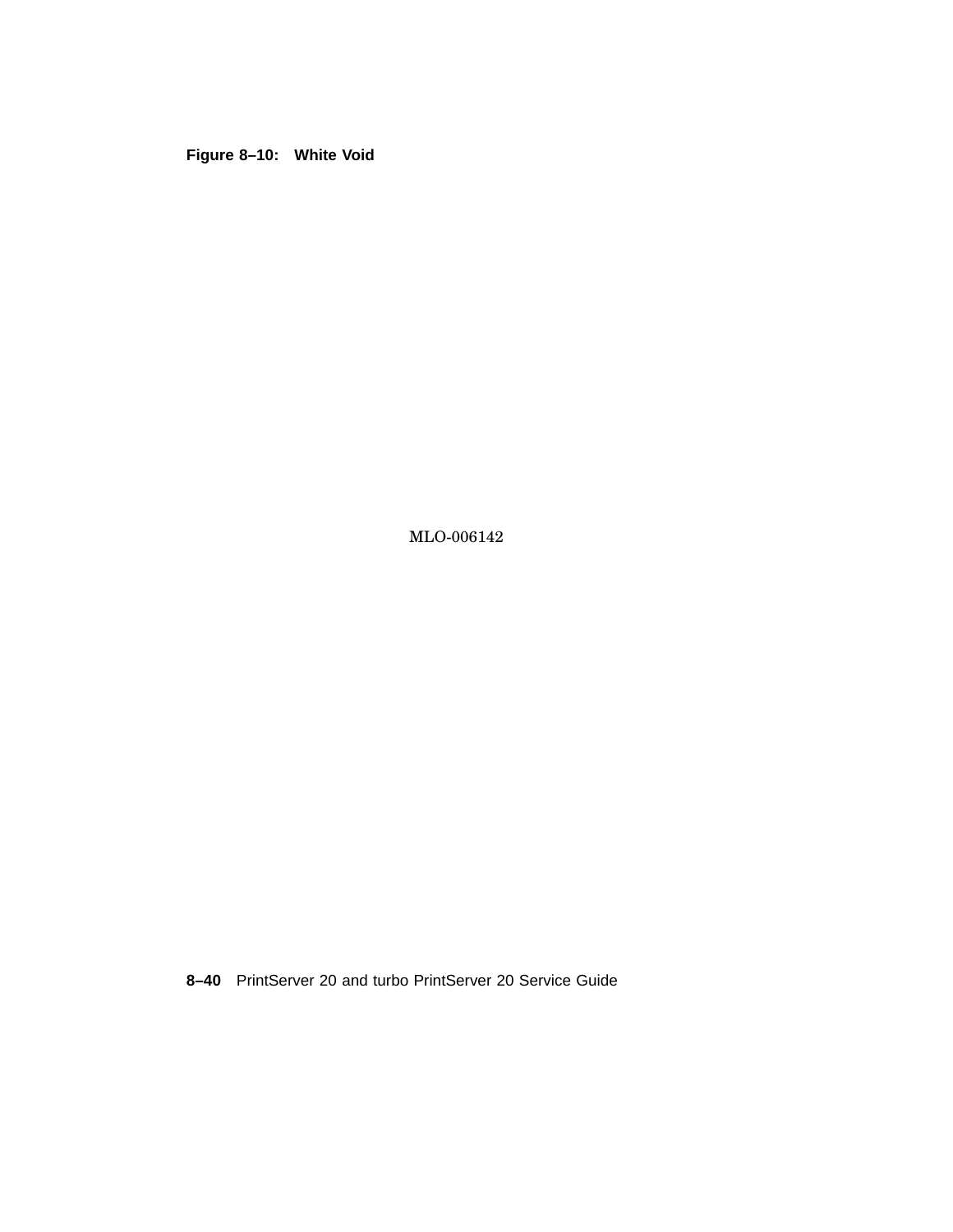**Figure 8–10: White Void**

MLO-006142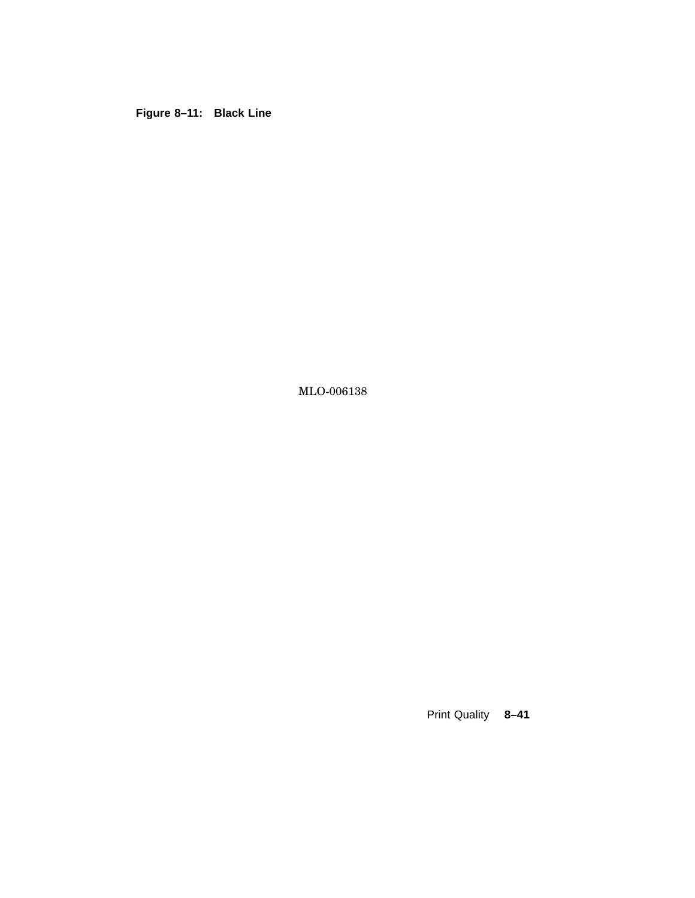**Figure 8–11: Black Line**

MLO-006138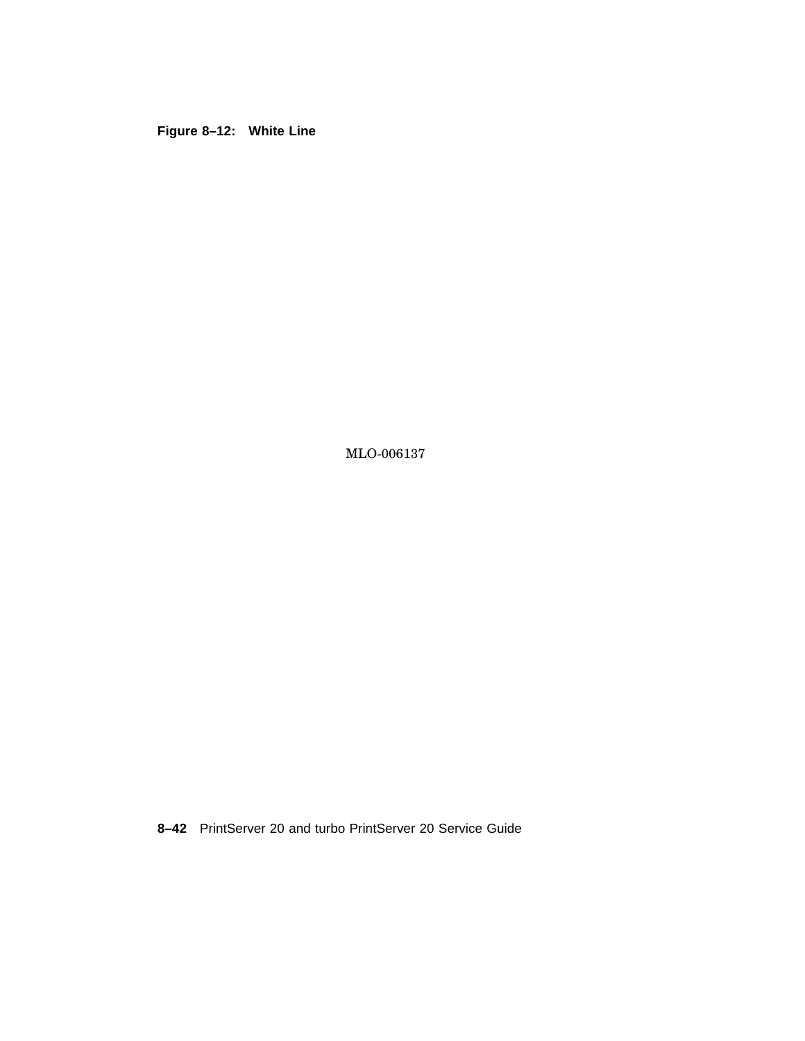**Figure 8–12: White Line**

MLO-006137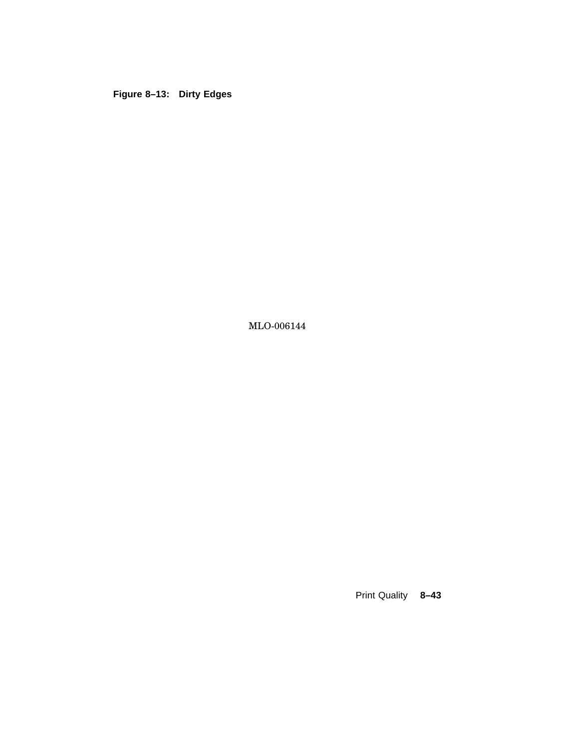**Figure 8–13: Dirty Edges**

MLO-006144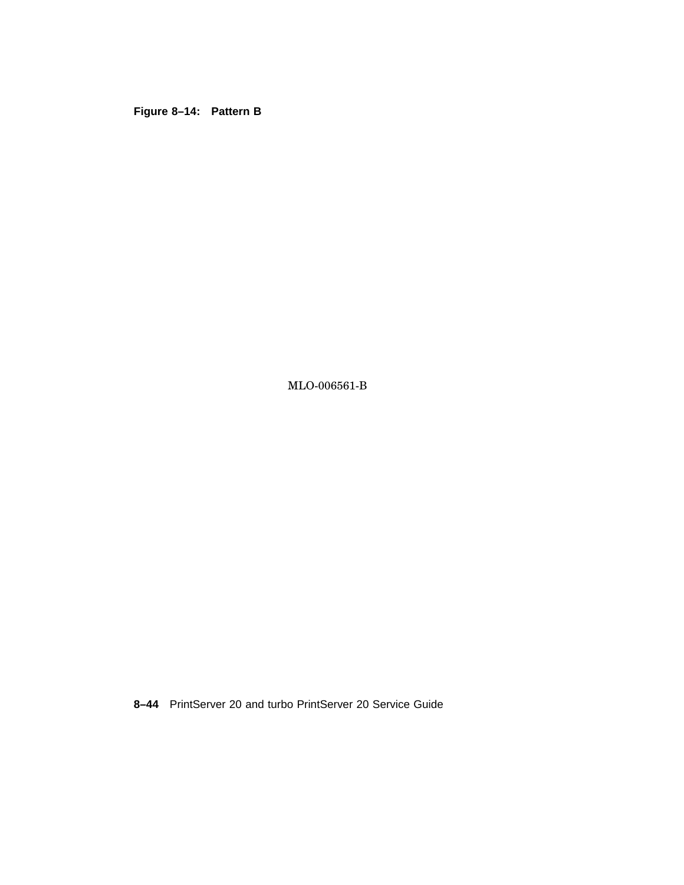**Figure 8–14: Pattern B**

MLO-006561-B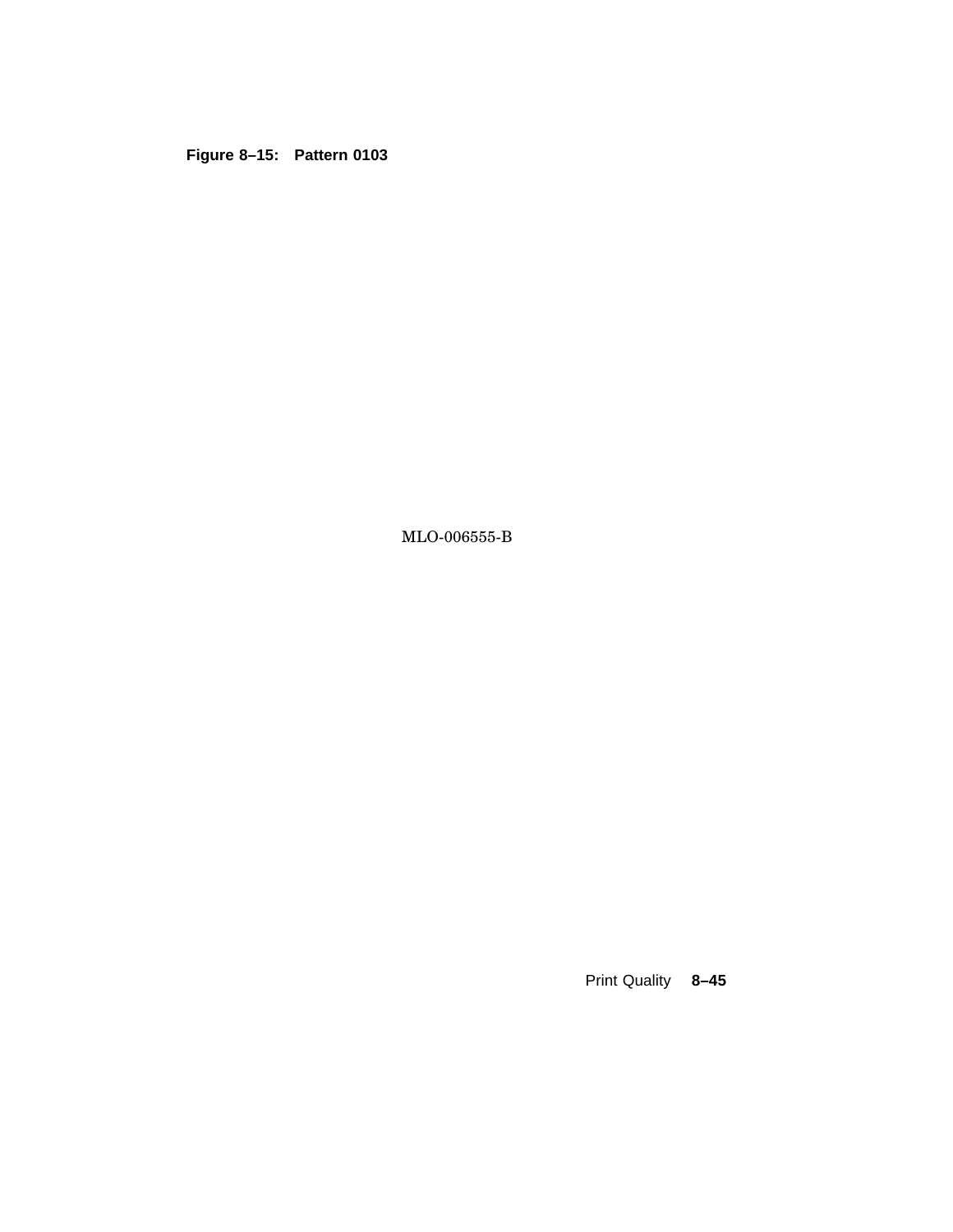**Figure 8–15: Pattern 0103**

MLO-006555-B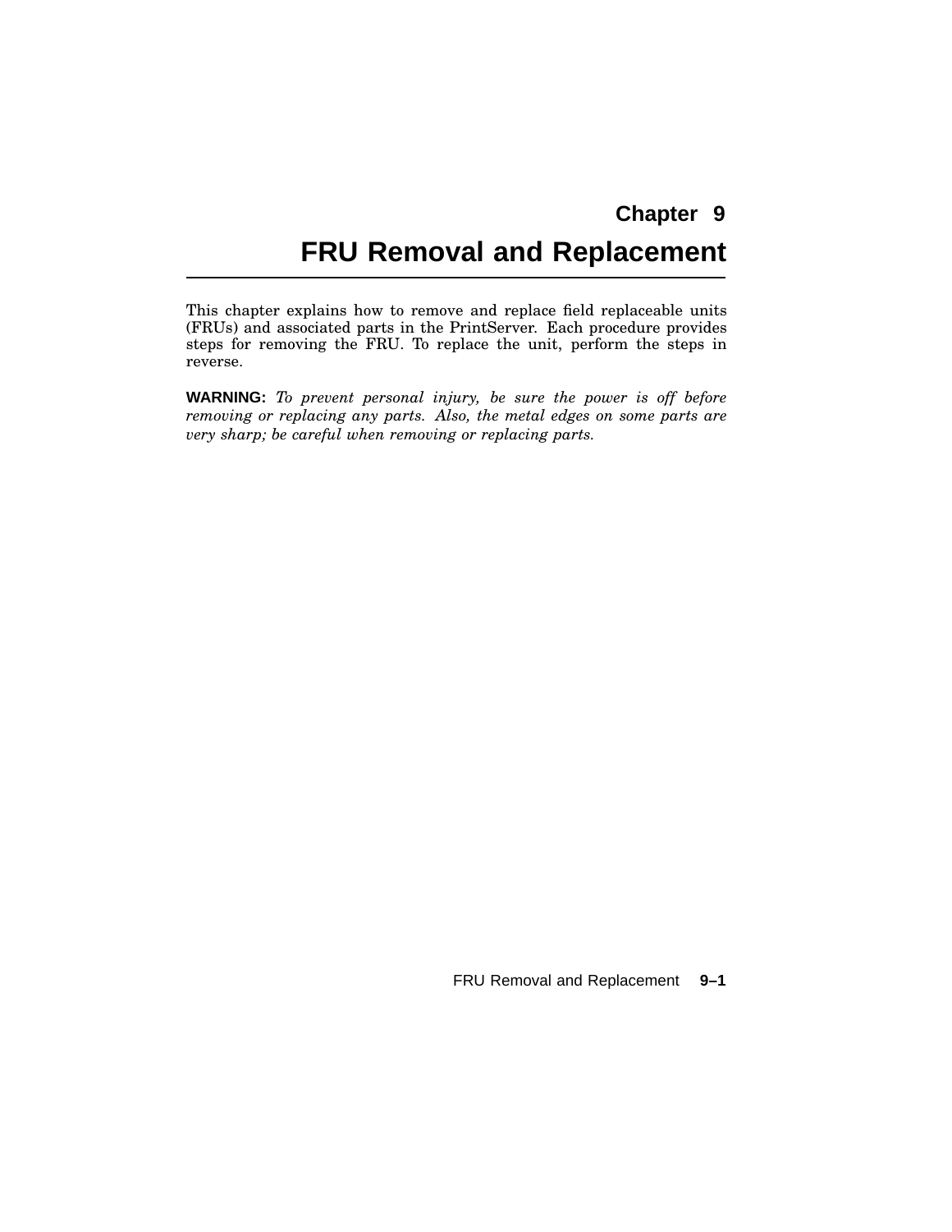# Chapter 9

# FRU Removal and Replacement

This chapter explains how to remove and replace field replaceable units (FRUs) and associated parts in the PrintServer. Each procedure provides steps for removing the FRU. To replace the unit, perform the steps in reverse.

**WARNING:** *To prevent personal injury, be sure the power is off before removing or replacing any parts. Also, the metal edges on some parts are very sharp; be careful when removing or replacing parts.*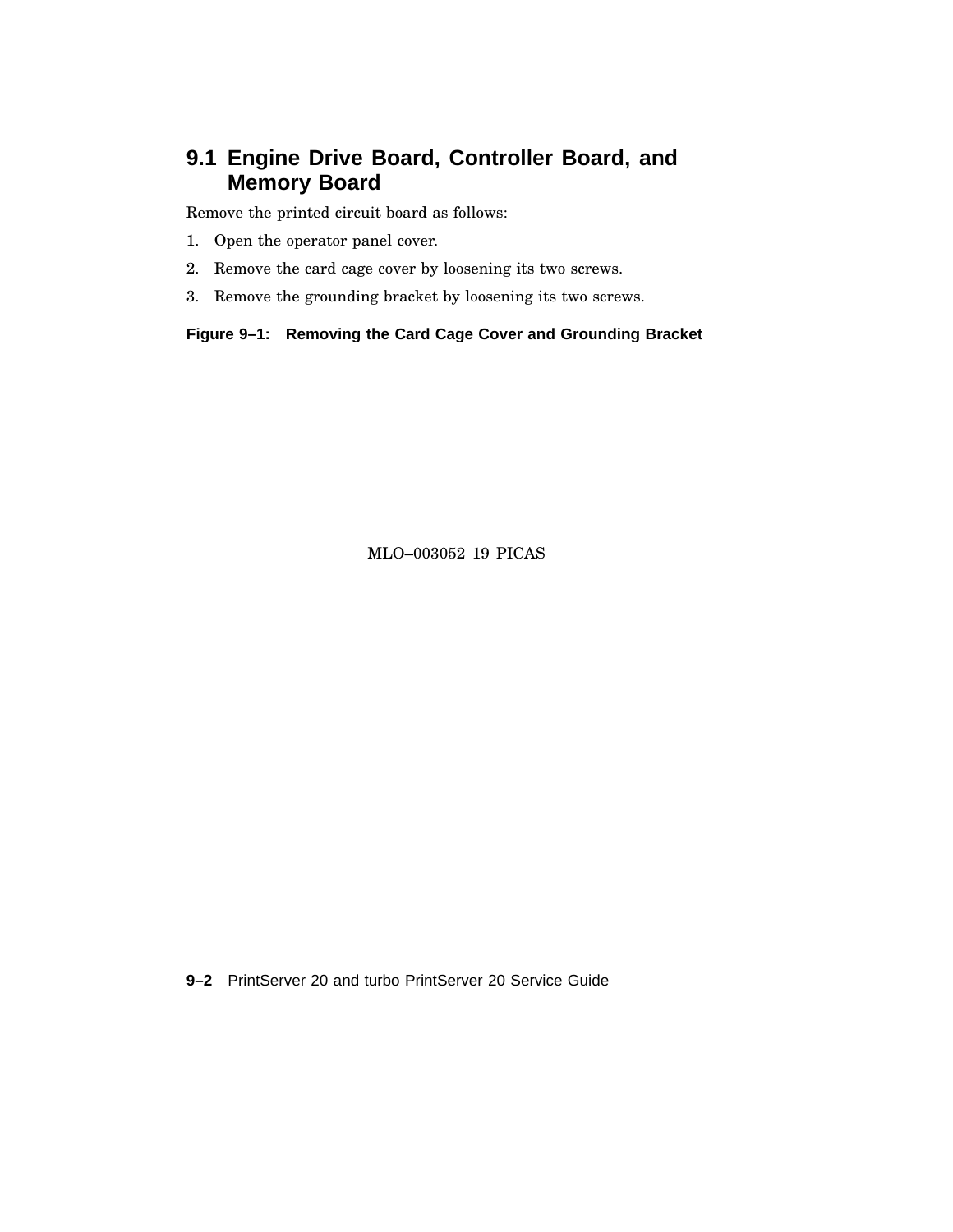## 9.1 Engine Drive Board, Controller Board, and Memory Board

Remove the printed circuit board as follows:

1. Open the operator panel cover.
2. Remove the card cage cover by loosening its two screws.
3. Remove the grounding bracket by loosening its two screws.

**Figure 9–1: Removing the Card Cage Cover and Grounding Bracket**

MLO–003052 19 PICAS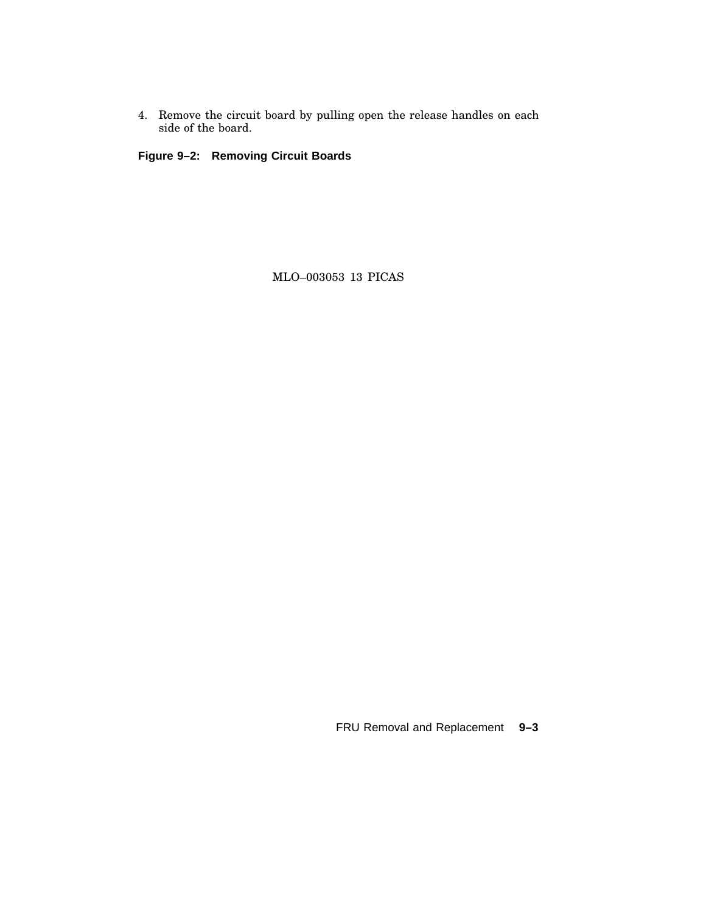4. Remove the circuit board by pulling open the release handles on each side of the board.

**Figure 9–2: Removing Circuit Boards**

MLO–003053 13 PICAS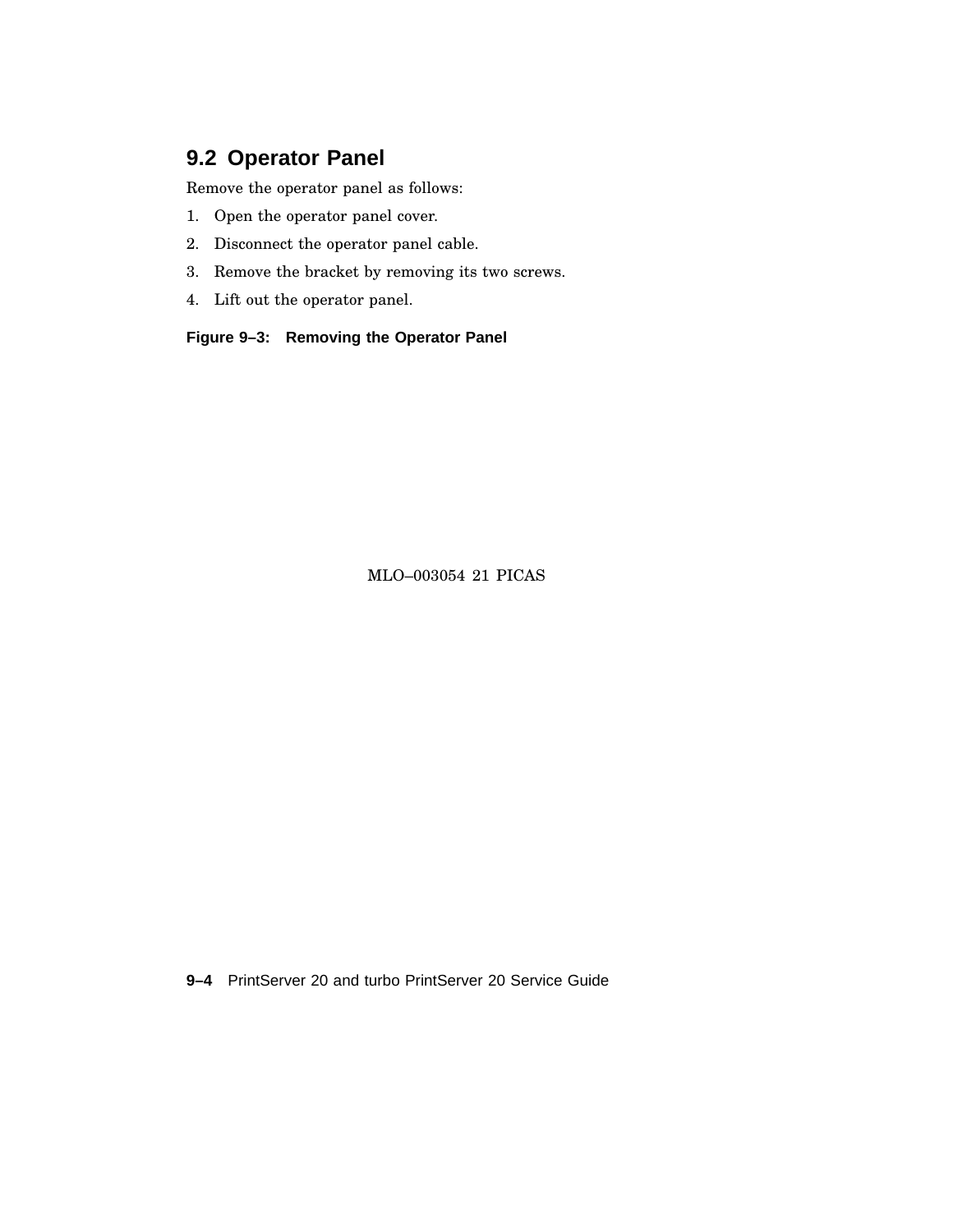## 9.2 Operator Panel

Remove the operator panel as follows:

1. Open the operator panel cover.
2. Disconnect the operator panel cable.
3. Remove the bracket by removing its two screws.
4. Lift out the operator panel.

**Figure 9–3: Removing the Operator Panel**

MLO–003054 21 PICAS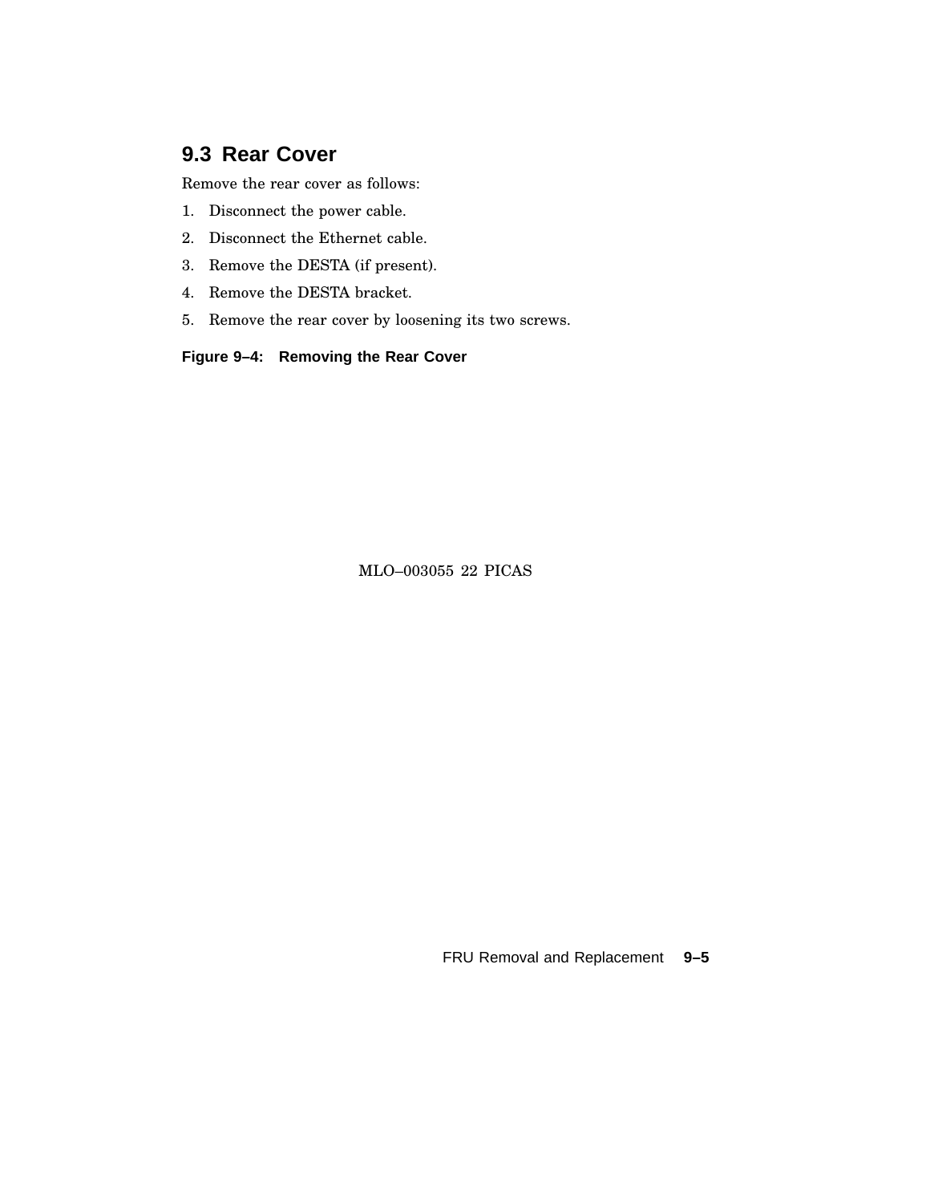## 9.3 Rear Cover

Remove the rear cover as follows:

1. Disconnect the power cable.
2. Disconnect the Ethernet cable.
3. Remove the DESTA (if present).
4. Remove the DESTA bracket.
5. Remove the rear cover by loosening its two screws.

**Figure 9–4: Removing the Rear Cover**

MLO–003055 22 PICAS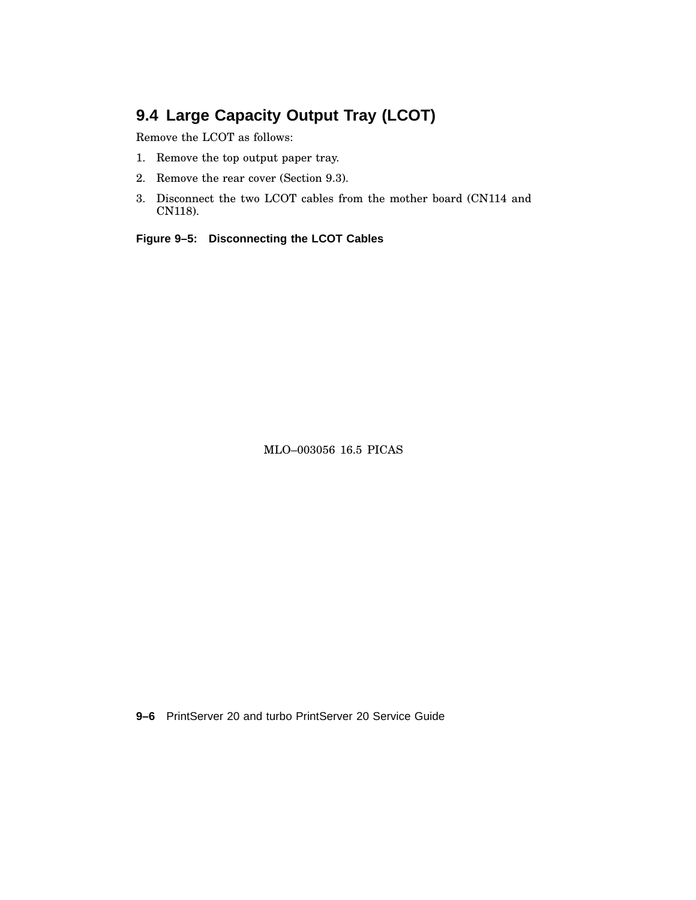## 9.4 Large Capacity Output Tray (LCOT)

Remove the LCOT as follows:

1. Remove the top output paper tray.
2. Remove the rear cover (Section 9.3).
3. Disconnect the two LCOT cables from the mother board (CN114 and CN118).

**Figure 9–5: Disconnecting the LCOT Cables**

MLO–003056 16.5 PICAS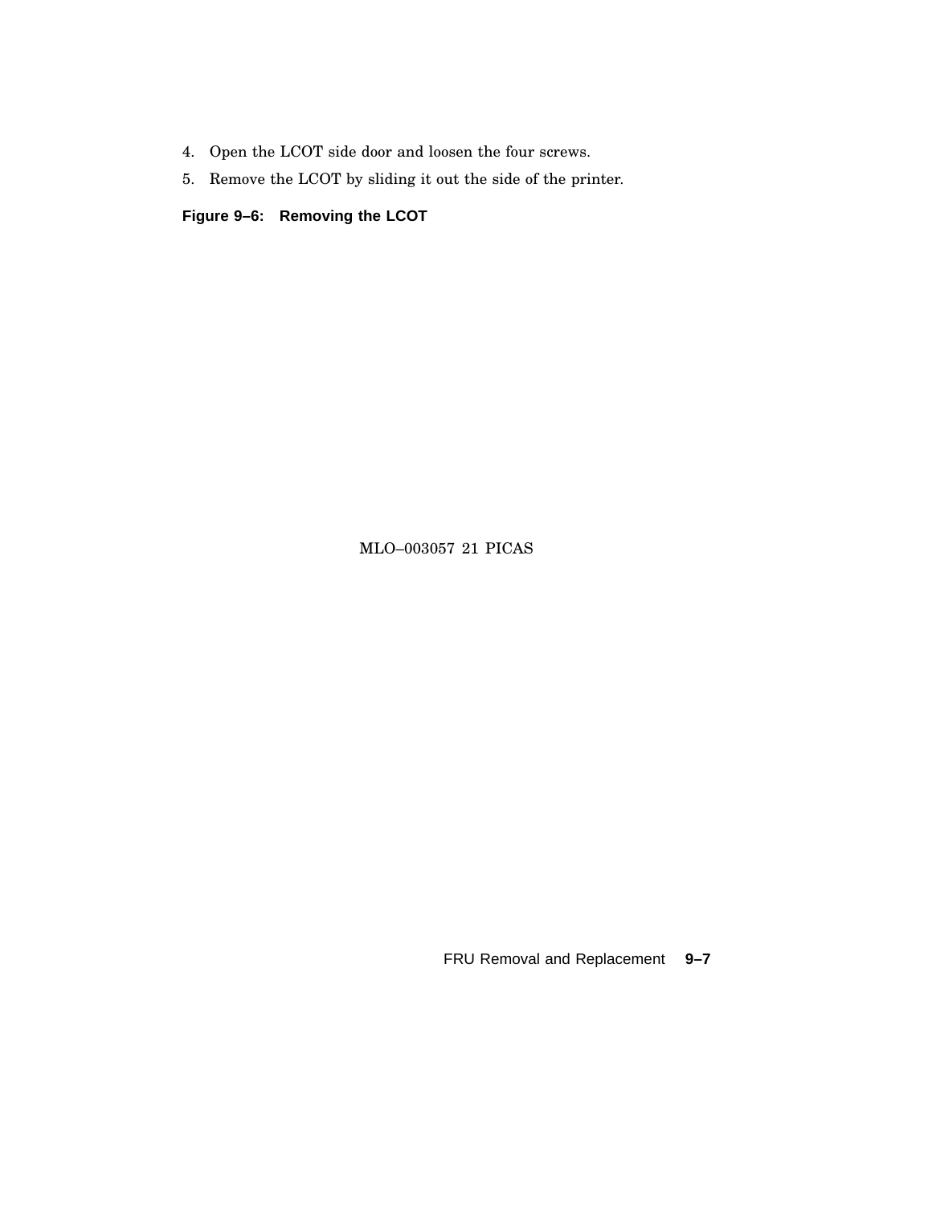4. Open the LCOT side door and loosen the four screws.
5. Remove the LCOT by sliding it out the side of the printer.

**Figure 9–6: Removing the LCOT**

MLO–003057 21 PICAS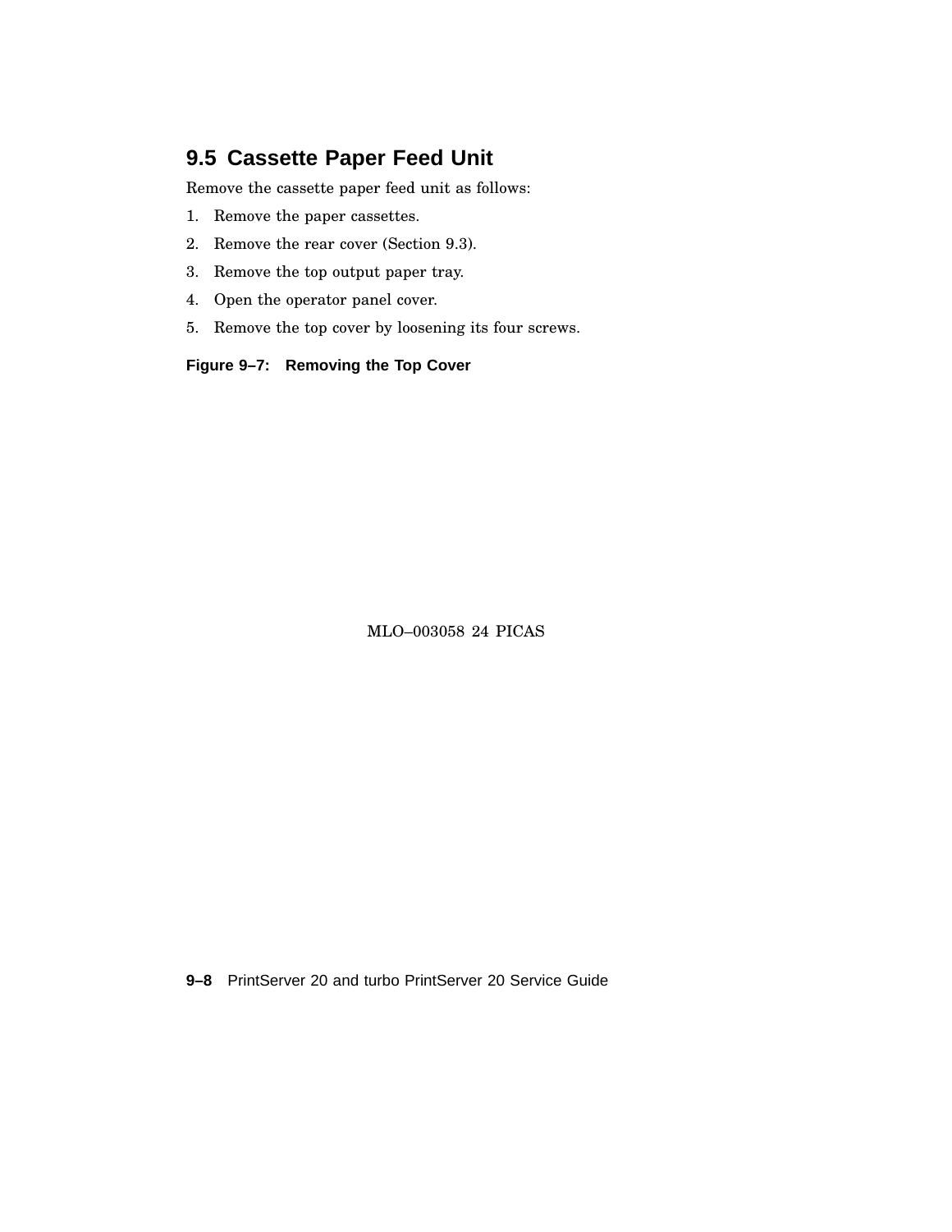## 9.5 Cassette Paper Feed Unit

Remove the cassette paper feed unit as follows:

1. Remove the paper cassettes.
2. Remove the rear cover (Section 9.3).
3. Remove the top output paper tray.
4. Open the operator panel cover.
5. Remove the top cover by loosening its four screws.

**Figure 9–7: Removing the Top Cover**

MLO–003058 24 PICAS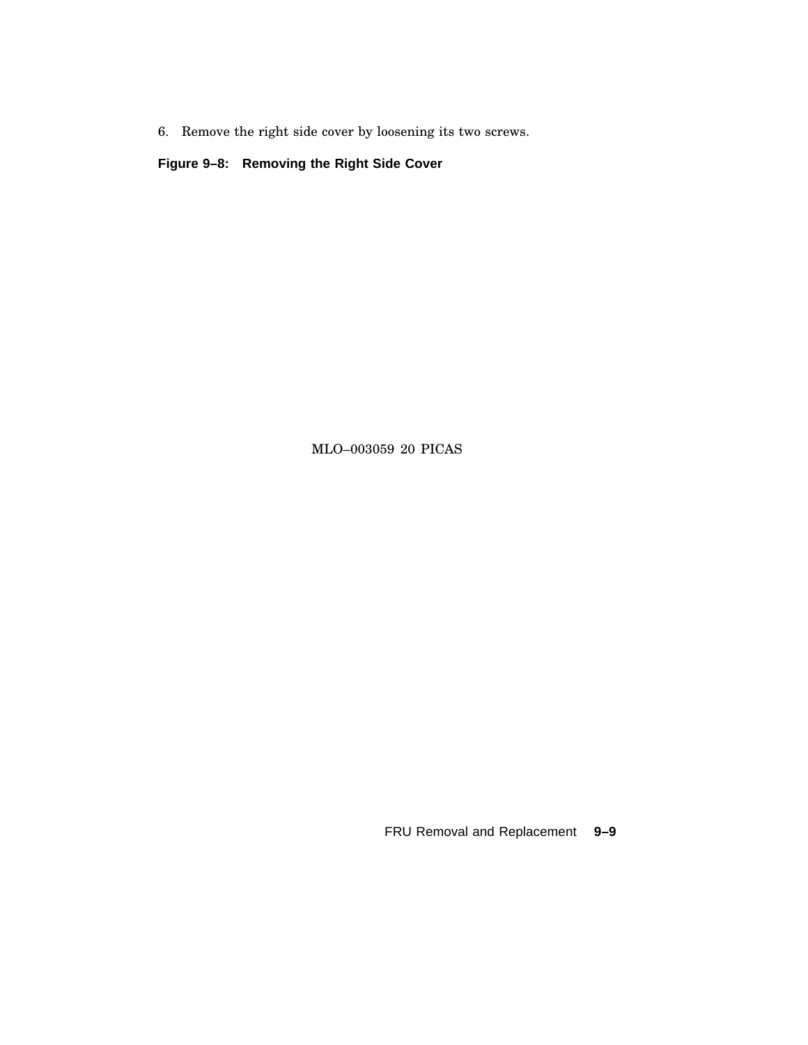6. Remove the right side cover by loosening its two screws.

**Figure 9–8: Removing the Right Side Cover**

MLO–003059 20 PICAS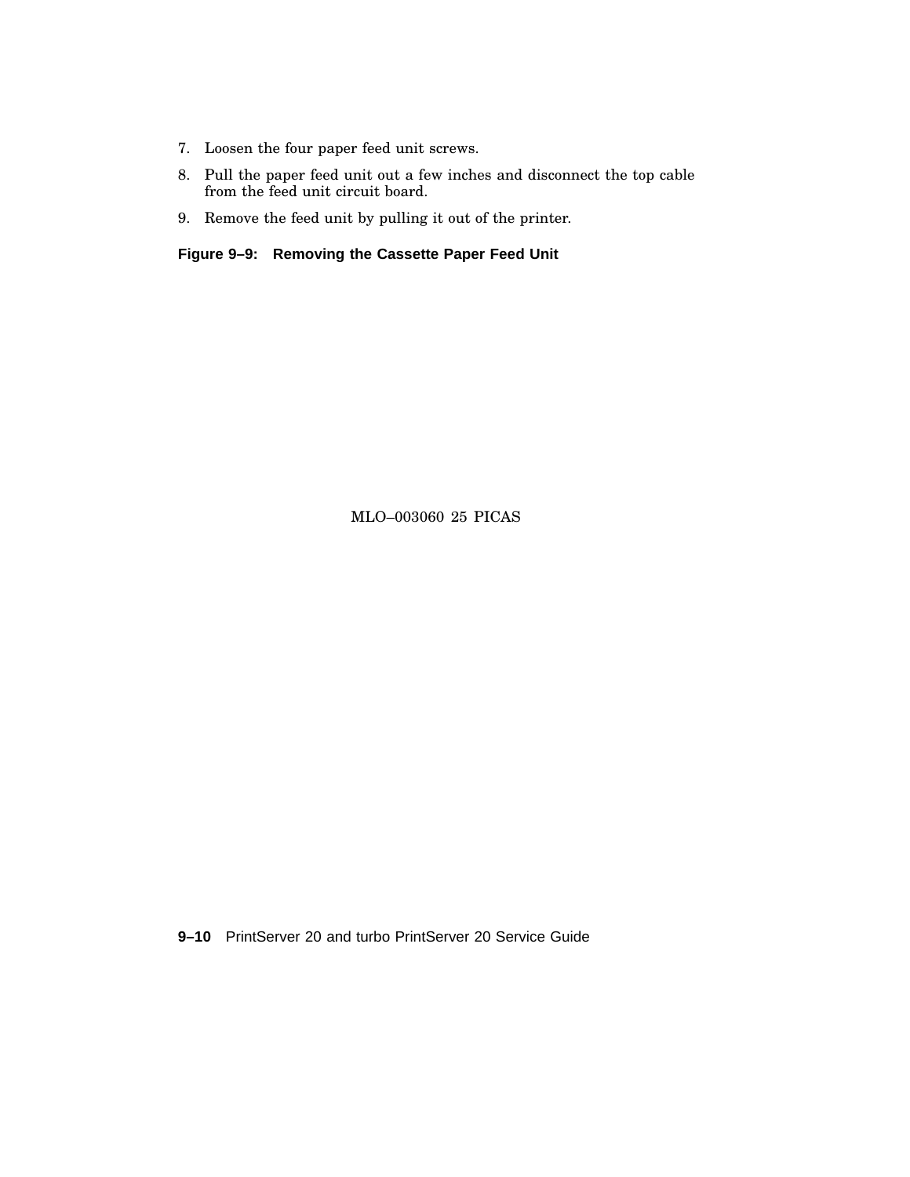7. Loosen the four paper feed unit screws.
8. Pull the paper feed unit out a few inches and disconnect the top cable from the feed unit circuit board.
9. Remove the feed unit by pulling it out of the printer.

**Figure 9–9: Removing the Cassette Paper Feed Unit**

MLO–003060 25 PICAS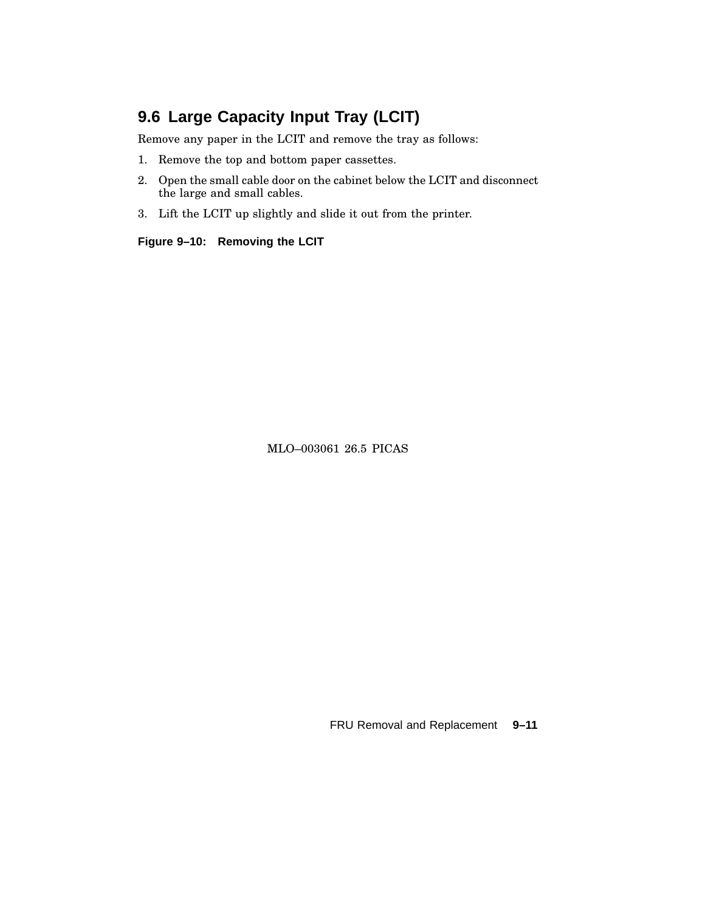## 9.6 Large Capacity Input Tray (LCIT)

Remove any paper in the LCIT and remove the tray as follows:

1. Remove the top and bottom paper cassettes.
2. Open the small cable door on the cabinet below the LCIT and disconnect the large and small cables.
3. Lift the LCIT up slightly and slide it out from the printer.

**Figure 9–10: Removing the LCIT**

MLO–003061 26.5 PICAS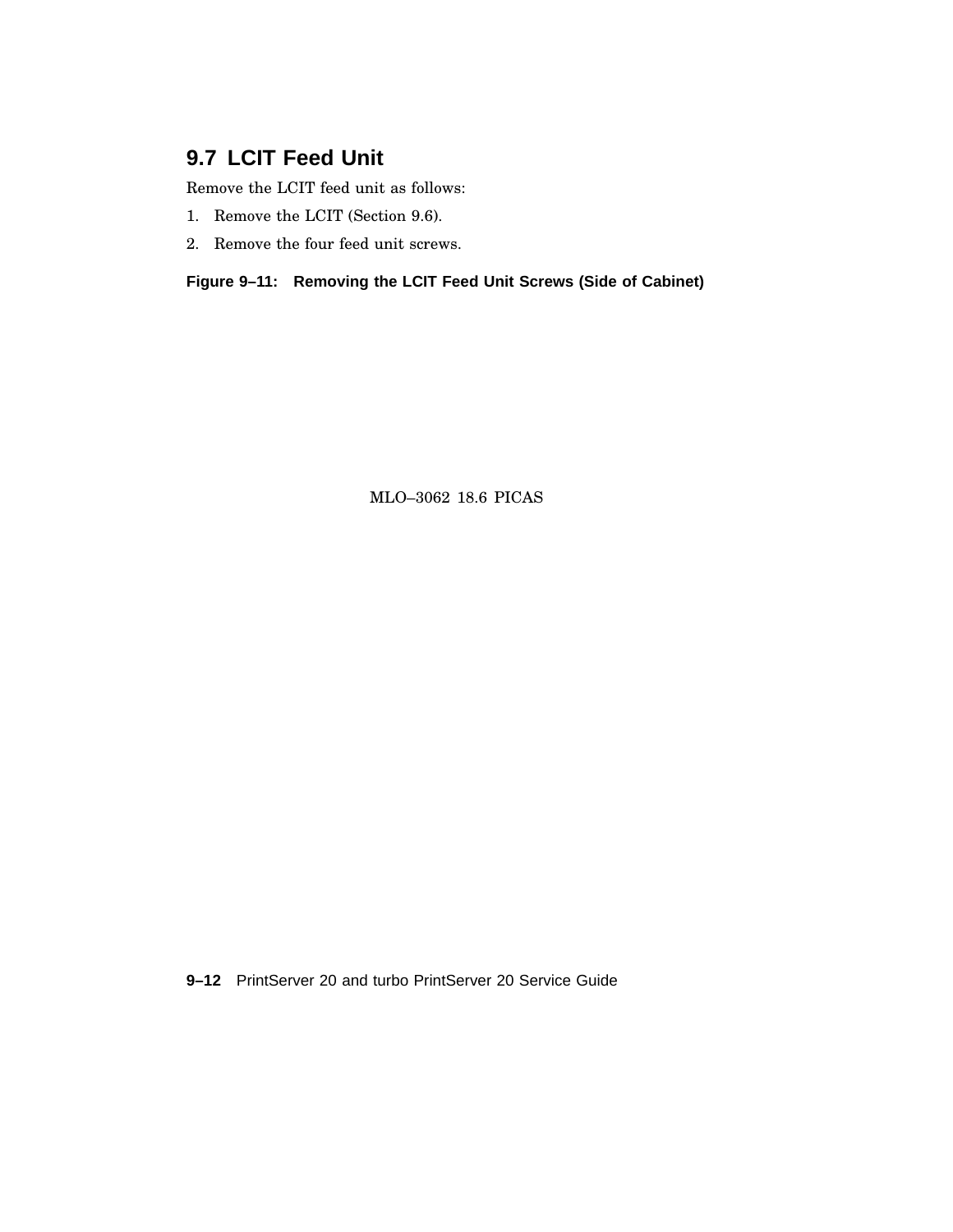## 9.7 LCIT Feed Unit

Remove the LCIT feed unit as follows:

1. Remove the LCIT (Section 9.6).
2. Remove the four feed unit screws.

**Figure 9–11: Removing the LCIT Feed Unit Screws (Side of Cabinet)**

MLO–3062 18.6 PICAS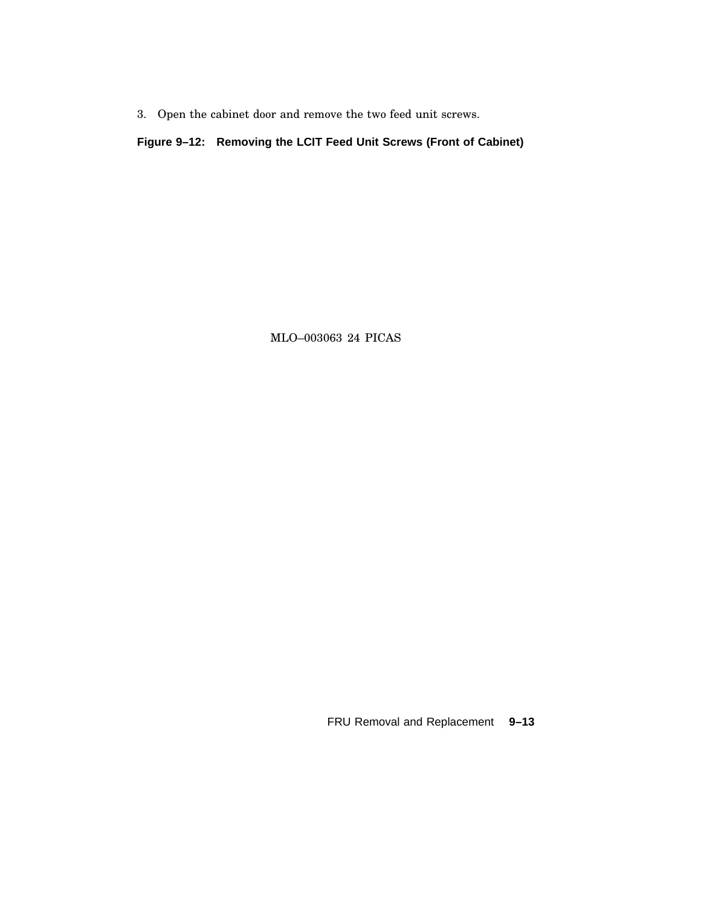3. Open the cabinet door and remove the two feed unit screws.

**Figure 9–12: Removing the LCIT Feed Unit Screws (Front of Cabinet)**

MLO–003063 24 PICAS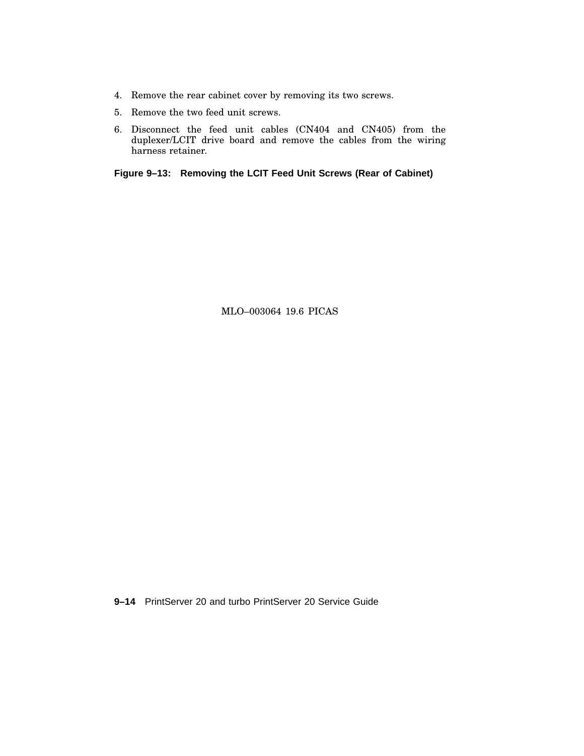4. Remove the rear cabinet cover by removing its two screws.
5. Remove the two feed unit screws.
6. Disconnect the feed unit cables (CN404 and CN405) from the duplexer/LCIT drive board and remove the cables from the wiring harness retainer.

**Figure 9–13: Removing the LCIT Feed Unit Screws (Rear of Cabinet)**

MLO–003064 19.6 PICAS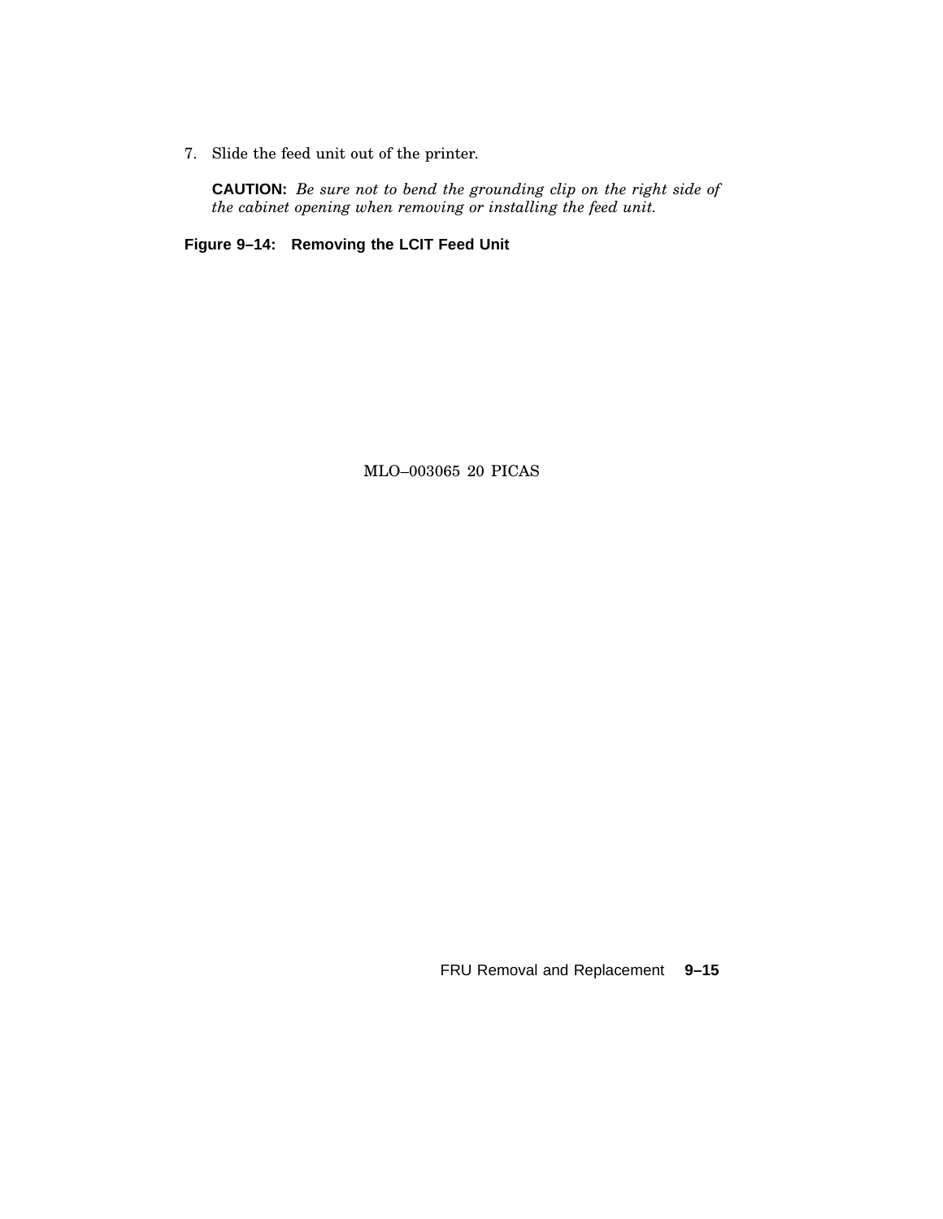7. Slide the feed unit out of the printer.

   **CAUTION:** *Be sure not to bend the grounding clip on the right side of the cabinet opening when removing or installing the feed unit.*

**Figure 9–14: Removing the LCIT Feed Unit**

MLO–003065 20 PICAS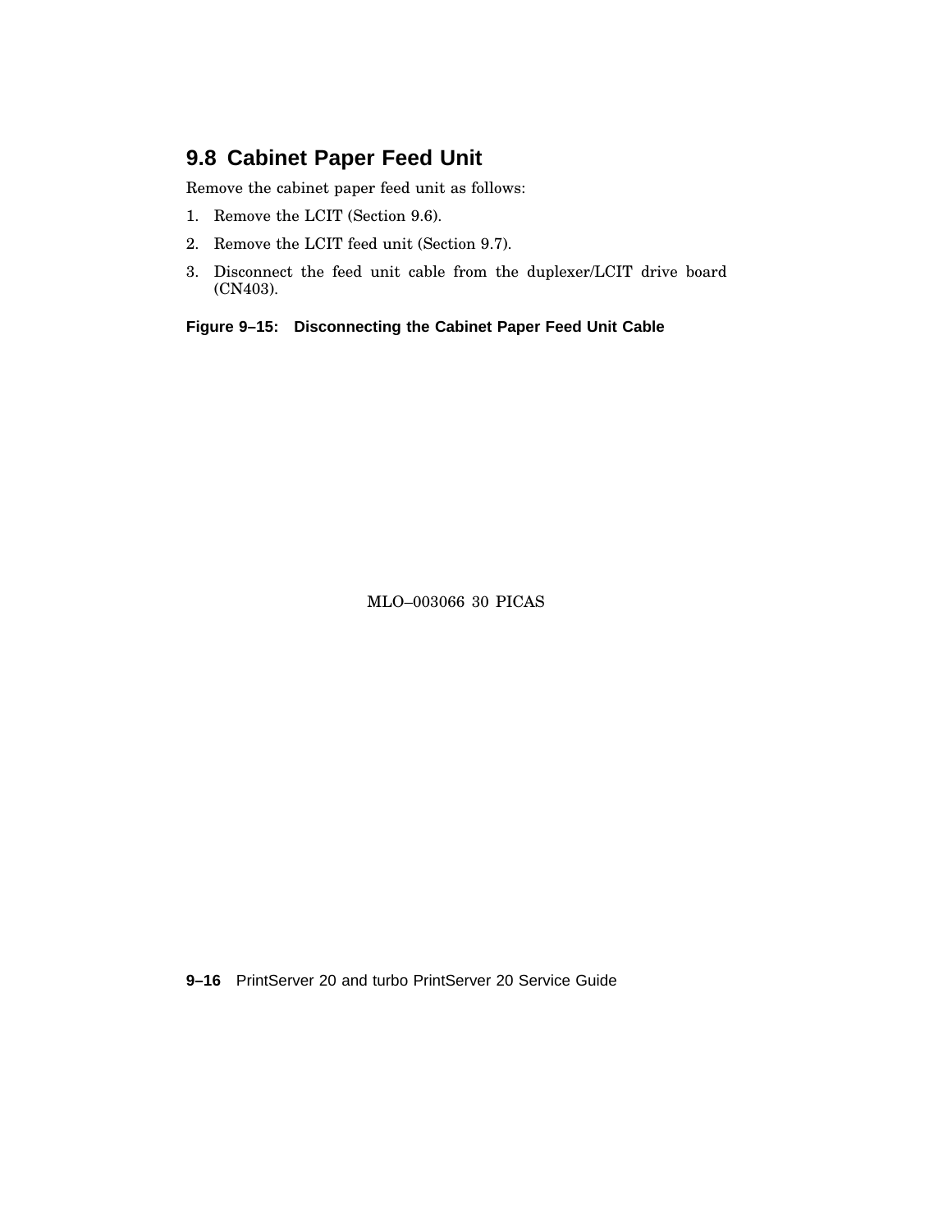## 9.8 Cabinet Paper Feed Unit

Remove the cabinet paper feed unit as follows:

1. Remove the LCIT (Section 9.6).
2. Remove the LCIT feed unit (Section 9.7).
3. Disconnect the feed unit cable from the duplexer/LCIT drive board (CN403).

**Figure 9–15: Disconnecting the Cabinet Paper Feed Unit Cable**

MLO–003066 30 PICAS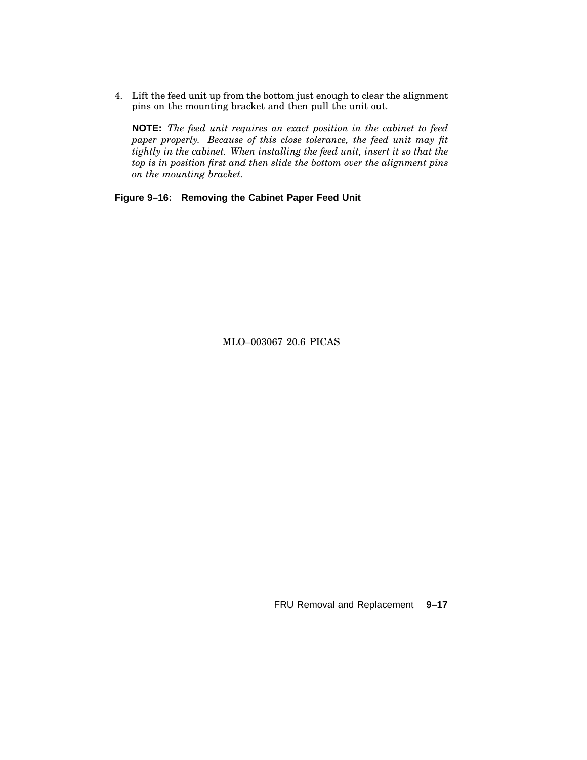4. Lift the feed unit up from the bottom just enough to clear the alignment pins on the mounting bracket and then pull the unit out.

   **NOTE:** *The feed unit requires an exact position in the cabinet to feed paper properly. Because of this close tolerance, the feed unit may fit tightly in the cabinet. When installing the feed unit, insert it so that the top is in position first and then slide the bottom over the alignment pins on the mounting bracket.*

**Figure 9–16: Removing the Cabinet Paper Feed Unit**

MLO–003067 20.6 PICAS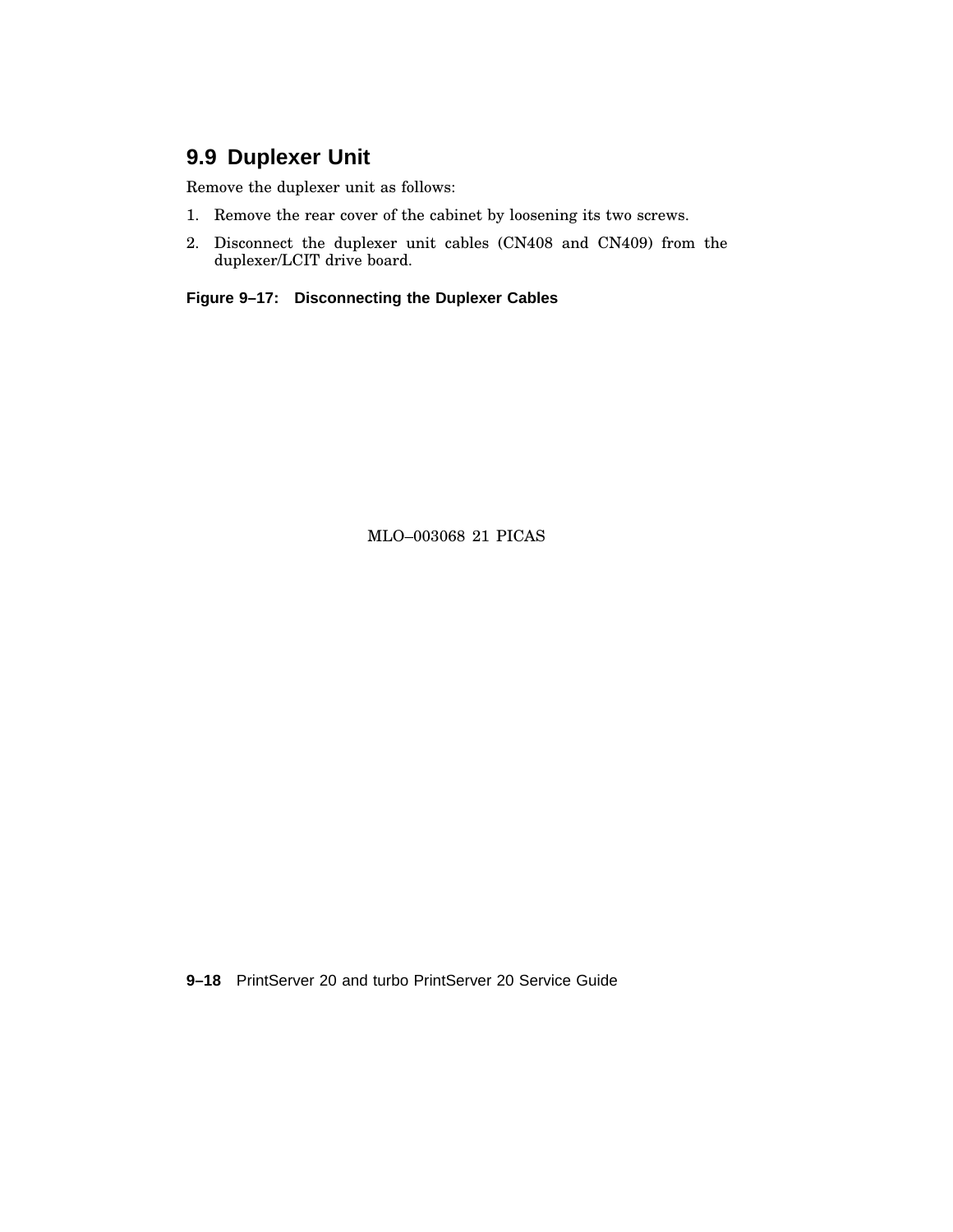## 9.9 Duplexer Unit

Remove the duplexer unit as follows:

1. Remove the rear cover of the cabinet by loosening its two screws.
2. Disconnect the duplexer unit cables (CN408 and CN409) from the duplexer/LCIT drive board.

**Figure 9–17: Disconnecting the Duplexer Cables**

MLO–003068 21 PICAS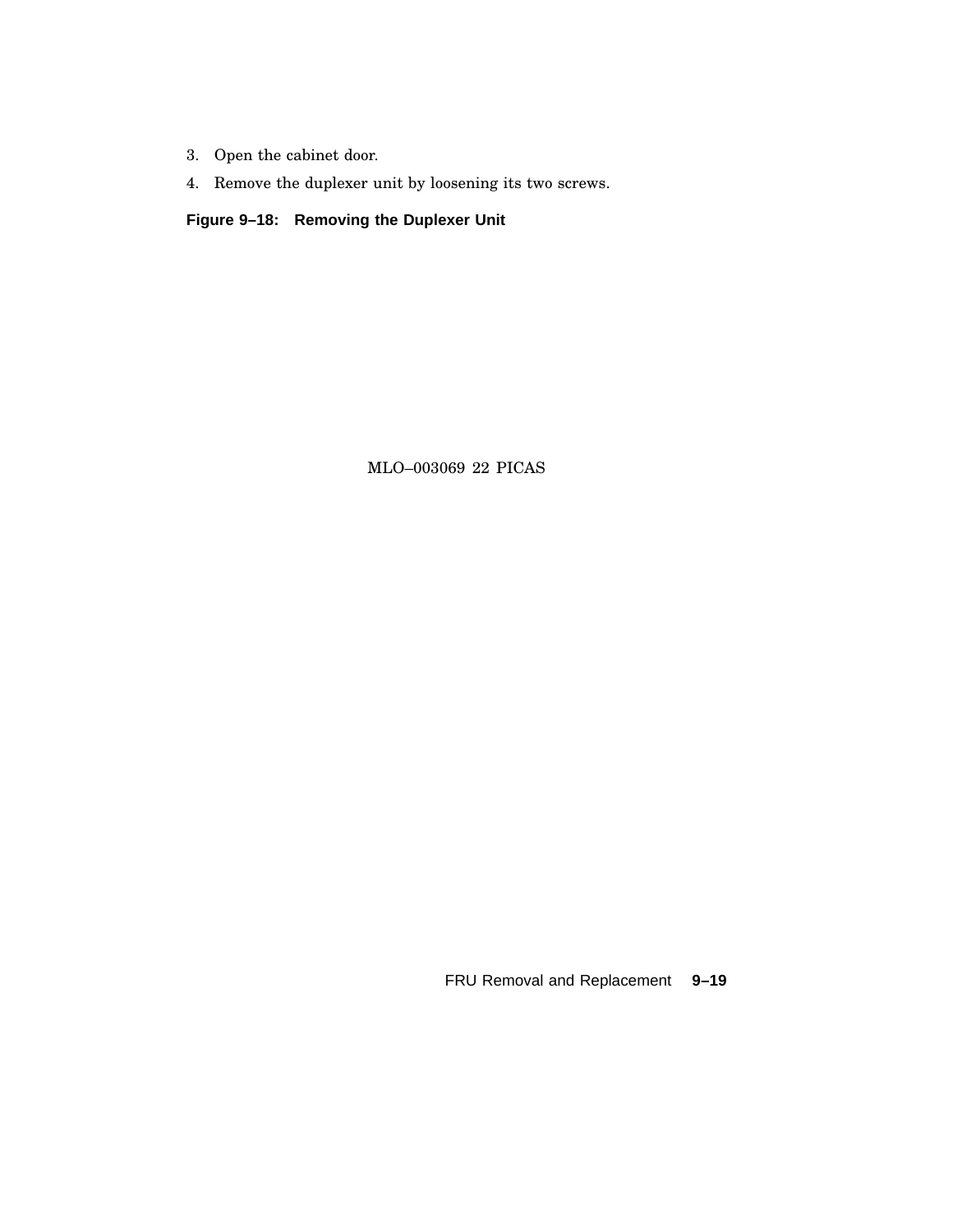3. Open the cabinet door.
4. Remove the duplexer unit by loosening its two screws.

**Figure 9–18: Removing the Duplexer Unit**

MLO–003069 22 PICAS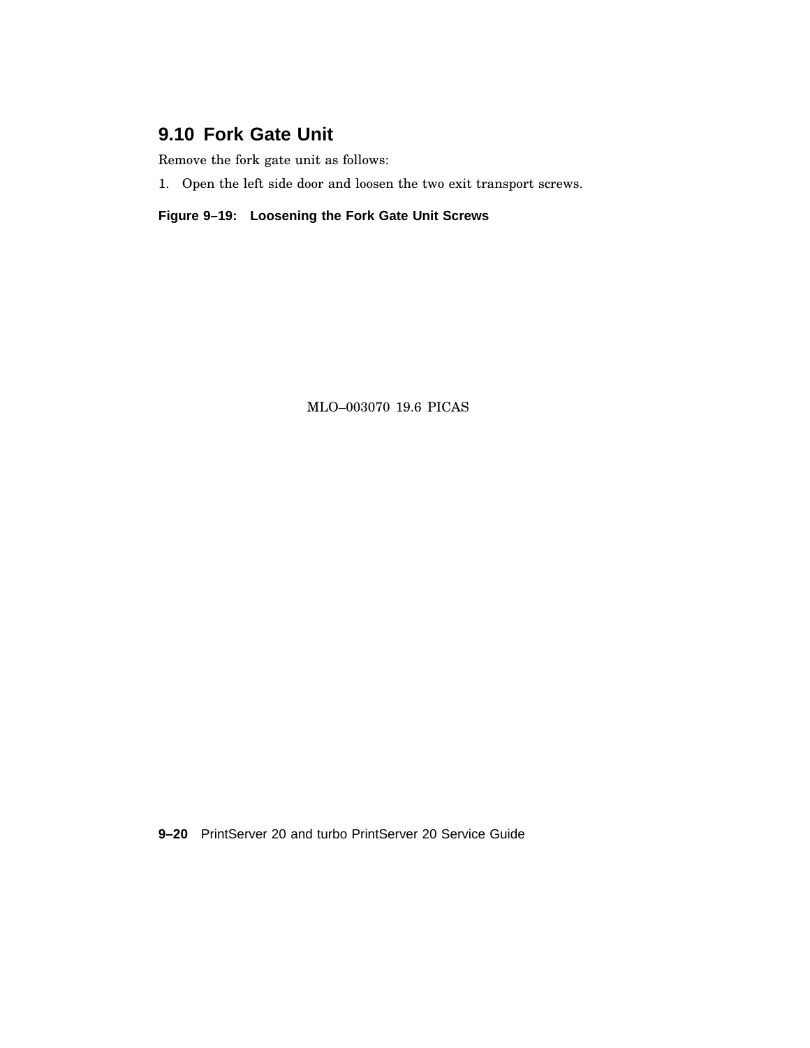## 9.10 Fork Gate Unit

Remove the fork gate unit as follows:

1. Open the left side door and loosen the two exit transport screws.

**Figure 9–19: Loosening the Fork Gate Unit Screws**

MLO–003070 19.6 PICAS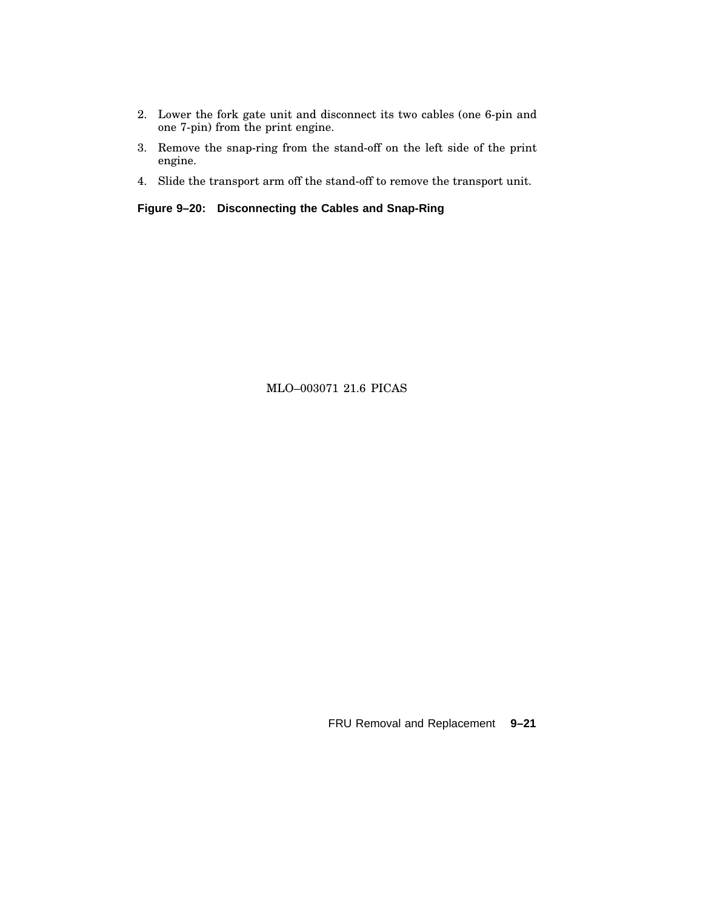2. Lower the fork gate unit and disconnect its two cables (one 6-pin and one 7-pin) from the print engine.
3. Remove the snap-ring from the stand-off on the left side of the print engine.
4. Slide the transport arm off the stand-off to remove the transport unit.

**Figure 9–20: Disconnecting the Cables and Snap-Ring**

MLO–003071 21.6 PICAS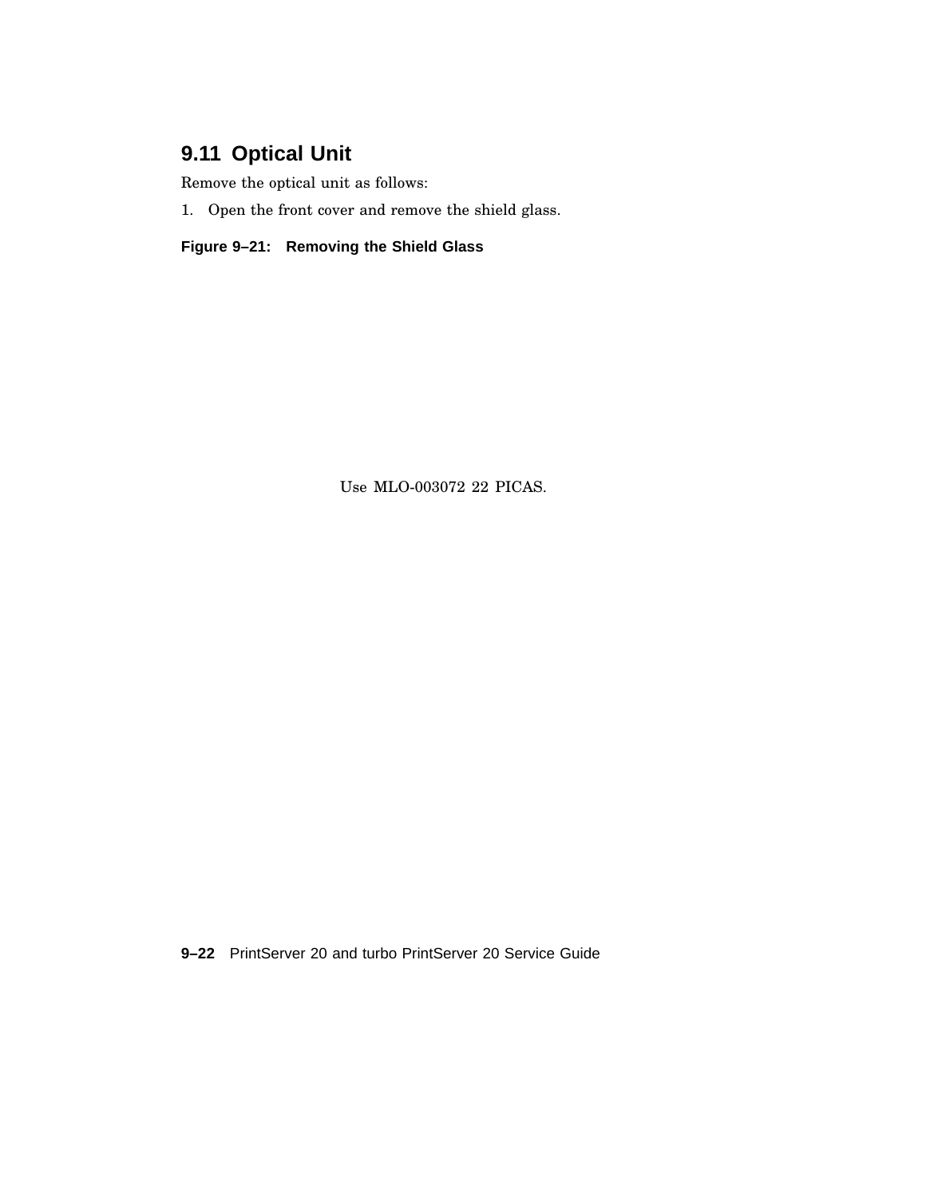## 9.11 Optical Unit

Remove the optical unit as follows:

1. Open the front cover and remove the shield glass.

**Figure 9–21: Removing the Shield Glass**

Use MLO-003072 22 PICAS.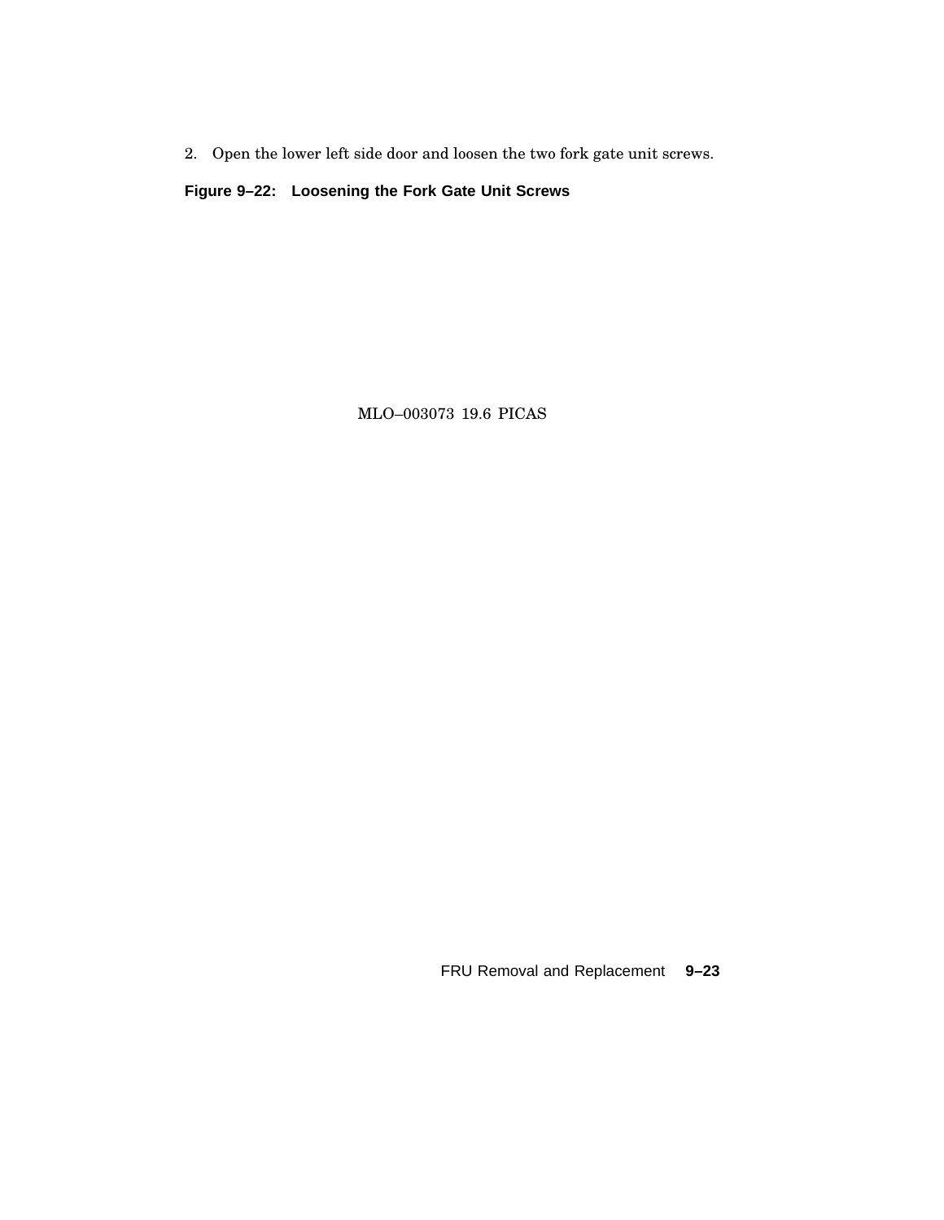2. Open the lower left side door and loosen the two fork gate unit screws.

**Figure 9–22: Loosening the Fork Gate Unit Screws**

MLO–003073 19.6 PICAS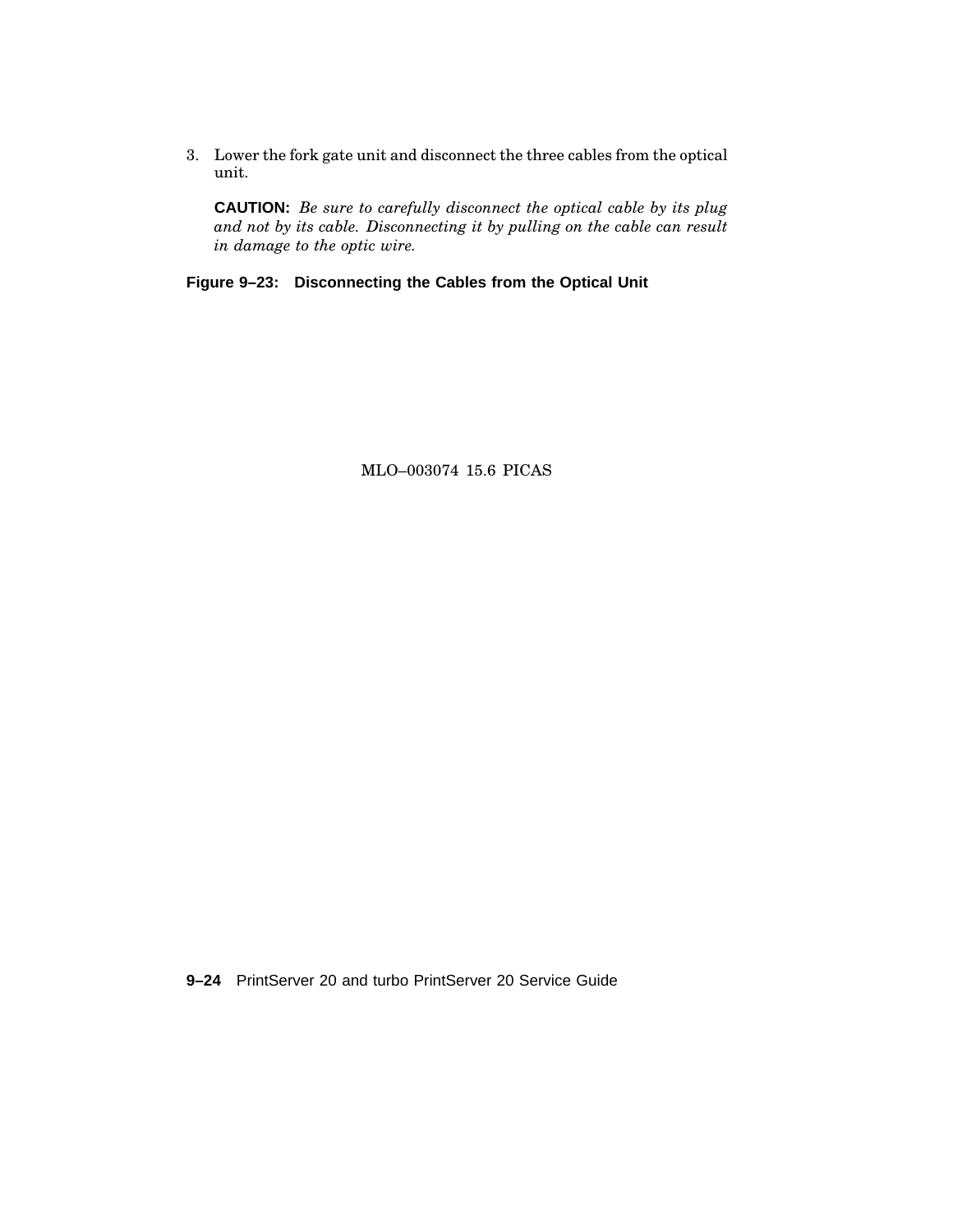3. Lower the fork gate unit and disconnect the three cables from the optical unit.

   **CAUTION:** *Be sure to carefully disconnect the optical cable by its plug and not by its cable. Disconnecting it by pulling on the cable can result in damage to the optic wire.*

**Figure 9–23: Disconnecting the Cables from the Optical Unit**

MLO–003074 15.6 PICAS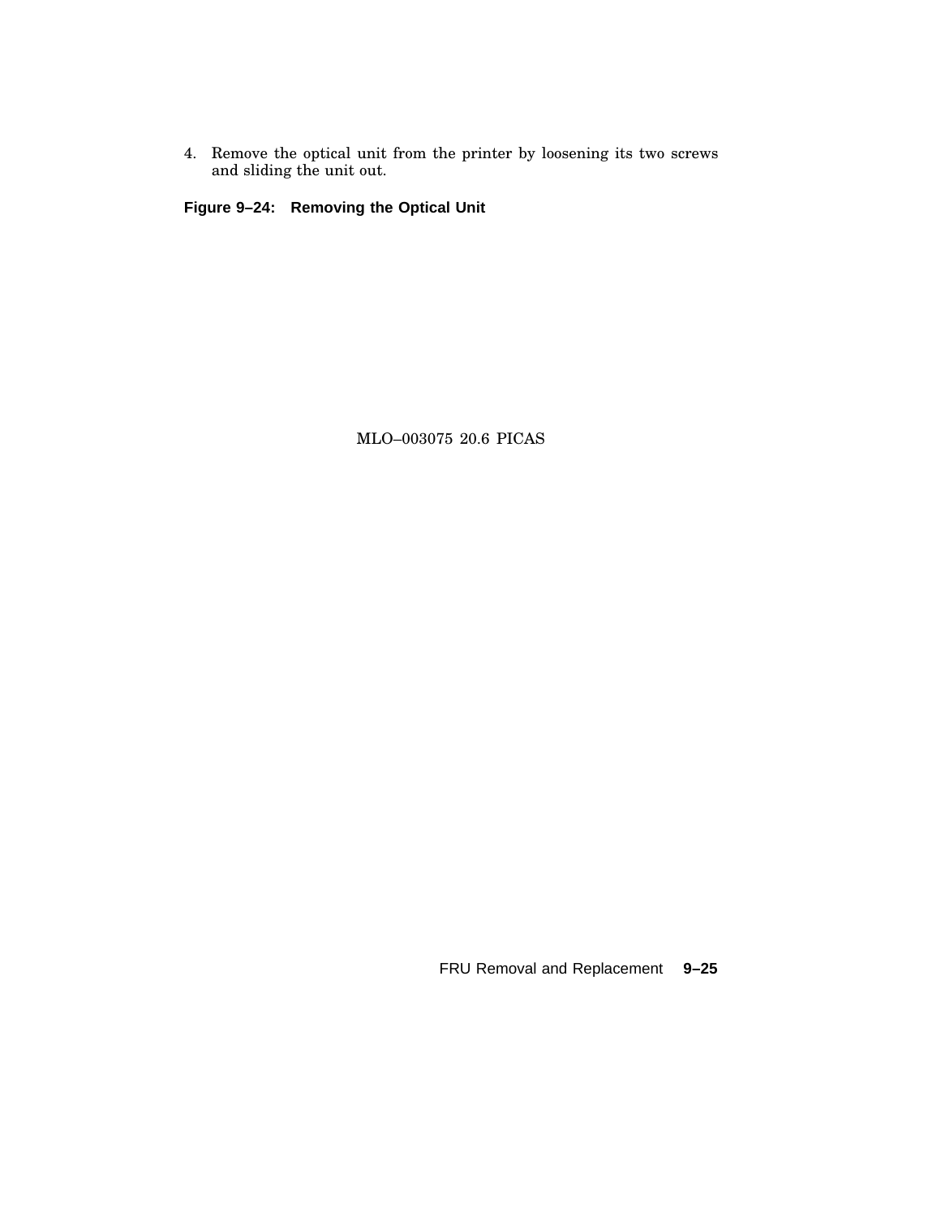4. Remove the optical unit from the printer by loosening its two screws and sliding the unit out.

**Figure 9–24: Removing the Optical Unit**

MLO–003075 20.6 PICAS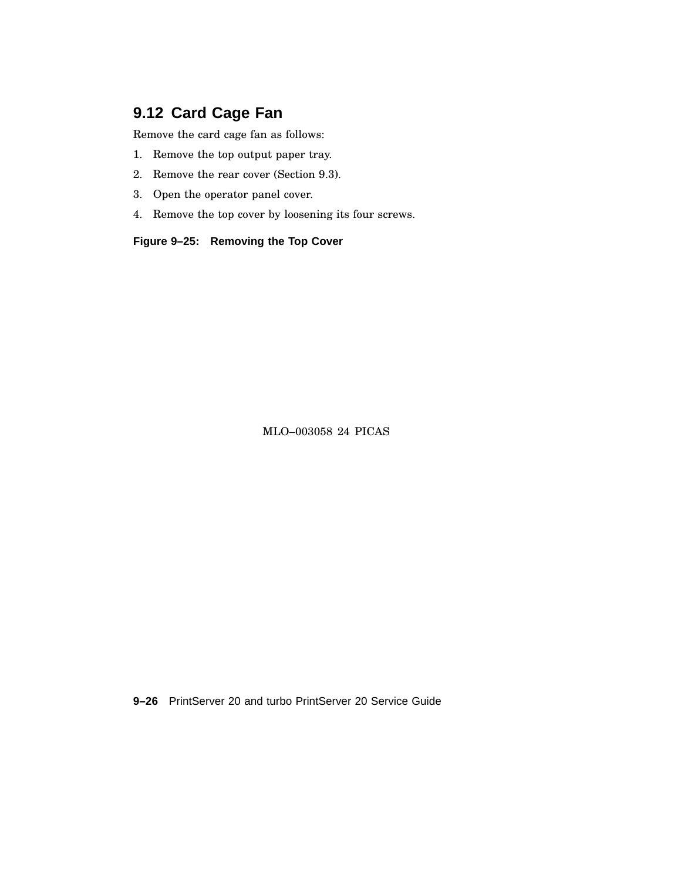## 9.12 Card Cage Fan

Remove the card cage fan as follows:

1. Remove the top output paper tray.
2. Remove the rear cover (Section 9.3).
3. Open the operator panel cover.
4. Remove the top cover by loosening its four screws.

**Figure 9–25: Removing the Top Cover**

MLO–003058 24 PICAS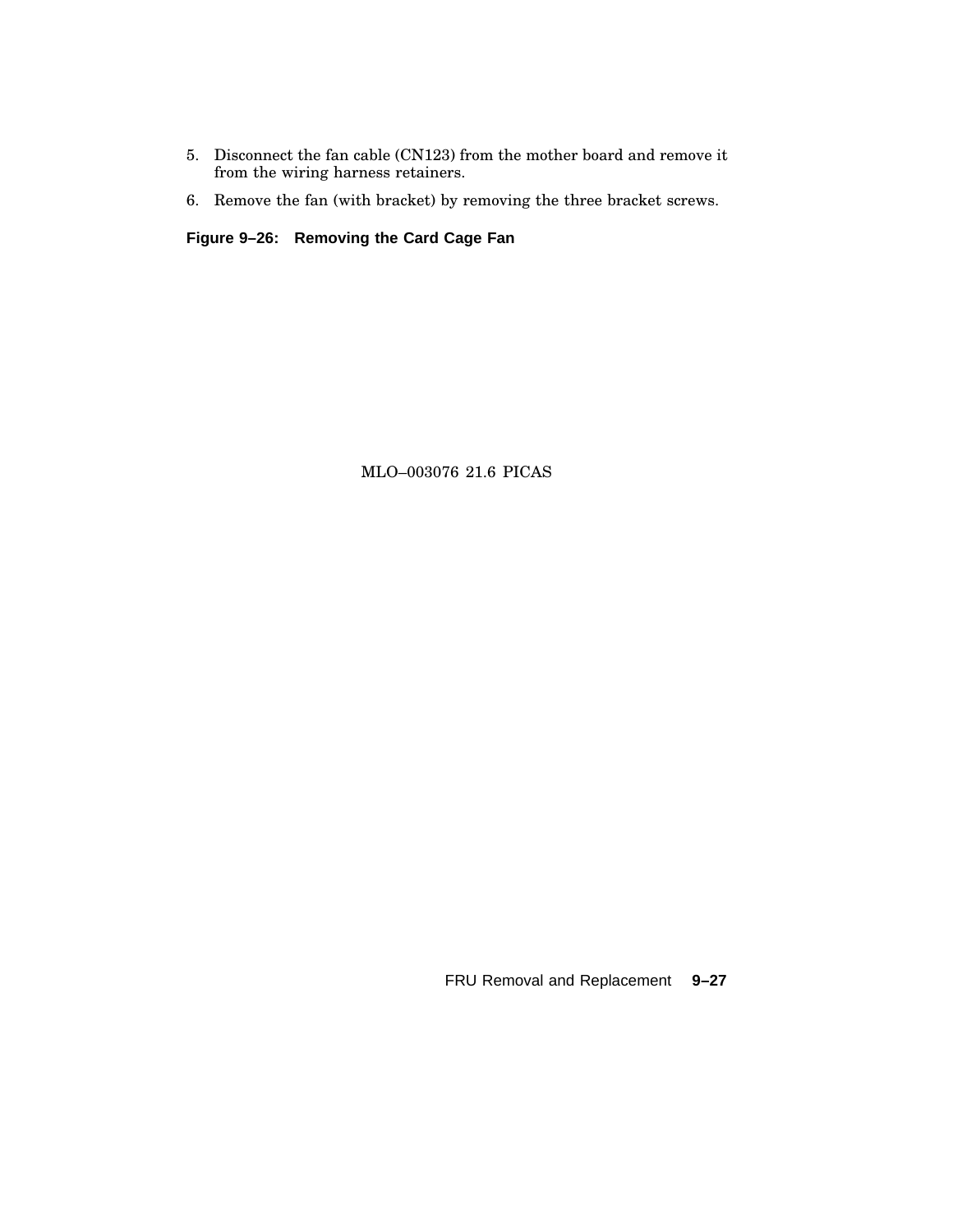5. Disconnect the fan cable (CN123) from the mother board and remove it from the wiring harness retainers.
6. Remove the fan (with bracket) by removing the three bracket screws.

**Figure 9–26: Removing the Card Cage Fan**

MLO–003076 21.6 PICAS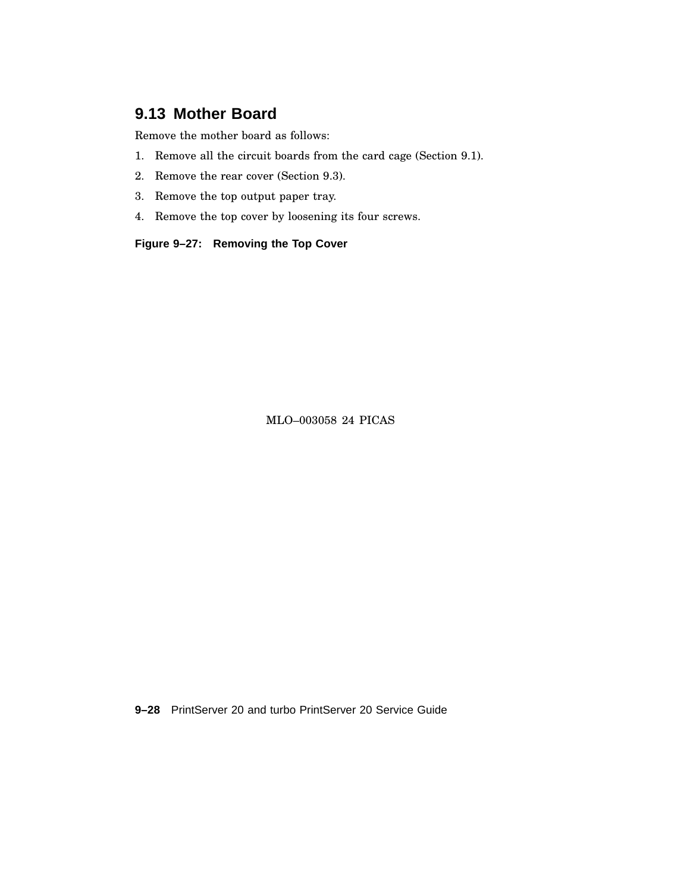## 9.13 Mother Board

Remove the mother board as follows:

1. Remove all the circuit boards from the card cage (Section 9.1).
2. Remove the rear cover (Section 9.3).
3. Remove the top output paper tray.
4. Remove the top cover by loosening its four screws.

**Figure 9–27: Removing the Top Cover**

MLO–003058 24 PICAS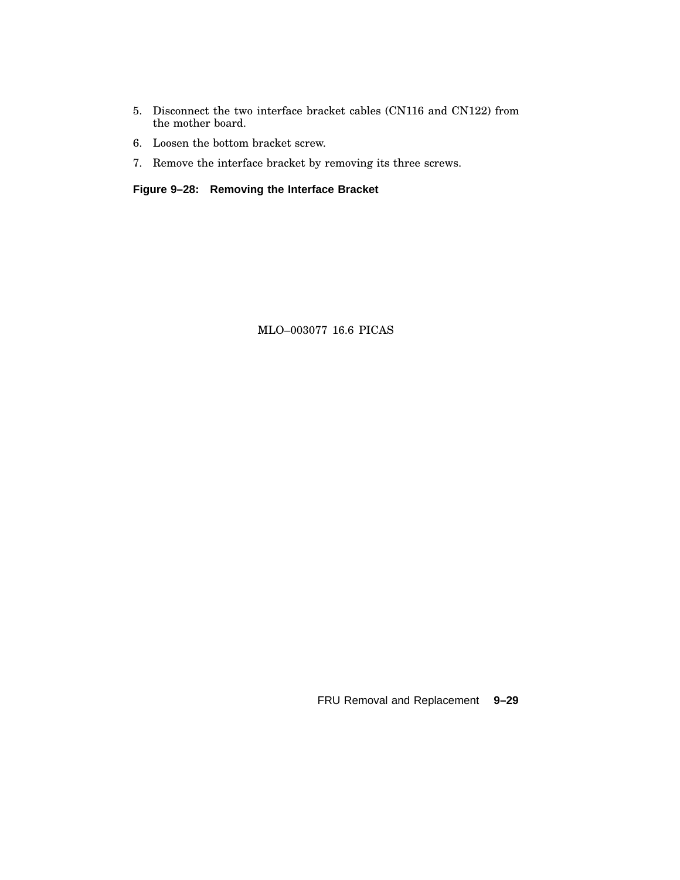5. Disconnect the two interface bracket cables (CN116 and CN122) from the mother board.
6. Loosen the bottom bracket screw.
7. Remove the interface bracket by removing its three screws.

**Figure 9–28: Removing the Interface Bracket**

MLO–003077 16.6 PICAS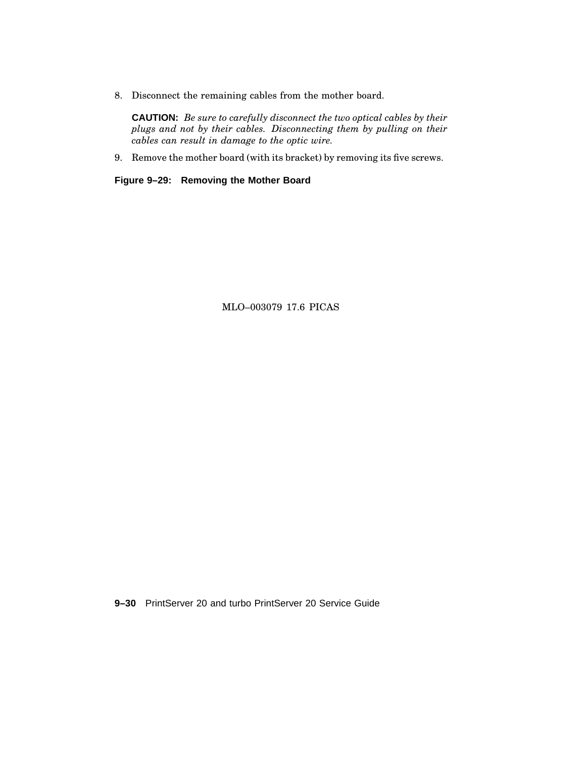8. Disconnect the remaining cables from the mother board.

   **CAUTION:** *Be sure to carefully disconnect the two optical cables by their plugs and not by their cables. Disconnecting them by pulling on their cables can result in damage to the optic wire.*

9. Remove the mother board (with its bracket) by removing its five screws.

**Figure 9–29: Removing the Mother Board**

MLO–003079 17.6 PICAS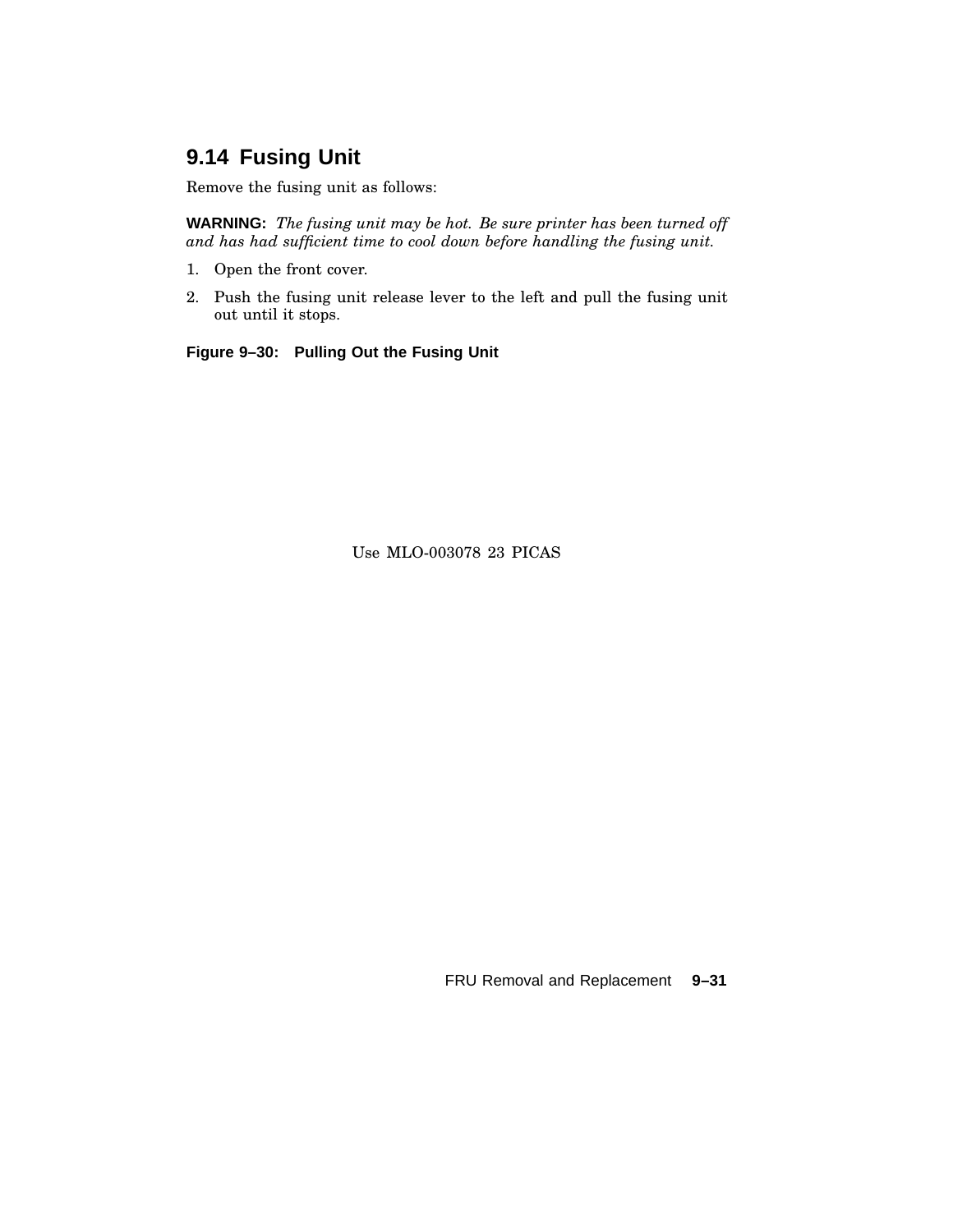## 9.14 Fusing Unit

Remove the fusing unit as follows:

**WARNING:** *The fusing unit may be hot. Be sure printer has been turned off and has had sufficient time to cool down before handling the fusing unit.*

1. Open the front cover.
2. Push the fusing unit release lever to the left and pull the fusing unit out until it stops.

**Figure 9–30: Pulling Out the Fusing Unit**

Use MLO-003078 23 PICAS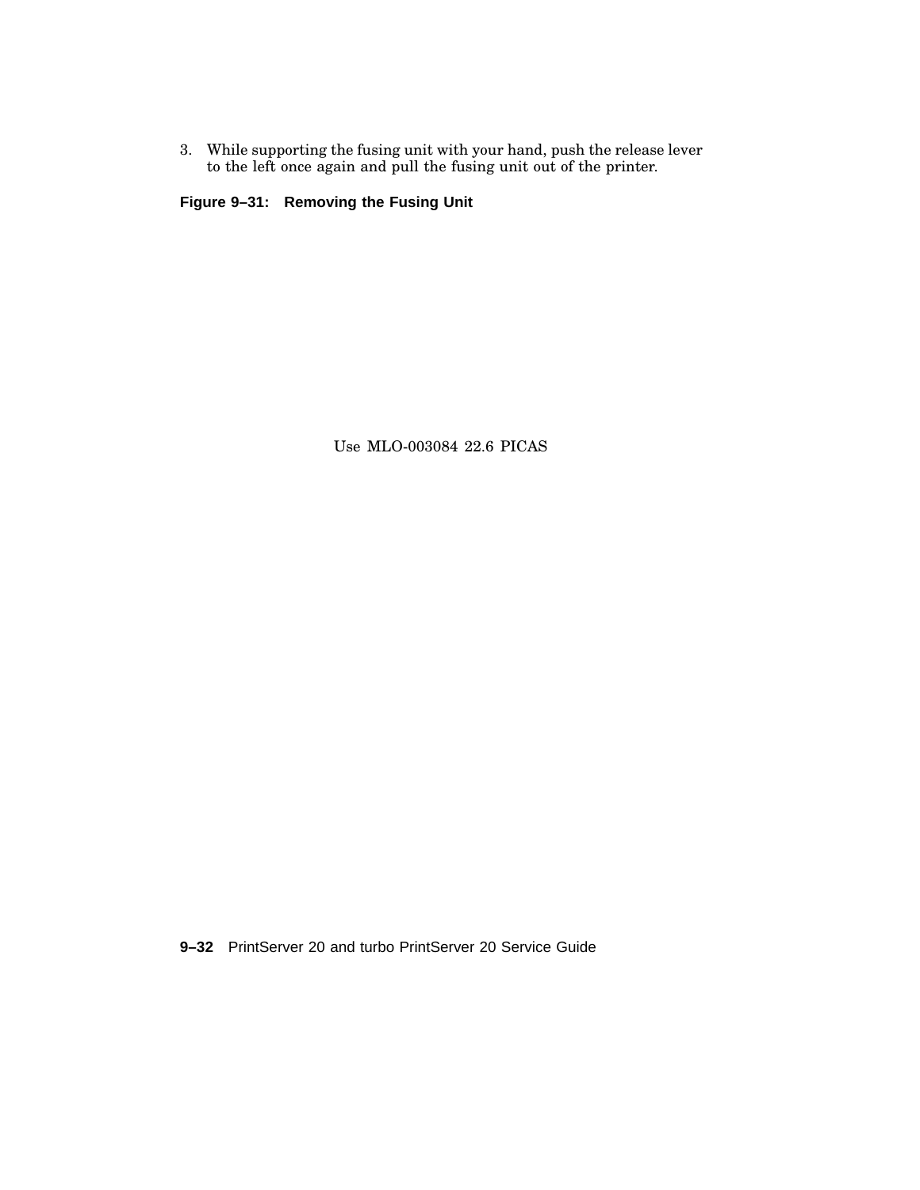3. While supporting the fusing unit with your hand, push the release lever to the left once again and pull the fusing unit out of the printer.

**Figure 9–31: Removing the Fusing Unit**

Use MLO-003084 22.6 PICAS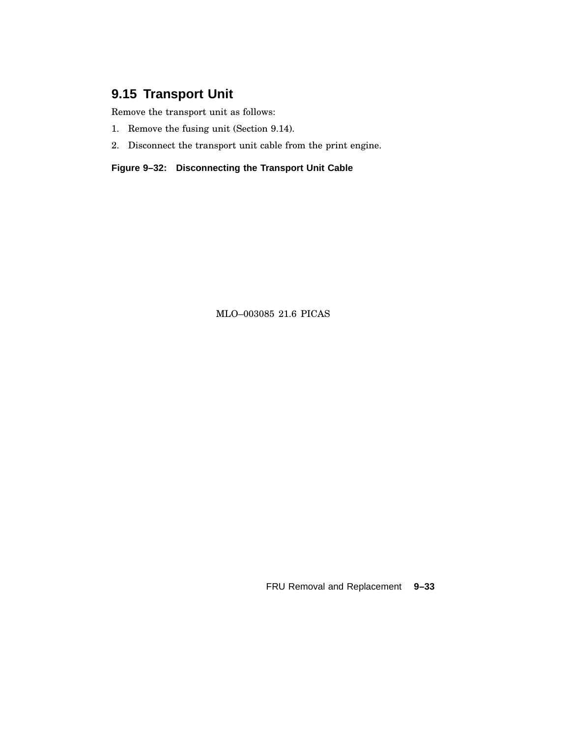## 9.15 Transport Unit

Remove the transport unit as follows:

1. Remove the fusing unit (Section 9.14).
2. Disconnect the transport unit cable from the print engine.

**Figure 9–32: Disconnecting the Transport Unit Cable**

MLO–003085 21.6 PICAS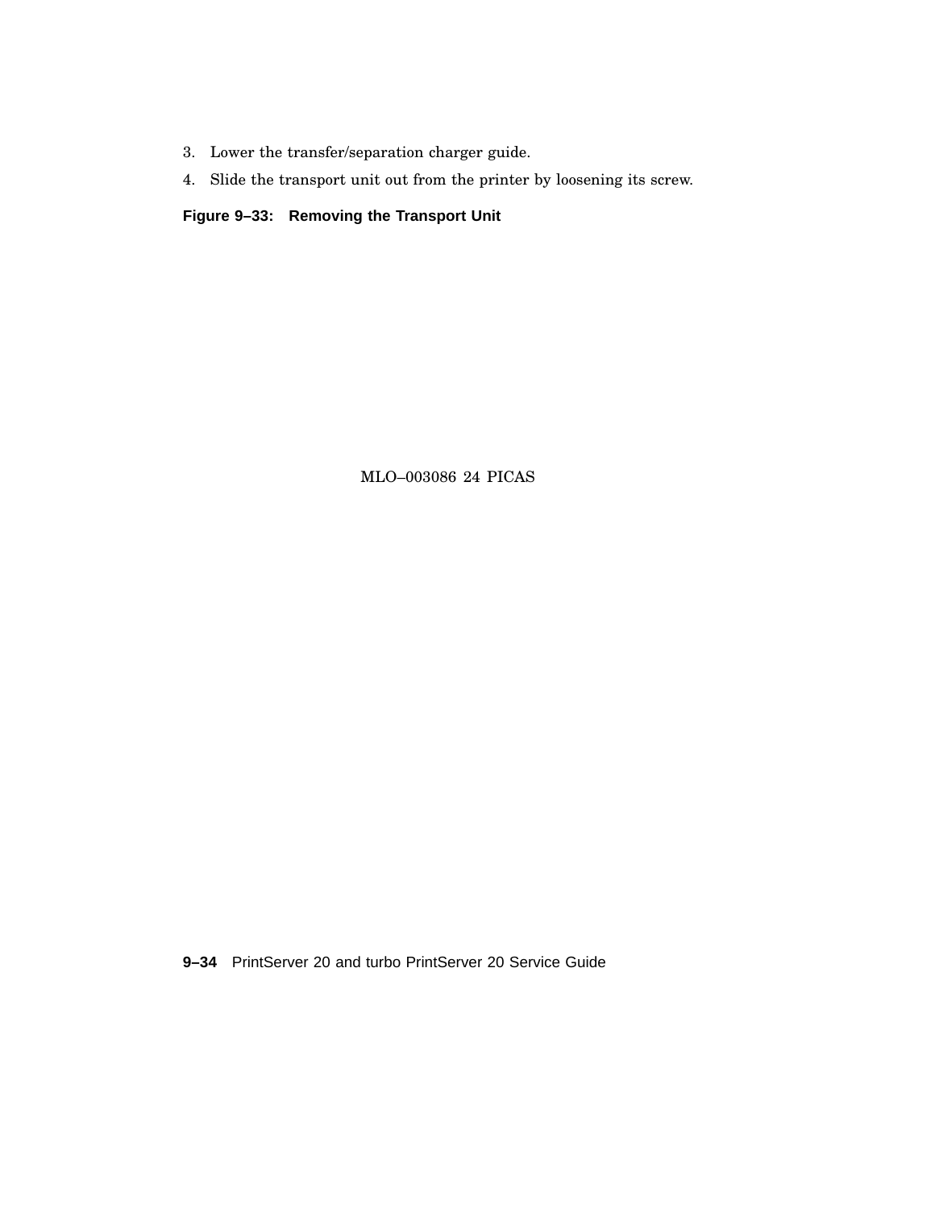3. Lower the transfer/separation charger guide.
4. Slide the transport unit out from the printer by loosening its screw.

**Figure 9–33: Removing the Transport Unit**

MLO–003086 24 PICAS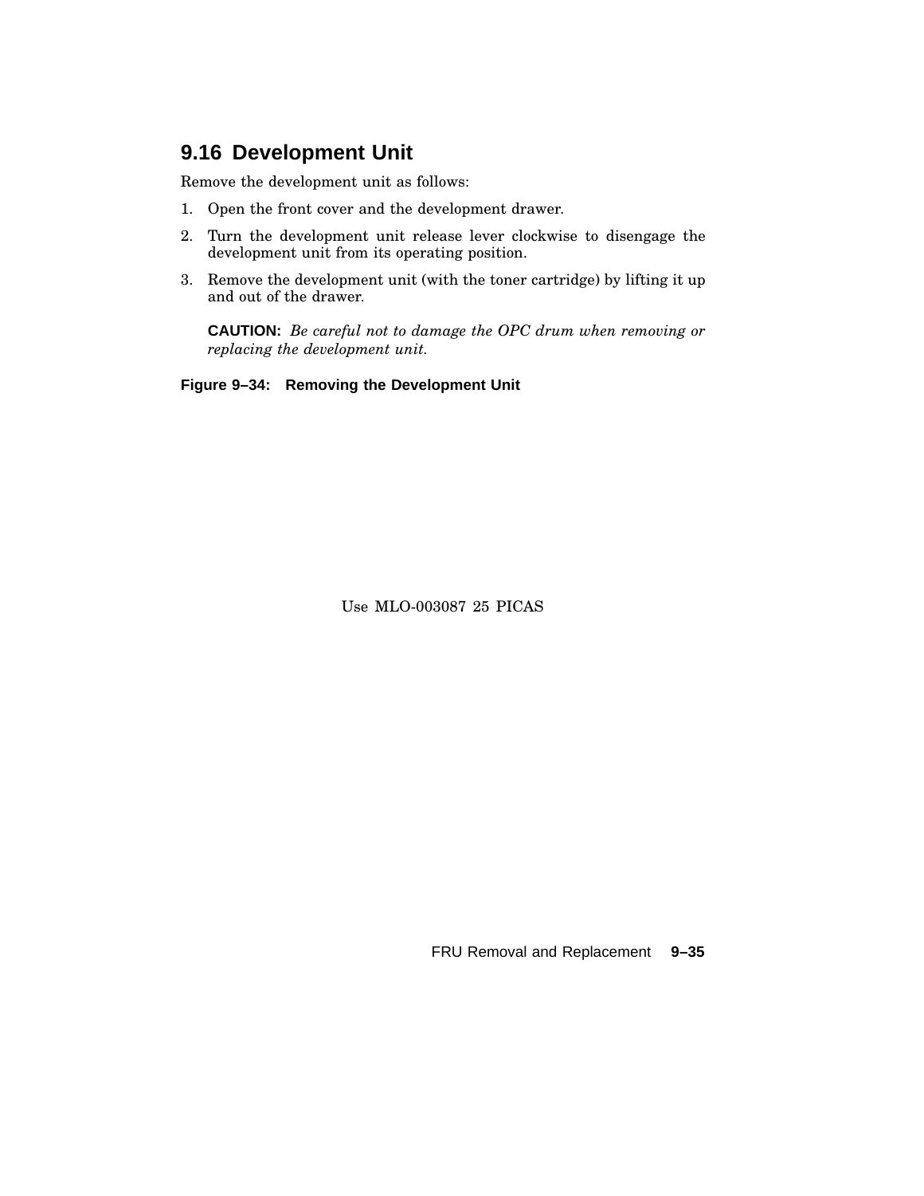## 9.16 Development Unit

Remove the development unit as follows:

1. Open the front cover and the development drawer.
2. Turn the development unit release lever clockwise to disengage the development unit from its operating position.
3. Remove the development unit (with the toner cartridge) by lifting it up and out of the drawer.

   **CAUTION:** *Be careful not to damage the OPC drum when removing or replacing the development unit.*

**Figure 9–34: Removing the Development Unit**

Use MLO-003087 25 PICAS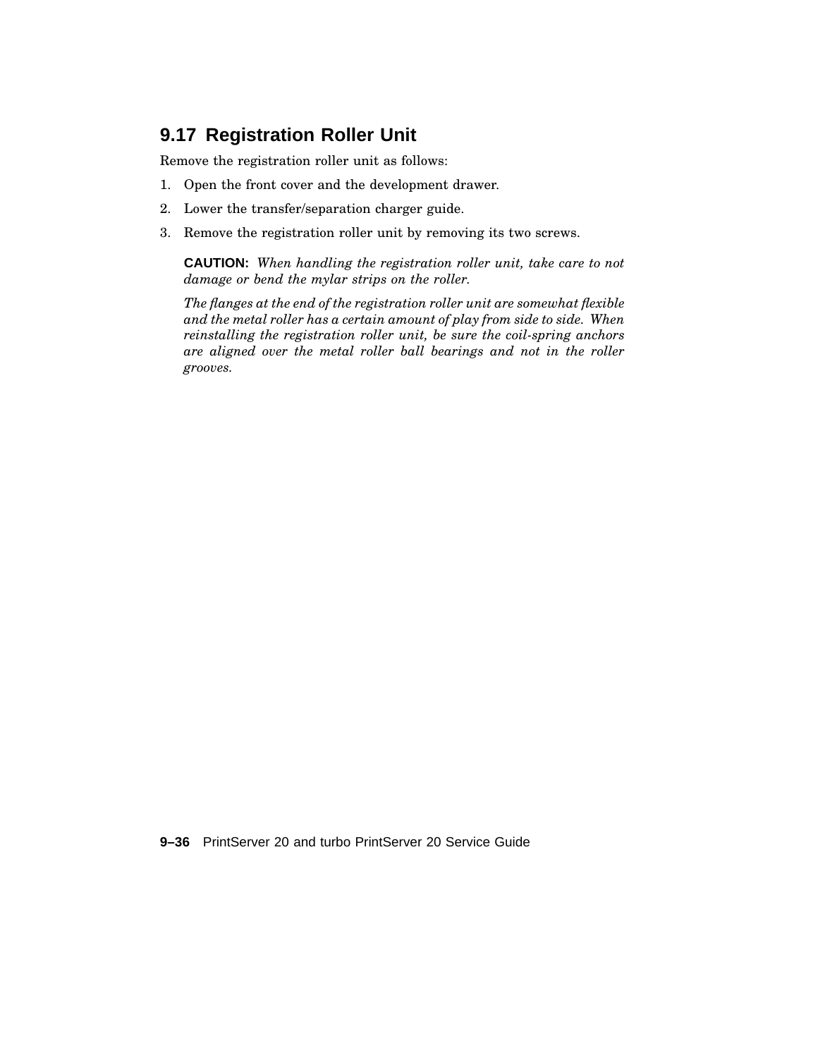## 9.17 Registration Roller Unit

Remove the registration roller unit as follows:

1. Open the front cover and the development drawer.
2. Lower the transfer/separation charger guide.
3. Remove the registration roller unit by removing its two screws.

   **CAUTION:** *When handling the registration roller unit, take care to not damage or bend the mylar strips on the roller.*

   *The flanges at the end of the registration roller unit are somewhat flexible and the metal roller has a certain amount of play from side to side. When reinstalling the registration roller unit, be sure the coil-spring anchors are aligned over the metal roller ball bearings and not in the roller grooves.*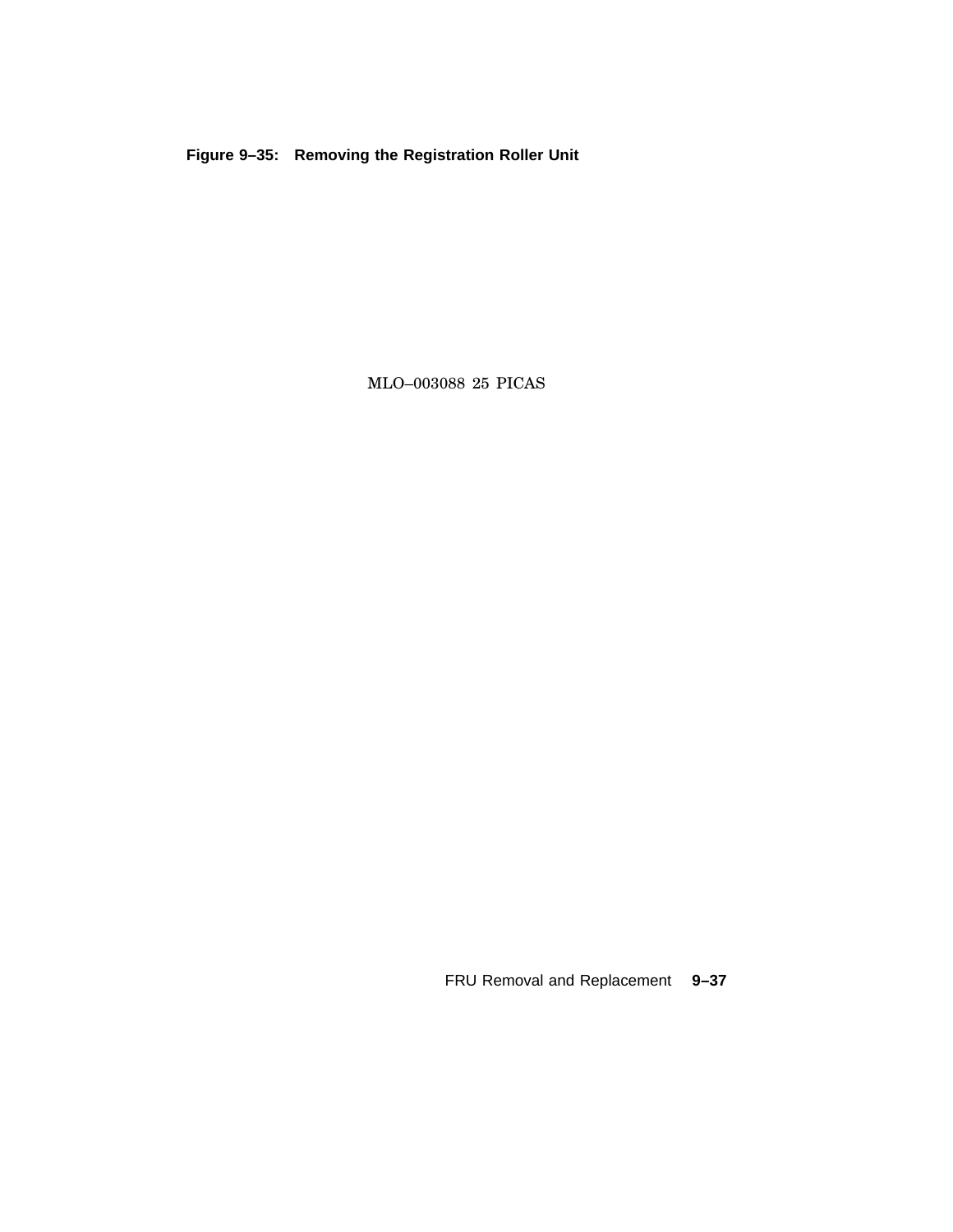**Figure 9–35: Removing the Registration Roller Unit**

MLO–003088 25 PICAS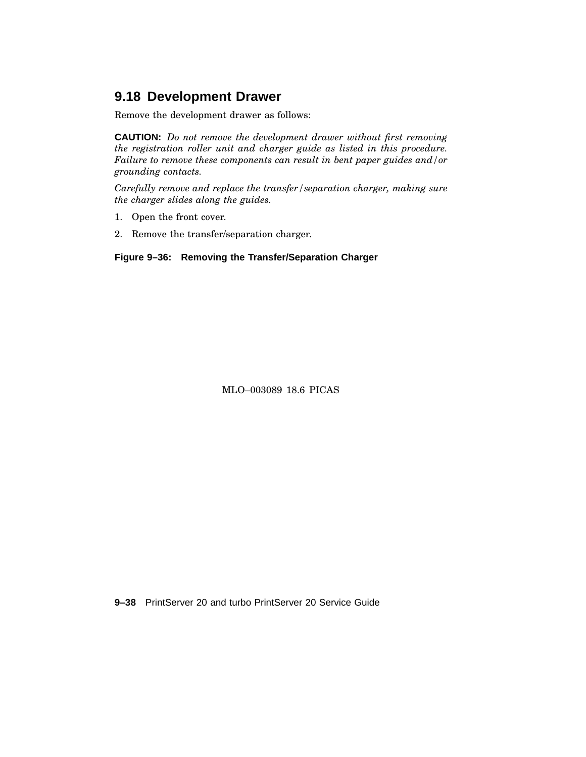## 9.18 Development Drawer

Remove the development drawer as follows:

**CAUTION:** *Do not remove the development drawer without first removing the registration roller unit and charger guide as listed in this procedure. Failure to remove these components can result in bent paper guides and/or grounding contacts.*

*Carefully remove and replace the transfer/separation charger, making sure the charger slides along the guides.*

1. Open the front cover.
2. Remove the transfer/separation charger.

**Figure 9–36: Removing the Transfer/Separation Charger**

MLO–003089 18.6 PICAS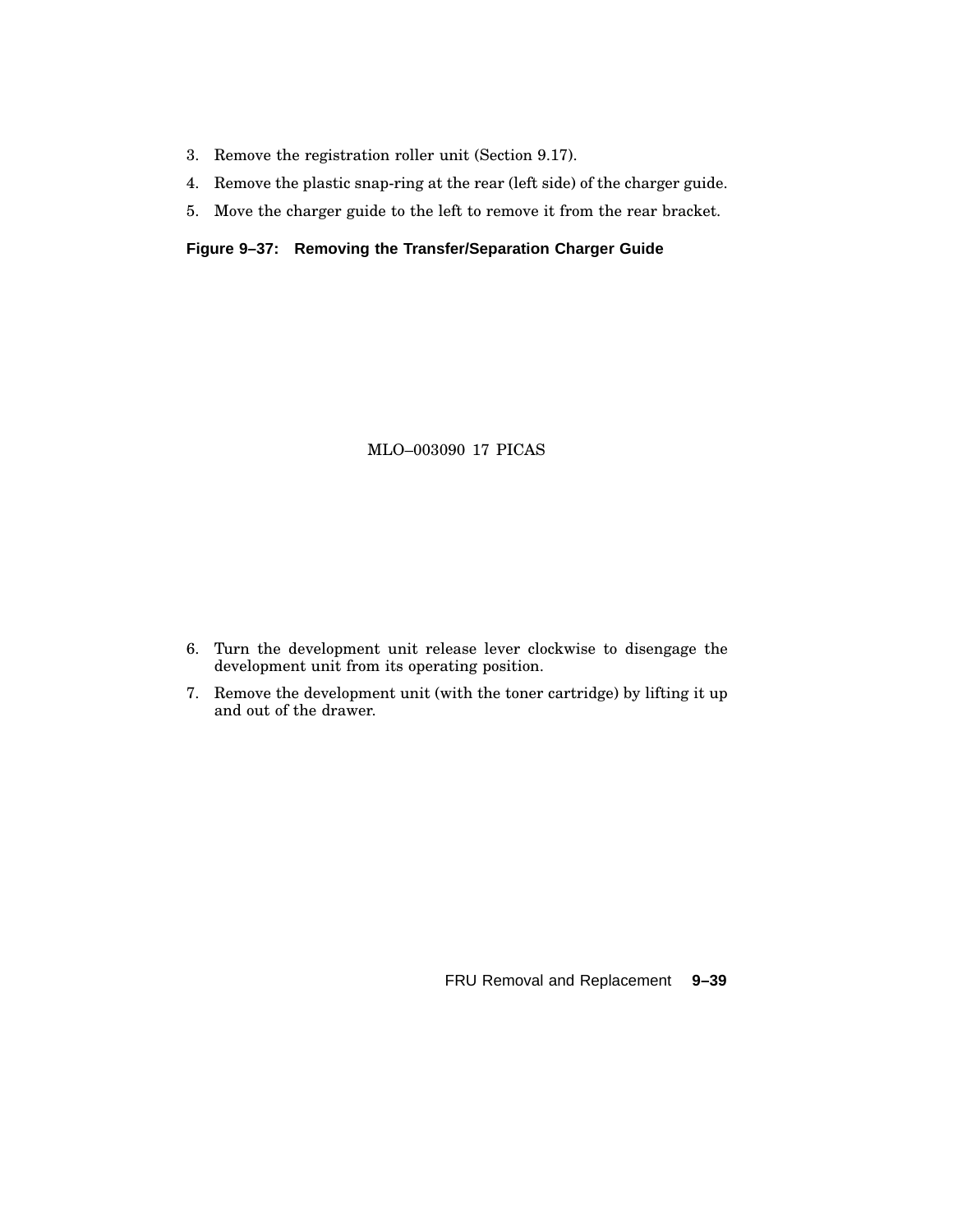3. Remove the registration roller unit (Section 9.17).
4. Remove the plastic snap-ring at the rear (left side) of the charger guide.
5. Move the charger guide to the left to remove it from the rear bracket.

**Figure 9–37: Removing the Transfer/Separation Charger Guide**

MLO–003090 17 PICAS

6. Turn the development unit release lever clockwise to disengage the development unit from its operating position.
7. Remove the development unit (with the toner cartridge) by lifting it up and out of the drawer.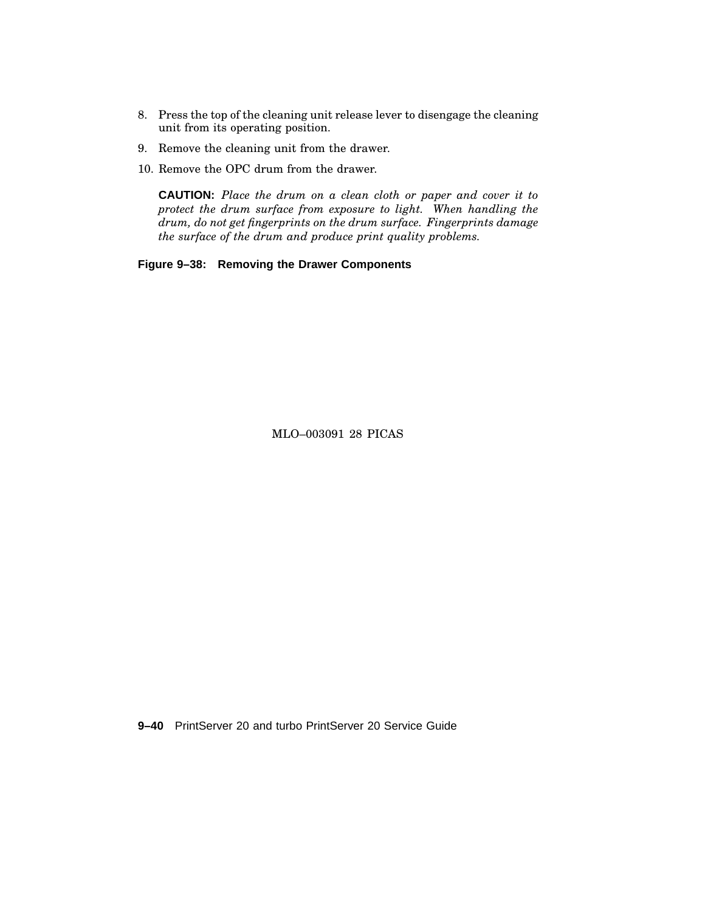8. Press the top of the cleaning unit release lever to disengage the cleaning unit from its operating position.
9. Remove the cleaning unit from the drawer.
10. Remove the OPC drum from the drawer.

   **CAUTION:** *Place the drum on a clean cloth or paper and cover it to protect the drum surface from exposure to light. When handling the drum, do not get fingerprints on the drum surface. Fingerprints damage the surface of the drum and produce print quality problems.*

**Figure 9–38: Removing the Drawer Components**

MLO–003091 28 PICAS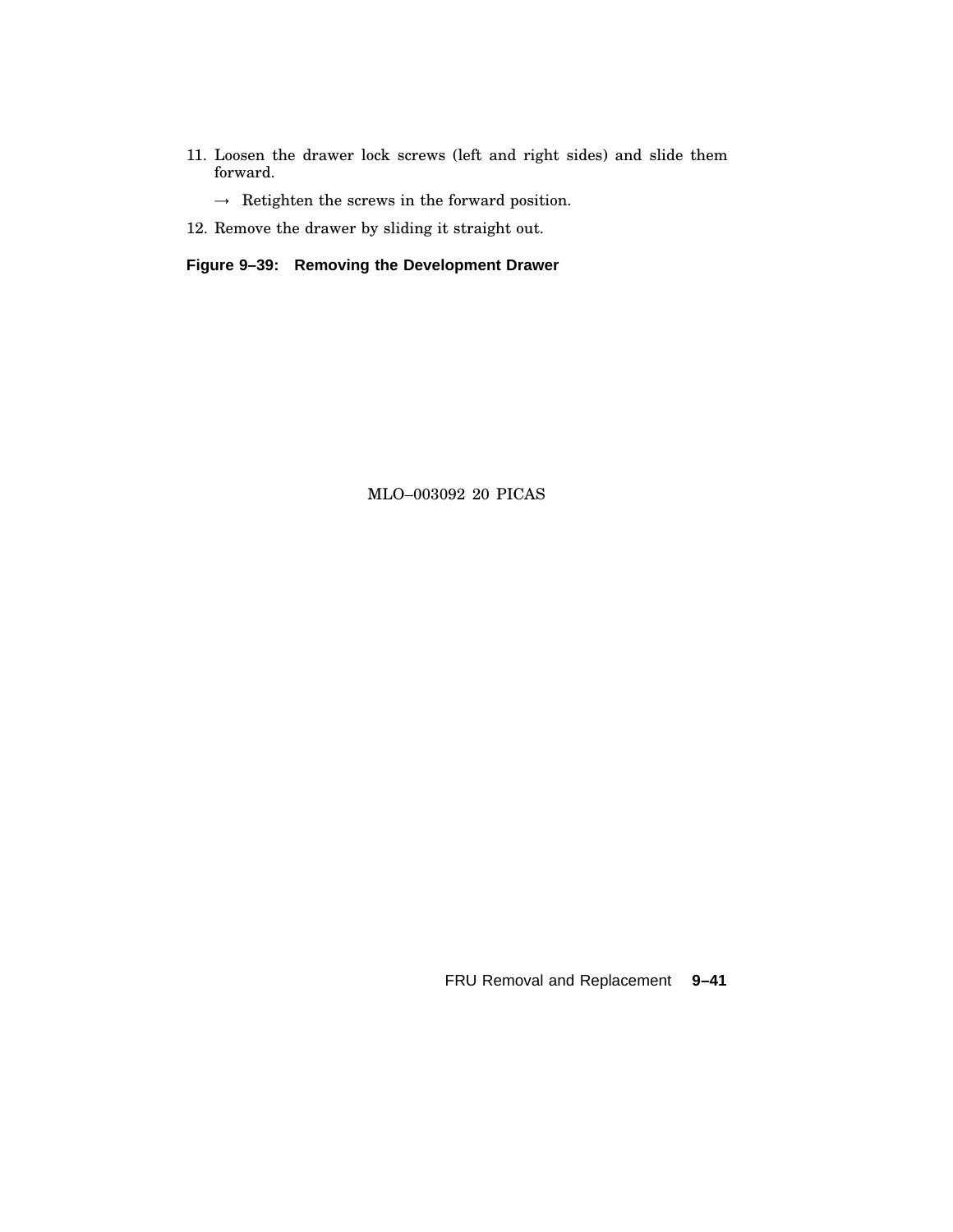11. Loosen the drawer lock screws (left and right sides) and slide them forward.

    → Retighten the screws in the forward position.

12. Remove the drawer by sliding it straight out.

**Figure 9–39: Removing the Development Drawer**

MLO–003092 20 PICAS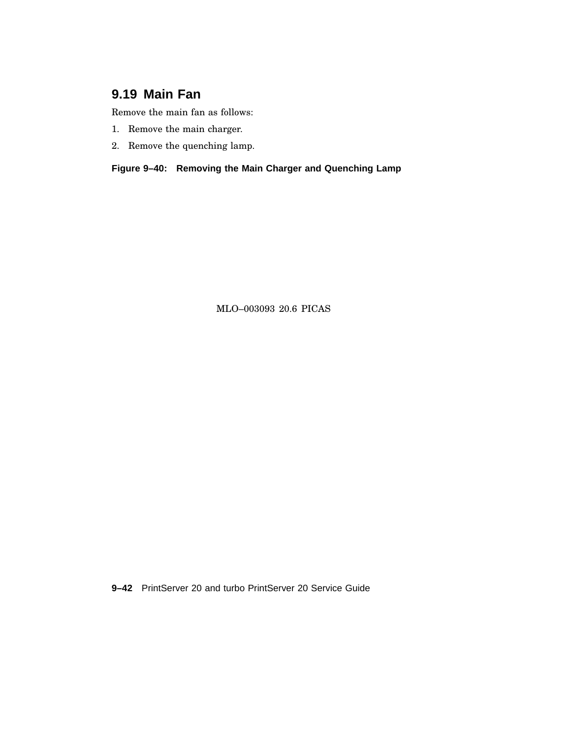## 9.19 Main Fan

Remove the main fan as follows:

1. Remove the main charger.
2. Remove the quenching lamp.

**Figure 9–40: Removing the Main Charger and Quenching Lamp**

MLO–003093 20.6 PICAS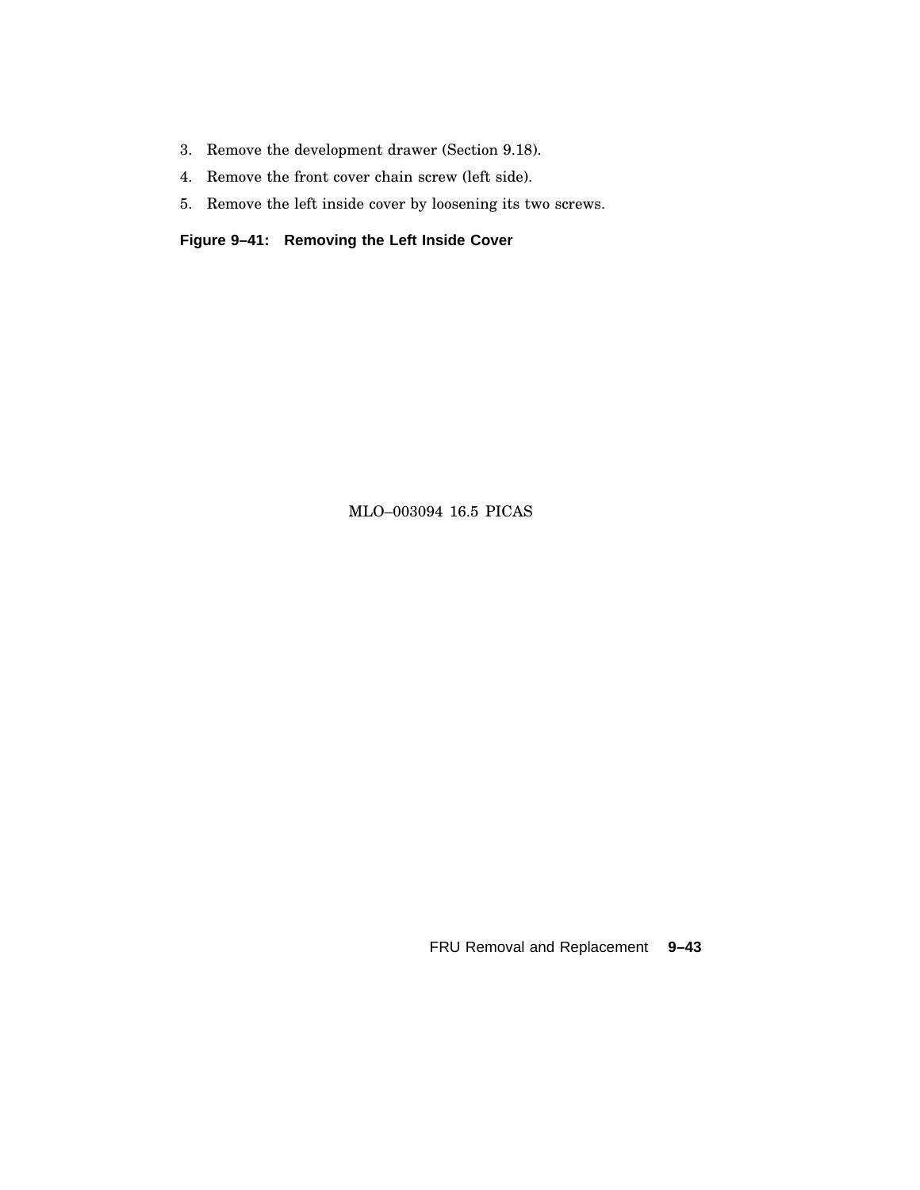3. Remove the development drawer (Section 9.18).
4. Remove the front cover chain screw (left side).
5. Remove the left inside cover by loosening its two screws.

**Figure 9–41: Removing the Left Inside Cover**

MLO–003094 16.5 PICAS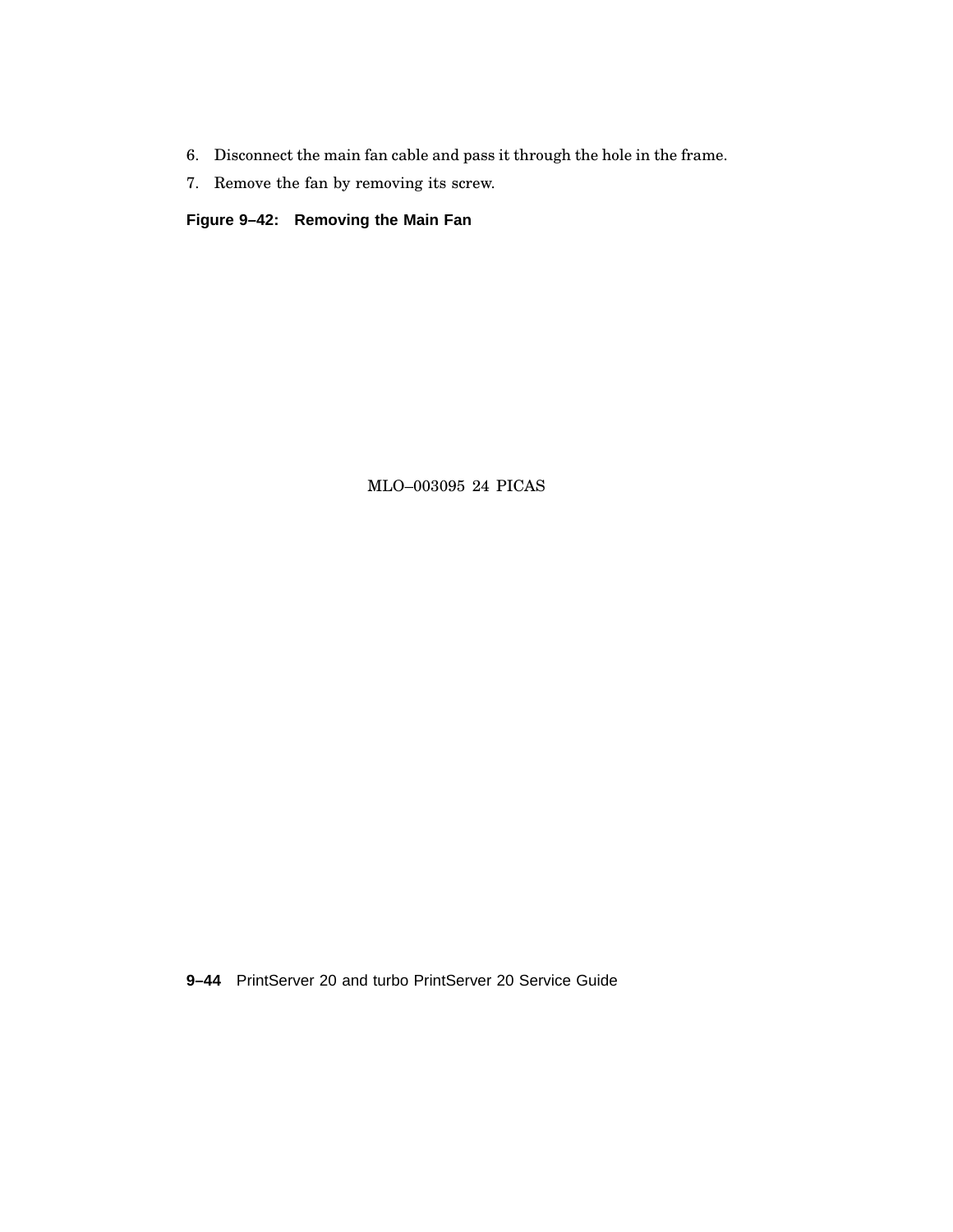6. Disconnect the main fan cable and pass it through the hole in the frame.
7. Remove the fan by removing its screw.

**Figure 9–42: Removing the Main Fan**

MLO–003095 24 PICAS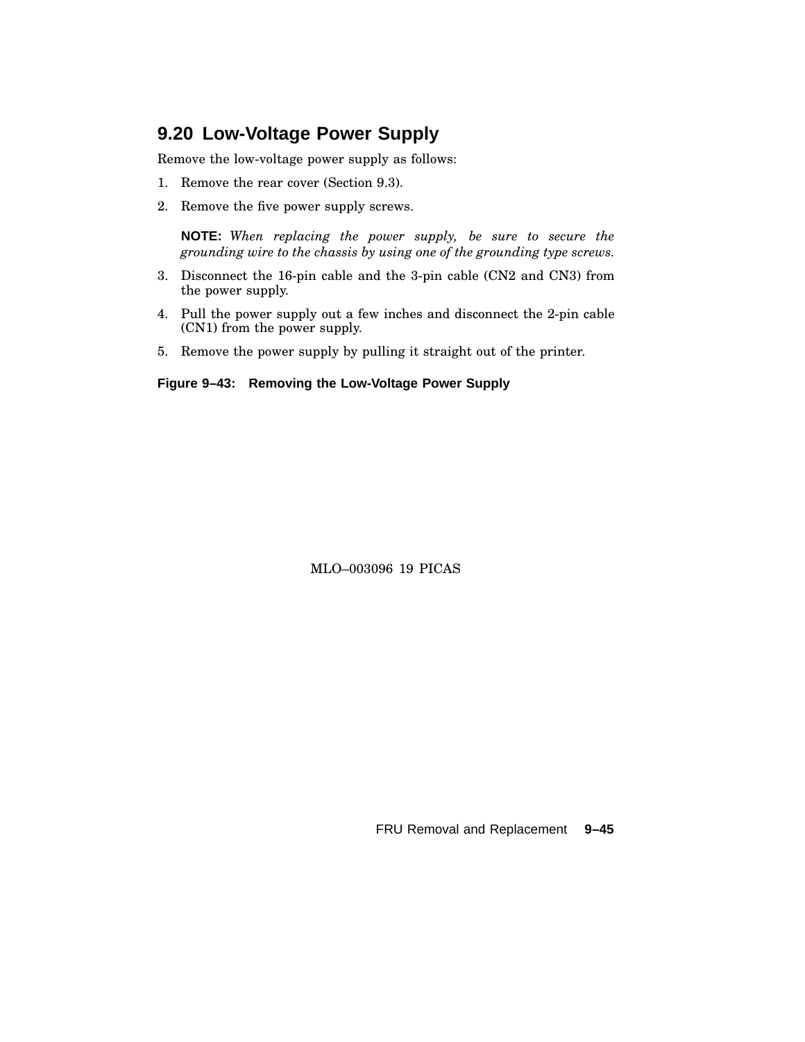## 9.20 Low-Voltage Power Supply

Remove the low-voltage power supply as follows:

1. Remove the rear cover (Section 9.3).
2. Remove the five power supply screws.

   **NOTE:** *When replacing the power supply, be sure to secure the grounding wire to the chassis by using one of the grounding type screws.*

3. Disconnect the 16-pin cable and the 3-pin cable (CN2 and CN3) from the power supply.
4. Pull the power supply out a few inches and disconnect the 2-pin cable (CN1) from the power supply.
5. Remove the power supply by pulling it straight out of the printer.

**Figure 9–43: Removing the Low-Voltage Power Supply**

MLO–003096 19 PICAS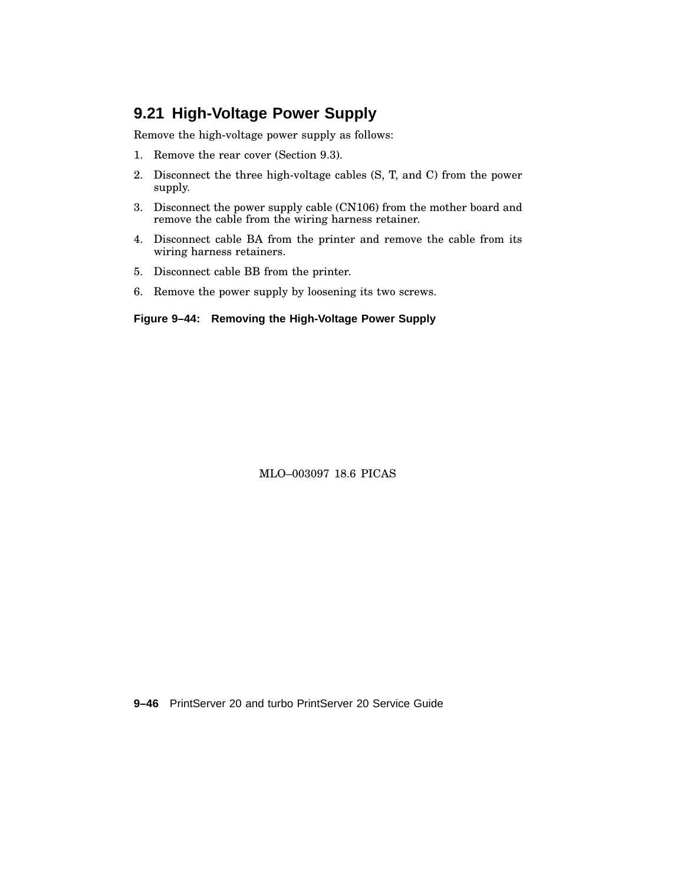## 9.21 High-Voltage Power Supply

Remove the high-voltage power supply as follows:

1. Remove the rear cover (Section 9.3).
2. Disconnect the three high-voltage cables (S, T, and C) from the power supply.
3. Disconnect the power supply cable (CN106) from the mother board and remove the cable from the wiring harness retainer.
4. Disconnect cable BA from the printer and remove the cable from its wiring harness retainers.
5. Disconnect cable BB from the printer.
6. Remove the power supply by loosening its two screws.

**Figure 9–44: Removing the High-Voltage Power Supply**

MLO–003097 18.6 PICAS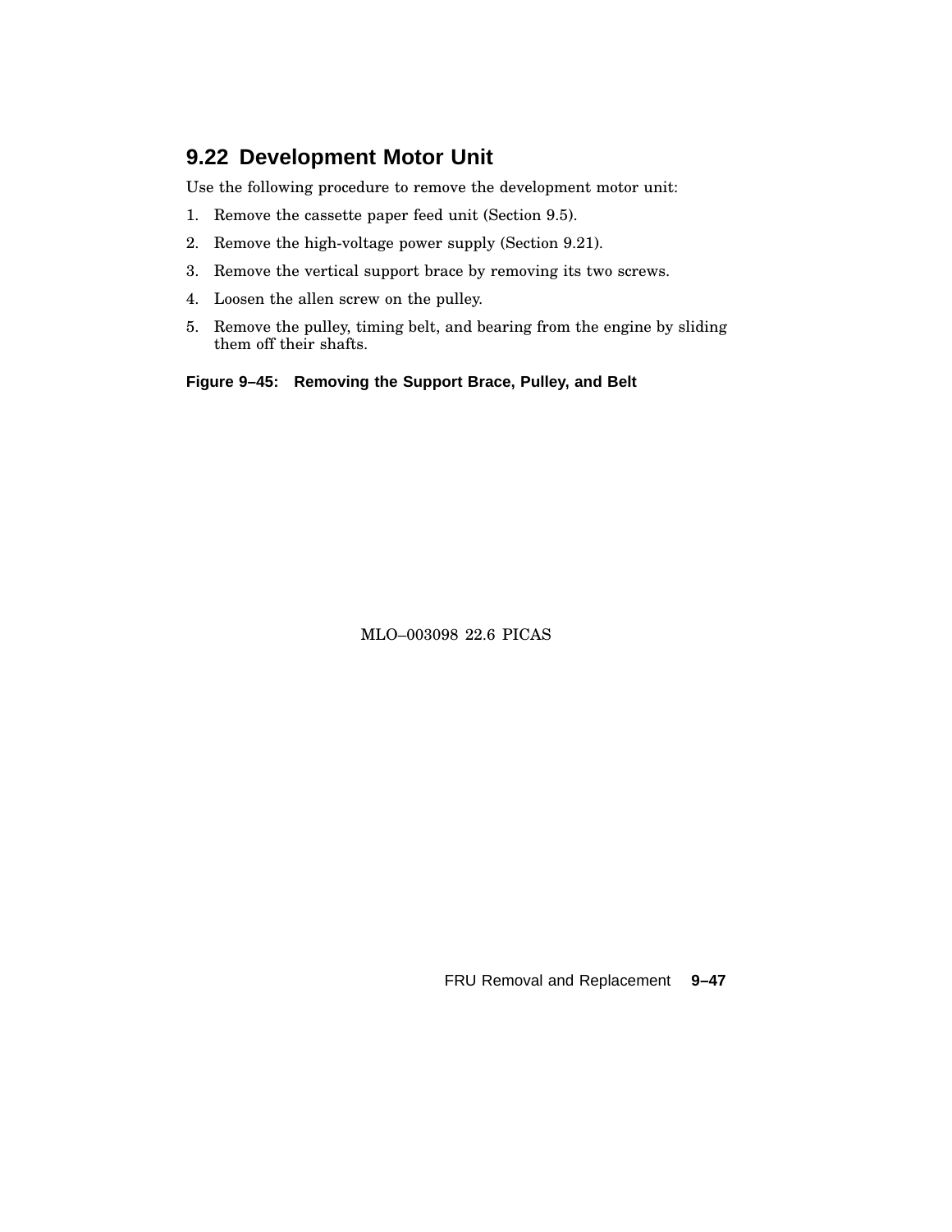## 9.22 Development Motor Unit

Use the following procedure to remove the development motor unit:

1. Remove the cassette paper feed unit (Section 9.5).
2. Remove the high-voltage power supply (Section 9.21).
3. Remove the vertical support brace by removing its two screws.
4. Loosen the allen screw on the pulley.
5. Remove the pulley, timing belt, and bearing from the engine by sliding them off their shafts.

**Figure 9–45: Removing the Support Brace, Pulley, and Belt**

MLO–003098 22.6 PICAS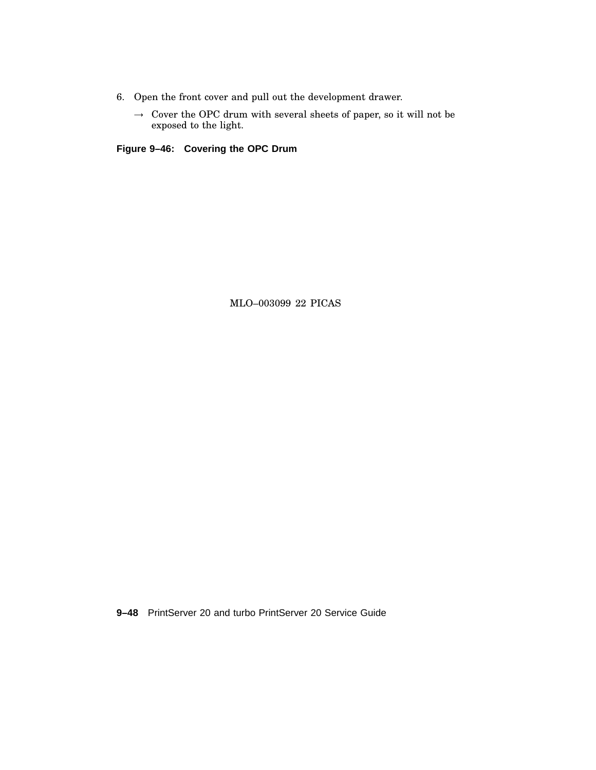6. Open the front cover and pull out the development drawer.

   → Cover the OPC drum with several sheets of paper, so it will not be exposed to the light.

**Figure 9–46: Covering the OPC Drum**

MLO–003099 22 PICAS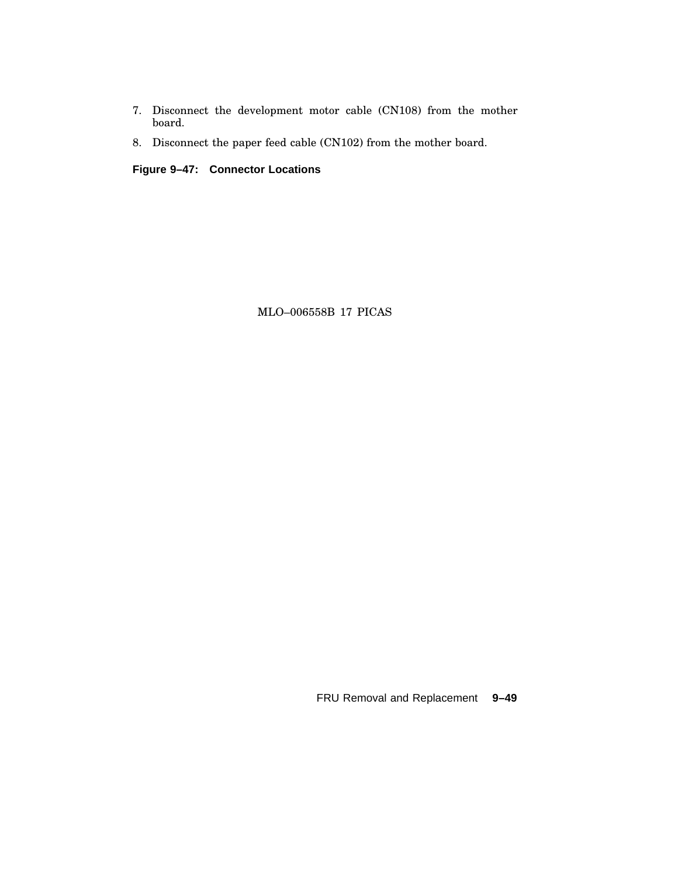7. Disconnect the development motor cable (CN108) from the mother board.
8. Disconnect the paper feed cable (CN102) from the mother board.

**Figure 9–47: Connector Locations**

MLO–006558B 17 PICAS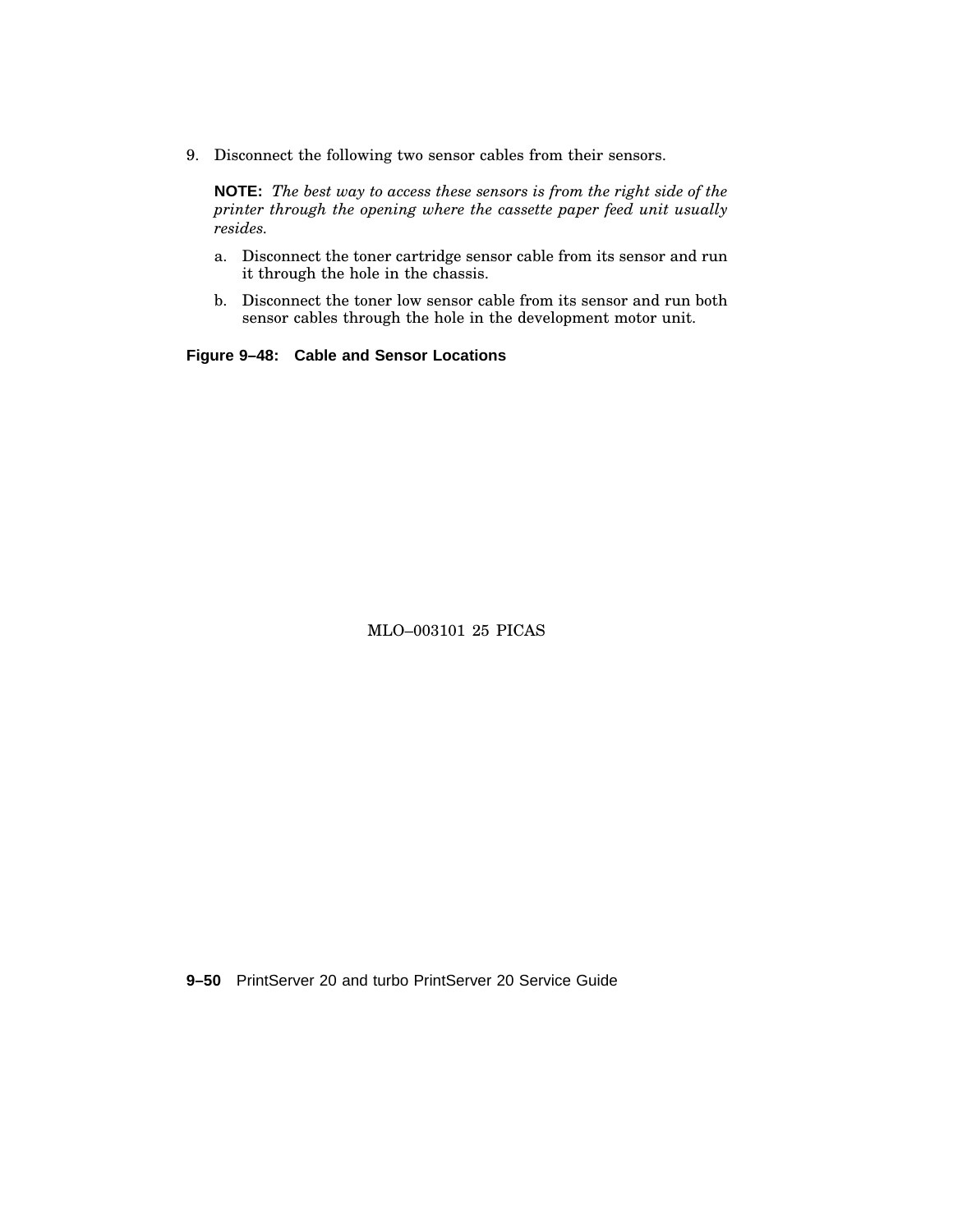9. Disconnect the following two sensor cables from their sensors.

   **NOTE:** *The best way to access these sensors is from the right side of the printer through the opening where the cassette paper feed unit usually resides.*

   a. Disconnect the toner cartridge sensor cable from its sensor and run it through the hole in the chassis.

   b. Disconnect the toner low sensor cable from its sensor and run both sensor cables through the hole in the development motor unit.

**Figure 9–48: Cable and Sensor Locations**

MLO–003101 25 PICAS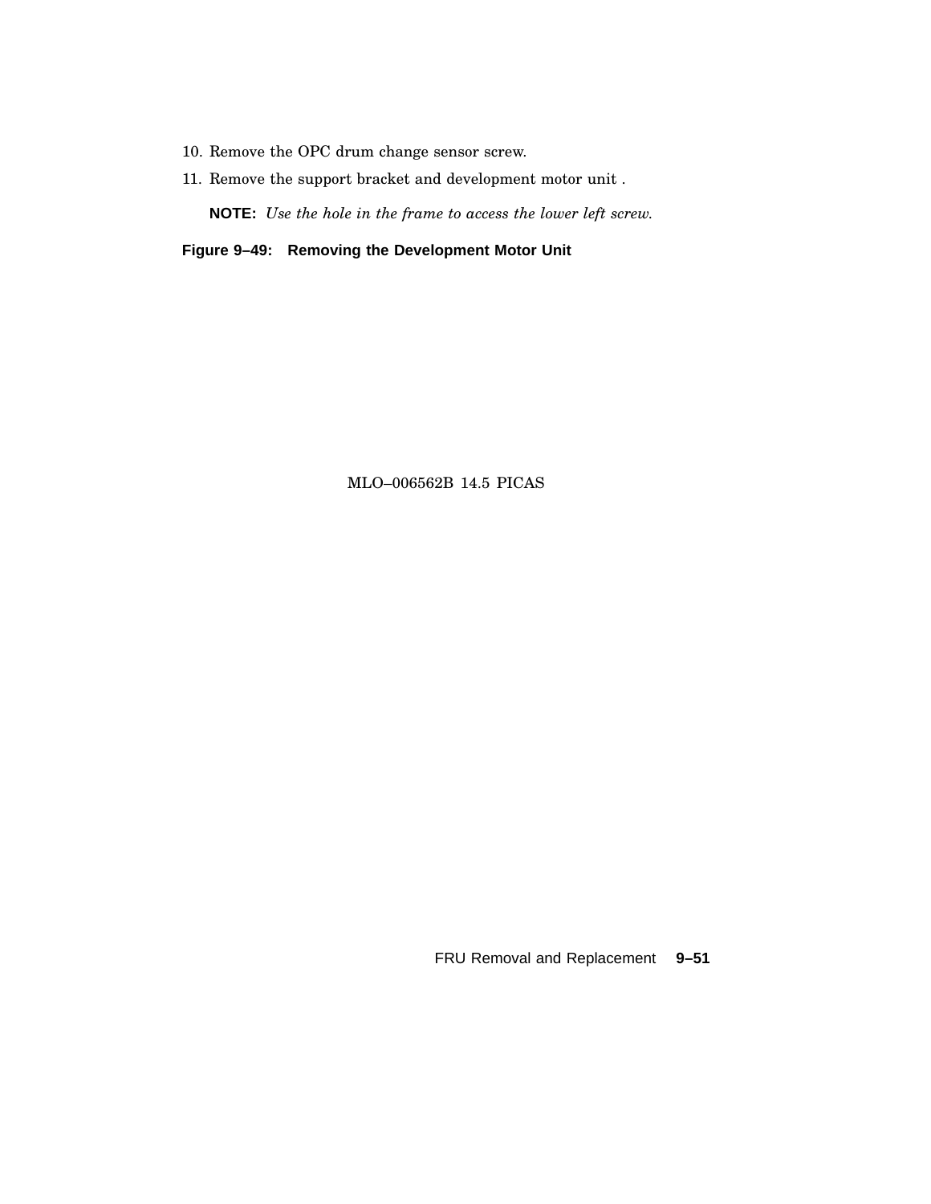10. Remove the OPC drum change sensor screw.
11. Remove the support bracket and development motor unit .

    **NOTE:** *Use the hole in the frame to access the lower left screw.*

**Figure 9–49: Removing the Development Motor Unit**

MLO–006562B 14.5 PICAS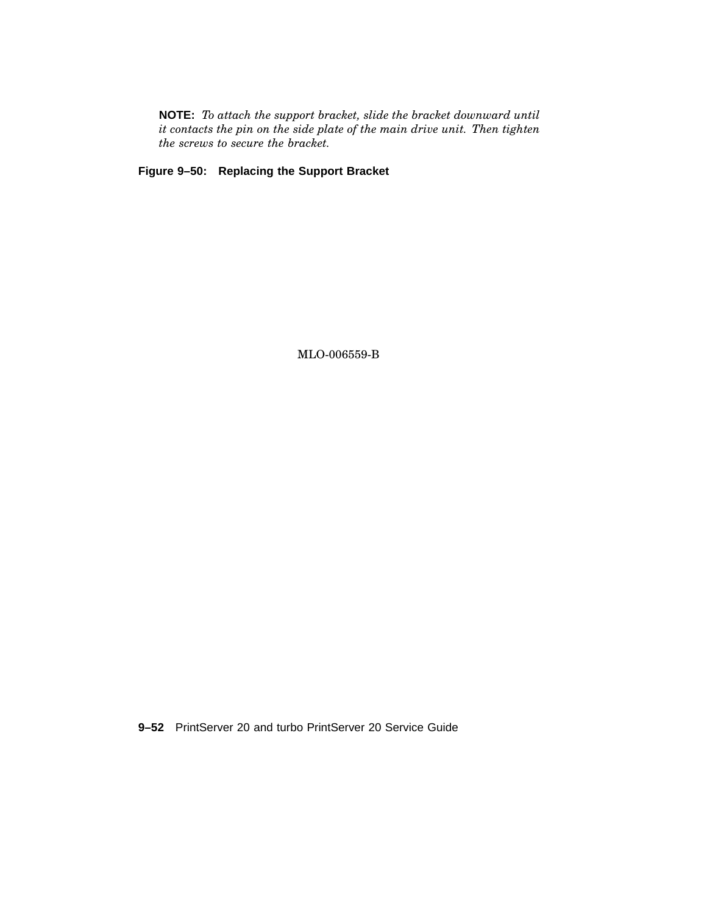**NOTE:** *To attach the support bracket, slide the bracket downward until it contacts the pin on the side plate of the main drive unit. Then tighten the screws to secure the bracket.*

**Figure 9–50: Replacing the Support Bracket**

MLO-006559-B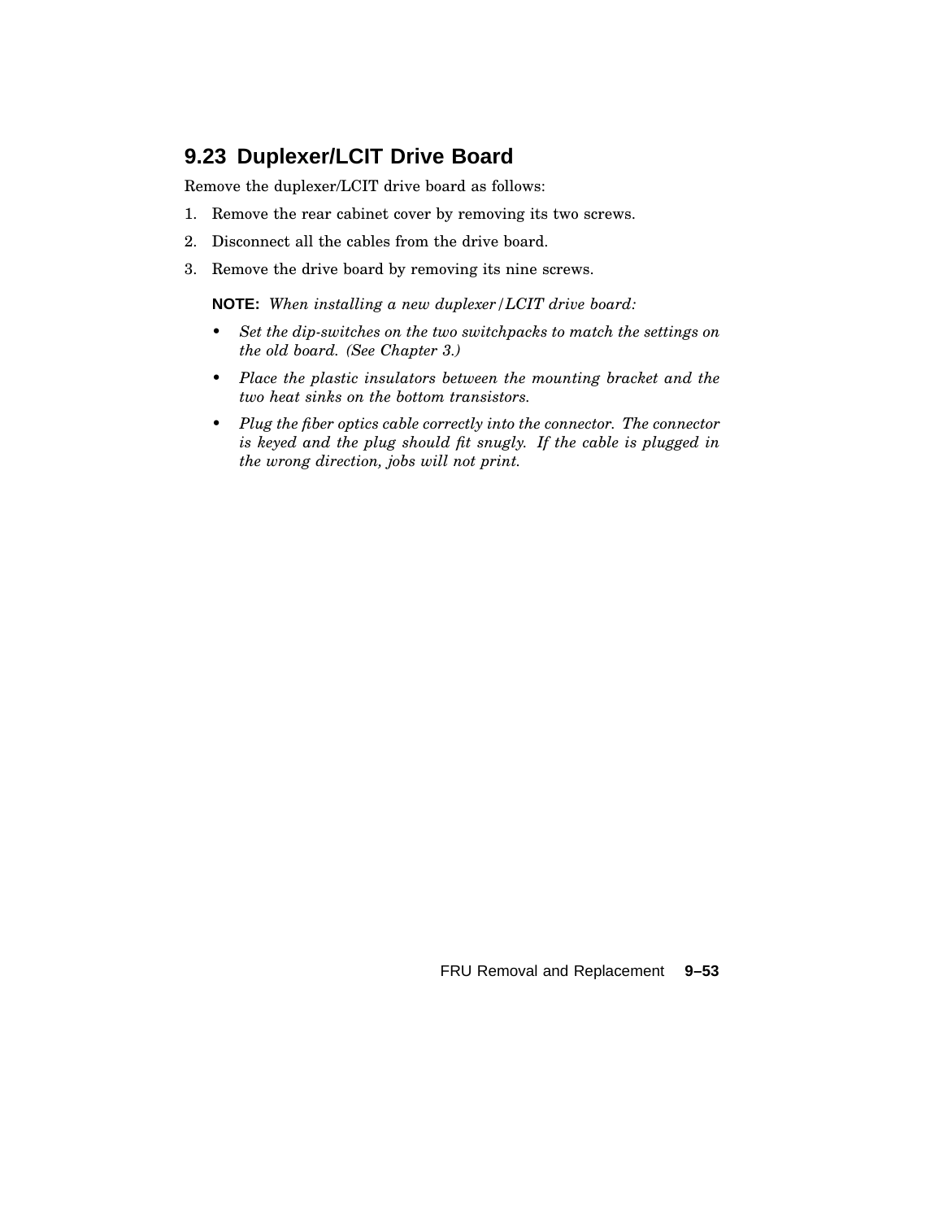## 9.23 Duplexer/LCIT Drive Board

Remove the duplexer/LCIT drive board as follows:

1. Remove the rear cabinet cover by removing its two screws.
2. Disconnect all the cables from the drive board.
3. Remove the drive board by removing its nine screws.

   **NOTE:** *When installing a new duplexer/LCIT drive board:*

   - *Set the dip-switches on the two switchpacks to match the settings on the old board. (See Chapter 3.)*
   - *Place the plastic insulators between the mounting bracket and the two heat sinks on the bottom transistors.*
   - *Plug the fiber optics cable correctly into the connector. The connector is keyed and the plug should fit snugly. If the cable is plugged in the wrong direction, jobs will not print.*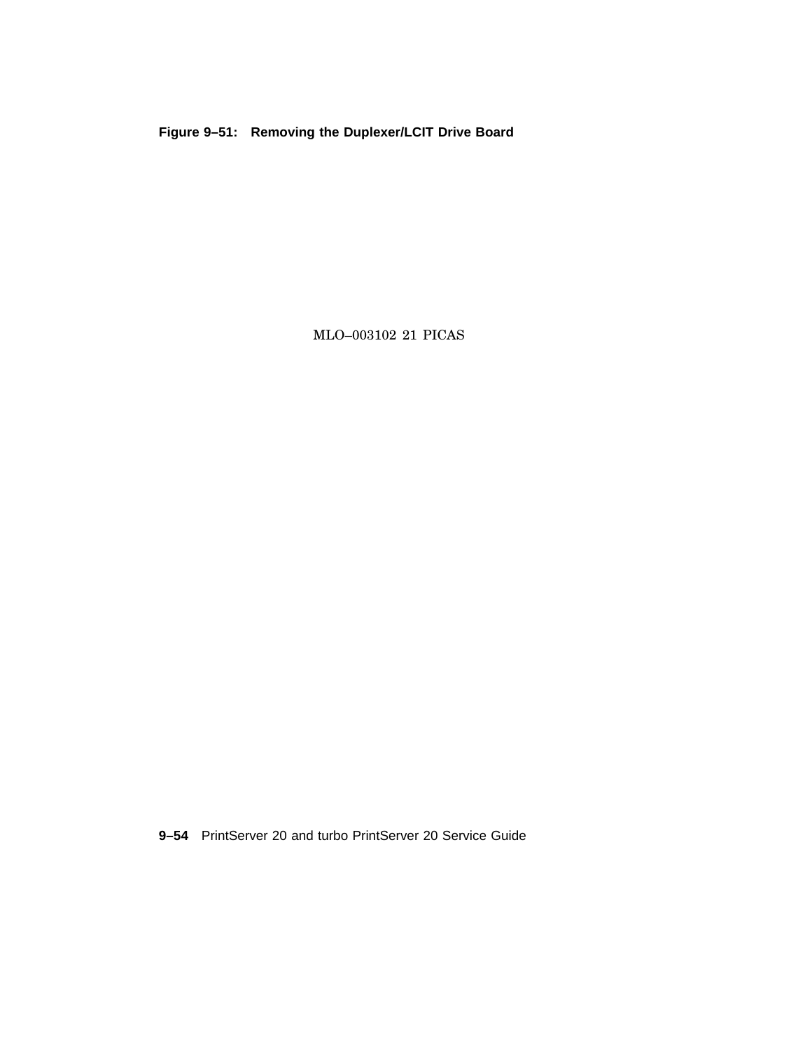**Figure 9–51: Removing the Duplexer/LCIT Drive Board**

MLO–003102 21 PICAS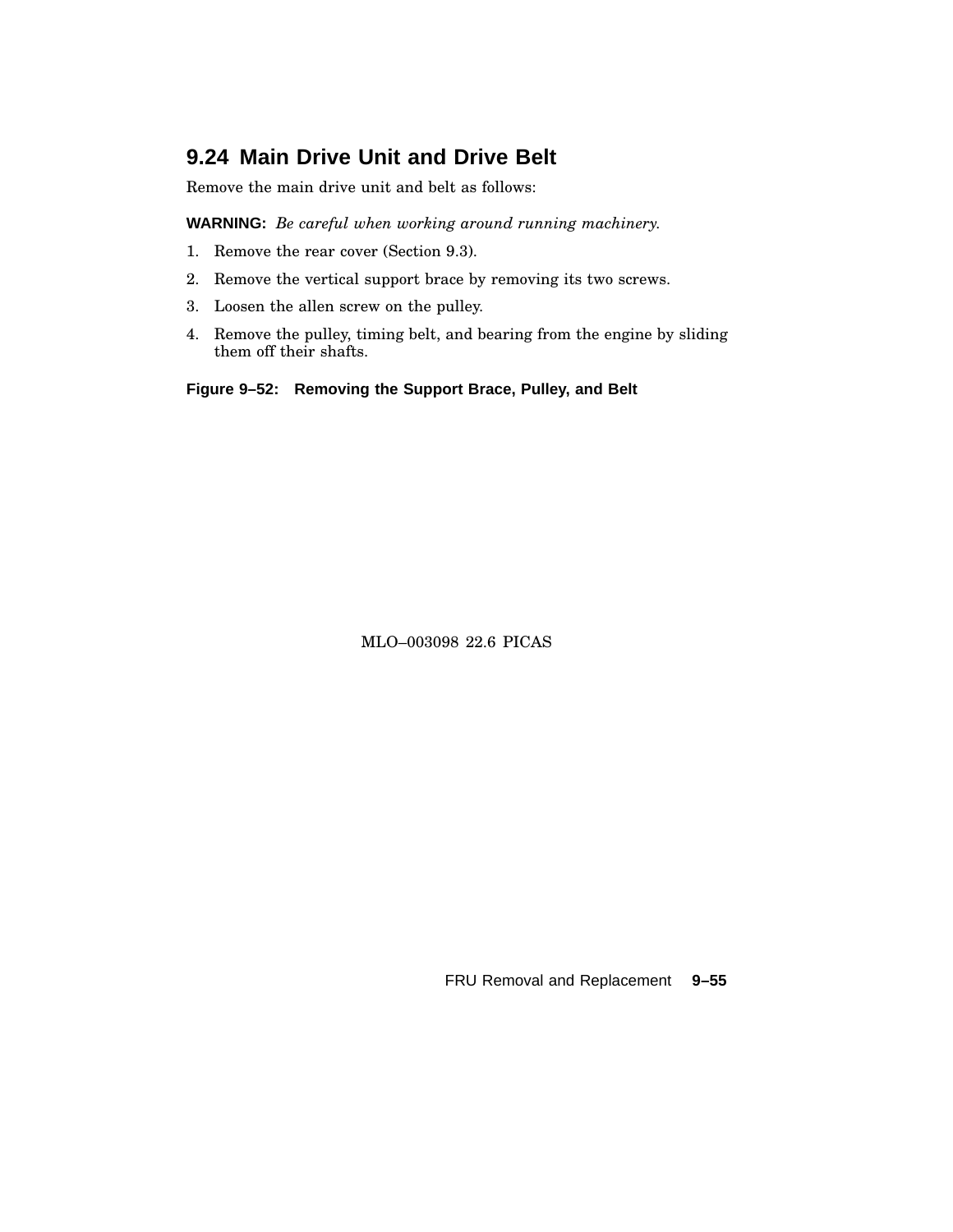## 9.24 Main Drive Unit and Drive Belt

Remove the main drive unit and belt as follows:

**WARNING:** *Be careful when working around running machinery.*

1. Remove the rear cover (Section 9.3).
2. Remove the vertical support brace by removing its two screws.
3. Loosen the allen screw on the pulley.
4. Remove the pulley, timing belt, and bearing from the engine by sliding them off their shafts.

**Figure 9–52: Removing the Support Brace, Pulley, and Belt**

MLO–003098 22.6 PICAS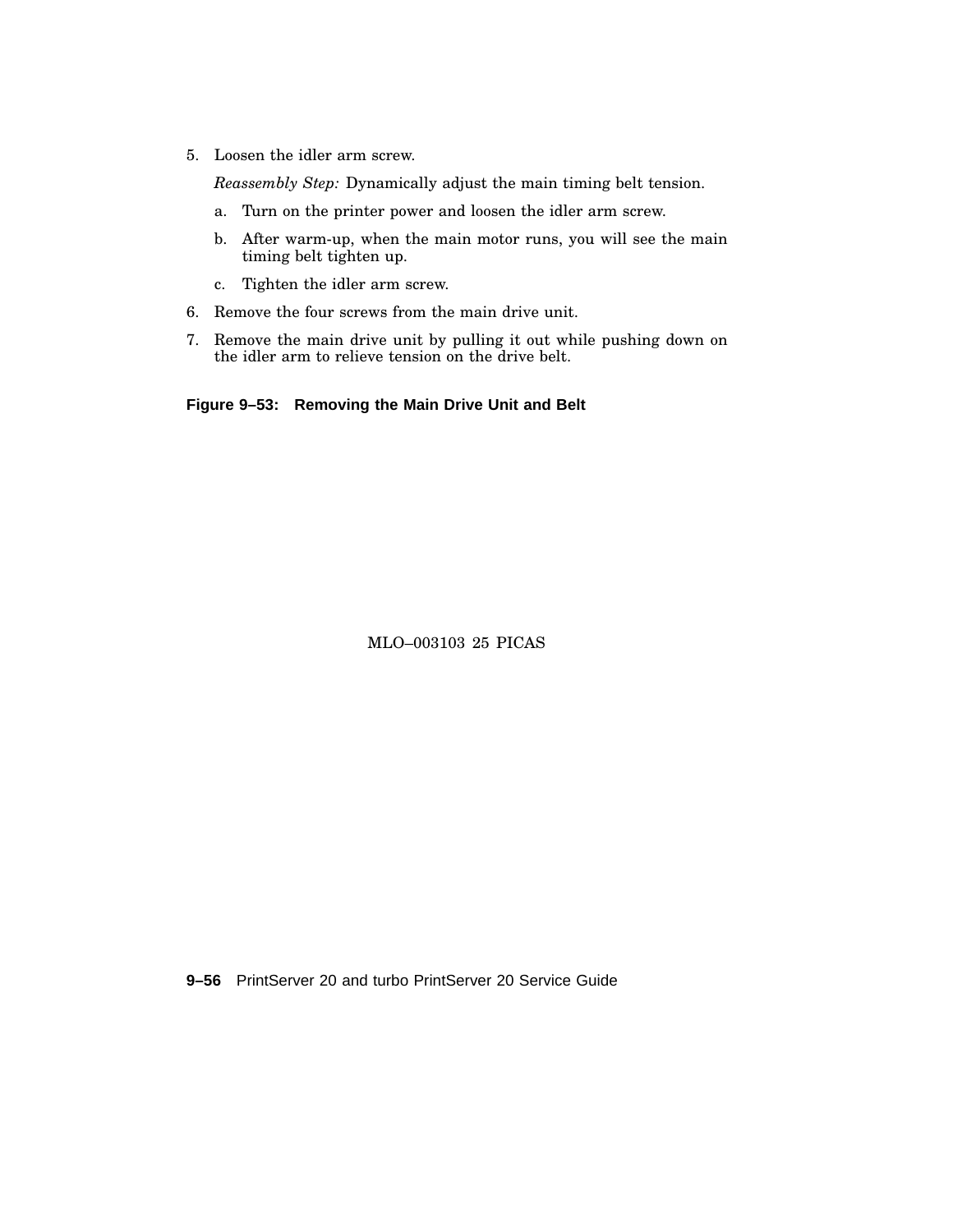5. Loosen the idler arm screw.

   *Reassembly Step:* Dynamically adjust the main timing belt tension.

   a. Turn on the printer power and loosen the idler arm screw.

   b. After warm-up, when the main motor runs, you will see the main timing belt tighten up.

   c. Tighten the idler arm screw.

6. Remove the four screws from the main drive unit.

7. Remove the main drive unit by pulling it out while pushing down on the idler arm to relieve tension on the drive belt.

**Figure 9–53: Removing the Main Drive Unit and Belt**

MLO–003103 25 PICAS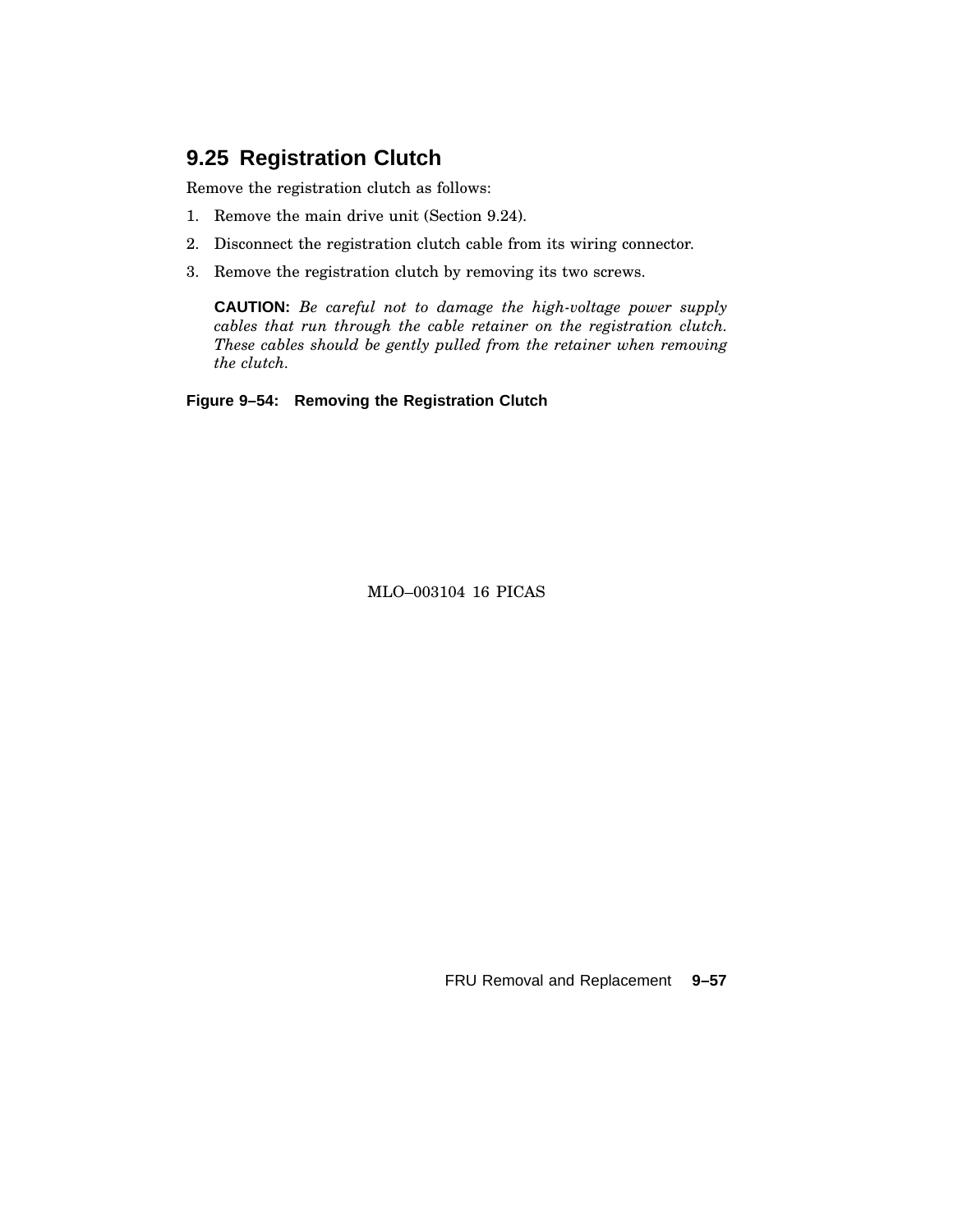## 9.25 Registration Clutch

Remove the registration clutch as follows:

1. Remove the main drive unit (Section 9.24).
2. Disconnect the registration clutch cable from its wiring connector.
3. Remove the registration clutch by removing its two screws.

   **CAUTION:** *Be careful not to damage the high-voltage power supply cables that run through the cable retainer on the registration clutch. These cables should be gently pulled from the retainer when removing the clutch.*

**Figure 9–54: Removing the Registration Clutch**

MLO–003104 16 PICAS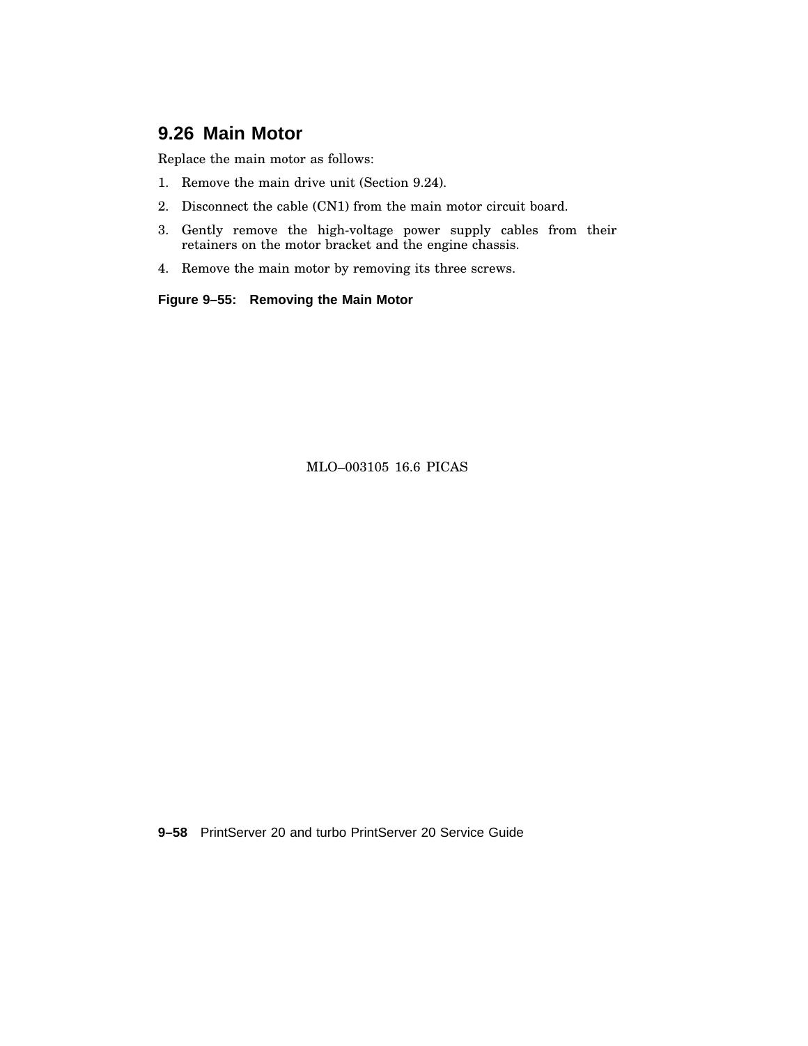## 9.26 Main Motor

Replace the main motor as follows:

1. Remove the main drive unit (Section 9.24).
2. Disconnect the cable (CN1) from the main motor circuit board.
3. Gently remove the high-voltage power supply cables from their retainers on the motor bracket and the engine chassis.
4. Remove the main motor by removing its three screws.

**Figure 9–55: Removing the Main Motor**

MLO–003105 16.6 PICAS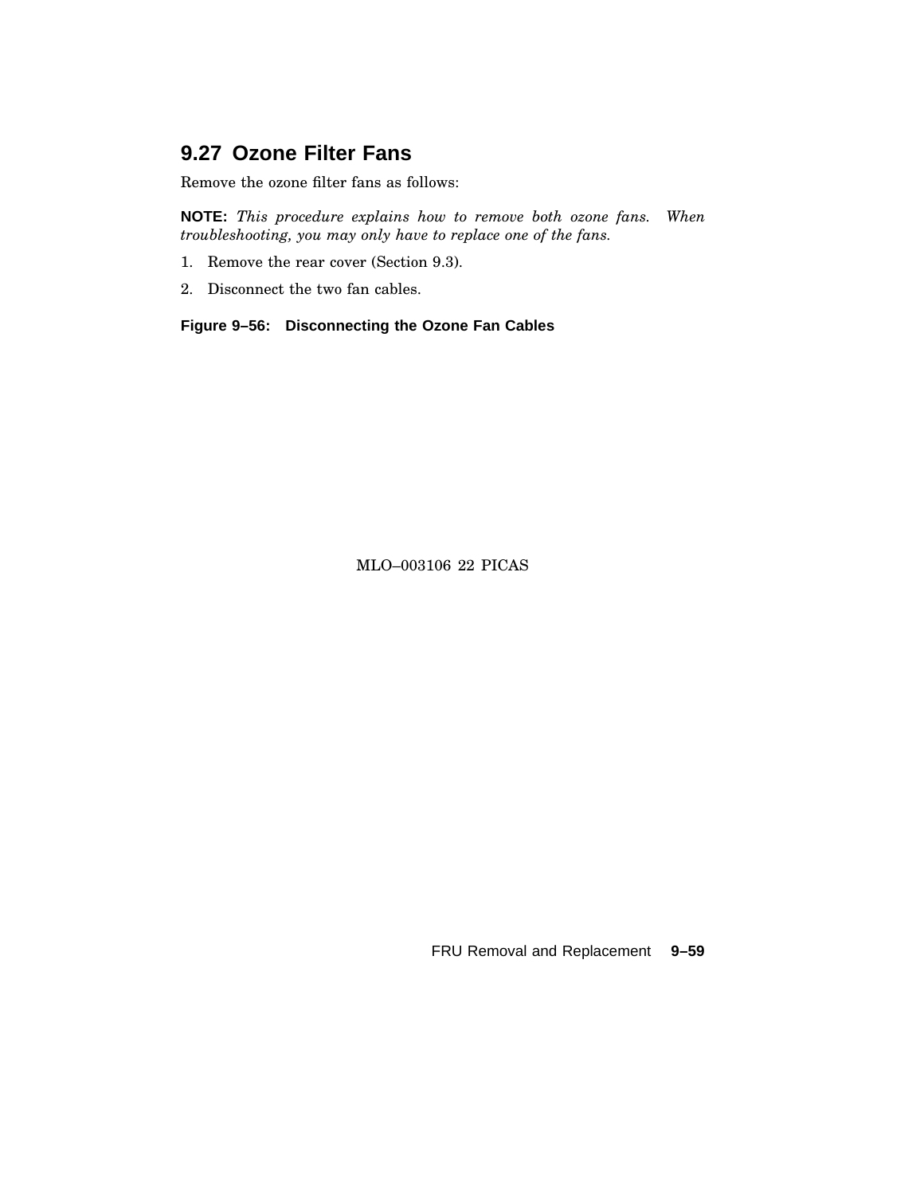## 9.27 Ozone Filter Fans

Remove the ozone filter fans as follows:

**NOTE:** *This procedure explains how to remove both ozone fans. When troubleshooting, you may only have to replace one of the fans.*

1. Remove the rear cover (Section 9.3).
2. Disconnect the two fan cables.

**Figure 9–56: Disconnecting the Ozone Fan Cables**

MLO–003106 22 PICAS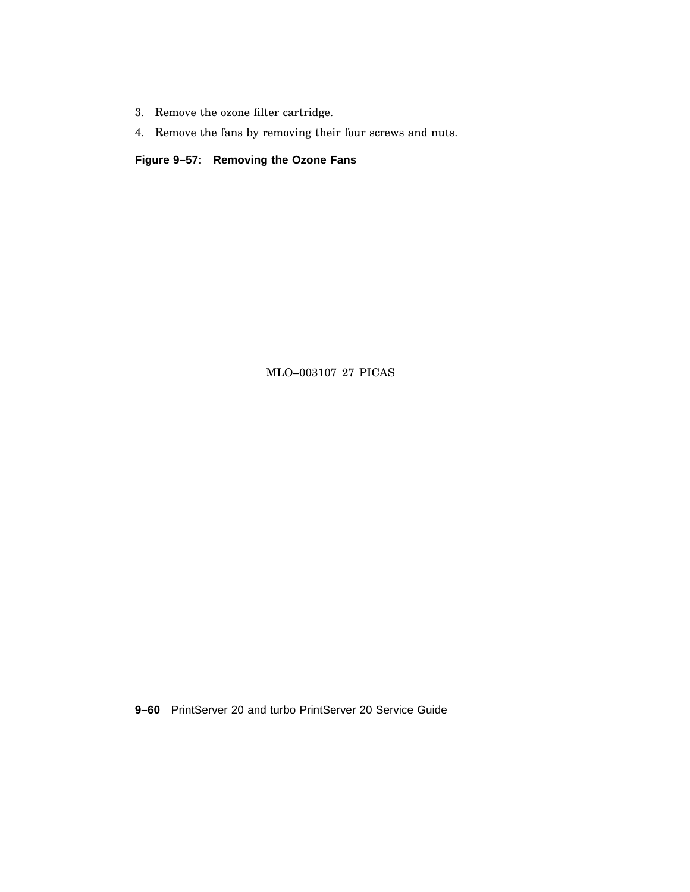3. Remove the ozone filter cartridge.
4. Remove the fans by removing their four screws and nuts.

**Figure 9–57: Removing the Ozone Fans**

MLO–003107 27 PICAS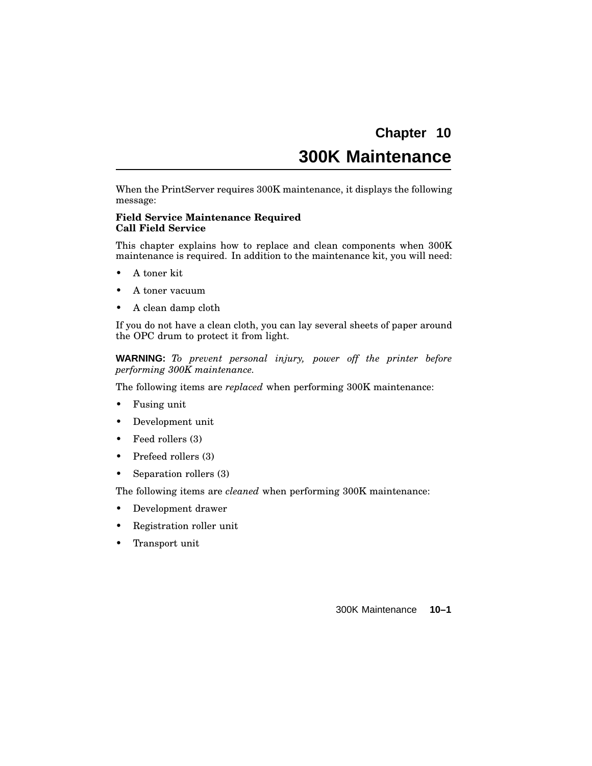# Chapter 10

# 300K Maintenance

When the PrintServer requires 300K maintenance, it displays the following message:

**Field Service Maintenance Required**
**Call Field Service**

This chapter explains how to replace and clean components when 300K maintenance is required. In addition to the maintenance kit, you will need:

- A toner kit
- A toner vacuum
- A clean damp cloth

If you do not have a clean cloth, you can lay several sheets of paper around the OPC drum to protect it from light.

**WARNING:** *To prevent personal injury, power off the printer before performing 300K maintenance.*

The following items are *replaced* when performing 300K maintenance:

- Fusing unit
- Development unit
- Feed rollers (3)
- Prefeed rollers (3)
- Separation rollers (3)

The following items are *cleaned* when performing 300K maintenance:

- Development drawer
- Registration roller unit
- Transport unit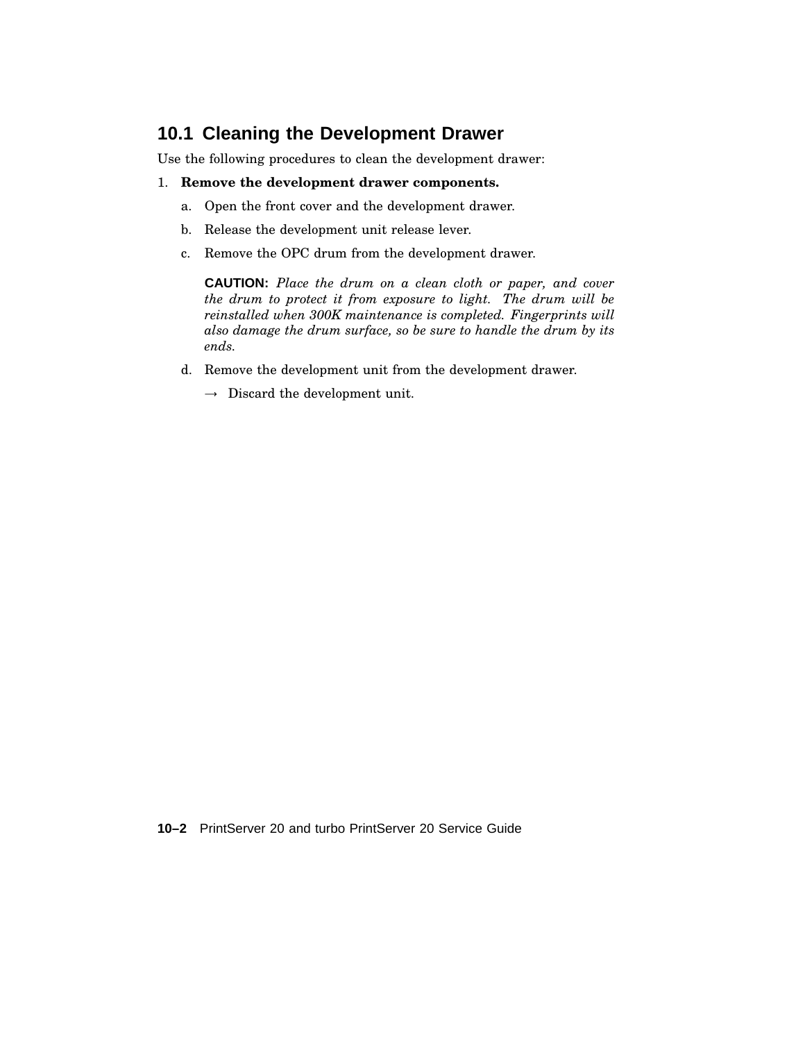## 10.1 Cleaning the Development Drawer

Use the following procedures to clean the development drawer:

1. **Remove the development drawer components.**

   a. Open the front cover and the development drawer.

   b. Release the development unit release lever.

   c. Remove the OPC drum from the development drawer.

      **CAUTION:** *Place the drum on a clean cloth or paper, and cover the drum to protect it from exposure to light. The drum will be reinstalled when 300K maintenance is completed. Fingerprints will also damage the drum surface, so be sure to handle the drum by its ends.*

   d. Remove the development unit from the development drawer.

      → Discard the development unit.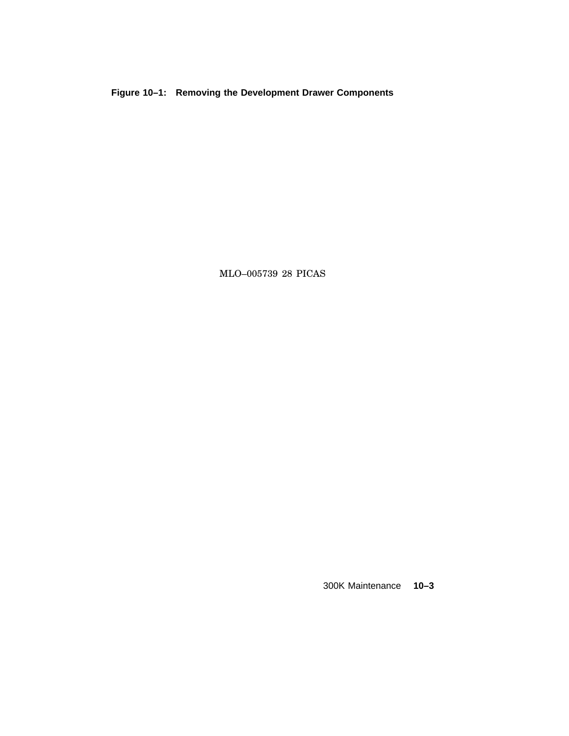**Figure 10–1: Removing the Development Drawer Components**

MLO–005739 28 PICAS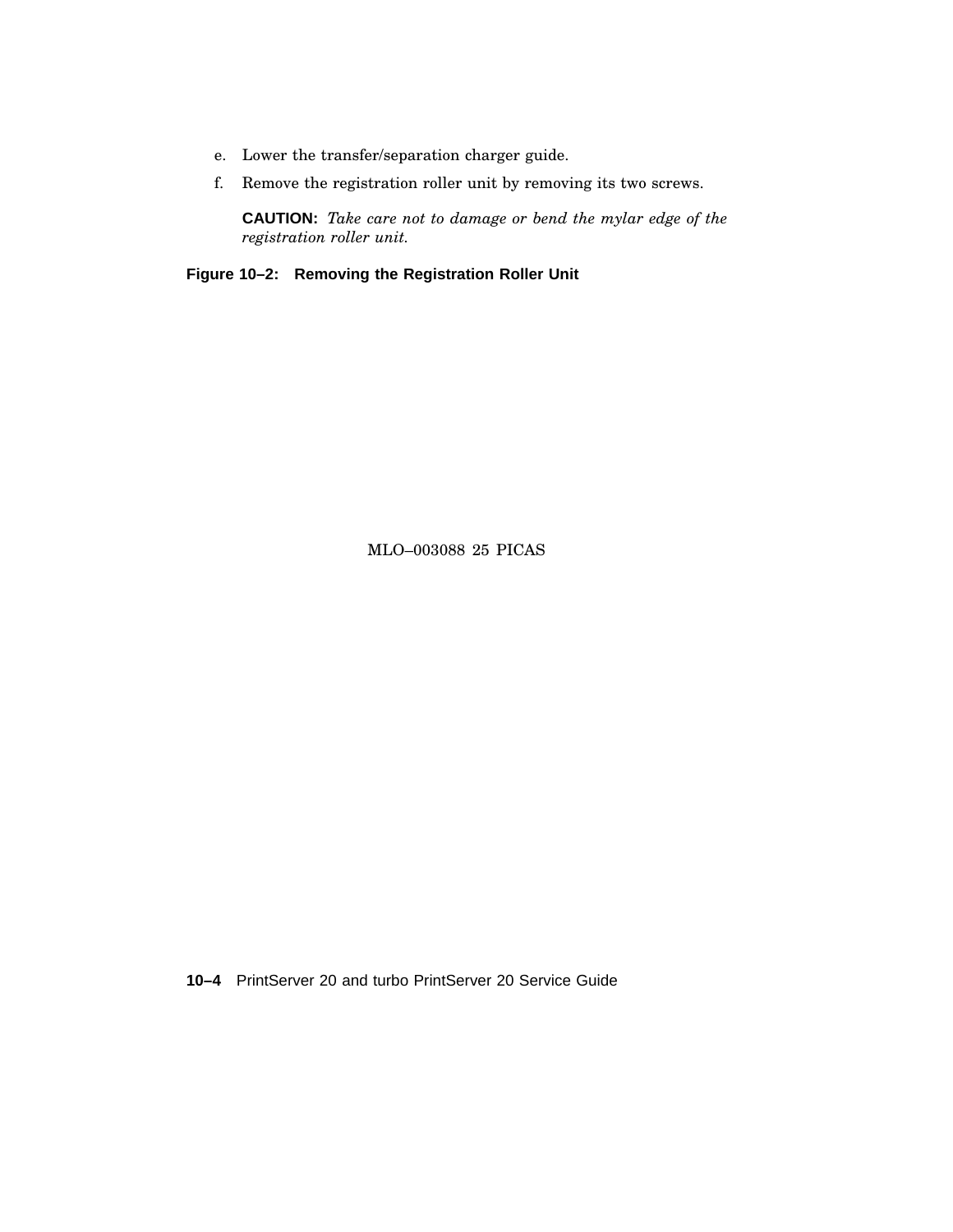e. Lower the transfer/separation charger guide.

f. Remove the registration roller unit by removing its two screws.

   **CAUTION:** *Take care not to damage or bend the mylar edge of the registration roller unit.*

**Figure 10–2: Removing the Registration Roller Unit**

MLO–003088 25 PICAS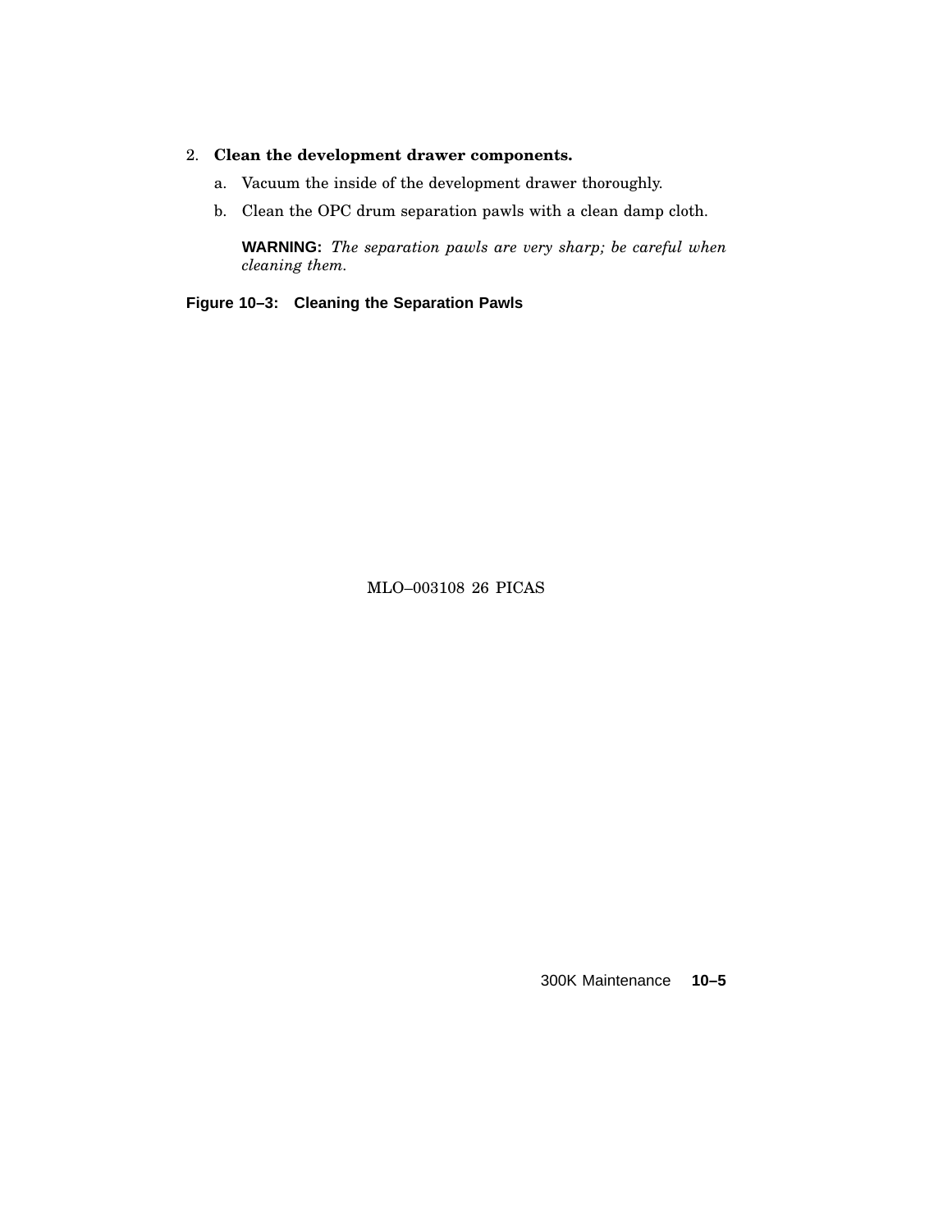2. **Clean the development drawer components.**

   a. Vacuum the inside of the development drawer thoroughly.

   b. Clean the OPC drum separation pawls with a clean damp cloth.

   **WARNING:** *The separation pawls are very sharp; be careful when cleaning them.*

**Figure 10–3: Cleaning the Separation Pawls**

MLO–003108 26 PICAS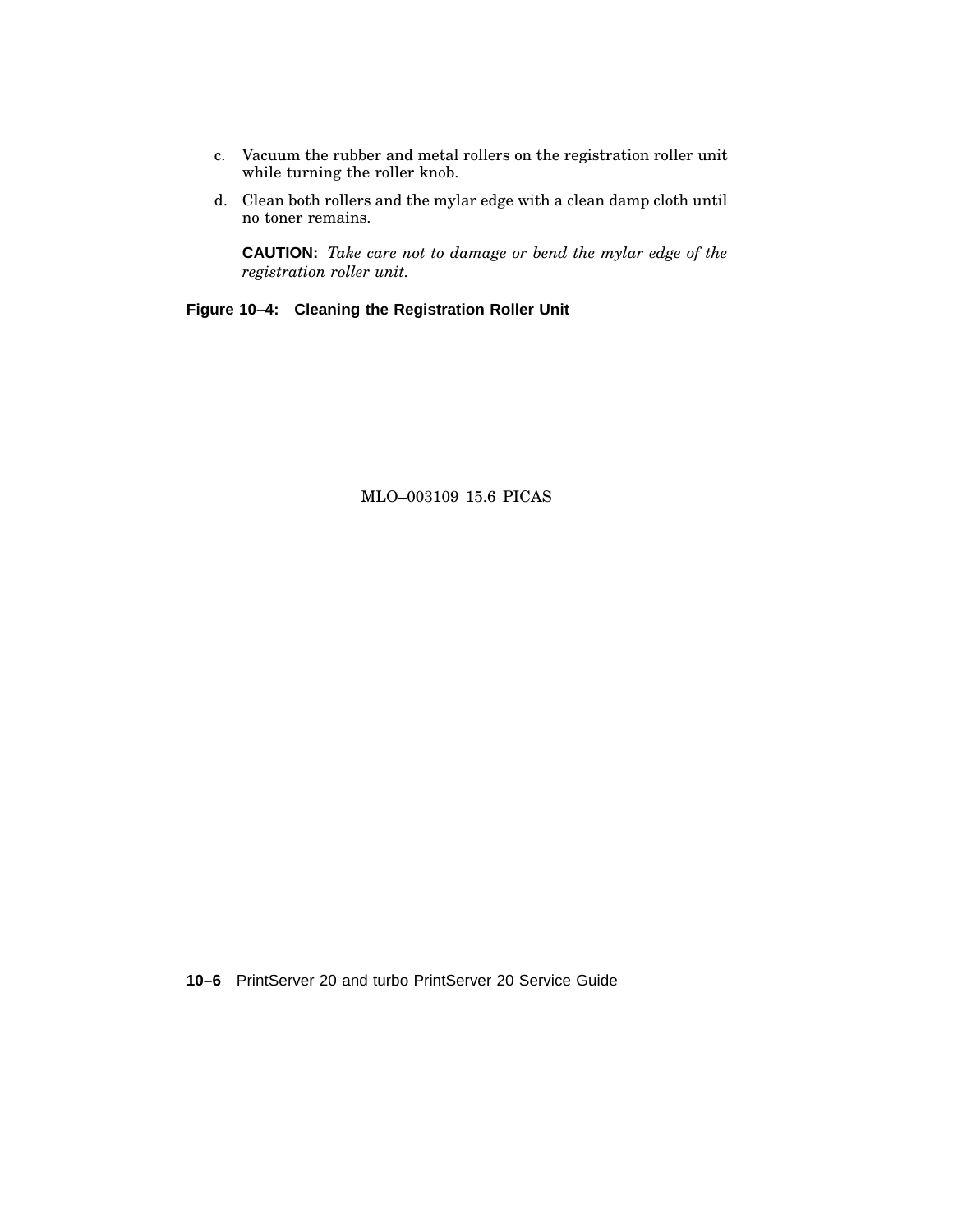c. Vacuum the rubber and metal rollers on the registration roller unit while turning the roller knob.

d. Clean both rollers and the mylar edge with a clean damp cloth until no toner remains.

   **CAUTION:** *Take care not to damage or bend the mylar edge of the registration roller unit.*

**Figure 10–4: Cleaning the Registration Roller Unit**

MLO–003109 15.6 PICAS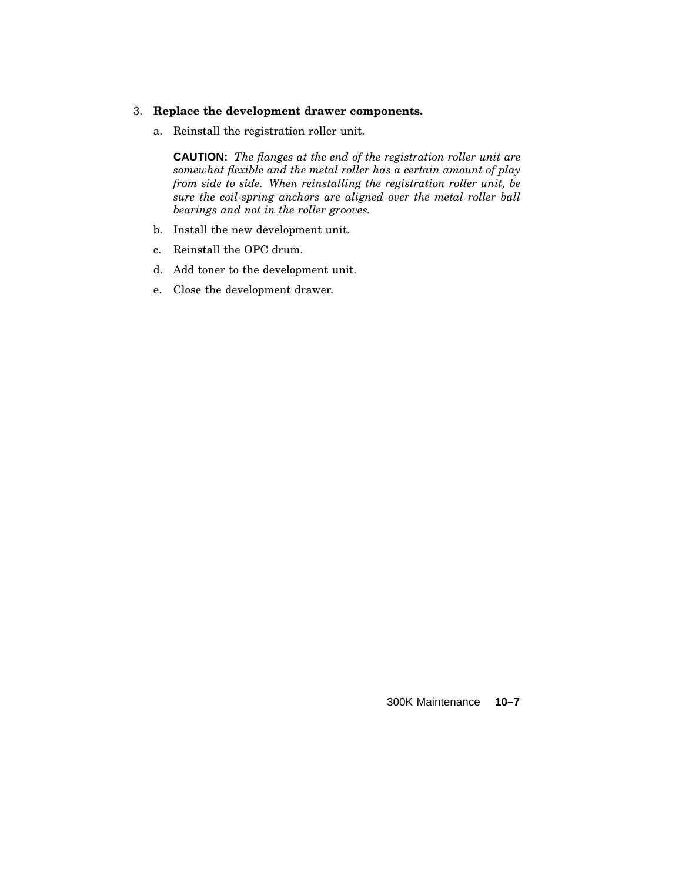3. **Replace the development drawer components.**

   a. Reinstall the registration roller unit.

      **CAUTION:** *The flanges at the end of the registration roller unit are somewhat flexible and the metal roller has a certain amount of play from side to side. When reinstalling the registration roller unit, be sure the coil-spring anchors are aligned over the metal roller ball bearings and not in the roller grooves.*

   b. Install the new development unit.

   c. Reinstall the OPC drum.

   d. Add toner to the development unit.

   e. Close the development drawer.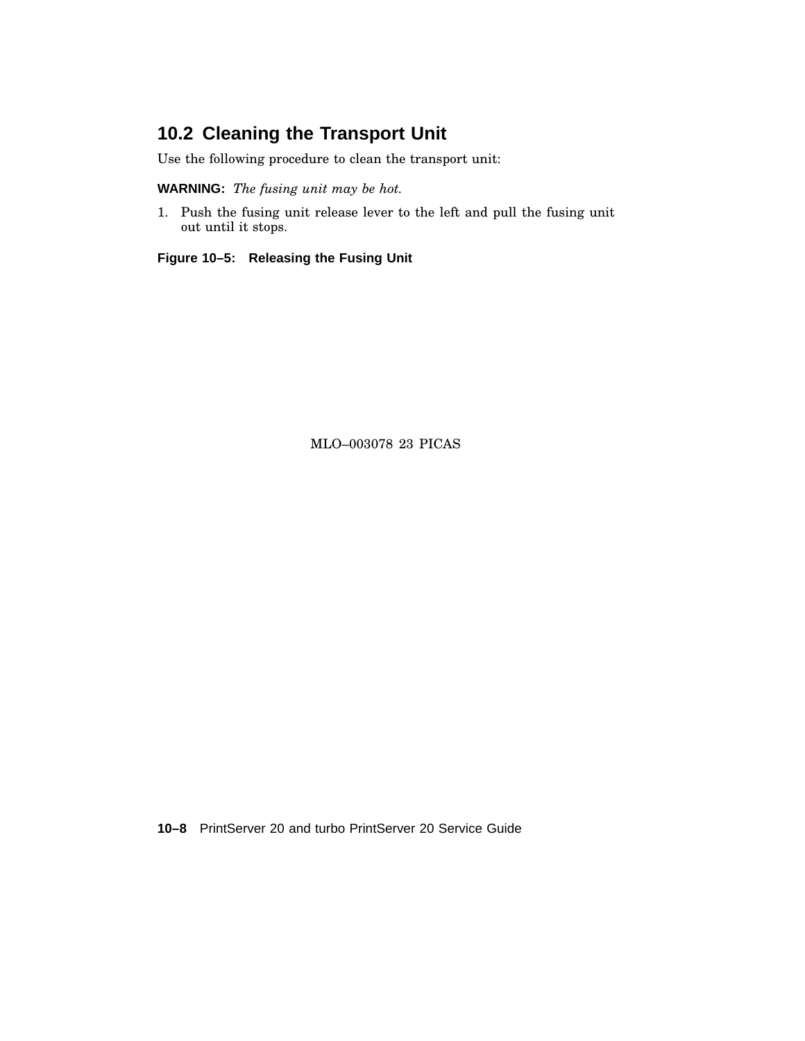## 10.2 Cleaning the Transport Unit

Use the following procedure to clean the transport unit:

**WARNING:** *The fusing unit may be hot.*

1. Push the fusing unit release lever to the left and pull the fusing unit out until it stops.

**Figure 10–5: Releasing the Fusing Unit**

MLO–003078 23 PICAS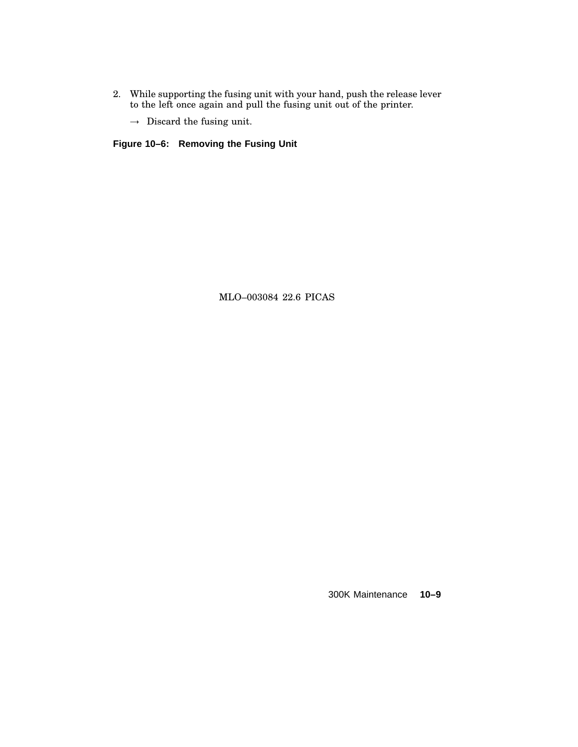2. While supporting the fusing unit with your hand, push the release lever to the left once again and pull the fusing unit out of the printer.

   → Discard the fusing unit.

**Figure 10–6: Removing the Fusing Unit**

MLO–003084 22.6 PICAS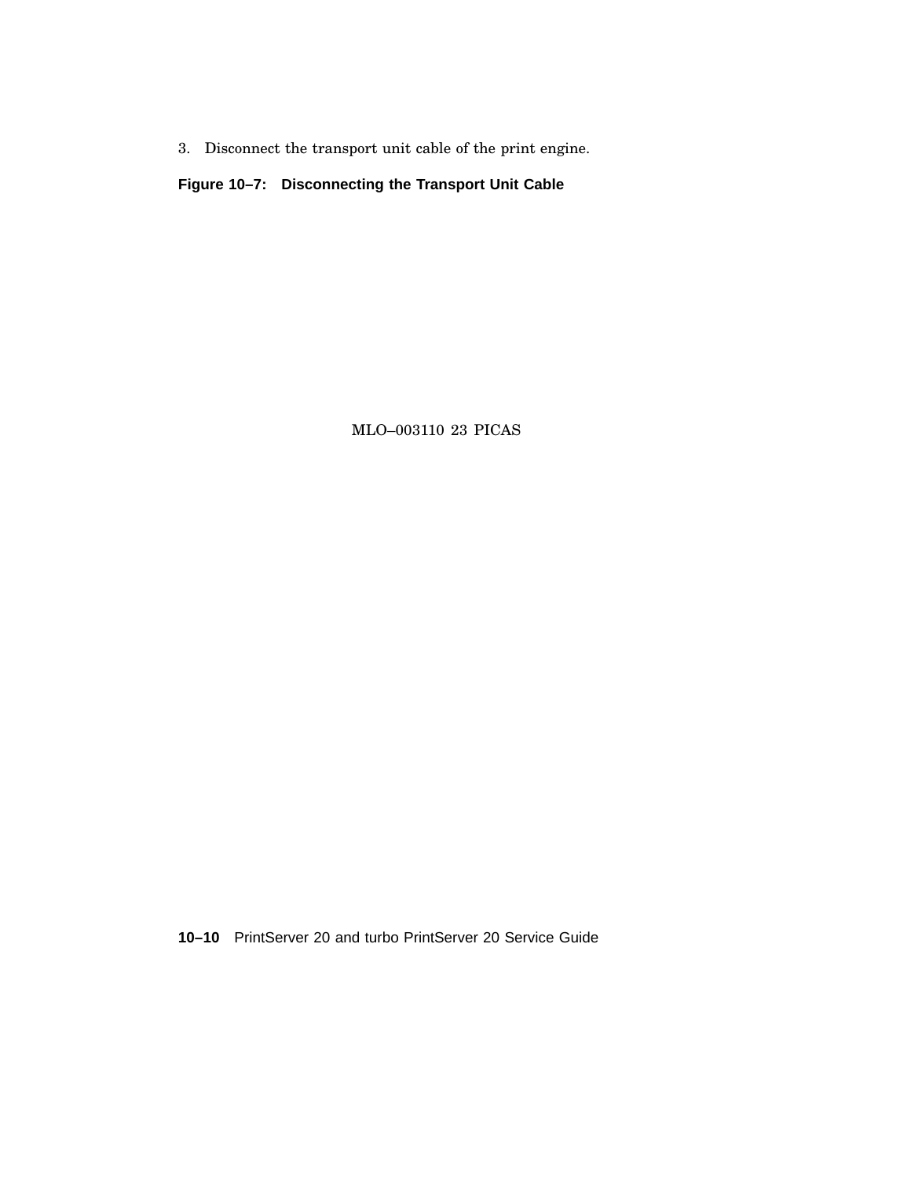3. Disconnect the transport unit cable of the print engine.

**Figure 10–7: Disconnecting the Transport Unit Cable**

MLO–003110 23 PICAS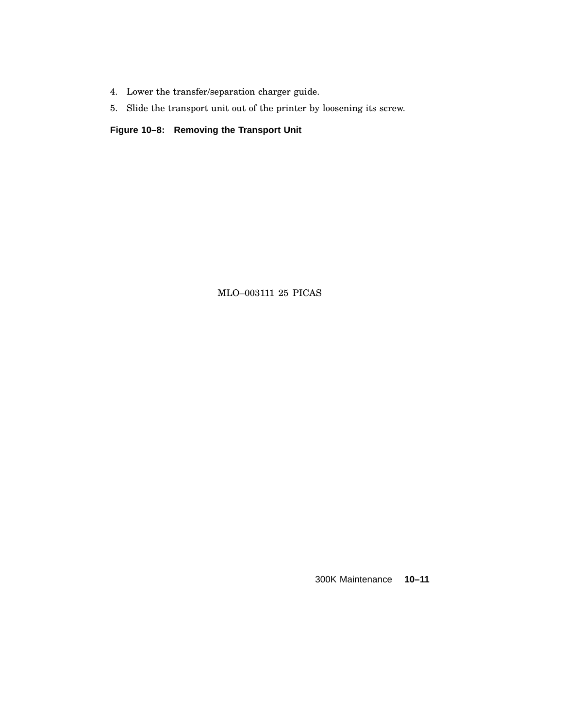4. Lower the transfer/separation charger guide.
5. Slide the transport unit out of the printer by loosening its screw.

**Figure 10–8: Removing the Transport Unit**

MLO–003111 25 PICAS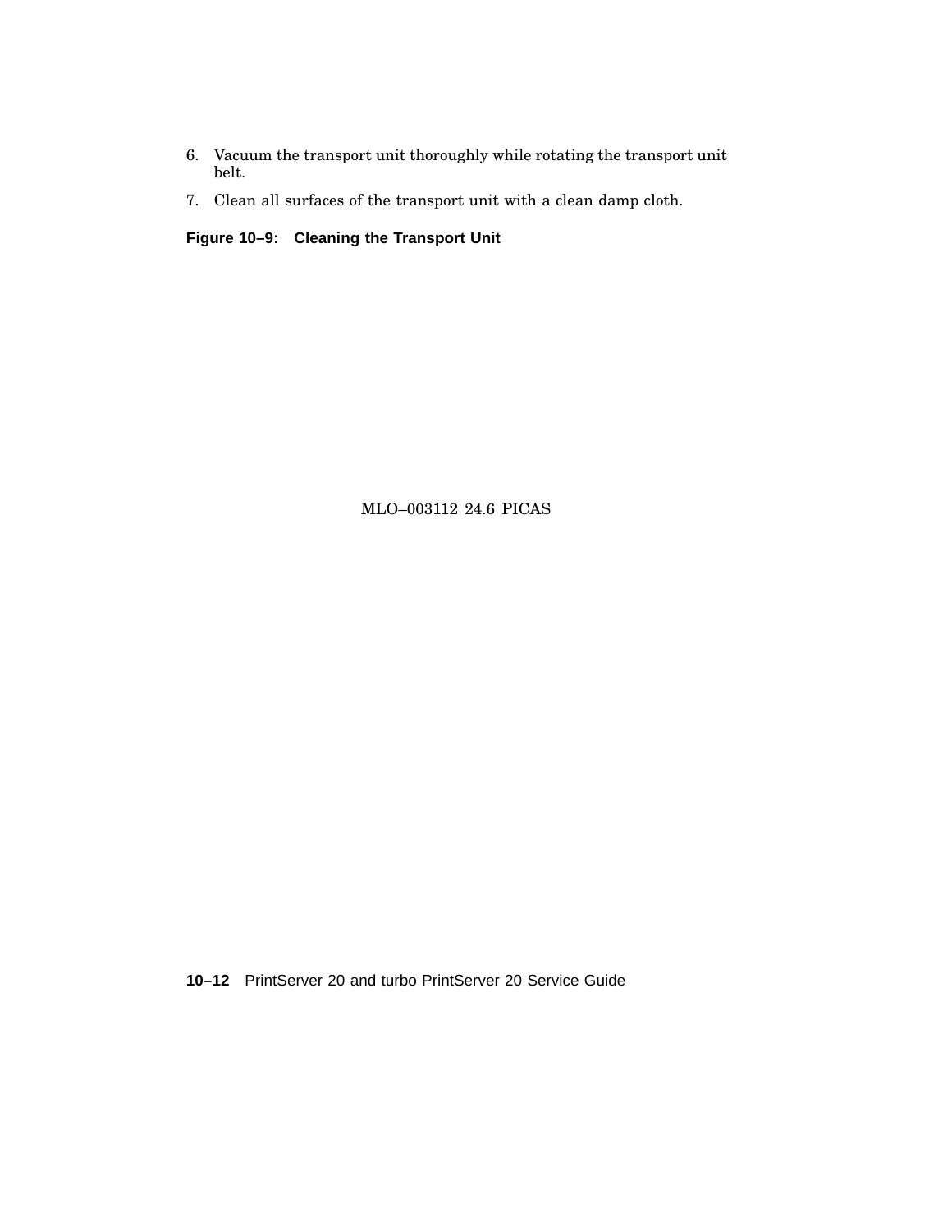6. Vacuum the transport unit thoroughly while rotating the transport unit belt.
7. Clean all surfaces of the transport unit with a clean damp cloth.

**Figure 10–9: Cleaning the Transport Unit**

MLO–003112 24.6 PICAS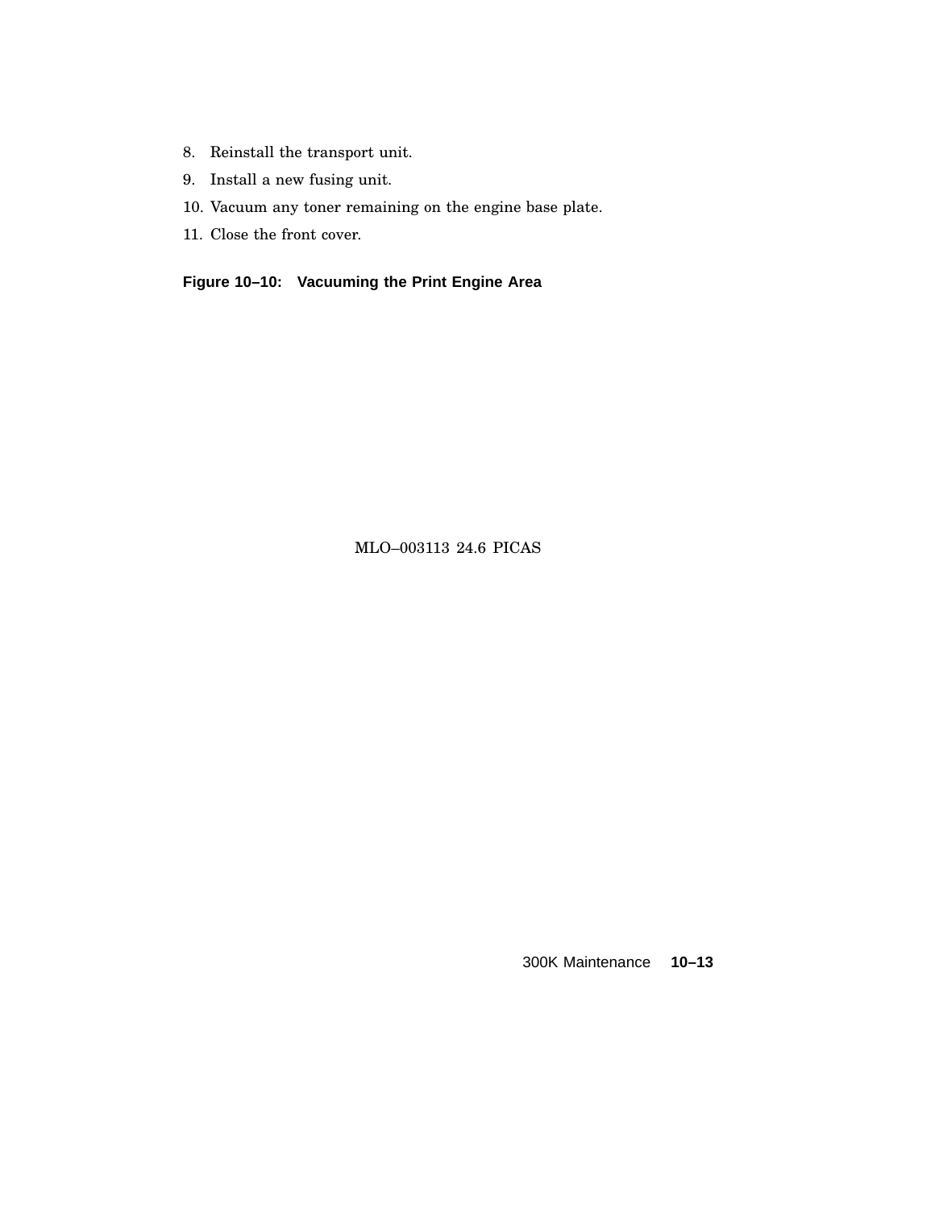8. Reinstall the transport unit.
9. Install a new fusing unit.
10. Vacuum any toner remaining on the engine base plate.
11. Close the front cover.

**Figure 10–10: Vacuuming the Print Engine Area**

MLO–003113 24.6 PICAS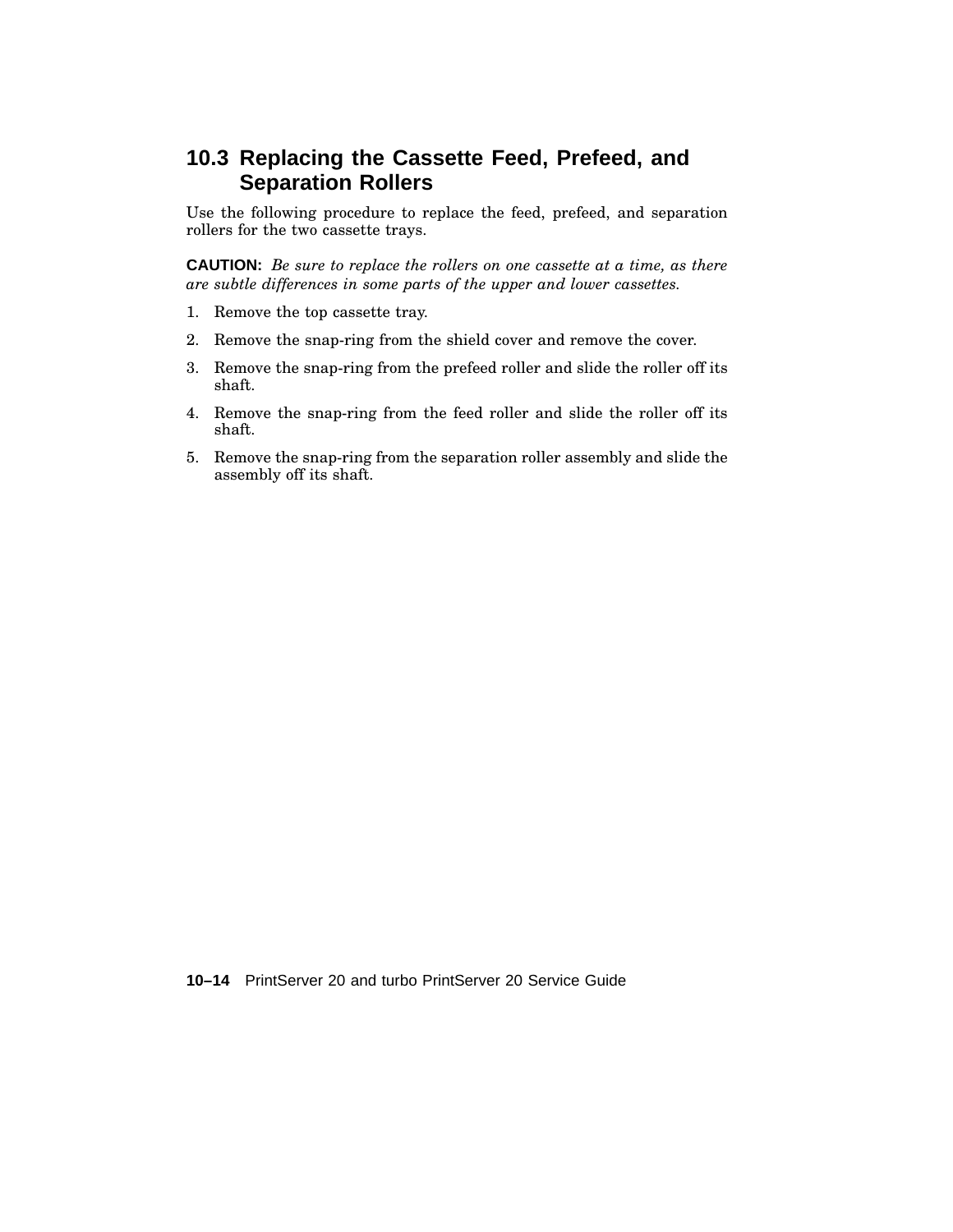## 10.3 Replacing the Cassette Feed, Prefeed, and Separation Rollers

Use the following procedure to replace the feed, prefeed, and separation rollers for the two cassette trays.

**CAUTION:** *Be sure to replace the rollers on one cassette at a time, as there are subtle differences in some parts of the upper and lower cassettes.*

1. Remove the top cassette tray.
2. Remove the snap-ring from the shield cover and remove the cover.
3. Remove the snap-ring from the prefeed roller and slide the roller off its shaft.
4. Remove the snap-ring from the feed roller and slide the roller off its shaft.
5. Remove the snap-ring from the separation roller assembly and slide the assembly off its shaft.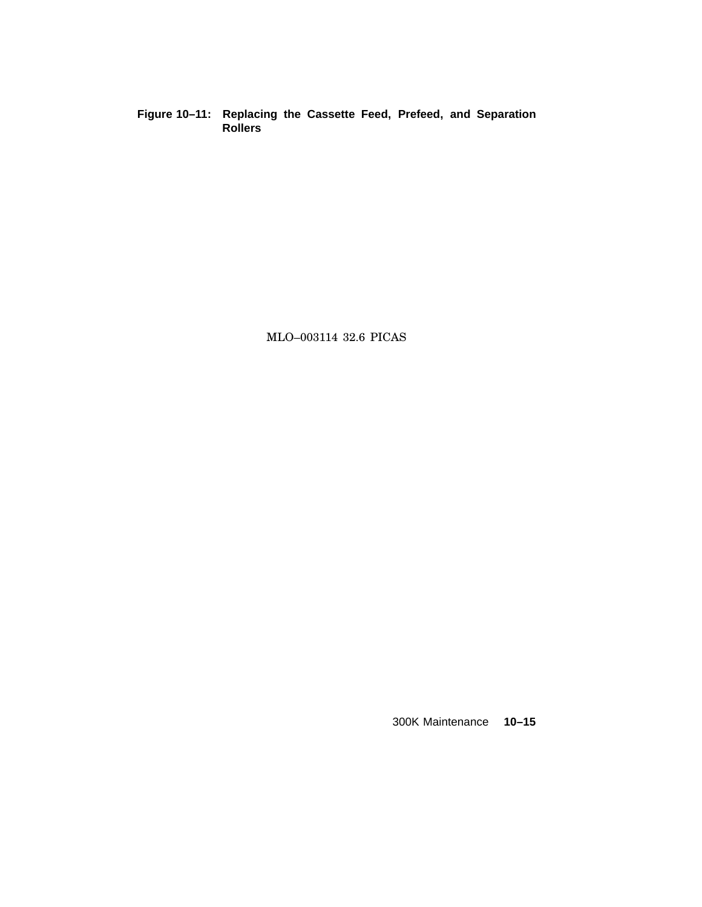**Figure 10–11: Replacing the Cassette Feed, Prefeed, and Separation Rollers**

MLO–003114 32.6 PICAS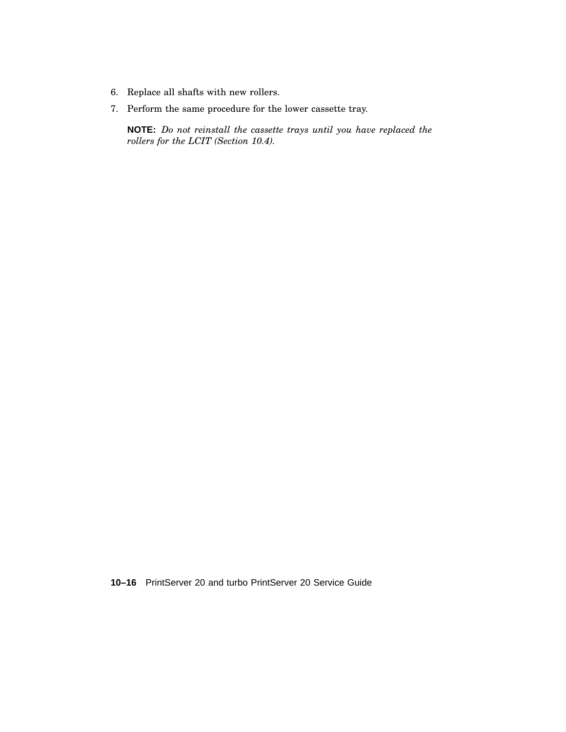6. Replace all shafts with new rollers.
7. Perform the same procedure for the lower cassette tray.

   **NOTE:** *Do not reinstall the cassette trays until you have replaced the rollers for the LCIT (Section 10.4).*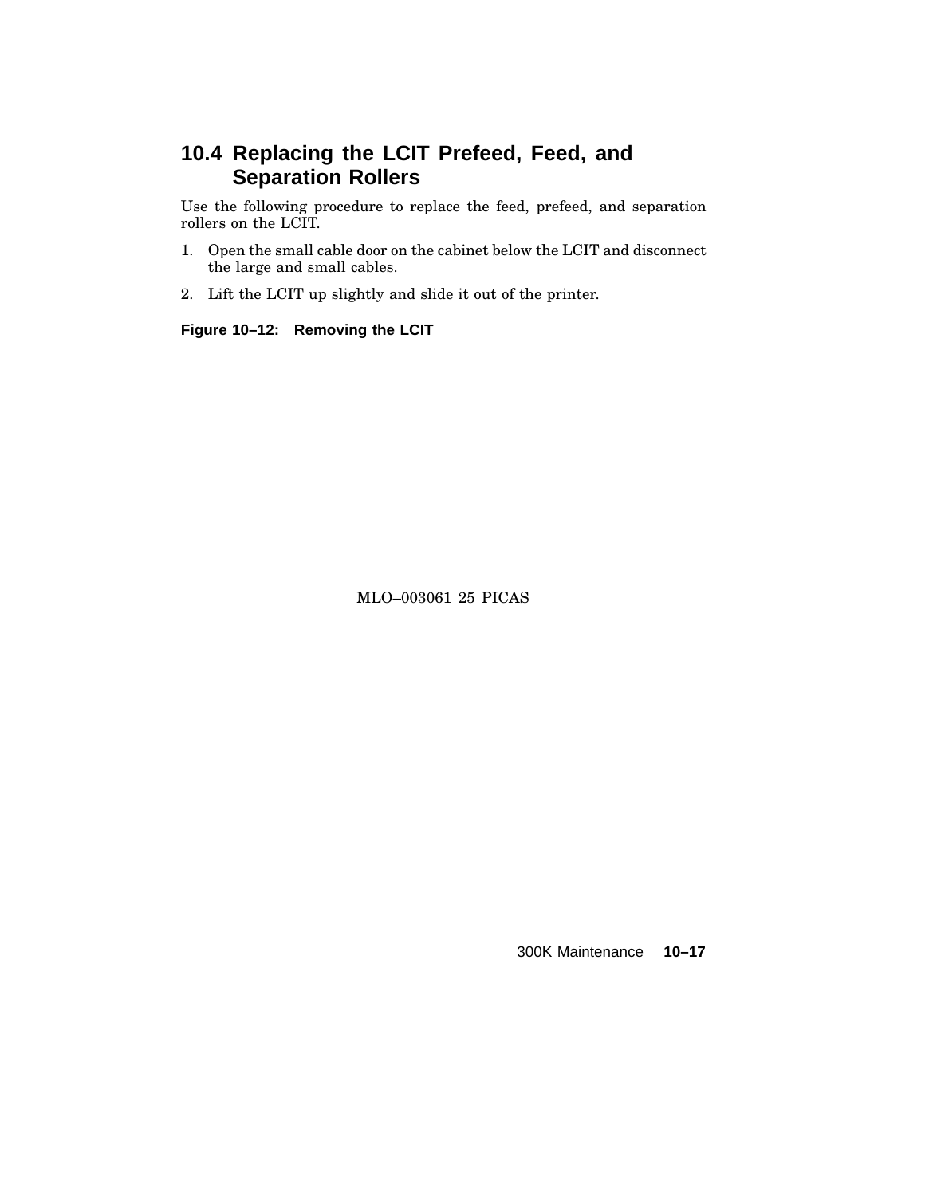## 10.4 Replacing the LCIT Prefeed, Feed, and Separation Rollers

Use the following procedure to replace the feed, prefeed, and separation rollers on the LCIT.

1. Open the small cable door on the cabinet below the LCIT and disconnect the large and small cables.
2. Lift the LCIT up slightly and slide it out of the printer.

**Figure 10–12: Removing the LCIT**

MLO–003061 25 PICAS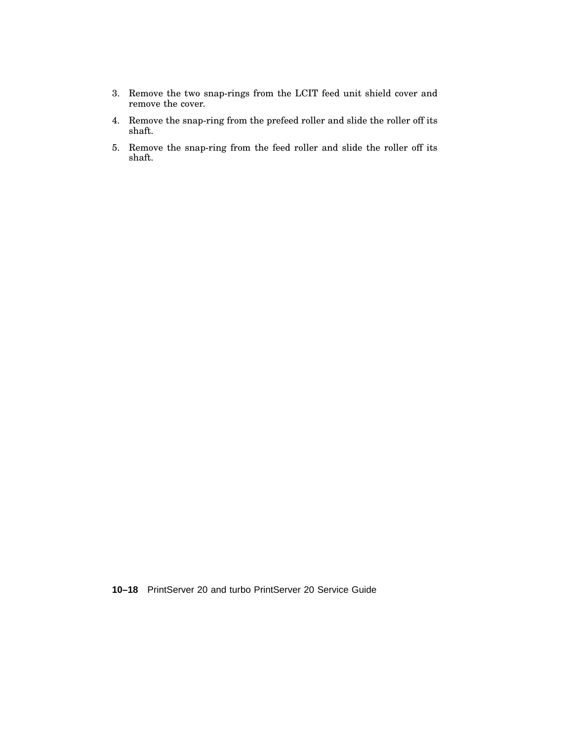3. Remove the two snap-rings from the LCIT feed unit shield cover and remove the cover.
4. Remove the snap-ring from the prefeed roller and slide the roller off its shaft.
5. Remove the snap-ring from the feed roller and slide the roller off its shaft.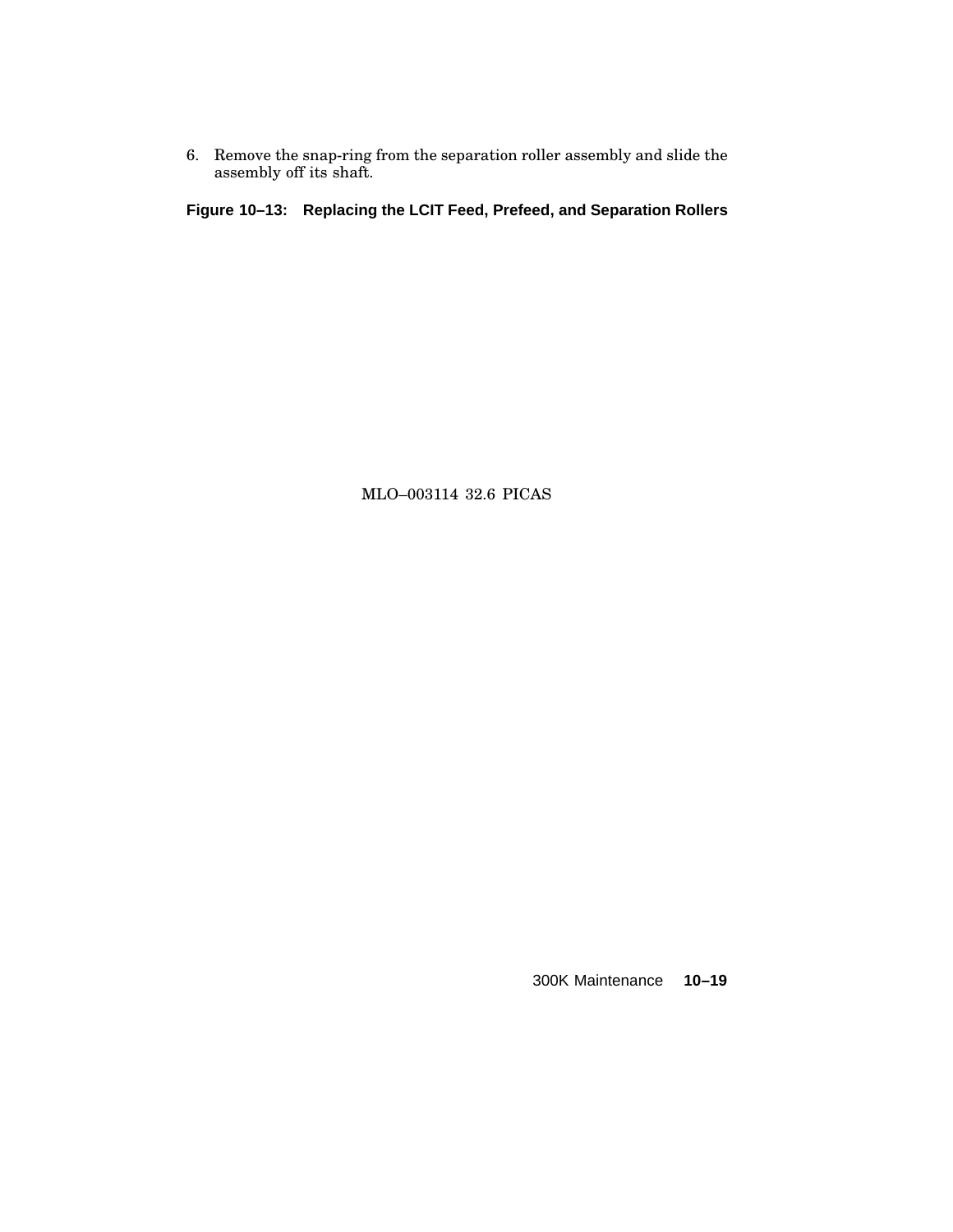6. Remove the snap-ring from the separation roller assembly and slide the assembly off its shaft.

**Figure 10–13: Replacing the LCIT Feed, Prefeed, and Separation Rollers**

MLO–003114 32.6 PICAS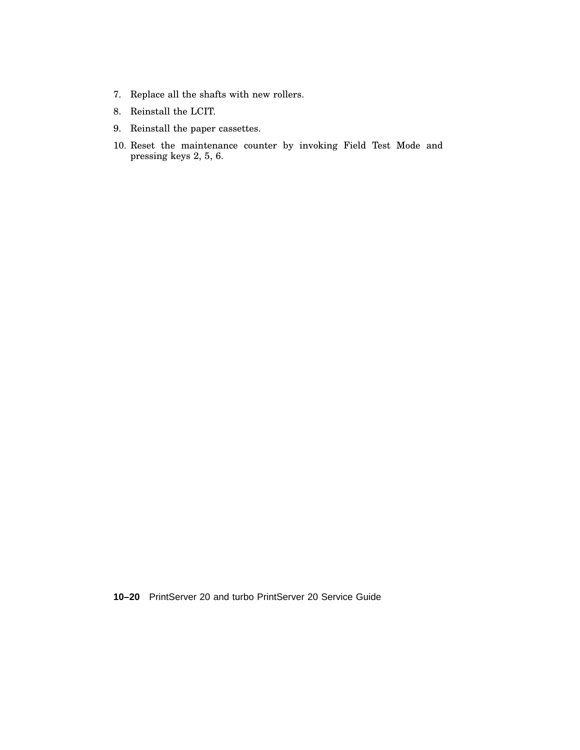7. Replace all the shafts with new rollers.
8. Reinstall the LCIT.
9. Reinstall the paper cassettes.
10. Reset the maintenance counter by invoking Field Test Mode and pressing keys 2, 5, 6.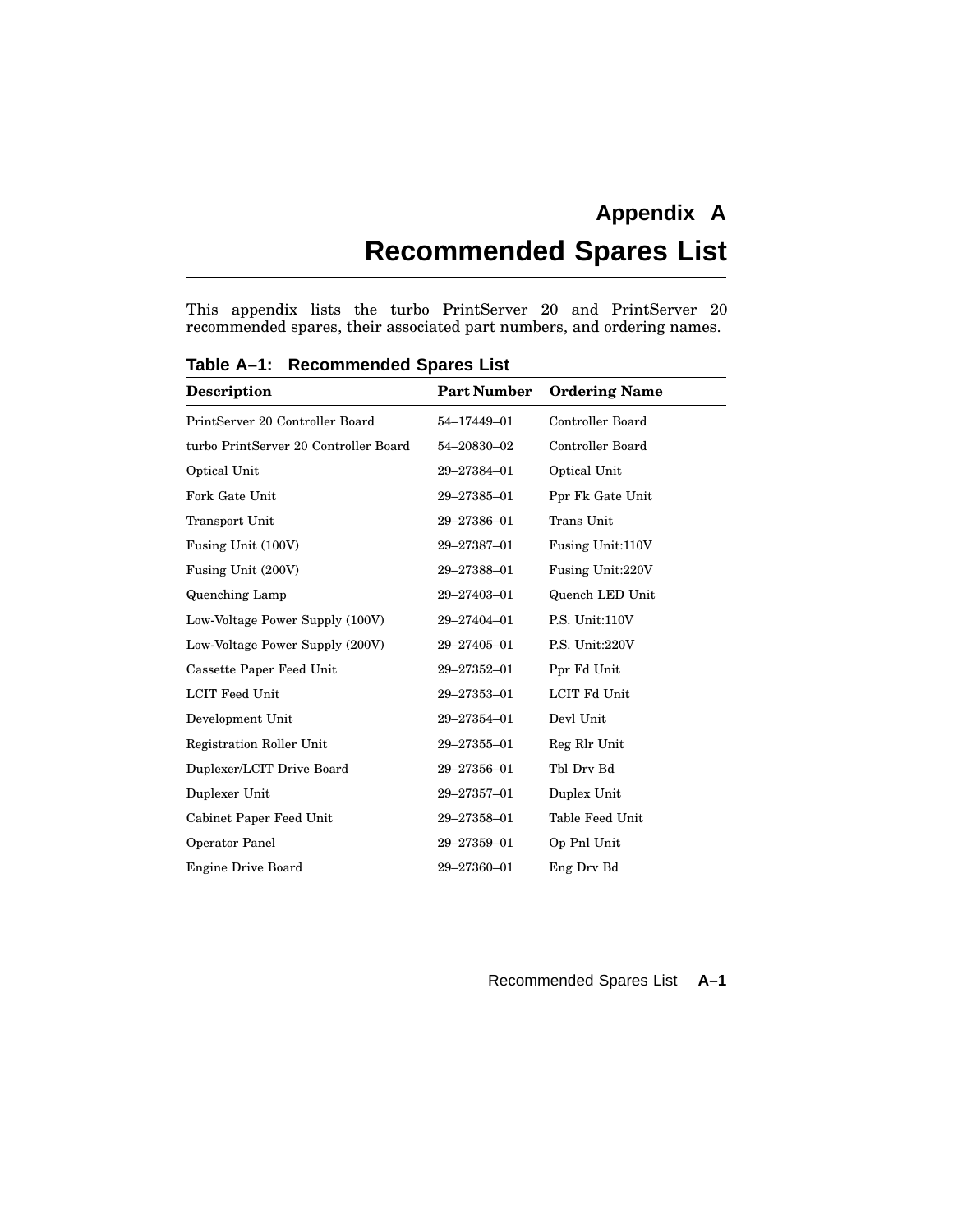# Appendix A

# Recommended Spares List

This appendix lists the turbo PrintServer 20 and PrintServer 20 recommended spares, their associated part numbers, and ordering names.

**Table A–1: Recommended Spares List**

| Description | Part Number | Ordering Name |
|---|---|---|
| PrintServer 20 Controller Board | 54–17449–01 | Controller Board |
| turbo PrintServer 20 Controller Board | 54–20830–02 | Controller Board |
| Optical Unit | 29–27384–01 | Optical Unit |
| Fork Gate Unit | 29–27385–01 | Ppr Fk Gate Unit |
| Transport Unit | 29–27386–01 | Trans Unit |
| Fusing Unit (100V) | 29–27387–01 | Fusing Unit:110V |
| Fusing Unit (200V) | 29–27388–01 | Fusing Unit:220V |
| Quenching Lamp | 29–27403–01 | Quench LED Unit |
| Low-Voltage Power Supply (100V) | 29–27404–01 | P.S. Unit:110V |
| Low-Voltage Power Supply (200V) | 29–27405–01 | P.S. Unit:220V |
| Cassette Paper Feed Unit | 29–27352–01 | Ppr Fd Unit |
| LCIT Feed Unit | 29–27353–01 | LCIT Fd Unit |
| Development Unit | 29–27354–01 | Devl Unit |
| Registration Roller Unit | 29–27355–01 | Reg Rlr Unit |
| Duplexer/LCIT Drive Board | 29–27356–01 | Tbl Drv Bd |
| Duplexer Unit | 29–27357–01 | Duplex Unit |
| Cabinet Paper Feed Unit | 29–27358–01 | Table Feed Unit |
| Operator Panel | 29–27359–01 | Op Pnl Unit |
| Engine Drive Board | 29–27360–01 | Eng Drv Bd |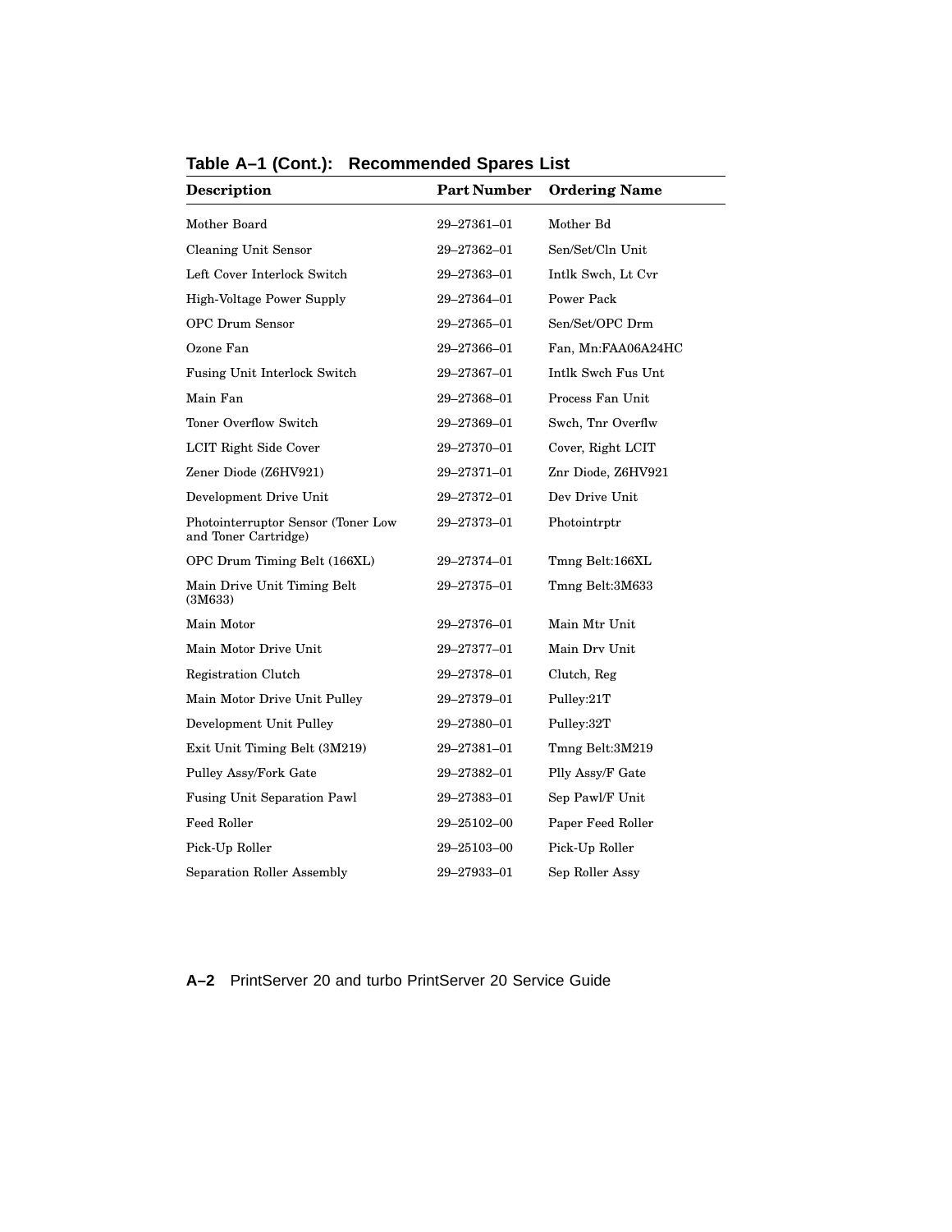**Table A–1 (Cont.): Recommended Spares List**

| Description | Part Number | Ordering Name |
|---|---|---|
| Mother Board | 29–27361–01 | Mother Bd |
| Cleaning Unit Sensor | 29–27362–01 | Sen/Set/Cln Unit |
| Left Cover Interlock Switch | 29–27363–01 | Intlk Swch, Lt Cvr |
| High-Voltage Power Supply | 29–27364–01 | Power Pack |
| OPC Drum Sensor | 29–27365–01 | Sen/Set/OPC Drm |
| Ozone Fan | 29–27366–01 | Fan, Mn:FAA06A24HC |
| Fusing Unit Interlock Switch | 29–27367–01 | Intlk Swch Fus Unt |
| Main Fan | 29–27368–01 | Process Fan Unit |
| Toner Overflow Switch | 29–27369–01 | Swch, Tnr Overflw |
| LCIT Right Side Cover | 29–27370–01 | Cover, Right LCIT |
| Zener Diode (Z6HV921) | 29–27371–01 | Znr Diode, Z6HV921 |
| Development Drive Unit | 29–27372–01 | Dev Drive Unit |
| Photointerruptor Sensor (Toner Low and Toner Cartridge) | 29–27373–01 | Photointrptr |
| OPC Drum Timing Belt (166XL) | 29–27374–01 | Tmng Belt:166XL |
| Main Drive Unit Timing Belt (3M633) | 29–27375–01 | Tmng Belt:3M633 |
| Main Motor | 29–27376–01 | Main Mtr Unit |
| Main Motor Drive Unit | 29–27377–01 | Main Drv Unit |
| Registration Clutch | 29–27378–01 | Clutch, Reg |
| Main Motor Drive Unit Pulley | 29–27379–01 | Pulley:21T |
| Development Unit Pulley | 29–27380–01 | Pulley:32T |
| Exit Unit Timing Belt (3M219) | 29–27381–01 | Tmng Belt:3M219 |
| Pulley Assy/Fork Gate | 29–27382–01 | Plly Assy/F Gate |
| Fusing Unit Separation Pawl | 29–27383–01 | Sep Pawl/F Unit |
| Feed Roller | 29–25102–00 | Paper Feed Roller |
| Pick-Up Roller | 29–25103–00 | Pick-Up Roller |
| Separation Roller Assembly | 29–27933–01 | Sep Roller Assy |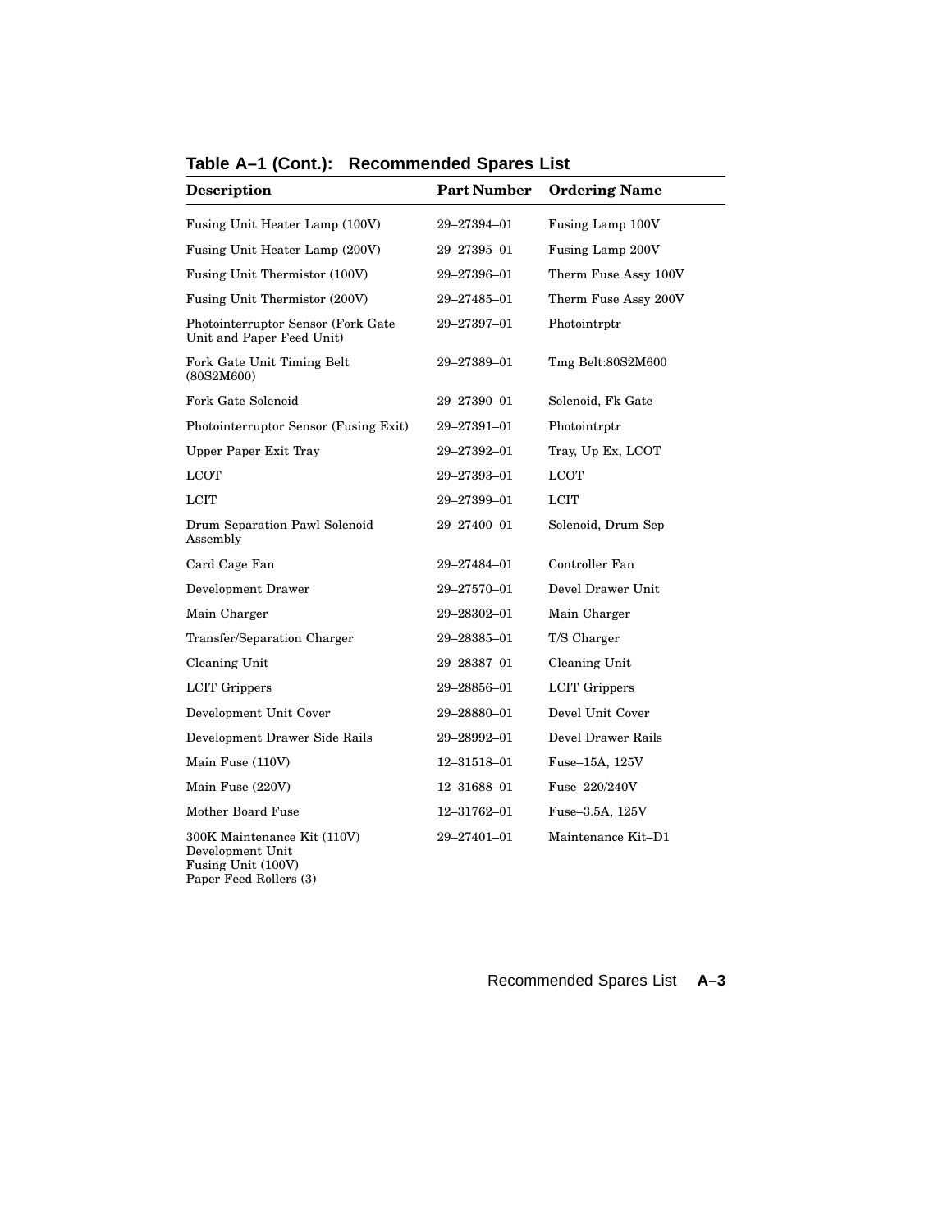**Table A–1 (Cont.): Recommended Spares List**

| Description | Part Number | Ordering Name |
|---|---|---|
| Fusing Unit Heater Lamp (100V) | 29–27394–01 | Fusing Lamp 100V |
| Fusing Unit Heater Lamp (200V) | 29–27395–01 | Fusing Lamp 200V |
| Fusing Unit Thermistor (100V) | 29–27396–01 | Therm Fuse Assy 100V |
| Fusing Unit Thermistor (200V) | 29–27485–01 | Therm Fuse Assy 200V |
| Photointerruptor Sensor (Fork Gate Unit and Paper Feed Unit) | 29–27397–01 | Photointrptr |
| Fork Gate Unit Timing Belt (80S2M600) | 29–27389–01 | Tmg Belt:80S2M600 |
| Fork Gate Solenoid | 29–27390–01 | Solenoid, Fk Gate |
| Photointerruptor Sensor (Fusing Exit) | 29–27391–01 | Photointrptr |
| Upper Paper Exit Tray | 29–27392–01 | Tray, Up Ex, LCOT |
| LCOT | 29–27393–01 | LCOT |
| LCIT | 29–27399–01 | LCIT |
| Drum Separation Pawl Solenoid Assembly | 29–27400–01 | Solenoid, Drum Sep |
| Card Cage Fan | 29–27484–01 | Controller Fan |
| Development Drawer | 29–27570–01 | Devel Drawer Unit |
| Main Charger | 29–28302–01 | Main Charger |
| Transfer/Separation Charger | 29–28385–01 | T/S Charger |
| Cleaning Unit | 29–28387–01 | Cleaning Unit |
| LCIT Grippers | 29–28856–01 | LCIT Grippers |
| Development Unit Cover | 29–28880–01 | Devel Unit Cover |
| Development Drawer Side Rails | 29–28992–01 | Devel Drawer Rails |
| Main Fuse (110V) | 12–31518–01 | Fuse–15A, 125V |
| Main Fuse (220V) | 12–31688–01 | Fuse–220/240V |
| Mother Board Fuse | 12–31762–01 | Fuse–3.5A, 125V |
| 300K Maintenance Kit (110V)<br>Development Unit<br>Fusing Unit (100V)<br>Paper Feed Rollers (3) | 29–27401–01 | Maintenance Kit–D1 |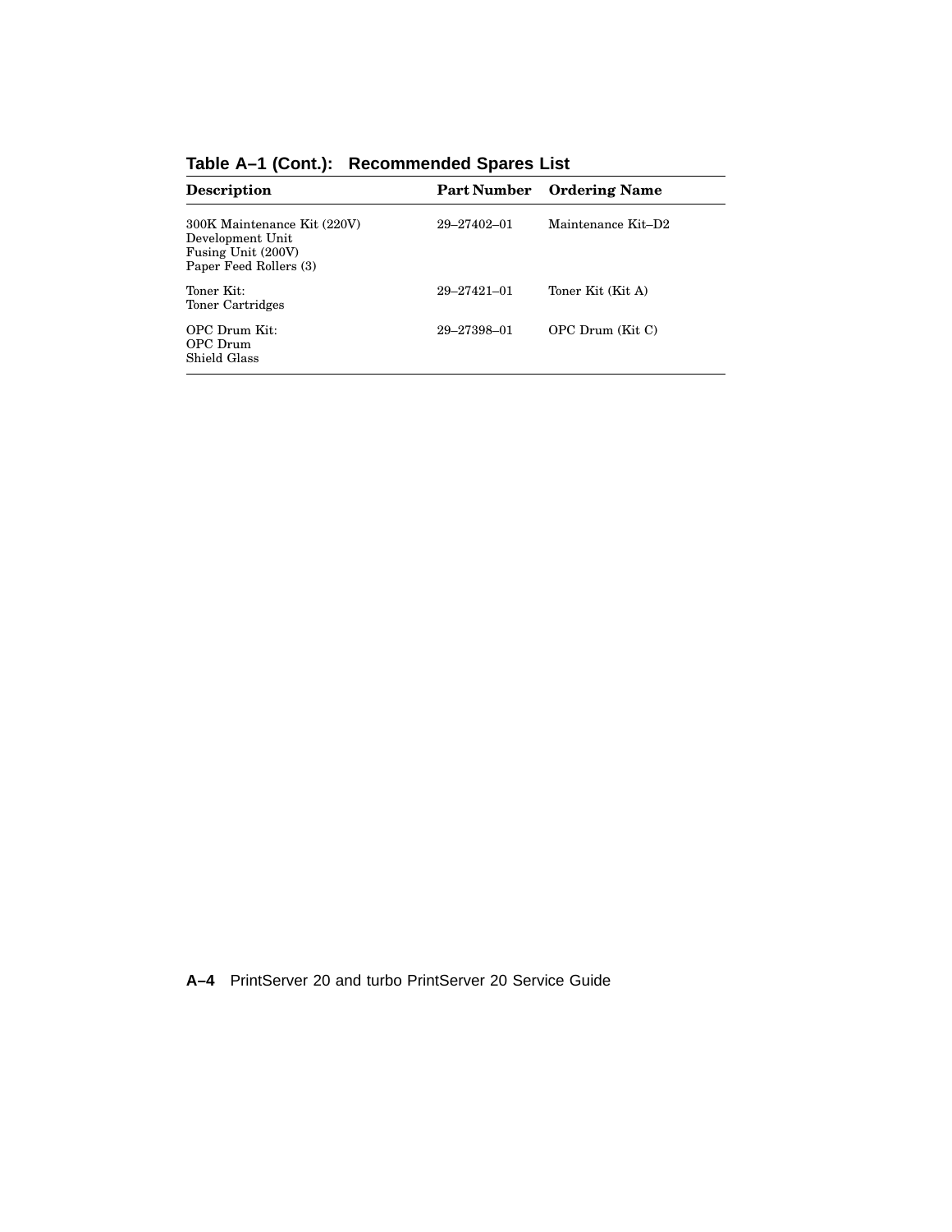**Table A–1 (Cont.): Recommended Spares List**

| Description | Part Number | Ordering Name |
|---|---|---|
| 300K Maintenance Kit (220V)<br>Development Unit<br>Fusing Unit (200V)<br>Paper Feed Rollers (3) | 29–27402–01 | Maintenance Kit–D2 |
| Toner Kit:<br>Toner Cartridges | 29–27421–01 | Toner Kit (Kit A) |
| OPC Drum Kit:<br>OPC Drum<br>Shield Glass | 29–27398–01 | OPC Drum (Kit C) |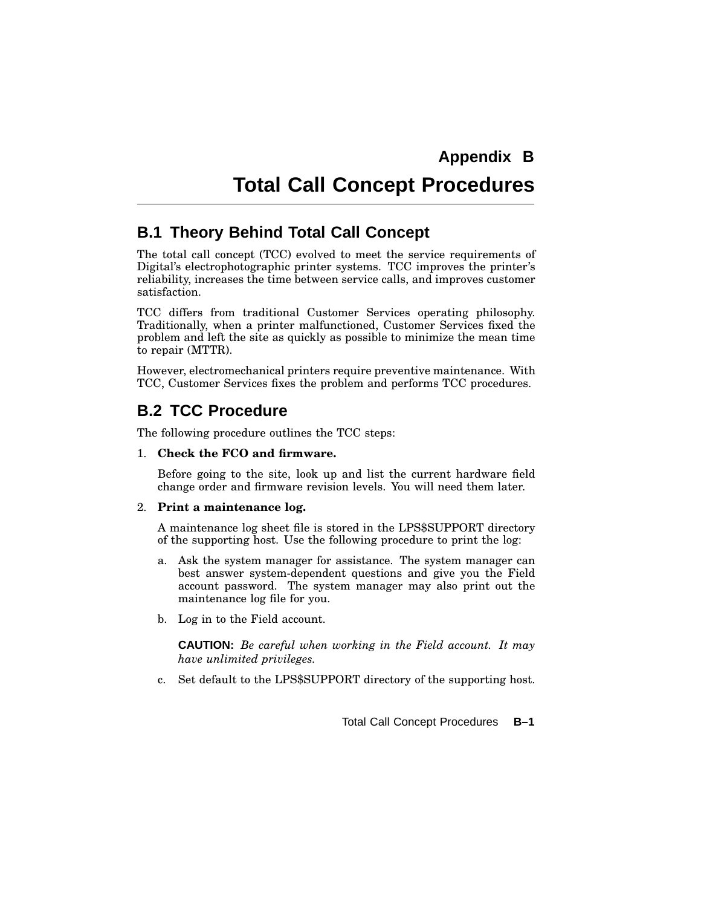# Appendix B

# Total Call Concept Procedures

## B.1 Theory Behind Total Call Concept

The total call concept (TCC) evolved to meet the service requirements of Digital's electrophotographic printer systems. TCC improves the printer's reliability, increases the time between service calls, and improves customer satisfaction.

TCC differs from traditional Customer Services operating philosophy. Traditionally, when a printer malfunctioned, Customer Services fixed the problem and left the site as quickly as possible to minimize the mean time to repair (MTTR).

However, electromechanical printers require preventive maintenance. With TCC, Customer Services fixes the problem and performs TCC procedures.

## B.2 TCC Procedure

The following procedure outlines the TCC steps:

1. **Check the FCO and firmware.**

   Before going to the site, look up and list the current hardware field change order and firmware revision levels. You will need them later.

2. **Print a maintenance log.**

   A maintenance log sheet file is stored in the LPS$SUPPORT directory of the supporting host. Use the following procedure to print the log:

   a. Ask the system manager for assistance. The system manager can best answer system-dependent questions and give you the Field account password. The system manager may also print out the maintenance log file for you.

   b. Log in to the Field account.

      **CAUTION:** *Be careful when working in the Field account. It may have unlimited privileges.*

   c. Set default to the LPS$SUPPORT directory of the supporting host.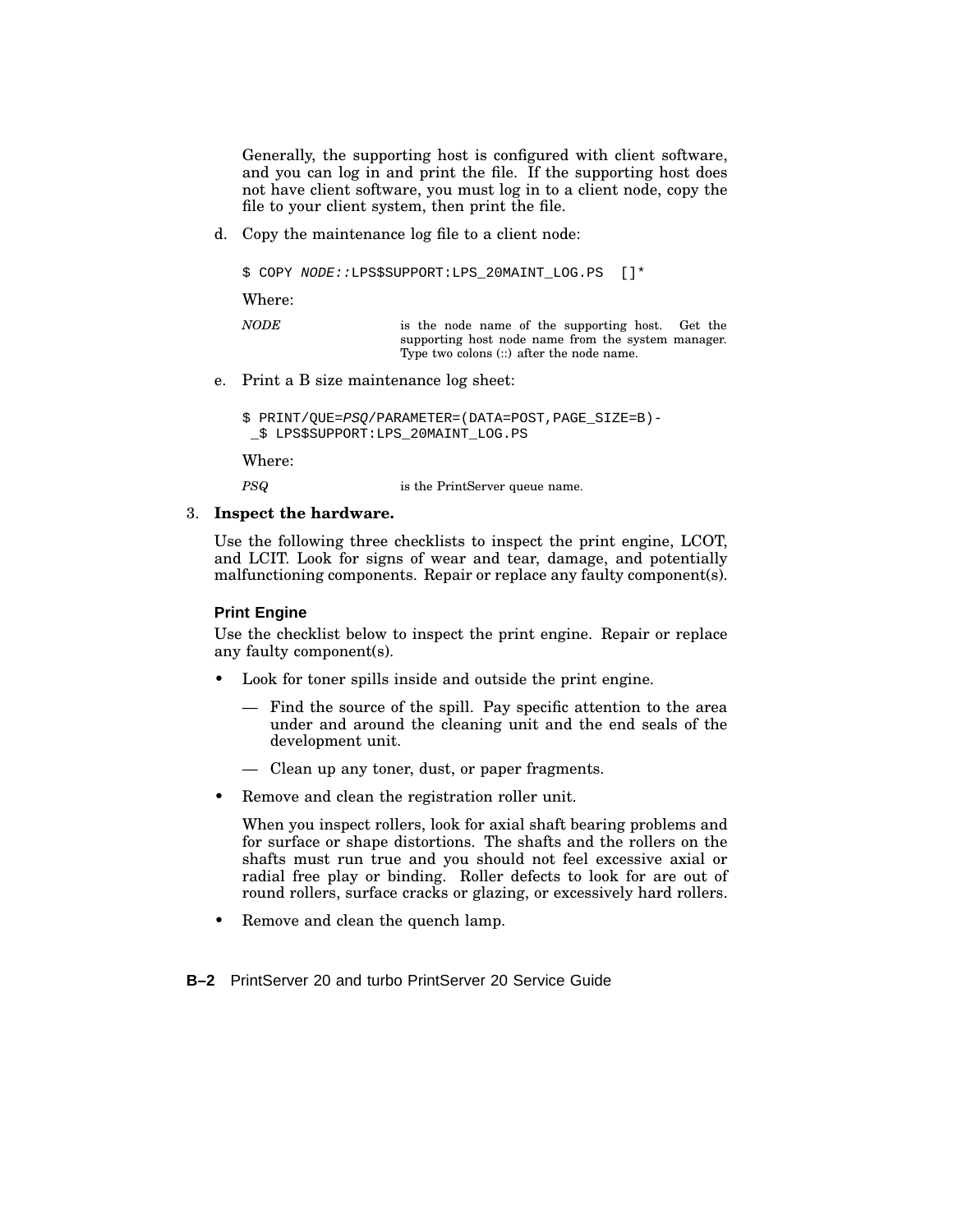Generally, the supporting host is configured with client software, and you can log in and print the file. If the supporting host does not have client software, you must log in to a client node, copy the file to your client system, then print the file.

d. Copy the maintenance log file to a client node:

```
$ COPY NODE::LPS$SUPPORT:LPS_20MAINT_LOG.PS  []*
```

Where:

| | |
|---|---|
| *NODE* | is the node name of the supporting host. Get the supporting host node name from the system manager. Type two colons (::) after the node name. |

e. Print a B size maintenance log sheet:

```
$ PRINT/QUE=PSQ/PARAMETER=(DATA=POST,PAGE_SIZE=B)-
 _$ LPS$SUPPORT:LPS_20MAINT_LOG.PS
```

Where:

| | |
|---|---|
| *PSQ* | is the PrintServer queue name. |

3. **Inspect the hardware.**

   Use the following three checklists to inspect the print engine, LCOT, and LCIT. Look for signs of wear and tear, damage, and potentially malfunctioning components. Repair or replace any faulty component(s).

#### Print Engine

Use the checklist below to inspect the print engine. Repair or replace any faulty component(s).

- Look for toner spills inside and outside the print engine.
  - Find the source of the spill. Pay specific attention to the area under and around the cleaning unit and the end seals of the development unit.
  - Clean up any toner, dust, or paper fragments.
- Remove and clean the registration roller unit.

  When you inspect rollers, look for axial shaft bearing problems and for surface or shape distortions. The shafts and the rollers on the shafts must run true and you should not feel excessive axial or radial free play or binding. Roller defects to look for are out of round rollers, surface cracks or glazing, or excessively hard rollers.
- Remove and clean the quench lamp.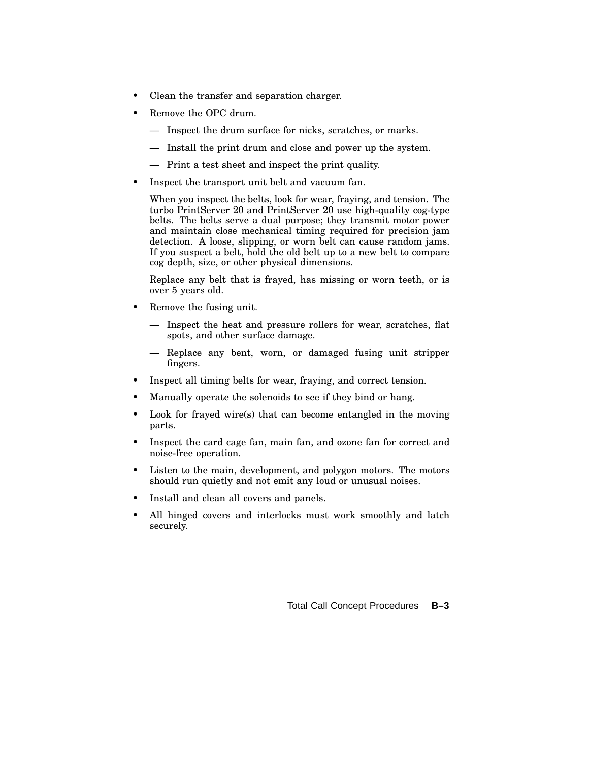- Clean the transfer and separation charger.
- Remove the OPC drum.
  - Inspect the drum surface for nicks, scratches, or marks.
  - Install the print drum and close and power up the system.
  - Print a test sheet and inspect the print quality.
- Inspect the transport unit belt and vacuum fan.

  When you inspect the belts, look for wear, fraying, and tension. The turbo PrintServer 20 and PrintServer 20 use high-quality cog-type belts. The belts serve a dual purpose; they transmit motor power and maintain close mechanical timing required for precision jam detection. A loose, slipping, or worn belt can cause random jams. If you suspect a belt, hold the old belt up to a new belt to compare cog depth, size, or other physical dimensions.

  Replace any belt that is frayed, has missing or worn teeth, or is over 5 years old.
- Remove the fusing unit.
  - Inspect the heat and pressure rollers for wear, scratches, flat spots, and other surface damage.
  - Replace any bent, worn, or damaged fusing unit stripper fingers.
- Inspect all timing belts for wear, fraying, and correct tension.
- Manually operate the solenoids to see if they bind or hang.
- Look for frayed wire(s) that can become entangled in the moving parts.
- Inspect the card cage fan, main fan, and ozone fan for correct and noise-free operation.
- Listen to the main, development, and polygon motors. The motors should run quietly and not emit any loud or unusual noises.
- Install and clean all covers and panels.
- All hinged covers and interlocks must work smoothly and latch securely.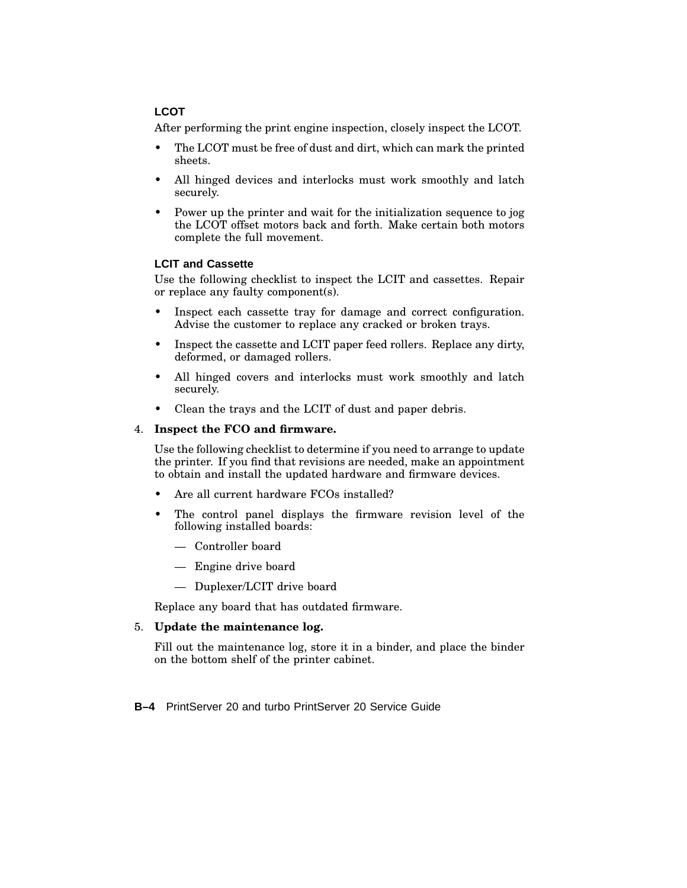### LCOT

After performing the print engine inspection, closely inspect the LCOT.

- The LCOT must be free of dust and dirt, which can mark the printed sheets.
- All hinged devices and interlocks must work smoothly and latch securely.
- Power up the printer and wait for the initialization sequence to jog the LCOT offset motors back and forth. Make certain both motors complete the full movement.

### LCIT and Cassette

Use the following checklist to inspect the LCIT and cassettes. Repair or replace any faulty component(s).

- Inspect each cassette tray for damage and correct configuration. Advise the customer to replace any cracked or broken trays.
- Inspect the cassette and LCIT paper feed rollers. Replace any dirty, deformed, or damaged rollers.
- All hinged covers and interlocks must work smoothly and latch securely.
- Clean the trays and the LCIT of dust and paper debris.

4. **Inspect the FCO and firmware.**

   Use the following checklist to determine if you need to arrange to update the printer. If you find that revisions are needed, make an appointment to obtain and install the updated hardware and firmware devices.

   - Are all current hardware FCOs installed?
   - The control panel displays the firmware revision level of the following installed boards:
     - Controller board
     - Engine drive board
     - Duplexer/LCIT drive board

   Replace any board that has outdated firmware.

5. **Update the maintenance log.**

   Fill out the maintenance log, store it in a binder, and place the binder on the bottom shelf of the printer cabinet.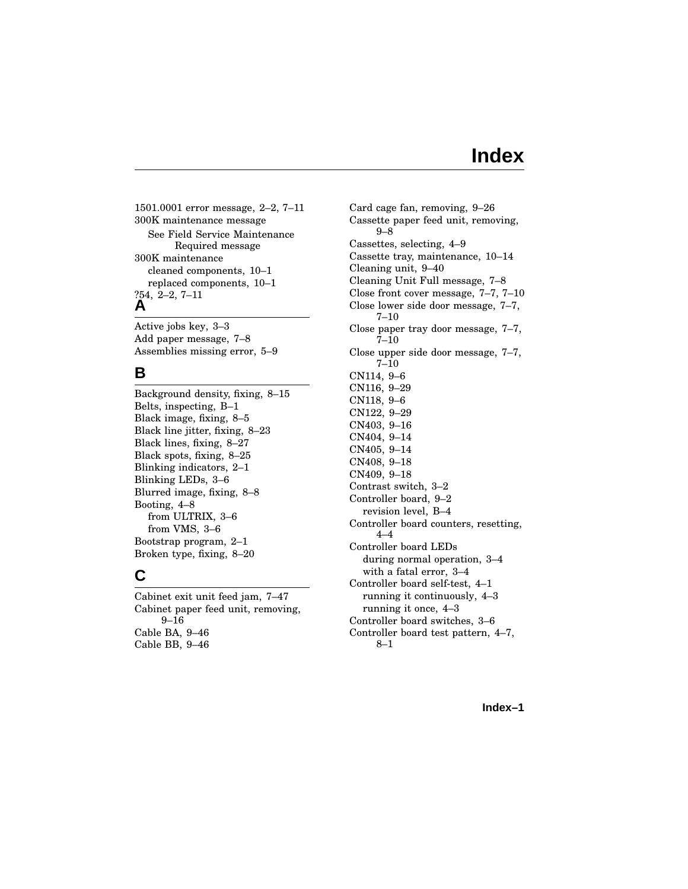# Index

1501.0001 error message, 2–2, 7–11
300K maintenance message
  See Field Service Maintenance Required message
300K maintenance
  cleaned components, 10–1
  replaced components, 10–1
?54, 2–2, 7–11

## A

Active jobs key, 3–3
Add paper message, 7–8
Assemblies missing error, 5–9

## B

Background density, fixing, 8–15
Belts, inspecting, B–1
Black image, fixing, 8–5
Black line jitter, fixing, 8–23
Black lines, fixing, 8–27
Black spots, fixing, 8–25
Blinking indicators, 2–1
Blinking LEDs, 3–6
Blurred image, fixing, 8–8
Booting, 4–8
  from ULTRIX, 3–6
  from VMS, 3–6
Bootstrap program, 2–1
Broken type, fixing, 8–20

## C

Cabinet exit unit feed jam, 7–47
Cabinet paper feed unit, removing, 9–16
Cable BA, 9–46
Cable BB, 9–46
Card cage fan, removing, 9–26
Cassette paper feed unit, removing, 9–8
Cassettes, selecting, 4–9
Cassette tray, maintenance, 10–14
Cleaning unit, 9–40
Cleaning Unit Full message, 7–8
Close front cover message, 7–7, 7–10
Close lower side door message, 7–7, 7–10
Close paper tray door message, 7–7, 7–10
Close upper side door message, 7–7, 7–10
CN114, 9–6
CN116, 9–29
CN118, 9–6
CN122, 9–29
CN403, 9–16
CN404, 9–14
CN405, 9–14
CN408, 9–18
CN409, 9–18
Contrast switch, 3–2
Controller board, 9–2
  revision level, B–4
Controller board counters, resetting, 4–4
Controller board LEDs
  during normal operation, 3–4
  with a fatal error, 3–4
Controller board self-test, 4–1
  running it continuously, 4–3
  running it once, 4–3
Controller board switches, 3–6
Controller board test pattern, 4–7, 8–1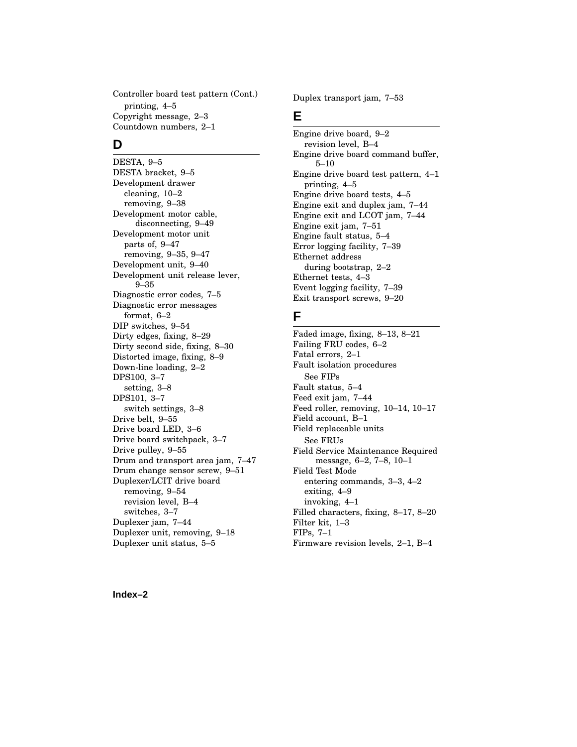Controller board test pattern (Cont.)
  printing, 4–5
Copyright message, 2–3
Countdown numbers, 2–1

## D

DESTA, 9–5
DESTA bracket, 9–5
Development drawer
  cleaning, 10–2
  removing, 9–38
Development motor cable, disconnecting, 9–49
Development motor unit
  parts of, 9–47
  removing, 9–35, 9–47
Development unit, 9–40
Development unit release lever, 9–35
Diagnostic error codes, 7–5
Diagnostic error messages
  format, 6–2
DIP switches, 9–54
Dirty edges, fixing, 8–29
Dirty second side, fixing, 8–30
Distorted image, fixing, 8–9
Down-line loading, 2–2
DPS100, 3–7
  setting, 3–8
DPS101, 3–7
  switch settings, 3–8
Drive belt, 9–55
Drive board LED, 3–6
Drive board switchpack, 3–7
Drive pulley, 9–55
Drum and transport area jam, 7–47
Drum change sensor screw, 9–51
Duplexer/LCIT drive board
  removing, 9–54
  revision level, B–4
  switches, 3–7
Duplexer jam, 7–44
Duplexer unit, removing, 9–18
Duplexer unit status, 5–5
Duplex transport jam, 7–53

## E

Engine drive board, 9–2
  revision level, B–4
Engine drive board command buffer, 5–10
Engine drive board test pattern, 4–1
  printing, 4–5
Engine drive board tests, 4–5
Engine exit and duplex jam, 7–44
Engine exit and LCOT jam, 7–44
Engine exit jam, 7–51
Engine fault status, 5–4
Error logging facility, 7–39
Ethernet address
  during bootstrap, 2–2
Ethernet tests, 4–3
Event logging facility, 7–39
Exit transport screws, 9–20

## F

Faded image, fixing, 8–13, 8–21
Failing FRU codes, 6–2
Fatal errors, 2–1
Fault isolation procedures
  See FIPs
Fault status, 5–4
Feed exit jam, 7–44
Feed roller, removing, 10–14, 10–17
Field account, B–1
Field replaceable units
  See FRUs
Field Service Maintenance Required message, 6–2, 7–8, 10–1
Field Test Mode
  entering commands, 3–3, 4–2
  exiting, 4–9
  invoking, 4–1
Filled characters, fixing, 8–17, 8–20
Filter kit, 1–3
FIPs, 7–1
Firmware revision levels, 2–1, B–4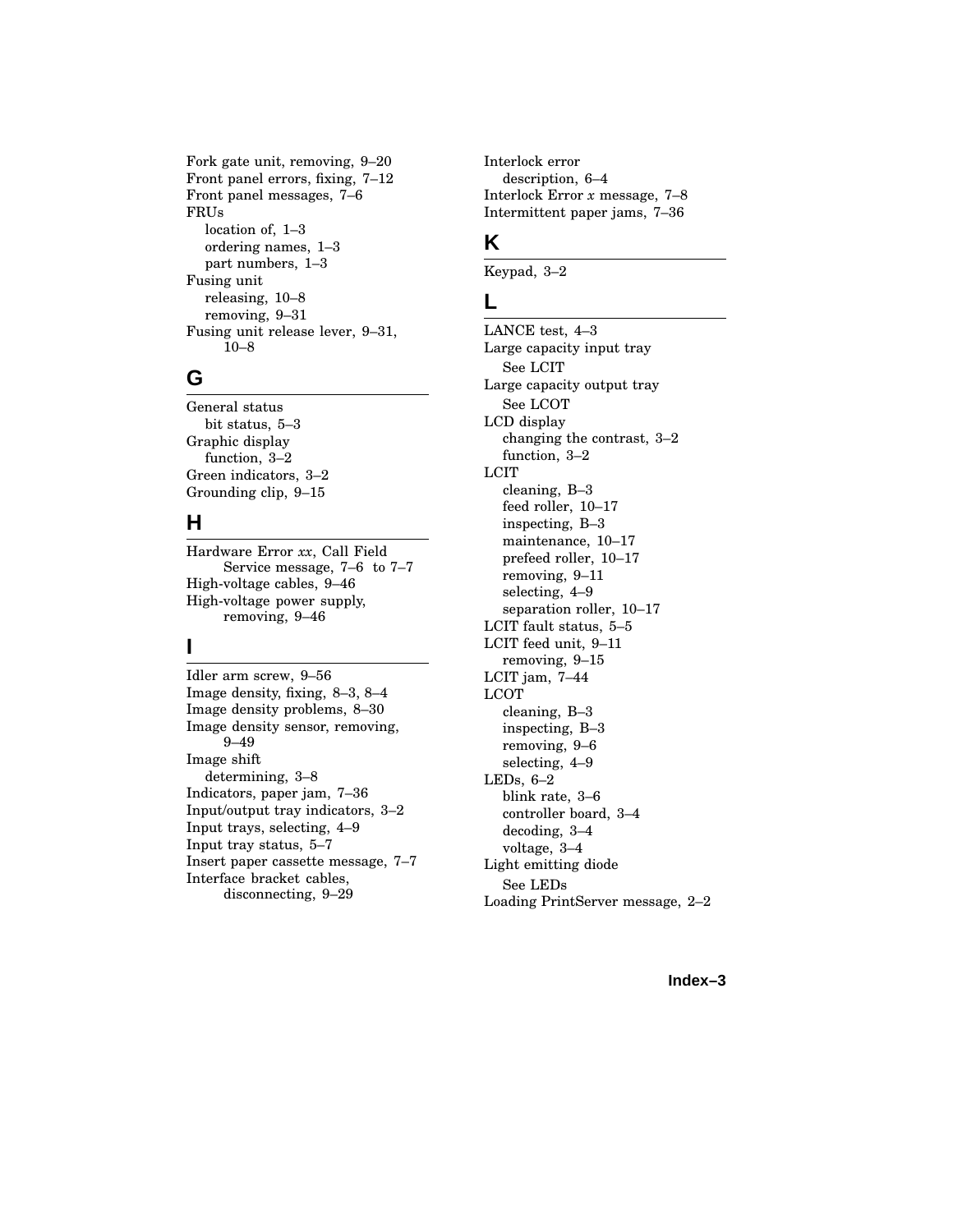Fork gate unit, removing, 9–20
Front panel errors, fixing, 7–12
Front panel messages, 7–6
FRUs
  location of, 1–3
  ordering names, 1–3
  part numbers, 1–3
Fusing unit
  releasing, 10–8
  removing, 9–31
Fusing unit release lever, 9–31, 10–8

## G

General status
  bit status, 5–3
Graphic display
  function, 3–2
Green indicators, 3–2
Grounding clip, 9–15

## H

Hardware Error *xx*, Call Field Service message, 7–6 to 7–7
High-voltage cables, 9–46
High-voltage power supply, removing, 9–46

## I

Idler arm screw, 9–56
Image density, fixing, 8–3, 8–4
Image density problems, 8–30
Image density sensor, removing, 9–49
Image shift
  determining, 3–8
Indicators, paper jam, 7–36
Input/output tray indicators, 3–2
Input trays, selecting, 4–9
Input tray status, 5–7
Insert paper cassette message, 7–7
Interface bracket cables, disconnecting, 9–29
Interlock error
  description, 6–4
Interlock Error *x* message, 7–8
Intermittent paper jams, 7–36

## K

Keypad, 3–2

## L

LANCE test, 4–3
Large capacity input tray
  See LCIT
Large capacity output tray
  See LCOT
LCD display
  changing the contrast, 3–2
  function, 3–2
LCIT
  cleaning, B–3
  feed roller, 10–17
  inspecting, B–3
  maintenance, 10–17
  prefeed roller, 10–17
  removing, 9–11
  selecting, 4–9
  separation roller, 10–17
LCIT fault status, 5–5
LCIT feed unit, 9–11
  removing, 9–15
LCIT jam, 7–44
LCOT
  cleaning, B–3
  inspecting, B–3
  removing, 9–6
  selecting, 4–9
LEDs, 6–2
  blink rate, 3–6
  controller board, 3–4
  decoding, 3–4
  voltage, 3–4
Light emitting diode
  See LEDs
Loading PrintServer message, 2–2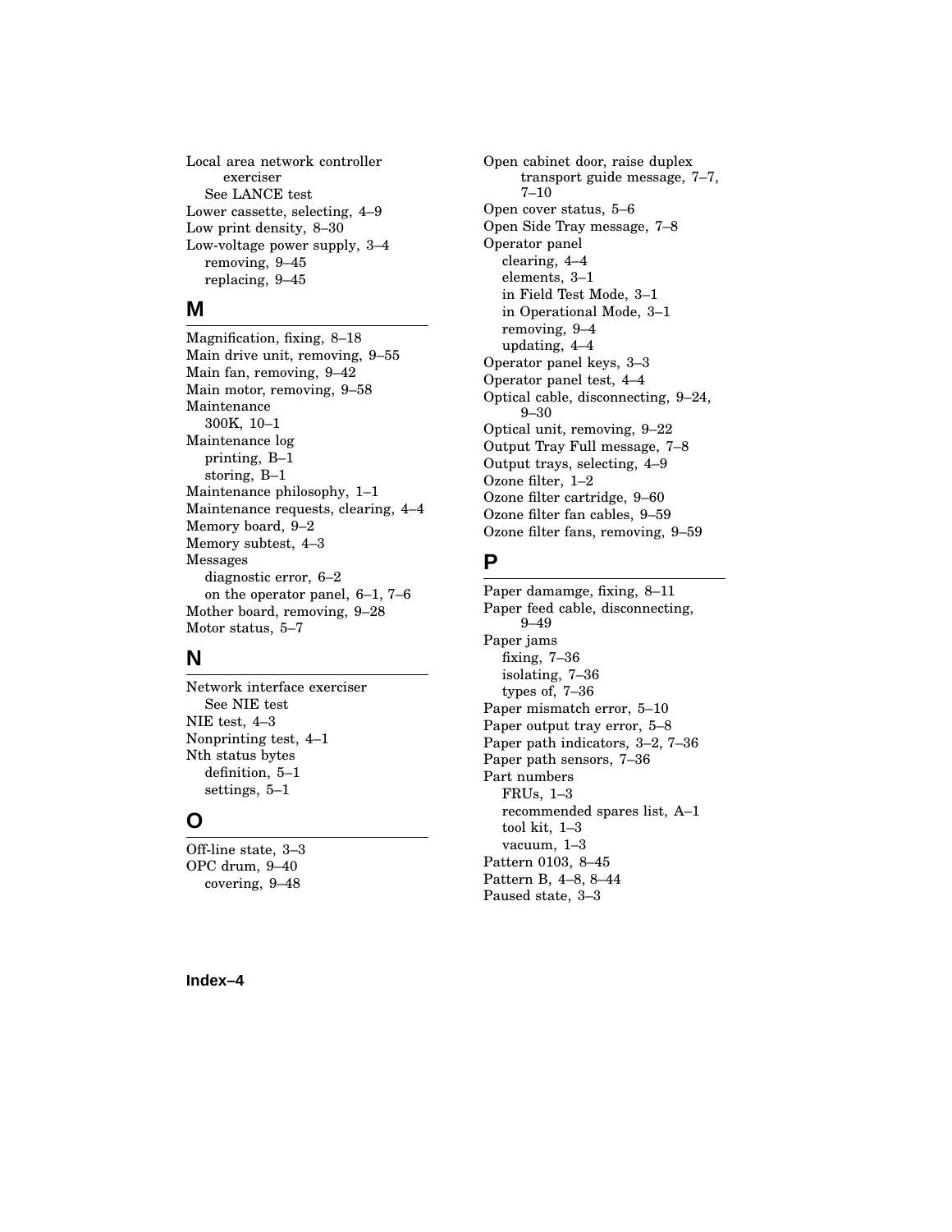Local area network controller exerciser
  See LANCE test
Lower cassette, selecting, 4–9
Low print density, 8–30
Low-voltage power supply, 3–4
  removing, 9–45
  replacing, 9–45

## M

Magnification, fixing, 8–18
Main drive unit, removing, 9–55
Main fan, removing, 9–42
Main motor, removing, 9–58
Maintenance
  300K, 10–1
Maintenance log
  printing, B–1
  storing, B–1
Maintenance philosophy, 1–1
Maintenance requests, clearing, 4–4
Memory board, 9–2
Memory subtest, 4–3
Messages
  diagnostic error, 6–2
  on the operator panel, 6–1, 7–6
Mother board, removing, 9–28
Motor status, 5–7

## N

Network interface exerciser
  See NIE test
NIE test, 4–3
Nonprinting test, 4–1
Nth status bytes
  definition, 5–1
  settings, 5–1

## O

Off-line state, 3–3
OPC drum, 9–40
  covering, 9–48
Open cabinet door, raise duplex transport guide message, 7–7, 7–10
Open cover status, 5–6
Open Side Tray message, 7–8
Operator panel
  clearing, 4–4
  elements, 3–1
  in Field Test Mode, 3–1
  in Operational Mode, 3–1
  removing, 9–4
  updating, 4–4
Operator panel keys, 3–3
Operator panel test, 4–4
Optical cable, disconnecting, 9–24, 9–30
Optical unit, removing, 9–22
Output Tray Full message, 7–8
Output trays, selecting, 4–9
Ozone filter, 1–2
Ozone filter cartridge, 9–60
Ozone filter fan cables, 9–59
Ozone filter fans, removing, 9–59

## P

Paper damamge, fixing, 8–11
Paper feed cable, disconnecting, 9–49
Paper jams
  fixing, 7–36
  isolating, 7–36
  types of, 7–36
Paper mismatch error, 5–10
Paper output tray error, 5–8
Paper path indicators, 3–2, 7–36
Paper path sensors, 7–36
Part numbers
  FRUs, 1–3
  recommended spares list, A–1
  tool kit, 1–3
  vacuum, 1–3
Pattern 0103, 8–45
Pattern B, 4–8, 8–44
Paused state, 3–3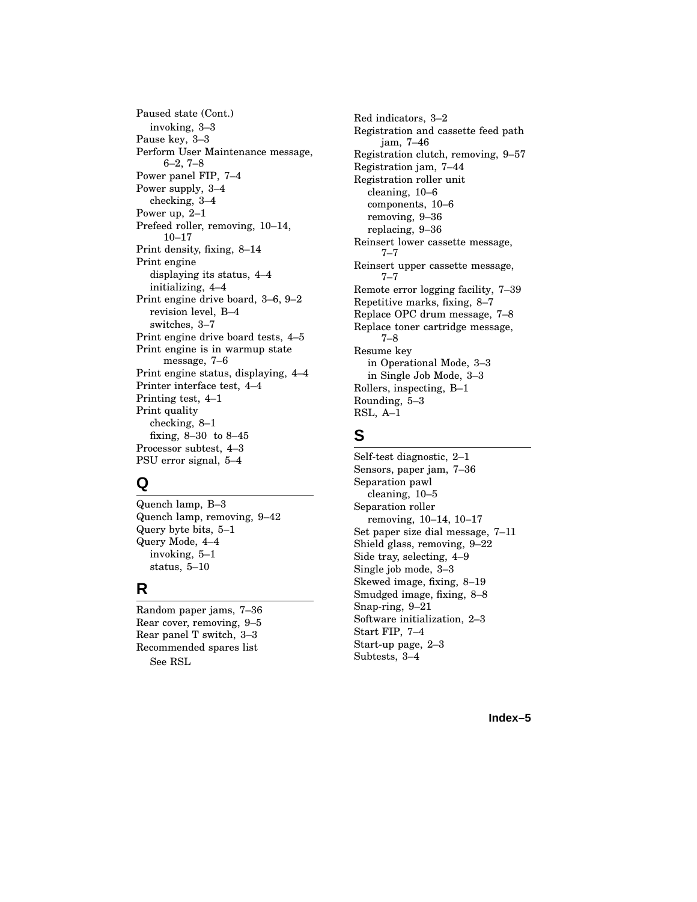Paused state (Cont.)
  invoking, 3–3
Pause key, 3–3
Perform User Maintenance message, 6–2, 7–8
Power panel FIP, 7–4
Power supply, 3–4
  checking, 3–4
Power up, 2–1
Prefeed roller, removing, 10–14, 10–17
Print density, fixing, 8–14
Print engine
  displaying its status, 4–4
  initializing, 4–4
Print engine drive board, 3–6, 9–2
  revision level, B–4
  switches, 3–7
Print engine drive board tests, 4–5
Print engine is in warmup state message, 7–6
Print engine status, displaying, 4–4
Printer interface test, 4–4
Printing test, 4–1
Print quality
  checking, 8–1
  fixing, 8–30 to 8–45
Processor subtest, 4–3
PSU error signal, 5–4

## Q

Quench lamp, B–3
Quench lamp, removing, 9–42
Query byte bits, 5–1
Query Mode, 4–4
  invoking, 5–1
  status, 5–10

## R

Random paper jams, 7–36
Rear cover, removing, 9–5
Rear panel T switch, 3–3
Recommended spares list
  See RSL
Red indicators, 3–2
Registration and cassette feed path jam, 7–46
Registration clutch, removing, 9–57
Registration jam, 7–44
Registration roller unit
  cleaning, 10–6
  components, 10–6
  removing, 9–36
  replacing, 9–36
Reinsert lower cassette message, 7–7
Reinsert upper cassette message, 7–7
Remote error logging facility, 7–39
Repetitive marks, fixing, 8–7
Replace OPC drum message, 7–8
Replace toner cartridge message, 7–8
Resume key
  in Operational Mode, 3–3
  in Single Job Mode, 3–3
Rollers, inspecting, B–1
Rounding, 5–3
RSL, A–1

## S

Self-test diagnostic, 2–1
Sensors, paper jam, 7–36
Separation pawl
  cleaning, 10–5
Separation roller
  removing, 10–14, 10–17
Set paper size dial message, 7–11
Shield glass, removing, 9–22
Side tray, selecting, 4–9
Single job mode, 3–3
Skewed image, fixing, 8–19
Smudged image, fixing, 8–8
Snap-ring, 9–21
Software initialization, 2–3
Start FIP, 7–4
Start-up page, 2–3
Subtests, 3–4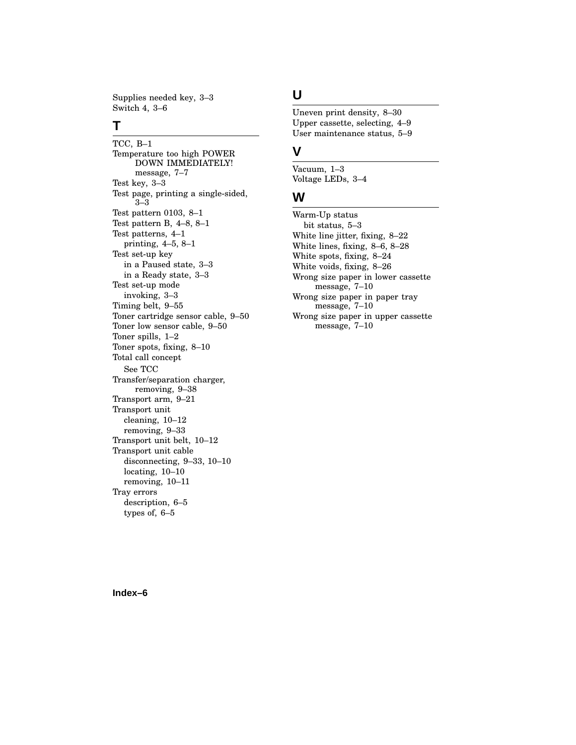Supplies needed key, 3–3
Switch 4, 3–6

## T

TCC, B–1
Temperature too high POWER DOWN IMMEDIATELY! message, 7–7
Test key, 3–3
Test page, printing a single-sided, 3–3
Test pattern 0103, 8–1
Test pattern B, 4–8, 8–1
Test patterns, 4–1
  printing, 4–5, 8–1
Test set-up key
  in a Paused state, 3–3
  in a Ready state, 3–3
Test set-up mode
  invoking, 3–3
Timing belt, 9–55
Toner cartridge sensor cable, 9–50
Toner low sensor cable, 9–50
Toner spills, 1–2
Toner spots, fixing, 8–10
Total call concept
  See TCC
Transfer/separation charger, removing, 9–38
Transport arm, 9–21
Transport unit
  cleaning, 10–12
  removing, 9–33
Transport unit belt, 10–12
Transport unit cable
  disconnecting, 9–33, 10–10
  locating, 10–10
  removing, 10–11
Tray errors
  description, 6–5
  types of, 6–5

## U

Uneven print density, 8–30
Upper cassette, selecting, 4–9
User maintenance status, 5–9

## V

Vacuum, 1–3
Voltage LEDs, 3–4

## W

Warm-Up status
  bit status, 5–3
White line jitter, fixing, 8–22
White lines, fixing, 8–6, 8–28
White spots, fixing, 8–24
White voids, fixing, 8–26
Wrong size paper in lower cassette message, 7–10
Wrong size paper in paper tray message, 7–10
Wrong size paper in upper cassette message, 7–10